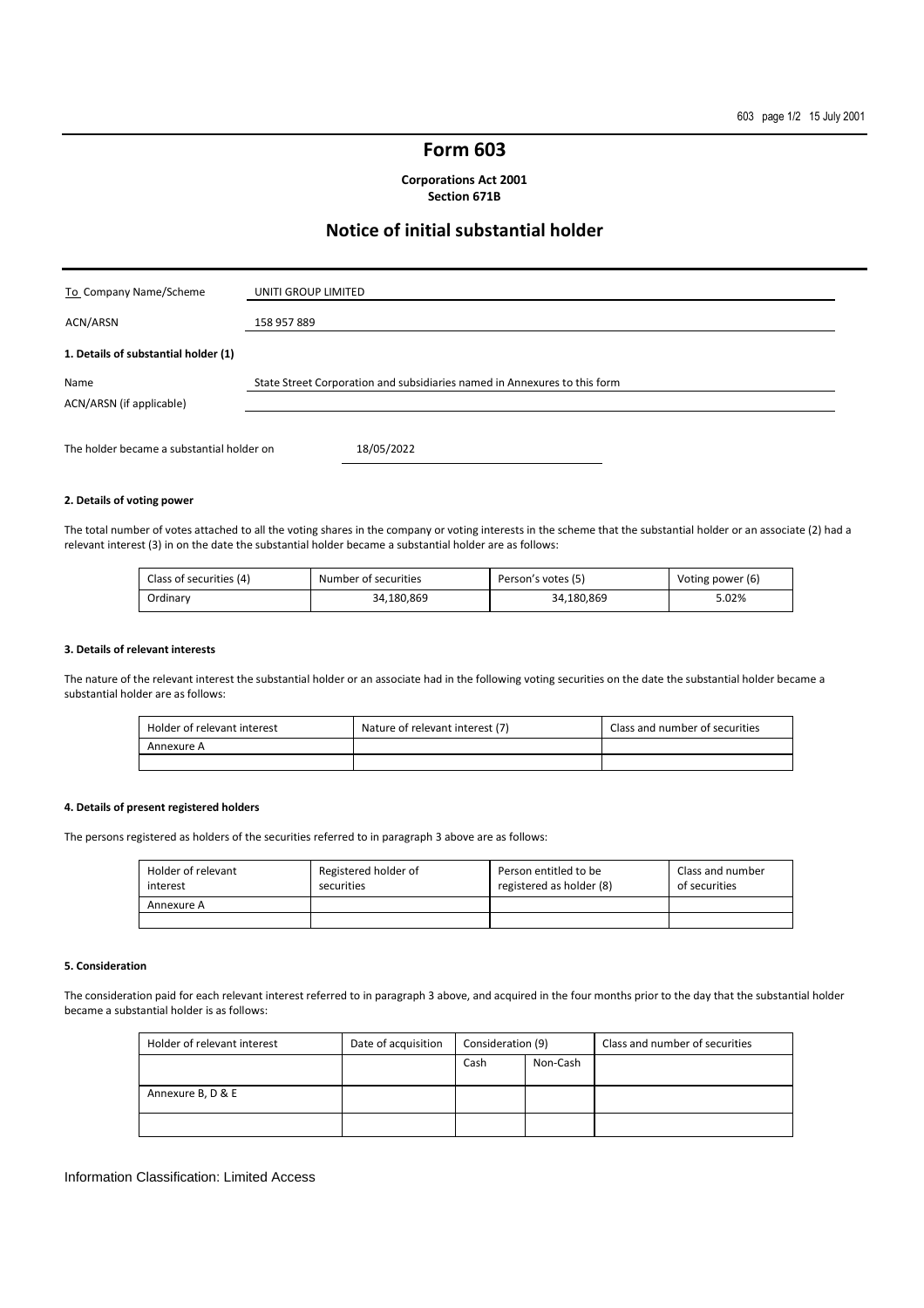# Form 603

**Corporations Act 2001**
**Section 671B**

## Notice of initial substantial holder

| To Company Name/Scheme | UNITI GROUP LIMITED |
|---|---|
| ACN/ARSN | 158 957 889 |

**1. Details of substantial holder (1)**

| Name | State Street Corporation and subsidiaries named in Annexures to this form |
|---|---|
| ACN/ARSN (if applicable) | |

The holder became a substantial holder on 18/05/2022

**2. Details of voting power**

The total number of votes attached to all the voting shares in the company or voting interests in the scheme that the substantial holder or an associate (2) had a relevant interest (3) in on the date the substantial holder became a substantial holder are as follows:

| Class of securities (4) | Number of securities | Person's votes (5) | Voting power (6) |
|---|---|---|---|
| Ordinary | 34,180,869 | 34,180,869 | 5.02% |

**3. Details of relevant interests**

The nature of the relevant interest the substantial holder or an associate had in the following voting securities on the date the substantial holder became a substantial holder are as follows:

| Holder of relevant interest | Nature of relevant interest (7) | Class and number of securities |
|---|---|---|
| Annexure A | | |
| | | |

**4. Details of present registered holders**

The persons registered as holders of the securities referred to in paragraph 3 above are as follows:

| Holder of relevant interest | Registered holder of securities | Person entitled to be registered as holder (8) | Class and number of securities |
|---|---|---|---|
| Annexure A | | | |
| | | | |

**5. Consideration**

The consideration paid for each relevant interest referred to in paragraph 3 above, and acquired in the four months prior to the day that the substantial holder became a substantial holder is as follows:

| Holder of relevant interest | Date of acquisition | Consideration (9) | | Class and number of securities |
|---|---|---|---|---|
| | | Cash | Non-Cash | |
| Annexure B, D & E | | | | |
| | | | | |

Information Classification: Limited Access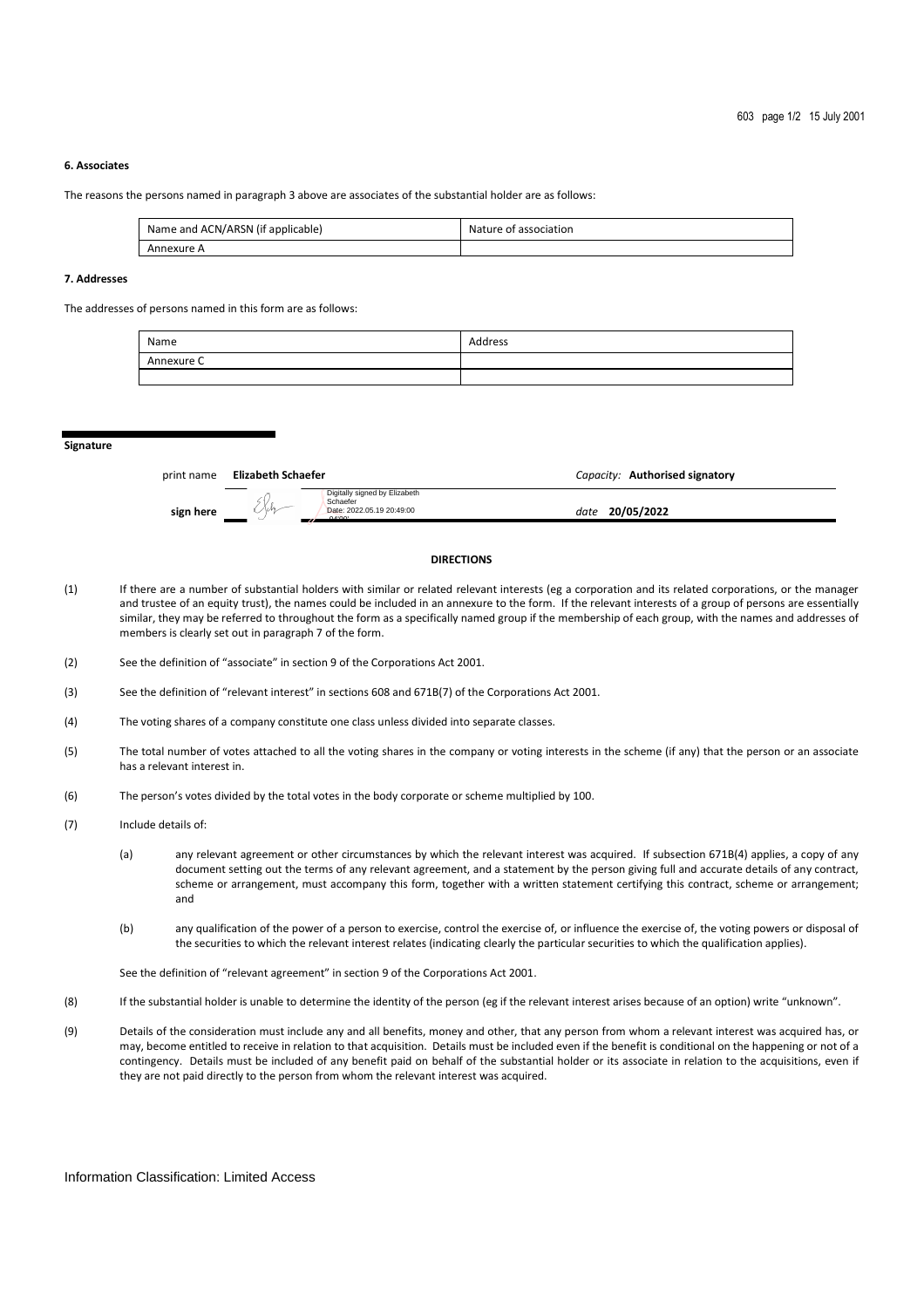### 6. Associates

The reasons the persons named in paragraph 3 above are associates of the substantial holder are as follows:

| Name and ACN/ARSN (if applicable) | Nature of association |
|---|---|
| Annexure A | |

### 7. Addresses

The addresses of persons named in this form are as follows:

| Name | Address |
|---|---|
| Annexure C | |
| | |

**Signature**

print name **Elizabeth Schaefer** *Capacity:* **Authorised signatory**

**sign here** Digitally signed by Elizabeth Schaefer Date: 2022.05.19 20:49:00 -04'00' *date* **20/05/2022**

**DIRECTIONS**

(1) If there are a number of substantial holders with similar or related relevant interests (eg a corporation and its related corporations, or the manager and trustee of an equity trust), the names could be included in an annexure to the form. If the relevant interests of a group of persons are essentially similar, they may be referred to throughout the form as a specifically named group if the membership of each group, with the names and addresses of members is clearly set out in paragraph 7 of the form.

(2) See the definition of "associate" in section 9 of the Corporations Act 2001.

(3) See the definition of "relevant interest" in sections 608 and 671B(7) of the Corporations Act 2001.

(4) The voting shares of a company constitute one class unless divided into separate classes.

(5) The total number of votes attached to all the voting shares in the company or voting interests in the scheme (if any) that the person or an associate has a relevant interest in.

(6) The person's votes divided by the total votes in the body corporate or scheme multiplied by 100.

(7) Include details of:

(a) any relevant agreement or other circumstances by which the relevant interest was acquired. If subsection 671B(4) applies, a copy of any document setting out the terms of any relevant agreement, and a statement by the person giving full and accurate details of any contract, scheme or arrangement, must accompany this form, together with a written statement certifying this contract, scheme or arrangement; and

(b) any qualification of the power of a person to exercise, control the exercise of, or influence the exercise of, the voting powers or disposal of the securities to which the relevant interest relates (indicating clearly the particular securities to which the qualification applies).

See the definition of "relevant agreement" in section 9 of the Corporations Act 2001.

(8) If the substantial holder is unable to determine the identity of the person (eg if the relevant interest arises because of an option) write "unknown".

(9) Details of the consideration must include any and all benefits, money and other, that any person from whom a relevant interest was acquired has, or may, become entitled to receive in relation to that acquisition. Details must be included even if the benefit is conditional on the happening or not of a contingency. Details must be included of any benefit paid on behalf of the substantial holder or its associate in relation to the acquisitions, even if they are not paid directly to the person from whom the relevant interest was acquired.

Information Classification: Limited Access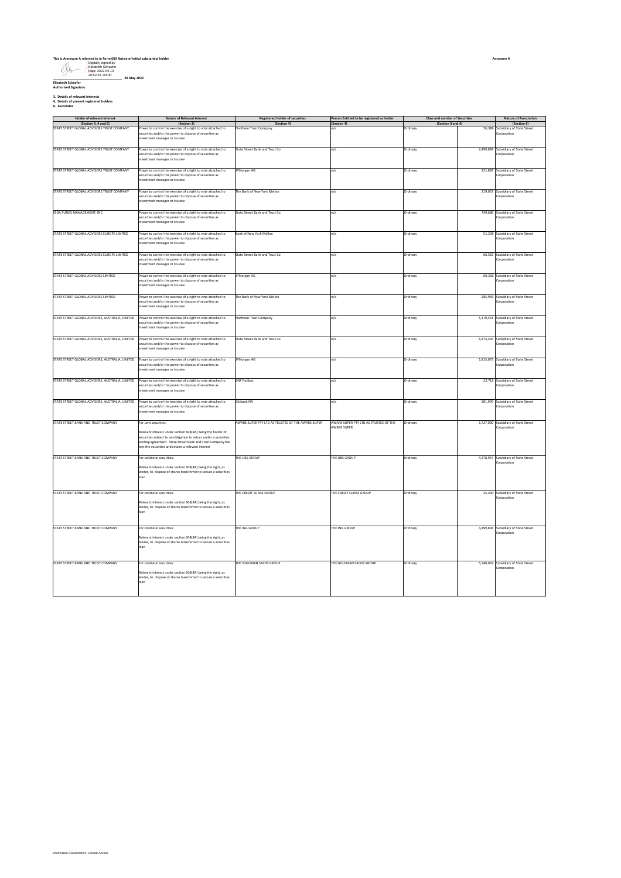**This is Annexure A referred to in Form 603 Notice of initial substantial holder**

**Annexure A**

Digitally signed by Elizabeth Schaefer
Date: 2022.05.19 20:52:54 -04'00'

**20 May 2022**

**Elizabeth Schaefer**
**Authorised Signatory**

**3. Details of relevant interests**
**4. Details of present registered holders**
**6. Associates**

| Holder of relevant interest (Section 3, 4 and 6) | Nature of Relevant Interest (Section 3) | Registered Holder of securities (Section 4) | Person Entitled to be registered as holder (Section 4) | Class and number of Securities (Section 3 and 4) | | Nature of Association (Section 6) |
|---|---|---|---|---|---|---|
| STATE STREET GLOBAL ADVISORS TRUST COMPANY | Power to control the exercise of a right to vote attached to securities and/or the power to dispose of securities as investment manager or trustee | Northern Trust Company | n/a | Ordinary | 56,388 | Subsidiary of State Street Corporation |
| STATE STREET GLOBAL ADVISORS TRUST COMPANY | Power to control the exercise of a right to vote attached to securities and/or the power to dispose of securities as investment manager or trustee | State Street Bank and Trust Co | n/a | Ordinary | 2,499,884 | Subsidiary of State Street Corporation |
| STATE STREET GLOBAL ADVISORS TRUST COMPANY | Power to control the exercise of a right to vote attached to securities and/or the power to dispose of securities as investment manager or trustee | JPMorgan AG | n/a | Ordinary | 121,887 | Subsidiary of State Street Corporation |
| STATE STREET GLOBAL ADVISORS TRUST COMPANY | Power to control the exercise of a right to vote attached to securities and/or the power to dispose of securities as investment manager or trustee | The Bank of New York Mellon | n/a | Ordinary | 219,057 | Subsidiary of State Street Corporation |
| SSGA FUNDS MANAGEMENT, INC. | Power to control the exercise of a right to vote attached to securities and/or the power to dispose of securities as investment manager or trustee | State Street Bank and Trust Co | n/a | Ordinary | 749,686 | Subsidiary of State Street Corporation |
| STATE STREET GLOBAL ADVISORS EUROPE LIMITED | Power to control the exercise of a right to vote attached to securities and/or the power to dispose of securities as investment manager or trustee | Bank of New York Mellon | n/a | Ordinary | 51,208 | Subsidiary of State Street Corporation |
| STATE STREET GLOBAL ADVISORS EUROPE LIMITED | Power to control the exercise of a right to vote attached to securities and/or the power to dispose of securities as investment manager or trustee | State Street Bank and Trust Co | n/a | Ordinary | 66,583 | Subsidiary of State Street Corporation |
| STATE STREET GLOBAL ADVISORS LIMITED | Power to control the exercise of a right to vote attached to securities and/or the power to dispose of securities as investment manager or trustee | JPMorgan AG | n/a | Ordinary | 60,338 | Subsidiary of State Street Corporation |
| STATE STREET GLOBAL ADVISORS LIMITED | Power to control the exercise of a right to vote attached to securities and/or the power to dispose of securities as investment manager or trustee | The Bank of New York Mellon | n/a | Ordinary | 285,958 | Subsidiary of State Street Corporation |
| STATE STREET GLOBAL ADVISORS, AUSTRALIA, LIMITED | Power to control the exercise of a right to vote attached to securities and/or the power to dispose of securities as investment manager or trustee | Northern Trust Company | n/a | Ordinary | 5,179,451 | Subsidiary of State Street Corporation |
| STATE STREET GLOBAL ADVISORS, AUSTRALIA, LIMITED | Power to control the exercise of a right to vote attached to securities and/or the power to dispose of securities as investment manager or trustee | State Street Bank and Trust Co | n/a | Ordinary | 6,373,465 | Subsidiary of State Street Corporation |
| STATE STREET GLOBAL ADVISORS, AUSTRALIA, LIMITED | Power to control the exercise of a right to vote attached to securities and/or the power to dispose of securities as investment manager or trustee | JPMorgan AG | n/a | Ordinary | 1,813,073 | Subsidiary of State Street Corporation |
| STATE STREET GLOBAL ADVISORS, AUSTRALIA, LIMITED | Power to control the exercise of a right to vote attached to securities and/or the power to dispose of securities as investment manager or trustee | BNP Paribas | n/a | Ordinary | 22,718 | Subsidiary of State Street Corporation |
| STATE STREET GLOBAL ADVISORS, AUSTRALIA, LIMITED | Power to control the exercise of a right to vote attached to securities and/or the power to dispose of securities as investment manager or trustee | Citibank NA | n/a | Ordinary | 301,976 | Subsidiary of State Street Corporation |
| STATE STREET BANK AND TRUST COMPANY | For Lent securities:<br><br>Relevant interest under section 608(8A) being the holder of securities subject to an obligation to return under a securities lending agreement. State Street Bank and Trust Company has lent the securities and retains a relevant interest | AWARE SUPER PTY LTD AS TRUSTEE OF THE AWARE SUPER | AWARE SUPER PTY LTD AS TRUSTEE OF THE AWARE SUPER | Ordinary | 1,727,000 | Subsidiary of State Street Corporation |
| STATE STREET BANK AND TRUST COMPANY | For collateral securities:<br><br>Relevant interest under section 608(8A) being the right, as lender, to dispose of shares transferred to secure a securities loan | THE UBS GROUP | THE UBS GROUP | Ordinary | 4,378,957 | Subsidiary of State Street Corporation |
| STATE STREET BANK AND TRUST COMPANY | For collateral securities:<br><br>Relevant interest under section 608(8A) being the right, as lender, to dispose of shares transferred to secure a securities loan | THE CREDIT SUISSE GROUP | THE CREDIT SUISSE GROUP | Ordinary | 25,400 | Subsidiary of State Street Corporation |
| STATE STREET BANK AND TRUST COMPANY | For collateral securities:<br><br>Relevant interest under section 608(8A) being the right, as lender, to dispose of shares transferred to secure a securities loan | THE ING GROUP | THE ING GROUP | Ordinary | 4,499,808 | Subsidiary of State Street Corporation |
| STATE STREET BANK AND TRUST COMPANY | For collateral securities:<br><br>Relevant interest under section 608(8A) being the right, as lender, to dispose of shares transferred to secure a securities loan | THE GOLDMAN SACHS GROUP | THE GOLDMAN SACHS GROUP | Ordinary | 5,748,032 | Subsidiary of State Street Corporation |

Information Classification: Limited Access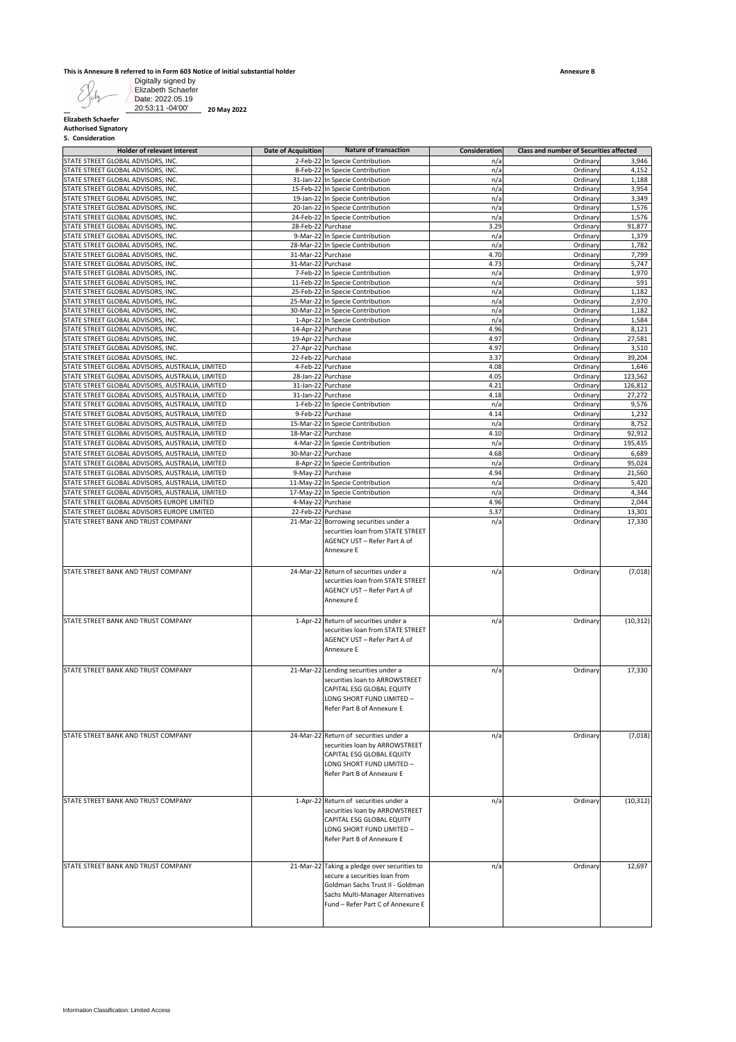**This is Annexure B referred to in Form 603 Notice of initial substantial holder** **Annexure B**

Digitally signed by Elizabeth Schaefer
Date: 2022.05.19 20:53:11 -04'00'

**20 May 2022**

**Elizabeth Schaefer**
**Authorised Signatory**

**5. Consideration**

| Holder of relevant interest | Date of Acquisition | Nature of transaction | Consideration | Class and number of Securities affected | |
|---|---|---|---|---|---|
| STATE STREET GLOBAL ADVISORS, INC. | 2-Feb-22 | In Specie Contribution | n/a | Ordinary | 3,946 |
| STATE STREET GLOBAL ADVISORS, INC. | 8-Feb-22 | In Specie Contribution | n/a | Ordinary | 4,152 |
| STATE STREET GLOBAL ADVISORS, INC. | 31-Jan-22 | In Specie Contribution | n/a | Ordinary | 1,188 |
| STATE STREET GLOBAL ADVISORS, INC. | 15-Feb-22 | In Specie Contribution | n/a | Ordinary | 3,954 |
| STATE STREET GLOBAL ADVISORS, INC. | 19-Jan-22 | In Specie Contribution | n/a | Ordinary | 3,349 |
| STATE STREET GLOBAL ADVISORS, INC. | 20-Jan-22 | In Specie Contribution | n/a | Ordinary | 1,576 |
| STATE STREET GLOBAL ADVISORS, INC. | 24-Feb-22 | In Specie Contribution | n/a | Ordinary | 1,576 |
| STATE STREET GLOBAL ADVISORS, INC. | 28-Feb-22 | Purchase | 3.29 | Ordinary | 91,877 |
| STATE STREET GLOBAL ADVISORS, INC. | 9-Mar-22 | In Specie Contribution | n/a | Ordinary | 1,379 |
| STATE STREET GLOBAL ADVISORS, INC. | 28-Mar-22 | In Specie Contribution | n/a | Ordinary | 1,782 |
| STATE STREET GLOBAL ADVISORS, INC. | 31-Mar-22 | Purchase | 4.70 | Ordinary | 7,799 |
| STATE STREET GLOBAL ADVISORS, INC. | 31-Mar-22 | Purchase | 4.73 | Ordinary | 5,747 |
| STATE STREET GLOBAL ADVISORS, INC. | 7-Feb-22 | In Specie Contribution | n/a | Ordinary | 1,970 |
| STATE STREET GLOBAL ADVISORS, INC. | 11-Feb-22 | In Specie Contribution | n/a | Ordinary | 591 |
| STATE STREET GLOBAL ADVISORS, INC. | 25-Feb-22 | In Specie Contribution | n/a | Ordinary | 1,182 |
| STATE STREET GLOBAL ADVISORS, INC. | 25-Mar-22 | In Specie Contribution | n/a | Ordinary | 2,970 |
| STATE STREET GLOBAL ADVISORS, INC. | 30-Mar-22 | In Specie Contribution | n/a | Ordinary | 1,182 |
| STATE STREET GLOBAL ADVISORS, INC. | 1-Apr-22 | In Specie Contribution | n/a | Ordinary | 1,584 |
| STATE STREET GLOBAL ADVISORS, INC. | 14-Apr-22 | Purchase | 4.96 | Ordinary | 8,121 |
| STATE STREET GLOBAL ADVISORS, INC. | 19-Apr-22 | Purchase | 4.97 | Ordinary | 27,581 |
| STATE STREET GLOBAL ADVISORS, INC. | 27-Apr-22 | Purchase | 4.97 | Ordinary | 3,510 |
| STATE STREET GLOBAL ADVISORS, INC. | 22-Feb-22 | Purchase | 3.37 | Ordinary | 39,204 |
| STATE STREET GLOBAL ADVISORS, AUSTRALIA, LIMITED | 4-Feb-22 | Purchase | 4.08 | Ordinary | 1,646 |
| STATE STREET GLOBAL ADVISORS, AUSTRALIA, LIMITED | 28-Jan-22 | Purchase | 4.05 | Ordinary | 123,562 |
| STATE STREET GLOBAL ADVISORS, AUSTRALIA, LIMITED | 31-Jan-22 | Purchase | 4.21 | Ordinary | 126,812 |
| STATE STREET GLOBAL ADVISORS, AUSTRALIA, LIMITED | 31-Jan-22 | Purchase | 4.18 | Ordinary | 27,272 |
| STATE STREET GLOBAL ADVISORS, AUSTRALIA, LIMITED | 1-Feb-22 | In Specie Contribution | n/a | Ordinary | 9,576 |
| STATE STREET GLOBAL ADVISORS, AUSTRALIA, LIMITED | 9-Feb-22 | Purchase | 4.14 | Ordinary | 1,232 |
| STATE STREET GLOBAL ADVISORS, AUSTRALIA, LIMITED | 15-Mar-22 | In Specie Contribution | n/a | Ordinary | 8,752 |
| STATE STREET GLOBAL ADVISORS, AUSTRALIA, LIMITED | 18-Mar-22 | Purchase | 4.10 | Ordinary | 92,912 |
| STATE STREET GLOBAL ADVISORS, AUSTRALIA, LIMITED | 4-Mar-22 | In Specie Contribution | n/a | Ordinary | 195,435 |
| STATE STREET GLOBAL ADVISORS, AUSTRALIA, LIMITED | 30-Mar-22 | Purchase | 4.68 | Ordinary | 6,689 |
| STATE STREET GLOBAL ADVISORS, AUSTRALIA, LIMITED | 8-Apr-22 | In Specie Contribution | n/a | Ordinary | 95,024 |
| STATE STREET GLOBAL ADVISORS, AUSTRALIA, LIMITED | 9-May-22 | Purchase | 4.94 | Ordinary | 21,560 |
| STATE STREET GLOBAL ADVISORS, AUSTRALIA, LIMITED | 11-May-22 | In Specie Contribution | n/a | Ordinary | 5,420 |
| STATE STREET GLOBAL ADVISORS, AUSTRALIA, LIMITED | 17-May-22 | In Specie Contribution | n/a | Ordinary | 4,344 |
| STATE STREET GLOBAL ADVISORS EUROPE LIMITED | 4-May-22 | Purchase | 4.96 | Ordinary | 2,044 |
| STATE STREET GLOBAL ADVISORS EUROPE LIMITED | 22-Feb-22 | Purchase | 3.37 | Ordinary | 13,301 |
| STATE STREET BANK AND TRUST COMPANY | 21-Mar-22 | Borrowing securities under a securities loan from STATE STREET AGENCY UST – Refer Part A of Annexure E | n/a | Ordinary | 17,330 |
| STATE STREET BANK AND TRUST COMPANY | 24-Mar-22 | Return of securities under a securities loan from STATE STREET AGENCY UST – Refer Part A of Annexure E | n/a | Ordinary | (7,018) |
| STATE STREET BANK AND TRUST COMPANY | 1-Apr-22 | Return of securities under a securities loan from STATE STREET AGENCY UST – Refer Part A of Annexure E | n/a | Ordinary | (10,312) |
| STATE STREET BANK AND TRUST COMPANY | 21-Mar-22 | Lending securities under a securities loan to ARROWSTREET CAPITAL ESG GLOBAL EQUITY LONG SHORT FUND LIMITED – Refer Part B of Annexure E | n/a | Ordinary | 17,330 |
| STATE STREET BANK AND TRUST COMPANY | 24-Mar-22 | Return of securities under a securities loan by ARROWSTREET CAPITAL ESG GLOBAL EQUITY LONG SHORT FUND LIMITED – Refer Part B of Annexure E | n/a | Ordinary | (7,018) |
| STATE STREET BANK AND TRUST COMPANY | 1-Apr-22 | Return of securities under a securities loan by ARROWSTREET CAPITAL ESG GLOBAL EQUITY LONG SHORT FUND LIMITED – Refer Part B of Annexure E | n/a | Ordinary | (10,312) |
| STATE STREET BANK AND TRUST COMPANY | 21-Mar-22 | Taking a pledge over securities to secure a securities loan from Goldman Sachs Trust II - Goldman Sachs Multi-Manager Alternatives Fund – Refer Part C of Annexure E | n/a | Ordinary | 12,697 |

Information Classification: Limited Access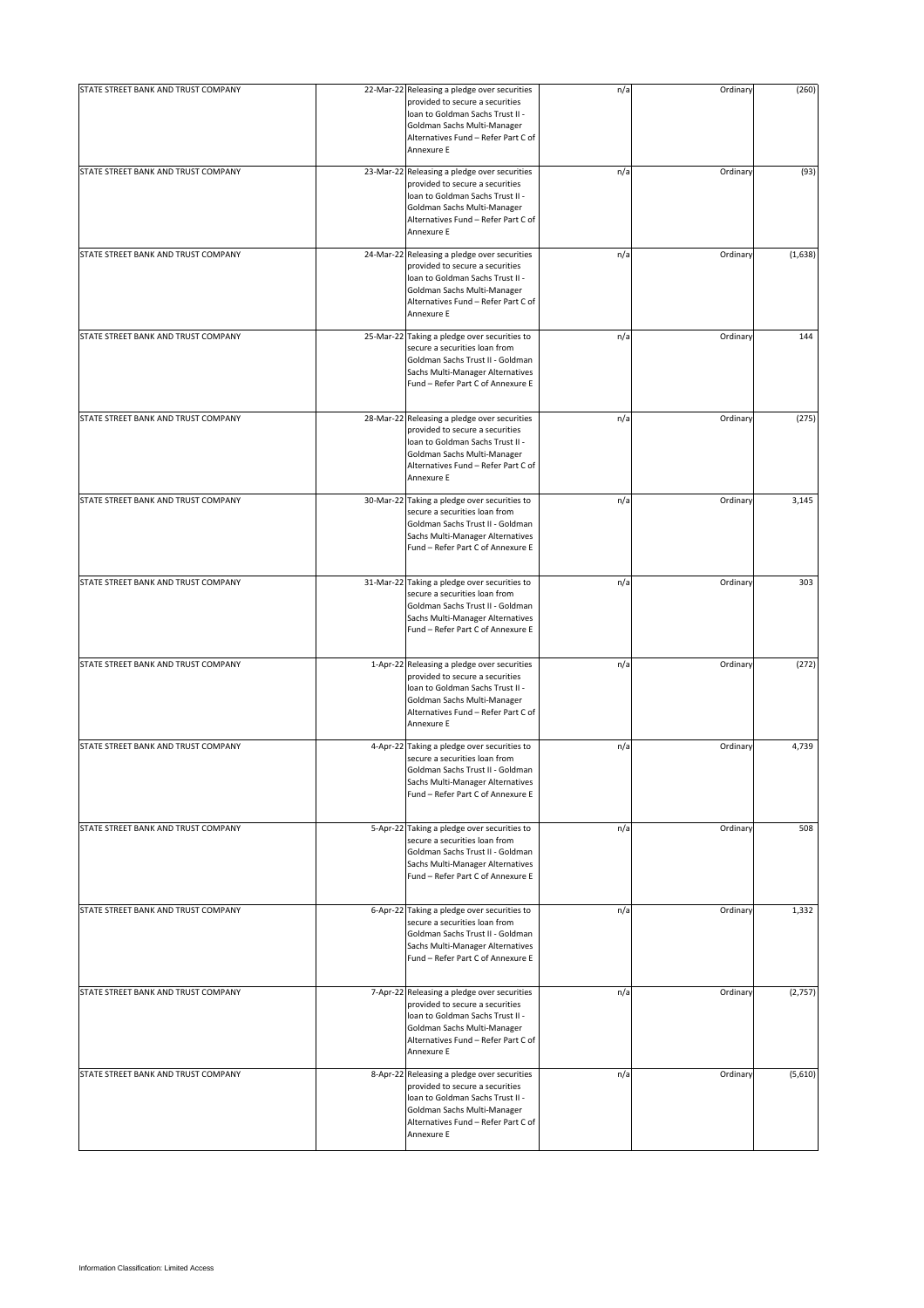| | | | | | |
|---|---|---|---|---|---|
| STATE STREET BANK AND TRUST COMPANY | 22-Mar-22 | Releasing a pledge over securities provided to secure a securities loan to Goldman Sachs Trust II - Goldman Sachs Multi-Manager Alternatives Fund – Refer Part C of Annexure E | n/a | Ordinary | (260) |
| STATE STREET BANK AND TRUST COMPANY | 23-Mar-22 | Releasing a pledge over securities provided to secure a securities loan to Goldman Sachs Trust II - Goldman Sachs Multi-Manager Alternatives Fund – Refer Part C of Annexure E | n/a | Ordinary | (93) |
| STATE STREET BANK AND TRUST COMPANY | 24-Mar-22 | Releasing a pledge over securities provided to secure a securities loan to Goldman Sachs Trust II - Goldman Sachs Multi-Manager Alternatives Fund – Refer Part C of Annexure E | n/a | Ordinary | (1,638) |
| STATE STREET BANK AND TRUST COMPANY | 25-Mar-22 | Taking a pledge over securities to secure a securities loan from Goldman Sachs Trust II - Goldman Sachs Multi-Manager Alternatives Fund – Refer Part C of Annexure E | n/a | Ordinary | 144 |
| STATE STREET BANK AND TRUST COMPANY | 28-Mar-22 | Releasing a pledge over securities provided to secure a securities loan to Goldman Sachs Trust II - Goldman Sachs Multi-Manager Alternatives Fund – Refer Part C of Annexure E | n/a | Ordinary | (275) |
| STATE STREET BANK AND TRUST COMPANY | 30-Mar-22 | Taking a pledge over securities to secure a securities loan from Goldman Sachs Trust II - Goldman Sachs Multi-Manager Alternatives Fund – Refer Part C of Annexure E | n/a | Ordinary | 3,145 |
| STATE STREET BANK AND TRUST COMPANY | 31-Mar-22 | Taking a pledge over securities to secure a securities loan from Goldman Sachs Trust II - Goldman Sachs Multi-Manager Alternatives Fund – Refer Part C of Annexure E | n/a | Ordinary | 303 |
| STATE STREET BANK AND TRUST COMPANY | 1-Apr-22 | Releasing a pledge over securities provided to secure a securities loan to Goldman Sachs Trust II - Goldman Sachs Multi-Manager Alternatives Fund – Refer Part C of Annexure E | n/a | Ordinary | (272) |
| STATE STREET BANK AND TRUST COMPANY | 4-Apr-22 | Taking a pledge over securities to secure a securities loan from Goldman Sachs Trust II - Goldman Sachs Multi-Manager Alternatives Fund – Refer Part C of Annexure E | n/a | Ordinary | 4,739 |
| STATE STREET BANK AND TRUST COMPANY | 5-Apr-22 | Taking a pledge over securities to secure a securities loan from Goldman Sachs Trust II - Goldman Sachs Multi-Manager Alternatives Fund – Refer Part C of Annexure E | n/a | Ordinary | 508 |
| STATE STREET BANK AND TRUST COMPANY | 6-Apr-22 | Taking a pledge over securities to secure a securities loan from Goldman Sachs Trust II - Goldman Sachs Multi-Manager Alternatives Fund – Refer Part C of Annexure E | n/a | Ordinary | 1,332 |
| STATE STREET BANK AND TRUST COMPANY | 7-Apr-22 | Releasing a pledge over securities provided to secure a securities loan to Goldman Sachs Trust II - Goldman Sachs Multi-Manager Alternatives Fund – Refer Part C of Annexure E | n/a | Ordinary | (2,757) |
| STATE STREET BANK AND TRUST COMPANY | 8-Apr-22 | Releasing a pledge over securities provided to secure a securities loan to Goldman Sachs Trust II - Goldman Sachs Multi-Manager Alternatives Fund – Refer Part C of Annexure E | n/a | Ordinary | (5,610) |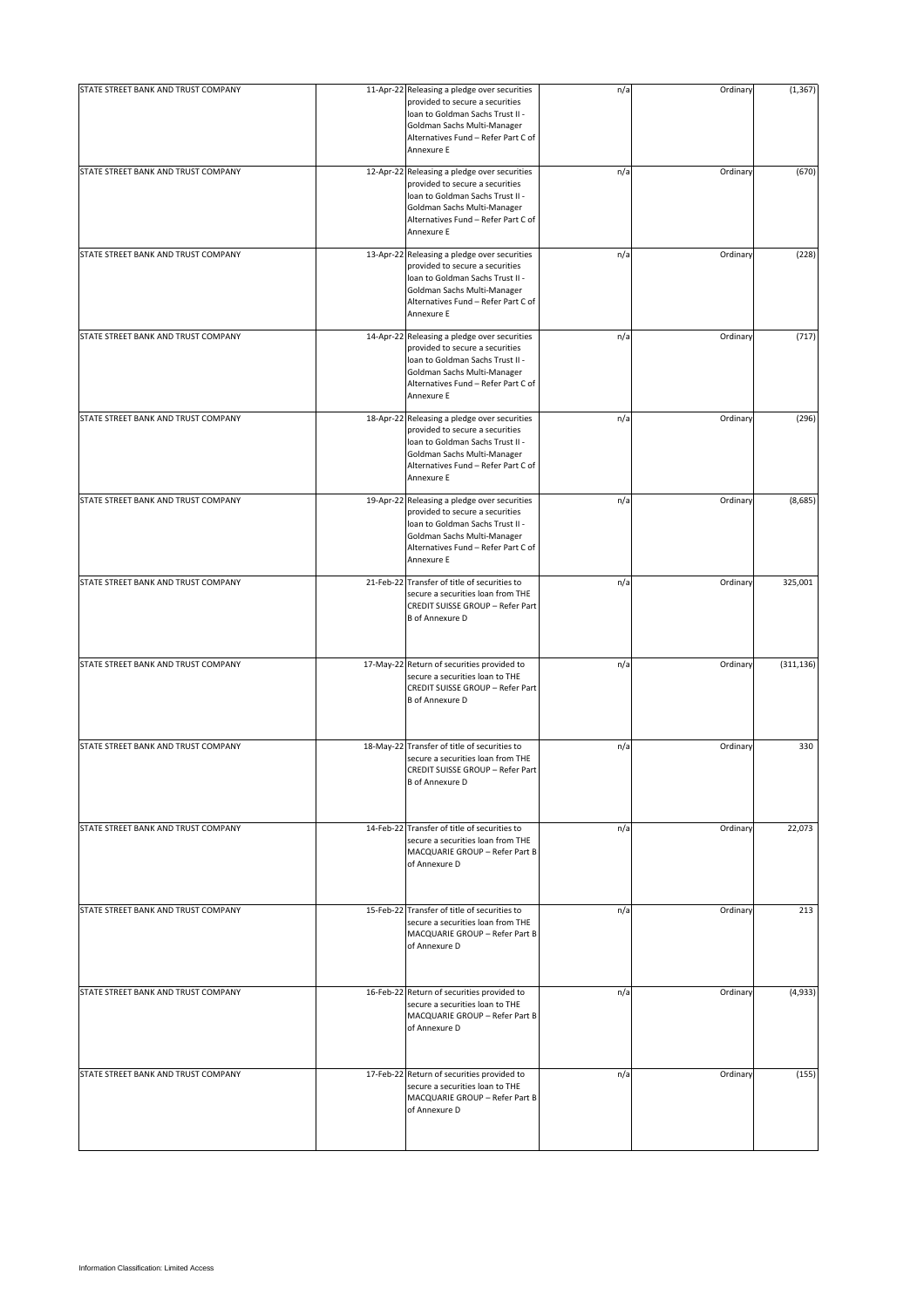| | | | | | |
|---|---|---|---|---|---|
| STATE STREET BANK AND TRUST COMPANY | 11-Apr-22 | Releasing a pledge over securities provided to secure a securities loan to Goldman Sachs Trust II - Goldman Sachs Multi-Manager Alternatives Fund – Refer Part C of Annexure E | n/a | Ordinary | (1,367) |
| STATE STREET BANK AND TRUST COMPANY | 12-Apr-22 | Releasing a pledge over securities provided to secure a securities loan to Goldman Sachs Trust II - Goldman Sachs Multi-Manager Alternatives Fund – Refer Part C of Annexure E | n/a | Ordinary | (670) |
| STATE STREET BANK AND TRUST COMPANY | 13-Apr-22 | Releasing a pledge over securities provided to secure a securities loan to Goldman Sachs Trust II - Goldman Sachs Multi-Manager Alternatives Fund – Refer Part C of Annexure E | n/a | Ordinary | (228) |
| STATE STREET BANK AND TRUST COMPANY | 14-Apr-22 | Releasing a pledge over securities provided to secure a securities loan to Goldman Sachs Trust II - Goldman Sachs Multi-Manager Alternatives Fund – Refer Part C of Annexure E | n/a | Ordinary | (717) |
| STATE STREET BANK AND TRUST COMPANY | 18-Apr-22 | Releasing a pledge over securities provided to secure a securities loan to Goldman Sachs Trust II - Goldman Sachs Multi-Manager Alternatives Fund – Refer Part C of Annexure E | n/a | Ordinary | (296) |
| STATE STREET BANK AND TRUST COMPANY | 19-Apr-22 | Releasing a pledge over securities provided to secure a securities loan to Goldman Sachs Trust II - Goldman Sachs Multi-Manager Alternatives Fund – Refer Part C of Annexure E | n/a | Ordinary | (8,685) |
| STATE STREET BANK AND TRUST COMPANY | 21-Feb-22 | Transfer of title of securities to secure a securities loan from THE CREDIT SUISSE GROUP – Refer Part B of Annexure D | n/a | Ordinary | 325,001 |
| STATE STREET BANK AND TRUST COMPANY | 17-May-22 | Return of securities provided to secure a securities loan to THE CREDIT SUISSE GROUP – Refer Part B of Annexure D | n/a | Ordinary | (311,136) |
| STATE STREET BANK AND TRUST COMPANY | 18-May-22 | Transfer of title of securities to secure a securities loan from THE CREDIT SUISSE GROUP – Refer Part B of Annexure D | n/a | Ordinary | 330 |
| STATE STREET BANK AND TRUST COMPANY | 14-Feb-22 | Transfer of title of securities to secure a securities loan from THE MACQUARIE GROUP – Refer Part B of Annexure D | n/a | Ordinary | 22,073 |
| STATE STREET BANK AND TRUST COMPANY | 15-Feb-22 | Transfer of title of securities to secure a securities loan from THE MACQUARIE GROUP – Refer Part B of Annexure D | n/a | Ordinary | 213 |
| STATE STREET BANK AND TRUST COMPANY | 16-Feb-22 | Return of securities provided to secure a securities loan to THE MACQUARIE GROUP – Refer Part B of Annexure D | n/a | Ordinary | (4,933) |
| STATE STREET BANK AND TRUST COMPANY | 17-Feb-22 | Return of securities provided to secure a securities loan to THE MACQUARIE GROUP – Refer Part B of Annexure D | n/a | Ordinary | (155) |

Information Classification: Limited Access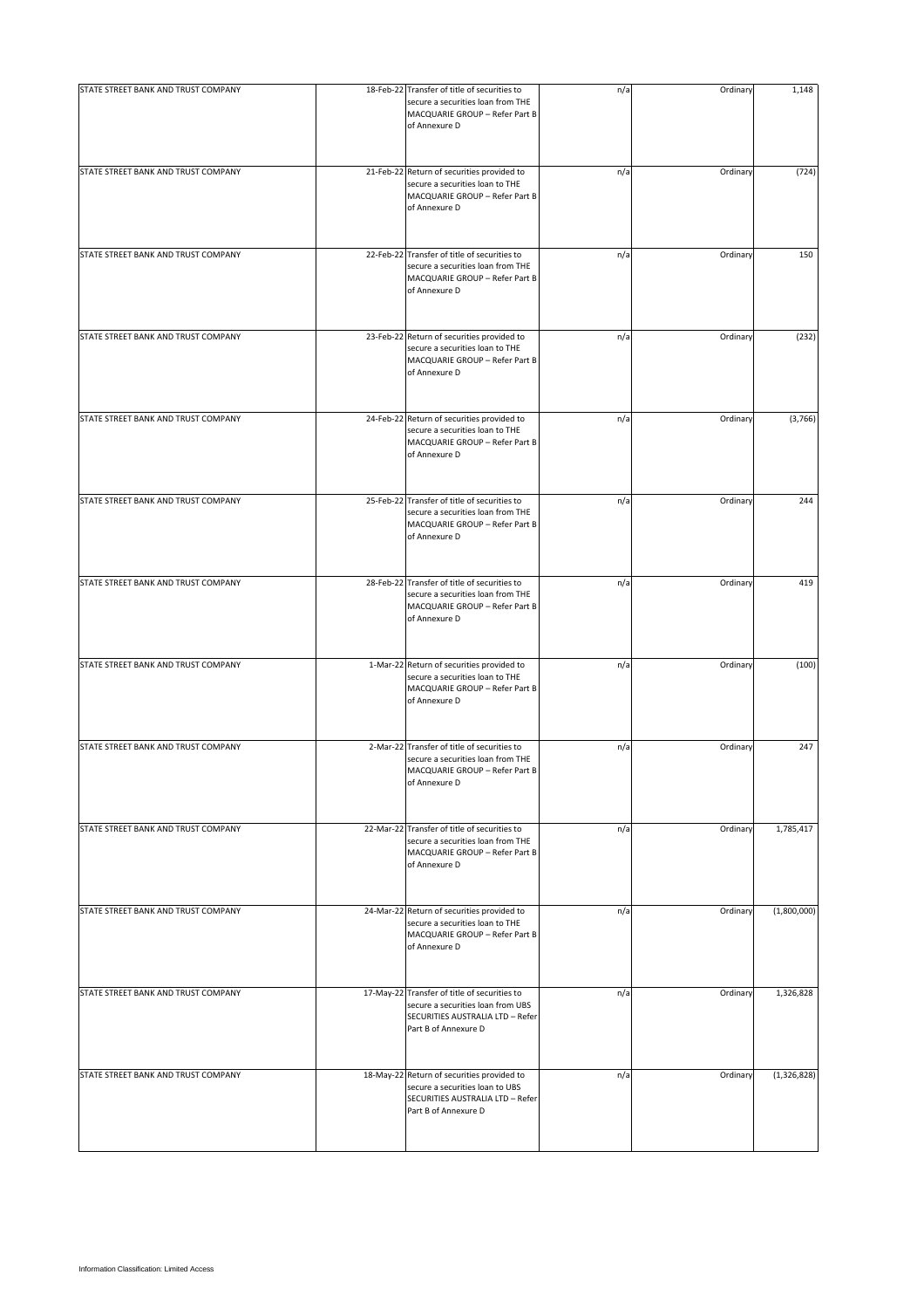| | | | | | |
|---|---|---|---|---|---|
| STATE STREET BANK AND TRUST COMPANY | 18-Feb-22 | Transfer of title of securities to secure a securities loan from THE MACQUARIE GROUP – Refer Part B of Annexure D | n/a | Ordinary | 1,148 |
| STATE STREET BANK AND TRUST COMPANY | 21-Feb-22 | Return of securities provided to secure a securities loan to THE MACQUARIE GROUP – Refer Part B of Annexure D | n/a | Ordinary | (724) |
| STATE STREET BANK AND TRUST COMPANY | 22-Feb-22 | Transfer of title of securities to secure a securities loan from THE MACQUARIE GROUP – Refer Part B of Annexure D | n/a | Ordinary | 150 |
| STATE STREET BANK AND TRUST COMPANY | 23-Feb-22 | Return of securities provided to secure a securities loan to THE MACQUARIE GROUP – Refer Part B of Annexure D | n/a | Ordinary | (232) |
| STATE STREET BANK AND TRUST COMPANY | 24-Feb-22 | Return of securities provided to secure a securities loan to THE MACQUARIE GROUP – Refer Part B of Annexure D | n/a | Ordinary | (3,766) |
| STATE STREET BANK AND TRUST COMPANY | 25-Feb-22 | Transfer of title of securities to secure a securities loan from THE MACQUARIE GROUP – Refer Part B of Annexure D | n/a | Ordinary | 244 |
| STATE STREET BANK AND TRUST COMPANY | 28-Feb-22 | Transfer of title of securities to secure a securities loan from THE MACQUARIE GROUP – Refer Part B of Annexure D | n/a | Ordinary | 419 |
| STATE STREET BANK AND TRUST COMPANY | 1-Mar-22 | Return of securities provided to secure a securities loan to THE MACQUARIE GROUP – Refer Part B of Annexure D | n/a | Ordinary | (100) |
| STATE STREET BANK AND TRUST COMPANY | 2-Mar-22 | Transfer of title of securities to secure a securities loan from THE MACQUARIE GROUP – Refer Part B of Annexure D | n/a | Ordinary | 247 |
| STATE STREET BANK AND TRUST COMPANY | 22-Mar-22 | Transfer of title of securities to secure a securities loan from THE MACQUARIE GROUP – Refer Part B of Annexure D | n/a | Ordinary | 1,785,417 |
| STATE STREET BANK AND TRUST COMPANY | 24-Mar-22 | Return of securities provided to secure a securities loan to THE MACQUARIE GROUP – Refer Part B of Annexure D | n/a | Ordinary | (1,800,000) |
| STATE STREET BANK AND TRUST COMPANY | 17-May-22 | Transfer of title of securities to secure a securities loan from UBS SECURITIES AUSTRALIA LTD – Refer Part B of Annexure D | n/a | Ordinary | 1,326,828 |
| STATE STREET BANK AND TRUST COMPANY | 18-May-22 | Return of securities provided to secure a securities loan to UBS SECURITIES AUSTRALIA LTD – Refer Part B of Annexure D | n/a | Ordinary | (1,326,828) |

Information Classification: Limited Access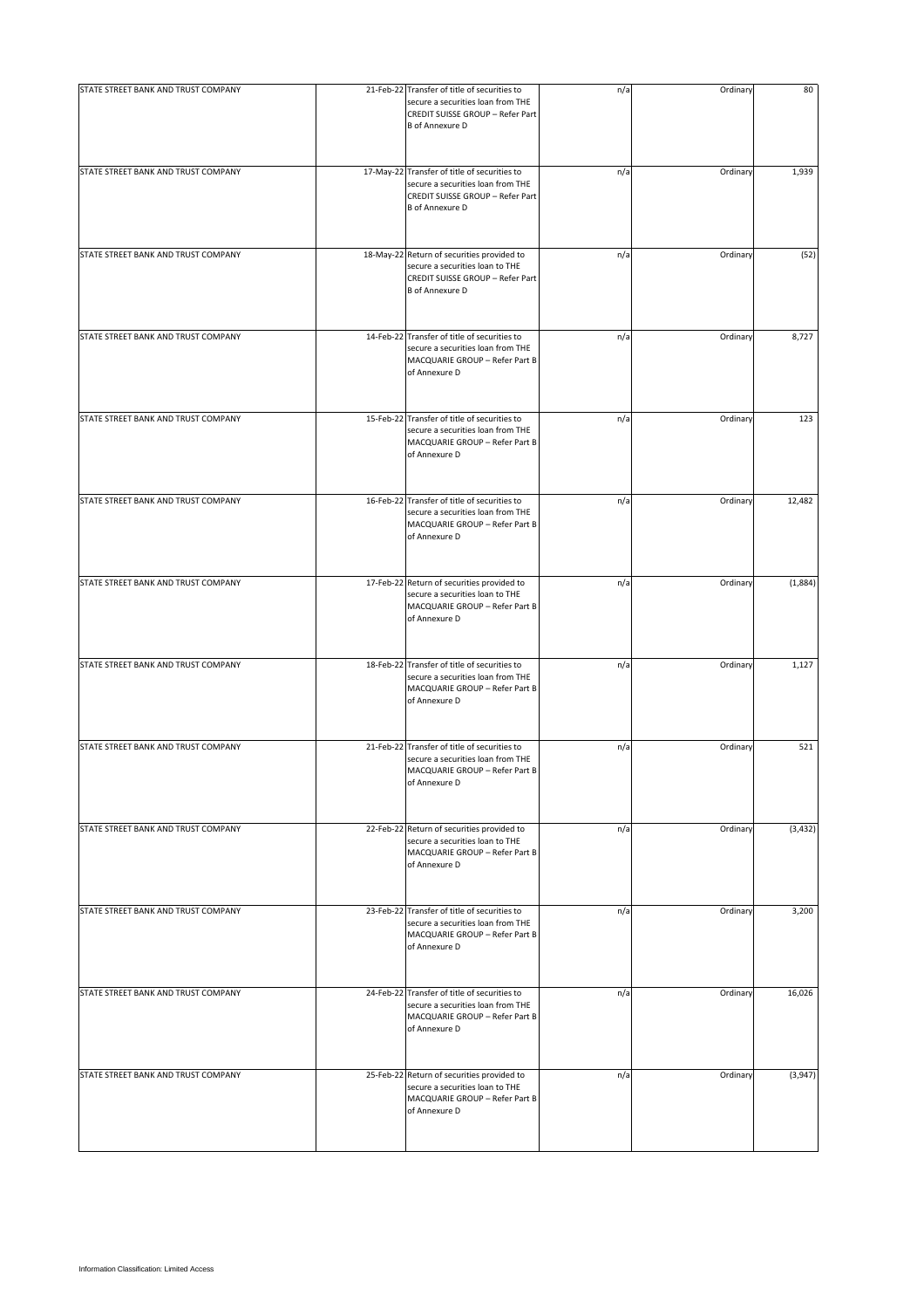| STATE STREET BANK AND TRUST COMPANY | 21-Feb-22 | Transfer of title of securities to secure a securities loan from THE CREDIT SUISSE GROUP – Refer Part B of Annexure D | n/a | Ordinary | 80 |
|---|---|---|---|---|---|
| STATE STREET BANK AND TRUST COMPANY | 17-May-22 | Transfer of title of securities to secure a securities loan from THE CREDIT SUISSE GROUP – Refer Part B of Annexure D | n/a | Ordinary | 1,939 |
| STATE STREET BANK AND TRUST COMPANY | 18-May-22 | Return of securities provided to secure a securities loan to THE CREDIT SUISSE GROUP – Refer Part B of Annexure D | n/a | Ordinary | (52) |
| STATE STREET BANK AND TRUST COMPANY | 14-Feb-22 | Transfer of title of securities to secure a securities loan from THE MACQUARIE GROUP – Refer Part B of Annexure D | n/a | Ordinary | 8,727 |
| STATE STREET BANK AND TRUST COMPANY | 15-Feb-22 | Transfer of title of securities to secure a securities loan from THE MACQUARIE GROUP – Refer Part B of Annexure D | n/a | Ordinary | 123 |
| STATE STREET BANK AND TRUST COMPANY | 16-Feb-22 | Transfer of title of securities to secure a securities loan from THE MACQUARIE GROUP – Refer Part B of Annexure D | n/a | Ordinary | 12,482 |
| STATE STREET BANK AND TRUST COMPANY | 17-Feb-22 | Return of securities provided to secure a securities loan to THE MACQUARIE GROUP – Refer Part B of Annexure D | n/a | Ordinary | (1,884) |
| STATE STREET BANK AND TRUST COMPANY | 18-Feb-22 | Transfer of title of securities to secure a securities loan from THE MACQUARIE GROUP – Refer Part B of Annexure D | n/a | Ordinary | 1,127 |
| STATE STREET BANK AND TRUST COMPANY | 21-Feb-22 | Transfer of title of securities to secure a securities loan from THE MACQUARIE GROUP – Refer Part B of Annexure D | n/a | Ordinary | 521 |
| STATE STREET BANK AND TRUST COMPANY | 22-Feb-22 | Return of securities provided to secure a securities loan to THE MACQUARIE GROUP – Refer Part B of Annexure D | n/a | Ordinary | (3,432) |
| STATE STREET BANK AND TRUST COMPANY | 23-Feb-22 | Transfer of title of securities to secure a securities loan from THE MACQUARIE GROUP – Refer Part B of Annexure D | n/a | Ordinary | 3,200 |
| STATE STREET BANK AND TRUST COMPANY | 24-Feb-22 | Transfer of title of securities to secure a securities loan from THE MACQUARIE GROUP – Refer Part B of Annexure D | n/a | Ordinary | 16,026 |
| STATE STREET BANK AND TRUST COMPANY | 25-Feb-22 | Return of securities provided to secure a securities loan to THE MACQUARIE GROUP – Refer Part B of Annexure D | n/a | Ordinary | (3,947) |

Information Classification: Limited Access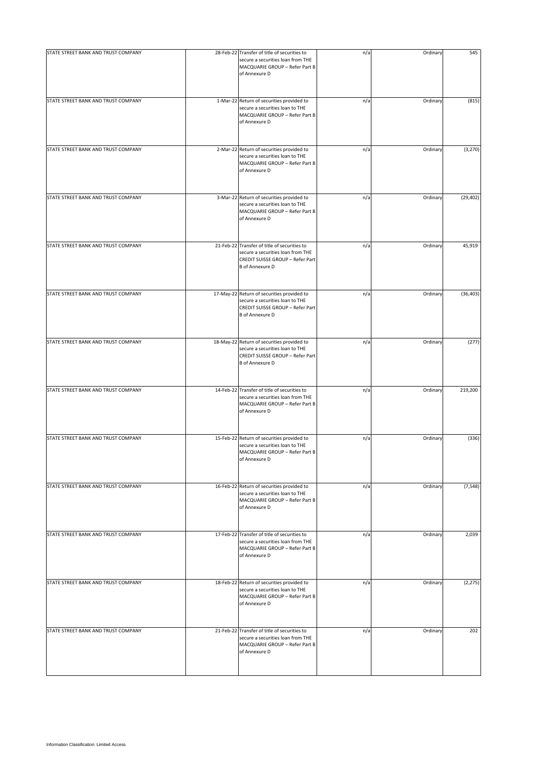| | | | | | |
|---|---|---|---|---|---|
| STATE STREET BANK AND TRUST COMPANY | 28-Feb-22 | Transfer of title of securities to secure a securities loan from THE MACQUARIE GROUP – Refer Part B of Annexure D | n/a | Ordinary | 545 |
| STATE STREET BANK AND TRUST COMPANY | 1-Mar-22 | Return of securities provided to secure a securities loan to THE MACQUARIE GROUP – Refer Part B of Annexure D | n/a | Ordinary | (815) |
| STATE STREET BANK AND TRUST COMPANY | 2-Mar-22 | Return of securities provided to secure a securities loan to THE MACQUARIE GROUP – Refer Part B of Annexure D | n/a | Ordinary | (3,270) |
| STATE STREET BANK AND TRUST COMPANY | 3-Mar-22 | Return of securities provided to secure a securities loan to THE MACQUARIE GROUP – Refer Part B of Annexure D | n/a | Ordinary | (29,402) |
| STATE STREET BANK AND TRUST COMPANY | 21-Feb-22 | Transfer of title of securities to secure a securities loan from THE CREDIT SUISSE GROUP – Refer Part B of Annexure D | n/a | Ordinary | 45,919 |
| STATE STREET BANK AND TRUST COMPANY | 17-May-22 | Return of securities provided to secure a securities loan to THE CREDIT SUISSE GROUP – Refer Part B of Annexure D | n/a | Ordinary | (36,403) |
| STATE STREET BANK AND TRUST COMPANY | 18-May-22 | Return of securities provided to secure a securities loan to THE CREDIT SUISSE GROUP – Refer Part B of Annexure D | n/a | Ordinary | (277) |
| STATE STREET BANK AND TRUST COMPANY | 14-Feb-22 | Transfer of title of securities to secure a securities loan from THE MACQUARIE GROUP – Refer Part B of Annexure D | n/a | Ordinary | 219,200 |
| STATE STREET BANK AND TRUST COMPANY | 15-Feb-22 | Return of securities provided to secure a securities loan to THE MACQUARIE GROUP – Refer Part B of Annexure D | n/a | Ordinary | (336) |
| STATE STREET BANK AND TRUST COMPANY | 16-Feb-22 | Return of securities provided to secure a securities loan to THE MACQUARIE GROUP – Refer Part B of Annexure D | n/a | Ordinary | (7,548) |
| STATE STREET BANK AND TRUST COMPANY | 17-Feb-22 | Transfer of title of securities to secure a securities loan from THE MACQUARIE GROUP – Refer Part B of Annexure D | n/a | Ordinary | 2,039 |
| STATE STREET BANK AND TRUST COMPANY | 18-Feb-22 | Return of securities provided to secure a securities loan to THE MACQUARIE GROUP – Refer Part B of Annexure D | n/a | Ordinary | (2,275) |
| STATE STREET BANK AND TRUST COMPANY | 21-Feb-22 | Transfer of title of securities to secure a securities loan from THE MACQUARIE GROUP – Refer Part B of Annexure D | n/a | Ordinary | 202 |

Information Classification: Limited Access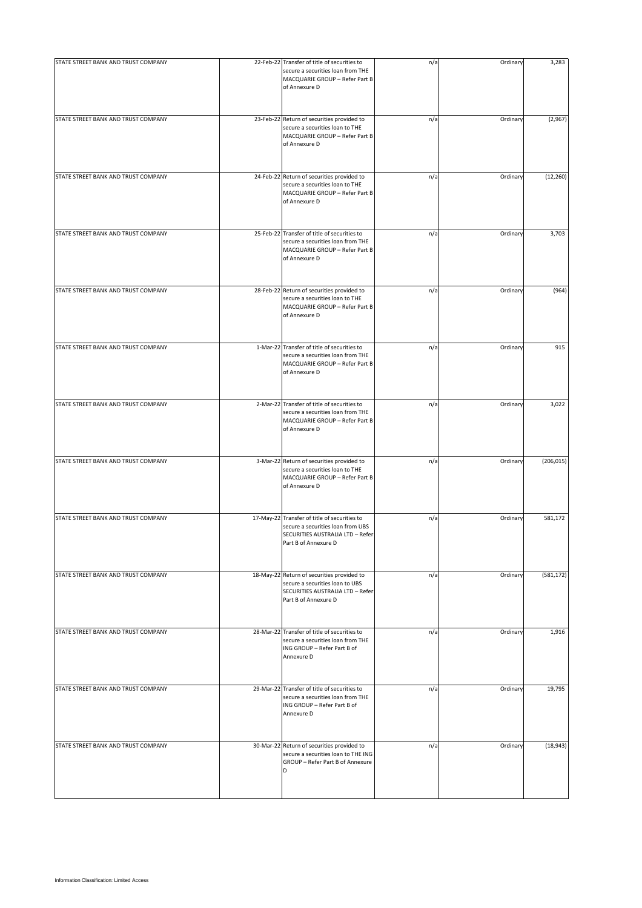| | | | | | |
|---|---|---|---|---|---|
| STATE STREET BANK AND TRUST COMPANY | 22-Feb-22 | Transfer of title of securities to secure a securities loan from THE MACQUARIE GROUP – Refer Part B of Annexure D | n/a | Ordinary | 3,283 |
| STATE STREET BANK AND TRUST COMPANY | 23-Feb-22 | Return of securities provided to secure a securities loan to THE MACQUARIE GROUP – Refer Part B of Annexure D | n/a | Ordinary | (2,967) |
| STATE STREET BANK AND TRUST COMPANY | 24-Feb-22 | Return of securities provided to secure a securities loan to THE MACQUARIE GROUP – Refer Part B of Annexure D | n/a | Ordinary | (12,260) |
| STATE STREET BANK AND TRUST COMPANY | 25-Feb-22 | Transfer of title of securities to secure a securities loan from THE MACQUARIE GROUP – Refer Part B of Annexure D | n/a | Ordinary | 3,703 |
| STATE STREET BANK AND TRUST COMPANY | 28-Feb-22 | Return of securities provided to secure a securities loan to THE MACQUARIE GROUP – Refer Part B of Annexure D | n/a | Ordinary | (964) |
| STATE STREET BANK AND TRUST COMPANY | 1-Mar-22 | Transfer of title of securities to secure a securities loan from THE MACQUARIE GROUP – Refer Part B of Annexure D | n/a | Ordinary | 915 |
| STATE STREET BANK AND TRUST COMPANY | 2-Mar-22 | Transfer of title of securities to secure a securities loan from THE MACQUARIE GROUP – Refer Part B of Annexure D | n/a | Ordinary | 3,022 |
| STATE STREET BANK AND TRUST COMPANY | 3-Mar-22 | Return of securities provided to secure a securities loan to THE MACQUARIE GROUP – Refer Part B of Annexure D | n/a | Ordinary | (206,015) |
| STATE STREET BANK AND TRUST COMPANY | 17-May-22 | Transfer of title of securities to secure a securities loan from UBS SECURITIES AUSTRALIA LTD – Refer Part B of Annexure D | n/a | Ordinary | 581,172 |
| STATE STREET BANK AND TRUST COMPANY | 18-May-22 | Return of securities provided to secure a securities loan to UBS SECURITIES AUSTRALIA LTD – Refer Part B of Annexure D | n/a | Ordinary | (581,172) |
| STATE STREET BANK AND TRUST COMPANY | 28-Mar-22 | Transfer of title of securities to secure a securities loan from THE ING GROUP – Refer Part B of Annexure D | n/a | Ordinary | 1,916 |
| STATE STREET BANK AND TRUST COMPANY | 29-Mar-22 | Transfer of title of securities to secure a securities loan from THE ING GROUP – Refer Part B of Annexure D | n/a | Ordinary | 19,795 |
| STATE STREET BANK AND TRUST COMPANY | 30-Mar-22 | Return of securities provided to secure a securities loan to THE ING GROUP – Refer Part B of Annexure D | n/a | Ordinary | (18,943) |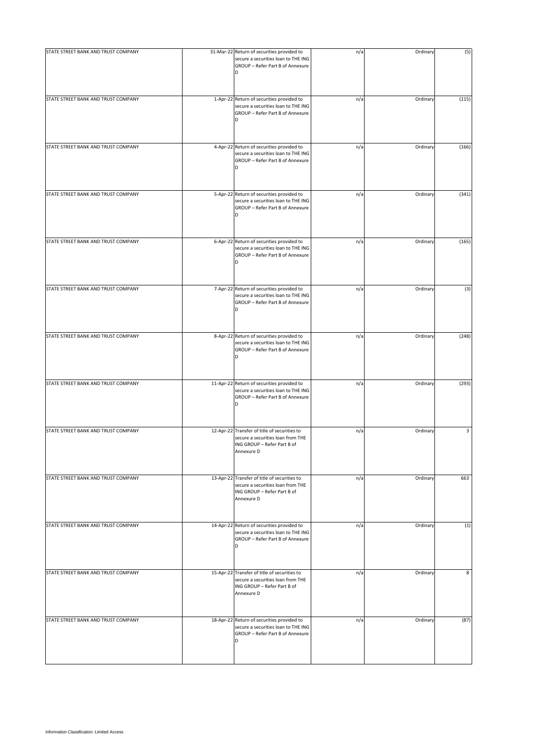| | | | | | |
|---|---|---|---|---|---|
| STATE STREET BANK AND TRUST COMPANY | 31-Mar-22 | Return of securities provided to secure a securities loan to THE ING GROUP – Refer Part B of Annexure D | n/a | Ordinary | (5) |
| STATE STREET BANK AND TRUST COMPANY | 1-Apr-22 | Return of securities provided to secure a securities loan to THE ING GROUP – Refer Part B of Annexure D | n/a | Ordinary | (115) |
| STATE STREET BANK AND TRUST COMPANY | 4-Apr-22 | Return of securities provided to secure a securities loan to THE ING GROUP – Refer Part B of Annexure D | n/a | Ordinary | (166) |
| STATE STREET BANK AND TRUST COMPANY | 5-Apr-22 | Return of securities provided to secure a securities loan to THE ING GROUP – Refer Part B of Annexure D | n/a | Ordinary | (341) |
| STATE STREET BANK AND TRUST COMPANY | 6-Apr-22 | Return of securities provided to secure a securities loan to THE ING GROUP – Refer Part B of Annexure D | n/a | Ordinary | (165) |
| STATE STREET BANK AND TRUST COMPANY | 7-Apr-22 | Return of securities provided to secure a securities loan to THE ING GROUP – Refer Part B of Annexure D | n/a | Ordinary | (3) |
| STATE STREET BANK AND TRUST COMPANY | 8-Apr-22 | Return of securities provided to secure a securities loan to THE ING GROUP – Refer Part B of Annexure D | n/a | Ordinary | (248) |
| STATE STREET BANK AND TRUST COMPANY | 11-Apr-22 | Return of securities provided to secure a securities loan to THE ING GROUP – Refer Part B of Annexure D | n/a | Ordinary | (293) |
| STATE STREET BANK AND TRUST COMPANY | 12-Apr-22 | Transfer of title of securities to secure a securities loan from THE ING GROUP – Refer Part B of Annexure D | n/a | Ordinary | 3 |
| STATE STREET BANK AND TRUST COMPANY | 13-Apr-22 | Transfer of title of securities to secure a securities loan from THE ING GROUP – Refer Part B of Annexure D | n/a | Ordinary | 663 |
| STATE STREET BANK AND TRUST COMPANY | 14-Apr-22 | Return of securities provided to secure a securities loan to THE ING GROUP – Refer Part B of Annexure D | n/a | Ordinary | (1) |
| STATE STREET BANK AND TRUST COMPANY | 15-Apr-22 | Transfer of title of securities to secure a securities loan from THE ING GROUP – Refer Part B of Annexure D | n/a | Ordinary | 8 |
| STATE STREET BANK AND TRUST COMPANY | 18-Apr-22 | Return of securities provided to secure a securities loan to THE ING GROUP – Refer Part B of Annexure D | n/a | Ordinary | (87) |

Information Classification: Limited Access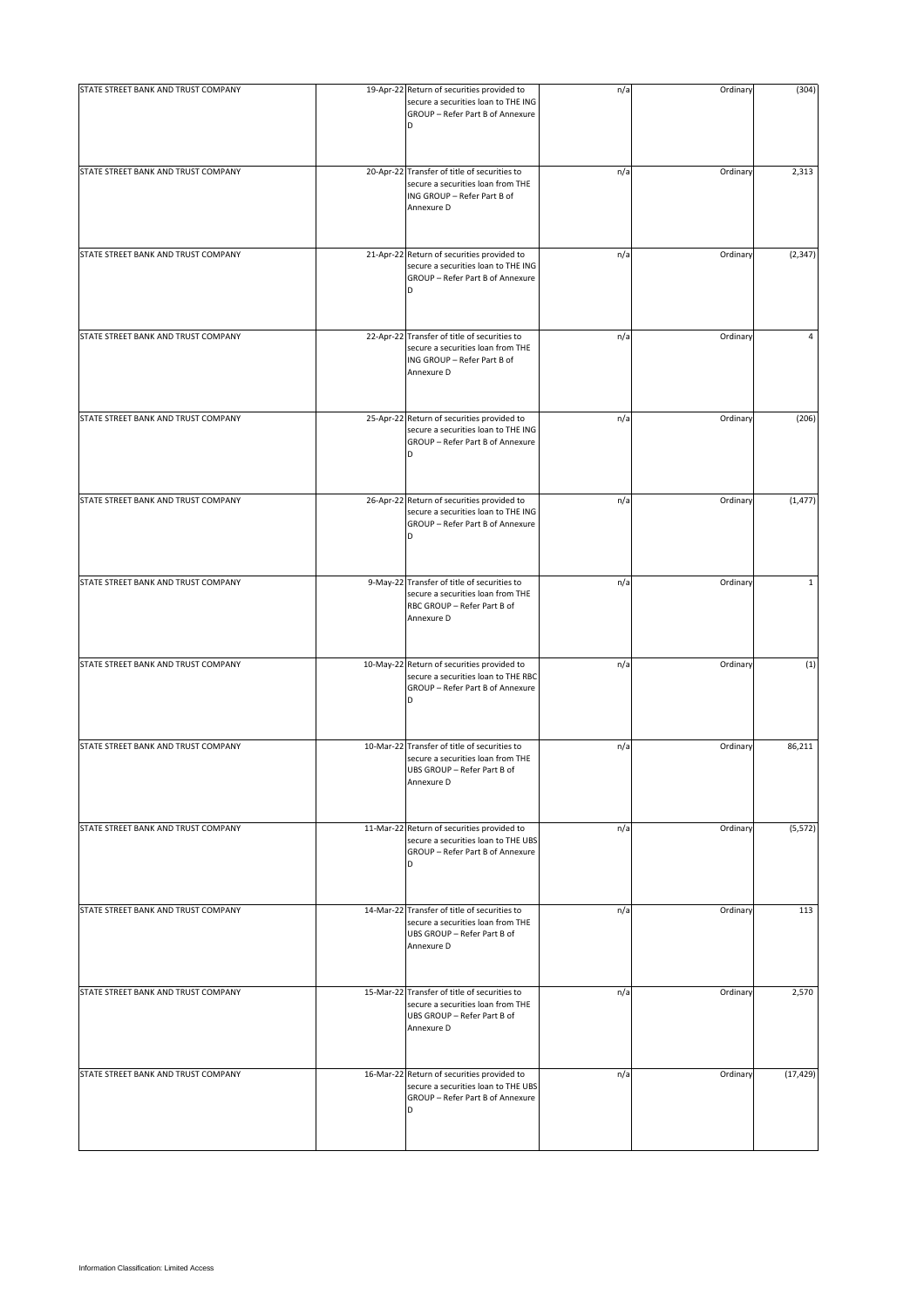| | | | | | |
|---|---|---|---|---|---|
| STATE STREET BANK AND TRUST COMPANY | 19-Apr-22 | Return of securities provided to secure a securities loan to THE ING GROUP – Refer Part B of Annexure D | n/a | Ordinary | (304) |
| STATE STREET BANK AND TRUST COMPANY | 20-Apr-22 | Transfer of title of securities to secure a securities loan from THE ING GROUP – Refer Part B of Annexure D | n/a | Ordinary | 2,313 |
| STATE STREET BANK AND TRUST COMPANY | 21-Apr-22 | Return of securities provided to secure a securities loan to THE ING GROUP – Refer Part B of Annexure D | n/a | Ordinary | (2,347) |
| STATE STREET BANK AND TRUST COMPANY | 22-Apr-22 | Transfer of title of securities to secure a securities loan from THE ING GROUP – Refer Part B of Annexure D | n/a | Ordinary | 4 |
| STATE STREET BANK AND TRUST COMPANY | 25-Apr-22 | Return of securities provided to secure a securities loan to THE ING GROUP – Refer Part B of Annexure D | n/a | Ordinary | (206) |
| STATE STREET BANK AND TRUST COMPANY | 26-Apr-22 | Return of securities provided to secure a securities loan to THE ING GROUP – Refer Part B of Annexure D | n/a | Ordinary | (1,477) |
| STATE STREET BANK AND TRUST COMPANY | 9-May-22 | Transfer of title of securities to secure a securities loan from THE RBC GROUP – Refer Part B of Annexure D | n/a | Ordinary | 1 |
| STATE STREET BANK AND TRUST COMPANY | 10-May-22 | Return of securities provided to secure a securities loan to THE RBC GROUP – Refer Part B of Annexure D | n/a | Ordinary | (1) |
| STATE STREET BANK AND TRUST COMPANY | 10-Mar-22 | Transfer of title of securities to secure a securities loan from THE UBS GROUP – Refer Part B of Annexure D | n/a | Ordinary | 86,211 |
| STATE STREET BANK AND TRUST COMPANY | 11-Mar-22 | Return of securities provided to secure a securities loan to THE UBS GROUP – Refer Part B of Annexure D | n/a | Ordinary | (5,572) |
| STATE STREET BANK AND TRUST COMPANY | 14-Mar-22 | Transfer of title of securities to secure a securities loan from THE UBS GROUP – Refer Part B of Annexure D | n/a | Ordinary | 113 |
| STATE STREET BANK AND TRUST COMPANY | 15-Mar-22 | Transfer of title of securities to secure a securities loan from THE UBS GROUP – Refer Part B of Annexure D | n/a | Ordinary | 2,570 |
| STATE STREET BANK AND TRUST COMPANY | 16-Mar-22 | Return of securities provided to secure a securities loan to THE UBS GROUP – Refer Part B of Annexure D | n/a | Ordinary | (17,429) |

Information Classification: Limited Access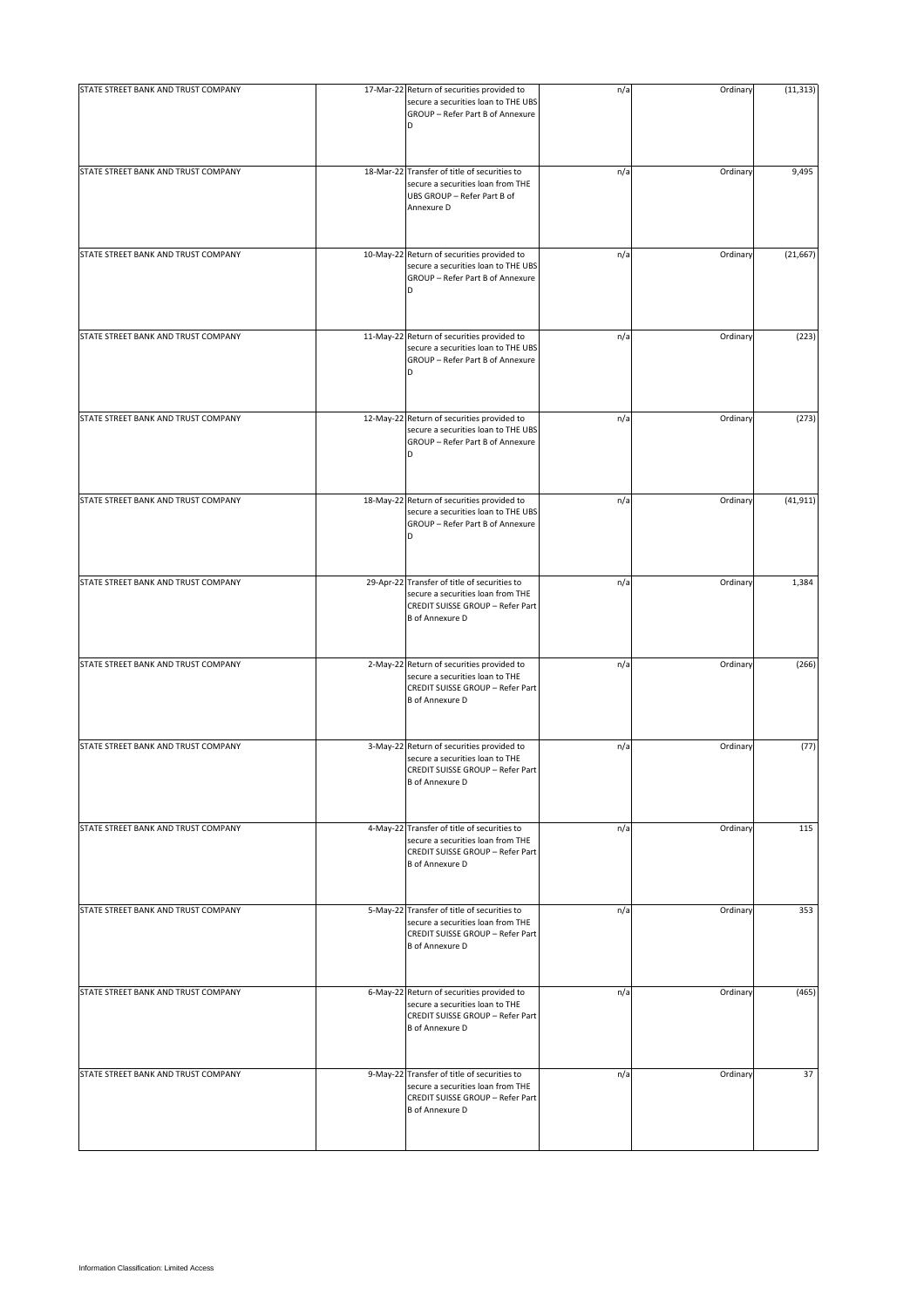| | | | | | |
|---|---|---|---|---|---|
| STATE STREET BANK AND TRUST COMPANY | 17-Mar-22 | Return of securities provided to secure a securities loan to THE UBS GROUP – Refer Part B of Annexure D | n/a | Ordinary | (11,313) |
| STATE STREET BANK AND TRUST COMPANY | 18-Mar-22 | Transfer of title of securities to secure a securities loan from THE UBS GROUP – Refer Part B of Annexure D | n/a | Ordinary | 9,495 |
| STATE STREET BANK AND TRUST COMPANY | 10-May-22 | Return of securities provided to secure a securities loan to THE UBS GROUP – Refer Part B of Annexure D | n/a | Ordinary | (21,667) |
| STATE STREET BANK AND TRUST COMPANY | 11-May-22 | Return of securities provided to secure a securities loan to THE UBS GROUP – Refer Part B of Annexure D | n/a | Ordinary | (223) |
| STATE STREET BANK AND TRUST COMPANY | 12-May-22 | Return of securities provided to secure a securities loan to THE UBS GROUP – Refer Part B of Annexure D | n/a | Ordinary | (273) |
| STATE STREET BANK AND TRUST COMPANY | 18-May-22 | Return of securities provided to secure a securities loan to THE UBS GROUP – Refer Part B of Annexure D | n/a | Ordinary | (41,911) |
| STATE STREET BANK AND TRUST COMPANY | 29-Apr-22 | Transfer of title of securities to secure a securities loan from THE CREDIT SUISSE GROUP – Refer Part B of Annexure D | n/a | Ordinary | 1,384 |
| STATE STREET BANK AND TRUST COMPANY | 2-May-22 | Return of securities provided to secure a securities loan to THE CREDIT SUISSE GROUP – Refer Part B of Annexure D | n/a | Ordinary | (266) |
| STATE STREET BANK AND TRUST COMPANY | 3-May-22 | Return of securities provided to secure a securities loan to THE CREDIT SUISSE GROUP – Refer Part B of Annexure D | n/a | Ordinary | (77) |
| STATE STREET BANK AND TRUST COMPANY | 4-May-22 | Transfer of title of securities to secure a securities loan from THE CREDIT SUISSE GROUP – Refer Part B of Annexure D | n/a | Ordinary | 115 |
| STATE STREET BANK AND TRUST COMPANY | 5-May-22 | Transfer of title of securities to secure a securities loan from THE CREDIT SUISSE GROUP – Refer Part B of Annexure D | n/a | Ordinary | 353 |
| STATE STREET BANK AND TRUST COMPANY | 6-May-22 | Return of securities provided to secure a securities loan to THE CREDIT SUISSE GROUP – Refer Part B of Annexure D | n/a | Ordinary | (465) |
| STATE STREET BANK AND TRUST COMPANY | 9-May-22 | Transfer of title of securities to secure a securities loan from THE CREDIT SUISSE GROUP – Refer Part B of Annexure D | n/a | Ordinary | 37 |

Information Classification: Limited Access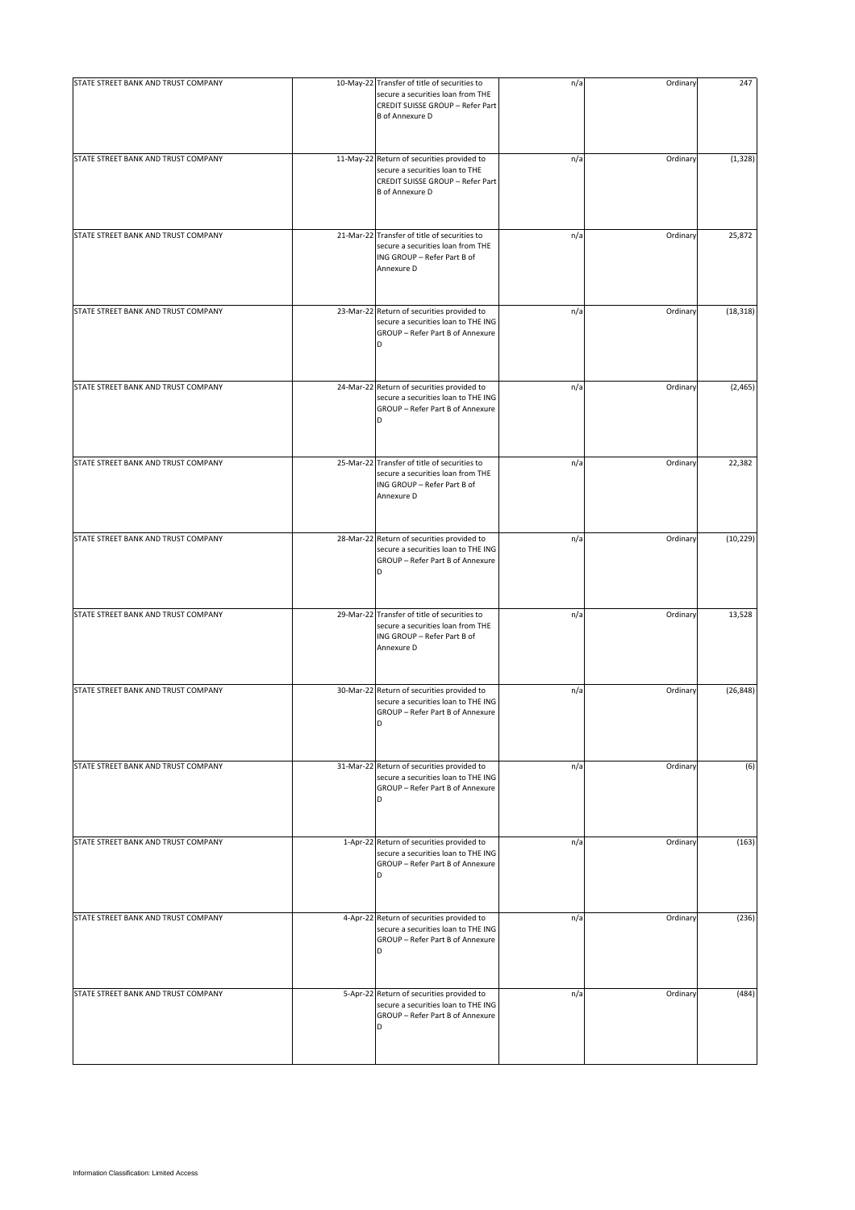| | | | | | |
|---|---|---|---|---|---|
| STATE STREET BANK AND TRUST COMPANY | 10-May-22 | Transfer of title of securities to secure a securities loan from THE CREDIT SUISSE GROUP – Refer Part B of Annexure D | n/a | Ordinary | 247 |
| STATE STREET BANK AND TRUST COMPANY | 11-May-22 | Return of securities provided to secure a securities loan to THE CREDIT SUISSE GROUP – Refer Part B of Annexure D | n/a | Ordinary | (1,328) |
| STATE STREET BANK AND TRUST COMPANY | 21-Mar-22 | Transfer of title of securities to secure a securities loan from THE ING GROUP – Refer Part B of Annexure D | n/a | Ordinary | 25,872 |
| STATE STREET BANK AND TRUST COMPANY | 23-Mar-22 | Return of securities provided to secure a securities loan to THE ING GROUP – Refer Part B of Annexure D | n/a | Ordinary | (18,318) |
| STATE STREET BANK AND TRUST COMPANY | 24-Mar-22 | Return of securities provided to secure a securities loan to THE ING GROUP – Refer Part B of Annexure D | n/a | Ordinary | (2,465) |
| STATE STREET BANK AND TRUST COMPANY | 25-Mar-22 | Transfer of title of securities to secure a securities loan from THE ING GROUP – Refer Part B of Annexure D | n/a | Ordinary | 22,382 |
| STATE STREET BANK AND TRUST COMPANY | 28-Mar-22 | Return of securities provided to secure a securities loan to THE ING GROUP – Refer Part B of Annexure D | n/a | Ordinary | (10,229) |
| STATE STREET BANK AND TRUST COMPANY | 29-Mar-22 | Transfer of title of securities to secure a securities loan from THE ING GROUP – Refer Part B of Annexure D | n/a | Ordinary | 13,528 |
| STATE STREET BANK AND TRUST COMPANY | 30-Mar-22 | Return of securities provided to secure a securities loan to THE ING GROUP – Refer Part B of Annexure D | n/a | Ordinary | (26,848) |
| STATE STREET BANK AND TRUST COMPANY | 31-Mar-22 | Return of securities provided to secure a securities loan to THE ING GROUP – Refer Part B of Annexure D | n/a | Ordinary | (6) |
| STATE STREET BANK AND TRUST COMPANY | 1-Apr-22 | Return of securities provided to secure a securities loan to THE ING GROUP – Refer Part B of Annexure D | n/a | Ordinary | (163) |
| STATE STREET BANK AND TRUST COMPANY | 4-Apr-22 | Return of securities provided to secure a securities loan to THE ING GROUP – Refer Part B of Annexure D | n/a | Ordinary | (236) |
| STATE STREET BANK AND TRUST COMPANY | 5-Apr-22 | Return of securities provided to secure a securities loan to THE ING GROUP – Refer Part B of Annexure D | n/a | Ordinary | (484) |

Information Classification: Limited Access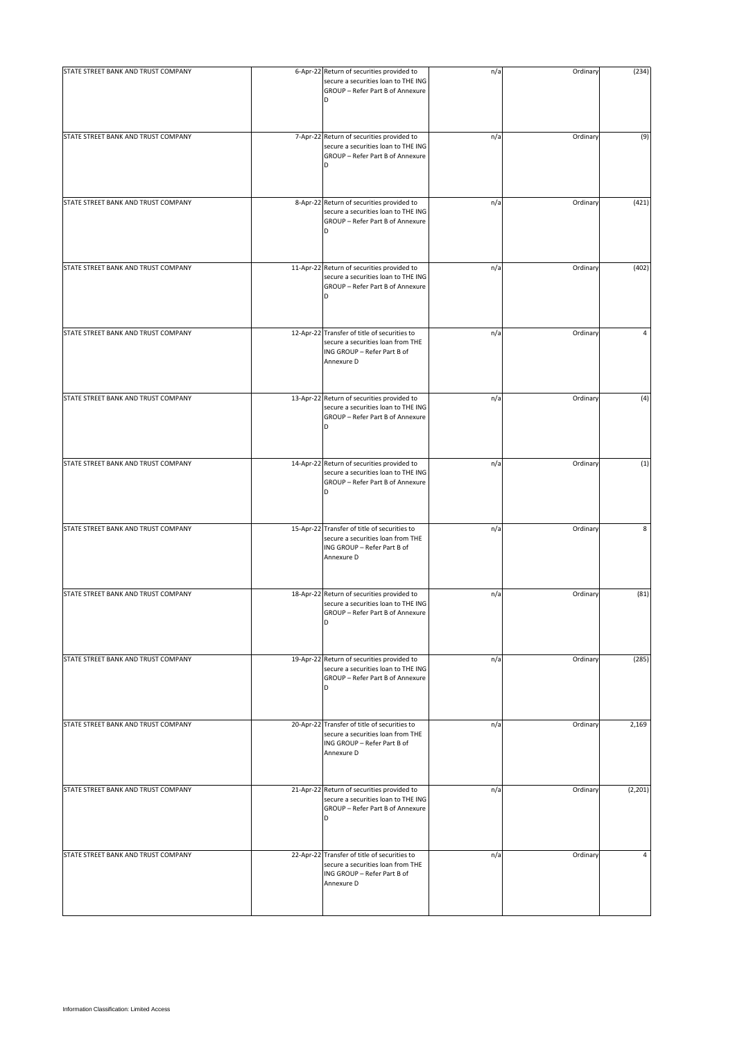| | | | | | |
|---|---|---|---|---|---|
| STATE STREET BANK AND TRUST COMPANY | 6-Apr-22 | Return of securities provided to secure a securities loan to THE ING GROUP – Refer Part B of Annexure D | n/a | Ordinary | (234) |
| STATE STREET BANK AND TRUST COMPANY | 7-Apr-22 | Return of securities provided to secure a securities loan to THE ING GROUP – Refer Part B of Annexure D | n/a | Ordinary | (9) |
| STATE STREET BANK AND TRUST COMPANY | 8-Apr-22 | Return of securities provided to secure a securities loan to THE ING GROUP – Refer Part B of Annexure D | n/a | Ordinary | (421) |
| STATE STREET BANK AND TRUST COMPANY | 11-Apr-22 | Return of securities provided to secure a securities loan to THE ING GROUP – Refer Part B of Annexure D | n/a | Ordinary | (402) |
| STATE STREET BANK AND TRUST COMPANY | 12-Apr-22 | Transfer of title of securities to secure a securities loan from THE ING GROUP – Refer Part B of Annexure D | n/a | Ordinary | 4 |
| STATE STREET BANK AND TRUST COMPANY | 13-Apr-22 | Return of securities provided to secure a securities loan to THE ING GROUP – Refer Part B of Annexure D | n/a | Ordinary | (4) |
| STATE STREET BANK AND TRUST COMPANY | 14-Apr-22 | Return of securities provided to secure a securities loan to THE ING GROUP – Refer Part B of Annexure D | n/a | Ordinary | (1) |
| STATE STREET BANK AND TRUST COMPANY | 15-Apr-22 | Transfer of title of securities to secure a securities loan from THE ING GROUP – Refer Part B of Annexure D | n/a | Ordinary | 8 |
| STATE STREET BANK AND TRUST COMPANY | 18-Apr-22 | Return of securities provided to secure a securities loan to THE ING GROUP – Refer Part B of Annexure D | n/a | Ordinary | (81) |
| STATE STREET BANK AND TRUST COMPANY | 19-Apr-22 | Return of securities provided to secure a securities loan to THE ING GROUP – Refer Part B of Annexure D | n/a | Ordinary | (285) |
| STATE STREET BANK AND TRUST COMPANY | 20-Apr-22 | Transfer of title of securities to secure a securities loan from THE ING GROUP – Refer Part B of Annexure D | n/a | Ordinary | 2,169 |
| STATE STREET BANK AND TRUST COMPANY | 21-Apr-22 | Return of securities provided to secure a securities loan to THE ING GROUP – Refer Part B of Annexure D | n/a | Ordinary | (2,201) |
| STATE STREET BANK AND TRUST COMPANY | 22-Apr-22 | Transfer of title of securities to secure a securities loan from THE ING GROUP – Refer Part B of Annexure D | n/a | Ordinary | 4 |

Information Classification: Limited Access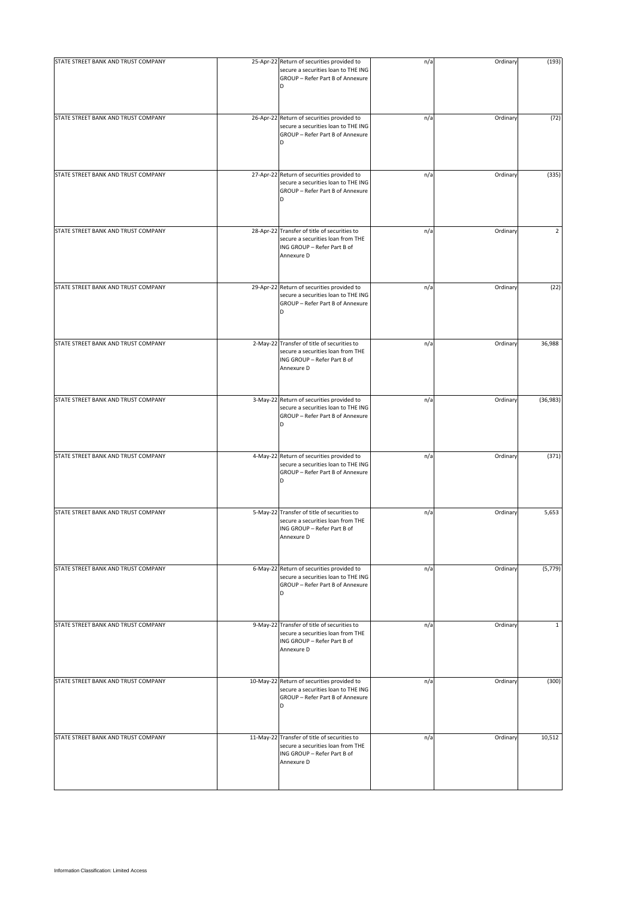| | | | | | |
|---|---|---|---|---|---|
| STATE STREET BANK AND TRUST COMPANY | 25-Apr-22 | Return of securities provided to secure a securities loan to THE ING GROUP – Refer Part B of Annexure D | n/a | Ordinary | (193) |
| STATE STREET BANK AND TRUST COMPANY | 26-Apr-22 | Return of securities provided to secure a securities loan to THE ING GROUP – Refer Part B of Annexure D | n/a | Ordinary | (72) |
| STATE STREET BANK AND TRUST COMPANY | 27-Apr-22 | Return of securities provided to secure a securities loan to THE ING GROUP – Refer Part B of Annexure D | n/a | Ordinary | (335) |
| STATE STREET BANK AND TRUST COMPANY | 28-Apr-22 | Transfer of title of securities to secure a securities loan from THE ING GROUP – Refer Part B of Annexure D | n/a | Ordinary | 2 |
| STATE STREET BANK AND TRUST COMPANY | 29-Apr-22 | Return of securities provided to secure a securities loan to THE ING GROUP – Refer Part B of Annexure D | n/a | Ordinary | (22) |
| STATE STREET BANK AND TRUST COMPANY | 2-May-22 | Transfer of title of securities to secure a securities loan from THE ING GROUP – Refer Part B of Annexure D | n/a | Ordinary | 36,988 |
| STATE STREET BANK AND TRUST COMPANY | 3-May-22 | Return of securities provided to secure a securities loan to THE ING GROUP – Refer Part B of Annexure D | n/a | Ordinary | (36,983) |
| STATE STREET BANK AND TRUST COMPANY | 4-May-22 | Return of securities provided to secure a securities loan to THE ING GROUP – Refer Part B of Annexure D | n/a | Ordinary | (371) |
| STATE STREET BANK AND TRUST COMPANY | 5-May-22 | Transfer of title of securities to secure a securities loan from THE ING GROUP – Refer Part B of Annexure D | n/a | Ordinary | 5,653 |
| STATE STREET BANK AND TRUST COMPANY | 6-May-22 | Return of securities provided to secure a securities loan to THE ING GROUP – Refer Part B of Annexure D | n/a | Ordinary | (5,779) |
| STATE STREET BANK AND TRUST COMPANY | 9-May-22 | Transfer of title of securities to secure a securities loan from THE ING GROUP – Refer Part B of Annexure D | n/a | Ordinary | 1 |
| STATE STREET BANK AND TRUST COMPANY | 10-May-22 | Return of securities provided to secure a securities loan to THE ING GROUP – Refer Part B of Annexure D | n/a | Ordinary | (300) |
| STATE STREET BANK AND TRUST COMPANY | 11-May-22 | Transfer of title of securities to secure a securities loan from THE ING GROUP – Refer Part B of Annexure D | n/a | Ordinary | 10,512 |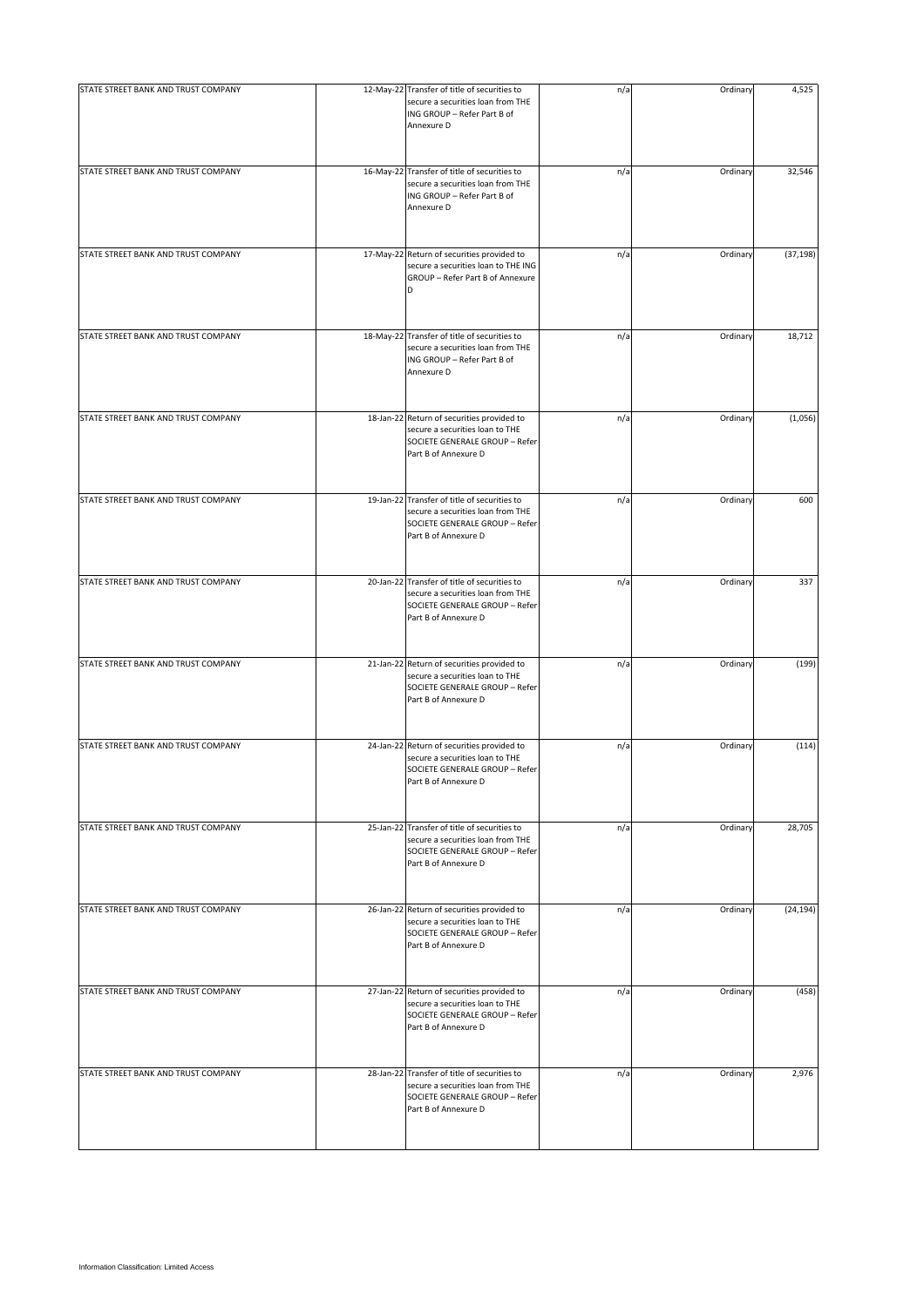| | | | | | |
|---|---|---|---|---|---|
| STATE STREET BANK AND TRUST COMPANY | 12-May-22 | Transfer of title of securities to secure a securities loan from THE ING GROUP – Refer Part B of Annexure D | n/a | Ordinary | 4,525 |
| STATE STREET BANK AND TRUST COMPANY | 16-May-22 | Transfer of title of securities to secure a securities loan from THE ING GROUP – Refer Part B of Annexure D | n/a | Ordinary | 32,546 |
| STATE STREET BANK AND TRUST COMPANY | 17-May-22 | Return of securities provided to secure a securities loan to THE ING GROUP – Refer Part B of Annexure D | n/a | Ordinary | (37,198) |
| STATE STREET BANK AND TRUST COMPANY | 18-May-22 | Transfer of title of securities to secure a securities loan from THE ING GROUP – Refer Part B of Annexure D | n/a | Ordinary | 18,712 |
| STATE STREET BANK AND TRUST COMPANY | 18-Jan-22 | Return of securities provided to secure a securities loan to THE SOCIETE GENERALE GROUP – Refer Part B of Annexure D | n/a | Ordinary | (1,056) |
| STATE STREET BANK AND TRUST COMPANY | 19-Jan-22 | Transfer of title of securities to secure a securities loan from THE SOCIETE GENERALE GROUP – Refer Part B of Annexure D | n/a | Ordinary | 600 |
| STATE STREET BANK AND TRUST COMPANY | 20-Jan-22 | Transfer of title of securities to secure a securities loan from THE SOCIETE GENERALE GROUP – Refer Part B of Annexure D | n/a | Ordinary | 337 |
| STATE STREET BANK AND TRUST COMPANY | 21-Jan-22 | Return of securities provided to secure a securities loan to THE SOCIETE GENERALE GROUP – Refer Part B of Annexure D | n/a | Ordinary | (199) |
| STATE STREET BANK AND TRUST COMPANY | 24-Jan-22 | Return of securities provided to secure a securities loan to THE SOCIETE GENERALE GROUP – Refer Part B of Annexure D | n/a | Ordinary | (114) |
| STATE STREET BANK AND TRUST COMPANY | 25-Jan-22 | Transfer of title of securities to secure a securities loan from THE SOCIETE GENERALE GROUP – Refer Part B of Annexure D | n/a | Ordinary | 28,705 |
| STATE STREET BANK AND TRUST COMPANY | 26-Jan-22 | Return of securities provided to secure a securities loan to THE SOCIETE GENERALE GROUP – Refer Part B of Annexure D | n/a | Ordinary | (24,194) |
| STATE STREET BANK AND TRUST COMPANY | 27-Jan-22 | Return of securities provided to secure a securities loan to THE SOCIETE GENERALE GROUP – Refer Part B of Annexure D | n/a | Ordinary | (458) |
| STATE STREET BANK AND TRUST COMPANY | 28-Jan-22 | Transfer of title of securities to secure a securities loan from THE SOCIETE GENERALE GROUP – Refer Part B of Annexure D | n/a | Ordinary | 2,976 |

Information Classification: Limited Access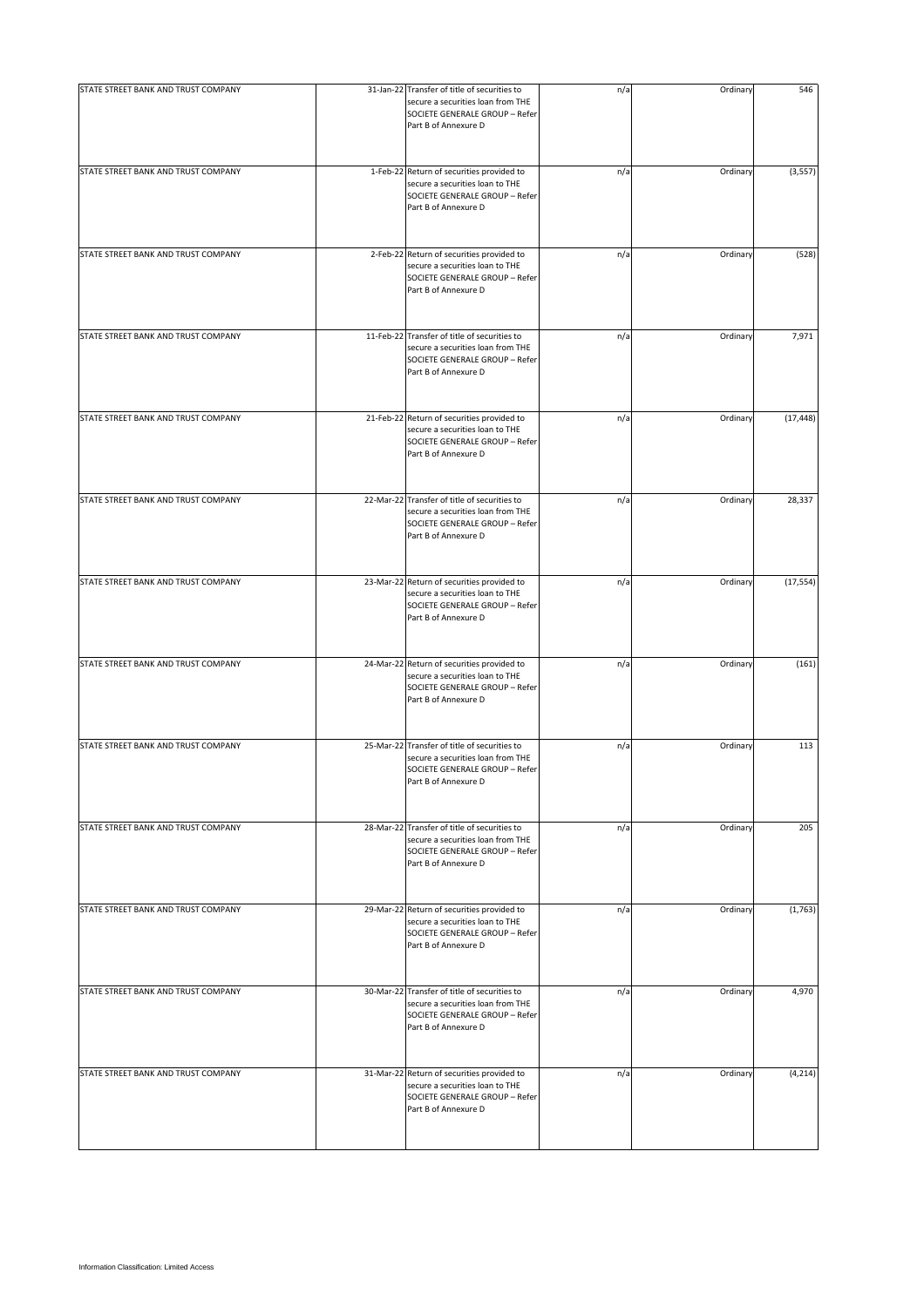| | | | | | |
|---|---|---|---|---|---|
| STATE STREET BANK AND TRUST COMPANY | 31-Jan-22 | Transfer of title of securities to secure a securities loan from THE SOCIETE GENERALE GROUP – Refer Part B of Annexure D | n/a | Ordinary | 546 |
| STATE STREET BANK AND TRUST COMPANY | 1-Feb-22 | Return of securities provided to secure a securities loan to THE SOCIETE GENERALE GROUP – Refer Part B of Annexure D | n/a | Ordinary | (3,557) |
| STATE STREET BANK AND TRUST COMPANY | 2-Feb-22 | Return of securities provided to secure a securities loan to THE SOCIETE GENERALE GROUP – Refer Part B of Annexure D | n/a | Ordinary | (528) |
| STATE STREET BANK AND TRUST COMPANY | 11-Feb-22 | Transfer of title of securities to secure a securities loan from THE SOCIETE GENERALE GROUP – Refer Part B of Annexure D | n/a | Ordinary | 7,971 |
| STATE STREET BANK AND TRUST COMPANY | 21-Feb-22 | Return of securities provided to secure a securities loan to THE SOCIETE GENERALE GROUP – Refer Part B of Annexure D | n/a | Ordinary | (17,448) |
| STATE STREET BANK AND TRUST COMPANY | 22-Mar-22 | Transfer of title of securities to secure a securities loan from THE SOCIETE GENERALE GROUP – Refer Part B of Annexure D | n/a | Ordinary | 28,337 |
| STATE STREET BANK AND TRUST COMPANY | 23-Mar-22 | Return of securities provided to secure a securities loan to THE SOCIETE GENERALE GROUP – Refer Part B of Annexure D | n/a | Ordinary | (17,554) |
| STATE STREET BANK AND TRUST COMPANY | 24-Mar-22 | Return of securities provided to secure a securities loan to THE SOCIETE GENERALE GROUP – Refer Part B of Annexure D | n/a | Ordinary | (161) |
| STATE STREET BANK AND TRUST COMPANY | 25-Mar-22 | Transfer of title of securities to secure a securities loan from THE SOCIETE GENERALE GROUP – Refer Part B of Annexure D | n/a | Ordinary | 113 |
| STATE STREET BANK AND TRUST COMPANY | 28-Mar-22 | Transfer of title of securities to secure a securities loan from THE SOCIETE GENERALE GROUP – Refer Part B of Annexure D | n/a | Ordinary | 205 |
| STATE STREET BANK AND TRUST COMPANY | 29-Mar-22 | Return of securities provided to secure a securities loan to THE SOCIETE GENERALE GROUP – Refer Part B of Annexure D | n/a | Ordinary | (1,763) |
| STATE STREET BANK AND TRUST COMPANY | 30-Mar-22 | Transfer of title of securities to secure a securities loan from THE SOCIETE GENERALE GROUP – Refer Part B of Annexure D | n/a | Ordinary | 4,970 |
| STATE STREET BANK AND TRUST COMPANY | 31-Mar-22 | Return of securities provided to secure a securities loan to THE SOCIETE GENERALE GROUP – Refer Part B of Annexure D | n/a | Ordinary | (4,214) |

Information Classification: Limited Access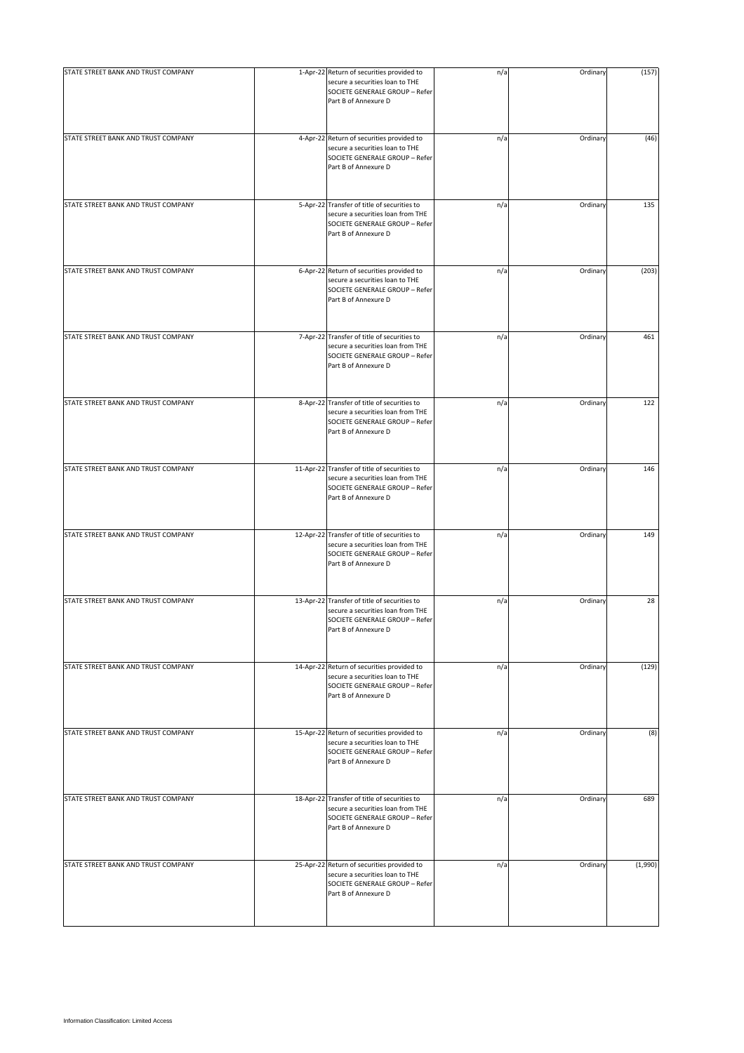| | | | | | |
|---|---|---|---|---|---|
| STATE STREET BANK AND TRUST COMPANY | 1-Apr-22 | Return of securities provided to secure a securities loan to THE SOCIETE GENERALE GROUP – Refer Part B of Annexure D | n/a | Ordinary | (157) |
| STATE STREET BANK AND TRUST COMPANY | 4-Apr-22 | Return of securities provided to secure a securities loan to THE SOCIETE GENERALE GROUP – Refer Part B of Annexure D | n/a | Ordinary | (46) |
| STATE STREET BANK AND TRUST COMPANY | 5-Apr-22 | Transfer of title of securities to secure a securities loan from THE SOCIETE GENERALE GROUP – Refer Part B of Annexure D | n/a | Ordinary | 135 |
| STATE STREET BANK AND TRUST COMPANY | 6-Apr-22 | Return of securities provided to secure a securities loan to THE SOCIETE GENERALE GROUP – Refer Part B of Annexure D | n/a | Ordinary | (203) |
| STATE STREET BANK AND TRUST COMPANY | 7-Apr-22 | Transfer of title of securities to secure a securities loan from THE SOCIETE GENERALE GROUP – Refer Part B of Annexure D | n/a | Ordinary | 461 |
| STATE STREET BANK AND TRUST COMPANY | 8-Apr-22 | Transfer of title of securities to secure a securities loan from THE SOCIETE GENERALE GROUP – Refer Part B of Annexure D | n/a | Ordinary | 122 |
| STATE STREET BANK AND TRUST COMPANY | 11-Apr-22 | Transfer of title of securities to secure a securities loan from THE SOCIETE GENERALE GROUP – Refer Part B of Annexure D | n/a | Ordinary | 146 |
| STATE STREET BANK AND TRUST COMPANY | 12-Apr-22 | Transfer of title of securities to secure a securities loan from THE SOCIETE GENERALE GROUP – Refer Part B of Annexure D | n/a | Ordinary | 149 |
| STATE STREET BANK AND TRUST COMPANY | 13-Apr-22 | Transfer of title of securities to secure a securities loan from THE SOCIETE GENERALE GROUP – Refer Part B of Annexure D | n/a | Ordinary | 28 |
| STATE STREET BANK AND TRUST COMPANY | 14-Apr-22 | Return of securities provided to secure a securities loan to THE SOCIETE GENERALE GROUP – Refer Part B of Annexure D | n/a | Ordinary | (129) |
| STATE STREET BANK AND TRUST COMPANY | 15-Apr-22 | Return of securities provided to secure a securities loan to THE SOCIETE GENERALE GROUP – Refer Part B of Annexure D | n/a | Ordinary | (8) |
| STATE STREET BANK AND TRUST COMPANY | 18-Apr-22 | Transfer of title of securities to secure a securities loan from THE SOCIETE GENERALE GROUP – Refer Part B of Annexure D | n/a | Ordinary | 689 |
| STATE STREET BANK AND TRUST COMPANY | 25-Apr-22 | Return of securities provided to secure a securities loan to THE SOCIETE GENERALE GROUP – Refer Part B of Annexure D | n/a | Ordinary | (1,990) |

Information Classification: Limited Access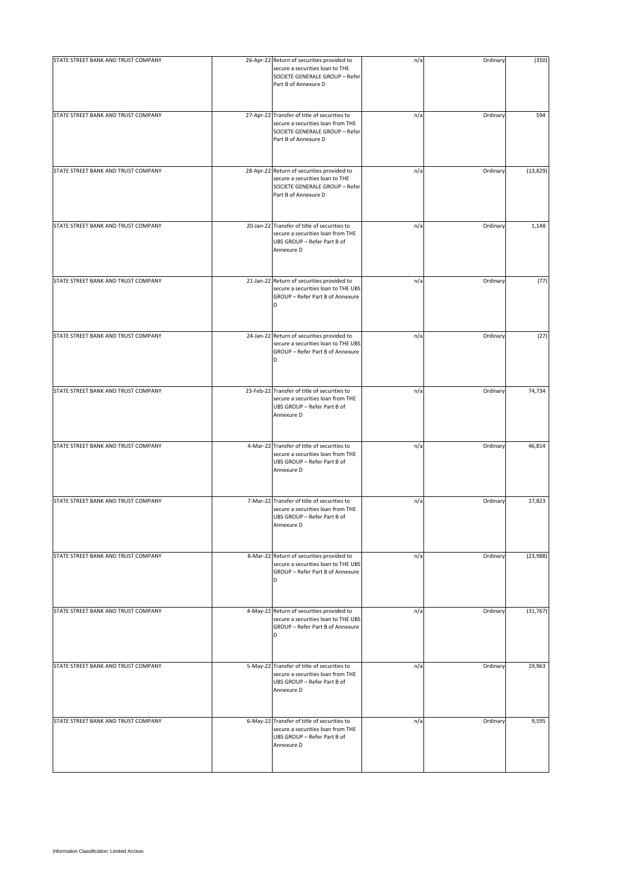| | | | | | |
|---|---|---|---|---|---|
| STATE STREET BANK AND TRUST COMPANY | 26-Apr-22 | Return of securities provided to secure a securities loan to THE SOCIETE GENERALE GROUP – Refer Part B of Annexure D | n/a | Ordinary | (350) |
| STATE STREET BANK AND TRUST COMPANY | 27-Apr-22 | Transfer of title of securities to secure a securities loan from THE SOCIETE GENERALE GROUP – Refer Part B of Annexure D | n/a | Ordinary | 594 |
| STATE STREET BANK AND TRUST COMPANY | 28-Apr-22 | Return of securities provided to secure a securities loan to THE SOCIETE GENERALE GROUP – Refer Part B of Annexure D | n/a | Ordinary | (13,829) |
| STATE STREET BANK AND TRUST COMPANY | 20-Jan-22 | Transfer of title of securities to secure a securities loan from THE UBS GROUP – Refer Part B of Annexure D | n/a | Ordinary | 1,148 |
| STATE STREET BANK AND TRUST COMPANY | 21-Jan-22 | Return of securities provided to secure a securities loan to THE UBS GROUP – Refer Part B of Annexure D | n/a | Ordinary | (77) |
| STATE STREET BANK AND TRUST COMPANY | 24-Jan-22 | Return of securities provided to secure a securities loan to THE UBS GROUP – Refer Part B of Annexure D | n/a | Ordinary | (27) |
| STATE STREET BANK AND TRUST COMPANY | 23-Feb-22 | Transfer of title of securities to secure a securities loan from THE UBS GROUP – Refer Part B of Annexure D | n/a | Ordinary | 74,734 |
| STATE STREET BANK AND TRUST COMPANY | 4-Mar-22 | Transfer of title of securities to secure a securities loan from THE UBS GROUP – Refer Part B of Annexure D | n/a | Ordinary | 46,814 |
| STATE STREET BANK AND TRUST COMPANY | 7-Mar-22 | Transfer of title of securities to secure a securities loan from THE UBS GROUP – Refer Part B of Annexure D | n/a | Ordinary | 17,823 |
| STATE STREET BANK AND TRUST COMPANY | 8-Mar-22 | Return of securities provided to secure a securities loan to THE UBS GROUP – Refer Part B of Annexure D | n/a | Ordinary | (23,988) |
| STATE STREET BANK AND TRUST COMPANY | 4-May-22 | Return of securities provided to secure a securities loan to THE UBS GROUP – Refer Part B of Annexure D | n/a | Ordinary | (31,767) |
| STATE STREET BANK AND TRUST COMPANY | 5-May-22 | Transfer of title of securities to secure a securities loan from THE UBS GROUP – Refer Part B of Annexure D | n/a | Ordinary | 19,963 |
| STATE STREET BANK AND TRUST COMPANY | 6-May-22 | Transfer of title of securities to secure a securities loan from THE UBS GROUP – Refer Part B of Annexure D | n/a | Ordinary | 9,595 |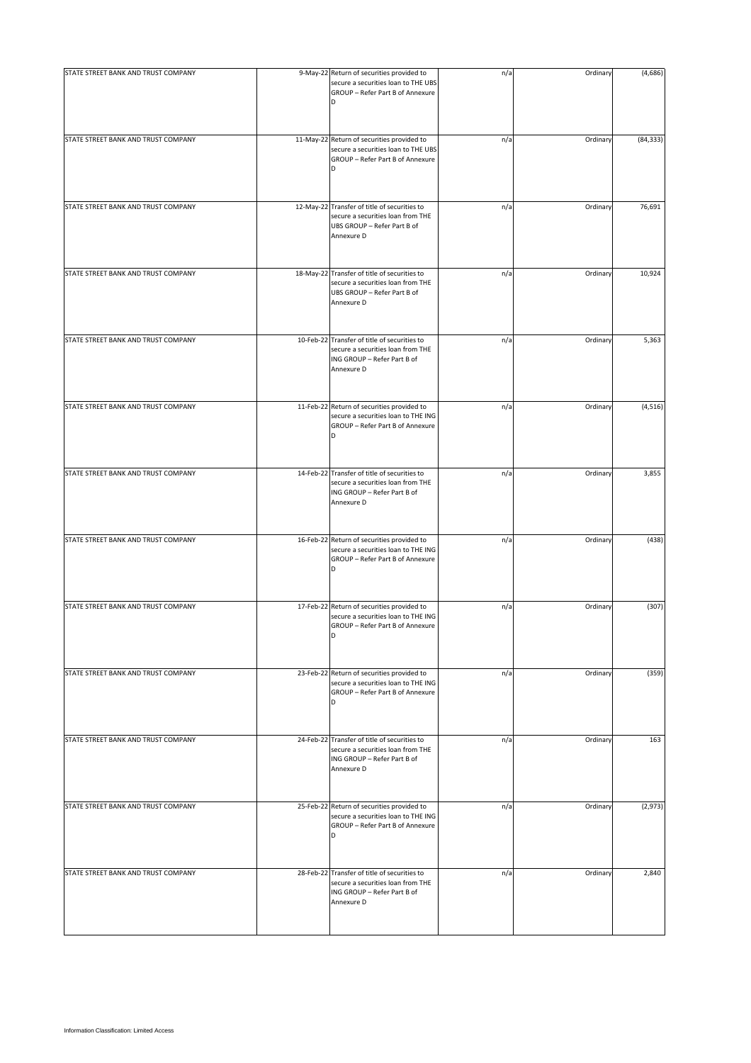| | | | | | |
|---|---|---|---|---|---|
| STATE STREET BANK AND TRUST COMPANY | 9-May-22 | Return of securities provided to secure a securities loan to THE UBS GROUP – Refer Part B of Annexure D | n/a | Ordinary | (4,686) |
| STATE STREET BANK AND TRUST COMPANY | 11-May-22 | Return of securities provided to secure a securities loan to THE UBS GROUP – Refer Part B of Annexure D | n/a | Ordinary | (84,333) |
| STATE STREET BANK AND TRUST COMPANY | 12-May-22 | Transfer of title of securities to secure a securities loan from THE UBS GROUP – Refer Part B of Annexure D | n/a | Ordinary | 76,691 |
| STATE STREET BANK AND TRUST COMPANY | 18-May-22 | Transfer of title of securities to secure a securities loan from THE UBS GROUP – Refer Part B of Annexure D | n/a | Ordinary | 10,924 |
| STATE STREET BANK AND TRUST COMPANY | 10-Feb-22 | Transfer of title of securities to secure a securities loan from THE ING GROUP – Refer Part B of Annexure D | n/a | Ordinary | 5,363 |
| STATE STREET BANK AND TRUST COMPANY | 11-Feb-22 | Return of securities provided to secure a securities loan to THE ING GROUP – Refer Part B of Annexure D | n/a | Ordinary | (4,516) |
| STATE STREET BANK AND TRUST COMPANY | 14-Feb-22 | Transfer of title of securities to secure a securities loan from THE ING GROUP – Refer Part B of Annexure D | n/a | Ordinary | 3,855 |
| STATE STREET BANK AND TRUST COMPANY | 16-Feb-22 | Return of securities provided to secure a securities loan to THE ING GROUP – Refer Part B of Annexure D | n/a | Ordinary | (438) |
| STATE STREET BANK AND TRUST COMPANY | 17-Feb-22 | Return of securities provided to secure a securities loan to THE ING GROUP – Refer Part B of Annexure D | n/a | Ordinary | (307) |
| STATE STREET BANK AND TRUST COMPANY | 23-Feb-22 | Return of securities provided to secure a securities loan to THE ING GROUP – Refer Part B of Annexure D | n/a | Ordinary | (359) |
| STATE STREET BANK AND TRUST COMPANY | 24-Feb-22 | Transfer of title of securities to secure a securities loan from THE ING GROUP – Refer Part B of Annexure D | n/a | Ordinary | 163 |
| STATE STREET BANK AND TRUST COMPANY | 25-Feb-22 | Return of securities provided to secure a securities loan to THE ING GROUP – Refer Part B of Annexure D | n/a | Ordinary | (2,973) |
| STATE STREET BANK AND TRUST COMPANY | 28-Feb-22 | Transfer of title of securities to secure a securities loan from THE ING GROUP – Refer Part B of Annexure D | n/a | Ordinary | 2,840 |

Information Classification: Limited Access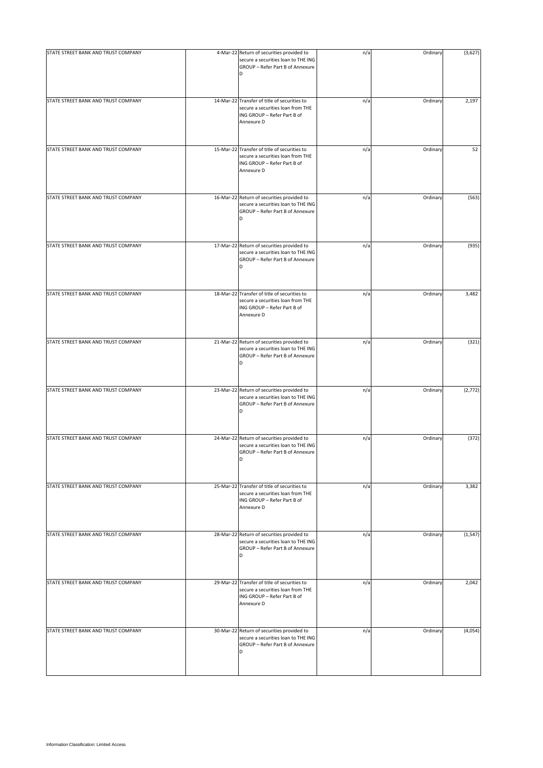| | | | | | |
|---|---|---|---|---|---|
| STATE STREET BANK AND TRUST COMPANY | 4-Mar-22 | Return of securities provided to secure a securities loan to THE ING GROUP – Refer Part B of Annexure D | n/a | Ordinary | (3,627) |
| STATE STREET BANK AND TRUST COMPANY | 14-Mar-22 | Transfer of title of securities to secure a securities loan from THE ING GROUP – Refer Part B of Annexure D | n/a | Ordinary | 2,197 |
| STATE STREET BANK AND TRUST COMPANY | 15-Mar-22 | Transfer of title of securities to secure a securities loan from THE ING GROUP – Refer Part B of Annexure D | n/a | Ordinary | 52 |
| STATE STREET BANK AND TRUST COMPANY | 16-Mar-22 | Return of securities provided to secure a securities loan to THE ING GROUP – Refer Part B of Annexure D | n/a | Ordinary | (563) |
| STATE STREET BANK AND TRUST COMPANY | 17-Mar-22 | Return of securities provided to secure a securities loan to THE ING GROUP – Refer Part B of Annexure D | n/a | Ordinary | (935) |
| STATE STREET BANK AND TRUST COMPANY | 18-Mar-22 | Transfer of title of securities to secure a securities loan from THE ING GROUP – Refer Part B of Annexure D | n/a | Ordinary | 3,482 |
| STATE STREET BANK AND TRUST COMPANY | 21-Mar-22 | Return of securities provided to secure a securities loan to THE ING GROUP – Refer Part B of Annexure D | n/a | Ordinary | (321) |
| STATE STREET BANK AND TRUST COMPANY | 23-Mar-22 | Return of securities provided to secure a securities loan to THE ING GROUP – Refer Part B of Annexure D | n/a | Ordinary | (2,772) |
| STATE STREET BANK AND TRUST COMPANY | 24-Mar-22 | Return of securities provided to secure a securities loan to THE ING GROUP – Refer Part B of Annexure D | n/a | Ordinary | (372) |
| STATE STREET BANK AND TRUST COMPANY | 25-Mar-22 | Transfer of title of securities to secure a securities loan from THE ING GROUP – Refer Part B of Annexure D | n/a | Ordinary | 3,382 |
| STATE STREET BANK AND TRUST COMPANY | 28-Mar-22 | Return of securities provided to secure a securities loan to THE ING GROUP – Refer Part B of Annexure D | n/a | Ordinary | (1,547) |
| STATE STREET BANK AND TRUST COMPANY | 29-Mar-22 | Transfer of title of securities to secure a securities loan from THE ING GROUP – Refer Part B of Annexure D | n/a | Ordinary | 2,042 |
| STATE STREET BANK AND TRUST COMPANY | 30-Mar-22 | Return of securities provided to secure a securities loan to THE ING GROUP – Refer Part B of Annexure D | n/a | Ordinary | (4,054) |

Information Classification: Limited Access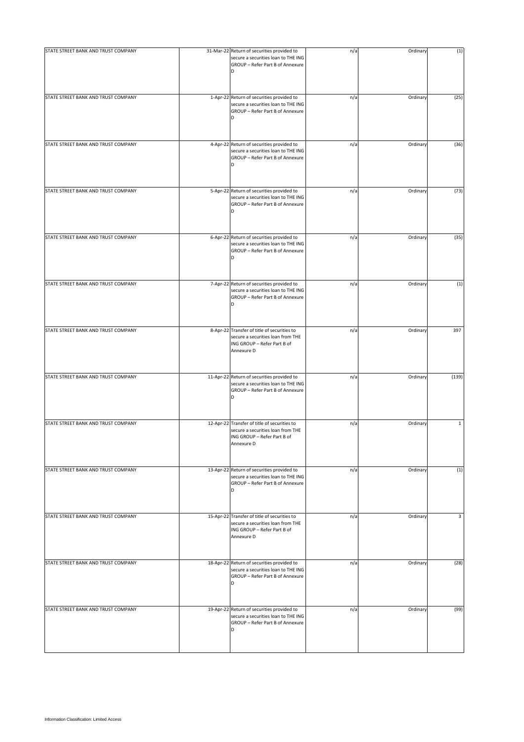| | | | | | |
|---|---|---|---|---|---|
| STATE STREET BANK AND TRUST COMPANY | 31-Mar-22 | Return of securities provided to secure a securities loan to THE ING GROUP – Refer Part B of Annexure D | n/a | Ordinary | (1) |
| STATE STREET BANK AND TRUST COMPANY | 1-Apr-22 | Return of securities provided to secure a securities loan to THE ING GROUP – Refer Part B of Annexure D | n/a | Ordinary | (25) |
| STATE STREET BANK AND TRUST COMPANY | 4-Apr-22 | Return of securities provided to secure a securities loan to THE ING GROUP – Refer Part B of Annexure D | n/a | Ordinary | (36) |
| STATE STREET BANK AND TRUST COMPANY | 5-Apr-22 | Return of securities provided to secure a securities loan to THE ING GROUP – Refer Part B of Annexure D | n/a | Ordinary | (73) |
| STATE STREET BANK AND TRUST COMPANY | 6-Apr-22 | Return of securities provided to secure a securities loan to THE ING GROUP – Refer Part B of Annexure D | n/a | Ordinary | (35) |
| STATE STREET BANK AND TRUST COMPANY | 7-Apr-22 | Return of securities provided to secure a securities loan to THE ING GROUP – Refer Part B of Annexure D | n/a | Ordinary | (1) |
| STATE STREET BANK AND TRUST COMPANY | 8-Apr-22 | Transfer of title of securities to secure a securities loan from THE ING GROUP – Refer Part B of Annexure D | n/a | Ordinary | 397 |
| STATE STREET BANK AND TRUST COMPANY | 11-Apr-22 | Return of securities provided to secure a securities loan to THE ING GROUP – Refer Part B of Annexure D | n/a | Ordinary | (139) |
| STATE STREET BANK AND TRUST COMPANY | 12-Apr-22 | Transfer of title of securities to secure a securities loan from THE ING GROUP – Refer Part B of Annexure D | n/a | Ordinary | 1 |
| STATE STREET BANK AND TRUST COMPANY | 13-Apr-22 | Return of securities provided to secure a securities loan to THE ING GROUP – Refer Part B of Annexure D | n/a | Ordinary | (1) |
| STATE STREET BANK AND TRUST COMPANY | 15-Apr-22 | Transfer of title of securities to secure a securities loan from THE ING GROUP – Refer Part B of Annexure D | n/a | Ordinary | 3 |
| STATE STREET BANK AND TRUST COMPANY | 18-Apr-22 | Return of securities provided to secure a securities loan to THE ING GROUP – Refer Part B of Annexure D | n/a | Ordinary | (28) |
| STATE STREET BANK AND TRUST COMPANY | 19-Apr-22 | Return of securities provided to secure a securities loan to THE ING GROUP – Refer Part B of Annexure D | n/a | Ordinary | (99) |

Information Classification: Limited Access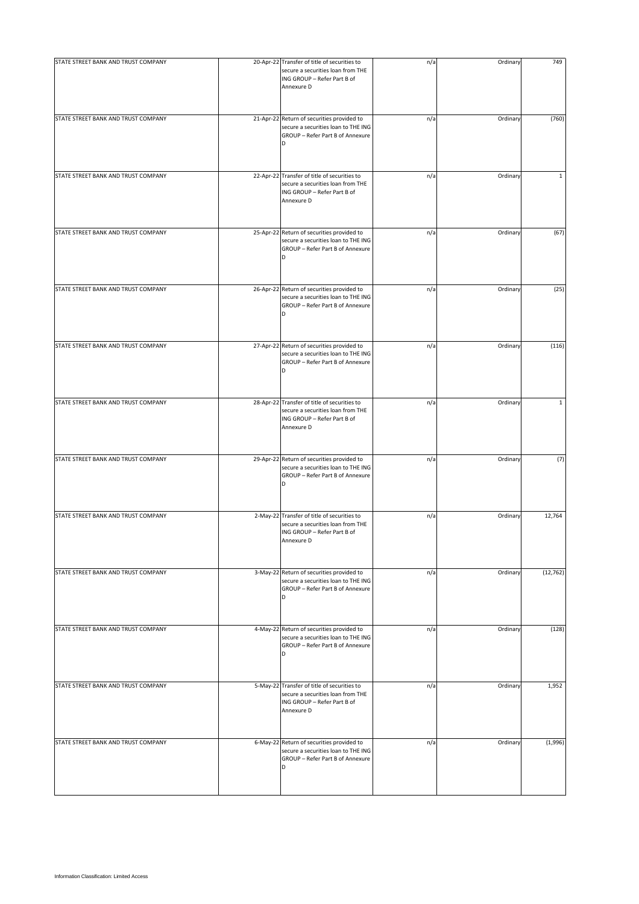| | | | | | |
|---|---|---|---|---|---|
| STATE STREET BANK AND TRUST COMPANY | 20-Apr-22 | Transfer of title of securities to secure a securities loan from THE ING GROUP – Refer Part B of Annexure D | n/a | Ordinary | 749 |
| STATE STREET BANK AND TRUST COMPANY | 21-Apr-22 | Return of securities provided to secure a securities loan to THE ING GROUP – Refer Part B of Annexure D | n/a | Ordinary | (760) |
| STATE STREET BANK AND TRUST COMPANY | 22-Apr-22 | Transfer of title of securities to secure a securities loan from THE ING GROUP – Refer Part B of Annexure D | n/a | Ordinary | 1 |
| STATE STREET BANK AND TRUST COMPANY | 25-Apr-22 | Return of securities provided to secure a securities loan to THE ING GROUP – Refer Part B of Annexure D | n/a | Ordinary | (67) |
| STATE STREET BANK AND TRUST COMPANY | 26-Apr-22 | Return of securities provided to secure a securities loan to THE ING GROUP – Refer Part B of Annexure D | n/a | Ordinary | (25) |
| STATE STREET BANK AND TRUST COMPANY | 27-Apr-22 | Return of securities provided to secure a securities loan to THE ING GROUP – Refer Part B of Annexure D | n/a | Ordinary | (116) |
| STATE STREET BANK AND TRUST COMPANY | 28-Apr-22 | Transfer of title of securities to secure a securities loan from THE ING GROUP – Refer Part B of Annexure D | n/a | Ordinary | 1 |
| STATE STREET BANK AND TRUST COMPANY | 29-Apr-22 | Return of securities provided to secure a securities loan to THE ING GROUP – Refer Part B of Annexure D | n/a | Ordinary | (7) |
| STATE STREET BANK AND TRUST COMPANY | 2-May-22 | Transfer of title of securities to secure a securities loan from THE ING GROUP – Refer Part B of Annexure D | n/a | Ordinary | 12,764 |
| STATE STREET BANK AND TRUST COMPANY | 3-May-22 | Return of securities provided to secure a securities loan to THE ING GROUP – Refer Part B of Annexure D | n/a | Ordinary | (12,762) |
| STATE STREET BANK AND TRUST COMPANY | 4-May-22 | Return of securities provided to secure a securities loan to THE ING GROUP – Refer Part B of Annexure D | n/a | Ordinary | (128) |
| STATE STREET BANK AND TRUST COMPANY | 5-May-22 | Transfer of title of securities to secure a securities loan from THE ING GROUP – Refer Part B of Annexure D | n/a | Ordinary | 1,952 |
| STATE STREET BANK AND TRUST COMPANY | 6-May-22 | Return of securities provided to secure a securities loan to THE ING GROUP – Refer Part B of Annexure D | n/a | Ordinary | (1,996) |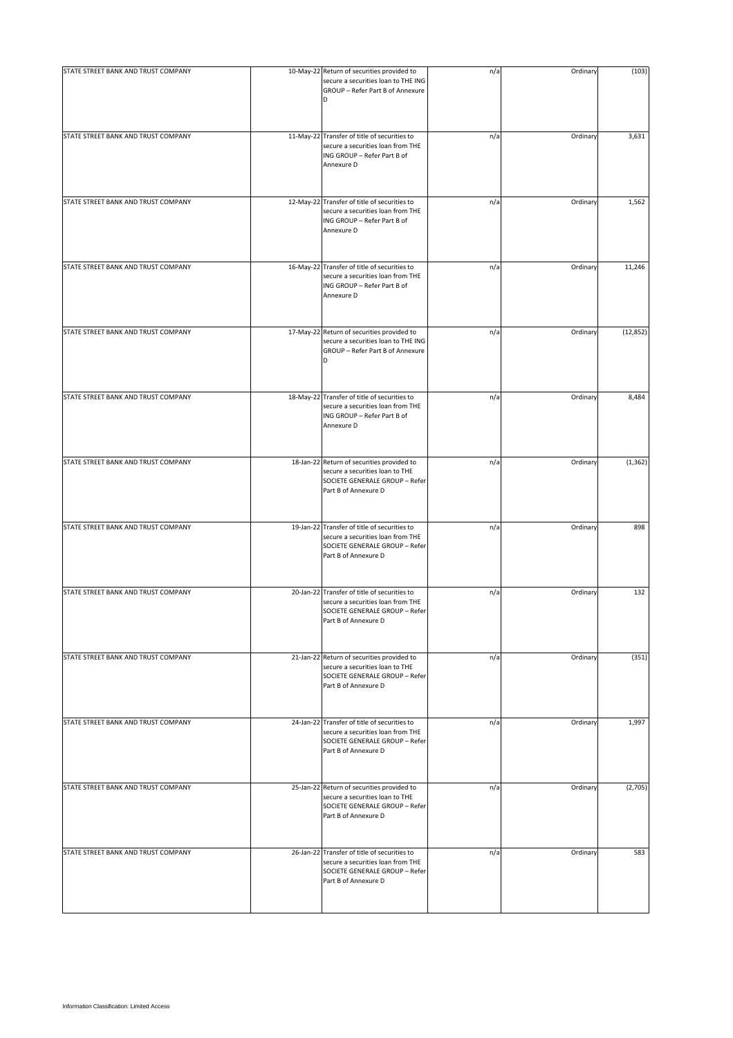| | | | | | |
|---|---|---|---|---|---|
| STATE STREET BANK AND TRUST COMPANY | 10-May-22 | Return of securities provided to secure a securities loan to THE ING GROUP – Refer Part B of Annexure D | n/a | Ordinary | (103) |
| STATE STREET BANK AND TRUST COMPANY | 11-May-22 | Transfer of title of securities to secure a securities loan from THE ING GROUP – Refer Part B of Annexure D | n/a | Ordinary | 3,631 |
| STATE STREET BANK AND TRUST COMPANY | 12-May-22 | Transfer of title of securities to secure a securities loan from THE ING GROUP – Refer Part B of Annexure D | n/a | Ordinary | 1,562 |
| STATE STREET BANK AND TRUST COMPANY | 16-May-22 | Transfer of title of securities to secure a securities loan from THE ING GROUP – Refer Part B of Annexure D | n/a | Ordinary | 11,246 |
| STATE STREET BANK AND TRUST COMPANY | 17-May-22 | Return of securities provided to secure a securities loan to THE ING GROUP – Refer Part B of Annexure D | n/a | Ordinary | (12,852) |
| STATE STREET BANK AND TRUST COMPANY | 18-May-22 | Transfer of title of securities to secure a securities loan from THE ING GROUP – Refer Part B of Annexure D | n/a | Ordinary | 8,484 |
| STATE STREET BANK AND TRUST COMPANY | 18-Jan-22 | Return of securities provided to secure a securities loan to THE SOCIETE GENERALE GROUP – Refer Part B of Annexure D | n/a | Ordinary | (1,362) |
| STATE STREET BANK AND TRUST COMPANY | 19-Jan-22 | Transfer of title of securities to secure a securities loan from THE SOCIETE GENERALE GROUP – Refer Part B of Annexure D | n/a | Ordinary | 898 |
| STATE STREET BANK AND TRUST COMPANY | 20-Jan-22 | Transfer of title of securities to secure a securities loan from THE SOCIETE GENERALE GROUP – Refer Part B of Annexure D | n/a | Ordinary | 132 |
| STATE STREET BANK AND TRUST COMPANY | 21-Jan-22 | Return of securities provided to secure a securities loan to THE SOCIETE GENERALE GROUP – Refer Part B of Annexure D | n/a | Ordinary | (351) |
| STATE STREET BANK AND TRUST COMPANY | 24-Jan-22 | Transfer of title of securities to secure a securities loan from THE SOCIETE GENERALE GROUP – Refer Part B of Annexure D | n/a | Ordinary | 1,997 |
| STATE STREET BANK AND TRUST COMPANY | 25-Jan-22 | Return of securities provided to secure a securities loan to THE SOCIETE GENERALE GROUP – Refer Part B of Annexure D | n/a | Ordinary | (2,705) |
| STATE STREET BANK AND TRUST COMPANY | 26-Jan-22 | Transfer of title of securities to secure a securities loan from THE SOCIETE GENERALE GROUP – Refer Part B of Annexure D | n/a | Ordinary | 583 |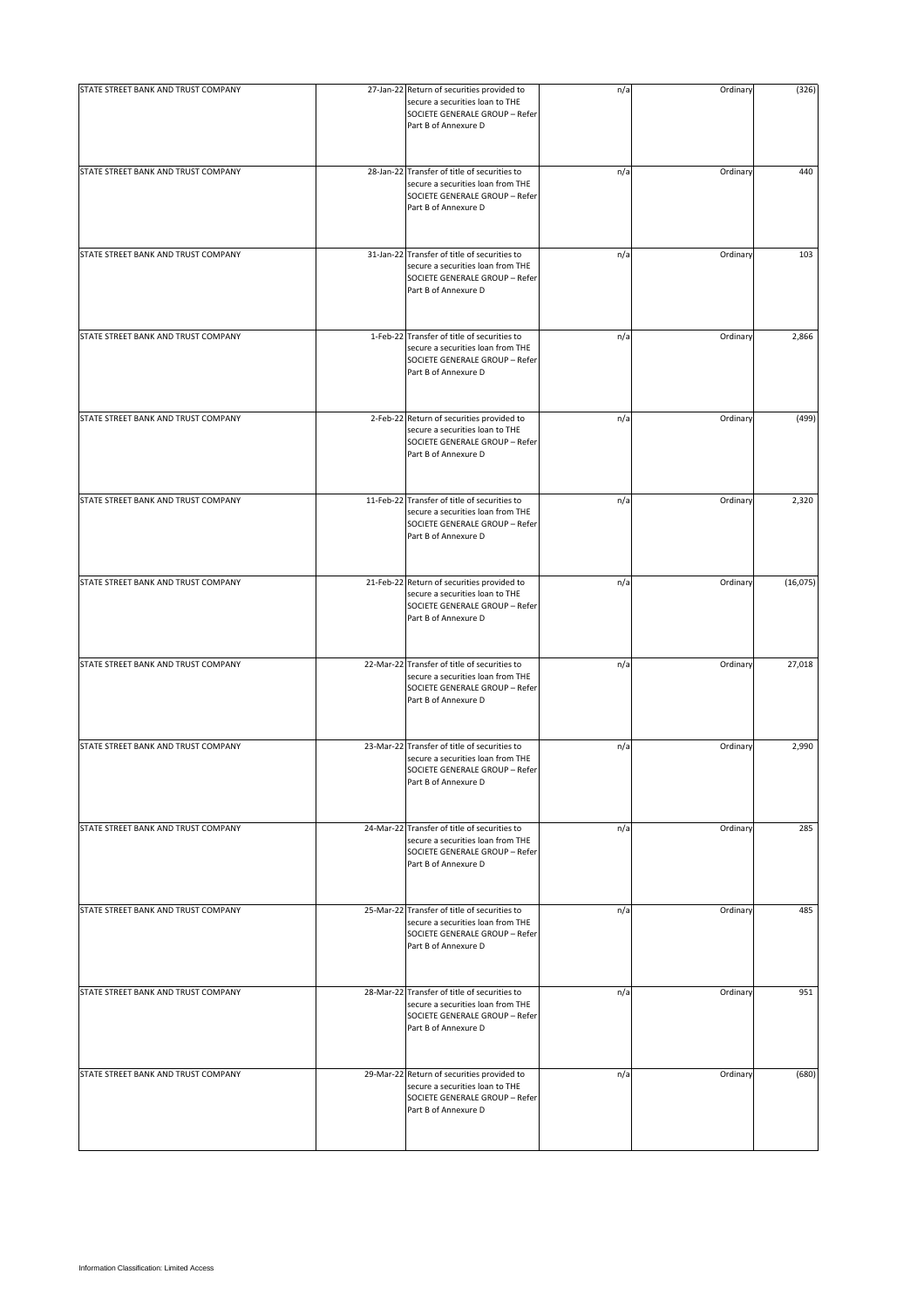| STATE STREET BANK AND TRUST COMPANY | 27-Jan-22 | Return of securities provided to secure a securities loan to THE SOCIETE GENERALE GROUP – Refer Part B of Annexure D | n/a | Ordinary | (326) |
|---|---|---|---|---|---|
| STATE STREET BANK AND TRUST COMPANY | 28-Jan-22 | Transfer of title of securities to secure a securities loan from THE SOCIETE GENERALE GROUP – Refer Part B of Annexure D | n/a | Ordinary | 440 |
| STATE STREET BANK AND TRUST COMPANY | 31-Jan-22 | Transfer of title of securities to secure a securities loan from THE SOCIETE GENERALE GROUP – Refer Part B of Annexure D | n/a | Ordinary | 103 |
| STATE STREET BANK AND TRUST COMPANY | 1-Feb-22 | Transfer of title of securities to secure a securities loan from THE SOCIETE GENERALE GROUP – Refer Part B of Annexure D | n/a | Ordinary | 2,866 |
| STATE STREET BANK AND TRUST COMPANY | 2-Feb-22 | Return of securities provided to secure a securities loan to THE SOCIETE GENERALE GROUP – Refer Part B of Annexure D | n/a | Ordinary | (499) |
| STATE STREET BANK AND TRUST COMPANY | 11-Feb-22 | Transfer of title of securities to secure a securities loan from THE SOCIETE GENERALE GROUP – Refer Part B of Annexure D | n/a | Ordinary | 2,320 |
| STATE STREET BANK AND TRUST COMPANY | 21-Feb-22 | Return of securities provided to secure a securities loan to THE SOCIETE GENERALE GROUP – Refer Part B of Annexure D | n/a | Ordinary | (16,075) |
| STATE STREET BANK AND TRUST COMPANY | 22-Mar-22 | Transfer of title of securities to secure a securities loan from THE SOCIETE GENERALE GROUP – Refer Part B of Annexure D | n/a | Ordinary | 27,018 |
| STATE STREET BANK AND TRUST COMPANY | 23-Mar-22 | Transfer of title of securities to secure a securities loan from THE SOCIETE GENERALE GROUP – Refer Part B of Annexure D | n/a | Ordinary | 2,990 |
| STATE STREET BANK AND TRUST COMPANY | 24-Mar-22 | Transfer of title of securities to secure a securities loan from THE SOCIETE GENERALE GROUP – Refer Part B of Annexure D | n/a | Ordinary | 285 |
| STATE STREET BANK AND TRUST COMPANY | 25-Mar-22 | Transfer of title of securities to secure a securities loan from THE SOCIETE GENERALE GROUP – Refer Part B of Annexure D | n/a | Ordinary | 485 |
| STATE STREET BANK AND TRUST COMPANY | 28-Mar-22 | Transfer of title of securities to secure a securities loan from THE SOCIETE GENERALE GROUP – Refer Part B of Annexure D | n/a | Ordinary | 951 |
| STATE STREET BANK AND TRUST COMPANY | 29-Mar-22 | Return of securities provided to secure a securities loan to THE SOCIETE GENERALE GROUP – Refer Part B of Annexure D | n/a | Ordinary | (680) |

Information Classification: Limited Access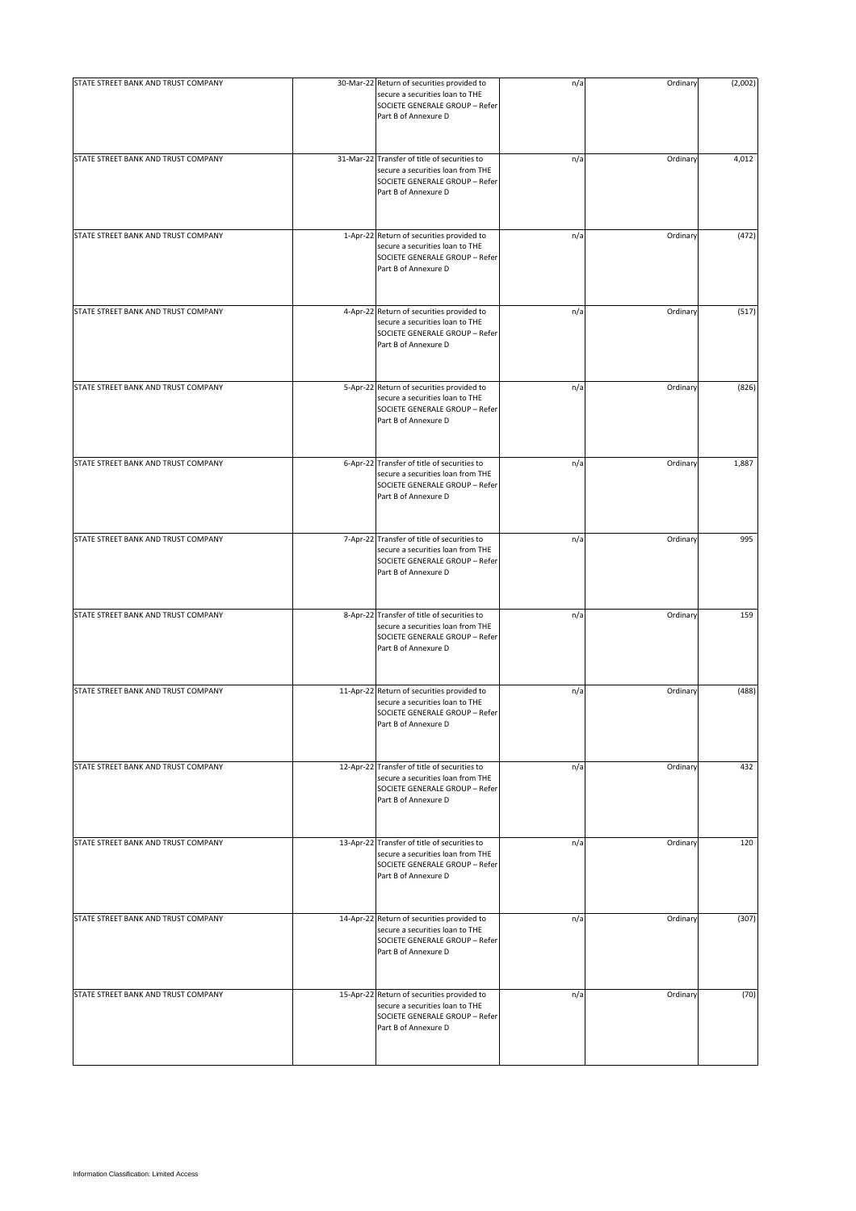| | | | | | |
|---|---|---|---|---|---|
| STATE STREET BANK AND TRUST COMPANY | 30-Mar-22 | Return of securities provided to secure a securities loan to THE SOCIETE GENERALE GROUP – Refer Part B of Annexure D | n/a | Ordinary | (2,002) |
| STATE STREET BANK AND TRUST COMPANY | 31-Mar-22 | Transfer of title of securities to secure a securities loan from THE SOCIETE GENERALE GROUP – Refer Part B of Annexure D | n/a | Ordinary | 4,012 |
| STATE STREET BANK AND TRUST COMPANY | 1-Apr-22 | Return of securities provided to secure a securities loan to THE SOCIETE GENERALE GROUP – Refer Part B of Annexure D | n/a | Ordinary | (472) |
| STATE STREET BANK AND TRUST COMPANY | 4-Apr-22 | Return of securities provided to secure a securities loan to THE SOCIETE GENERALE GROUP – Refer Part B of Annexure D | n/a | Ordinary | (517) |
| STATE STREET BANK AND TRUST COMPANY | 5-Apr-22 | Return of securities provided to secure a securities loan to THE SOCIETE GENERALE GROUP – Refer Part B of Annexure D | n/a | Ordinary | (826) |
| STATE STREET BANK AND TRUST COMPANY | 6-Apr-22 | Transfer of title of securities to secure a securities loan from THE SOCIETE GENERALE GROUP – Refer Part B of Annexure D | n/a | Ordinary | 1,887 |
| STATE STREET BANK AND TRUST COMPANY | 7-Apr-22 | Transfer of title of securities to secure a securities loan from THE SOCIETE GENERALE GROUP – Refer Part B of Annexure D | n/a | Ordinary | 995 |
| STATE STREET BANK AND TRUST COMPANY | 8-Apr-22 | Transfer of title of securities to secure a securities loan from THE SOCIETE GENERALE GROUP – Refer Part B of Annexure D | n/a | Ordinary | 159 |
| STATE STREET BANK AND TRUST COMPANY | 11-Apr-22 | Return of securities provided to secure a securities loan to THE SOCIETE GENERALE GROUP – Refer Part B of Annexure D | n/a | Ordinary | (488) |
| STATE STREET BANK AND TRUST COMPANY | 12-Apr-22 | Transfer of title of securities to secure a securities loan from THE SOCIETE GENERALE GROUP – Refer Part B of Annexure D | n/a | Ordinary | 432 |
| STATE STREET BANK AND TRUST COMPANY | 13-Apr-22 | Transfer of title of securities to secure a securities loan from THE SOCIETE GENERALE GROUP – Refer Part B of Annexure D | n/a | Ordinary | 120 |
| STATE STREET BANK AND TRUST COMPANY | 14-Apr-22 | Return of securities provided to secure a securities loan to THE SOCIETE GENERALE GROUP – Refer Part B of Annexure D | n/a | Ordinary | (307) |
| STATE STREET BANK AND TRUST COMPANY | 15-Apr-22 | Return of securities provided to secure a securities loan to THE SOCIETE GENERALE GROUP – Refer Part B of Annexure D | n/a | Ordinary | (70) |

Information Classification: Limited Access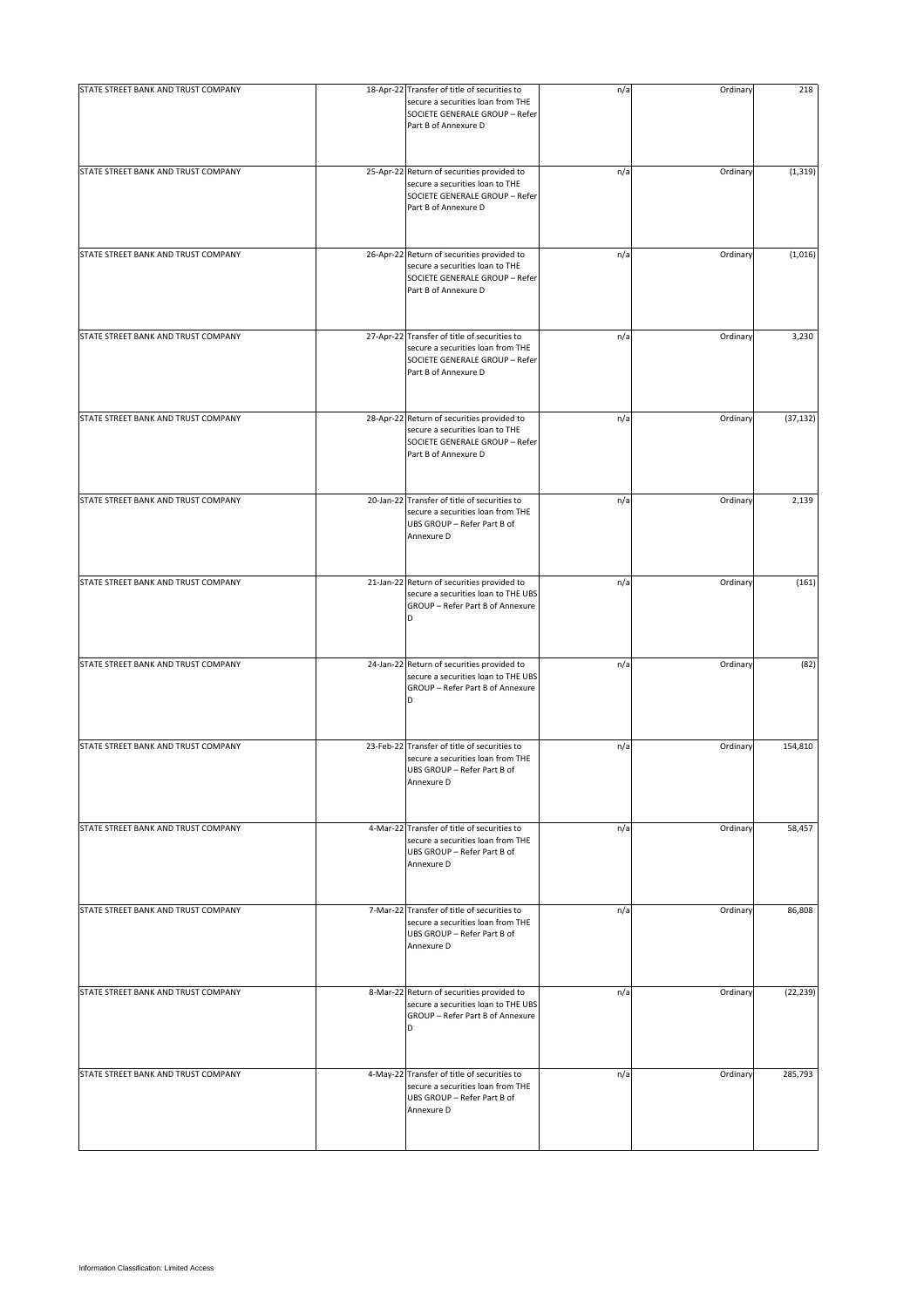| STATE STREET BANK AND TRUST COMPANY | 18-Apr-22 | Transfer of title of securities to secure a securities loan from THE SOCIETE GENERALE GROUP – Refer Part B of Annexure D | n/a | Ordinary | 218 |
|---|---|---|---|---|---|
| STATE STREET BANK AND TRUST COMPANY | 25-Apr-22 | Return of securities provided to secure a securities loan to THE SOCIETE GENERALE GROUP – Refer Part B of Annexure D | n/a | Ordinary | (1,319) |
| STATE STREET BANK AND TRUST COMPANY | 26-Apr-22 | Return of securities provided to secure a securities loan to THE SOCIETE GENERALE GROUP – Refer Part B of Annexure D | n/a | Ordinary | (1,016) |
| STATE STREET BANK AND TRUST COMPANY | 27-Apr-22 | Transfer of title of securities to secure a securities loan from THE SOCIETE GENERALE GROUP – Refer Part B of Annexure D | n/a | Ordinary | 3,230 |
| STATE STREET BANK AND TRUST COMPANY | 28-Apr-22 | Return of securities provided to secure a securities loan to THE SOCIETE GENERALE GROUP – Refer Part B of Annexure D | n/a | Ordinary | (37,132) |
| STATE STREET BANK AND TRUST COMPANY | 20-Jan-22 | Transfer of title of securities to secure a securities loan from THE UBS GROUP – Refer Part B of Annexure D | n/a | Ordinary | 2,139 |
| STATE STREET BANK AND TRUST COMPANY | 21-Jan-22 | Return of securities provided to secure a securities loan to THE UBS GROUP – Refer Part B of Annexure D | n/a | Ordinary | (161) |
| STATE STREET BANK AND TRUST COMPANY | 24-Jan-22 | Return of securities provided to secure a securities loan to THE UBS GROUP – Refer Part B of Annexure D | n/a | Ordinary | (82) |
| STATE STREET BANK AND TRUST COMPANY | 23-Feb-22 | Transfer of title of securities to secure a securities loan from THE UBS GROUP – Refer Part B of Annexure D | n/a | Ordinary | 154,810 |
| STATE STREET BANK AND TRUST COMPANY | 4-Mar-22 | Transfer of title of securities to secure a securities loan from THE UBS GROUP – Refer Part B of Annexure D | n/a | Ordinary | 58,457 |
| STATE STREET BANK AND TRUST COMPANY | 7-Mar-22 | Transfer of title of securities to secure a securities loan from THE UBS GROUP – Refer Part B of Annexure D | n/a | Ordinary | 86,808 |
| STATE STREET BANK AND TRUST COMPANY | 8-Mar-22 | Return of securities provided to secure a securities loan to THE UBS GROUP – Refer Part B of Annexure D | n/a | Ordinary | (22,239) |
| STATE STREET BANK AND TRUST COMPANY | 4-May-22 | Transfer of title of securities to secure a securities loan from THE UBS GROUP – Refer Part B of Annexure D | n/a | Ordinary | 285,793 |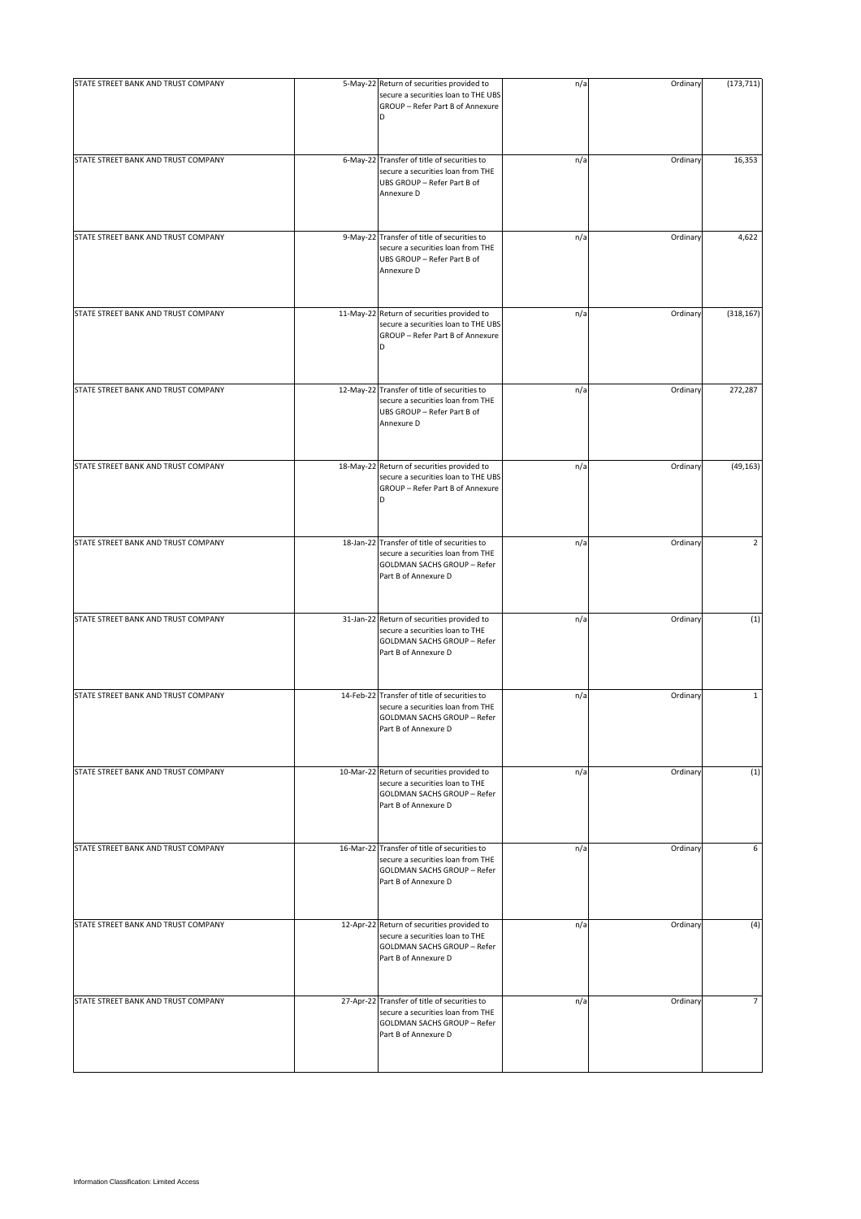| | | | | | |
|---|---|---|---|---|---|
| STATE STREET BANK AND TRUST COMPANY | 5-May-22 | Return of securities provided to secure a securities loan to THE UBS GROUP – Refer Part B of Annexure D | n/a | Ordinary | (173,711) |
| STATE STREET BANK AND TRUST COMPANY | 6-May-22 | Transfer of title of securities to secure a securities loan from THE UBS GROUP – Refer Part B of Annexure D | n/a | Ordinary | 16,353 |
| STATE STREET BANK AND TRUST COMPANY | 9-May-22 | Transfer of title of securities to secure a securities loan from THE UBS GROUP – Refer Part B of Annexure D | n/a | Ordinary | 4,622 |
| STATE STREET BANK AND TRUST COMPANY | 11-May-22 | Return of securities provided to secure a securities loan to THE UBS GROUP – Refer Part B of Annexure D | n/a | Ordinary | (318,167) |
| STATE STREET BANK AND TRUST COMPANY | 12-May-22 | Transfer of title of securities to secure a securities loan from THE UBS GROUP – Refer Part B of Annexure D | n/a | Ordinary | 272,287 |
| STATE STREET BANK AND TRUST COMPANY | 18-May-22 | Return of securities provided to secure a securities loan to THE UBS GROUP – Refer Part B of Annexure D | n/a | Ordinary | (49,163) |
| STATE STREET BANK AND TRUST COMPANY | 18-Jan-22 | Transfer of title of securities to secure a securities loan from THE GOLDMAN SACHS GROUP – Refer Part B of Annexure D | n/a | Ordinary | 2 |
| STATE STREET BANK AND TRUST COMPANY | 31-Jan-22 | Return of securities provided to secure a securities loan to THE GOLDMAN SACHS GROUP – Refer Part B of Annexure D | n/a | Ordinary | (1) |
| STATE STREET BANK AND TRUST COMPANY | 14-Feb-22 | Transfer of title of securities to secure a securities loan from THE GOLDMAN SACHS GROUP – Refer Part B of Annexure D | n/a | Ordinary | 1 |
| STATE STREET BANK AND TRUST COMPANY | 10-Mar-22 | Return of securities provided to secure a securities loan to THE GOLDMAN SACHS GROUP – Refer Part B of Annexure D | n/a | Ordinary | (1) |
| STATE STREET BANK AND TRUST COMPANY | 16-Mar-22 | Transfer of title of securities to secure a securities loan from THE GOLDMAN SACHS GROUP – Refer Part B of Annexure D | n/a | Ordinary | 6 |
| STATE STREET BANK AND TRUST COMPANY | 12-Apr-22 | Return of securities provided to secure a securities loan to THE GOLDMAN SACHS GROUP – Refer Part B of Annexure D | n/a | Ordinary | (4) |
| STATE STREET BANK AND TRUST COMPANY | 27-Apr-22 | Transfer of title of securities to secure a securities loan from THE GOLDMAN SACHS GROUP – Refer Part B of Annexure D | n/a | Ordinary | 7 |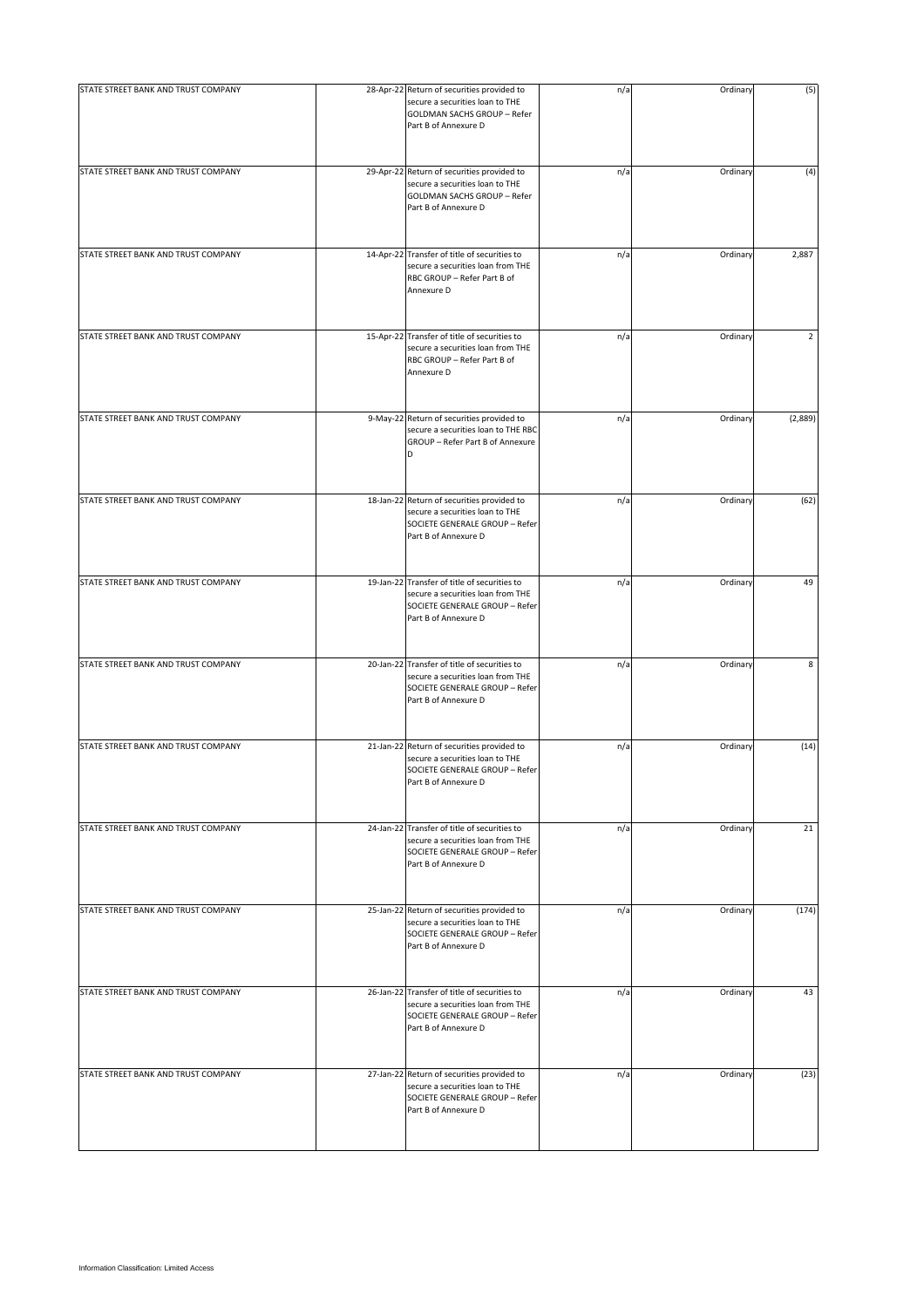| | | | | | |
|---|---|---|---|---|---|
| STATE STREET BANK AND TRUST COMPANY | 28-Apr-22 | Return of securities provided to secure a securities loan to THE GOLDMAN SACHS GROUP – Refer Part B of Annexure D | n/a | Ordinary | (5) |
| STATE STREET BANK AND TRUST COMPANY | 29-Apr-22 | Return of securities provided to secure a securities loan to THE GOLDMAN SACHS GROUP – Refer Part B of Annexure D | n/a | Ordinary | (4) |
| STATE STREET BANK AND TRUST COMPANY | 14-Apr-22 | Transfer of title of securities to secure a securities loan from THE RBC GROUP – Refer Part B of Annexure D | n/a | Ordinary | 2,887 |
| STATE STREET BANK AND TRUST COMPANY | 15-Apr-22 | Transfer of title of securities to secure a securities loan from THE RBC GROUP – Refer Part B of Annexure D | n/a | Ordinary | 2 |
| STATE STREET BANK AND TRUST COMPANY | 9-May-22 | Return of securities provided to secure a securities loan to THE RBC GROUP – Refer Part B of Annexure D | n/a | Ordinary | (2,889) |
| STATE STREET BANK AND TRUST COMPANY | 18-Jan-22 | Return of securities provided to secure a securities loan to THE SOCIETE GENERALE GROUP – Refer Part B of Annexure D | n/a | Ordinary | (62) |
| STATE STREET BANK AND TRUST COMPANY | 19-Jan-22 | Transfer of title of securities to secure a securities loan from THE SOCIETE GENERALE GROUP – Refer Part B of Annexure D | n/a | Ordinary | 49 |
| STATE STREET BANK AND TRUST COMPANY | 20-Jan-22 | Transfer of title of securities to secure a securities loan from THE SOCIETE GENERALE GROUP – Refer Part B of Annexure D | n/a | Ordinary | 8 |
| STATE STREET BANK AND TRUST COMPANY | 21-Jan-22 | Return of securities provided to secure a securities loan to THE SOCIETE GENERALE GROUP – Refer Part B of Annexure D | n/a | Ordinary | (14) |
| STATE STREET BANK AND TRUST COMPANY | 24-Jan-22 | Transfer of title of securities to secure a securities loan from THE SOCIETE GENERALE GROUP – Refer Part B of Annexure D | n/a | Ordinary | 21 |
| STATE STREET BANK AND TRUST COMPANY | 25-Jan-22 | Return of securities provided to secure a securities loan to THE SOCIETE GENERALE GROUP – Refer Part B of Annexure D | n/a | Ordinary | (174) |
| STATE STREET BANK AND TRUST COMPANY | 26-Jan-22 | Transfer of title of securities to secure a securities loan from THE SOCIETE GENERALE GROUP – Refer Part B of Annexure D | n/a | Ordinary | 43 |
| STATE STREET BANK AND TRUST COMPANY | 27-Jan-22 | Return of securities provided to secure a securities loan to THE SOCIETE GENERALE GROUP – Refer Part B of Annexure D | n/a | Ordinary | (23) |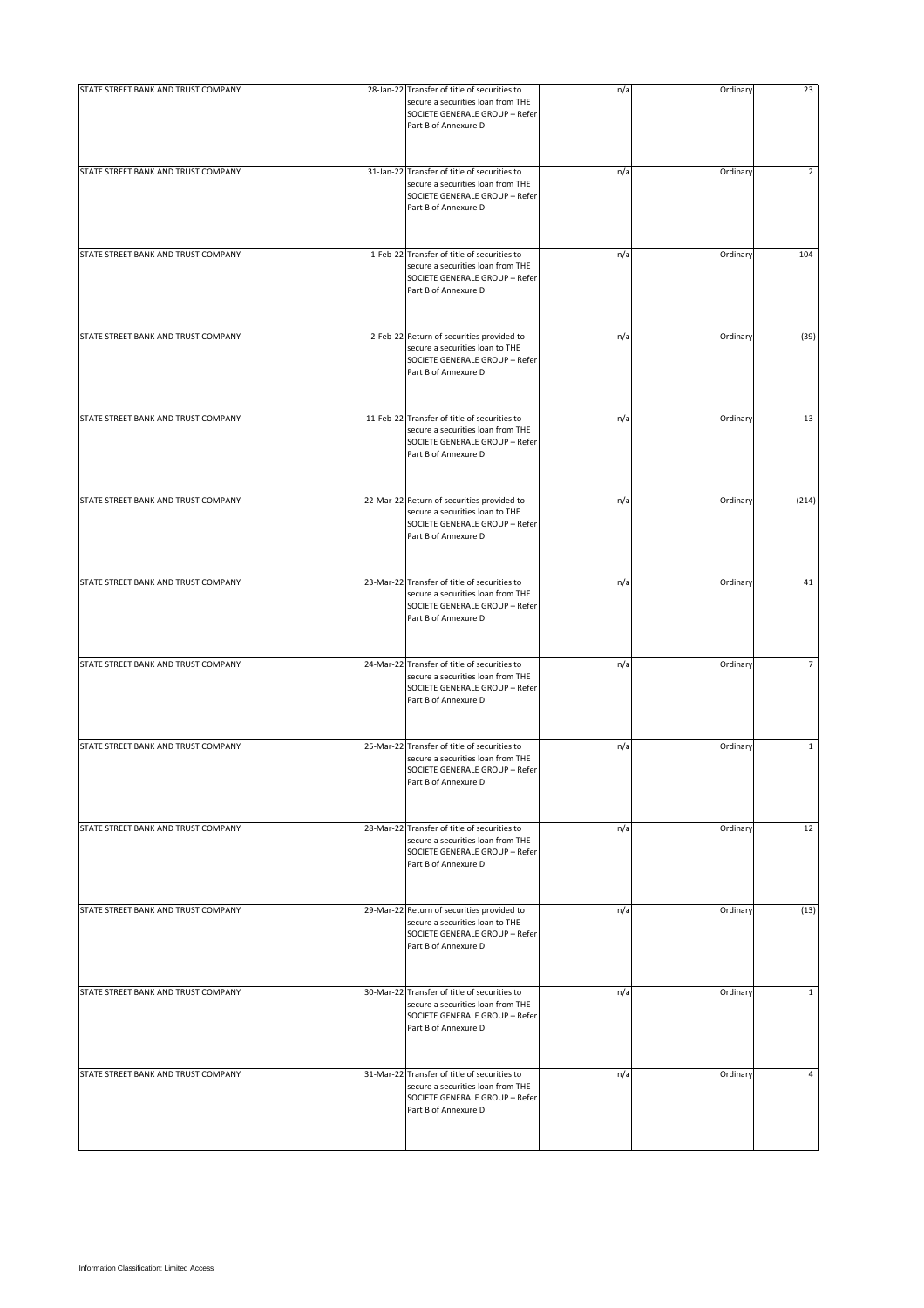| | | | | | |
|---|---|---|---|---|---|
| STATE STREET BANK AND TRUST COMPANY | 28-Jan-22 | Transfer of title of securities to secure a securities loan from THE SOCIETE GENERALE GROUP – Refer Part B of Annexure D | n/a | Ordinary | 23 |
| STATE STREET BANK AND TRUST COMPANY | 31-Jan-22 | Transfer of title of securities to secure a securities loan from THE SOCIETE GENERALE GROUP – Refer Part B of Annexure D | n/a | Ordinary | 2 |
| STATE STREET BANK AND TRUST COMPANY | 1-Feb-22 | Transfer of title of securities to secure a securities loan from THE SOCIETE GENERALE GROUP – Refer Part B of Annexure D | n/a | Ordinary | 104 |
| STATE STREET BANK AND TRUST COMPANY | 2-Feb-22 | Return of securities provided to secure a securities loan to THE SOCIETE GENERALE GROUP – Refer Part B of Annexure D | n/a | Ordinary | (39) |
| STATE STREET BANK AND TRUST COMPANY | 11-Feb-22 | Transfer of title of securities to secure a securities loan from THE SOCIETE GENERALE GROUP – Refer Part B of Annexure D | n/a | Ordinary | 13 |
| STATE STREET BANK AND TRUST COMPANY | 22-Mar-22 | Return of securities provided to secure a securities loan to THE SOCIETE GENERALE GROUP – Refer Part B of Annexure D | n/a | Ordinary | (214) |
| STATE STREET BANK AND TRUST COMPANY | 23-Mar-22 | Transfer of title of securities to secure a securities loan from THE SOCIETE GENERALE GROUP – Refer Part B of Annexure D | n/a | Ordinary | 41 |
| STATE STREET BANK AND TRUST COMPANY | 24-Mar-22 | Transfer of title of securities to secure a securities loan from THE SOCIETE GENERALE GROUP – Refer Part B of Annexure D | n/a | Ordinary | 7 |
| STATE STREET BANK AND TRUST COMPANY | 25-Mar-22 | Transfer of title of securities to secure a securities loan from THE SOCIETE GENERALE GROUP – Refer Part B of Annexure D | n/a | Ordinary | 1 |
| STATE STREET BANK AND TRUST COMPANY | 28-Mar-22 | Transfer of title of securities to secure a securities loan from THE SOCIETE GENERALE GROUP – Refer Part B of Annexure D | n/a | Ordinary | 12 |
| STATE STREET BANK AND TRUST COMPANY | 29-Mar-22 | Return of securities provided to secure a securities loan to THE SOCIETE GENERALE GROUP – Refer Part B of Annexure D | n/a | Ordinary | (13) |
| STATE STREET BANK AND TRUST COMPANY | 30-Mar-22 | Transfer of title of securities to secure a securities loan from THE SOCIETE GENERALE GROUP – Refer Part B of Annexure D | n/a | Ordinary | 1 |
| STATE STREET BANK AND TRUST COMPANY | 31-Mar-22 | Transfer of title of securities to secure a securities loan from THE SOCIETE GENERALE GROUP – Refer Part B of Annexure D | n/a | Ordinary | 4 |

Information Classification: Limited Access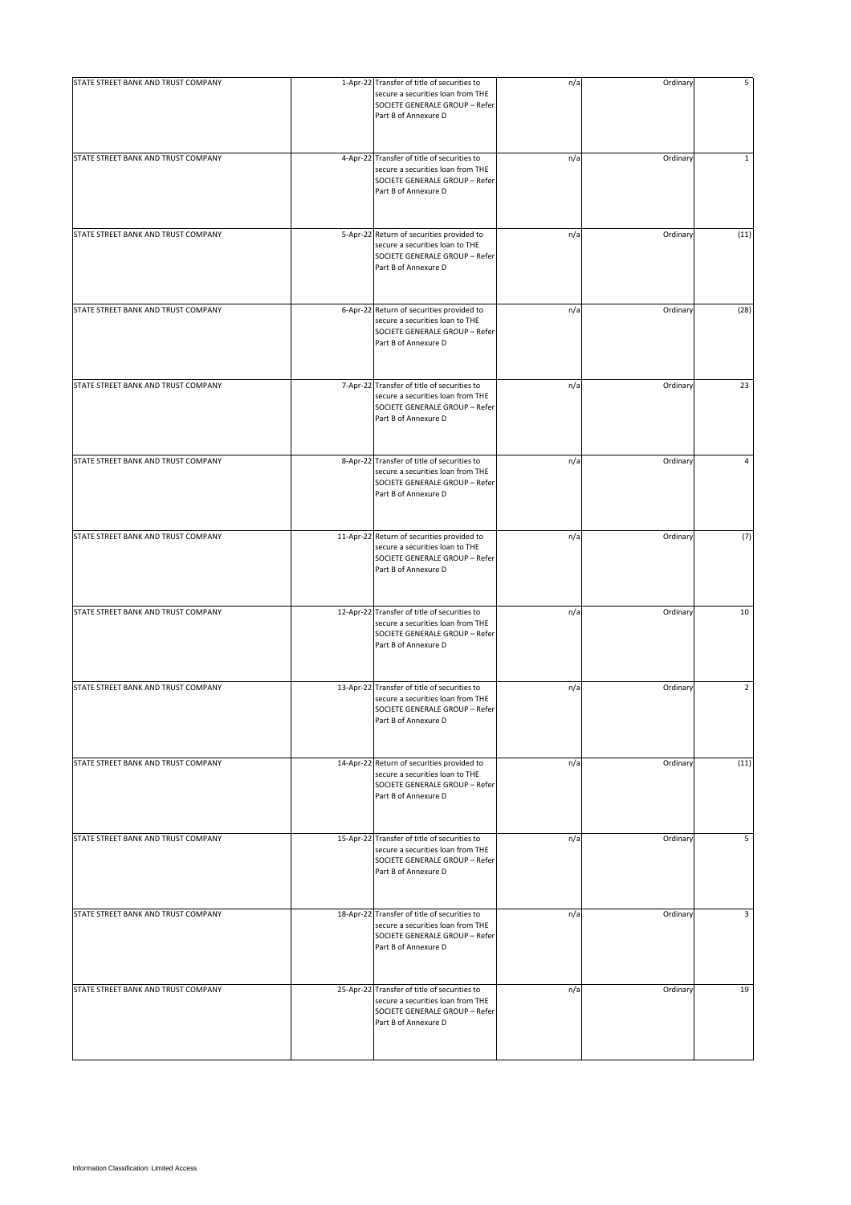| | | | | | |
|---|---|---|---|---|---|
| STATE STREET BANK AND TRUST COMPANY | 1-Apr-22 | Transfer of title of securities to secure a securities loan from THE SOCIETE GENERALE GROUP – Refer Part B of Annexure D | n/a | Ordinary | 5 |
| STATE STREET BANK AND TRUST COMPANY | 4-Apr-22 | Transfer of title of securities to secure a securities loan from THE SOCIETE GENERALE GROUP – Refer Part B of Annexure D | n/a | Ordinary | 1 |
| STATE STREET BANK AND TRUST COMPANY | 5-Apr-22 | Return of securities provided to secure a securities loan to THE SOCIETE GENERALE GROUP – Refer Part B of Annexure D | n/a | Ordinary | (11) |
| STATE STREET BANK AND TRUST COMPANY | 6-Apr-22 | Return of securities provided to secure a securities loan to THE SOCIETE GENERALE GROUP – Refer Part B of Annexure D | n/a | Ordinary | (28) |
| STATE STREET BANK AND TRUST COMPANY | 7-Apr-22 | Transfer of title of securities to secure a securities loan from THE SOCIETE GENERALE GROUP – Refer Part B of Annexure D | n/a | Ordinary | 23 |
| STATE STREET BANK AND TRUST COMPANY | 8-Apr-22 | Transfer of title of securities to secure a securities loan from THE SOCIETE GENERALE GROUP – Refer Part B of Annexure D | n/a | Ordinary | 4 |
| STATE STREET BANK AND TRUST COMPANY | 11-Apr-22 | Return of securities provided to secure a securities loan to THE SOCIETE GENERALE GROUP – Refer Part B of Annexure D | n/a | Ordinary | (7) |
| STATE STREET BANK AND TRUST COMPANY | 12-Apr-22 | Transfer of title of securities to secure a securities loan from THE SOCIETE GENERALE GROUP – Refer Part B of Annexure D | n/a | Ordinary | 10 |
| STATE STREET BANK AND TRUST COMPANY | 13-Apr-22 | Transfer of title of securities to secure a securities loan from THE SOCIETE GENERALE GROUP – Refer Part B of Annexure D | n/a | Ordinary | 2 |
| STATE STREET BANK AND TRUST COMPANY | 14-Apr-22 | Return of securities provided to secure a securities loan to THE SOCIETE GENERALE GROUP – Refer Part B of Annexure D | n/a | Ordinary | (11) |
| STATE STREET BANK AND TRUST COMPANY | 15-Apr-22 | Transfer of title of securities to secure a securities loan from THE SOCIETE GENERALE GROUP – Refer Part B of Annexure D | n/a | Ordinary | 5 |
| STATE STREET BANK AND TRUST COMPANY | 18-Apr-22 | Transfer of title of securities to secure a securities loan from THE SOCIETE GENERALE GROUP – Refer Part B of Annexure D | n/a | Ordinary | 3 |
| STATE STREET BANK AND TRUST COMPANY | 25-Apr-22 | Transfer of title of securities to secure a securities loan from THE SOCIETE GENERALE GROUP – Refer Part B of Annexure D | n/a | Ordinary | 19 |

Information Classification: Limited Access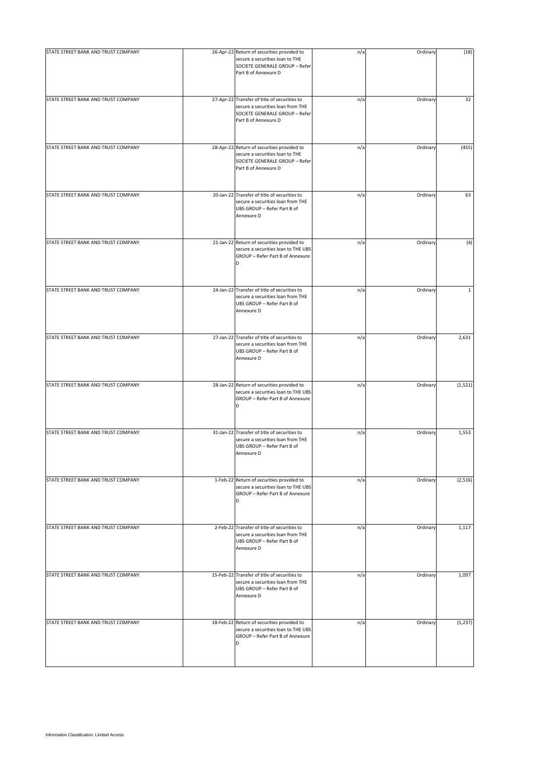| | | | | | |
|---|---|---|---|---|---|
| STATE STREET BANK AND TRUST COMPANY | 26-Apr-22 | Return of securities provided to secure a securities loan to THE SOCIETE GENERALE GROUP – Refer Part B of Annexure D | n/a | Ordinary | (18) |
| STATE STREET BANK AND TRUST COMPANY | 27-Apr-22 | Transfer of title of securities to secure a securities loan from THE SOCIETE GENERALE GROUP – Refer Part B of Annexure D | n/a | Ordinary | 32 |
| STATE STREET BANK AND TRUST COMPANY | 28-Apr-22 | Return of securities provided to secure a securities loan to THE SOCIETE GENERALE GROUP – Refer Part B of Annexure D | n/a | Ordinary | (455) |
| STATE STREET BANK AND TRUST COMPANY | 20-Jan-22 | Transfer of title of securities to secure a securities loan from THE UBS GROUP – Refer Part B of Annexure D | n/a | Ordinary | 63 |
| STATE STREET BANK AND TRUST COMPANY | 21-Jan-22 | Return of securities provided to secure a securities loan to THE UBS GROUP – Refer Part B of Annexure D | n/a | Ordinary | (4) |
| STATE STREET BANK AND TRUST COMPANY | 24-Jan-22 | Transfer of title of securities to secure a securities loan from THE UBS GROUP – Refer Part B of Annexure D | n/a | Ordinary | 1 |
| STATE STREET BANK AND TRUST COMPANY | 27-Jan-22 | Transfer of title of securities to secure a securities loan from THE UBS GROUP – Refer Part B of Annexure D | n/a | Ordinary | 2,631 |
| STATE STREET BANK AND TRUST COMPANY | 28-Jan-22 | Return of securities provided to secure a securities loan to THE UBS GROUP – Refer Part B of Annexure D | n/a | Ordinary | (1,521) |
| STATE STREET BANK AND TRUST COMPANY | 31-Jan-22 | Transfer of title of securities to secure a securities loan from THE UBS GROUP – Refer Part B of Annexure D | n/a | Ordinary | 1,553 |
| STATE STREET BANK AND TRUST COMPANY | 1-Feb-22 | Return of securities provided to secure a securities loan to THE UBS GROUP – Refer Part B of Annexure D | n/a | Ordinary | (2,516) |
| STATE STREET BANK AND TRUST COMPANY | 2-Feb-22 | Transfer of title of securities to secure a securities loan from THE UBS GROUP – Refer Part B of Annexure D | n/a | Ordinary | 1,117 |
| STATE STREET BANK AND TRUST COMPANY | 15-Feb-22 | Transfer of title of securities to secure a securities loan from THE UBS GROUP – Refer Part B of Annexure D | n/a | Ordinary | 1,097 |
| STATE STREET BANK AND TRUST COMPANY | 18-Feb-22 | Return of securities provided to secure a securities loan to THE UBS GROUP – Refer Part B of Annexure D | n/a | Ordinary | (1,237) |

Information Classification: Limited Access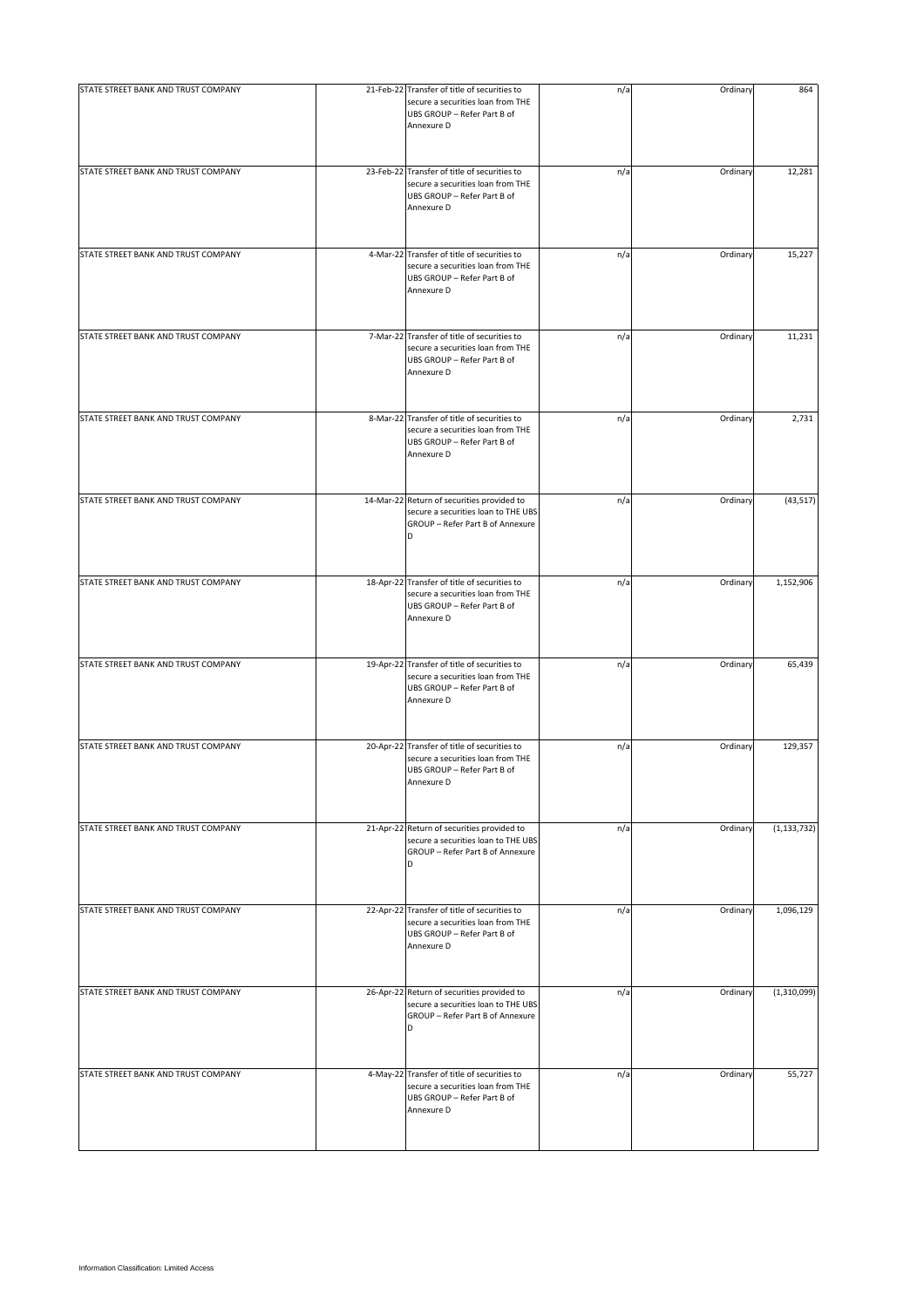| | | | | | |
|---|---|---|---|---|---|
| STATE STREET BANK AND TRUST COMPANY | 21-Feb-22 | Transfer of title of securities to secure a securities loan from THE UBS GROUP – Refer Part B of Annexure D | n/a | Ordinary | 864 |
| STATE STREET BANK AND TRUST COMPANY | 23-Feb-22 | Transfer of title of securities to secure a securities loan from THE UBS GROUP – Refer Part B of Annexure D | n/a | Ordinary | 12,281 |
| STATE STREET BANK AND TRUST COMPANY | 4-Mar-22 | Transfer of title of securities to secure a securities loan from THE UBS GROUP – Refer Part B of Annexure D | n/a | Ordinary | 15,227 |
| STATE STREET BANK AND TRUST COMPANY | 7-Mar-22 | Transfer of title of securities to secure a securities loan from THE UBS GROUP – Refer Part B of Annexure D | n/a | Ordinary | 11,231 |
| STATE STREET BANK AND TRUST COMPANY | 8-Mar-22 | Transfer of title of securities to secure a securities loan from THE UBS GROUP – Refer Part B of Annexure D | n/a | Ordinary | 2,731 |
| STATE STREET BANK AND TRUST COMPANY | 14-Mar-22 | Return of securities provided to secure a securities loan to THE UBS GROUP – Refer Part B of Annexure D | n/a | Ordinary | (43,517) |
| STATE STREET BANK AND TRUST COMPANY | 18-Apr-22 | Transfer of title of securities to secure a securities loan from THE UBS GROUP – Refer Part B of Annexure D | n/a | Ordinary | 1,152,906 |
| STATE STREET BANK AND TRUST COMPANY | 19-Apr-22 | Transfer of title of securities to secure a securities loan from THE UBS GROUP – Refer Part B of Annexure D | n/a | Ordinary | 65,439 |
| STATE STREET BANK AND TRUST COMPANY | 20-Apr-22 | Transfer of title of securities to secure a securities loan from THE UBS GROUP – Refer Part B of Annexure D | n/a | Ordinary | 129,357 |
| STATE STREET BANK AND TRUST COMPANY | 21-Apr-22 | Return of securities provided to secure a securities loan to THE UBS GROUP – Refer Part B of Annexure D | n/a | Ordinary | (1,133,732) |
| STATE STREET BANK AND TRUST COMPANY | 22-Apr-22 | Transfer of title of securities to secure a securities loan from THE UBS GROUP – Refer Part B of Annexure D | n/a | Ordinary | 1,096,129 |
| STATE STREET BANK AND TRUST COMPANY | 26-Apr-22 | Return of securities provided to secure a securities loan to THE UBS GROUP – Refer Part B of Annexure D | n/a | Ordinary | (1,310,099) |
| STATE STREET BANK AND TRUST COMPANY | 4-May-22 | Transfer of title of securities to secure a securities loan from THE UBS GROUP – Refer Part B of Annexure D | n/a | Ordinary | 55,727 |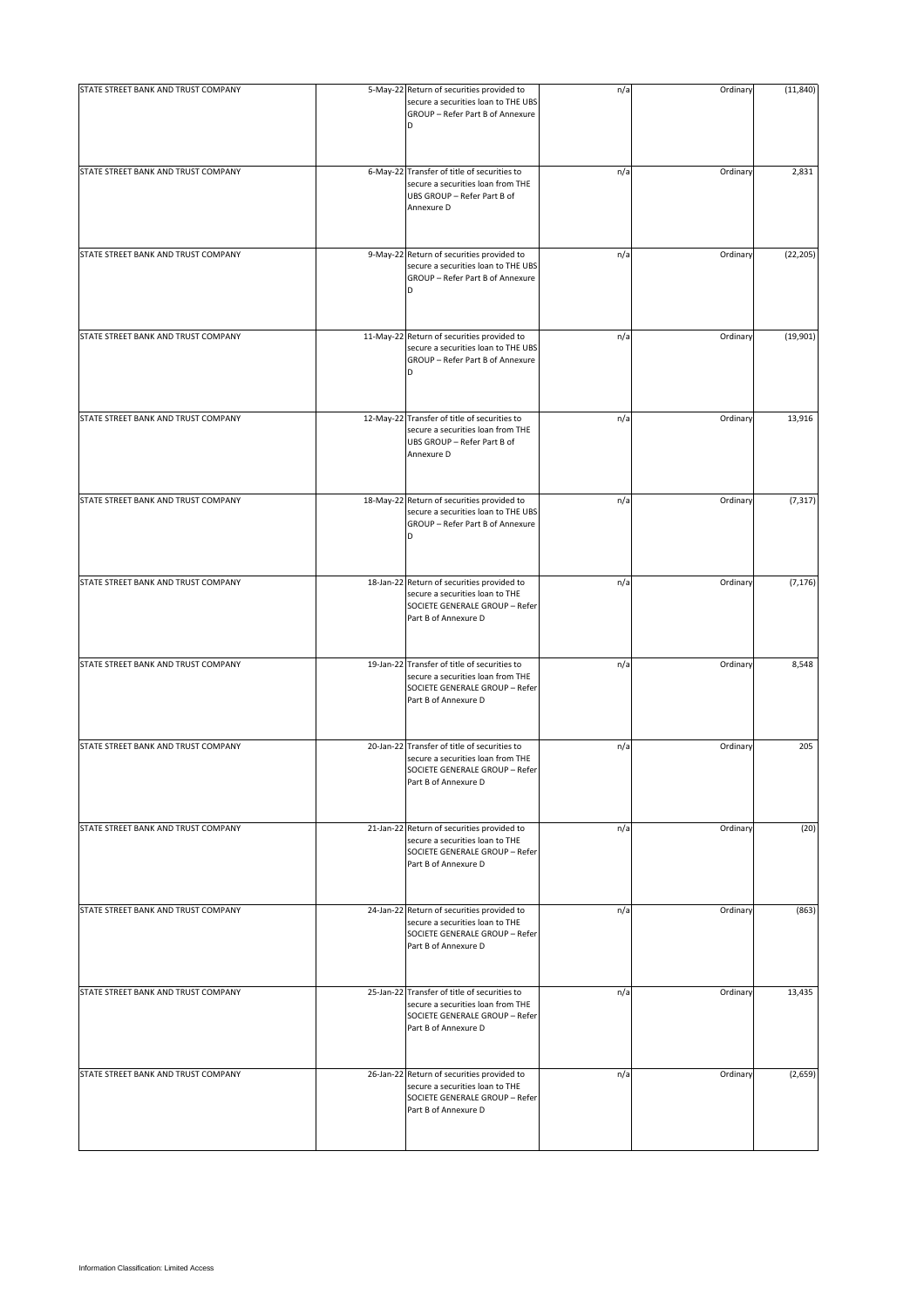| | | | | | |
|---|---|---|---|---|---|
| STATE STREET BANK AND TRUST COMPANY | 5-May-22 | Return of securities provided to secure a securities loan to THE UBS GROUP – Refer Part B of Annexure D | n/a | Ordinary | (11,840) |
| STATE STREET BANK AND TRUST COMPANY | 6-May-22 | Transfer of title of securities to secure a securities loan from THE UBS GROUP – Refer Part B of Annexure D | n/a | Ordinary | 2,831 |
| STATE STREET BANK AND TRUST COMPANY | 9-May-22 | Return of securities provided to secure a securities loan to THE UBS GROUP – Refer Part B of Annexure D | n/a | Ordinary | (22,205) |
| STATE STREET BANK AND TRUST COMPANY | 11-May-22 | Return of securities provided to secure a securities loan to THE UBS GROUP – Refer Part B of Annexure D | n/a | Ordinary | (19,901) |
| STATE STREET BANK AND TRUST COMPANY | 12-May-22 | Transfer of title of securities to secure a securities loan from THE UBS GROUP – Refer Part B of Annexure D | n/a | Ordinary | 13,916 |
| STATE STREET BANK AND TRUST COMPANY | 18-May-22 | Return of securities provided to secure a securities loan to THE UBS GROUP – Refer Part B of Annexure D | n/a | Ordinary | (7,317) |
| STATE STREET BANK AND TRUST COMPANY | 18-Jan-22 | Return of securities provided to secure a securities loan to THE SOCIETE GENERALE GROUP – Refer Part B of Annexure D | n/a | Ordinary | (7,176) |
| STATE STREET BANK AND TRUST COMPANY | 19-Jan-22 | Transfer of title of securities to secure a securities loan from THE SOCIETE GENERALE GROUP – Refer Part B of Annexure D | n/a | Ordinary | 8,548 |
| STATE STREET BANK AND TRUST COMPANY | 20-Jan-22 | Transfer of title of securities to secure a securities loan from THE SOCIETE GENERALE GROUP – Refer Part B of Annexure D | n/a | Ordinary | 205 |
| STATE STREET BANK AND TRUST COMPANY | 21-Jan-22 | Return of securities provided to secure a securities loan to THE SOCIETE GENERALE GROUP – Refer Part B of Annexure D | n/a | Ordinary | (20) |
| STATE STREET BANK AND TRUST COMPANY | 24-Jan-22 | Return of securities provided to secure a securities loan to THE SOCIETE GENERALE GROUP – Refer Part B of Annexure D | n/a | Ordinary | (863) |
| STATE STREET BANK AND TRUST COMPANY | 25-Jan-22 | Transfer of title of securities to secure a securities loan from THE SOCIETE GENERALE GROUP – Refer Part B of Annexure D | n/a | Ordinary | 13,435 |
| STATE STREET BANK AND TRUST COMPANY | 26-Jan-22 | Return of securities provided to secure a securities loan to THE SOCIETE GENERALE GROUP – Refer Part B of Annexure D | n/a | Ordinary | (2,659) |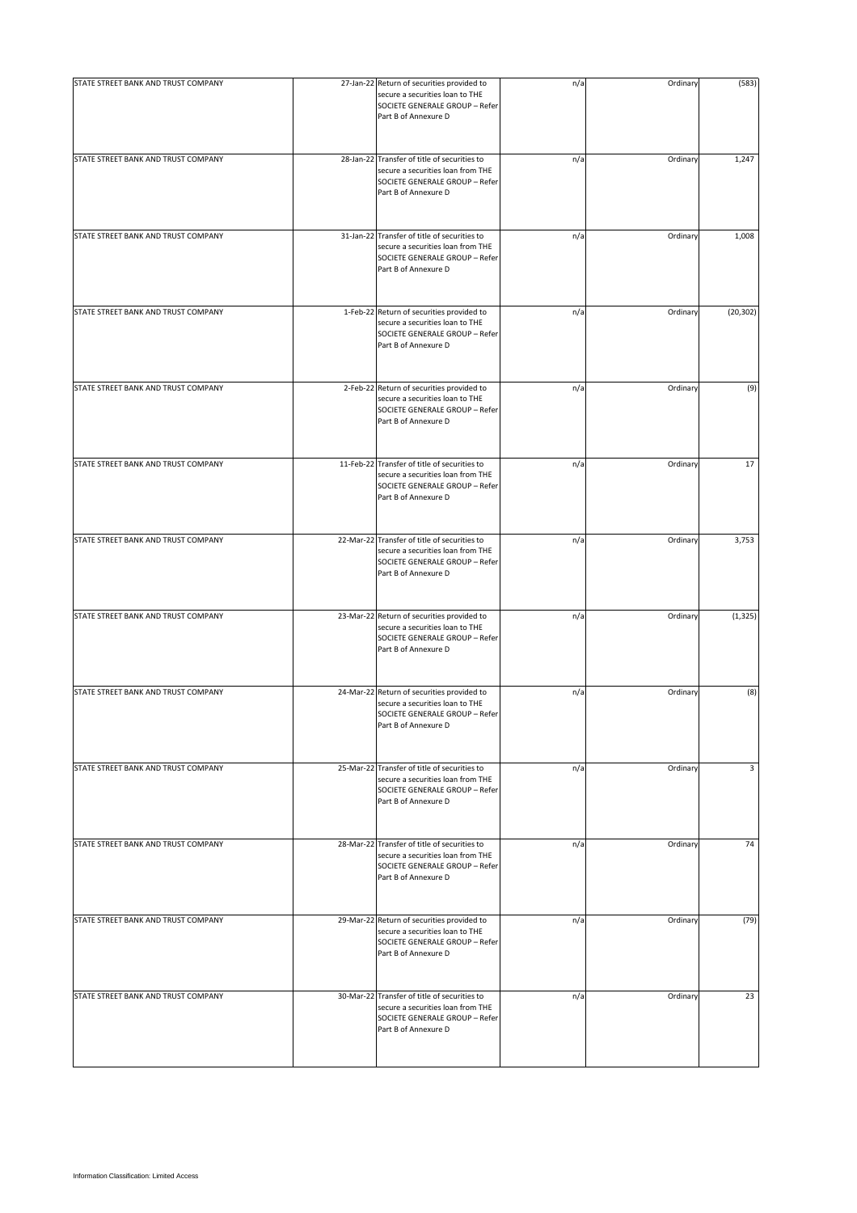| | | | | | |
|---|---|---|---|---|---|
| STATE STREET BANK AND TRUST COMPANY | 27-Jan-22 | Return of securities provided to secure a securities loan to THE SOCIETE GENERALE GROUP – Refer Part B of Annexure D | n/a | Ordinary | (583) |
| STATE STREET BANK AND TRUST COMPANY | 28-Jan-22 | Transfer of title of securities to secure a securities loan from THE SOCIETE GENERALE GROUP – Refer Part B of Annexure D | n/a | Ordinary | 1,247 |
| STATE STREET BANK AND TRUST COMPANY | 31-Jan-22 | Transfer of title of securities to secure a securities loan from THE SOCIETE GENERALE GROUP – Refer Part B of Annexure D | n/a | Ordinary | 1,008 |
| STATE STREET BANK AND TRUST COMPANY | 1-Feb-22 | Return of securities provided to secure a securities loan to THE SOCIETE GENERALE GROUP – Refer Part B of Annexure D | n/a | Ordinary | (20,302) |
| STATE STREET BANK AND TRUST COMPANY | 2-Feb-22 | Return of securities provided to secure a securities loan to THE SOCIETE GENERALE GROUP – Refer Part B of Annexure D | n/a | Ordinary | (9) |
| STATE STREET BANK AND TRUST COMPANY | 11-Feb-22 | Transfer of title of securities to secure a securities loan from THE SOCIETE GENERALE GROUP – Refer Part B of Annexure D | n/a | Ordinary | 17 |
| STATE STREET BANK AND TRUST COMPANY | 22-Mar-22 | Transfer of title of securities to secure a securities loan from THE SOCIETE GENERALE GROUP – Refer Part B of Annexure D | n/a | Ordinary | 3,753 |
| STATE STREET BANK AND TRUST COMPANY | 23-Mar-22 | Return of securities provided to secure a securities loan to THE SOCIETE GENERALE GROUP – Refer Part B of Annexure D | n/a | Ordinary | (1,325) |
| STATE STREET BANK AND TRUST COMPANY | 24-Mar-22 | Return of securities provided to secure a securities loan to THE SOCIETE GENERALE GROUP – Refer Part B of Annexure D | n/a | Ordinary | (8) |
| STATE STREET BANK AND TRUST COMPANY | 25-Mar-22 | Transfer of title of securities to secure a securities loan from THE SOCIETE GENERALE GROUP – Refer Part B of Annexure D | n/a | Ordinary | 3 |
| STATE STREET BANK AND TRUST COMPANY | 28-Mar-22 | Transfer of title of securities to secure a securities loan from THE SOCIETE GENERALE GROUP – Refer Part B of Annexure D | n/a | Ordinary | 74 |
| STATE STREET BANK AND TRUST COMPANY | 29-Mar-22 | Return of securities provided to secure a securities loan to THE SOCIETE GENERALE GROUP – Refer Part B of Annexure D | n/a | Ordinary | (79) |
| STATE STREET BANK AND TRUST COMPANY | 30-Mar-22 | Transfer of title of securities to secure a securities loan from THE SOCIETE GENERALE GROUP – Refer Part B of Annexure D | n/a | Ordinary | 23 |

Information Classification: Limited Access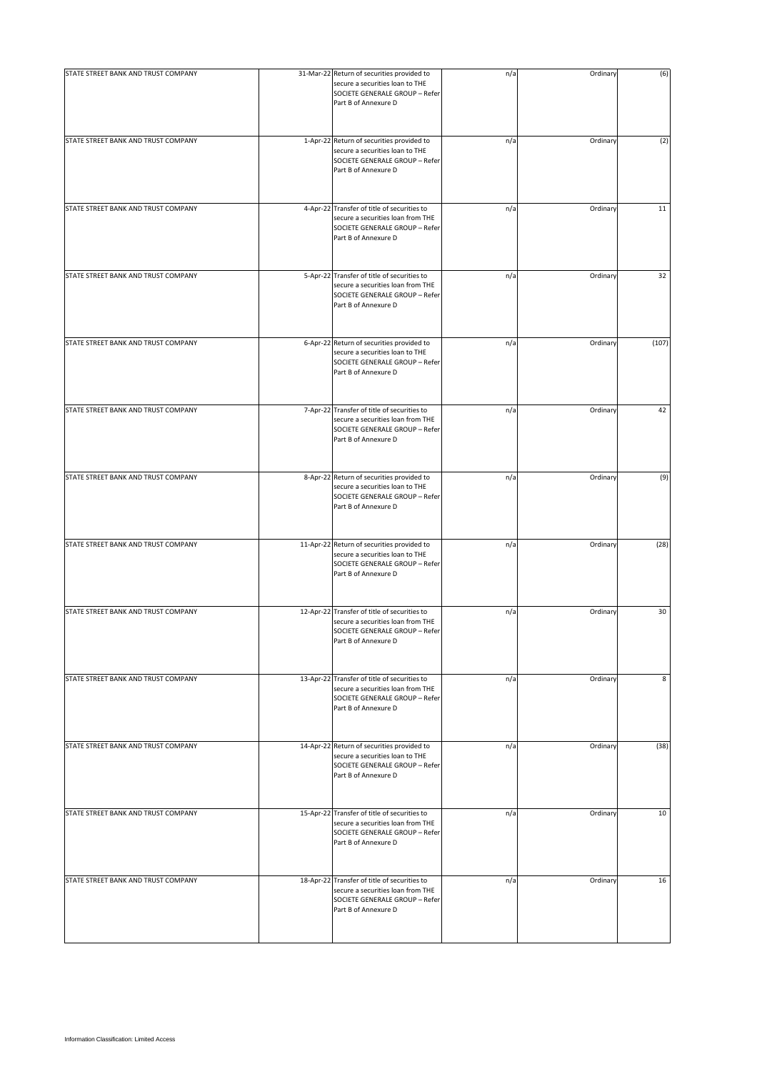| STATE STREET BANK AND TRUST COMPANY | 31-Mar-22 | Return of securities provided to secure a securities loan to THE SOCIETE GENERALE GROUP – Refer Part B of Annexure D | n/a | Ordinary | (6) |
|---|---|---|---|---|---|
| STATE STREET BANK AND TRUST COMPANY | 1-Apr-22 | Return of securities provided to secure a securities loan to THE SOCIETE GENERALE GROUP – Refer Part B of Annexure D | n/a | Ordinary | (2) |
| STATE STREET BANK AND TRUST COMPANY | 4-Apr-22 | Transfer of title of securities to secure a securities loan from THE SOCIETE GENERALE GROUP – Refer Part B of Annexure D | n/a | Ordinary | 11 |
| STATE STREET BANK AND TRUST COMPANY | 5-Apr-22 | Transfer of title of securities to secure a securities loan from THE SOCIETE GENERALE GROUP – Refer Part B of Annexure D | n/a | Ordinary | 32 |
| STATE STREET BANK AND TRUST COMPANY | 6-Apr-22 | Return of securities provided to secure a securities loan to THE SOCIETE GENERALE GROUP – Refer Part B of Annexure D | n/a | Ordinary | (107) |
| STATE STREET BANK AND TRUST COMPANY | 7-Apr-22 | Transfer of title of securities to secure a securities loan from THE SOCIETE GENERALE GROUP – Refer Part B of Annexure D | n/a | Ordinary | 42 |
| STATE STREET BANK AND TRUST COMPANY | 8-Apr-22 | Return of securities provided to secure a securities loan to THE SOCIETE GENERALE GROUP – Refer Part B of Annexure D | n/a | Ordinary | (9) |
| STATE STREET BANK AND TRUST COMPANY | 11-Apr-22 | Return of securities provided to secure a securities loan to THE SOCIETE GENERALE GROUP – Refer Part B of Annexure D | n/a | Ordinary | (28) |
| STATE STREET BANK AND TRUST COMPANY | 12-Apr-22 | Transfer of title of securities to secure a securities loan from THE SOCIETE GENERALE GROUP – Refer Part B of Annexure D | n/a | Ordinary | 30 |
| STATE STREET BANK AND TRUST COMPANY | 13-Apr-22 | Transfer of title of securities to secure a securities loan from THE SOCIETE GENERALE GROUP – Refer Part B of Annexure D | n/a | Ordinary | 8 |
| STATE STREET BANK AND TRUST COMPANY | 14-Apr-22 | Return of securities provided to secure a securities loan to THE SOCIETE GENERALE GROUP – Refer Part B of Annexure D | n/a | Ordinary | (38) |
| STATE STREET BANK AND TRUST COMPANY | 15-Apr-22 | Transfer of title of securities to secure a securities loan from THE SOCIETE GENERALE GROUP – Refer Part B of Annexure D | n/a | Ordinary | 10 |
| STATE STREET BANK AND TRUST COMPANY | 18-Apr-22 | Transfer of title of securities to secure a securities loan from THE SOCIETE GENERALE GROUP – Refer Part B of Annexure D | n/a | Ordinary | 16 |

Information Classification: Limited Access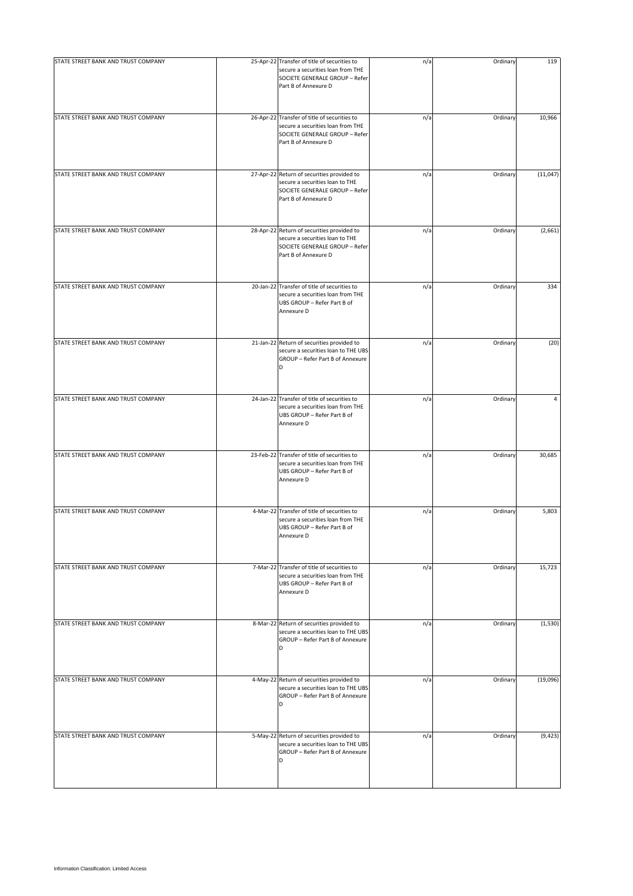| | | | | | |
|---|---|---|---|---|---|
| STATE STREET BANK AND TRUST COMPANY | 25-Apr-22 | Transfer of title of securities to secure a securities loan from THE SOCIETE GENERALE GROUP – Refer Part B of Annexure D | n/a | Ordinary | 119 |
| STATE STREET BANK AND TRUST COMPANY | 26-Apr-22 | Transfer of title of securities to secure a securities loan from THE SOCIETE GENERALE GROUP – Refer Part B of Annexure D | n/a | Ordinary | 10,966 |
| STATE STREET BANK AND TRUST COMPANY | 27-Apr-22 | Return of securities provided to secure a securities loan to THE SOCIETE GENERALE GROUP – Refer Part B of Annexure D | n/a | Ordinary | (11,047) |
| STATE STREET BANK AND TRUST COMPANY | 28-Apr-22 | Return of securities provided to secure a securities loan to THE SOCIETE GENERALE GROUP – Refer Part B of Annexure D | n/a | Ordinary | (2,661) |
| STATE STREET BANK AND TRUST COMPANY | 20-Jan-22 | Transfer of title of securities to secure a securities loan from THE UBS GROUP – Refer Part B of Annexure D | n/a | Ordinary | 334 |
| STATE STREET BANK AND TRUST COMPANY | 21-Jan-22 | Return of securities provided to secure a securities loan to THE UBS GROUP – Refer Part B of Annexure D | n/a | Ordinary | (20) |
| STATE STREET BANK AND TRUST COMPANY | 24-Jan-22 | Transfer of title of securities to secure a securities loan from THE UBS GROUP – Refer Part B of Annexure D | n/a | Ordinary | 4 |
| STATE STREET BANK AND TRUST COMPANY | 23-Feb-22 | Transfer of title of securities to secure a securities loan from THE UBS GROUP – Refer Part B of Annexure D | n/a | Ordinary | 30,685 |
| STATE STREET BANK AND TRUST COMPANY | 4-Mar-22 | Transfer of title of securities to secure a securities loan from THE UBS GROUP – Refer Part B of Annexure D | n/a | Ordinary | 5,803 |
| STATE STREET BANK AND TRUST COMPANY | 7-Mar-22 | Transfer of title of securities to secure a securities loan from THE UBS GROUP – Refer Part B of Annexure D | n/a | Ordinary | 15,723 |
| STATE STREET BANK AND TRUST COMPANY | 8-Mar-22 | Return of securities provided to secure a securities loan to THE UBS GROUP – Refer Part B of Annexure D | n/a | Ordinary | (1,530) |
| STATE STREET BANK AND TRUST COMPANY | 4-May-22 | Return of securities provided to secure a securities loan to THE UBS GROUP – Refer Part B of Annexure D | n/a | Ordinary | (19,096) |
| STATE STREET BANK AND TRUST COMPANY | 5-May-22 | Return of securities provided to secure a securities loan to THE UBS GROUP – Refer Part B of Annexure D | n/a | Ordinary | (9,423) |

Information Classification: Limited Access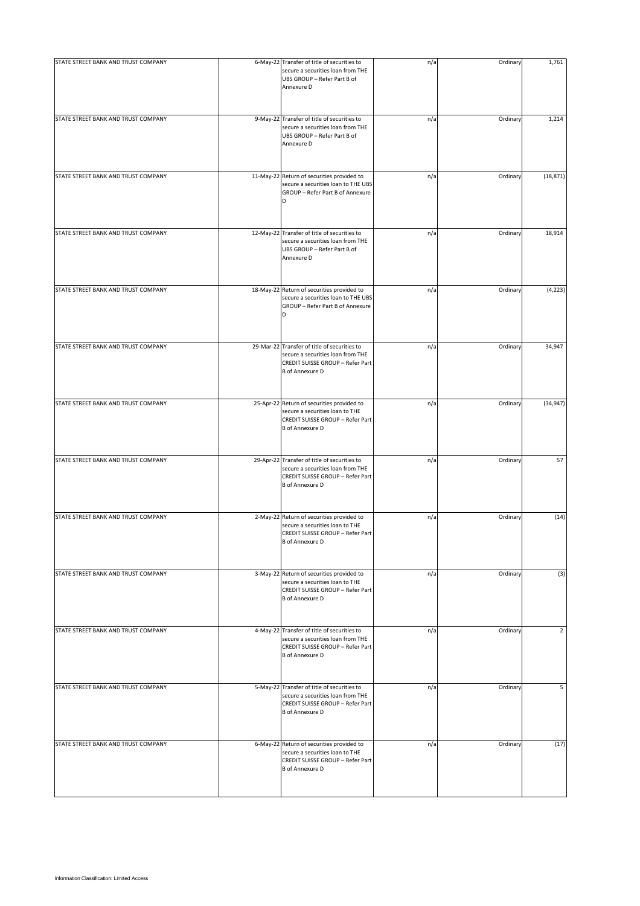| | | | | | |
|---|---|---|---|---|---|
| STATE STREET BANK AND TRUST COMPANY | 6-May-22 | Transfer of title of securities to secure a securities loan from THE UBS GROUP – Refer Part B of Annexure D | n/a | Ordinary | 1,761 |
| STATE STREET BANK AND TRUST COMPANY | 9-May-22 | Transfer of title of securities to secure a securities loan from THE UBS GROUP – Refer Part B of Annexure D | n/a | Ordinary | 1,214 |
| STATE STREET BANK AND TRUST COMPANY | 11-May-22 | Return of securities provided to secure a securities loan to THE UBS GROUP – Refer Part B of Annexure D | n/a | Ordinary | (18,871) |
| STATE STREET BANK AND TRUST COMPANY | 12-May-22 | Transfer of title of securities to secure a securities loan from THE UBS GROUP – Refer Part B of Annexure D | n/a | Ordinary | 18,914 |
| STATE STREET BANK AND TRUST COMPANY | 18-May-22 | Return of securities provided to secure a securities loan to THE UBS GROUP – Refer Part B of Annexure D | n/a | Ordinary | (4,223) |
| STATE STREET BANK AND TRUST COMPANY | 29-Mar-22 | Transfer of title of securities to secure a securities loan from THE CREDIT SUISSE GROUP – Refer Part B of Annexure D | n/a | Ordinary | 34,947 |
| STATE STREET BANK AND TRUST COMPANY | 25-Apr-22 | Return of securities provided to secure a securities loan to THE CREDIT SUISSE GROUP – Refer Part B of Annexure D | n/a | Ordinary | (34,947) |
| STATE STREET BANK AND TRUST COMPANY | 29-Apr-22 | Transfer of title of securities to secure a securities loan from THE CREDIT SUISSE GROUP – Refer Part B of Annexure D | n/a | Ordinary | 57 |
| STATE STREET BANK AND TRUST COMPANY | 2-May-22 | Return of securities provided to secure a securities loan to THE CREDIT SUISSE GROUP – Refer Part B of Annexure D | n/a | Ordinary | (14) |
| STATE STREET BANK AND TRUST COMPANY | 3-May-22 | Return of securities provided to secure a securities loan to THE CREDIT SUISSE GROUP – Refer Part B of Annexure D | n/a | Ordinary | (3) |
| STATE STREET BANK AND TRUST COMPANY | 4-May-22 | Transfer of title of securities to secure a securities loan from THE CREDIT SUISSE GROUP – Refer Part B of Annexure D | n/a | Ordinary | 2 |
| STATE STREET BANK AND TRUST COMPANY | 5-May-22 | Transfer of title of securities to secure a securities loan from THE CREDIT SUISSE GROUP – Refer Part B of Annexure D | n/a | Ordinary | 5 |
| STATE STREET BANK AND TRUST COMPANY | 6-May-22 | Return of securities provided to secure a securities loan to THE CREDIT SUISSE GROUP – Refer Part B of Annexure D | n/a | Ordinary | (17) |

Information Classification: Limited Access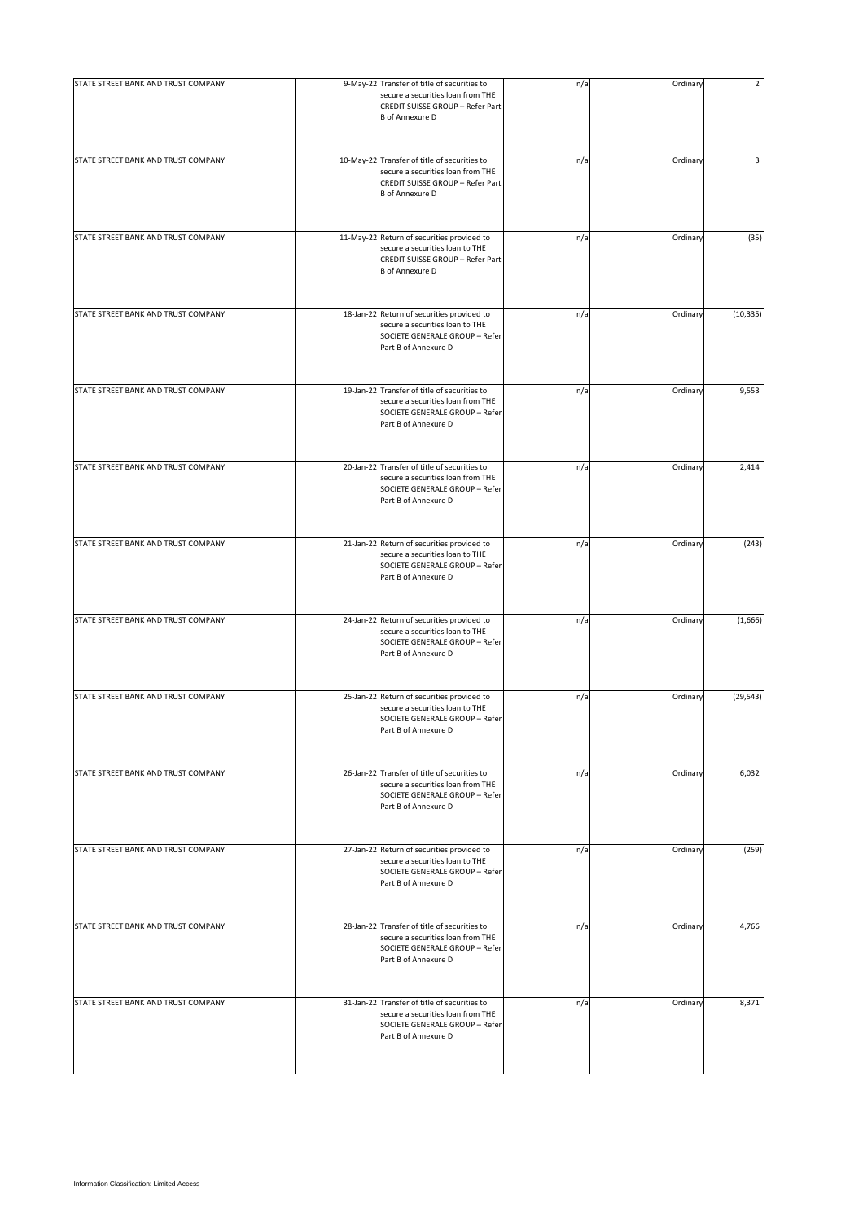| | | | | | |
|---|---|---|---|---|---|
| STATE STREET BANK AND TRUST COMPANY | 9-May-22 | Transfer of title of securities to secure a securities loan from THE CREDIT SUISSE GROUP – Refer Part B of Annexure D | n/a | Ordinary | 2 |
| STATE STREET BANK AND TRUST COMPANY | 10-May-22 | Transfer of title of securities to secure a securities loan from THE CREDIT SUISSE GROUP – Refer Part B of Annexure D | n/a | Ordinary | 3 |
| STATE STREET BANK AND TRUST COMPANY | 11-May-22 | Return of securities provided to secure a securities loan to THE CREDIT SUISSE GROUP – Refer Part B of Annexure D | n/a | Ordinary | (35) |
| STATE STREET BANK AND TRUST COMPANY | 18-Jan-22 | Return of securities provided to secure a securities loan to THE SOCIETE GENERALE GROUP – Refer Part B of Annexure D | n/a | Ordinary | (10,335) |
| STATE STREET BANK AND TRUST COMPANY | 19-Jan-22 | Transfer of title of securities to secure a securities loan from THE SOCIETE GENERALE GROUP – Refer Part B of Annexure D | n/a | Ordinary | 9,553 |
| STATE STREET BANK AND TRUST COMPANY | 20-Jan-22 | Transfer of title of securities to secure a securities loan from THE SOCIETE GENERALE GROUP – Refer Part B of Annexure D | n/a | Ordinary | 2,414 |
| STATE STREET BANK AND TRUST COMPANY | 21-Jan-22 | Return of securities provided to secure a securities loan to THE SOCIETE GENERALE GROUP – Refer Part B of Annexure D | n/a | Ordinary | (243) |
| STATE STREET BANK AND TRUST COMPANY | 24-Jan-22 | Return of securities provided to secure a securities loan to THE SOCIETE GENERALE GROUP – Refer Part B of Annexure D | n/a | Ordinary | (1,666) |
| STATE STREET BANK AND TRUST COMPANY | 25-Jan-22 | Return of securities provided to secure a securities loan to THE SOCIETE GENERALE GROUP – Refer Part B of Annexure D | n/a | Ordinary | (29,543) |
| STATE STREET BANK AND TRUST COMPANY | 26-Jan-22 | Transfer of title of securities to secure a securities loan from THE SOCIETE GENERALE GROUP – Refer Part B of Annexure D | n/a | Ordinary | 6,032 |
| STATE STREET BANK AND TRUST COMPANY | 27-Jan-22 | Return of securities provided to secure a securities loan to THE SOCIETE GENERALE GROUP – Refer Part B of Annexure D | n/a | Ordinary | (259) |
| STATE STREET BANK AND TRUST COMPANY | 28-Jan-22 | Transfer of title of securities to secure a securities loan from THE SOCIETE GENERALE GROUP – Refer Part B of Annexure D | n/a | Ordinary | 4,766 |
| STATE STREET BANK AND TRUST COMPANY | 31-Jan-22 | Transfer of title of securities to secure a securities loan from THE SOCIETE GENERALE GROUP – Refer Part B of Annexure D | n/a | Ordinary | 8,371 |

Information Classification: Limited Access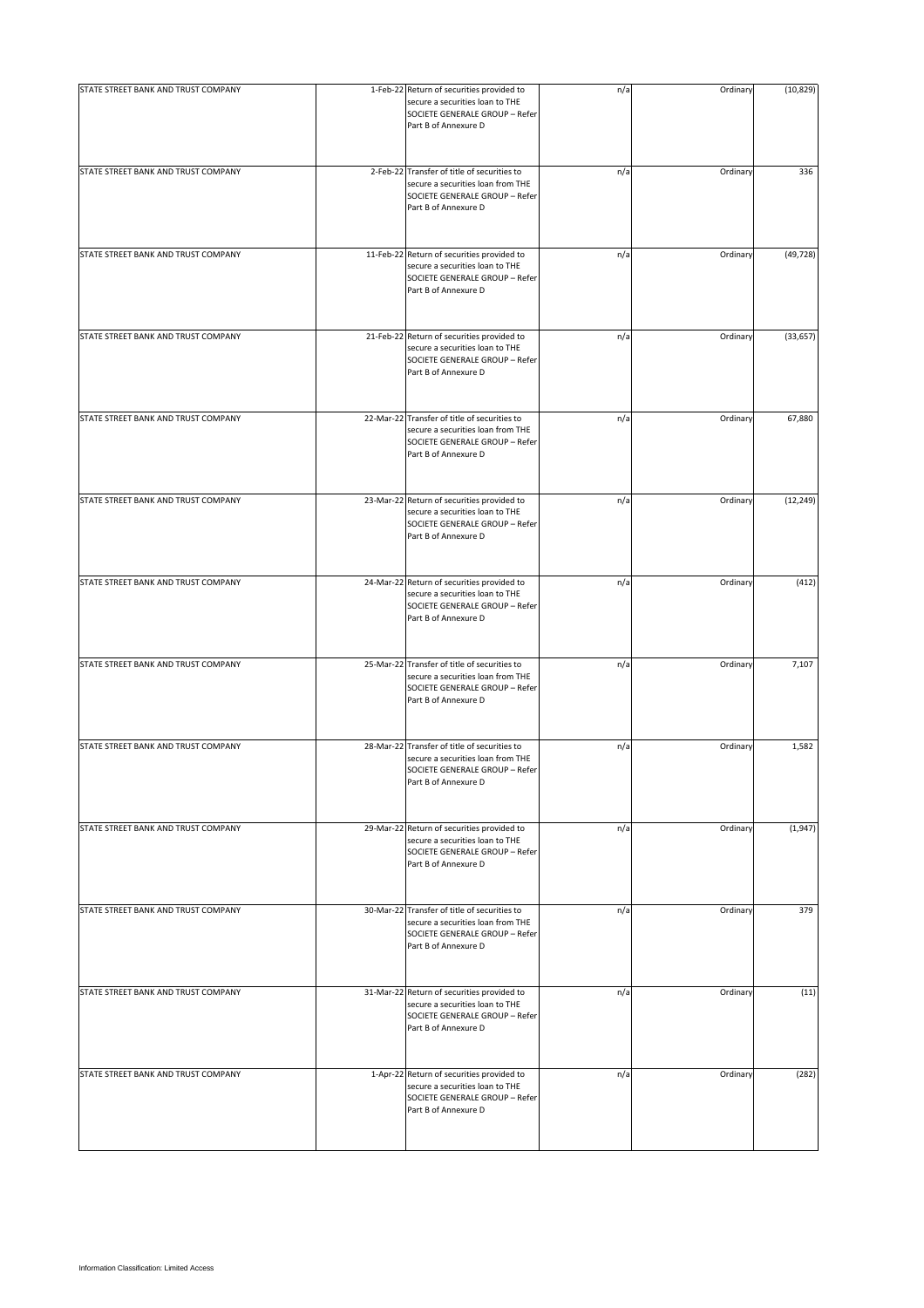| | | | | | |
|---|---|---|---|---|---|
| STATE STREET BANK AND TRUST COMPANY | 1-Feb-22 | Return of securities provided to secure a securities loan to THE SOCIETE GENERALE GROUP – Refer Part B of Annexure D | n/a | Ordinary | (10,829) |
| STATE STREET BANK AND TRUST COMPANY | 2-Feb-22 | Transfer of title of securities to secure a securities loan from THE SOCIETE GENERALE GROUP – Refer Part B of Annexure D | n/a | Ordinary | 336 |
| STATE STREET BANK AND TRUST COMPANY | 11-Feb-22 | Return of securities provided to secure a securities loan to THE SOCIETE GENERALE GROUP – Refer Part B of Annexure D | n/a | Ordinary | (49,728) |
| STATE STREET BANK AND TRUST COMPANY | 21-Feb-22 | Return of securities provided to secure a securities loan to THE SOCIETE GENERALE GROUP – Refer Part B of Annexure D | n/a | Ordinary | (33,657) |
| STATE STREET BANK AND TRUST COMPANY | 22-Mar-22 | Transfer of title of securities to secure a securities loan from THE SOCIETE GENERALE GROUP – Refer Part B of Annexure D | n/a | Ordinary | 67,880 |
| STATE STREET BANK AND TRUST COMPANY | 23-Mar-22 | Return of securities provided to secure a securities loan to THE SOCIETE GENERALE GROUP – Refer Part B of Annexure D | n/a | Ordinary | (12,249) |
| STATE STREET BANK AND TRUST COMPANY | 24-Mar-22 | Return of securities provided to secure a securities loan to THE SOCIETE GENERALE GROUP – Refer Part B of Annexure D | n/a | Ordinary | (412) |
| STATE STREET BANK AND TRUST COMPANY | 25-Mar-22 | Transfer of title of securities to secure a securities loan from THE SOCIETE GENERALE GROUP – Refer Part B of Annexure D | n/a | Ordinary | 7,107 |
| STATE STREET BANK AND TRUST COMPANY | 28-Mar-22 | Transfer of title of securities to secure a securities loan from THE SOCIETE GENERALE GROUP – Refer Part B of Annexure D | n/a | Ordinary | 1,582 |
| STATE STREET BANK AND TRUST COMPANY | 29-Mar-22 | Return of securities provided to secure a securities loan to THE SOCIETE GENERALE GROUP – Refer Part B of Annexure D | n/a | Ordinary | (1,947) |
| STATE STREET BANK AND TRUST COMPANY | 30-Mar-22 | Transfer of title of securities to secure a securities loan from THE SOCIETE GENERALE GROUP – Refer Part B of Annexure D | n/a | Ordinary | 379 |
| STATE STREET BANK AND TRUST COMPANY | 31-Mar-22 | Return of securities provided to secure a securities loan to THE SOCIETE GENERALE GROUP – Refer Part B of Annexure D | n/a | Ordinary | (11) |
| STATE STREET BANK AND TRUST COMPANY | 1-Apr-22 | Return of securities provided to secure a securities loan to THE SOCIETE GENERALE GROUP – Refer Part B of Annexure D | n/a | Ordinary | (282) |

Information Classification: Limited Access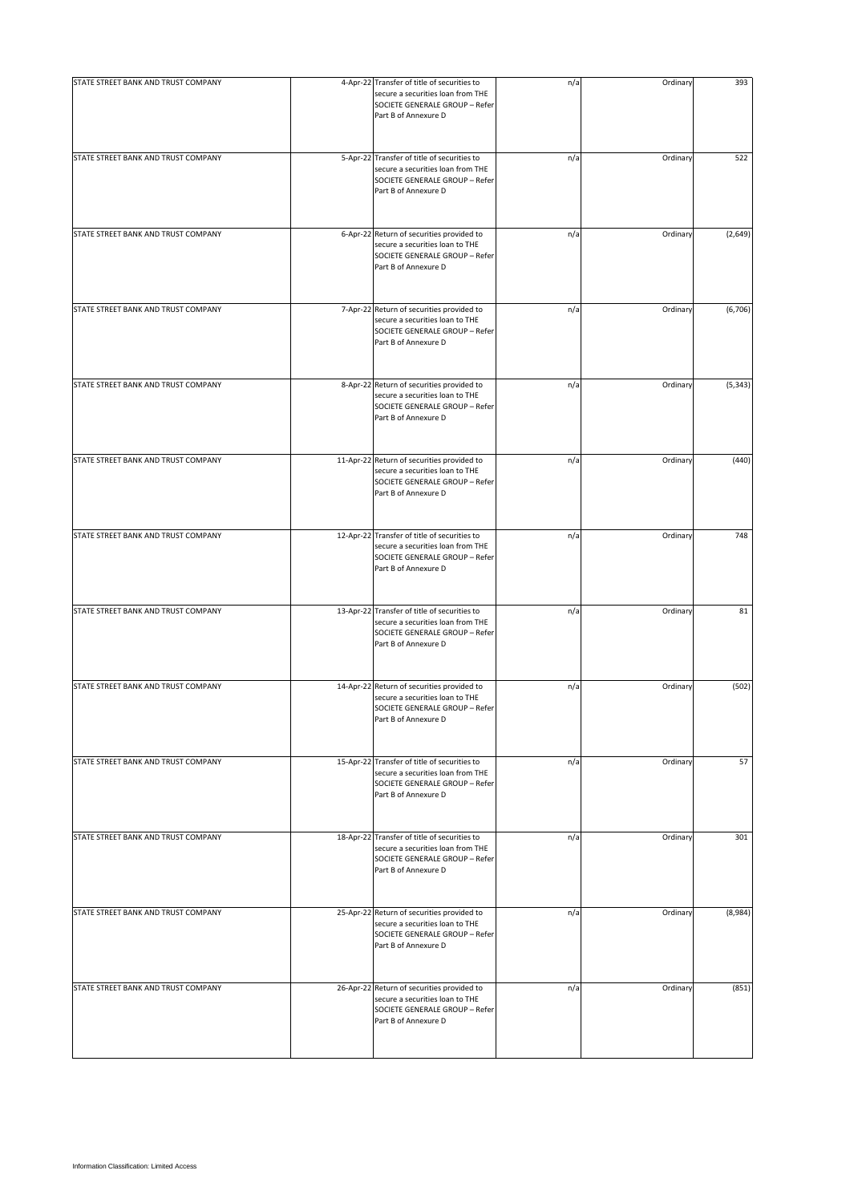| | | | | | |
|---|---|---|---|---|---|
| STATE STREET BANK AND TRUST COMPANY | 4-Apr-22 | Transfer of title of securities to secure a securities loan from THE SOCIETE GENERALE GROUP – Refer Part B of Annexure D | n/a | Ordinary | 393 |
| STATE STREET BANK AND TRUST COMPANY | 5-Apr-22 | Transfer of title of securities to secure a securities loan from THE SOCIETE GENERALE GROUP – Refer Part B of Annexure D | n/a | Ordinary | 522 |
| STATE STREET BANK AND TRUST COMPANY | 6-Apr-22 | Return of securities provided to secure a securities loan to THE SOCIETE GENERALE GROUP – Refer Part B of Annexure D | n/a | Ordinary | (2,649) |
| STATE STREET BANK AND TRUST COMPANY | 7-Apr-22 | Return of securities provided to secure a securities loan to THE SOCIETE GENERALE GROUP – Refer Part B of Annexure D | n/a | Ordinary | (6,706) |
| STATE STREET BANK AND TRUST COMPANY | 8-Apr-22 | Return of securities provided to secure a securities loan to THE SOCIETE GENERALE GROUP – Refer Part B of Annexure D | n/a | Ordinary | (5,343) |
| STATE STREET BANK AND TRUST COMPANY | 11-Apr-22 | Return of securities provided to secure a securities loan to THE SOCIETE GENERALE GROUP – Refer Part B of Annexure D | n/a | Ordinary | (440) |
| STATE STREET BANK AND TRUST COMPANY | 12-Apr-22 | Transfer of title of securities to secure a securities loan from THE SOCIETE GENERALE GROUP – Refer Part B of Annexure D | n/a | Ordinary | 748 |
| STATE STREET BANK AND TRUST COMPANY | 13-Apr-22 | Transfer of title of securities to secure a securities loan from THE SOCIETE GENERALE GROUP – Refer Part B of Annexure D | n/a | Ordinary | 81 |
| STATE STREET BANK AND TRUST COMPANY | 14-Apr-22 | Return of securities provided to secure a securities loan to THE SOCIETE GENERALE GROUP – Refer Part B of Annexure D | n/a | Ordinary | (502) |
| STATE STREET BANK AND TRUST COMPANY | 15-Apr-22 | Transfer of title of securities to secure a securities loan from THE SOCIETE GENERALE GROUP – Refer Part B of Annexure D | n/a | Ordinary | 57 |
| STATE STREET BANK AND TRUST COMPANY | 18-Apr-22 | Transfer of title of securities to secure a securities loan from THE SOCIETE GENERALE GROUP – Refer Part B of Annexure D | n/a | Ordinary | 301 |
| STATE STREET BANK AND TRUST COMPANY | 25-Apr-22 | Return of securities provided to secure a securities loan to THE SOCIETE GENERALE GROUP – Refer Part B of Annexure D | n/a | Ordinary | (8,984) |
| STATE STREET BANK AND TRUST COMPANY | 26-Apr-22 | Return of securities provided to secure a securities loan to THE SOCIETE GENERALE GROUP – Refer Part B of Annexure D | n/a | Ordinary | (851) |

Information Classification: Limited Access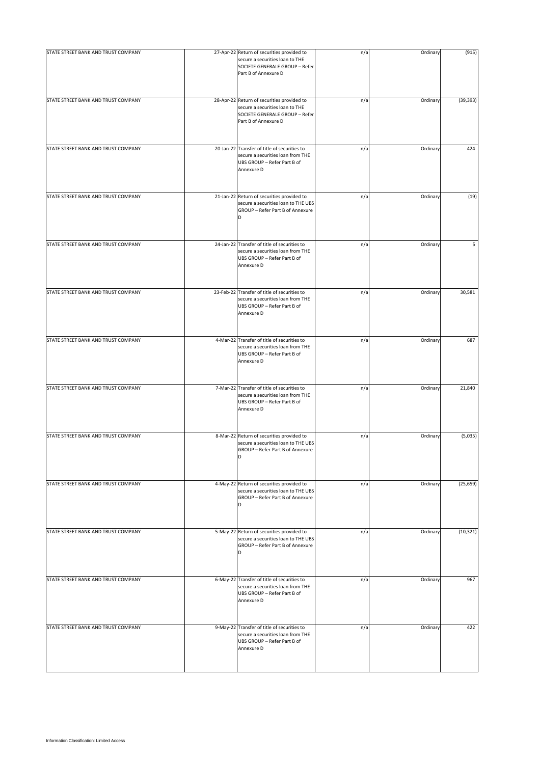| | | | | | |
|---|---|---|---|---|---|
| STATE STREET BANK AND TRUST COMPANY | 27-Apr-22 | Return of securities provided to secure a securities loan to THE SOCIETE GENERALE GROUP – Refer Part B of Annexure D | n/a | Ordinary | (915) |
| STATE STREET BANK AND TRUST COMPANY | 28-Apr-22 | Return of securities provided to secure a securities loan to THE SOCIETE GENERALE GROUP – Refer Part B of Annexure D | n/a | Ordinary | (39,393) |
| STATE STREET BANK AND TRUST COMPANY | 20-Jan-22 | Transfer of title of securities to secure a securities loan from THE UBS GROUP – Refer Part B of Annexure D | n/a | Ordinary | 424 |
| STATE STREET BANK AND TRUST COMPANY | 21-Jan-22 | Return of securities provided to secure a securities loan to THE UBS GROUP – Refer Part B of Annexure D | n/a | Ordinary | (19) |
| STATE STREET BANK AND TRUST COMPANY | 24-Jan-22 | Transfer of title of securities to secure a securities loan from THE UBS GROUP – Refer Part B of Annexure D | n/a | Ordinary | 5 |
| STATE STREET BANK AND TRUST COMPANY | 23-Feb-22 | Transfer of title of securities to secure a securities loan from THE UBS GROUP – Refer Part B of Annexure D | n/a | Ordinary | 30,581 |
| STATE STREET BANK AND TRUST COMPANY | 4-Mar-22 | Transfer of title of securities to secure a securities loan from THE UBS GROUP – Refer Part B of Annexure D | n/a | Ordinary | 687 |
| STATE STREET BANK AND TRUST COMPANY | 7-Mar-22 | Transfer of title of securities to secure a securities loan from THE UBS GROUP – Refer Part B of Annexure D | n/a | Ordinary | 21,840 |
| STATE STREET BANK AND TRUST COMPANY | 8-Mar-22 | Return of securities provided to secure a securities loan to THE UBS GROUP – Refer Part B of Annexure D | n/a | Ordinary | (5,035) |
| STATE STREET BANK AND TRUST COMPANY | 4-May-22 | Return of securities provided to secure a securities loan to THE UBS GROUP – Refer Part B of Annexure D | n/a | Ordinary | (25,659) |
| STATE STREET BANK AND TRUST COMPANY | 5-May-22 | Return of securities provided to secure a securities loan to THE UBS GROUP – Refer Part B of Annexure D | n/a | Ordinary | (10,321) |
| STATE STREET BANK AND TRUST COMPANY | 6-May-22 | Transfer of title of securities to secure a securities loan from THE UBS GROUP – Refer Part B of Annexure D | n/a | Ordinary | 967 |
| STATE STREET BANK AND TRUST COMPANY | 9-May-22 | Transfer of title of securities to secure a securities loan from THE UBS GROUP – Refer Part B of Annexure D | n/a | Ordinary | 422 |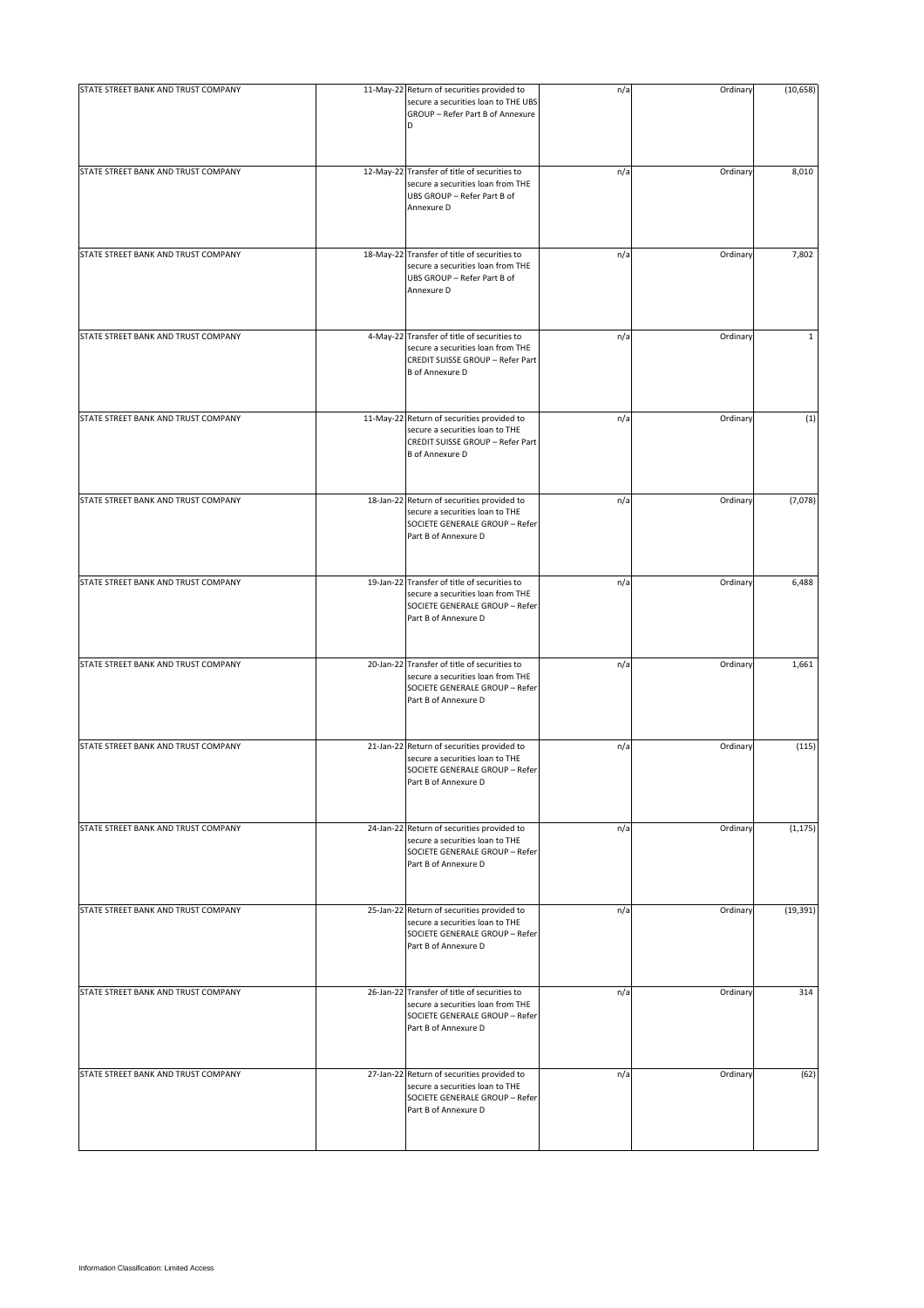| | | | | | |
|---|---|---|---|---|---|
| STATE STREET BANK AND TRUST COMPANY | 11-May-22 | Return of securities provided to secure a securities loan to THE UBS GROUP – Refer Part B of Annexure D | n/a | Ordinary | (10,658) |
| STATE STREET BANK AND TRUST COMPANY | 12-May-22 | Transfer of title of securities to secure a securities loan from THE UBS GROUP – Refer Part B of Annexure D | n/a | Ordinary | 8,010 |
| STATE STREET BANK AND TRUST COMPANY | 18-May-22 | Transfer of title of securities to secure a securities loan from THE UBS GROUP – Refer Part B of Annexure D | n/a | Ordinary | 7,802 |
| STATE STREET BANK AND TRUST COMPANY | 4-May-22 | Transfer of title of securities to secure a securities loan from THE CREDIT SUISSE GROUP – Refer Part B of Annexure D | n/a | Ordinary | 1 |
| STATE STREET BANK AND TRUST COMPANY | 11-May-22 | Return of securities provided to secure a securities loan to THE CREDIT SUISSE GROUP – Refer Part B of Annexure D | n/a | Ordinary | (1) |
| STATE STREET BANK AND TRUST COMPANY | 18-Jan-22 | Return of securities provided to secure a securities loan to THE SOCIETE GENERALE GROUP – Refer Part B of Annexure D | n/a | Ordinary | (7,078) |
| STATE STREET BANK AND TRUST COMPANY | 19-Jan-22 | Transfer of title of securities to secure a securities loan from THE SOCIETE GENERALE GROUP – Refer Part B of Annexure D | n/a | Ordinary | 6,488 |
| STATE STREET BANK AND TRUST COMPANY | 20-Jan-22 | Transfer of title of securities to secure a securities loan from THE SOCIETE GENERALE GROUP – Refer Part B of Annexure D | n/a | Ordinary | 1,661 |
| STATE STREET BANK AND TRUST COMPANY | 21-Jan-22 | Return of securities provided to secure a securities loan to THE SOCIETE GENERALE GROUP – Refer Part B of Annexure D | n/a | Ordinary | (115) |
| STATE STREET BANK AND TRUST COMPANY | 24-Jan-22 | Return of securities provided to secure a securities loan to THE SOCIETE GENERALE GROUP – Refer Part B of Annexure D | n/a | Ordinary | (1,175) |
| STATE STREET BANK AND TRUST COMPANY | 25-Jan-22 | Return of securities provided to secure a securities loan to THE SOCIETE GENERALE GROUP – Refer Part B of Annexure D | n/a | Ordinary | (19,391) |
| STATE STREET BANK AND TRUST COMPANY | 26-Jan-22 | Transfer of title of securities to secure a securities loan from THE SOCIETE GENERALE GROUP – Refer Part B of Annexure D | n/a | Ordinary | 314 |
| STATE STREET BANK AND TRUST COMPANY | 27-Jan-22 | Return of securities provided to secure a securities loan to THE SOCIETE GENERALE GROUP – Refer Part B of Annexure D | n/a | Ordinary | (62) |

Information Classification: Limited Access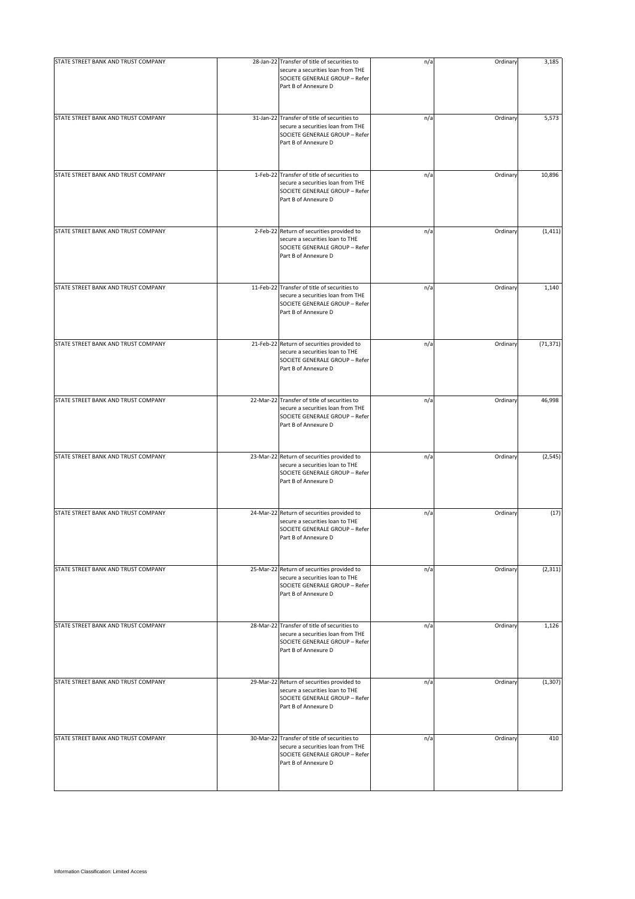| | | | | | |
|---|---|---|---|---|---|
| STATE STREET BANK AND TRUST COMPANY | 28-Jan-22 | Transfer of title of securities to secure a securities loan from THE SOCIETE GENERALE GROUP – Refer Part B of Annexure D | n/a | Ordinary | 3,185 |
| STATE STREET BANK AND TRUST COMPANY | 31-Jan-22 | Transfer of title of securities to secure a securities loan from THE SOCIETE GENERALE GROUP – Refer Part B of Annexure D | n/a | Ordinary | 5,573 |
| STATE STREET BANK AND TRUST COMPANY | 1-Feb-22 | Transfer of title of securities to secure a securities loan from THE SOCIETE GENERALE GROUP – Refer Part B of Annexure D | n/a | Ordinary | 10,896 |
| STATE STREET BANK AND TRUST COMPANY | 2-Feb-22 | Return of securities provided to secure a securities loan to THE SOCIETE GENERALE GROUP – Refer Part B of Annexure D | n/a | Ordinary | (1,411) |
| STATE STREET BANK AND TRUST COMPANY | 11-Feb-22 | Transfer of title of securities to secure a securities loan from THE SOCIETE GENERALE GROUP – Refer Part B of Annexure D | n/a | Ordinary | 1,140 |
| STATE STREET BANK AND TRUST COMPANY | 21-Feb-22 | Return of securities provided to secure a securities loan to THE SOCIETE GENERALE GROUP – Refer Part B of Annexure D | n/a | Ordinary | (71,371) |
| STATE STREET BANK AND TRUST COMPANY | 22-Mar-22 | Transfer of title of securities to secure a securities loan from THE SOCIETE GENERALE GROUP – Refer Part B of Annexure D | n/a | Ordinary | 46,998 |
| STATE STREET BANK AND TRUST COMPANY | 23-Mar-22 | Return of securities provided to secure a securities loan to THE SOCIETE GENERALE GROUP – Refer Part B of Annexure D | n/a | Ordinary | (2,545) |
| STATE STREET BANK AND TRUST COMPANY | 24-Mar-22 | Return of securities provided to secure a securities loan to THE SOCIETE GENERALE GROUP – Refer Part B of Annexure D | n/a | Ordinary | (17) |
| STATE STREET BANK AND TRUST COMPANY | 25-Mar-22 | Return of securities provided to secure a securities loan to THE SOCIETE GENERALE GROUP – Refer Part B of Annexure D | n/a | Ordinary | (2,311) |
| STATE STREET BANK AND TRUST COMPANY | 28-Mar-22 | Transfer of title of securities to secure a securities loan from THE SOCIETE GENERALE GROUP – Refer Part B of Annexure D | n/a | Ordinary | 1,126 |
| STATE STREET BANK AND TRUST COMPANY | 29-Mar-22 | Return of securities provided to secure a securities loan to THE SOCIETE GENERALE GROUP – Refer Part B of Annexure D | n/a | Ordinary | (1,307) |
| STATE STREET BANK AND TRUST COMPANY | 30-Mar-22 | Transfer of title of securities to secure a securities loan from THE SOCIETE GENERALE GROUP – Refer Part B of Annexure D | n/a | Ordinary | 410 |

Information Classification: Limited Access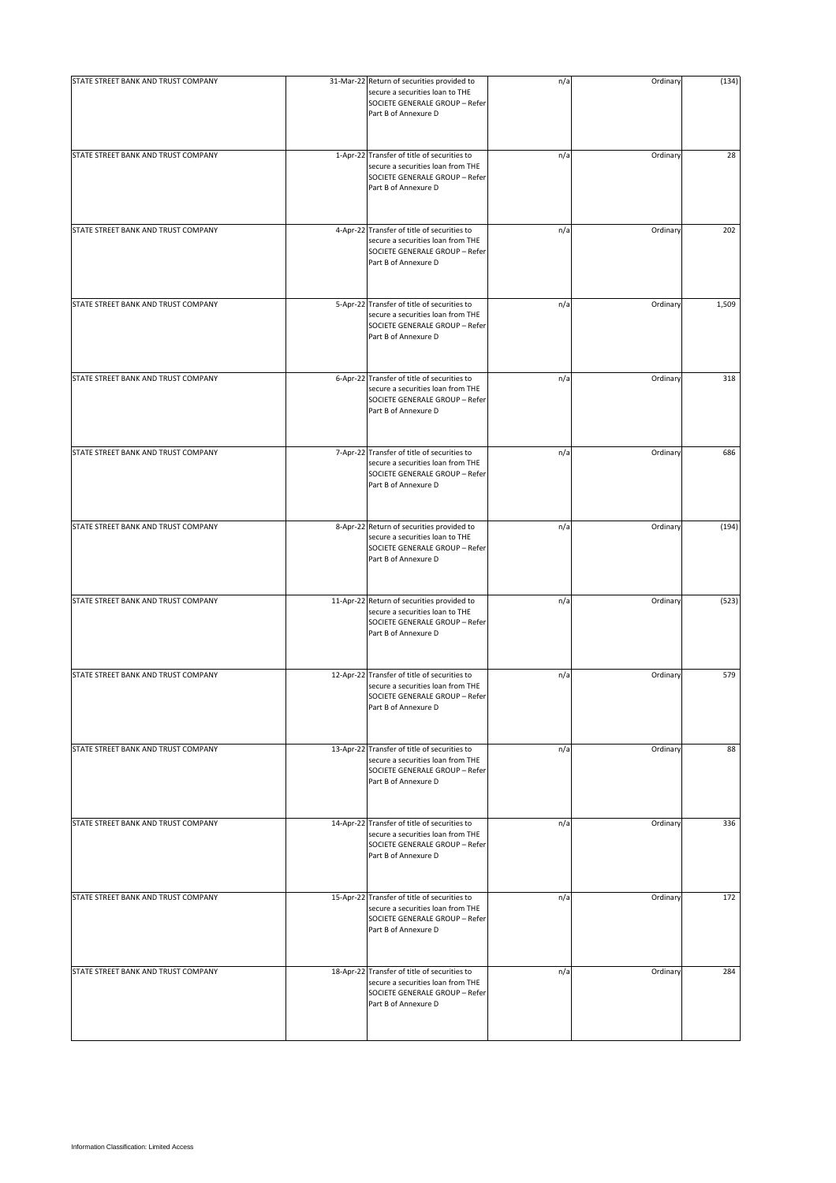| | | | | | |
|---|---|---|---|---|---|
| STATE STREET BANK AND TRUST COMPANY | 31-Mar-22 | Return of securities provided to secure a securities loan to THE SOCIETE GENERALE GROUP – Refer Part B of Annexure D | n/a | Ordinary | (134) |
| STATE STREET BANK AND TRUST COMPANY | 1-Apr-22 | Transfer of title of securities to secure a securities loan from THE SOCIETE GENERALE GROUP – Refer Part B of Annexure D | n/a | Ordinary | 28 |
| STATE STREET BANK AND TRUST COMPANY | 4-Apr-22 | Transfer of title of securities to secure a securities loan from THE SOCIETE GENERALE GROUP – Refer Part B of Annexure D | n/a | Ordinary | 202 |
| STATE STREET BANK AND TRUST COMPANY | 5-Apr-22 | Transfer of title of securities to secure a securities loan from THE SOCIETE GENERALE GROUP – Refer Part B of Annexure D | n/a | Ordinary | 1,509 |
| STATE STREET BANK AND TRUST COMPANY | 6-Apr-22 | Transfer of title of securities to secure a securities loan from THE SOCIETE GENERALE GROUP – Refer Part B of Annexure D | n/a | Ordinary | 318 |
| STATE STREET BANK AND TRUST COMPANY | 7-Apr-22 | Transfer of title of securities to secure a securities loan from THE SOCIETE GENERALE GROUP – Refer Part B of Annexure D | n/a | Ordinary | 686 |
| STATE STREET BANK AND TRUST COMPANY | 8-Apr-22 | Return of securities provided to secure a securities loan to THE SOCIETE GENERALE GROUP – Refer Part B of Annexure D | n/a | Ordinary | (194) |
| STATE STREET BANK AND TRUST COMPANY | 11-Apr-22 | Return of securities provided to secure a securities loan to THE SOCIETE GENERALE GROUP – Refer Part B of Annexure D | n/a | Ordinary | (523) |
| STATE STREET BANK AND TRUST COMPANY | 12-Apr-22 | Transfer of title of securities to secure a securities loan from THE SOCIETE GENERALE GROUP – Refer Part B of Annexure D | n/a | Ordinary | 579 |
| STATE STREET BANK AND TRUST COMPANY | 13-Apr-22 | Transfer of title of securities to secure a securities loan from THE SOCIETE GENERALE GROUP – Refer Part B of Annexure D | n/a | Ordinary | 88 |
| STATE STREET BANK AND TRUST COMPANY | 14-Apr-22 | Transfer of title of securities to secure a securities loan from THE SOCIETE GENERALE GROUP – Refer Part B of Annexure D | n/a | Ordinary | 336 |
| STATE STREET BANK AND TRUST COMPANY | 15-Apr-22 | Transfer of title of securities to secure a securities loan from THE SOCIETE GENERALE GROUP – Refer Part B of Annexure D | n/a | Ordinary | 172 |
| STATE STREET BANK AND TRUST COMPANY | 18-Apr-22 | Transfer of title of securities to secure a securities loan from THE SOCIETE GENERALE GROUP – Refer Part B of Annexure D | n/a | Ordinary | 284 |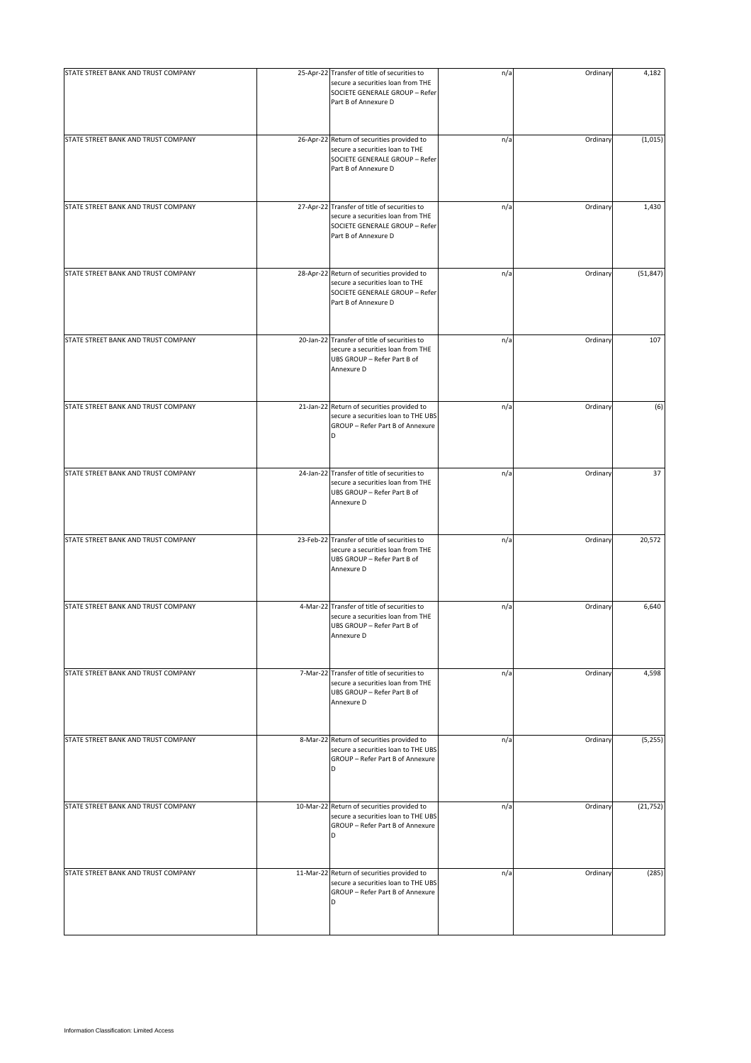| | | | | | |
|---|---|---|---|---|---|
| STATE STREET BANK AND TRUST COMPANY | 25-Apr-22 | Transfer of title of securities to secure a securities loan from THE SOCIETE GENERALE GROUP – Refer Part B of Annexure D | n/a | Ordinary | 4,182 |
| STATE STREET BANK AND TRUST COMPANY | 26-Apr-22 | Return of securities provided to secure a securities loan to THE SOCIETE GENERALE GROUP – Refer Part B of Annexure D | n/a | Ordinary | (1,015) |
| STATE STREET BANK AND TRUST COMPANY | 27-Apr-22 | Transfer of title of securities to secure a securities loan from THE SOCIETE GENERALE GROUP – Refer Part B of Annexure D | n/a | Ordinary | 1,430 |
| STATE STREET BANK AND TRUST COMPANY | 28-Apr-22 | Return of securities provided to secure a securities loan to THE SOCIETE GENERALE GROUP – Refer Part B of Annexure D | n/a | Ordinary | (51,847) |
| STATE STREET BANK AND TRUST COMPANY | 20-Jan-22 | Transfer of title of securities to secure a securities loan from THE UBS GROUP – Refer Part B of Annexure D | n/a | Ordinary | 107 |
| STATE STREET BANK AND TRUST COMPANY | 21-Jan-22 | Return of securities provided to secure a securities loan to THE UBS GROUP – Refer Part B of Annexure D | n/a | Ordinary | (6) |
| STATE STREET BANK AND TRUST COMPANY | 24-Jan-22 | Transfer of title of securities to secure a securities loan from THE UBS GROUP – Refer Part B of Annexure D | n/a | Ordinary | 37 |
| STATE STREET BANK AND TRUST COMPANY | 23-Feb-22 | Transfer of title of securities to secure a securities loan from THE UBS GROUP – Refer Part B of Annexure D | n/a | Ordinary | 20,572 |
| STATE STREET BANK AND TRUST COMPANY | 4-Mar-22 | Transfer of title of securities to secure a securities loan from THE UBS GROUP – Refer Part B of Annexure D | n/a | Ordinary | 6,640 |
| STATE STREET BANK AND TRUST COMPANY | 7-Mar-22 | Transfer of title of securities to secure a securities loan from THE UBS GROUP – Refer Part B of Annexure D | n/a | Ordinary | 4,598 |
| STATE STREET BANK AND TRUST COMPANY | 8-Mar-22 | Return of securities provided to secure a securities loan to THE UBS GROUP – Refer Part B of Annexure D | n/a | Ordinary | (5,255) |
| STATE STREET BANK AND TRUST COMPANY | 10-Mar-22 | Return of securities provided to secure a securities loan to THE UBS GROUP – Refer Part B of Annexure D | n/a | Ordinary | (21,752) |
| STATE STREET BANK AND TRUST COMPANY | 11-Mar-22 | Return of securities provided to secure a securities loan to THE UBS GROUP – Refer Part B of Annexure D | n/a | Ordinary | (285) |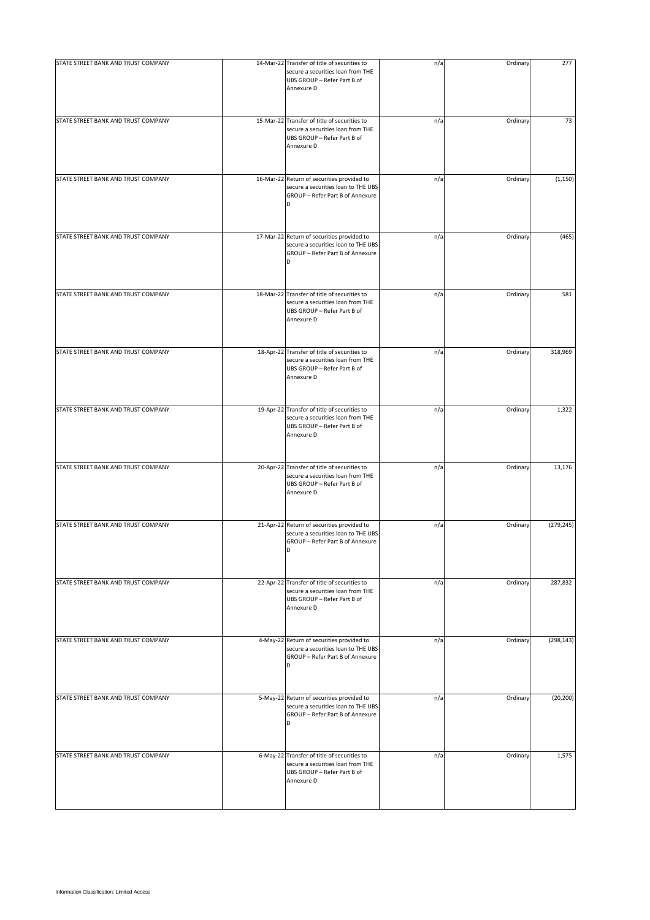| | | | | | |
|---|---|---|---|---|---|
| STATE STREET BANK AND TRUST COMPANY | 14-Mar-22 | Transfer of title of securities to secure a securities loan from THE UBS GROUP – Refer Part B of Annexure D | n/a | Ordinary | 277 |
| STATE STREET BANK AND TRUST COMPANY | 15-Mar-22 | Transfer of title of securities to secure a securities loan from THE UBS GROUP – Refer Part B of Annexure D | n/a | Ordinary | 73 |
| STATE STREET BANK AND TRUST COMPANY | 16-Mar-22 | Return of securities provided to secure a securities loan to THE UBS GROUP – Refer Part B of Annexure D | n/a | Ordinary | (1,150) |
| STATE STREET BANK AND TRUST COMPANY | 17-Mar-22 | Return of securities provided to secure a securities loan to THE UBS GROUP – Refer Part B of Annexure D | n/a | Ordinary | (465) |
| STATE STREET BANK AND TRUST COMPANY | 18-Mar-22 | Transfer of title of securities to secure a securities loan from THE UBS GROUP – Refer Part B of Annexure D | n/a | Ordinary | 581 |
| STATE STREET BANK AND TRUST COMPANY | 18-Apr-22 | Transfer of title of securities to secure a securities loan from THE UBS GROUP – Refer Part B of Annexure D | n/a | Ordinary | 318,969 |
| STATE STREET BANK AND TRUST COMPANY | 19-Apr-22 | Transfer of title of securities to secure a securities loan from THE UBS GROUP – Refer Part B of Annexure D | n/a | Ordinary | 1,322 |
| STATE STREET BANK AND TRUST COMPANY | 20-Apr-22 | Transfer of title of securities to secure a securities loan from THE UBS GROUP – Refer Part B of Annexure D | n/a | Ordinary | 13,176 |
| STATE STREET BANK AND TRUST COMPANY | 21-Apr-22 | Return of securities provided to secure a securities loan to THE UBS GROUP – Refer Part B of Annexure D | n/a | Ordinary | (279,245) |
| STATE STREET BANK AND TRUST COMPANY | 22-Apr-22 | Transfer of title of securities to secure a securities loan from THE UBS GROUP – Refer Part B of Annexure D | n/a | Ordinary | 287,832 |
| STATE STREET BANK AND TRUST COMPANY | 4-May-22 | Return of securities provided to secure a securities loan to THE UBS GROUP – Refer Part B of Annexure D | n/a | Ordinary | (298,143) |
| STATE STREET BANK AND TRUST COMPANY | 5-May-22 | Return of securities provided to secure a securities loan to THE UBS GROUP – Refer Part B of Annexure D | n/a | Ordinary | (20,200) |
| STATE STREET BANK AND TRUST COMPANY | 6-May-22 | Transfer of title of securities to secure a securities loan from THE UBS GROUP – Refer Part B of Annexure D | n/a | Ordinary | 1,575 |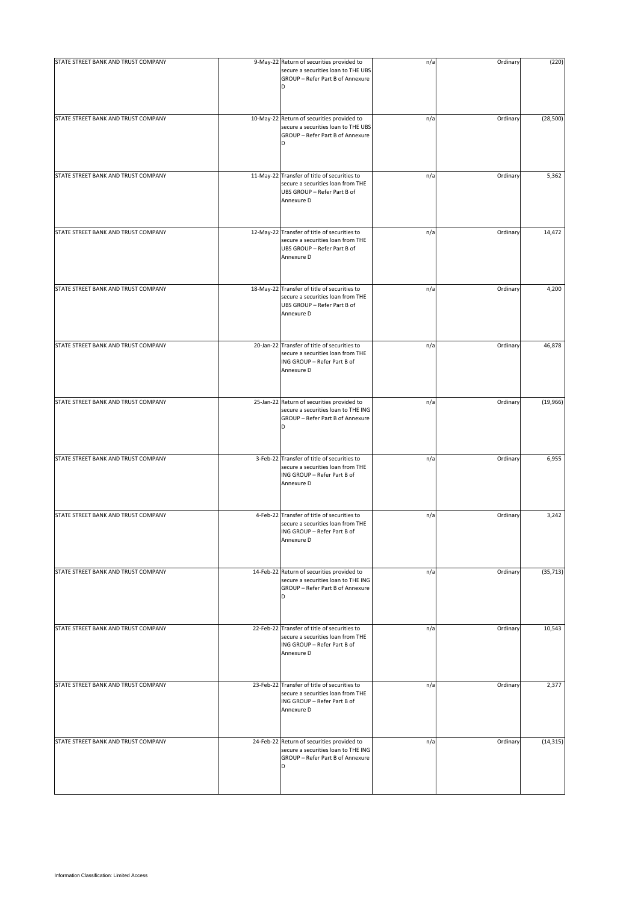| | | | | | |
|---|---|---|---|---|---|
| STATE STREET BANK AND TRUST COMPANY | 9-May-22 | Return of securities provided to secure a securities loan to THE UBS GROUP – Refer Part B of Annexure D | n/a | Ordinary | (220) |
| STATE STREET BANK AND TRUST COMPANY | 10-May-22 | Return of securities provided to secure a securities loan to THE UBS GROUP – Refer Part B of Annexure D | n/a | Ordinary | (28,500) |
| STATE STREET BANK AND TRUST COMPANY | 11-May-22 | Transfer of title of securities to secure a securities loan from THE UBS GROUP – Refer Part B of Annexure D | n/a | Ordinary | 5,362 |
| STATE STREET BANK AND TRUST COMPANY | 12-May-22 | Transfer of title of securities to secure a securities loan from THE UBS GROUP – Refer Part B of Annexure D | n/a | Ordinary | 14,472 |
| STATE STREET BANK AND TRUST COMPANY | 18-May-22 | Transfer of title of securities to secure a securities loan from THE UBS GROUP – Refer Part B of Annexure D | n/a | Ordinary | 4,200 |
| STATE STREET BANK AND TRUST COMPANY | 20-Jan-22 | Transfer of title of securities to secure a securities loan from THE ING GROUP – Refer Part B of Annexure D | n/a | Ordinary | 46,878 |
| STATE STREET BANK AND TRUST COMPANY | 25-Jan-22 | Return of securities provided to secure a securities loan to THE ING GROUP – Refer Part B of Annexure D | n/a | Ordinary | (19,966) |
| STATE STREET BANK AND TRUST COMPANY | 3-Feb-22 | Transfer of title of securities to secure a securities loan from THE ING GROUP – Refer Part B of Annexure D | n/a | Ordinary | 6,955 |
| STATE STREET BANK AND TRUST COMPANY | 4-Feb-22 | Transfer of title of securities to secure a securities loan from THE ING GROUP – Refer Part B of Annexure D | n/a | Ordinary | 3,242 |
| STATE STREET BANK AND TRUST COMPANY | 14-Feb-22 | Return of securities provided to secure a securities loan to THE ING GROUP – Refer Part B of Annexure D | n/a | Ordinary | (35,713) |
| STATE STREET BANK AND TRUST COMPANY | 22-Feb-22 | Transfer of title of securities to secure a securities loan from THE ING GROUP – Refer Part B of Annexure D | n/a | Ordinary | 10,543 |
| STATE STREET BANK AND TRUST COMPANY | 23-Feb-22 | Transfer of title of securities to secure a securities loan from THE ING GROUP – Refer Part B of Annexure D | n/a | Ordinary | 2,377 |
| STATE STREET BANK AND TRUST COMPANY | 24-Feb-22 | Return of securities provided to secure a securities loan to THE ING GROUP – Refer Part B of Annexure D | n/a | Ordinary | (14,315) |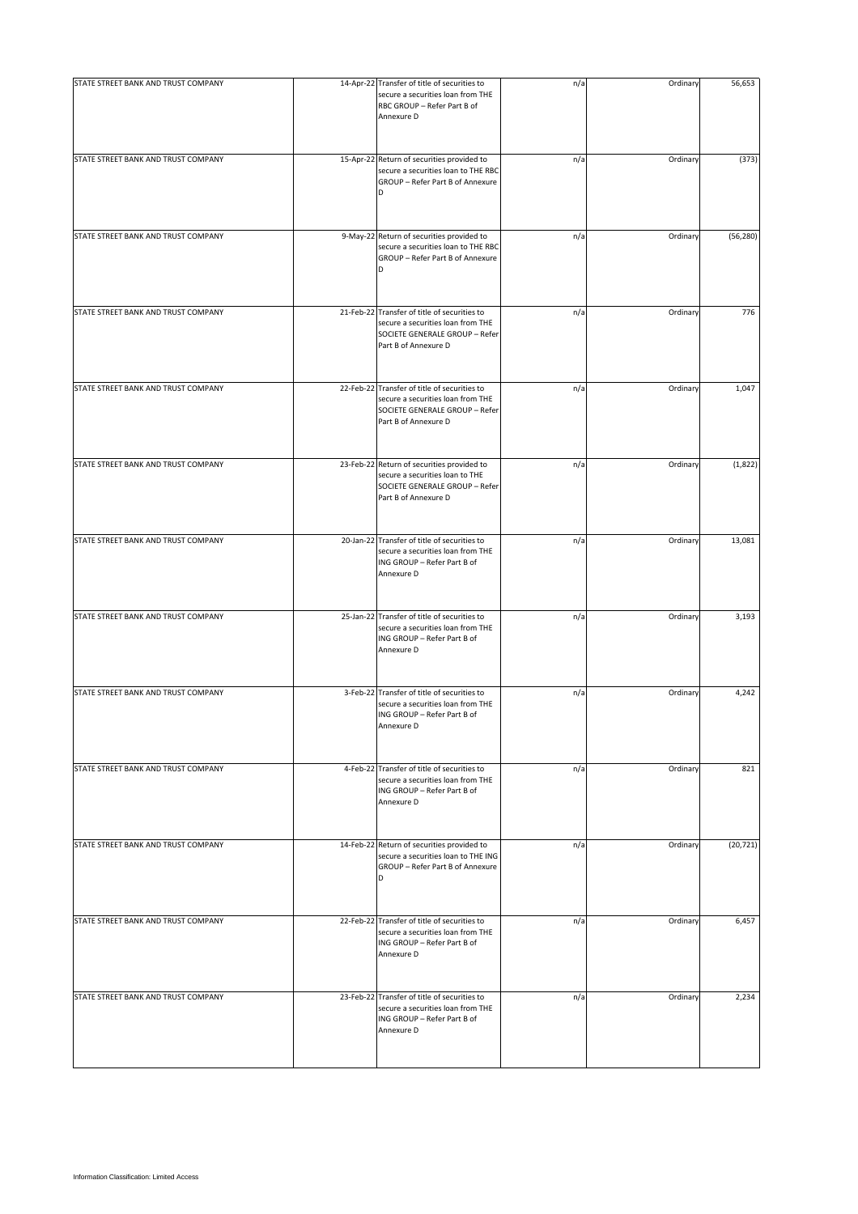| | | | | | |
|---|---|---|---|---|---|
| STATE STREET BANK AND TRUST COMPANY | 14-Apr-22 | Transfer of title of securities to secure a securities loan from THE RBC GROUP – Refer Part B of Annexure D | n/a | Ordinary | 56,653 |
| STATE STREET BANK AND TRUST COMPANY | 15-Apr-22 | Return of securities provided to secure a securities loan to THE RBC GROUP – Refer Part B of Annexure D | n/a | Ordinary | (373) |
| STATE STREET BANK AND TRUST COMPANY | 9-May-22 | Return of securities provided to secure a securities loan to THE RBC GROUP – Refer Part B of Annexure D | n/a | Ordinary | (56,280) |
| STATE STREET BANK AND TRUST COMPANY | 21-Feb-22 | Transfer of title of securities to secure a securities loan from THE SOCIETE GENERALE GROUP – Refer Part B of Annexure D | n/a | Ordinary | 776 |
| STATE STREET BANK AND TRUST COMPANY | 22-Feb-22 | Transfer of title of securities to secure a securities loan from THE SOCIETE GENERALE GROUP – Refer Part B of Annexure D | n/a | Ordinary | 1,047 |
| STATE STREET BANK AND TRUST COMPANY | 23-Feb-22 | Return of securities provided to secure a securities loan to THE SOCIETE GENERALE GROUP – Refer Part B of Annexure D | n/a | Ordinary | (1,822) |
| STATE STREET BANK AND TRUST COMPANY | 20-Jan-22 | Transfer of title of securities to secure a securities loan from THE ING GROUP – Refer Part B of Annexure D | n/a | Ordinary | 13,081 |
| STATE STREET BANK AND TRUST COMPANY | 25-Jan-22 | Transfer of title of securities to secure a securities loan from THE ING GROUP – Refer Part B of Annexure D | n/a | Ordinary | 3,193 |
| STATE STREET BANK AND TRUST COMPANY | 3-Feb-22 | Transfer of title of securities to secure a securities loan from THE ING GROUP – Refer Part B of Annexure D | n/a | Ordinary | 4,242 |
| STATE STREET BANK AND TRUST COMPANY | 4-Feb-22 | Transfer of title of securities to secure a securities loan from THE ING GROUP – Refer Part B of Annexure D | n/a | Ordinary | 821 |
| STATE STREET BANK AND TRUST COMPANY | 14-Feb-22 | Return of securities provided to secure a securities loan to THE ING GROUP – Refer Part B of Annexure D | n/a | Ordinary | (20,721) |
| STATE STREET BANK AND TRUST COMPANY | 22-Feb-22 | Transfer of title of securities to secure a securities loan from THE ING GROUP – Refer Part B of Annexure D | n/a | Ordinary | 6,457 |
| STATE STREET BANK AND TRUST COMPANY | 23-Feb-22 | Transfer of title of securities to secure a securities loan from THE ING GROUP – Refer Part B of Annexure D | n/a | Ordinary | 2,234 |

Information Classification: Limited Access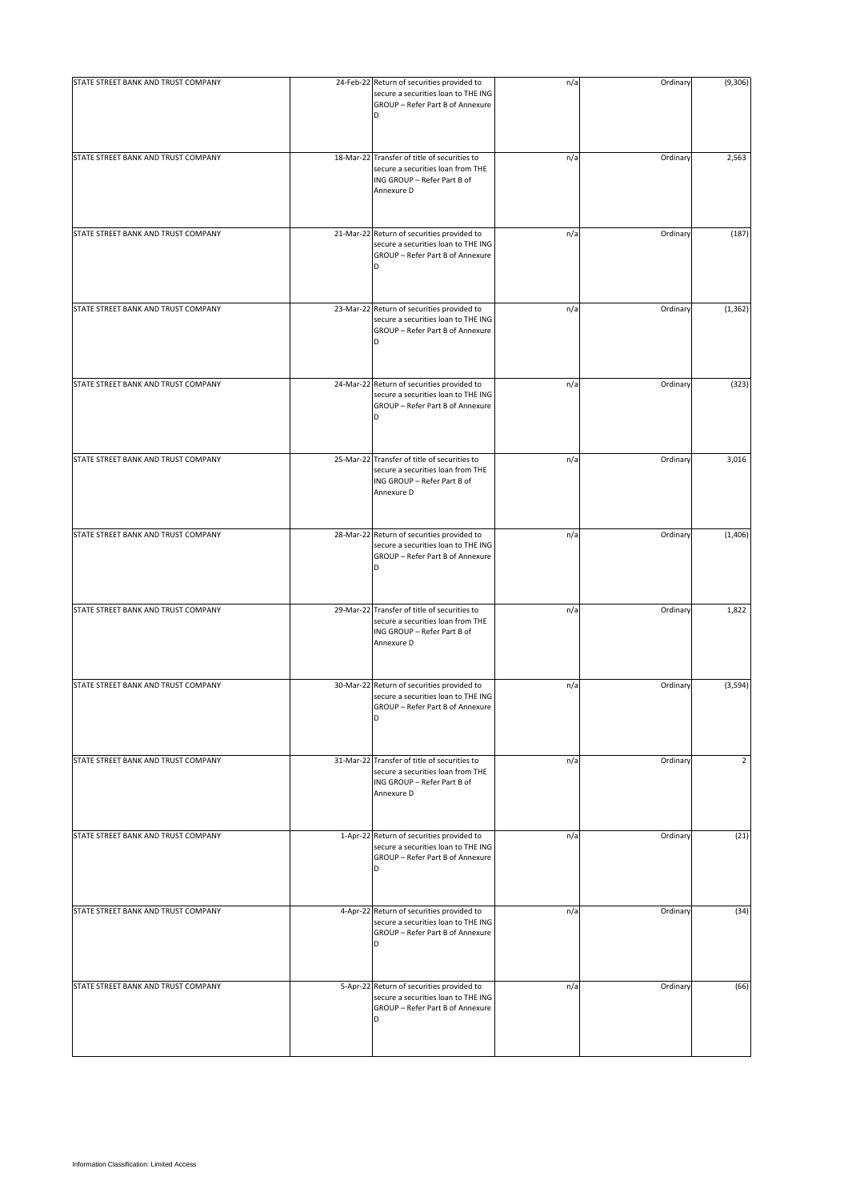| | | | | | |
|---|---|---|---|---|---|
| STATE STREET BANK AND TRUST COMPANY | 24-Feb-22 | Return of securities provided to secure a securities loan to THE ING GROUP – Refer Part B of Annexure D | n/a | Ordinary | (9,306) |
| STATE STREET BANK AND TRUST COMPANY | 18-Mar-22 | Transfer of title of securities to secure a securities loan from THE ING GROUP – Refer Part B of Annexure D | n/a | Ordinary | 2,563 |
| STATE STREET BANK AND TRUST COMPANY | 21-Mar-22 | Return of securities provided to secure a securities loan to THE ING GROUP – Refer Part B of Annexure D | n/a | Ordinary | (187) |
| STATE STREET BANK AND TRUST COMPANY | 23-Mar-22 | Return of securities provided to secure a securities loan to THE ING GROUP – Refer Part B of Annexure D | n/a | Ordinary | (1,362) |
| STATE STREET BANK AND TRUST COMPANY | 24-Mar-22 | Return of securities provided to secure a securities loan to THE ING GROUP – Refer Part B of Annexure D | n/a | Ordinary | (323) |
| STATE STREET BANK AND TRUST COMPANY | 25-Mar-22 | Transfer of title of securities to secure a securities loan from THE ING GROUP – Refer Part B of Annexure D | n/a | Ordinary | 3,016 |
| STATE STREET BANK AND TRUST COMPANY | 28-Mar-22 | Return of securities provided to secure a securities loan to THE ING GROUP – Refer Part B of Annexure D | n/a | Ordinary | (1,406) |
| STATE STREET BANK AND TRUST COMPANY | 29-Mar-22 | Transfer of title of securities to secure a securities loan from THE ING GROUP – Refer Part B of Annexure D | n/a | Ordinary | 1,822 |
| STATE STREET BANK AND TRUST COMPANY | 30-Mar-22 | Return of securities provided to secure a securities loan to THE ING GROUP – Refer Part B of Annexure D | n/a | Ordinary | (3,594) |
| STATE STREET BANK AND TRUST COMPANY | 31-Mar-22 | Transfer of title of securities to secure a securities loan from THE ING GROUP – Refer Part B of Annexure D | n/a | Ordinary | 2 |
| STATE STREET BANK AND TRUST COMPANY | 1-Apr-22 | Return of securities provided to secure a securities loan to THE ING GROUP – Refer Part B of Annexure D | n/a | Ordinary | (21) |
| STATE STREET BANK AND TRUST COMPANY | 4-Apr-22 | Return of securities provided to secure a securities loan to THE ING GROUP – Refer Part B of Annexure D | n/a | Ordinary | (34) |
| STATE STREET BANK AND TRUST COMPANY | 5-Apr-22 | Return of securities provided to secure a securities loan to THE ING GROUP – Refer Part B of Annexure D | n/a | Ordinary | (66) |

Information Classification: Limited Access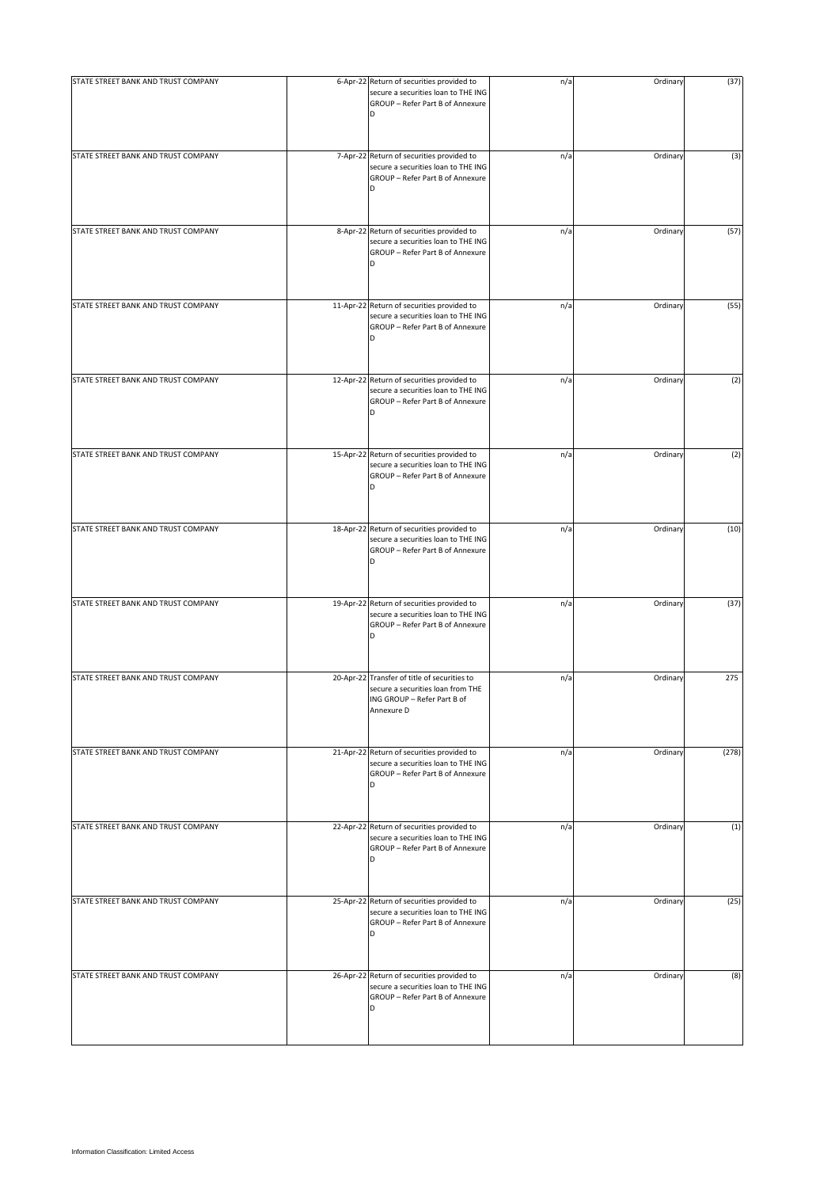| STATE STREET BANK AND TRUST COMPANY | 6-Apr-22 | Return of securities provided to secure a securities loan to THE ING GROUP – Refer Part B of Annexure D | n/a | Ordinary | (37) |
|---|---|---|---|---|---|
| STATE STREET BANK AND TRUST COMPANY | 7-Apr-22 | Return of securities provided to secure a securities loan to THE ING GROUP – Refer Part B of Annexure D | n/a | Ordinary | (3) |
| STATE STREET BANK AND TRUST COMPANY | 8-Apr-22 | Return of securities provided to secure a securities loan to THE ING GROUP – Refer Part B of Annexure D | n/a | Ordinary | (57) |
| STATE STREET BANK AND TRUST COMPANY | 11-Apr-22 | Return of securities provided to secure a securities loan to THE ING GROUP – Refer Part B of Annexure D | n/a | Ordinary | (55) |
| STATE STREET BANK AND TRUST COMPANY | 12-Apr-22 | Return of securities provided to secure a securities loan to THE ING GROUP – Refer Part B of Annexure D | n/a | Ordinary | (2) |
| STATE STREET BANK AND TRUST COMPANY | 15-Apr-22 | Return of securities provided to secure a securities loan to THE ING GROUP – Refer Part B of Annexure D | n/a | Ordinary | (2) |
| STATE STREET BANK AND TRUST COMPANY | 18-Apr-22 | Return of securities provided to secure a securities loan to THE ING GROUP – Refer Part B of Annexure D | n/a | Ordinary | (10) |
| STATE STREET BANK AND TRUST COMPANY | 19-Apr-22 | Return of securities provided to secure a securities loan to THE ING GROUP – Refer Part B of Annexure D | n/a | Ordinary | (37) |
| STATE STREET BANK AND TRUST COMPANY | 20-Apr-22 | Transfer of title of securities to secure a securities loan from THE ING GROUP – Refer Part B of Annexure D | n/a | Ordinary | 275 |
| STATE STREET BANK AND TRUST COMPANY | 21-Apr-22 | Return of securities provided to secure a securities loan to THE ING GROUP – Refer Part B of Annexure D | n/a | Ordinary | (278) |
| STATE STREET BANK AND TRUST COMPANY | 22-Apr-22 | Return of securities provided to secure a securities loan to THE ING GROUP – Refer Part B of Annexure D | n/a | Ordinary | (1) |
| STATE STREET BANK AND TRUST COMPANY | 25-Apr-22 | Return of securities provided to secure a securities loan to THE ING GROUP – Refer Part B of Annexure D | n/a | Ordinary | (25) |
| STATE STREET BANK AND TRUST COMPANY | 26-Apr-22 | Return of securities provided to secure a securities loan to THE ING GROUP – Refer Part B of Annexure D | n/a | Ordinary | (8) |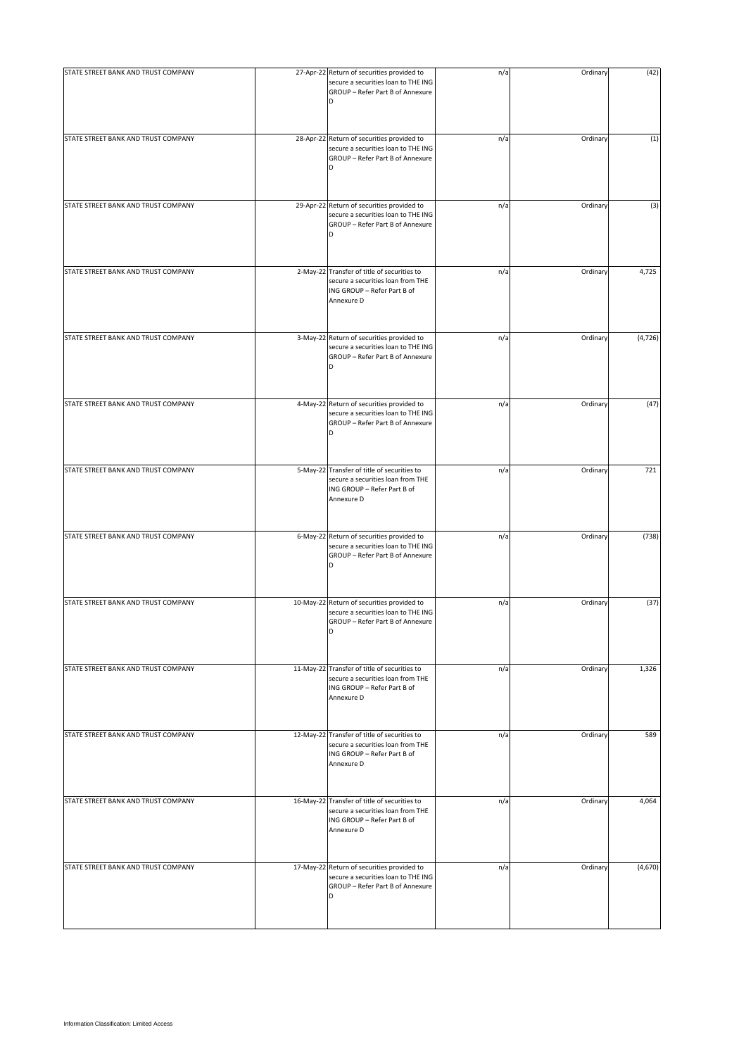| STATE STREET BANK AND TRUST COMPANY | 27-Apr-22 | Return of securities provided to secure a securities loan to THE ING GROUP – Refer Part B of Annexure D | n/a | Ordinary | (42) |
|---|---|---|---|---|---|
| STATE STREET BANK AND TRUST COMPANY | 28-Apr-22 | Return of securities provided to secure a securities loan to THE ING GROUP – Refer Part B of Annexure D | n/a | Ordinary | (1) |
| STATE STREET BANK AND TRUST COMPANY | 29-Apr-22 | Return of securities provided to secure a securities loan to THE ING GROUP – Refer Part B of Annexure D | n/a | Ordinary | (3) |
| STATE STREET BANK AND TRUST COMPANY | 2-May-22 | Transfer of title of securities to secure a securities loan from THE ING GROUP – Refer Part B of Annexure D | n/a | Ordinary | 4,725 |
| STATE STREET BANK AND TRUST COMPANY | 3-May-22 | Return of securities provided to secure a securities loan to THE ING GROUP – Refer Part B of Annexure D | n/a | Ordinary | (4,726) |
| STATE STREET BANK AND TRUST COMPANY | 4-May-22 | Return of securities provided to secure a securities loan to THE ING GROUP – Refer Part B of Annexure D | n/a | Ordinary | (47) |
| STATE STREET BANK AND TRUST COMPANY | 5-May-22 | Transfer of title of securities to secure a securities loan from THE ING GROUP – Refer Part B of Annexure D | n/a | Ordinary | 721 |
| STATE STREET BANK AND TRUST COMPANY | 6-May-22 | Return of securities provided to secure a securities loan to THE ING GROUP – Refer Part B of Annexure D | n/a | Ordinary | (738) |
| STATE STREET BANK AND TRUST COMPANY | 10-May-22 | Return of securities provided to secure a securities loan to THE ING GROUP – Refer Part B of Annexure D | n/a | Ordinary | (37) |
| STATE STREET BANK AND TRUST COMPANY | 11-May-22 | Transfer of title of securities to secure a securities loan from THE ING GROUP – Refer Part B of Annexure D | n/a | Ordinary | 1,326 |
| STATE STREET BANK AND TRUST COMPANY | 12-May-22 | Transfer of title of securities to secure a securities loan from THE ING GROUP – Refer Part B of Annexure D | n/a | Ordinary | 589 |
| STATE STREET BANK AND TRUST COMPANY | 16-May-22 | Transfer of title of securities to secure a securities loan from THE ING GROUP – Refer Part B of Annexure D | n/a | Ordinary | 4,064 |
| STATE STREET BANK AND TRUST COMPANY | 17-May-22 | Return of securities provided to secure a securities loan to THE ING GROUP – Refer Part B of Annexure D | n/a | Ordinary | (4,670) |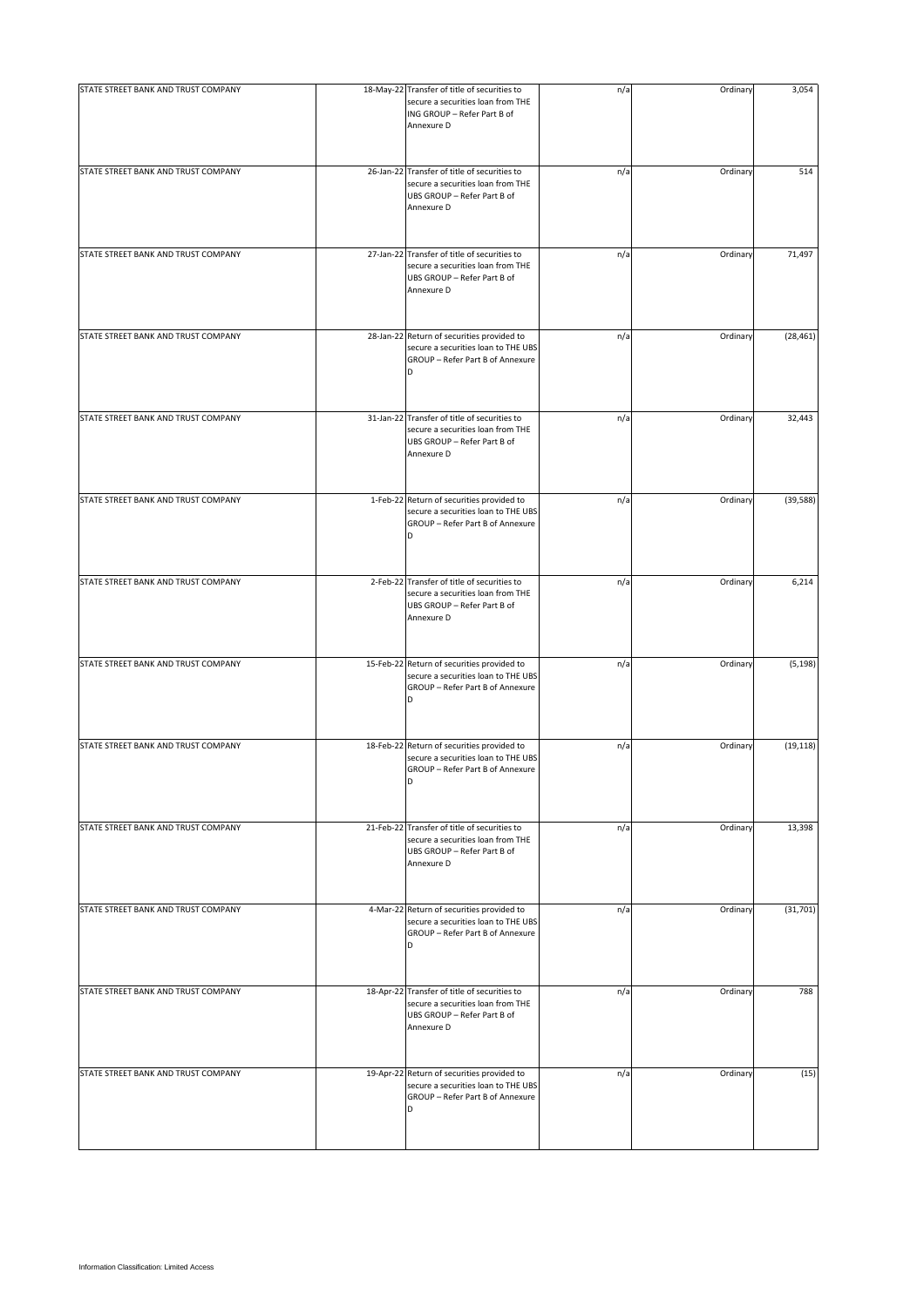| | | | | | |
|---|---|---|---|---|---|
| STATE STREET BANK AND TRUST COMPANY | 18-May-22 | Transfer of title of securities to secure a securities loan from THE ING GROUP – Refer Part B of Annexure D | n/a | Ordinary | 3,054 |
| STATE STREET BANK AND TRUST COMPANY | 26-Jan-22 | Transfer of title of securities to secure a securities loan from THE UBS GROUP – Refer Part B of Annexure D | n/a | Ordinary | 514 |
| STATE STREET BANK AND TRUST COMPANY | 27-Jan-22 | Transfer of title of securities to secure a securities loan from THE UBS GROUP – Refer Part B of Annexure D | n/a | Ordinary | 71,497 |
| STATE STREET BANK AND TRUST COMPANY | 28-Jan-22 | Return of securities provided to secure a securities loan to THE UBS GROUP – Refer Part B of Annexure D | n/a | Ordinary | (28,461) |
| STATE STREET BANK AND TRUST COMPANY | 31-Jan-22 | Transfer of title of securities to secure a securities loan from THE UBS GROUP – Refer Part B of Annexure D | n/a | Ordinary | 32,443 |
| STATE STREET BANK AND TRUST COMPANY | 1-Feb-22 | Return of securities provided to secure a securities loan to THE UBS GROUP – Refer Part B of Annexure D | n/a | Ordinary | (39,588) |
| STATE STREET BANK AND TRUST COMPANY | 2-Feb-22 | Transfer of title of securities to secure a securities loan from THE UBS GROUP – Refer Part B of Annexure D | n/a | Ordinary | 6,214 |
| STATE STREET BANK AND TRUST COMPANY | 15-Feb-22 | Return of securities provided to secure a securities loan to THE UBS GROUP – Refer Part B of Annexure D | n/a | Ordinary | (5,198) |
| STATE STREET BANK AND TRUST COMPANY | 18-Feb-22 | Return of securities provided to secure a securities loan to THE UBS GROUP – Refer Part B of Annexure D | n/a | Ordinary | (19,118) |
| STATE STREET BANK AND TRUST COMPANY | 21-Feb-22 | Transfer of title of securities to secure a securities loan from THE UBS GROUP – Refer Part B of Annexure D | n/a | Ordinary | 13,398 |
| STATE STREET BANK AND TRUST COMPANY | 4-Mar-22 | Return of securities provided to secure a securities loan to THE UBS GROUP – Refer Part B of Annexure D | n/a | Ordinary | (31,701) |
| STATE STREET BANK AND TRUST COMPANY | 18-Apr-22 | Transfer of title of securities to secure a securities loan from THE UBS GROUP – Refer Part B of Annexure D | n/a | Ordinary | 788 |
| STATE STREET BANK AND TRUST COMPANY | 19-Apr-22 | Return of securities provided to secure a securities loan to THE UBS GROUP – Refer Part B of Annexure D | n/a | Ordinary | (15) |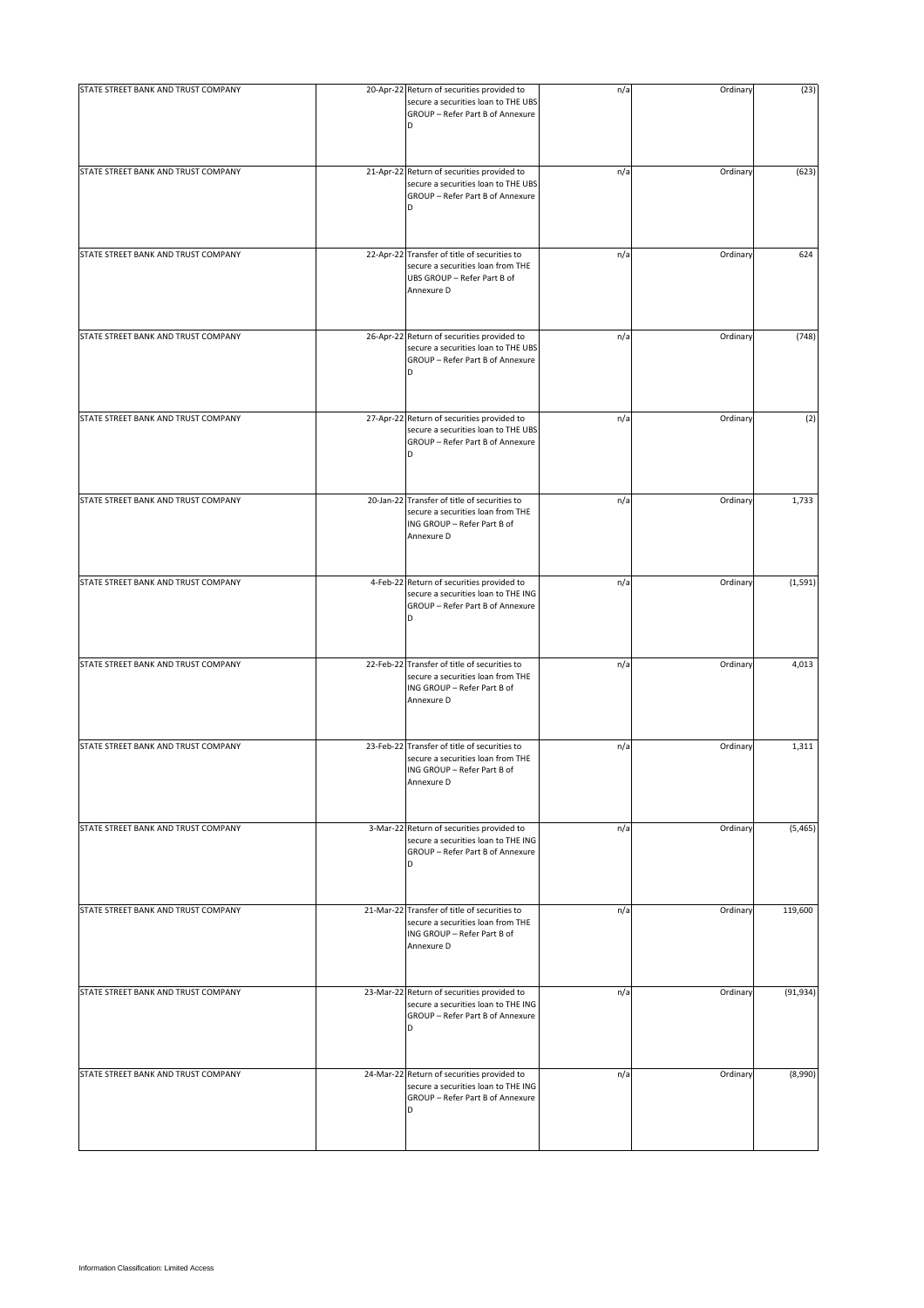| | | | | | |
|---|---|---|---|---|---|
| STATE STREET BANK AND TRUST COMPANY | 20-Apr-22 | Return of securities provided to secure a securities loan to THE UBS GROUP – Refer Part B of Annexure D | n/a | Ordinary | (23) |
| STATE STREET BANK AND TRUST COMPANY | 21-Apr-22 | Return of securities provided to secure a securities loan to THE UBS GROUP – Refer Part B of Annexure D | n/a | Ordinary | (623) |
| STATE STREET BANK AND TRUST COMPANY | 22-Apr-22 | Transfer of title of securities to secure a securities loan from THE UBS GROUP – Refer Part B of Annexure D | n/a | Ordinary | 624 |
| STATE STREET BANK AND TRUST COMPANY | 26-Apr-22 | Return of securities provided to secure a securities loan to THE UBS GROUP – Refer Part B of Annexure D | n/a | Ordinary | (748) |
| STATE STREET BANK AND TRUST COMPANY | 27-Apr-22 | Return of securities provided to secure a securities loan to THE UBS GROUP – Refer Part B of Annexure D | n/a | Ordinary | (2) |
| STATE STREET BANK AND TRUST COMPANY | 20-Jan-22 | Transfer of title of securities to secure a securities loan from THE ING GROUP – Refer Part B of Annexure D | n/a | Ordinary | 1,733 |
| STATE STREET BANK AND TRUST COMPANY | 4-Feb-22 | Return of securities provided to secure a securities loan to THE ING GROUP – Refer Part B of Annexure D | n/a | Ordinary | (1,591) |
| STATE STREET BANK AND TRUST COMPANY | 22-Feb-22 | Transfer of title of securities to secure a securities loan from THE ING GROUP – Refer Part B of Annexure D | n/a | Ordinary | 4,013 |
| STATE STREET BANK AND TRUST COMPANY | 23-Feb-22 | Transfer of title of securities to secure a securities loan from THE ING GROUP – Refer Part B of Annexure D | n/a | Ordinary | 1,311 |
| STATE STREET BANK AND TRUST COMPANY | 3-Mar-22 | Return of securities provided to secure a securities loan to THE ING GROUP – Refer Part B of Annexure D | n/a | Ordinary | (5,465) |
| STATE STREET BANK AND TRUST COMPANY | 21-Mar-22 | Transfer of title of securities to secure a securities loan from THE ING GROUP – Refer Part B of Annexure D | n/a | Ordinary | 119,600 |
| STATE STREET BANK AND TRUST COMPANY | 23-Mar-22 | Return of securities provided to secure a securities loan to THE ING GROUP – Refer Part B of Annexure D | n/a | Ordinary | (91,934) |
| STATE STREET BANK AND TRUST COMPANY | 24-Mar-22 | Return of securities provided to secure a securities loan to THE ING GROUP – Refer Part B of Annexure D | n/a | Ordinary | (8,990) |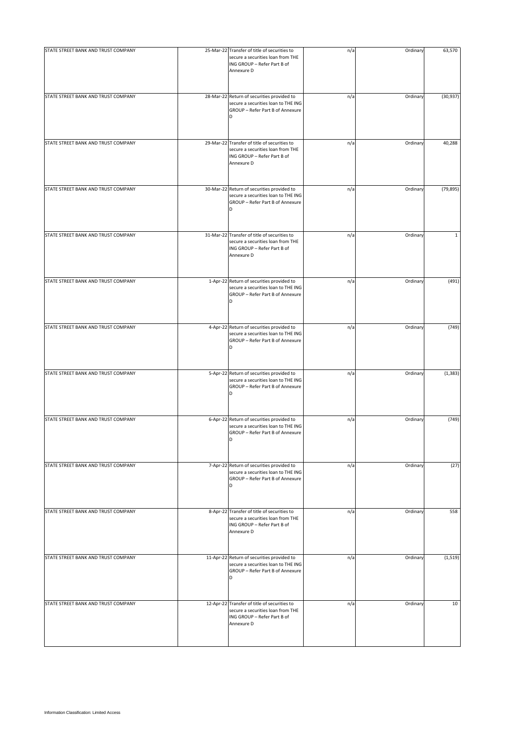| | | | | | |
|---|---|---|---|---|---|
| STATE STREET BANK AND TRUST COMPANY | 25-Mar-22 | Transfer of title of securities to secure a securities loan from THE ING GROUP – Refer Part B of Annexure D | n/a | Ordinary | 63,570 |
| STATE STREET BANK AND TRUST COMPANY | 28-Mar-22 | Return of securities provided to secure a securities loan to THE ING GROUP – Refer Part B of Annexure D | n/a | Ordinary | (30,937) |
| STATE STREET BANK AND TRUST COMPANY | 29-Mar-22 | Transfer of title of securities to secure a securities loan from THE ING GROUP – Refer Part B of Annexure D | n/a | Ordinary | 40,288 |
| STATE STREET BANK AND TRUST COMPANY | 30-Mar-22 | Return of securities provided to secure a securities loan to THE ING GROUP – Refer Part B of Annexure D | n/a | Ordinary | (79,895) |
| STATE STREET BANK AND TRUST COMPANY | 31-Mar-22 | Transfer of title of securities to secure a securities loan from THE ING GROUP – Refer Part B of Annexure D | n/a | Ordinary | 1 |
| STATE STREET BANK AND TRUST COMPANY | 1-Apr-22 | Return of securities provided to secure a securities loan to THE ING GROUP – Refer Part B of Annexure D | n/a | Ordinary | (491) |
| STATE STREET BANK AND TRUST COMPANY | 4-Apr-22 | Return of securities provided to secure a securities loan to THE ING GROUP – Refer Part B of Annexure D | n/a | Ordinary | (749) |
| STATE STREET BANK AND TRUST COMPANY | 5-Apr-22 | Return of securities provided to secure a securities loan to THE ING GROUP – Refer Part B of Annexure D | n/a | Ordinary | (1,383) |
| STATE STREET BANK AND TRUST COMPANY | 6-Apr-22 | Return of securities provided to secure a securities loan to THE ING GROUP – Refer Part B of Annexure D | n/a | Ordinary | (749) |
| STATE STREET BANK AND TRUST COMPANY | 7-Apr-22 | Return of securities provided to secure a securities loan to THE ING GROUP – Refer Part B of Annexure D | n/a | Ordinary | (27) |
| STATE STREET BANK AND TRUST COMPANY | 8-Apr-22 | Transfer of title of securities to secure a securities loan from THE ING GROUP – Refer Part B of Annexure D | n/a | Ordinary | 558 |
| STATE STREET BANK AND TRUST COMPANY | 11-Apr-22 | Return of securities provided to secure a securities loan to THE ING GROUP – Refer Part B of Annexure D | n/a | Ordinary | (1,519) |
| STATE STREET BANK AND TRUST COMPANY | 12-Apr-22 | Transfer of title of securities to secure a securities loan from THE ING GROUP – Refer Part B of Annexure D | n/a | Ordinary | 10 |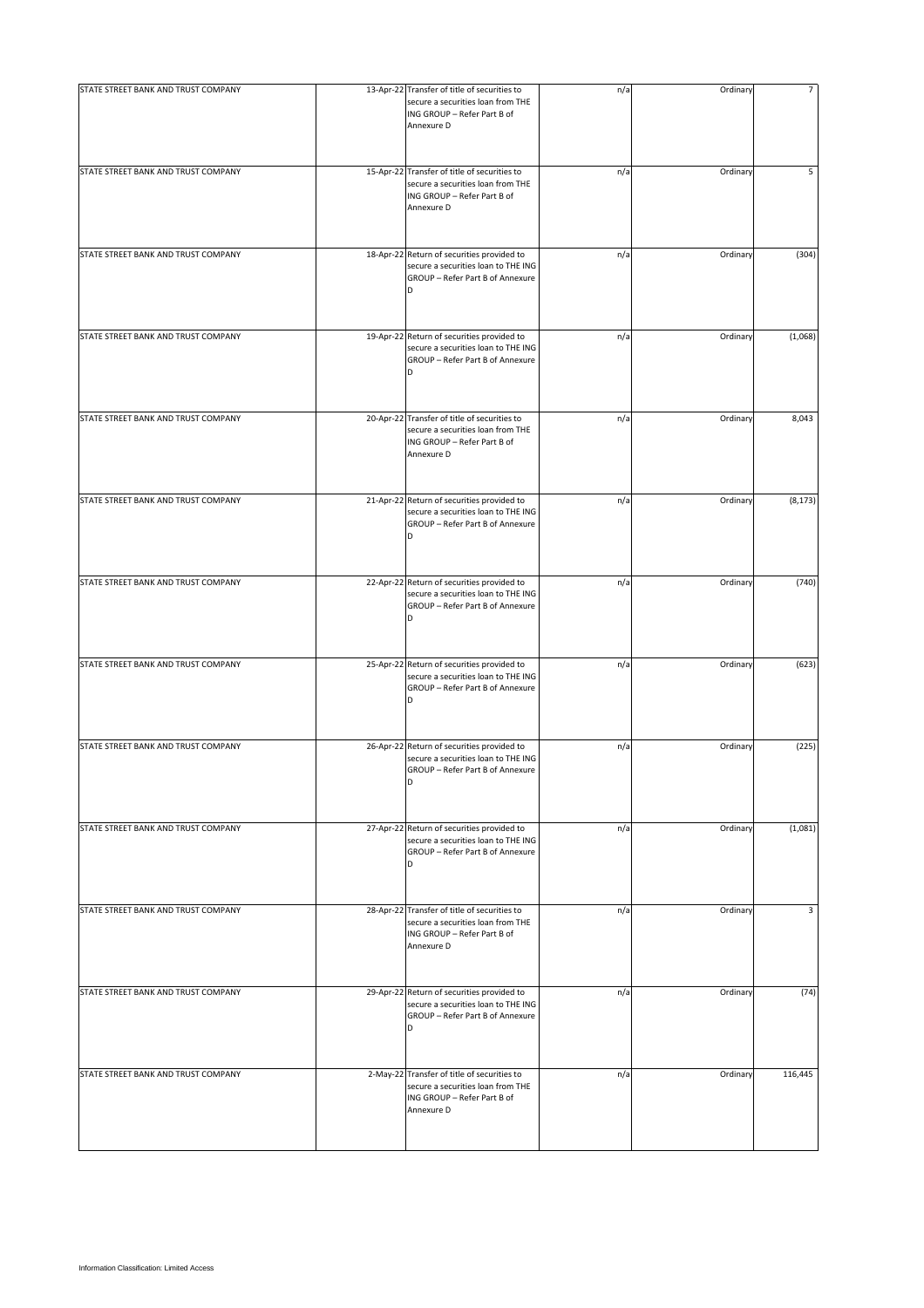| | | | | | |
|---|---|---|---|---|---|
| STATE STREET BANK AND TRUST COMPANY | 13-Apr-22 | Transfer of title of securities to secure a securities loan from THE ING GROUP – Refer Part B of Annexure D | n/a | Ordinary | 7 |
| STATE STREET BANK AND TRUST COMPANY | 15-Apr-22 | Transfer of title of securities to secure a securities loan from THE ING GROUP – Refer Part B of Annexure D | n/a | Ordinary | 5 |
| STATE STREET BANK AND TRUST COMPANY | 18-Apr-22 | Return of securities provided to secure a securities loan to THE ING GROUP – Refer Part B of Annexure D | n/a | Ordinary | (304) |
| STATE STREET BANK AND TRUST COMPANY | 19-Apr-22 | Return of securities provided to secure a securities loan to THE ING GROUP – Refer Part B of Annexure D | n/a | Ordinary | (1,068) |
| STATE STREET BANK AND TRUST COMPANY | 20-Apr-22 | Transfer of title of securities to secure a securities loan from THE ING GROUP – Refer Part B of Annexure D | n/a | Ordinary | 8,043 |
| STATE STREET BANK AND TRUST COMPANY | 21-Apr-22 | Return of securities provided to secure a securities loan to THE ING GROUP – Refer Part B of Annexure D | n/a | Ordinary | (8,173) |
| STATE STREET BANK AND TRUST COMPANY | 22-Apr-22 | Return of securities provided to secure a securities loan to THE ING GROUP – Refer Part B of Annexure D | n/a | Ordinary | (740) |
| STATE STREET BANK AND TRUST COMPANY | 25-Apr-22 | Return of securities provided to secure a securities loan to THE ING GROUP – Refer Part B of Annexure D | n/a | Ordinary | (623) |
| STATE STREET BANK AND TRUST COMPANY | 26-Apr-22 | Return of securities provided to secure a securities loan to THE ING GROUP – Refer Part B of Annexure D | n/a | Ordinary | (225) |
| STATE STREET BANK AND TRUST COMPANY | 27-Apr-22 | Return of securities provided to secure a securities loan to THE ING GROUP – Refer Part B of Annexure D | n/a | Ordinary | (1,081) |
| STATE STREET BANK AND TRUST COMPANY | 28-Apr-22 | Transfer of title of securities to secure a securities loan from THE ING GROUP – Refer Part B of Annexure D | n/a | Ordinary | 3 |
| STATE STREET BANK AND TRUST COMPANY | 29-Apr-22 | Return of securities provided to secure a securities loan to THE ING GROUP – Refer Part B of Annexure D | n/a | Ordinary | (74) |
| STATE STREET BANK AND TRUST COMPANY | 2-May-22 | Transfer of title of securities to secure a securities loan from THE ING GROUP – Refer Part B of Annexure D | n/a | Ordinary | 116,445 |

Information Classification: Limited Access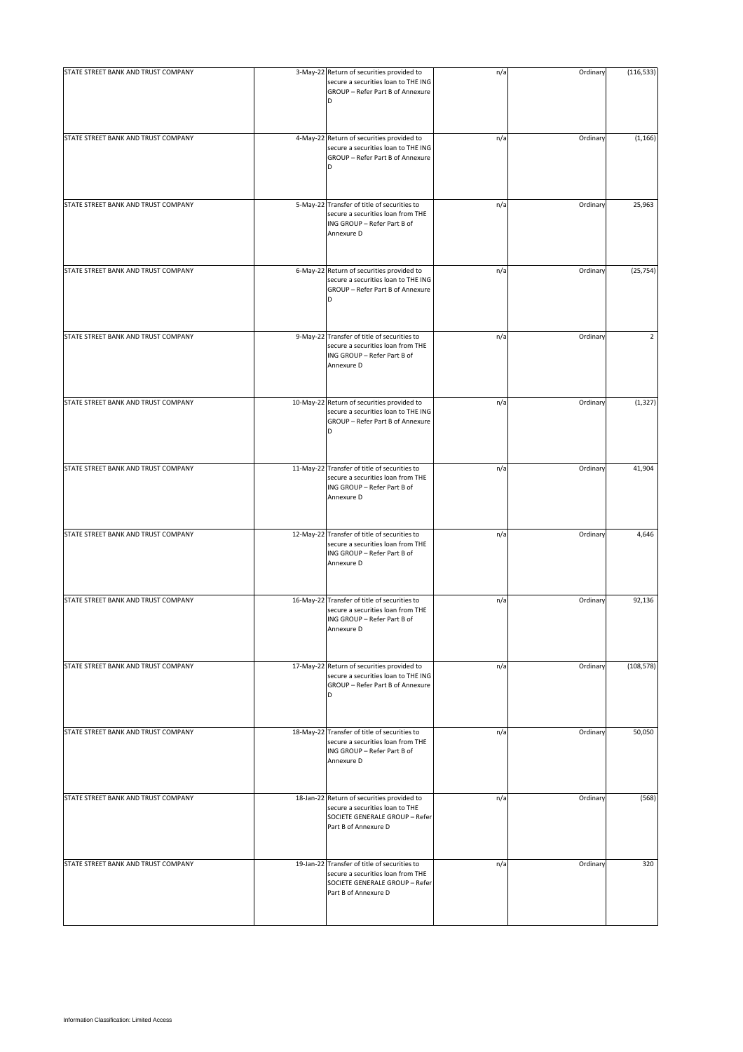| | | | | | |
|---|---|---|---|---|---|
| STATE STREET BANK AND TRUST COMPANY | 3-May-22 | Return of securities provided to secure a securities loan to THE ING GROUP – Refer Part B of Annexure D | n/a | Ordinary | (116,533) |
| STATE STREET BANK AND TRUST COMPANY | 4-May-22 | Return of securities provided to secure a securities loan to THE ING GROUP – Refer Part B of Annexure D | n/a | Ordinary | (1,166) |
| STATE STREET BANK AND TRUST COMPANY | 5-May-22 | Transfer of title of securities to secure a securities loan from THE ING GROUP – Refer Part B of Annexure D | n/a | Ordinary | 25,963 |
| STATE STREET BANK AND TRUST COMPANY | 6-May-22 | Return of securities provided to secure a securities loan to THE ING GROUP – Refer Part B of Annexure D | n/a | Ordinary | (25,754) |
| STATE STREET BANK AND TRUST COMPANY | 9-May-22 | Transfer of title of securities to secure a securities loan from THE ING GROUP – Refer Part B of Annexure D | n/a | Ordinary | 2 |
| STATE STREET BANK AND TRUST COMPANY | 10-May-22 | Return of securities provided to secure a securities loan to THE ING GROUP – Refer Part B of Annexure D | n/a | Ordinary | (1,327) |
| STATE STREET BANK AND TRUST COMPANY | 11-May-22 | Transfer of title of securities to secure a securities loan from THE ING GROUP – Refer Part B of Annexure D | n/a | Ordinary | 41,904 |
| STATE STREET BANK AND TRUST COMPANY | 12-May-22 | Transfer of title of securities to secure a securities loan from THE ING GROUP – Refer Part B of Annexure D | n/a | Ordinary | 4,646 |
| STATE STREET BANK AND TRUST COMPANY | 16-May-22 | Transfer of title of securities to secure a securities loan from THE ING GROUP – Refer Part B of Annexure D | n/a | Ordinary | 92,136 |
| STATE STREET BANK AND TRUST COMPANY | 17-May-22 | Return of securities provided to secure a securities loan to THE ING GROUP – Refer Part B of Annexure D | n/a | Ordinary | (108,578) |
| STATE STREET BANK AND TRUST COMPANY | 18-May-22 | Transfer of title of securities to secure a securities loan from THE ING GROUP – Refer Part B of Annexure D | n/a | Ordinary | 50,050 |
| STATE STREET BANK AND TRUST COMPANY | 18-Jan-22 | Return of securities provided to secure a securities loan to THE SOCIETE GENERALE GROUP – Refer Part B of Annexure D | n/a | Ordinary | (568) |
| STATE STREET BANK AND TRUST COMPANY | 19-Jan-22 | Transfer of title of securities to secure a securities loan from THE SOCIETE GENERALE GROUP – Refer Part B of Annexure D | n/a | Ordinary | 320 |

Information Classification: Limited Access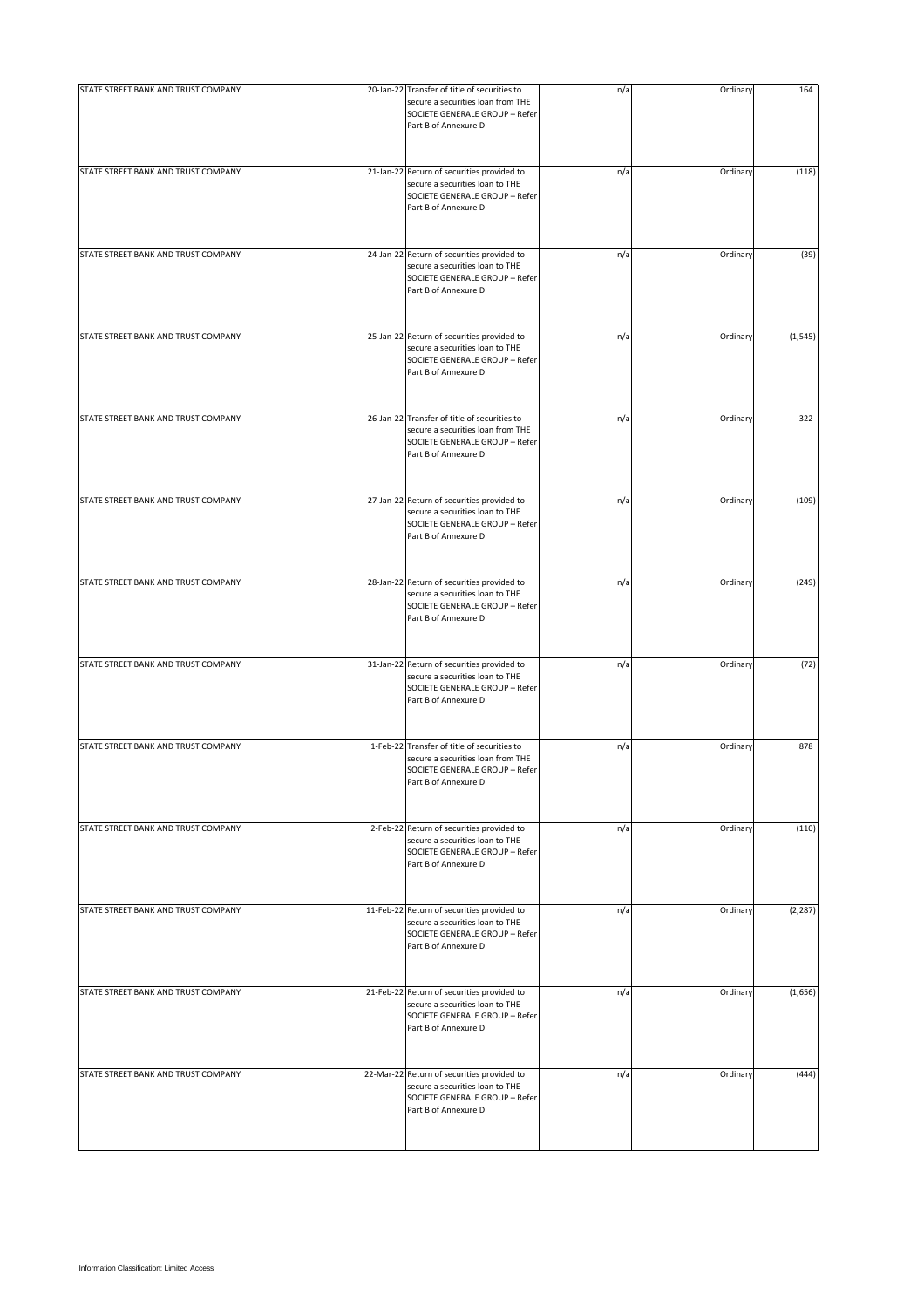| | | | | | |
|---|---|---|---|---|---|
| STATE STREET BANK AND TRUST COMPANY | 20-Jan-22 | Transfer of title of securities to secure a securities loan from THE SOCIETE GENERALE GROUP – Refer Part B of Annexure D | n/a | Ordinary | 164 |
| STATE STREET BANK AND TRUST COMPANY | 21-Jan-22 | Return of securities provided to secure a securities loan to THE SOCIETE GENERALE GROUP – Refer Part B of Annexure D | n/a | Ordinary | (118) |
| STATE STREET BANK AND TRUST COMPANY | 24-Jan-22 | Return of securities provided to secure a securities loan to THE SOCIETE GENERALE GROUP – Refer Part B of Annexure D | n/a | Ordinary | (39) |
| STATE STREET BANK AND TRUST COMPANY | 25-Jan-22 | Return of securities provided to secure a securities loan to THE SOCIETE GENERALE GROUP – Refer Part B of Annexure D | n/a | Ordinary | (1,545) |
| STATE STREET BANK AND TRUST COMPANY | 26-Jan-22 | Transfer of title of securities to secure a securities loan from THE SOCIETE GENERALE GROUP – Refer Part B of Annexure D | n/a | Ordinary | 322 |
| STATE STREET BANK AND TRUST COMPANY | 27-Jan-22 | Return of securities provided to secure a securities loan to THE SOCIETE GENERALE GROUP – Refer Part B of Annexure D | n/a | Ordinary | (109) |
| STATE STREET BANK AND TRUST COMPANY | 28-Jan-22 | Return of securities provided to secure a securities loan to THE SOCIETE GENERALE GROUP – Refer Part B of Annexure D | n/a | Ordinary | (249) |
| STATE STREET BANK AND TRUST COMPANY | 31-Jan-22 | Return of securities provided to secure a securities loan to THE SOCIETE GENERALE GROUP – Refer Part B of Annexure D | n/a | Ordinary | (72) |
| STATE STREET BANK AND TRUST COMPANY | 1-Feb-22 | Transfer of title of securities to secure a securities loan from THE SOCIETE GENERALE GROUP – Refer Part B of Annexure D | n/a | Ordinary | 878 |
| STATE STREET BANK AND TRUST COMPANY | 2-Feb-22 | Return of securities provided to secure a securities loan to THE SOCIETE GENERALE GROUP – Refer Part B of Annexure D | n/a | Ordinary | (110) |
| STATE STREET BANK AND TRUST COMPANY | 11-Feb-22 | Return of securities provided to secure a securities loan to THE SOCIETE GENERALE GROUP – Refer Part B of Annexure D | n/a | Ordinary | (2,287) |
| STATE STREET BANK AND TRUST COMPANY | 21-Feb-22 | Return of securities provided to secure a securities loan to THE SOCIETE GENERALE GROUP – Refer Part B of Annexure D | n/a | Ordinary | (1,656) |
| STATE STREET BANK AND TRUST COMPANY | 22-Mar-22 | Return of securities provided to secure a securities loan to THE SOCIETE GENERALE GROUP – Refer Part B of Annexure D | n/a | Ordinary | (444) |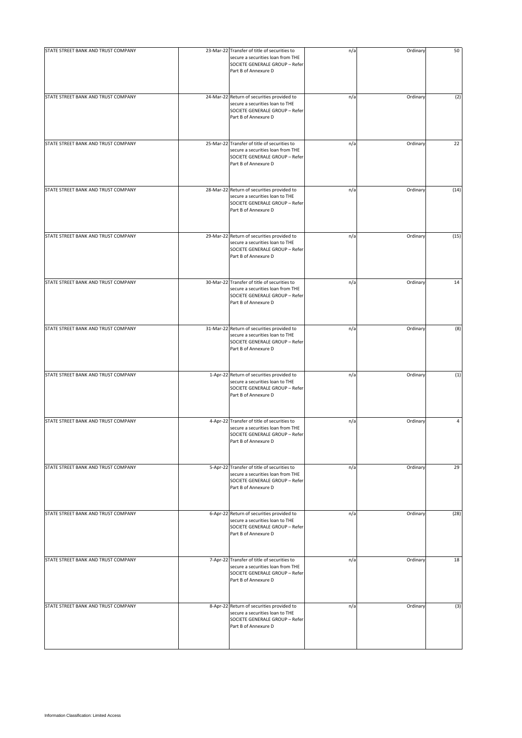| | | | | | |
|---|---|---|---|---|---|
| STATE STREET BANK AND TRUST COMPANY | 23-Mar-22 | Transfer of title of securities to secure a securities loan from THE SOCIETE GENERALE GROUP – Refer Part B of Annexure D | n/a | Ordinary | 50 |
| STATE STREET BANK AND TRUST COMPANY | 24-Mar-22 | Return of securities provided to secure a securities loan to THE SOCIETE GENERALE GROUP – Refer Part B of Annexure D | n/a | Ordinary | (2) |
| STATE STREET BANK AND TRUST COMPANY | 25-Mar-22 | Transfer of title of securities to secure a securities loan from THE SOCIETE GENERALE GROUP – Refer Part B of Annexure D | n/a | Ordinary | 22 |
| STATE STREET BANK AND TRUST COMPANY | 28-Mar-22 | Return of securities provided to secure a securities loan to THE SOCIETE GENERALE GROUP – Refer Part B of Annexure D | n/a | Ordinary | (14) |
| STATE STREET BANK AND TRUST COMPANY | 29-Mar-22 | Return of securities provided to secure a securities loan to THE SOCIETE GENERALE GROUP – Refer Part B of Annexure D | n/a | Ordinary | (15) |
| STATE STREET BANK AND TRUST COMPANY | 30-Mar-22 | Transfer of title of securities to secure a securities loan from THE SOCIETE GENERALE GROUP – Refer Part B of Annexure D | n/a | Ordinary | 14 |
| STATE STREET BANK AND TRUST COMPANY | 31-Mar-22 | Return of securities provided to secure a securities loan to THE SOCIETE GENERALE GROUP – Refer Part B of Annexure D | n/a | Ordinary | (8) |
| STATE STREET BANK AND TRUST COMPANY | 1-Apr-22 | Return of securities provided to secure a securities loan to THE SOCIETE GENERALE GROUP – Refer Part B of Annexure D | n/a | Ordinary | (1) |
| STATE STREET BANK AND TRUST COMPANY | 4-Apr-22 | Transfer of title of securities to secure a securities loan from THE SOCIETE GENERALE GROUP – Refer Part B of Annexure D | n/a | Ordinary | 4 |
| STATE STREET BANK AND TRUST COMPANY | 5-Apr-22 | Transfer of title of securities to secure a securities loan from THE SOCIETE GENERALE GROUP – Refer Part B of Annexure D | n/a | Ordinary | 29 |
| STATE STREET BANK AND TRUST COMPANY | 6-Apr-22 | Return of securities provided to secure a securities loan to THE SOCIETE GENERALE GROUP – Refer Part B of Annexure D | n/a | Ordinary | (28) |
| STATE STREET BANK AND TRUST COMPANY | 7-Apr-22 | Transfer of title of securities to secure a securities loan from THE SOCIETE GENERALE GROUP – Refer Part B of Annexure D | n/a | Ordinary | 18 |
| STATE STREET BANK AND TRUST COMPANY | 8-Apr-22 | Return of securities provided to secure a securities loan to THE SOCIETE GENERALE GROUP – Refer Part B of Annexure D | n/a | Ordinary | (3) |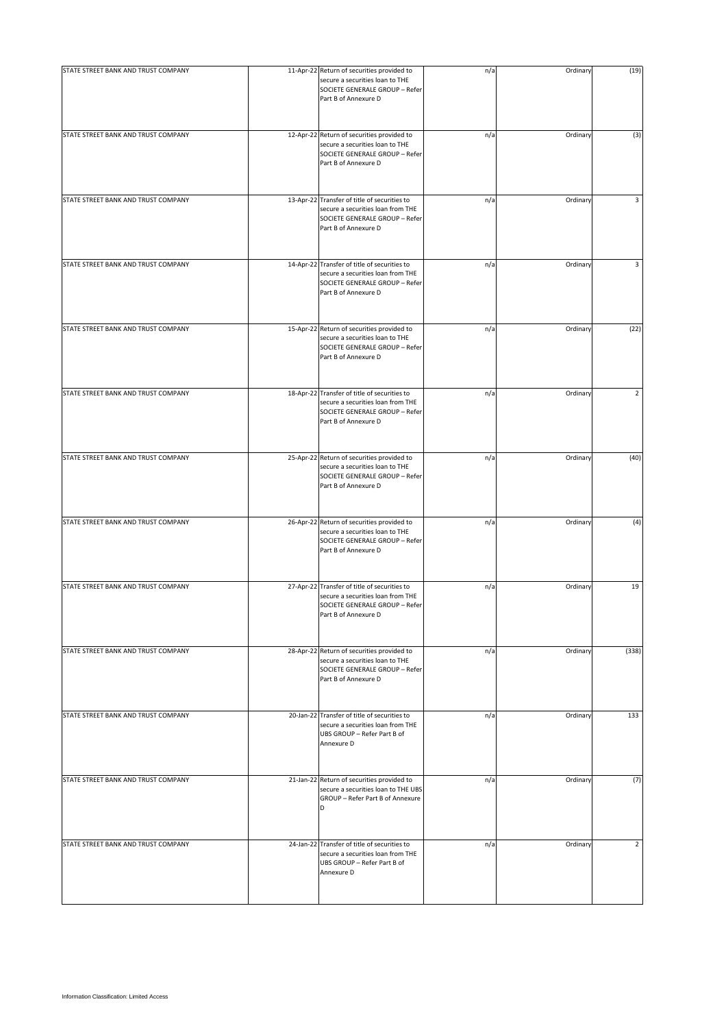| | | | | | |
|---|---|---|---|---|---|
| STATE STREET BANK AND TRUST COMPANY | 11-Apr-22 | Return of securities provided to secure a securities loan to THE SOCIETE GENERALE GROUP – Refer Part B of Annexure D | n/a | Ordinary | (19) |
| STATE STREET BANK AND TRUST COMPANY | 12-Apr-22 | Return of securities provided to secure a securities loan to THE SOCIETE GENERALE GROUP – Refer Part B of Annexure D | n/a | Ordinary | (3) |
| STATE STREET BANK AND TRUST COMPANY | 13-Apr-22 | Transfer of title of securities to secure a securities loan from THE SOCIETE GENERALE GROUP – Refer Part B of Annexure D | n/a | Ordinary | 3 |
| STATE STREET BANK AND TRUST COMPANY | 14-Apr-22 | Transfer of title of securities to secure a securities loan from THE SOCIETE GENERALE GROUP – Refer Part B of Annexure D | n/a | Ordinary | 3 |
| STATE STREET BANK AND TRUST COMPANY | 15-Apr-22 | Return of securities provided to secure a securities loan to THE SOCIETE GENERALE GROUP – Refer Part B of Annexure D | n/a | Ordinary | (22) |
| STATE STREET BANK AND TRUST COMPANY | 18-Apr-22 | Transfer of title of securities to secure a securities loan from THE SOCIETE GENERALE GROUP – Refer Part B of Annexure D | n/a | Ordinary | 2 |
| STATE STREET BANK AND TRUST COMPANY | 25-Apr-22 | Return of securities provided to secure a securities loan to THE SOCIETE GENERALE GROUP – Refer Part B of Annexure D | n/a | Ordinary | (40) |
| STATE STREET BANK AND TRUST COMPANY | 26-Apr-22 | Return of securities provided to secure a securities loan to THE SOCIETE GENERALE GROUP – Refer Part B of Annexure D | n/a | Ordinary | (4) |
| STATE STREET BANK AND TRUST COMPANY | 27-Apr-22 | Transfer of title of securities to secure a securities loan from THE SOCIETE GENERALE GROUP – Refer Part B of Annexure D | n/a | Ordinary | 19 |
| STATE STREET BANK AND TRUST COMPANY | 28-Apr-22 | Return of securities provided to secure a securities loan to THE SOCIETE GENERALE GROUP – Refer Part B of Annexure D | n/a | Ordinary | (338) |
| STATE STREET BANK AND TRUST COMPANY | 20-Jan-22 | Transfer of title of securities to secure a securities loan from THE UBS GROUP – Refer Part B of Annexure D | n/a | Ordinary | 133 |
| STATE STREET BANK AND TRUST COMPANY | 21-Jan-22 | Return of securities provided to secure a securities loan to THE UBS GROUP – Refer Part B of Annexure D | n/a | Ordinary | (7) |
| STATE STREET BANK AND TRUST COMPANY | 24-Jan-22 | Transfer of title of securities to secure a securities loan from THE UBS GROUP – Refer Part B of Annexure D | n/a | Ordinary | 2 |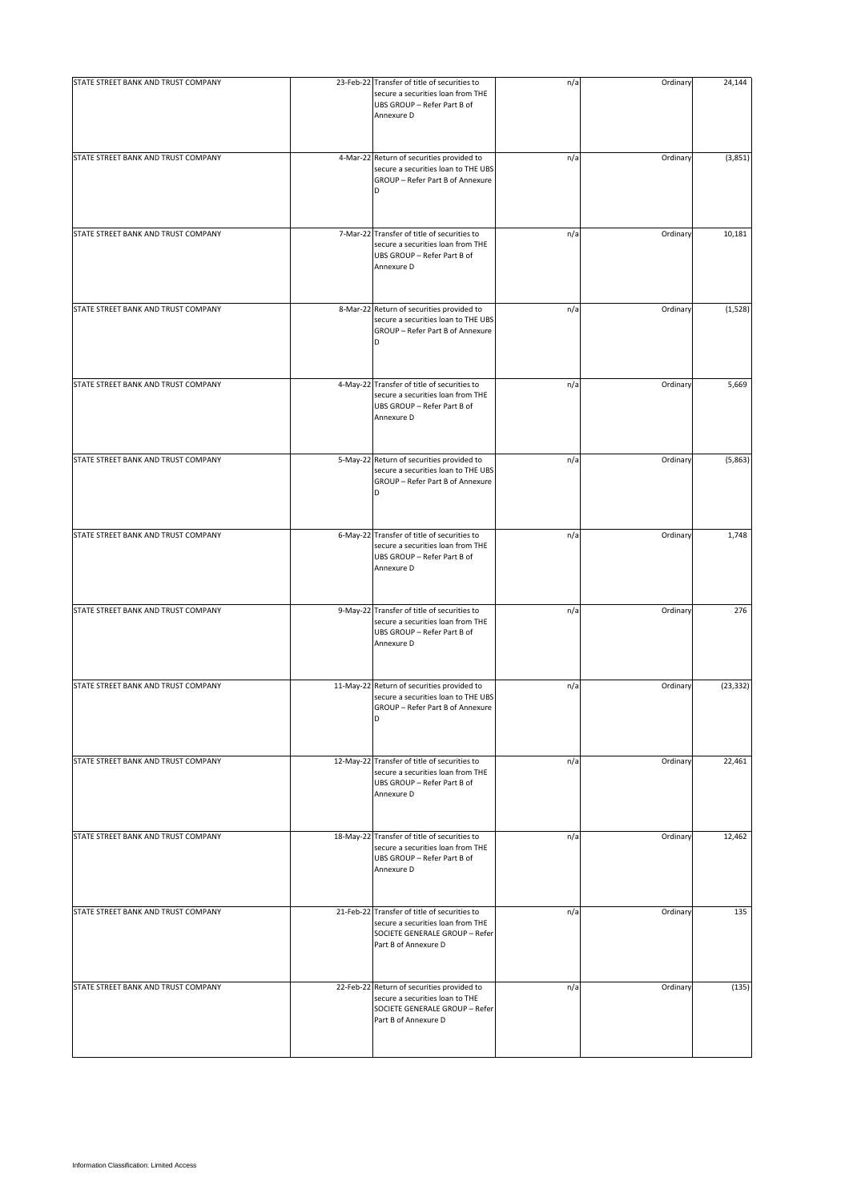| | | | | | |
|---|---|---|---|---|---|
| STATE STREET BANK AND TRUST COMPANY | 23-Feb-22 | Transfer of title of securities to secure a securities loan from THE UBS GROUP – Refer Part B of Annexure D | n/a | Ordinary | 24,144 |
| STATE STREET BANK AND TRUST COMPANY | 4-Mar-22 | Return of securities provided to secure a securities loan to THE UBS GROUP – Refer Part B of Annexure D | n/a | Ordinary | (3,851) |
| STATE STREET BANK AND TRUST COMPANY | 7-Mar-22 | Transfer of title of securities to secure a securities loan from THE UBS GROUP – Refer Part B of Annexure D | n/a | Ordinary | 10,181 |
| STATE STREET BANK AND TRUST COMPANY | 8-Mar-22 | Return of securities provided to secure a securities loan to THE UBS GROUP – Refer Part B of Annexure D | n/a | Ordinary | (1,528) |
| STATE STREET BANK AND TRUST COMPANY | 4-May-22 | Transfer of title of securities to secure a securities loan from THE UBS GROUP – Refer Part B of Annexure D | n/a | Ordinary | 5,669 |
| STATE STREET BANK AND TRUST COMPANY | 5-May-22 | Return of securities provided to secure a securities loan to THE UBS GROUP – Refer Part B of Annexure D | n/a | Ordinary | (5,863) |
| STATE STREET BANK AND TRUST COMPANY | 6-May-22 | Transfer of title of securities to secure a securities loan from THE UBS GROUP – Refer Part B of Annexure D | n/a | Ordinary | 1,748 |
| STATE STREET BANK AND TRUST COMPANY | 9-May-22 | Transfer of title of securities to secure a securities loan from THE UBS GROUP – Refer Part B of Annexure D | n/a | Ordinary | 276 |
| STATE STREET BANK AND TRUST COMPANY | 11-May-22 | Return of securities provided to secure a securities loan to THE UBS GROUP – Refer Part B of Annexure D | n/a | Ordinary | (23,332) |
| STATE STREET BANK AND TRUST COMPANY | 12-May-22 | Transfer of title of securities to secure a securities loan from THE UBS GROUP – Refer Part B of Annexure D | n/a | Ordinary | 22,461 |
| STATE STREET BANK AND TRUST COMPANY | 18-May-22 | Transfer of title of securities to secure a securities loan from THE UBS GROUP – Refer Part B of Annexure D | n/a | Ordinary | 12,462 |
| STATE STREET BANK AND TRUST COMPANY | 21-Feb-22 | Transfer of title of securities to secure a securities loan from THE SOCIETE GENERALE GROUP – Refer Part B of Annexure D | n/a | Ordinary | 135 |
| STATE STREET BANK AND TRUST COMPANY | 22-Feb-22 | Return of securities provided to secure a securities loan to THE SOCIETE GENERALE GROUP – Refer Part B of Annexure D | n/a | Ordinary | (135) |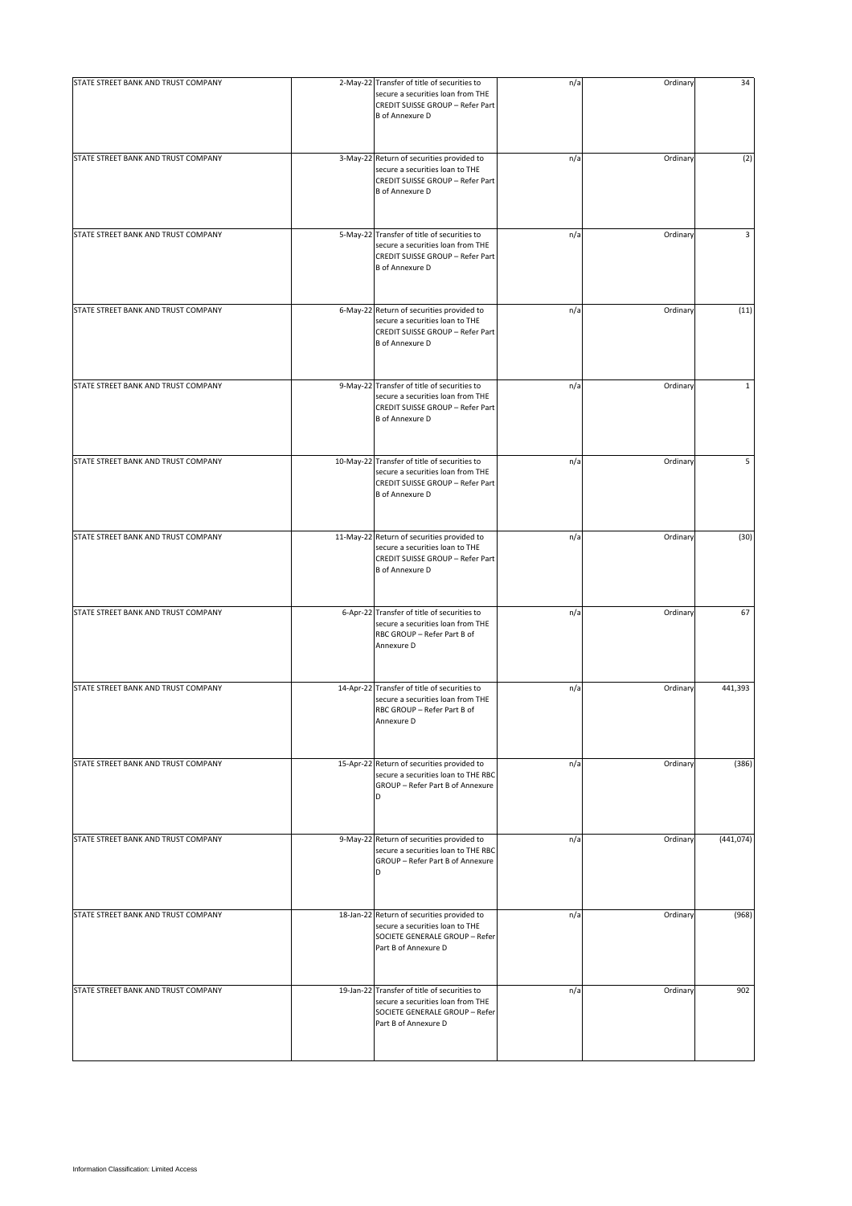| | | | | | |
|---|---|---|---|---|---|
| STATE STREET BANK AND TRUST COMPANY | 2-May-22 | Transfer of title of securities to secure a securities loan from THE CREDIT SUISSE GROUP – Refer Part B of Annexure D | n/a | Ordinary | 34 |
| STATE STREET BANK AND TRUST COMPANY | 3-May-22 | Return of securities provided to secure a securities loan to THE CREDIT SUISSE GROUP – Refer Part B of Annexure D | n/a | Ordinary | (2) |
| STATE STREET BANK AND TRUST COMPANY | 5-May-22 | Transfer of title of securities to secure a securities loan from THE CREDIT SUISSE GROUP – Refer Part B of Annexure D | n/a | Ordinary | 3 |
| STATE STREET BANK AND TRUST COMPANY | 6-May-22 | Return of securities provided to secure a securities loan to THE CREDIT SUISSE GROUP – Refer Part B of Annexure D | n/a | Ordinary | (11) |
| STATE STREET BANK AND TRUST COMPANY | 9-May-22 | Transfer of title of securities to secure a securities loan from THE CREDIT SUISSE GROUP – Refer Part B of Annexure D | n/a | Ordinary | 1 |
| STATE STREET BANK AND TRUST COMPANY | 10-May-22 | Transfer of title of securities to secure a securities loan from THE CREDIT SUISSE GROUP – Refer Part B of Annexure D | n/a | Ordinary | 5 |
| STATE STREET BANK AND TRUST COMPANY | 11-May-22 | Return of securities provided to secure a securities loan to THE CREDIT SUISSE GROUP – Refer Part B of Annexure D | n/a | Ordinary | (30) |
| STATE STREET BANK AND TRUST COMPANY | 6-Apr-22 | Transfer of title of securities to secure a securities loan from THE RBC GROUP – Refer Part B of Annexure D | n/a | Ordinary | 67 |
| STATE STREET BANK AND TRUST COMPANY | 14-Apr-22 | Transfer of title of securities to secure a securities loan from THE RBC GROUP – Refer Part B of Annexure D | n/a | Ordinary | 441,393 |
| STATE STREET BANK AND TRUST COMPANY | 15-Apr-22 | Return of securities provided to secure a securities loan to THE RBC GROUP – Refer Part B of Annexure D | n/a | Ordinary | (386) |
| STATE STREET BANK AND TRUST COMPANY | 9-May-22 | Return of securities provided to secure a securities loan to THE RBC GROUP – Refer Part B of Annexure D | n/a | Ordinary | (441,074) |
| STATE STREET BANK AND TRUST COMPANY | 18-Jan-22 | Return of securities provided to secure a securities loan to THE SOCIETE GENERALE GROUP – Refer Part B of Annexure D | n/a | Ordinary | (968) |
| STATE STREET BANK AND TRUST COMPANY | 19-Jan-22 | Transfer of title of securities to secure a securities loan from THE SOCIETE GENERALE GROUP – Refer Part B of Annexure D | n/a | Ordinary | 902 |

Information Classification: Limited Access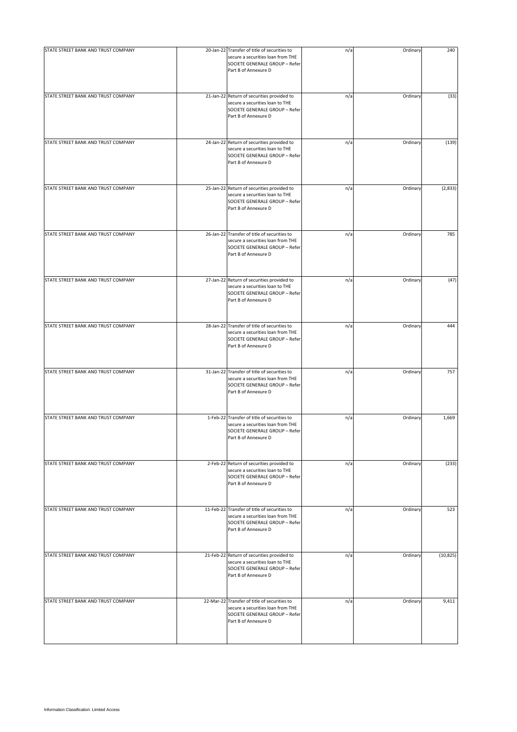| | | | | | |
|---|---|---|---|---|---|
| STATE STREET BANK AND TRUST COMPANY | 20-Jan-22 | Transfer of title of securities to secure a securities loan from THE SOCIETE GENERALE GROUP – Refer Part B of Annexure D | n/a | Ordinary | 240 |
| STATE STREET BANK AND TRUST COMPANY | 21-Jan-22 | Return of securities provided to secure a securities loan to THE SOCIETE GENERALE GROUP – Refer Part B of Annexure D | n/a | Ordinary | (33) |
| STATE STREET BANK AND TRUST COMPANY | 24-Jan-22 | Return of securities provided to secure a securities loan to THE SOCIETE GENERALE GROUP – Refer Part B of Annexure D | n/a | Ordinary | (139) |
| STATE STREET BANK AND TRUST COMPANY | 25-Jan-22 | Return of securities provided to secure a securities loan to THE SOCIETE GENERALE GROUP – Refer Part B of Annexure D | n/a | Ordinary | (2,833) |
| STATE STREET BANK AND TRUST COMPANY | 26-Jan-22 | Transfer of title of securities to secure a securities loan from THE SOCIETE GENERALE GROUP – Refer Part B of Annexure D | n/a | Ordinary | 785 |
| STATE STREET BANK AND TRUST COMPANY | 27-Jan-22 | Return of securities provided to secure a securities loan to THE SOCIETE GENERALE GROUP – Refer Part B of Annexure D | n/a | Ordinary | (47) |
| STATE STREET BANK AND TRUST COMPANY | 28-Jan-22 | Transfer of title of securities to secure a securities loan from THE SOCIETE GENERALE GROUP – Refer Part B of Annexure D | n/a | Ordinary | 444 |
| STATE STREET BANK AND TRUST COMPANY | 31-Jan-22 | Transfer of title of securities to secure a securities loan from THE SOCIETE GENERALE GROUP – Refer Part B of Annexure D | n/a | Ordinary | 757 |
| STATE STREET BANK AND TRUST COMPANY | 1-Feb-22 | Transfer of title of securities to secure a securities loan from THE SOCIETE GENERALE GROUP – Refer Part B of Annexure D | n/a | Ordinary | 1,669 |
| STATE STREET BANK AND TRUST COMPANY | 2-Feb-22 | Return of securities provided to secure a securities loan to THE SOCIETE GENERALE GROUP – Refer Part B of Annexure D | n/a | Ordinary | (233) |
| STATE STREET BANK AND TRUST COMPANY | 11-Feb-22 | Transfer of title of securities to secure a securities loan from THE SOCIETE GENERALE GROUP – Refer Part B of Annexure D | n/a | Ordinary | 523 |
| STATE STREET BANK AND TRUST COMPANY | 21-Feb-22 | Return of securities provided to secure a securities loan to THE SOCIETE GENERALE GROUP – Refer Part B of Annexure D | n/a | Ordinary | (10,825) |
| STATE STREET BANK AND TRUST COMPANY | 22-Mar-22 | Transfer of title of securities to secure a securities loan from THE SOCIETE GENERALE GROUP – Refer Part B of Annexure D | n/a | Ordinary | 9,411 |

Information Classification: Limited Access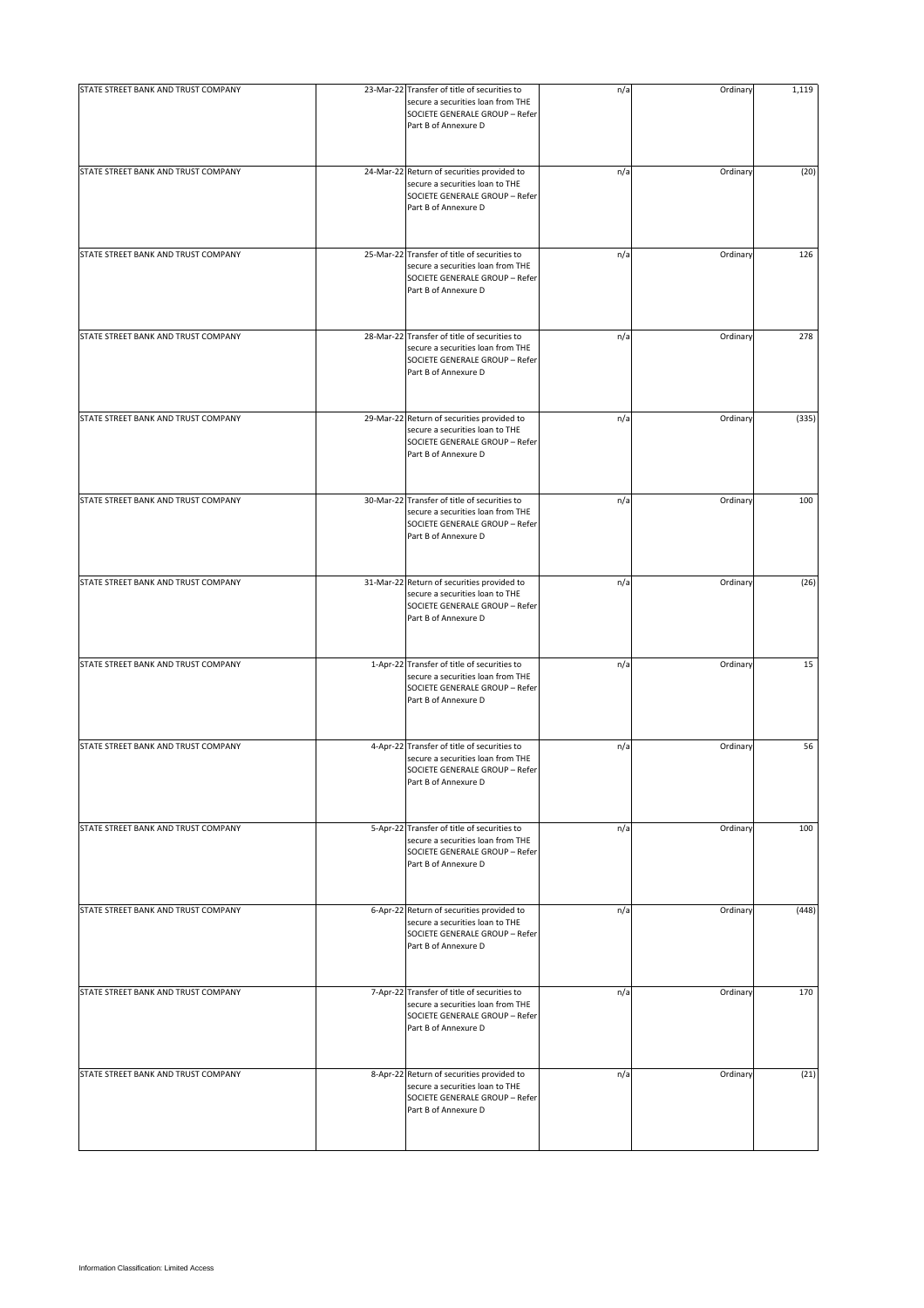| | | | | | |
|---|---|---|---|---|---|
| STATE STREET BANK AND TRUST COMPANY | 23-Mar-22 | Transfer of title of securities to secure a securities loan from THE SOCIETE GENERALE GROUP – Refer Part B of Annexure D | n/a | Ordinary | 1,119 |
| STATE STREET BANK AND TRUST COMPANY | 24-Mar-22 | Return of securities provided to secure a securities loan to THE SOCIETE GENERALE GROUP – Refer Part B of Annexure D | n/a | Ordinary | (20) |
| STATE STREET BANK AND TRUST COMPANY | 25-Mar-22 | Transfer of title of securities to secure a securities loan from THE SOCIETE GENERALE GROUP – Refer Part B of Annexure D | n/a | Ordinary | 126 |
| STATE STREET BANK AND TRUST COMPANY | 28-Mar-22 | Transfer of title of securities to secure a securities loan from THE SOCIETE GENERALE GROUP – Refer Part B of Annexure D | n/a | Ordinary | 278 |
| STATE STREET BANK AND TRUST COMPANY | 29-Mar-22 | Return of securities provided to secure a securities loan to THE SOCIETE GENERALE GROUP – Refer Part B of Annexure D | n/a | Ordinary | (335) |
| STATE STREET BANK AND TRUST COMPANY | 30-Mar-22 | Transfer of title of securities to secure a securities loan from THE SOCIETE GENERALE GROUP – Refer Part B of Annexure D | n/a | Ordinary | 100 |
| STATE STREET BANK AND TRUST COMPANY | 31-Mar-22 | Return of securities provided to secure a securities loan to THE SOCIETE GENERALE GROUP – Refer Part B of Annexure D | n/a | Ordinary | (26) |
| STATE STREET BANK AND TRUST COMPANY | 1-Apr-22 | Transfer of title of securities to secure a securities loan from THE SOCIETE GENERALE GROUP – Refer Part B of Annexure D | n/a | Ordinary | 15 |
| STATE STREET BANK AND TRUST COMPANY | 4-Apr-22 | Transfer of title of securities to secure a securities loan from THE SOCIETE GENERALE GROUP – Refer Part B of Annexure D | n/a | Ordinary | 56 |
| STATE STREET BANK AND TRUST COMPANY | 5-Apr-22 | Transfer of title of securities to secure a securities loan from THE SOCIETE GENERALE GROUP – Refer Part B of Annexure D | n/a | Ordinary | 100 |
| STATE STREET BANK AND TRUST COMPANY | 6-Apr-22 | Return of securities provided to secure a securities loan to THE SOCIETE GENERALE GROUP – Refer Part B of Annexure D | n/a | Ordinary | (448) |
| STATE STREET BANK AND TRUST COMPANY | 7-Apr-22 | Transfer of title of securities to secure a securities loan from THE SOCIETE GENERALE GROUP – Refer Part B of Annexure D | n/a | Ordinary | 170 |
| STATE STREET BANK AND TRUST COMPANY | 8-Apr-22 | Return of securities provided to secure a securities loan to THE SOCIETE GENERALE GROUP – Refer Part B of Annexure D | n/a | Ordinary | (21) |

Information Classification: Limited Access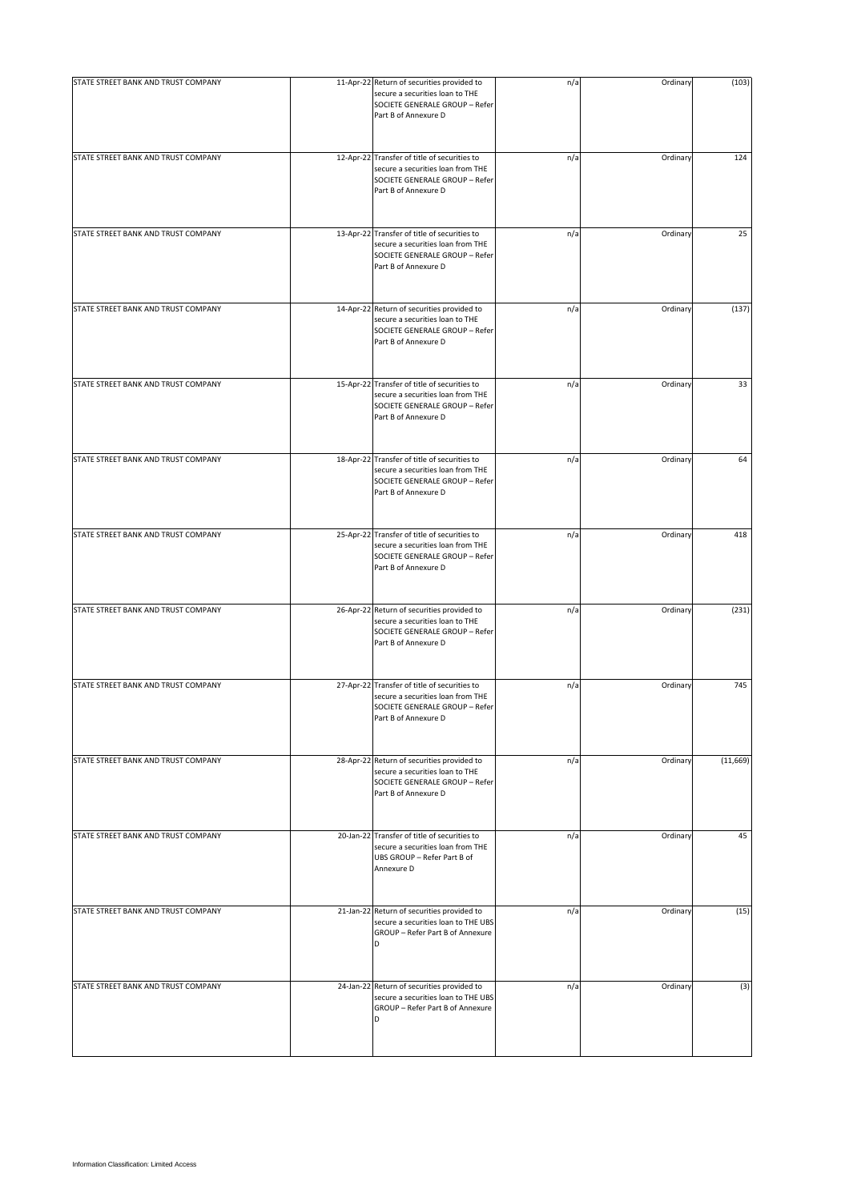| | | | | | |
|---|---|---|---|---|---|
| STATE STREET BANK AND TRUST COMPANY | 11-Apr-22 | Return of securities provided to secure a securities loan to THE SOCIETE GENERALE GROUP – Refer Part B of Annexure D | n/a | Ordinary | (103) |
| STATE STREET BANK AND TRUST COMPANY | 12-Apr-22 | Transfer of title of securities to secure a securities loan from THE SOCIETE GENERALE GROUP – Refer Part B of Annexure D | n/a | Ordinary | 124 |
| STATE STREET BANK AND TRUST COMPANY | 13-Apr-22 | Transfer of title of securities to secure a securities loan from THE SOCIETE GENERALE GROUP – Refer Part B of Annexure D | n/a | Ordinary | 25 |
| STATE STREET BANK AND TRUST COMPANY | 14-Apr-22 | Return of securities provided to secure a securities loan to THE SOCIETE GENERALE GROUP – Refer Part B of Annexure D | n/a | Ordinary | (137) |
| STATE STREET BANK AND TRUST COMPANY | 15-Apr-22 | Transfer of title of securities to secure a securities loan from THE SOCIETE GENERALE GROUP – Refer Part B of Annexure D | n/a | Ordinary | 33 |
| STATE STREET BANK AND TRUST COMPANY | 18-Apr-22 | Transfer of title of securities to secure a securities loan from THE SOCIETE GENERALE GROUP – Refer Part B of Annexure D | n/a | Ordinary | 64 |
| STATE STREET BANK AND TRUST COMPANY | 25-Apr-22 | Transfer of title of securities to secure a securities loan from THE SOCIETE GENERALE GROUP – Refer Part B of Annexure D | n/a | Ordinary | 418 |
| STATE STREET BANK AND TRUST COMPANY | 26-Apr-22 | Return of securities provided to secure a securities loan to THE SOCIETE GENERALE GROUP – Refer Part B of Annexure D | n/a | Ordinary | (231) |
| STATE STREET BANK AND TRUST COMPANY | 27-Apr-22 | Transfer of title of securities to secure a securities loan from THE SOCIETE GENERALE GROUP – Refer Part B of Annexure D | n/a | Ordinary | 745 |
| STATE STREET BANK AND TRUST COMPANY | 28-Apr-22 | Return of securities provided to secure a securities loan to THE SOCIETE GENERALE GROUP – Refer Part B of Annexure D | n/a | Ordinary | (11,669) |
| STATE STREET BANK AND TRUST COMPANY | 20-Jan-22 | Transfer of title of securities to secure a securities loan from THE UBS GROUP – Refer Part B of Annexure D | n/a | Ordinary | 45 |
| STATE STREET BANK AND TRUST COMPANY | 21-Jan-22 | Return of securities provided to secure a securities loan to THE UBS GROUP – Refer Part B of Annexure D | n/a | Ordinary | (15) |
| STATE STREET BANK AND TRUST COMPANY | 24-Jan-22 | Return of securities provided to secure a securities loan to THE UBS GROUP – Refer Part B of Annexure D | n/a | Ordinary | (3) |

Information Classification: Limited Access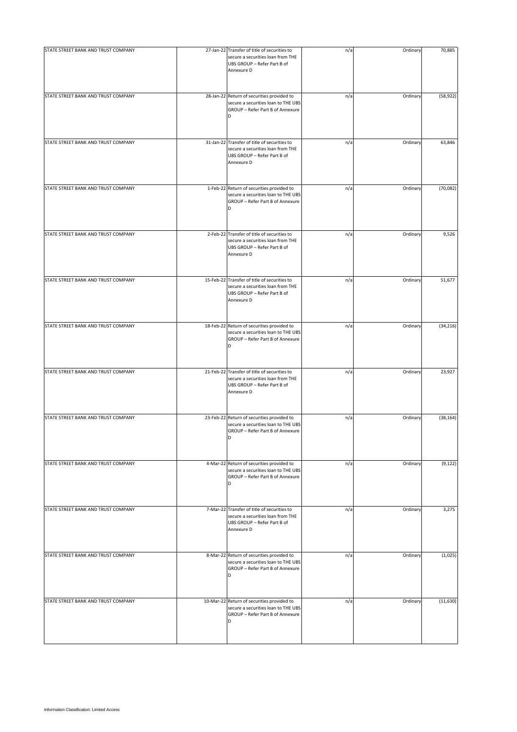| | | | | | |
|---|---|---|---|---|---|
| STATE STREET BANK AND TRUST COMPANY | 27-Jan-22 | Transfer of title of securities to secure a securities loan from THE UBS GROUP – Refer Part B of Annexure D | n/a | Ordinary | 70,885 |
| STATE STREET BANK AND TRUST COMPANY | 28-Jan-22 | Return of securities provided to secure a securities loan to THE UBS GROUP – Refer Part B of Annexure D | n/a | Ordinary | (58,922) |
| STATE STREET BANK AND TRUST COMPANY | 31-Jan-22 | Transfer of title of securities to secure a securities loan from THE UBS GROUP – Refer Part B of Annexure D | n/a | Ordinary | 63,846 |
| STATE STREET BANK AND TRUST COMPANY | 1-Feb-22 | Return of securities provided to secure a securities loan to THE UBS GROUP – Refer Part B of Annexure D | n/a | Ordinary | (70,082) |
| STATE STREET BANK AND TRUST COMPANY | 2-Feb-22 | Transfer of title of securities to secure a securities loan from THE UBS GROUP – Refer Part B of Annexure D | n/a | Ordinary | 9,526 |
| STATE STREET BANK AND TRUST COMPANY | 15-Feb-22 | Transfer of title of securities to secure a securities loan from THE UBS GROUP – Refer Part B of Annexure D | n/a | Ordinary | 51,677 |
| STATE STREET BANK AND TRUST COMPANY | 18-Feb-22 | Return of securities provided to secure a securities loan to THE UBS GROUP – Refer Part B of Annexure D | n/a | Ordinary | (34,216) |
| STATE STREET BANK AND TRUST COMPANY | 21-Feb-22 | Transfer of title of securities to secure a securities loan from THE UBS GROUP – Refer Part B of Annexure D | n/a | Ordinary | 23,927 |
| STATE STREET BANK AND TRUST COMPANY | 23-Feb-22 | Return of securities provided to secure a securities loan to THE UBS GROUP – Refer Part B of Annexure D | n/a | Ordinary | (38,164) |
| STATE STREET BANK AND TRUST COMPANY | 4-Mar-22 | Return of securities provided to secure a securities loan to THE UBS GROUP – Refer Part B of Annexure D | n/a | Ordinary | (9,122) |
| STATE STREET BANK AND TRUST COMPANY | 7-Mar-22 | Transfer of title of securities to secure a securities loan from THE UBS GROUP – Refer Part B of Annexure D | n/a | Ordinary | 3,275 |
| STATE STREET BANK AND TRUST COMPANY | 8-Mar-22 | Return of securities provided to secure a securities loan to THE UBS GROUP – Refer Part B of Annexure D | n/a | Ordinary | (1,025) |
| STATE STREET BANK AND TRUST COMPANY | 10-Mar-22 | Return of securities provided to secure a securities loan to THE UBS GROUP – Refer Part B of Annexure D | n/a | Ordinary | (11,630) |

Information Classification: Limited Access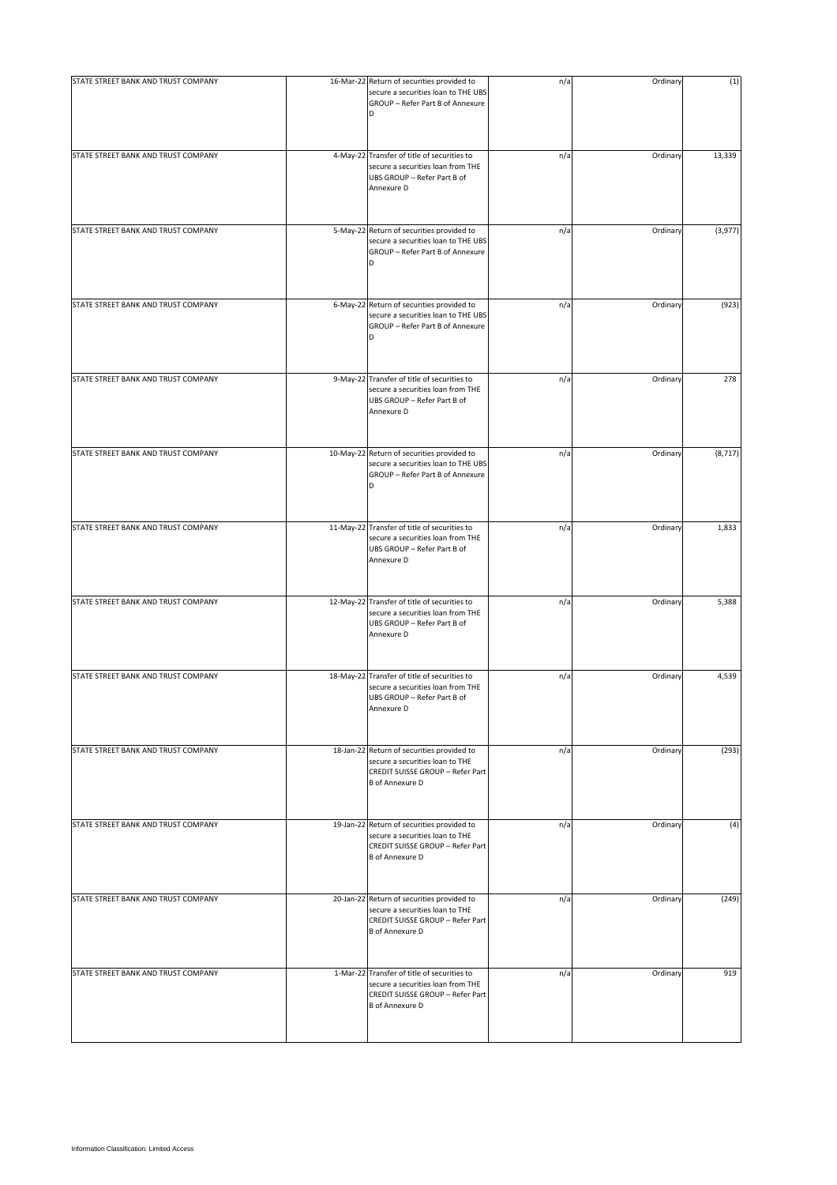| | | | | | |
|---|---|---|---|---|---|
| STATE STREET BANK AND TRUST COMPANY | 16-Mar-22 | Return of securities provided to secure a securities loan to THE UBS GROUP – Refer Part B of Annexure D | n/a | Ordinary | (1) |
| STATE STREET BANK AND TRUST COMPANY | 4-May-22 | Transfer of title of securities to secure a securities loan from THE UBS GROUP – Refer Part B of Annexure D | n/a | Ordinary | 13,339 |
| STATE STREET BANK AND TRUST COMPANY | 5-May-22 | Return of securities provided to secure a securities loan to THE UBS GROUP – Refer Part B of Annexure D | n/a | Ordinary | (3,977) |
| STATE STREET BANK AND TRUST COMPANY | 6-May-22 | Return of securities provided to secure a securities loan to THE UBS GROUP – Refer Part B of Annexure D | n/a | Ordinary | (923) |
| STATE STREET BANK AND TRUST COMPANY | 9-May-22 | Transfer of title of securities to secure a securities loan from THE UBS GROUP – Refer Part B of Annexure D | n/a | Ordinary | 278 |
| STATE STREET BANK AND TRUST COMPANY | 10-May-22 | Return of securities provided to secure a securities loan to THE UBS GROUP – Refer Part B of Annexure D | n/a | Ordinary | (8,717) |
| STATE STREET BANK AND TRUST COMPANY | 11-May-22 | Transfer of title of securities to secure a securities loan from THE UBS GROUP – Refer Part B of Annexure D | n/a | Ordinary | 1,833 |
| STATE STREET BANK AND TRUST COMPANY | 12-May-22 | Transfer of title of securities to secure a securities loan from THE UBS GROUP – Refer Part B of Annexure D | n/a | Ordinary | 5,388 |
| STATE STREET BANK AND TRUST COMPANY | 18-May-22 | Transfer of title of securities to secure a securities loan from THE UBS GROUP – Refer Part B of Annexure D | n/a | Ordinary | 4,539 |
| STATE STREET BANK AND TRUST COMPANY | 18-Jan-22 | Return of securities provided to secure a securities loan to THE CREDIT SUISSE GROUP – Refer Part B of Annexure D | n/a | Ordinary | (293) |
| STATE STREET BANK AND TRUST COMPANY | 19-Jan-22 | Return of securities provided to secure a securities loan to THE CREDIT SUISSE GROUP – Refer Part B of Annexure D | n/a | Ordinary | (4) |
| STATE STREET BANK AND TRUST COMPANY | 20-Jan-22 | Return of securities provided to secure a securities loan to THE CREDIT SUISSE GROUP – Refer Part B of Annexure D | n/a | Ordinary | (249) |
| STATE STREET BANK AND TRUST COMPANY | 1-Mar-22 | Transfer of title of securities to secure a securities loan from THE CREDIT SUISSE GROUP – Refer Part B of Annexure D | n/a | Ordinary | 919 |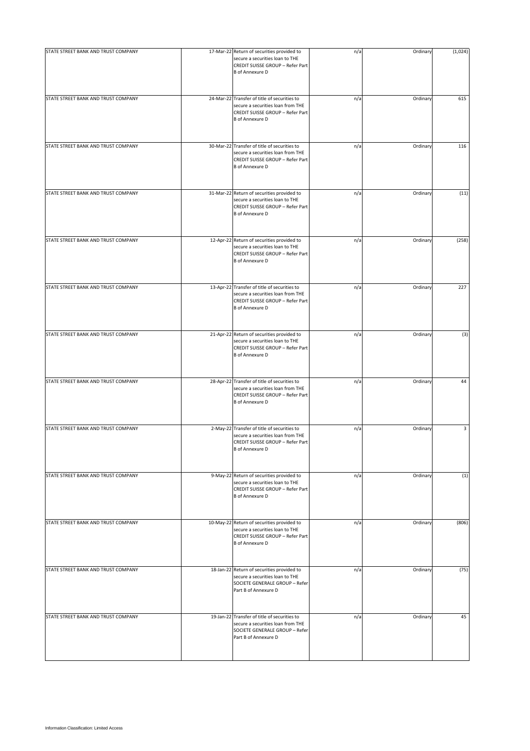| | | | | | |
|---|---|---|---|---|---|
| STATE STREET BANK AND TRUST COMPANY | 17-Mar-22 | Return of securities provided to secure a securities loan to THE CREDIT SUISSE GROUP – Refer Part B of Annexure D | n/a | Ordinary | (1,024) |
| STATE STREET BANK AND TRUST COMPANY | 24-Mar-22 | Transfer of title of securities to secure a securities loan from THE CREDIT SUISSE GROUP – Refer Part B of Annexure D | n/a | Ordinary | 615 |
| STATE STREET BANK AND TRUST COMPANY | 30-Mar-22 | Transfer of title of securities to secure a securities loan from THE CREDIT SUISSE GROUP – Refer Part B of Annexure D | n/a | Ordinary | 116 |
| STATE STREET BANK AND TRUST COMPANY | 31-Mar-22 | Return of securities provided to secure a securities loan to THE CREDIT SUISSE GROUP – Refer Part B of Annexure D | n/a | Ordinary | (11) |
| STATE STREET BANK AND TRUST COMPANY | 12-Apr-22 | Return of securities provided to secure a securities loan to THE CREDIT SUISSE GROUP – Refer Part B of Annexure D | n/a | Ordinary | (258) |
| STATE STREET BANK AND TRUST COMPANY | 13-Apr-22 | Transfer of title of securities to secure a securities loan from THE CREDIT SUISSE GROUP – Refer Part B of Annexure D | n/a | Ordinary | 227 |
| STATE STREET BANK AND TRUST COMPANY | 21-Apr-22 | Return of securities provided to secure a securities loan to THE CREDIT SUISSE GROUP – Refer Part B of Annexure D | n/a | Ordinary | (3) |
| STATE STREET BANK AND TRUST COMPANY | 28-Apr-22 | Transfer of title of securities to secure a securities loan from THE CREDIT SUISSE GROUP – Refer Part B of Annexure D | n/a | Ordinary | 44 |
| STATE STREET BANK AND TRUST COMPANY | 2-May-22 | Transfer of title of securities to secure a securities loan from THE CREDIT SUISSE GROUP – Refer Part B of Annexure D | n/a | Ordinary | 3 |
| STATE STREET BANK AND TRUST COMPANY | 9-May-22 | Return of securities provided to secure a securities loan to THE CREDIT SUISSE GROUP – Refer Part B of Annexure D | n/a | Ordinary | (1) |
| STATE STREET BANK AND TRUST COMPANY | 10-May-22 | Return of securities provided to secure a securities loan to THE CREDIT SUISSE GROUP – Refer Part B of Annexure D | n/a | Ordinary | (806) |
| STATE STREET BANK AND TRUST COMPANY | 18-Jan-22 | Return of securities provided to secure a securities loan to THE SOCIETE GENERALE GROUP – Refer Part B of Annexure D | n/a | Ordinary | (75) |
| STATE STREET BANK AND TRUST COMPANY | 19-Jan-22 | Transfer of title of securities to secure a securities loan from THE SOCIETE GENERALE GROUP – Refer Part B of Annexure D | n/a | Ordinary | 45 |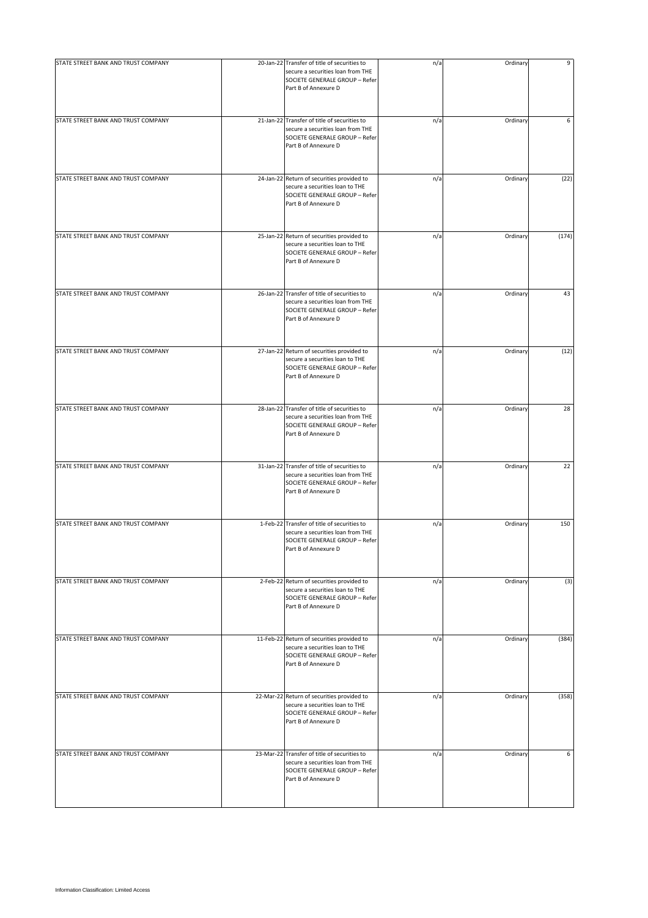| | | | | | |
|---|---|---|---|---|---|
| STATE STREET BANK AND TRUST COMPANY | 20-Jan-22 | Transfer of title of securities to secure a securities loan from THE SOCIETE GENERALE GROUP – Refer Part B of Annexure D | n/a | Ordinary | 9 |
| STATE STREET BANK AND TRUST COMPANY | 21-Jan-22 | Transfer of title of securities to secure a securities loan from THE SOCIETE GENERALE GROUP – Refer Part B of Annexure D | n/a | Ordinary | 6 |
| STATE STREET BANK AND TRUST COMPANY | 24-Jan-22 | Return of securities provided to secure a securities loan to THE SOCIETE GENERALE GROUP – Refer Part B of Annexure D | n/a | Ordinary | (22) |
| STATE STREET BANK AND TRUST COMPANY | 25-Jan-22 | Return of securities provided to secure a securities loan to THE SOCIETE GENERALE GROUP – Refer Part B of Annexure D | n/a | Ordinary | (174) |
| STATE STREET BANK AND TRUST COMPANY | 26-Jan-22 | Transfer of title of securities to secure a securities loan from THE SOCIETE GENERALE GROUP – Refer Part B of Annexure D | n/a | Ordinary | 43 |
| STATE STREET BANK AND TRUST COMPANY | 27-Jan-22 | Return of securities provided to secure a securities loan to THE SOCIETE GENERALE GROUP – Refer Part B of Annexure D | n/a | Ordinary | (12) |
| STATE STREET BANK AND TRUST COMPANY | 28-Jan-22 | Transfer of title of securities to secure a securities loan from THE SOCIETE GENERALE GROUP – Refer Part B of Annexure D | n/a | Ordinary | 28 |
| STATE STREET BANK AND TRUST COMPANY | 31-Jan-22 | Transfer of title of securities to secure a securities loan from THE SOCIETE GENERALE GROUP – Refer Part B of Annexure D | n/a | Ordinary | 22 |
| STATE STREET BANK AND TRUST COMPANY | 1-Feb-22 | Transfer of title of securities to secure a securities loan from THE SOCIETE GENERALE GROUP – Refer Part B of Annexure D | n/a | Ordinary | 150 |
| STATE STREET BANK AND TRUST COMPANY | 2-Feb-22 | Return of securities provided to secure a securities loan to THE SOCIETE GENERALE GROUP – Refer Part B of Annexure D | n/a | Ordinary | (3) |
| STATE STREET BANK AND TRUST COMPANY | 11-Feb-22 | Return of securities provided to secure a securities loan to THE SOCIETE GENERALE GROUP – Refer Part B of Annexure D | n/a | Ordinary | (384) |
| STATE STREET BANK AND TRUST COMPANY | 22-Mar-22 | Return of securities provided to secure a securities loan to THE SOCIETE GENERALE GROUP – Refer Part B of Annexure D | n/a | Ordinary | (358) |
| STATE STREET BANK AND TRUST COMPANY | 23-Mar-22 | Transfer of title of securities to secure a securities loan from THE SOCIETE GENERALE GROUP – Refer Part B of Annexure D | n/a | Ordinary | 6 |

Information Classification: Limited Access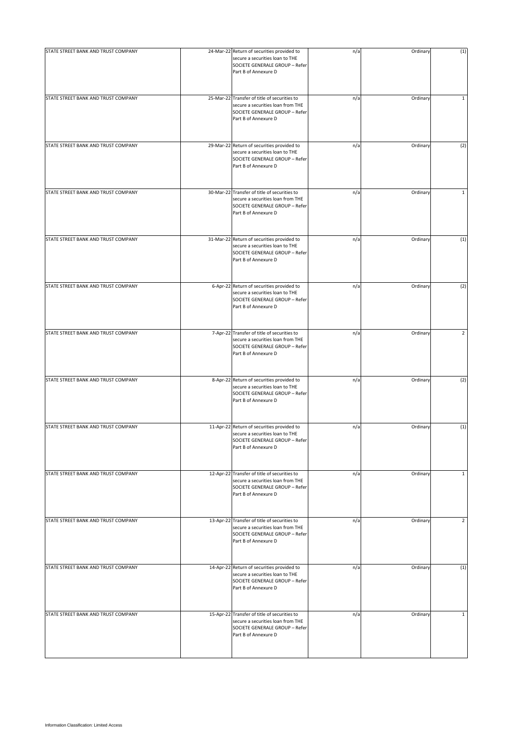| | | | | | |
|---|---|---|---|---|---|
| STATE STREET BANK AND TRUST COMPANY | 24-Mar-22 | Return of securities provided to secure a securities loan to THE SOCIETE GENERALE GROUP – Refer Part B of Annexure D | n/a | Ordinary | (1) |
| STATE STREET BANK AND TRUST COMPANY | 25-Mar-22 | Transfer of title of securities to secure a securities loan from THE SOCIETE GENERALE GROUP – Refer Part B of Annexure D | n/a | Ordinary | 1 |
| STATE STREET BANK AND TRUST COMPANY | 29-Mar-22 | Return of securities provided to secure a securities loan to THE SOCIETE GENERALE GROUP – Refer Part B of Annexure D | n/a | Ordinary | (2) |
| STATE STREET BANK AND TRUST COMPANY | 30-Mar-22 | Transfer of title of securities to secure a securities loan from THE SOCIETE GENERALE GROUP – Refer Part B of Annexure D | n/a | Ordinary | 1 |
| STATE STREET BANK AND TRUST COMPANY | 31-Mar-22 | Return of securities provided to secure a securities loan to THE SOCIETE GENERALE GROUP – Refer Part B of Annexure D | n/a | Ordinary | (1) |
| STATE STREET BANK AND TRUST COMPANY | 6-Apr-22 | Return of securities provided to secure a securities loan to THE SOCIETE GENERALE GROUP – Refer Part B of Annexure D | n/a | Ordinary | (2) |
| STATE STREET BANK AND TRUST COMPANY | 7-Apr-22 | Transfer of title of securities to secure a securities loan from THE SOCIETE GENERALE GROUP – Refer Part B of Annexure D | n/a | Ordinary | 2 |
| STATE STREET BANK AND TRUST COMPANY | 8-Apr-22 | Return of securities provided to secure a securities loan to THE SOCIETE GENERALE GROUP – Refer Part B of Annexure D | n/a | Ordinary | (2) |
| STATE STREET BANK AND TRUST COMPANY | 11-Apr-22 | Return of securities provided to secure a securities loan to THE SOCIETE GENERALE GROUP – Refer Part B of Annexure D | n/a | Ordinary | (1) |
| STATE STREET BANK AND TRUST COMPANY | 12-Apr-22 | Transfer of title of securities to secure a securities loan from THE SOCIETE GENERALE GROUP – Refer Part B of Annexure D | n/a | Ordinary | 1 |
| STATE STREET BANK AND TRUST COMPANY | 13-Apr-22 | Transfer of title of securities to secure a securities loan from THE SOCIETE GENERALE GROUP – Refer Part B of Annexure D | n/a | Ordinary | 2 |
| STATE STREET BANK AND TRUST COMPANY | 14-Apr-22 | Return of securities provided to secure a securities loan to THE SOCIETE GENERALE GROUP – Refer Part B of Annexure D | n/a | Ordinary | (1) |
| STATE STREET BANK AND TRUST COMPANY | 15-Apr-22 | Transfer of title of securities to secure a securities loan from THE SOCIETE GENERALE GROUP – Refer Part B of Annexure D | n/a | Ordinary | 1 |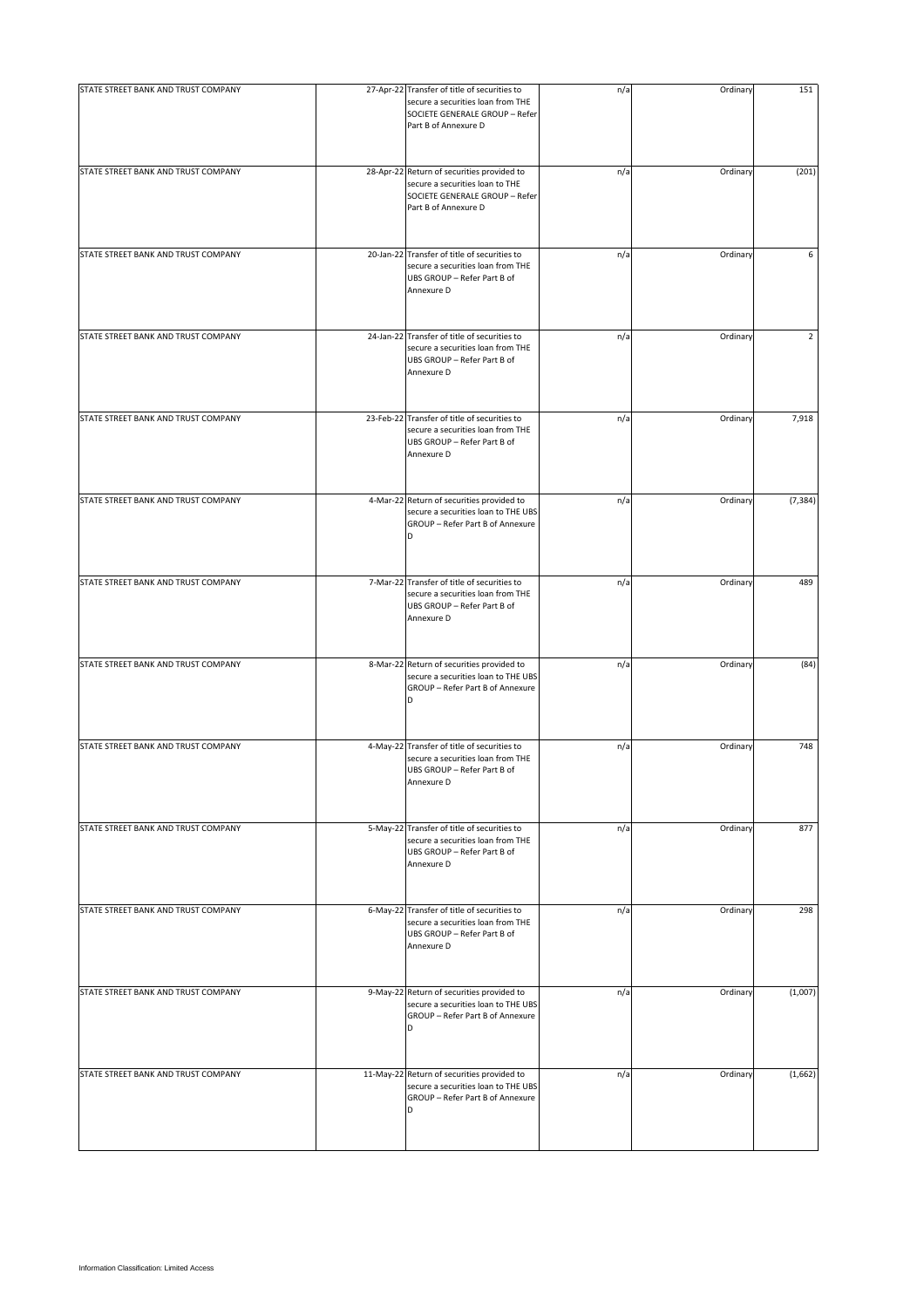| | | | | | |
|---|---|---|---|---|---|
| STATE STREET BANK AND TRUST COMPANY | 27-Apr-22 | Transfer of title of securities to secure a securities loan from THE SOCIETE GENERALE GROUP – Refer Part B of Annexure D | n/a | Ordinary | 151 |
| STATE STREET BANK AND TRUST COMPANY | 28-Apr-22 | Return of securities provided to secure a securities loan to THE SOCIETE GENERALE GROUP – Refer Part B of Annexure D | n/a | Ordinary | (201) |
| STATE STREET BANK AND TRUST COMPANY | 20-Jan-22 | Transfer of title of securities to secure a securities loan from THE UBS GROUP – Refer Part B of Annexure D | n/a | Ordinary | 6 |
| STATE STREET BANK AND TRUST COMPANY | 24-Jan-22 | Transfer of title of securities to secure a securities loan from THE UBS GROUP – Refer Part B of Annexure D | n/a | Ordinary | 2 |
| STATE STREET BANK AND TRUST COMPANY | 23-Feb-22 | Transfer of title of securities to secure a securities loan from THE UBS GROUP – Refer Part B of Annexure D | n/a | Ordinary | 7,918 |
| STATE STREET BANK AND TRUST COMPANY | 4-Mar-22 | Return of securities provided to secure a securities loan to THE UBS GROUP – Refer Part B of Annexure D | n/a | Ordinary | (7,384) |
| STATE STREET BANK AND TRUST COMPANY | 7-Mar-22 | Transfer of title of securities to secure a securities loan from THE UBS GROUP – Refer Part B of Annexure D | n/a | Ordinary | 489 |
| STATE STREET BANK AND TRUST COMPANY | 8-Mar-22 | Return of securities provided to secure a securities loan to THE UBS GROUP – Refer Part B of Annexure D | n/a | Ordinary | (84) |
| STATE STREET BANK AND TRUST COMPANY | 4-May-22 | Transfer of title of securities to secure a securities loan from THE UBS GROUP – Refer Part B of Annexure D | n/a | Ordinary | 748 |
| STATE STREET BANK AND TRUST COMPANY | 5-May-22 | Transfer of title of securities to secure a securities loan from THE UBS GROUP – Refer Part B of Annexure D | n/a | Ordinary | 877 |
| STATE STREET BANK AND TRUST COMPANY | 6-May-22 | Transfer of title of securities to secure a securities loan from THE UBS GROUP – Refer Part B of Annexure D | n/a | Ordinary | 298 |
| STATE STREET BANK AND TRUST COMPANY | 9-May-22 | Return of securities provided to secure a securities loan to THE UBS GROUP – Refer Part B of Annexure D | n/a | Ordinary | (1,007) |
| STATE STREET BANK AND TRUST COMPANY | 11-May-22 | Return of securities provided to secure a securities loan to THE UBS GROUP – Refer Part B of Annexure D | n/a | Ordinary | (1,662) |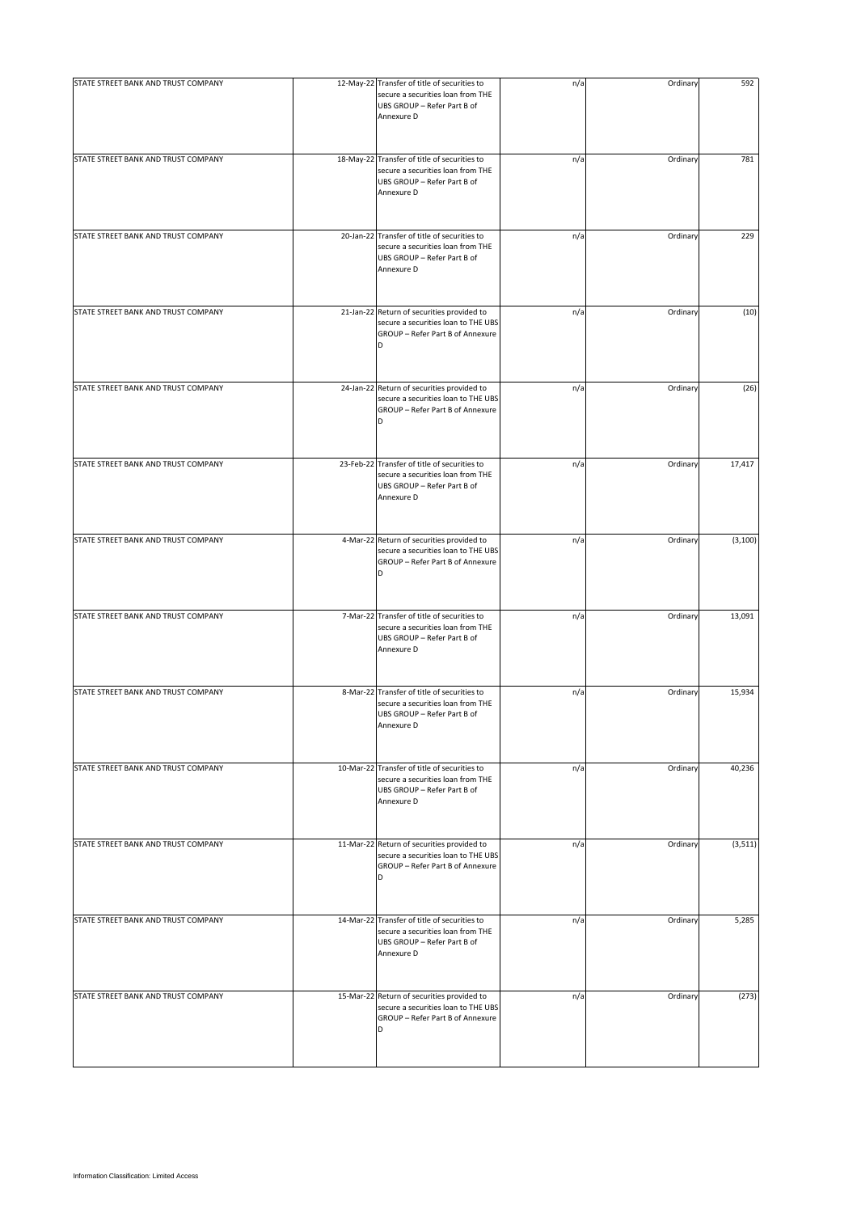| | | | | | |
|---|---|---|---|---|---|
| STATE STREET BANK AND TRUST COMPANY | 12-May-22 | Transfer of title of securities to secure a securities loan from THE UBS GROUP – Refer Part B of Annexure D | n/a | Ordinary | 592 |
| STATE STREET BANK AND TRUST COMPANY | 18-May-22 | Transfer of title of securities to secure a securities loan from THE UBS GROUP – Refer Part B of Annexure D | n/a | Ordinary | 781 |
| STATE STREET BANK AND TRUST COMPANY | 20-Jan-22 | Transfer of title of securities to secure a securities loan from THE UBS GROUP – Refer Part B of Annexure D | n/a | Ordinary | 229 |
| STATE STREET BANK AND TRUST COMPANY | 21-Jan-22 | Return of securities provided to secure a securities loan to THE UBS GROUP – Refer Part B of Annexure D | n/a | Ordinary | (10) |
| STATE STREET BANK AND TRUST COMPANY | 24-Jan-22 | Return of securities provided to secure a securities loan to THE UBS GROUP – Refer Part B of Annexure D | n/a | Ordinary | (26) |
| STATE STREET BANK AND TRUST COMPANY | 23-Feb-22 | Transfer of title of securities to secure a securities loan from THE UBS GROUP – Refer Part B of Annexure D | n/a | Ordinary | 17,417 |
| STATE STREET BANK AND TRUST COMPANY | 4-Mar-22 | Return of securities provided to secure a securities loan to THE UBS GROUP – Refer Part B of Annexure D | n/a | Ordinary | (3,100) |
| STATE STREET BANK AND TRUST COMPANY | 7-Mar-22 | Transfer of title of securities to secure a securities loan from THE UBS GROUP – Refer Part B of Annexure D | n/a | Ordinary | 13,091 |
| STATE STREET BANK AND TRUST COMPANY | 8-Mar-22 | Transfer of title of securities to secure a securities loan from THE UBS GROUP – Refer Part B of Annexure D | n/a | Ordinary | 15,934 |
| STATE STREET BANK AND TRUST COMPANY | 10-Mar-22 | Transfer of title of securities to secure a securities loan from THE UBS GROUP – Refer Part B of Annexure D | n/a | Ordinary | 40,236 |
| STATE STREET BANK AND TRUST COMPANY | 11-Mar-22 | Return of securities provided to secure a securities loan to THE UBS GROUP – Refer Part B of Annexure D | n/a | Ordinary | (3,511) |
| STATE STREET BANK AND TRUST COMPANY | 14-Mar-22 | Transfer of title of securities to secure a securities loan from THE UBS GROUP – Refer Part B of Annexure D | n/a | Ordinary | 5,285 |
| STATE STREET BANK AND TRUST COMPANY | 15-Mar-22 | Return of securities provided to secure a securities loan to THE UBS GROUP – Refer Part B of Annexure D | n/a | Ordinary | (273) |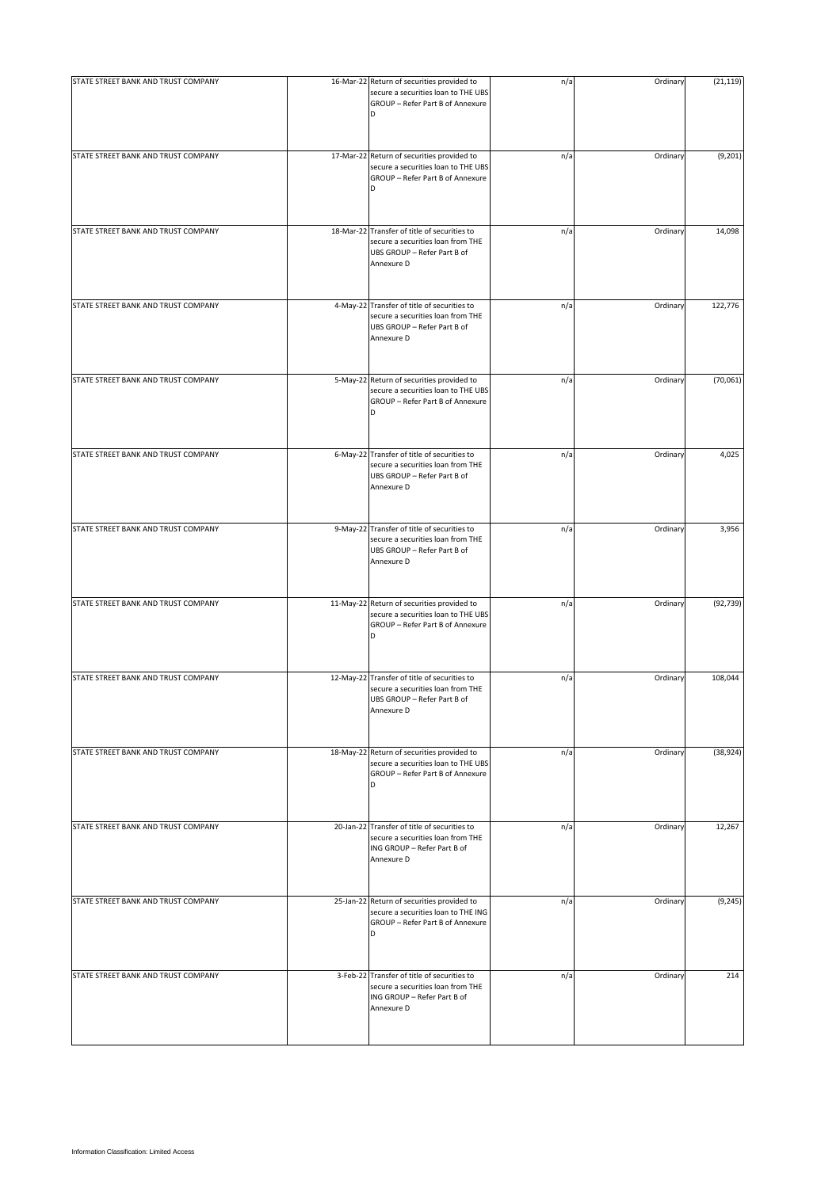| | | | | | |
|---|---|---|---|---|---|
| STATE STREET BANK AND TRUST COMPANY | 16-Mar-22 | Return of securities provided to secure a securities loan to THE UBS GROUP – Refer Part B of Annexure D | n/a | Ordinary | (21,119) |
| STATE STREET BANK AND TRUST COMPANY | 17-Mar-22 | Return of securities provided to secure a securities loan to THE UBS GROUP – Refer Part B of Annexure D | n/a | Ordinary | (9,201) |
| STATE STREET BANK AND TRUST COMPANY | 18-Mar-22 | Transfer of title of securities to secure a securities loan from THE UBS GROUP – Refer Part B of Annexure D | n/a | Ordinary | 14,098 |
| STATE STREET BANK AND TRUST COMPANY | 4-May-22 | Transfer of title of securities to secure a securities loan from THE UBS GROUP – Refer Part B of Annexure D | n/a | Ordinary | 122,776 |
| STATE STREET BANK AND TRUST COMPANY | 5-May-22 | Return of securities provided to secure a securities loan to THE UBS GROUP – Refer Part B of Annexure D | n/a | Ordinary | (70,061) |
| STATE STREET BANK AND TRUST COMPANY | 6-May-22 | Transfer of title of securities to secure a securities loan from THE UBS GROUP – Refer Part B of Annexure D | n/a | Ordinary | 4,025 |
| STATE STREET BANK AND TRUST COMPANY | 9-May-22 | Transfer of title of securities to secure a securities loan from THE UBS GROUP – Refer Part B of Annexure D | n/a | Ordinary | 3,956 |
| STATE STREET BANK AND TRUST COMPANY | 11-May-22 | Return of securities provided to secure a securities loan to THE UBS GROUP – Refer Part B of Annexure D | n/a | Ordinary | (92,739) |
| STATE STREET BANK AND TRUST COMPANY | 12-May-22 | Transfer of title of securities to secure a securities loan from THE UBS GROUP – Refer Part B of Annexure D | n/a | Ordinary | 108,044 |
| STATE STREET BANK AND TRUST COMPANY | 18-May-22 | Return of securities provided to secure a securities loan to THE UBS GROUP – Refer Part B of Annexure D | n/a | Ordinary | (38,924) |
| STATE STREET BANK AND TRUST COMPANY | 20-Jan-22 | Transfer of title of securities to secure a securities loan from THE ING GROUP – Refer Part B of Annexure D | n/a | Ordinary | 12,267 |
| STATE STREET BANK AND TRUST COMPANY | 25-Jan-22 | Return of securities provided to secure a securities loan to THE ING GROUP – Refer Part B of Annexure D | n/a | Ordinary | (9,245) |
| STATE STREET BANK AND TRUST COMPANY | 3-Feb-22 | Transfer of title of securities to secure a securities loan from THE ING GROUP – Refer Part B of Annexure D | n/a | Ordinary | 214 |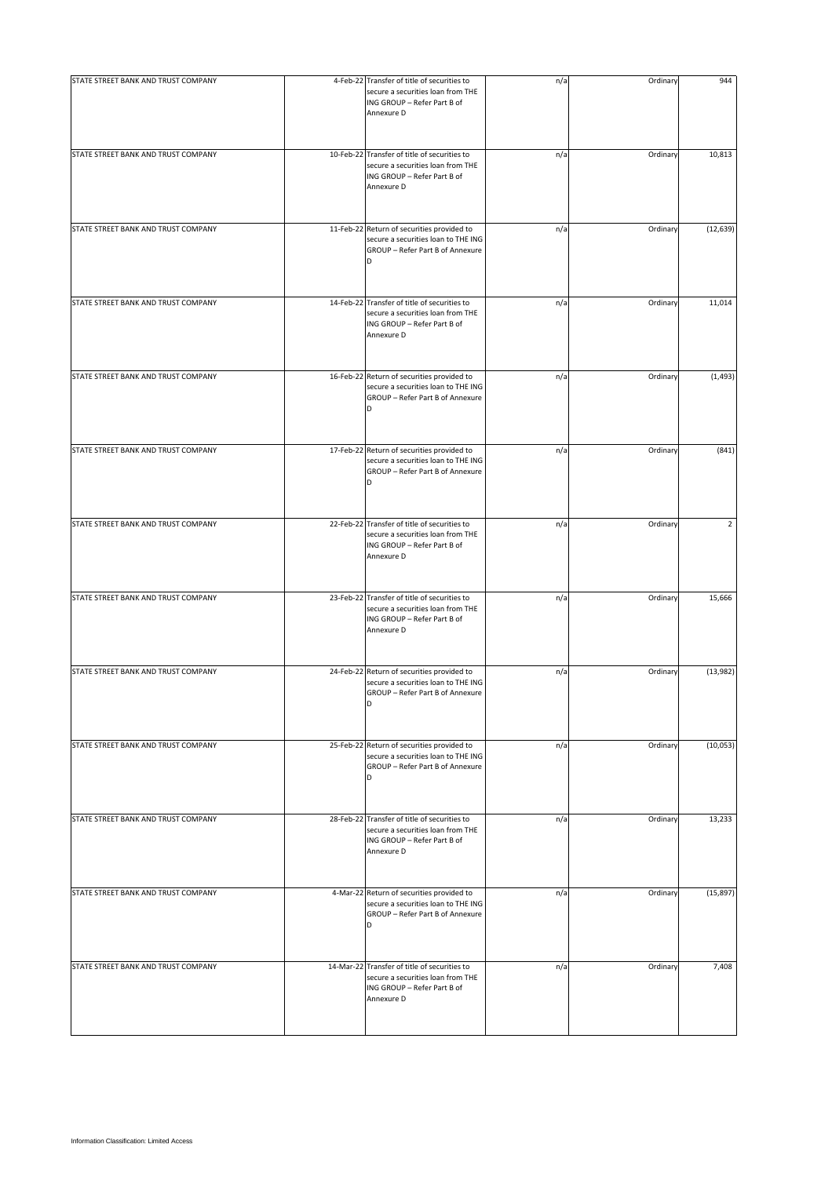| | | | | | |
|---|---|---|---|---|---|
| STATE STREET BANK AND TRUST COMPANY | 4-Feb-22 | Transfer of title of securities to secure a securities loan from THE ING GROUP – Refer Part B of Annexure D | n/a | Ordinary | 944 |
| STATE STREET BANK AND TRUST COMPANY | 10-Feb-22 | Transfer of title of securities to secure a securities loan from THE ING GROUP – Refer Part B of Annexure D | n/a | Ordinary | 10,813 |
| STATE STREET BANK AND TRUST COMPANY | 11-Feb-22 | Return of securities provided to secure a securities loan to THE ING GROUP – Refer Part B of Annexure D | n/a | Ordinary | (12,639) |
| STATE STREET BANK AND TRUST COMPANY | 14-Feb-22 | Transfer of title of securities to secure a securities loan from THE ING GROUP – Refer Part B of Annexure D | n/a | Ordinary | 11,014 |
| STATE STREET BANK AND TRUST COMPANY | 16-Feb-22 | Return of securities provided to secure a securities loan to THE ING GROUP – Refer Part B of Annexure D | n/a | Ordinary | (1,493) |
| STATE STREET BANK AND TRUST COMPANY | 17-Feb-22 | Return of securities provided to secure a securities loan to THE ING GROUP – Refer Part B of Annexure D | n/a | Ordinary | (841) |
| STATE STREET BANK AND TRUST COMPANY | 22-Feb-22 | Transfer of title of securities to secure a securities loan from THE ING GROUP – Refer Part B of Annexure D | n/a | Ordinary | 2 |
| STATE STREET BANK AND TRUST COMPANY | 23-Feb-22 | Transfer of title of securities to secure a securities loan from THE ING GROUP – Refer Part B of Annexure D | n/a | Ordinary | 15,666 |
| STATE STREET BANK AND TRUST COMPANY | 24-Feb-22 | Return of securities provided to secure a securities loan to THE ING GROUP – Refer Part B of Annexure D | n/a | Ordinary | (13,982) |
| STATE STREET BANK AND TRUST COMPANY | 25-Feb-22 | Return of securities provided to secure a securities loan to THE ING GROUP – Refer Part B of Annexure D | n/a | Ordinary | (10,053) |
| STATE STREET BANK AND TRUST COMPANY | 28-Feb-22 | Transfer of title of securities to secure a securities loan from THE ING GROUP – Refer Part B of Annexure D | n/a | Ordinary | 13,233 |
| STATE STREET BANK AND TRUST COMPANY | 4-Mar-22 | Return of securities provided to secure a securities loan to THE ING GROUP – Refer Part B of Annexure D | n/a | Ordinary | (15,897) |
| STATE STREET BANK AND TRUST COMPANY | 14-Mar-22 | Transfer of title of securities to secure a securities loan from THE ING GROUP – Refer Part B of Annexure D | n/a | Ordinary | 7,408 |

Information Classification: Limited Access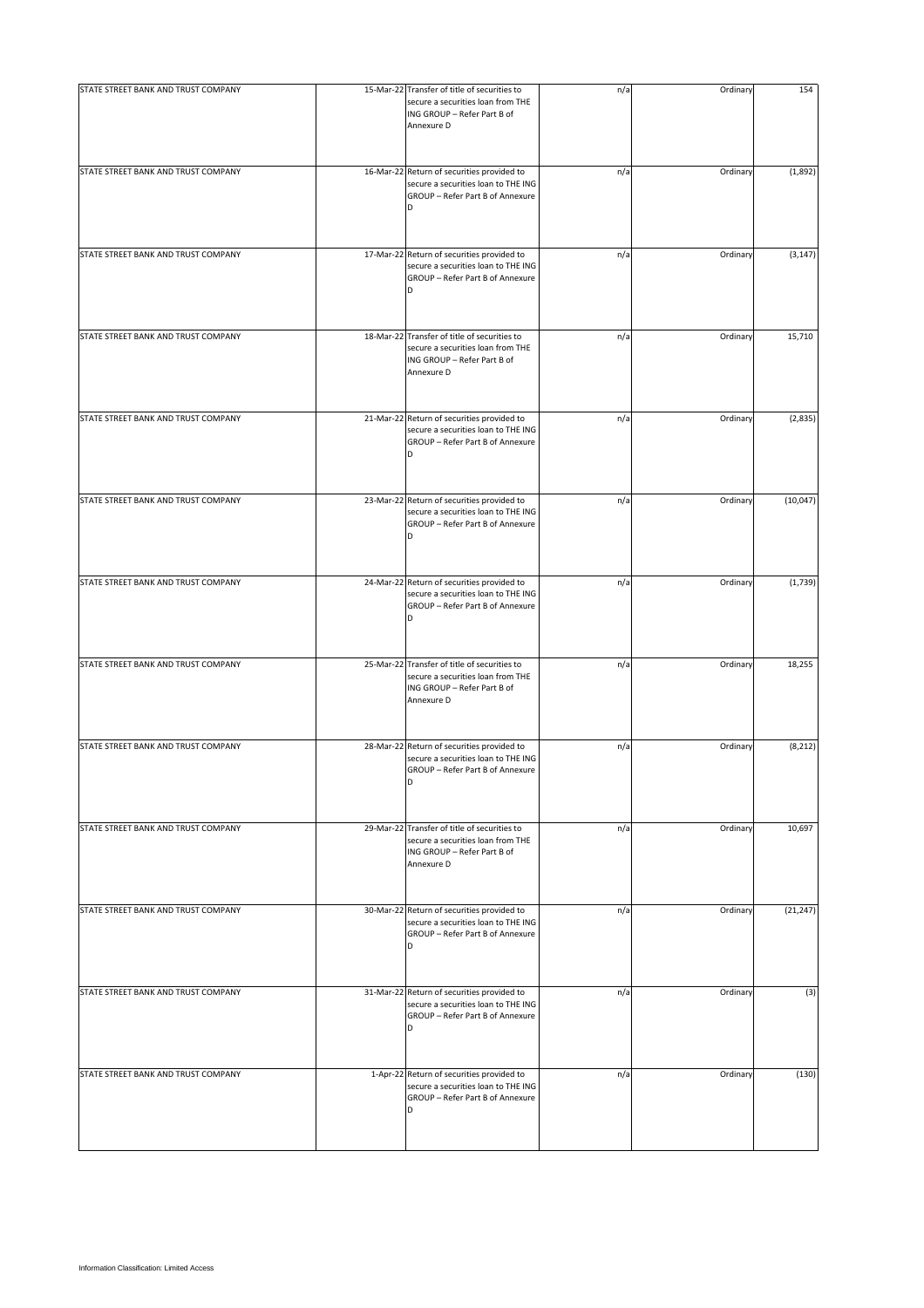| | | | | | |
|---|---|---|---|---|---|
| STATE STREET BANK AND TRUST COMPANY | 15-Mar-22 | Transfer of title of securities to secure a securities loan from THE ING GROUP – Refer Part B of Annexure D | n/a | Ordinary | 154 |
| STATE STREET BANK AND TRUST COMPANY | 16-Mar-22 | Return of securities provided to secure a securities loan to THE ING GROUP – Refer Part B of Annexure D | n/a | Ordinary | (1,892) |
| STATE STREET BANK AND TRUST COMPANY | 17-Mar-22 | Return of securities provided to secure a securities loan to THE ING GROUP – Refer Part B of Annexure D | n/a | Ordinary | (3,147) |
| STATE STREET BANK AND TRUST COMPANY | 18-Mar-22 | Transfer of title of securities to secure a securities loan from THE ING GROUP – Refer Part B of Annexure D | n/a | Ordinary | 15,710 |
| STATE STREET BANK AND TRUST COMPANY | 21-Mar-22 | Return of securities provided to secure a securities loan to THE ING GROUP – Refer Part B of Annexure D | n/a | Ordinary | (2,835) |
| STATE STREET BANK AND TRUST COMPANY | 23-Mar-22 | Return of securities provided to secure a securities loan to THE ING GROUP – Refer Part B of Annexure D | n/a | Ordinary | (10,047) |
| STATE STREET BANK AND TRUST COMPANY | 24-Mar-22 | Return of securities provided to secure a securities loan to THE ING GROUP – Refer Part B of Annexure D | n/a | Ordinary | (1,739) |
| STATE STREET BANK AND TRUST COMPANY | 25-Mar-22 | Transfer of title of securities to secure a securities loan from THE ING GROUP – Refer Part B of Annexure D | n/a | Ordinary | 18,255 |
| STATE STREET BANK AND TRUST COMPANY | 28-Mar-22 | Return of securities provided to secure a securities loan to THE ING GROUP – Refer Part B of Annexure D | n/a | Ordinary | (8,212) |
| STATE STREET BANK AND TRUST COMPANY | 29-Mar-22 | Transfer of title of securities to secure a securities loan from THE ING GROUP – Refer Part B of Annexure D | n/a | Ordinary | 10,697 |
| STATE STREET BANK AND TRUST COMPANY | 30-Mar-22 | Return of securities provided to secure a securities loan to THE ING GROUP – Refer Part B of Annexure D | n/a | Ordinary | (21,247) |
| STATE STREET BANK AND TRUST COMPANY | 31-Mar-22 | Return of securities provided to secure a securities loan to THE ING GROUP – Refer Part B of Annexure D | n/a | Ordinary | (3) |
| STATE STREET BANK AND TRUST COMPANY | 1-Apr-22 | Return of securities provided to secure a securities loan to THE ING GROUP – Refer Part B of Annexure D | n/a | Ordinary | (130) |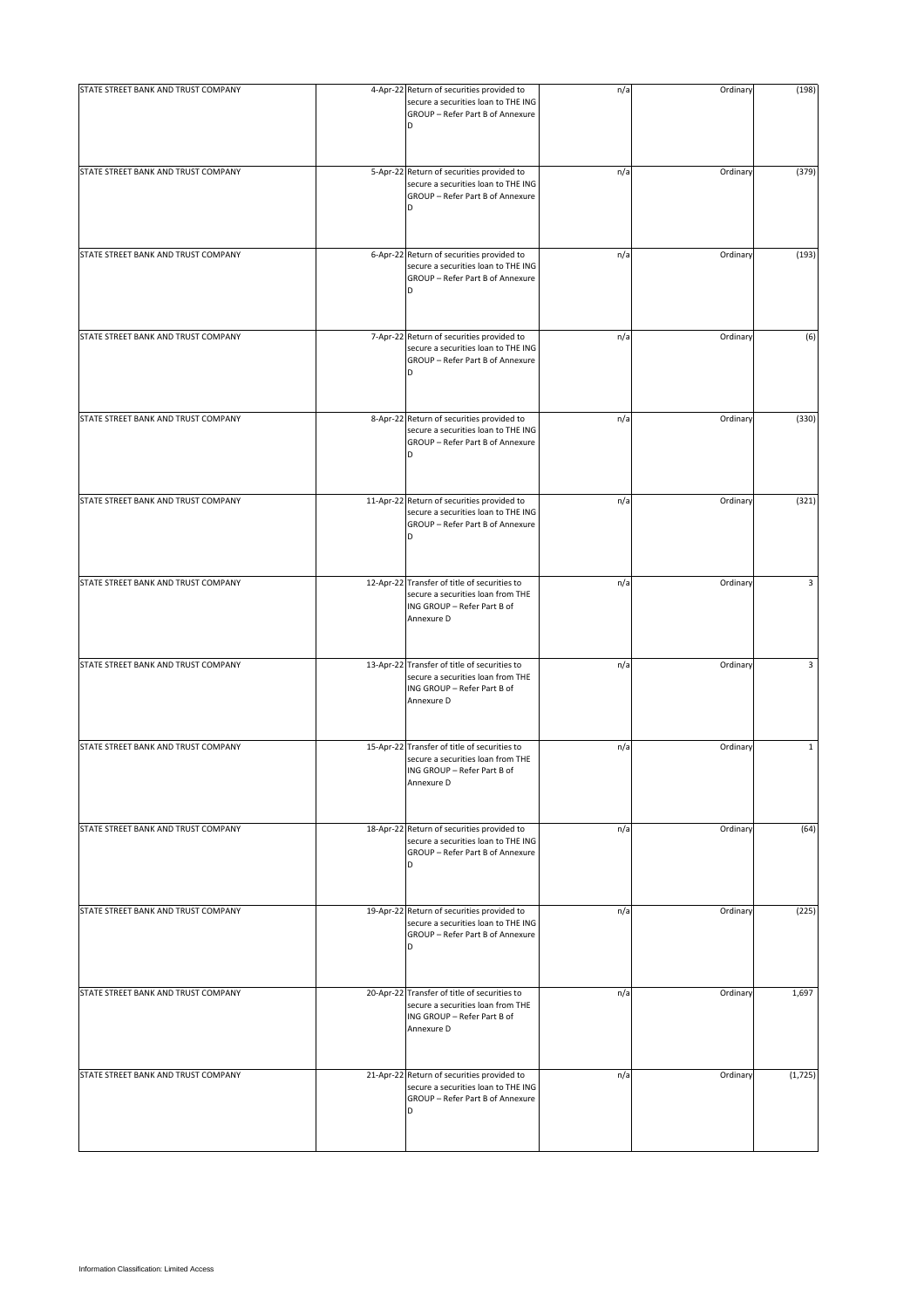| | | | | | |
|---|---|---|---|---|---|
| STATE STREET BANK AND TRUST COMPANY | 4-Apr-22 | Return of securities provided to secure a securities loan to THE ING GROUP – Refer Part B of Annexure D | n/a | Ordinary | (198) |
| STATE STREET BANK AND TRUST COMPANY | 5-Apr-22 | Return of securities provided to secure a securities loan to THE ING GROUP – Refer Part B of Annexure D | n/a | Ordinary | (379) |
| STATE STREET BANK AND TRUST COMPANY | 6-Apr-22 | Return of securities provided to secure a securities loan to THE ING GROUP – Refer Part B of Annexure D | n/a | Ordinary | (193) |
| STATE STREET BANK AND TRUST COMPANY | 7-Apr-22 | Return of securities provided to secure a securities loan to THE ING GROUP – Refer Part B of Annexure D | n/a | Ordinary | (6) |
| STATE STREET BANK AND TRUST COMPANY | 8-Apr-22 | Return of securities provided to secure a securities loan to THE ING GROUP – Refer Part B of Annexure D | n/a | Ordinary | (330) |
| STATE STREET BANK AND TRUST COMPANY | 11-Apr-22 | Return of securities provided to secure a securities loan to THE ING GROUP – Refer Part B of Annexure D | n/a | Ordinary | (321) |
| STATE STREET BANK AND TRUST COMPANY | 12-Apr-22 | Transfer of title of securities to secure a securities loan from THE ING GROUP – Refer Part B of Annexure D | n/a | Ordinary | 3 |
| STATE STREET BANK AND TRUST COMPANY | 13-Apr-22 | Transfer of title of securities to secure a securities loan from THE ING GROUP – Refer Part B of Annexure D | n/a | Ordinary | 3 |
| STATE STREET BANK AND TRUST COMPANY | 15-Apr-22 | Transfer of title of securities to secure a securities loan from THE ING GROUP – Refer Part B of Annexure D | n/a | Ordinary | 1 |
| STATE STREET BANK AND TRUST COMPANY | 18-Apr-22 | Return of securities provided to secure a securities loan to THE ING GROUP – Refer Part B of Annexure D | n/a | Ordinary | (64) |
| STATE STREET BANK AND TRUST COMPANY | 19-Apr-22 | Return of securities provided to secure a securities loan to THE ING GROUP – Refer Part B of Annexure D | n/a | Ordinary | (225) |
| STATE STREET BANK AND TRUST COMPANY | 20-Apr-22 | Transfer of title of securities to secure a securities loan from THE ING GROUP – Refer Part B of Annexure D | n/a | Ordinary | 1,697 |
| STATE STREET BANK AND TRUST COMPANY | 21-Apr-22 | Return of securities provided to secure a securities loan to THE ING GROUP – Refer Part B of Annexure D | n/a | Ordinary | (1,725) |

Information Classification: Limited Access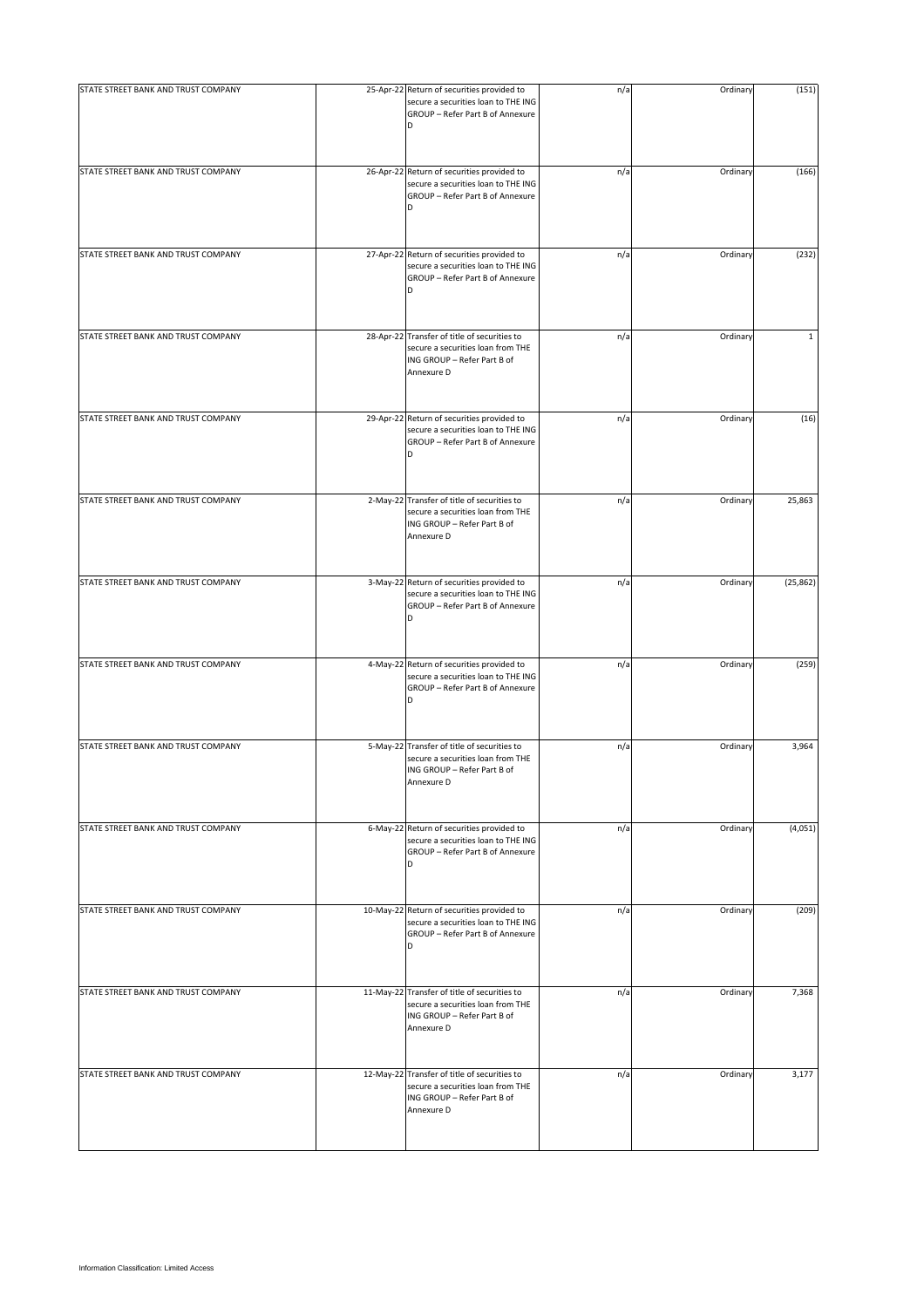| | | | | | |
|---|---|---|---|---|---|
| STATE STREET BANK AND TRUST COMPANY | 25-Apr-22 | Return of securities provided to secure a securities loan to THE ING GROUP – Refer Part B of Annexure D | n/a | Ordinary | (151) |
| STATE STREET BANK AND TRUST COMPANY | 26-Apr-22 | Return of securities provided to secure a securities loan to THE ING GROUP – Refer Part B of Annexure D | n/a | Ordinary | (166) |
| STATE STREET BANK AND TRUST COMPANY | 27-Apr-22 | Return of securities provided to secure a securities loan to THE ING GROUP – Refer Part B of Annexure D | n/a | Ordinary | (232) |
| STATE STREET BANK AND TRUST COMPANY | 28-Apr-22 | Transfer of title of securities to secure a securities loan from THE ING GROUP – Refer Part B of Annexure D | n/a | Ordinary | 1 |
| STATE STREET BANK AND TRUST COMPANY | 29-Apr-22 | Return of securities provided to secure a securities loan to THE ING GROUP – Refer Part B of Annexure D | n/a | Ordinary | (16) |
| STATE STREET BANK AND TRUST COMPANY | 2-May-22 | Transfer of title of securities to secure a securities loan from THE ING GROUP – Refer Part B of Annexure D | n/a | Ordinary | 25,863 |
| STATE STREET BANK AND TRUST COMPANY | 3-May-22 | Return of securities provided to secure a securities loan to THE ING GROUP – Refer Part B of Annexure D | n/a | Ordinary | (25,862) |
| STATE STREET BANK AND TRUST COMPANY | 4-May-22 | Return of securities provided to secure a securities loan to THE ING GROUP – Refer Part B of Annexure D | n/a | Ordinary | (259) |
| STATE STREET BANK AND TRUST COMPANY | 5-May-22 | Transfer of title of securities to secure a securities loan from THE ING GROUP – Refer Part B of Annexure D | n/a | Ordinary | 3,964 |
| STATE STREET BANK AND TRUST COMPANY | 6-May-22 | Return of securities provided to secure a securities loan to THE ING GROUP – Refer Part B of Annexure D | n/a | Ordinary | (4,051) |
| STATE STREET BANK AND TRUST COMPANY | 10-May-22 | Return of securities provided to secure a securities loan to THE ING GROUP – Refer Part B of Annexure D | n/a | Ordinary | (209) |
| STATE STREET BANK AND TRUST COMPANY | 11-May-22 | Transfer of title of securities to secure a securities loan from THE ING GROUP – Refer Part B of Annexure D | n/a | Ordinary | 7,368 |
| STATE STREET BANK AND TRUST COMPANY | 12-May-22 | Transfer of title of securities to secure a securities loan from THE ING GROUP – Refer Part B of Annexure D | n/a | Ordinary | 3,177 |

Information Classification: Limited Access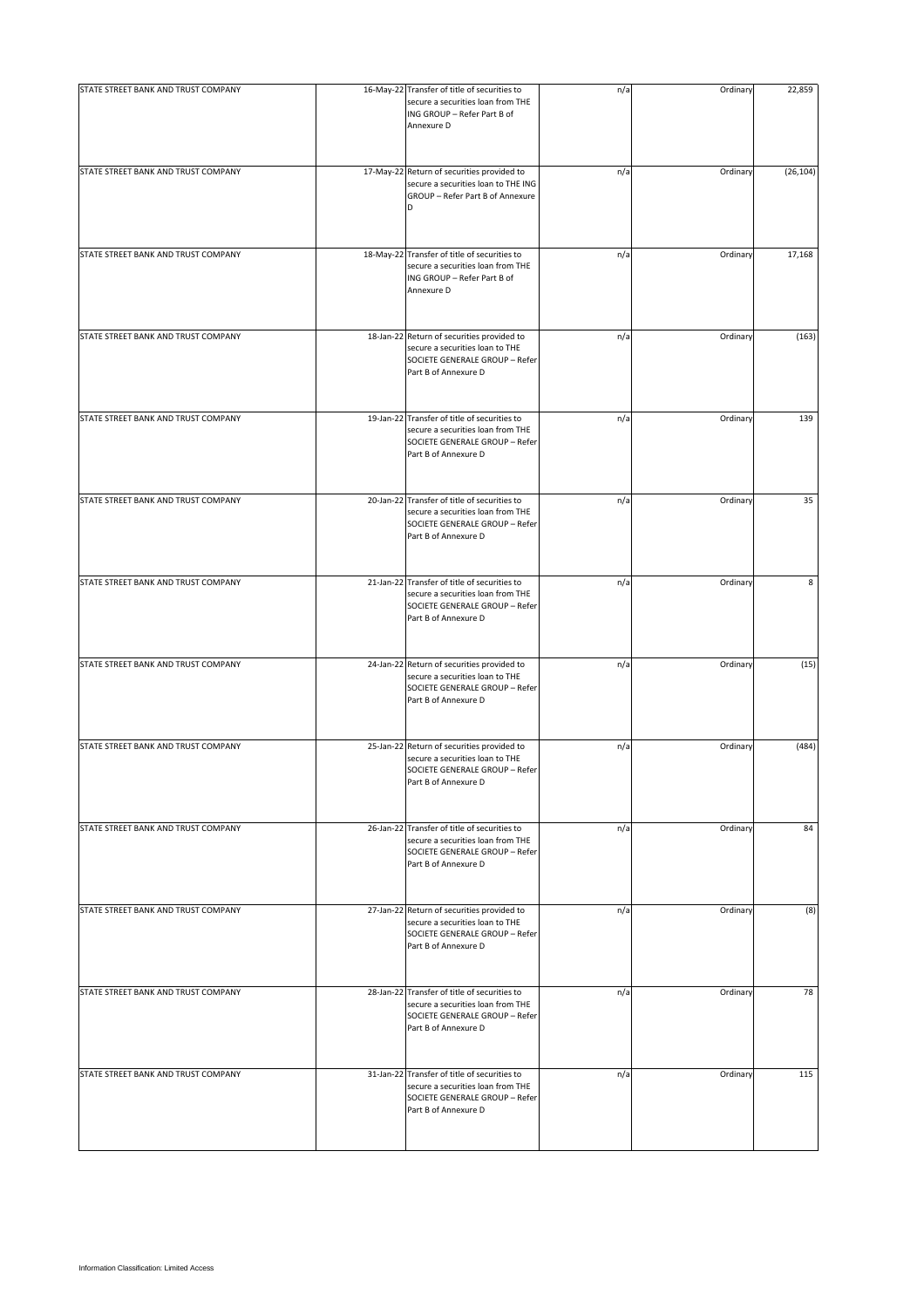| | | | | | |
|---|---|---|---|---|---|
| STATE STREET BANK AND TRUST COMPANY | 16-May-22 | Transfer of title of securities to secure a securities loan from THE ING GROUP – Refer Part B of Annexure D | n/a | Ordinary | 22,859 |
| STATE STREET BANK AND TRUST COMPANY | 17-May-22 | Return of securities provided to secure a securities loan to THE ING GROUP – Refer Part B of Annexure D | n/a | Ordinary | (26,104) |
| STATE STREET BANK AND TRUST COMPANY | 18-May-22 | Transfer of title of securities to secure a securities loan from THE ING GROUP – Refer Part B of Annexure D | n/a | Ordinary | 17,168 |
| STATE STREET BANK AND TRUST COMPANY | 18-Jan-22 | Return of securities provided to secure a securities loan to THE SOCIETE GENERALE GROUP – Refer Part B of Annexure D | n/a | Ordinary | (163) |
| STATE STREET BANK AND TRUST COMPANY | 19-Jan-22 | Transfer of title of securities to secure a securities loan from THE SOCIETE GENERALE GROUP – Refer Part B of Annexure D | n/a | Ordinary | 139 |
| STATE STREET BANK AND TRUST COMPANY | 20-Jan-22 | Transfer of title of securities to secure a securities loan from THE SOCIETE GENERALE GROUP – Refer Part B of Annexure D | n/a | Ordinary | 35 |
| STATE STREET BANK AND TRUST COMPANY | 21-Jan-22 | Transfer of title of securities to secure a securities loan from THE SOCIETE GENERALE GROUP – Refer Part B of Annexure D | n/a | Ordinary | 8 |
| STATE STREET BANK AND TRUST COMPANY | 24-Jan-22 | Return of securities provided to secure a securities loan to THE SOCIETE GENERALE GROUP – Refer Part B of Annexure D | n/a | Ordinary | (15) |
| STATE STREET BANK AND TRUST COMPANY | 25-Jan-22 | Return of securities provided to secure a securities loan to THE SOCIETE GENERALE GROUP – Refer Part B of Annexure D | n/a | Ordinary | (484) |
| STATE STREET BANK AND TRUST COMPANY | 26-Jan-22 | Transfer of title of securities to secure a securities loan from THE SOCIETE GENERALE GROUP – Refer Part B of Annexure D | n/a | Ordinary | 84 |
| STATE STREET BANK AND TRUST COMPANY | 27-Jan-22 | Return of securities provided to secure a securities loan to THE SOCIETE GENERALE GROUP – Refer Part B of Annexure D | n/a | Ordinary | (8) |
| STATE STREET BANK AND TRUST COMPANY | 28-Jan-22 | Transfer of title of securities to secure a securities loan from THE SOCIETE GENERALE GROUP – Refer Part B of Annexure D | n/a | Ordinary | 78 |
| STATE STREET BANK AND TRUST COMPANY | 31-Jan-22 | Transfer of title of securities to secure a securities loan from THE SOCIETE GENERALE GROUP – Refer Part B of Annexure D | n/a | Ordinary | 115 |

Information Classification: Limited Access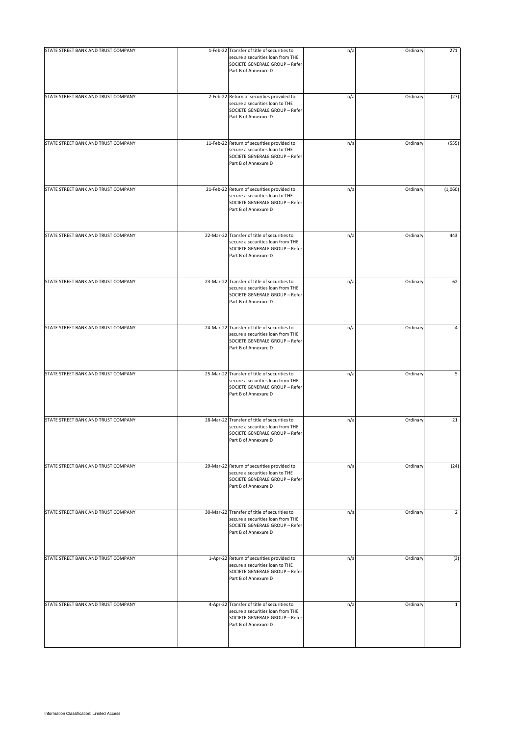| | | | | | |
|---|---|---|---|---|---|
| STATE STREET BANK AND TRUST COMPANY | 1-Feb-22 | Transfer of title of securities to secure a securities loan from THE SOCIETE GENERALE GROUP – Refer Part B of Annexure D | n/a | Ordinary | 271 |
| STATE STREET BANK AND TRUST COMPANY | 2-Feb-22 | Return of securities provided to secure a securities loan to THE SOCIETE GENERALE GROUP – Refer Part B of Annexure D | n/a | Ordinary | (27) |
| STATE STREET BANK AND TRUST COMPANY | 11-Feb-22 | Return of securities provided to secure a securities loan to THE SOCIETE GENERALE GROUP – Refer Part B of Annexure D | n/a | Ordinary | (555) |
| STATE STREET BANK AND TRUST COMPANY | 21-Feb-22 | Return of securities provided to secure a securities loan to THE SOCIETE GENERALE GROUP – Refer Part B of Annexure D | n/a | Ordinary | (1,060) |
| STATE STREET BANK AND TRUST COMPANY | 22-Mar-22 | Transfer of title of securities to secure a securities loan from THE SOCIETE GENERALE GROUP – Refer Part B of Annexure D | n/a | Ordinary | 443 |
| STATE STREET BANK AND TRUST COMPANY | 23-Mar-22 | Transfer of title of securities to secure a securities loan from THE SOCIETE GENERALE GROUP – Refer Part B of Annexure D | n/a | Ordinary | 62 |
| STATE STREET BANK AND TRUST COMPANY | 24-Mar-22 | Transfer of title of securities to secure a securities loan from THE SOCIETE GENERALE GROUP – Refer Part B of Annexure D | n/a | Ordinary | 4 |
| STATE STREET BANK AND TRUST COMPANY | 25-Mar-22 | Transfer of title of securities to secure a securities loan from THE SOCIETE GENERALE GROUP – Refer Part B of Annexure D | n/a | Ordinary | 5 |
| STATE STREET BANK AND TRUST COMPANY | 28-Mar-22 | Transfer of title of securities to secure a securities loan from THE SOCIETE GENERALE GROUP – Refer Part B of Annexure D | n/a | Ordinary | 21 |
| STATE STREET BANK AND TRUST COMPANY | 29-Mar-22 | Return of securities provided to secure a securities loan to THE SOCIETE GENERALE GROUP – Refer Part B of Annexure D | n/a | Ordinary | (24) |
| STATE STREET BANK AND TRUST COMPANY | 30-Mar-22 | Transfer of title of securities to secure a securities loan from THE SOCIETE GENERALE GROUP – Refer Part B of Annexure D | n/a | Ordinary | 2 |
| STATE STREET BANK AND TRUST COMPANY | 1-Apr-22 | Return of securities provided to secure a securities loan to THE SOCIETE GENERALE GROUP – Refer Part B of Annexure D | n/a | Ordinary | (3) |
| STATE STREET BANK AND TRUST COMPANY | 4-Apr-22 | Transfer of title of securities to secure a securities loan from THE SOCIETE GENERALE GROUP – Refer Part B of Annexure D | n/a | Ordinary | 1 |

Information Classification: Limited Access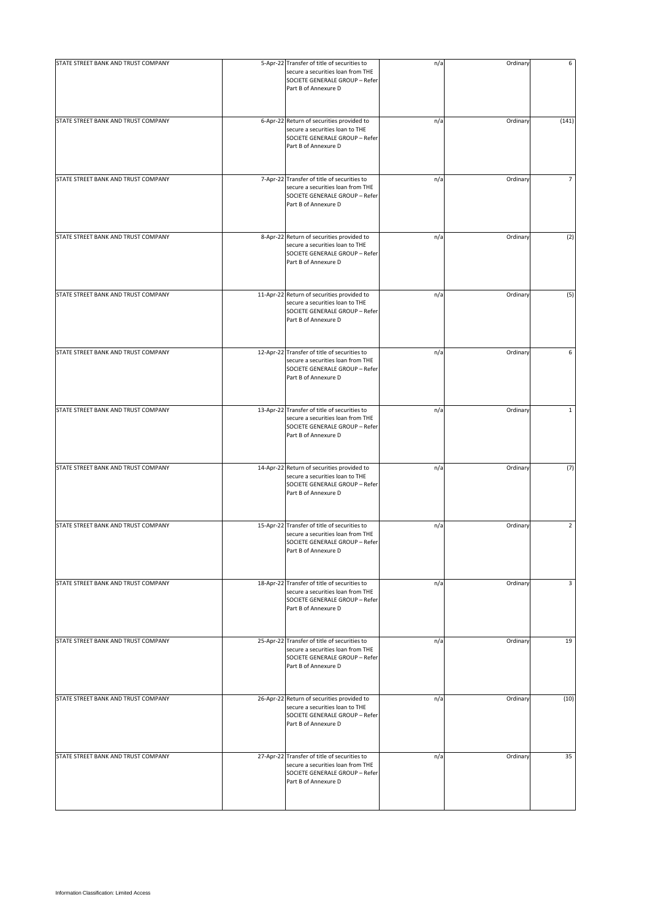| | | | | | |
|---|---|---|---|---|---|
| STATE STREET BANK AND TRUST COMPANY | 5-Apr-22 | Transfer of title of securities to secure a securities loan from THE SOCIETE GENERALE GROUP – Refer Part B of Annexure D | n/a | Ordinary | 6 |
| STATE STREET BANK AND TRUST COMPANY | 6-Apr-22 | Return of securities provided to secure a securities loan to THE SOCIETE GENERALE GROUP – Refer Part B of Annexure D | n/a | Ordinary | (141) |
| STATE STREET BANK AND TRUST COMPANY | 7-Apr-22 | Transfer of title of securities to secure a securities loan from THE SOCIETE GENERALE GROUP – Refer Part B of Annexure D | n/a | Ordinary | 7 |
| STATE STREET BANK AND TRUST COMPANY | 8-Apr-22 | Return of securities provided to secure a securities loan to THE SOCIETE GENERALE GROUP – Refer Part B of Annexure D | n/a | Ordinary | (2) |
| STATE STREET BANK AND TRUST COMPANY | 11-Apr-22 | Return of securities provided to secure a securities loan to THE SOCIETE GENERALE GROUP – Refer Part B of Annexure D | n/a | Ordinary | (5) |
| STATE STREET BANK AND TRUST COMPANY | 12-Apr-22 | Transfer of title of securities to secure a securities loan from THE SOCIETE GENERALE GROUP – Refer Part B of Annexure D | n/a | Ordinary | 6 |
| STATE STREET BANK AND TRUST COMPANY | 13-Apr-22 | Transfer of title of securities to secure a securities loan from THE SOCIETE GENERALE GROUP – Refer Part B of Annexure D | n/a | Ordinary | 1 |
| STATE STREET BANK AND TRUST COMPANY | 14-Apr-22 | Return of securities provided to secure a securities loan to THE SOCIETE GENERALE GROUP – Refer Part B of Annexure D | n/a | Ordinary | (7) |
| STATE STREET BANK AND TRUST COMPANY | 15-Apr-22 | Transfer of title of securities to secure a securities loan from THE SOCIETE GENERALE GROUP – Refer Part B of Annexure D | n/a | Ordinary | 2 |
| STATE STREET BANK AND TRUST COMPANY | 18-Apr-22 | Transfer of title of securities to secure a securities loan from THE SOCIETE GENERALE GROUP – Refer Part B of Annexure D | n/a | Ordinary | 3 |
| STATE STREET BANK AND TRUST COMPANY | 25-Apr-22 | Transfer of title of securities to secure a securities loan from THE SOCIETE GENERALE GROUP – Refer Part B of Annexure D | n/a | Ordinary | 19 |
| STATE STREET BANK AND TRUST COMPANY | 26-Apr-22 | Return of securities provided to secure a securities loan to THE SOCIETE GENERALE GROUP – Refer Part B of Annexure D | n/a | Ordinary | (10) |
| STATE STREET BANK AND TRUST COMPANY | 27-Apr-22 | Transfer of title of securities to secure a securities loan from THE SOCIETE GENERALE GROUP – Refer Part B of Annexure D | n/a | Ordinary | 35 |

Information Classification: Limited Access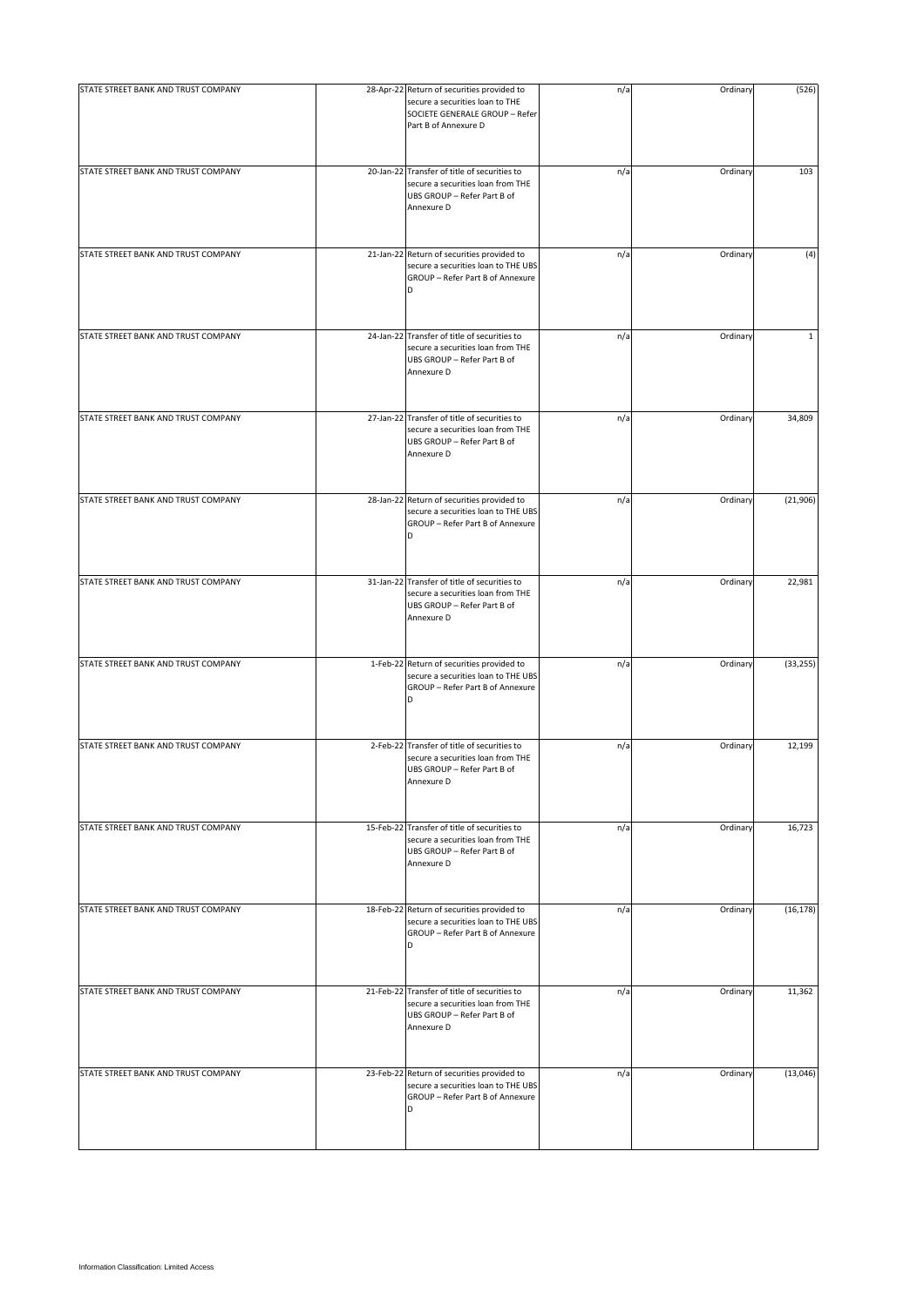| | | | | | |
|---|---|---|---|---|---|
| STATE STREET BANK AND TRUST COMPANY | 28-Apr-22 | Return of securities provided to secure a securities loan to THE SOCIETE GENERALE GROUP – Refer Part B of Annexure D | n/a | Ordinary | (526) |
| STATE STREET BANK AND TRUST COMPANY | 20-Jan-22 | Transfer of title of securities to secure a securities loan from THE UBS GROUP – Refer Part B of Annexure D | n/a | Ordinary | 103 |
| STATE STREET BANK AND TRUST COMPANY | 21-Jan-22 | Return of securities provided to secure a securities loan to THE UBS GROUP – Refer Part B of Annexure D | n/a | Ordinary | (4) |
| STATE STREET BANK AND TRUST COMPANY | 24-Jan-22 | Transfer of title of securities to secure a securities loan from THE UBS GROUP – Refer Part B of Annexure D | n/a | Ordinary | 1 |
| STATE STREET BANK AND TRUST COMPANY | 27-Jan-22 | Transfer of title of securities to secure a securities loan from THE UBS GROUP – Refer Part B of Annexure D | n/a | Ordinary | 34,809 |
| STATE STREET BANK AND TRUST COMPANY | 28-Jan-22 | Return of securities provided to secure a securities loan to THE UBS GROUP – Refer Part B of Annexure D | n/a | Ordinary | (21,906) |
| STATE STREET BANK AND TRUST COMPANY | 31-Jan-22 | Transfer of title of securities to secure a securities loan from THE UBS GROUP – Refer Part B of Annexure D | n/a | Ordinary | 22,981 |
| STATE STREET BANK AND TRUST COMPANY | 1-Feb-22 | Return of securities provided to secure a securities loan to THE UBS GROUP – Refer Part B of Annexure D | n/a | Ordinary | (33,255) |
| STATE STREET BANK AND TRUST COMPANY | 2-Feb-22 | Transfer of title of securities to secure a securities loan from THE UBS GROUP – Refer Part B of Annexure D | n/a | Ordinary | 12,199 |
| STATE STREET BANK AND TRUST COMPANY | 15-Feb-22 | Transfer of title of securities to secure a securities loan from THE UBS GROUP – Refer Part B of Annexure D | n/a | Ordinary | 16,723 |
| STATE STREET BANK AND TRUST COMPANY | 18-Feb-22 | Return of securities provided to secure a securities loan to THE UBS GROUP – Refer Part B of Annexure D | n/a | Ordinary | (16,178) |
| STATE STREET BANK AND TRUST COMPANY | 21-Feb-22 | Transfer of title of securities to secure a securities loan from THE UBS GROUP – Refer Part B of Annexure D | n/a | Ordinary | 11,362 |
| STATE STREET BANK AND TRUST COMPANY | 23-Feb-22 | Return of securities provided to secure a securities loan to THE UBS GROUP – Refer Part B of Annexure D | n/a | Ordinary | (13,046) |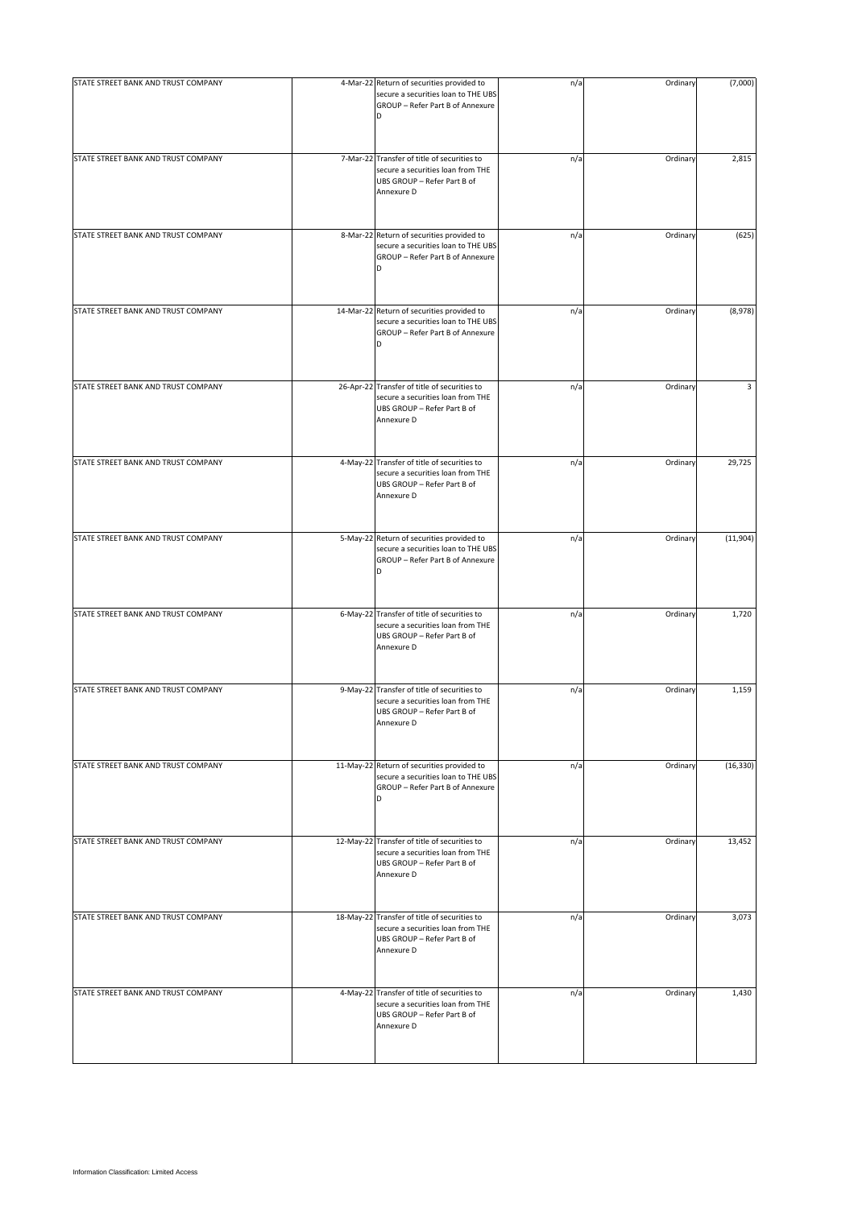| | | | | | |
|---|---|---|---|---|---|
| STATE STREET BANK AND TRUST COMPANY | 4-Mar-22 | Return of securities provided to secure a securities loan to THE UBS GROUP – Refer Part B of Annexure D | n/a | Ordinary | (7,000) |
| STATE STREET BANK AND TRUST COMPANY | 7-Mar-22 | Transfer of title of securities to secure a securities loan from THE UBS GROUP – Refer Part B of Annexure D | n/a | Ordinary | 2,815 |
| STATE STREET BANK AND TRUST COMPANY | 8-Mar-22 | Return of securities provided to secure a securities loan to THE UBS GROUP – Refer Part B of Annexure D | n/a | Ordinary | (625) |
| STATE STREET BANK AND TRUST COMPANY | 14-Mar-22 | Return of securities provided to secure a securities loan to THE UBS GROUP – Refer Part B of Annexure D | n/a | Ordinary | (8,978) |
| STATE STREET BANK AND TRUST COMPANY | 26-Apr-22 | Transfer of title of securities to secure a securities loan from THE UBS GROUP – Refer Part B of Annexure D | n/a | Ordinary | 3 |
| STATE STREET BANK AND TRUST COMPANY | 4-May-22 | Transfer of title of securities to secure a securities loan from THE UBS GROUP – Refer Part B of Annexure D | n/a | Ordinary | 29,725 |
| STATE STREET BANK AND TRUST COMPANY | 5-May-22 | Return of securities provided to secure a securities loan to THE UBS GROUP – Refer Part B of Annexure D | n/a | Ordinary | (11,904) |
| STATE STREET BANK AND TRUST COMPANY | 6-May-22 | Transfer of title of securities to secure a securities loan from THE UBS GROUP – Refer Part B of Annexure D | n/a | Ordinary | 1,720 |
| STATE STREET BANK AND TRUST COMPANY | 9-May-22 | Transfer of title of securities to secure a securities loan from THE UBS GROUP – Refer Part B of Annexure D | n/a | Ordinary | 1,159 |
| STATE STREET BANK AND TRUST COMPANY | 11-May-22 | Return of securities provided to secure a securities loan to THE UBS GROUP – Refer Part B of Annexure D | n/a | Ordinary | (16,330) |
| STATE STREET BANK AND TRUST COMPANY | 12-May-22 | Transfer of title of securities to secure a securities loan from THE UBS GROUP – Refer Part B of Annexure D | n/a | Ordinary | 13,452 |
| STATE STREET BANK AND TRUST COMPANY | 18-May-22 | Transfer of title of securities to secure a securities loan from THE UBS GROUP – Refer Part B of Annexure D | n/a | Ordinary | 3,073 |
| STATE STREET BANK AND TRUST COMPANY | 4-May-22 | Transfer of title of securities to secure a securities loan from THE UBS GROUP – Refer Part B of Annexure D | n/a | Ordinary | 1,430 |

Information Classification: Limited Access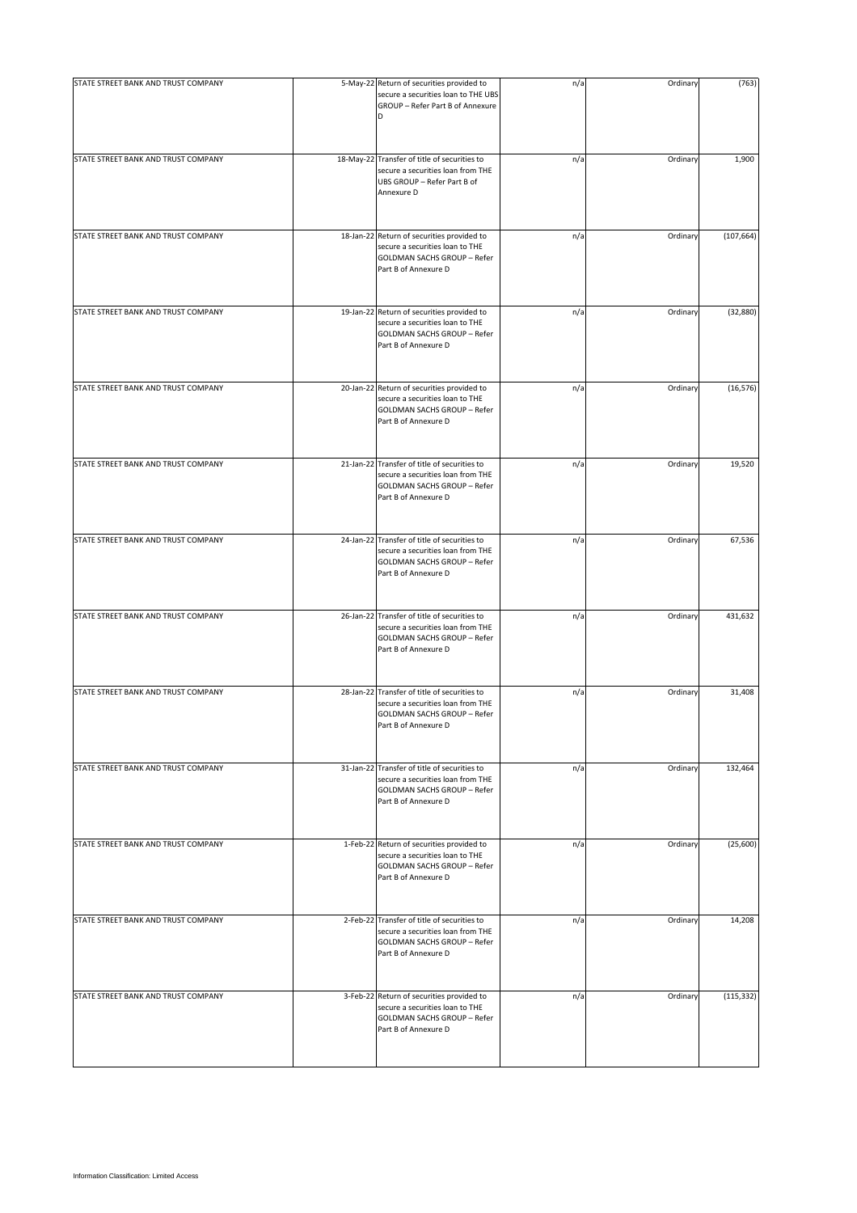| | | | | | |
|---|---|---|---|---|---|
| STATE STREET BANK AND TRUST COMPANY | 5-May-22 | Return of securities provided to secure a securities loan to THE UBS GROUP – Refer Part B of Annexure D | n/a | Ordinary | (763) |
| STATE STREET BANK AND TRUST COMPANY | 18-May-22 | Transfer of title of securities to secure a securities loan from THE UBS GROUP – Refer Part B of Annexure D | n/a | Ordinary | 1,900 |
| STATE STREET BANK AND TRUST COMPANY | 18-Jan-22 | Return of securities provided to secure a securities loan to THE GOLDMAN SACHS GROUP – Refer Part B of Annexure D | n/a | Ordinary | (107,664) |
| STATE STREET BANK AND TRUST COMPANY | 19-Jan-22 | Return of securities provided to secure a securities loan to THE GOLDMAN SACHS GROUP – Refer Part B of Annexure D | n/a | Ordinary | (32,880) |
| STATE STREET BANK AND TRUST COMPANY | 20-Jan-22 | Return of securities provided to secure a securities loan to THE GOLDMAN SACHS GROUP – Refer Part B of Annexure D | n/a | Ordinary | (16,576) |
| STATE STREET BANK AND TRUST COMPANY | 21-Jan-22 | Transfer of title of securities to secure a securities loan from THE GOLDMAN SACHS GROUP – Refer Part B of Annexure D | n/a | Ordinary | 19,520 |
| STATE STREET BANK AND TRUST COMPANY | 24-Jan-22 | Transfer of title of securities to secure a securities loan from THE GOLDMAN SACHS GROUP – Refer Part B of Annexure D | n/a | Ordinary | 67,536 |
| STATE STREET BANK AND TRUST COMPANY | 26-Jan-22 | Transfer of title of securities to secure a securities loan from THE GOLDMAN SACHS GROUP – Refer Part B of Annexure D | n/a | Ordinary | 431,632 |
| STATE STREET BANK AND TRUST COMPANY | 28-Jan-22 | Transfer of title of securities to secure a securities loan from THE GOLDMAN SACHS GROUP – Refer Part B of Annexure D | n/a | Ordinary | 31,408 |
| STATE STREET BANK AND TRUST COMPANY | 31-Jan-22 | Transfer of title of securities to secure a securities loan from THE GOLDMAN SACHS GROUP – Refer Part B of Annexure D | n/a | Ordinary | 132,464 |
| STATE STREET BANK AND TRUST COMPANY | 1-Feb-22 | Return of securities provided to secure a securities loan to THE GOLDMAN SACHS GROUP – Refer Part B of Annexure D | n/a | Ordinary | (25,600) |
| STATE STREET BANK AND TRUST COMPANY | 2-Feb-22 | Transfer of title of securities to secure a securities loan from THE GOLDMAN SACHS GROUP – Refer Part B of Annexure D | n/a | Ordinary | 14,208 |
| STATE STREET BANK AND TRUST COMPANY | 3-Feb-22 | Return of securities provided to secure a securities loan to THE GOLDMAN SACHS GROUP – Refer Part B of Annexure D | n/a | Ordinary | (115,332) |

Information Classification: Limited Access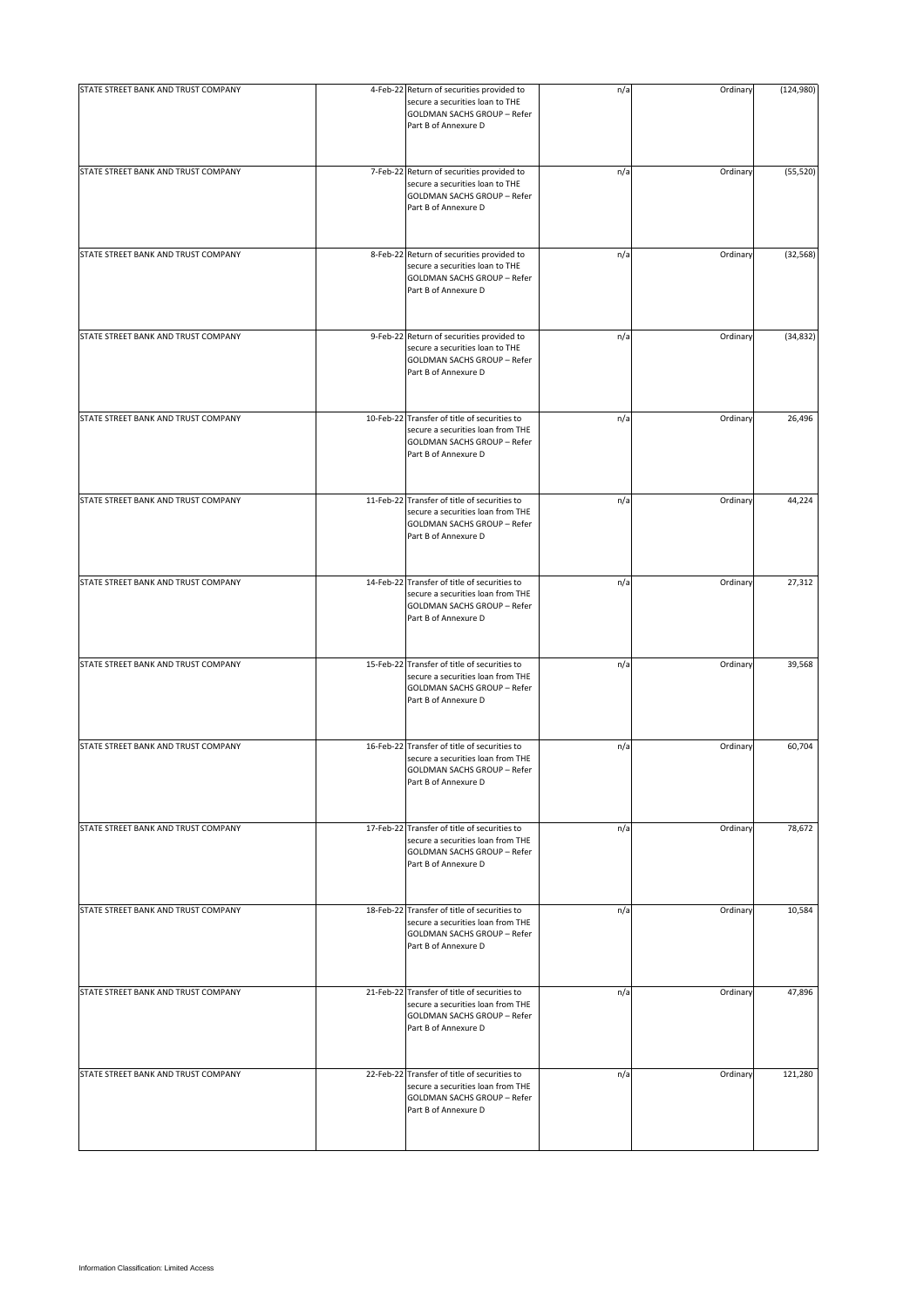| | | | | | |
|---|---|---|---|---|---|
| STATE STREET BANK AND TRUST COMPANY | 4-Feb-22 | Return of securities provided to secure a securities loan to THE GOLDMAN SACHS GROUP – Refer Part B of Annexure D | n/a | Ordinary | (124,980) |
| STATE STREET BANK AND TRUST COMPANY | 7-Feb-22 | Return of securities provided to secure a securities loan to THE GOLDMAN SACHS GROUP – Refer Part B of Annexure D | n/a | Ordinary | (55,520) |
| STATE STREET BANK AND TRUST COMPANY | 8-Feb-22 | Return of securities provided to secure a securities loan to THE GOLDMAN SACHS GROUP – Refer Part B of Annexure D | n/a | Ordinary | (32,568) |
| STATE STREET BANK AND TRUST COMPANY | 9-Feb-22 | Return of securities provided to secure a securities loan to THE GOLDMAN SACHS GROUP – Refer Part B of Annexure D | n/a | Ordinary | (34,832) |
| STATE STREET BANK AND TRUST COMPANY | 10-Feb-22 | Transfer of title of securities to secure a securities loan from THE GOLDMAN SACHS GROUP – Refer Part B of Annexure D | n/a | Ordinary | 26,496 |
| STATE STREET BANK AND TRUST COMPANY | 11-Feb-22 | Transfer of title of securities to secure a securities loan from THE GOLDMAN SACHS GROUP – Refer Part B of Annexure D | n/a | Ordinary | 44,224 |
| STATE STREET BANK AND TRUST COMPANY | 14-Feb-22 | Transfer of title of securities to secure a securities loan from THE GOLDMAN SACHS GROUP – Refer Part B of Annexure D | n/a | Ordinary | 27,312 |
| STATE STREET BANK AND TRUST COMPANY | 15-Feb-22 | Transfer of title of securities to secure a securities loan from THE GOLDMAN SACHS GROUP – Refer Part B of Annexure D | n/a | Ordinary | 39,568 |
| STATE STREET BANK AND TRUST COMPANY | 16-Feb-22 | Transfer of title of securities to secure a securities loan from THE GOLDMAN SACHS GROUP – Refer Part B of Annexure D | n/a | Ordinary | 60,704 |
| STATE STREET BANK AND TRUST COMPANY | 17-Feb-22 | Transfer of title of securities to secure a securities loan from THE GOLDMAN SACHS GROUP – Refer Part B of Annexure D | n/a | Ordinary | 78,672 |
| STATE STREET BANK AND TRUST COMPANY | 18-Feb-22 | Transfer of title of securities to secure a securities loan from THE GOLDMAN SACHS GROUP – Refer Part B of Annexure D | n/a | Ordinary | 10,584 |
| STATE STREET BANK AND TRUST COMPANY | 21-Feb-22 | Transfer of title of securities to secure a securities loan from THE GOLDMAN SACHS GROUP – Refer Part B of Annexure D | n/a | Ordinary | 47,896 |
| STATE STREET BANK AND TRUST COMPANY | 22-Feb-22 | Transfer of title of securities to secure a securities loan from THE GOLDMAN SACHS GROUP – Refer Part B of Annexure D | n/a | Ordinary | 121,280 |

Information Classification: Limited Access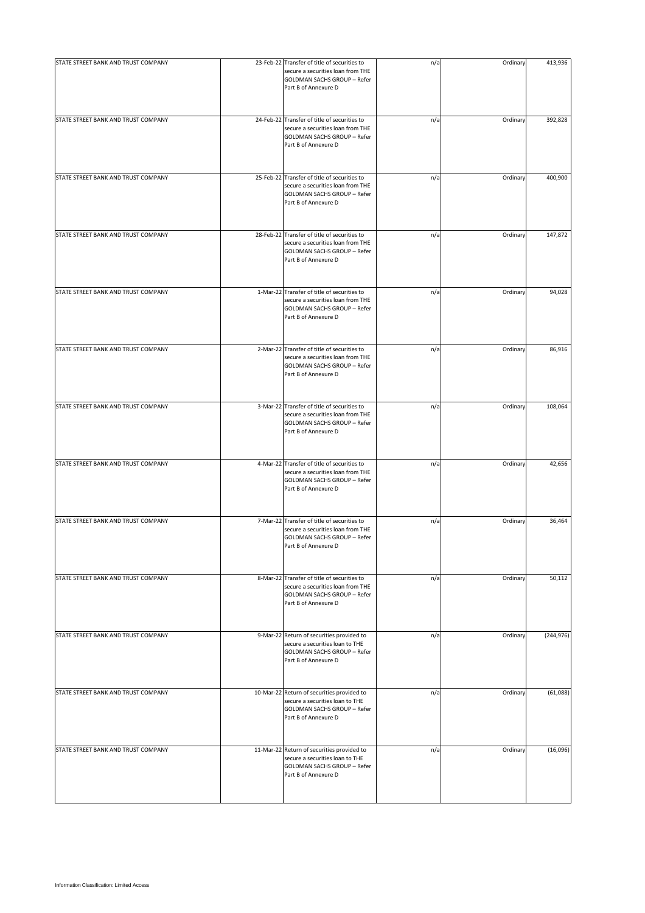| | | | | | |
|---|---|---|---|---|---|
| STATE STREET BANK AND TRUST COMPANY | 23-Feb-22 | Transfer of title of securities to secure a securities loan from THE GOLDMAN SACHS GROUP – Refer Part B of Annexure D | n/a | Ordinary | 413,936 |
| STATE STREET BANK AND TRUST COMPANY | 24-Feb-22 | Transfer of title of securities to secure a securities loan from THE GOLDMAN SACHS GROUP – Refer Part B of Annexure D | n/a | Ordinary | 392,828 |
| STATE STREET BANK AND TRUST COMPANY | 25-Feb-22 | Transfer of title of securities to secure a securities loan from THE GOLDMAN SACHS GROUP – Refer Part B of Annexure D | n/a | Ordinary | 400,900 |
| STATE STREET BANK AND TRUST COMPANY | 28-Feb-22 | Transfer of title of securities to secure a securities loan from THE GOLDMAN SACHS GROUP – Refer Part B of Annexure D | n/a | Ordinary | 147,872 |
| STATE STREET BANK AND TRUST COMPANY | 1-Mar-22 | Transfer of title of securities to secure a securities loan from THE GOLDMAN SACHS GROUP – Refer Part B of Annexure D | n/a | Ordinary | 94,028 |
| STATE STREET BANK AND TRUST COMPANY | 2-Mar-22 | Transfer of title of securities to secure a securities loan from THE GOLDMAN SACHS GROUP – Refer Part B of Annexure D | n/a | Ordinary | 86,916 |
| STATE STREET BANK AND TRUST COMPANY | 3-Mar-22 | Transfer of title of securities to secure a securities loan from THE GOLDMAN SACHS GROUP – Refer Part B of Annexure D | n/a | Ordinary | 108,064 |
| STATE STREET BANK AND TRUST COMPANY | 4-Mar-22 | Transfer of title of securities to secure a securities loan from THE GOLDMAN SACHS GROUP – Refer Part B of Annexure D | n/a | Ordinary | 42,656 |
| STATE STREET BANK AND TRUST COMPANY | 7-Mar-22 | Transfer of title of securities to secure a securities loan from THE GOLDMAN SACHS GROUP – Refer Part B of Annexure D | n/a | Ordinary | 36,464 |
| STATE STREET BANK AND TRUST COMPANY | 8-Mar-22 | Transfer of title of securities to secure a securities loan from THE GOLDMAN SACHS GROUP – Refer Part B of Annexure D | n/a | Ordinary | 50,112 |
| STATE STREET BANK AND TRUST COMPANY | 9-Mar-22 | Return of securities provided to secure a securities loan to THE GOLDMAN SACHS GROUP – Refer Part B of Annexure D | n/a | Ordinary | (244,976) |
| STATE STREET BANK AND TRUST COMPANY | 10-Mar-22 | Return of securities provided to secure a securities loan to THE GOLDMAN SACHS GROUP – Refer Part B of Annexure D | n/a | Ordinary | (61,088) |
| STATE STREET BANK AND TRUST COMPANY | 11-Mar-22 | Return of securities provided to secure a securities loan to THE GOLDMAN SACHS GROUP – Refer Part B of Annexure D | n/a | Ordinary | (16,096) |

Information Classification: Limited Access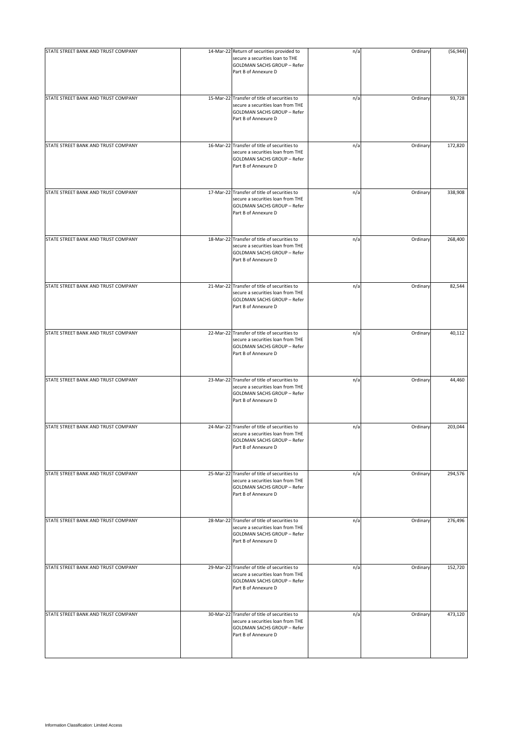| | | | | | |
|---|---|---|---|---|---|
| STATE STREET BANK AND TRUST COMPANY | 14-Mar-22 | Return of securities provided to secure a securities loan to THE GOLDMAN SACHS GROUP – Refer Part B of Annexure D | n/a | Ordinary | (56,944) |
| STATE STREET BANK AND TRUST COMPANY | 15-Mar-22 | Transfer of title of securities to secure a securities loan from THE GOLDMAN SACHS GROUP – Refer Part B of Annexure D | n/a | Ordinary | 93,728 |
| STATE STREET BANK AND TRUST COMPANY | 16-Mar-22 | Transfer of title of securities to secure a securities loan from THE GOLDMAN SACHS GROUP – Refer Part B of Annexure D | n/a | Ordinary | 172,820 |
| STATE STREET BANK AND TRUST COMPANY | 17-Mar-22 | Transfer of title of securities to secure a securities loan from THE GOLDMAN SACHS GROUP – Refer Part B of Annexure D | n/a | Ordinary | 338,908 |
| STATE STREET BANK AND TRUST COMPANY | 18-Mar-22 | Transfer of title of securities to secure a securities loan from THE GOLDMAN SACHS GROUP – Refer Part B of Annexure D | n/a | Ordinary | 268,400 |
| STATE STREET BANK AND TRUST COMPANY | 21-Mar-22 | Transfer of title of securities to secure a securities loan from THE GOLDMAN SACHS GROUP – Refer Part B of Annexure D | n/a | Ordinary | 82,544 |
| STATE STREET BANK AND TRUST COMPANY | 22-Mar-22 | Transfer of title of securities to secure a securities loan from THE GOLDMAN SACHS GROUP – Refer Part B of Annexure D | n/a | Ordinary | 40,112 |
| STATE STREET BANK AND TRUST COMPANY | 23-Mar-22 | Transfer of title of securities to secure a securities loan from THE GOLDMAN SACHS GROUP – Refer Part B of Annexure D | n/a | Ordinary | 44,460 |
| STATE STREET BANK AND TRUST COMPANY | 24-Mar-22 | Transfer of title of securities to secure a securities loan from THE GOLDMAN SACHS GROUP – Refer Part B of Annexure D | n/a | Ordinary | 203,044 |
| STATE STREET BANK AND TRUST COMPANY | 25-Mar-22 | Transfer of title of securities to secure a securities loan from THE GOLDMAN SACHS GROUP – Refer Part B of Annexure D | n/a | Ordinary | 294,576 |
| STATE STREET BANK AND TRUST COMPANY | 28-Mar-22 | Transfer of title of securities to secure a securities loan from THE GOLDMAN SACHS GROUP – Refer Part B of Annexure D | n/a | Ordinary | 276,496 |
| STATE STREET BANK AND TRUST COMPANY | 29-Mar-22 | Transfer of title of securities to secure a securities loan from THE GOLDMAN SACHS GROUP – Refer Part B of Annexure D | n/a | Ordinary | 152,720 |
| STATE STREET BANK AND TRUST COMPANY | 30-Mar-22 | Transfer of title of securities to secure a securities loan from THE GOLDMAN SACHS GROUP – Refer Part B of Annexure D | n/a | Ordinary | 473,120 |

Information Classification: Limited Access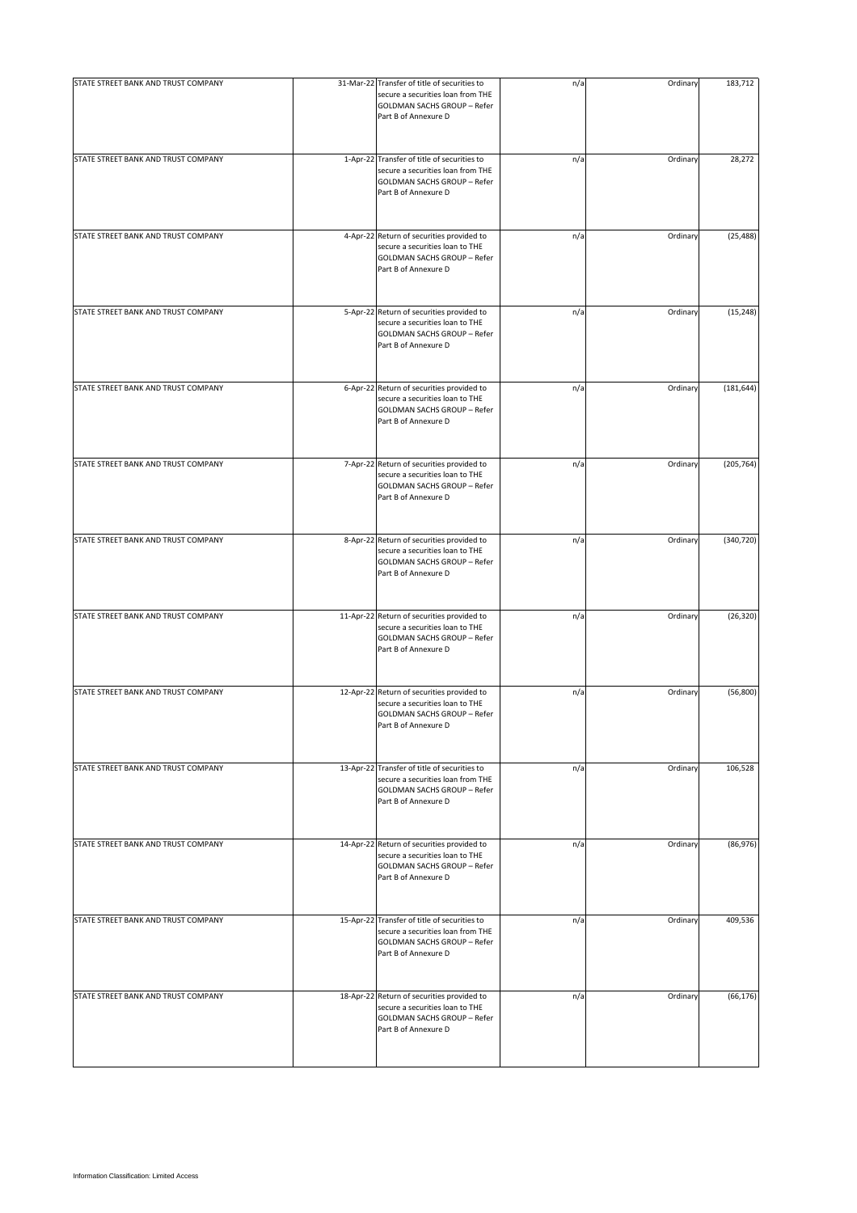| | | | | | |
|---|---|---|---|---|---|
| STATE STREET BANK AND TRUST COMPANY | 31-Mar-22 | Transfer of title of securities to secure a securities loan from THE GOLDMAN SACHS GROUP – Refer Part B of Annexure D | n/a | Ordinary | 183,712 |
| STATE STREET BANK AND TRUST COMPANY | 1-Apr-22 | Transfer of title of securities to secure a securities loan from THE GOLDMAN SACHS GROUP – Refer Part B of Annexure D | n/a | Ordinary | 28,272 |
| STATE STREET BANK AND TRUST COMPANY | 4-Apr-22 | Return of securities provided to secure a securities loan to THE GOLDMAN SACHS GROUP – Refer Part B of Annexure D | n/a | Ordinary | (25,488) |
| STATE STREET BANK AND TRUST COMPANY | 5-Apr-22 | Return of securities provided to secure a securities loan to THE GOLDMAN SACHS GROUP – Refer Part B of Annexure D | n/a | Ordinary | (15,248) |
| STATE STREET BANK AND TRUST COMPANY | 6-Apr-22 | Return of securities provided to secure a securities loan to THE GOLDMAN SACHS GROUP – Refer Part B of Annexure D | n/a | Ordinary | (181,644) |
| STATE STREET BANK AND TRUST COMPANY | 7-Apr-22 | Return of securities provided to secure a securities loan to THE GOLDMAN SACHS GROUP – Refer Part B of Annexure D | n/a | Ordinary | (205,764) |
| STATE STREET BANK AND TRUST COMPANY | 8-Apr-22 | Return of securities provided to secure a securities loan to THE GOLDMAN SACHS GROUP – Refer Part B of Annexure D | n/a | Ordinary | (340,720) |
| STATE STREET BANK AND TRUST COMPANY | 11-Apr-22 | Return of securities provided to secure a securities loan to THE GOLDMAN SACHS GROUP – Refer Part B of Annexure D | n/a | Ordinary | (26,320) |
| STATE STREET BANK AND TRUST COMPANY | 12-Apr-22 | Return of securities provided to secure a securities loan to THE GOLDMAN SACHS GROUP – Refer Part B of Annexure D | n/a | Ordinary | (56,800) |
| STATE STREET BANK AND TRUST COMPANY | 13-Apr-22 | Transfer of title of securities to secure a securities loan from THE GOLDMAN SACHS GROUP – Refer Part B of Annexure D | n/a | Ordinary | 106,528 |
| STATE STREET BANK AND TRUST COMPANY | 14-Apr-22 | Return of securities provided to secure a securities loan to THE GOLDMAN SACHS GROUP – Refer Part B of Annexure D | n/a | Ordinary | (86,976) |
| STATE STREET BANK AND TRUST COMPANY | 15-Apr-22 | Transfer of title of securities to secure a securities loan from THE GOLDMAN SACHS GROUP – Refer Part B of Annexure D | n/a | Ordinary | 409,536 |
| STATE STREET BANK AND TRUST COMPANY | 18-Apr-22 | Return of securities provided to secure a securities loan to THE GOLDMAN SACHS GROUP – Refer Part B of Annexure D | n/a | Ordinary | (66,176) |

Information Classification: Limited Access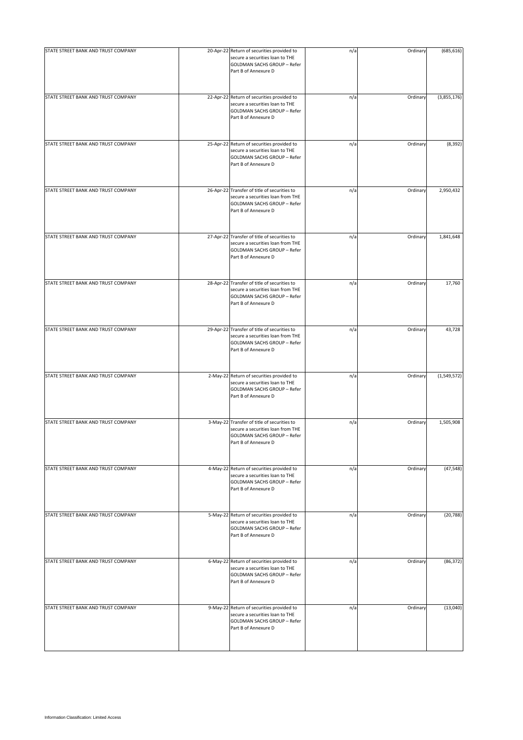| | | | | | |
|---|---|---|---|---|---|
| STATE STREET BANK AND TRUST COMPANY | 20-Apr-22 | Return of securities provided to secure a securities loan to THE GOLDMAN SACHS GROUP – Refer Part B of Annexure D | n/a | Ordinary | (685,616) |
| STATE STREET BANK AND TRUST COMPANY | 22-Apr-22 | Return of securities provided to secure a securities loan to THE GOLDMAN SACHS GROUP – Refer Part B of Annexure D | n/a | Ordinary | (3,855,176) |
| STATE STREET BANK AND TRUST COMPANY | 25-Apr-22 | Return of securities provided to secure a securities loan to THE GOLDMAN SACHS GROUP – Refer Part B of Annexure D | n/a | Ordinary | (8,392) |
| STATE STREET BANK AND TRUST COMPANY | 26-Apr-22 | Transfer of title of securities to secure a securities loan from THE GOLDMAN SACHS GROUP – Refer Part B of Annexure D | n/a | Ordinary | 2,950,432 |
| STATE STREET BANK AND TRUST COMPANY | 27-Apr-22 | Transfer of title of securities to secure a securities loan from THE GOLDMAN SACHS GROUP – Refer Part B of Annexure D | n/a | Ordinary | 1,841,648 |
| STATE STREET BANK AND TRUST COMPANY | 28-Apr-22 | Transfer of title of securities to secure a securities loan from THE GOLDMAN SACHS GROUP – Refer Part B of Annexure D | n/a | Ordinary | 17,760 |
| STATE STREET BANK AND TRUST COMPANY | 29-Apr-22 | Transfer of title of securities to secure a securities loan from THE GOLDMAN SACHS GROUP – Refer Part B of Annexure D | n/a | Ordinary | 43,728 |
| STATE STREET BANK AND TRUST COMPANY | 2-May-22 | Return of securities provided to secure a securities loan to THE GOLDMAN SACHS GROUP – Refer Part B of Annexure D | n/a | Ordinary | (1,549,572) |
| STATE STREET BANK AND TRUST COMPANY | 3-May-22 | Transfer of title of securities to secure a securities loan from THE GOLDMAN SACHS GROUP – Refer Part B of Annexure D | n/a | Ordinary | 1,505,908 |
| STATE STREET BANK AND TRUST COMPANY | 4-May-22 | Return of securities provided to secure a securities loan to THE GOLDMAN SACHS GROUP – Refer Part B of Annexure D | n/a | Ordinary | (47,548) |
| STATE STREET BANK AND TRUST COMPANY | 5-May-22 | Return of securities provided to secure a securities loan to THE GOLDMAN SACHS GROUP – Refer Part B of Annexure D | n/a | Ordinary | (20,788) |
| STATE STREET BANK AND TRUST COMPANY | 6-May-22 | Return of securities provided to secure a securities loan to THE GOLDMAN SACHS GROUP – Refer Part B of Annexure D | n/a | Ordinary | (86,372) |
| STATE STREET BANK AND TRUST COMPANY | 9-May-22 | Return of securities provided to secure a securities loan to THE GOLDMAN SACHS GROUP – Refer Part B of Annexure D | n/a | Ordinary | (13,040) |

Information Classification: Limited Access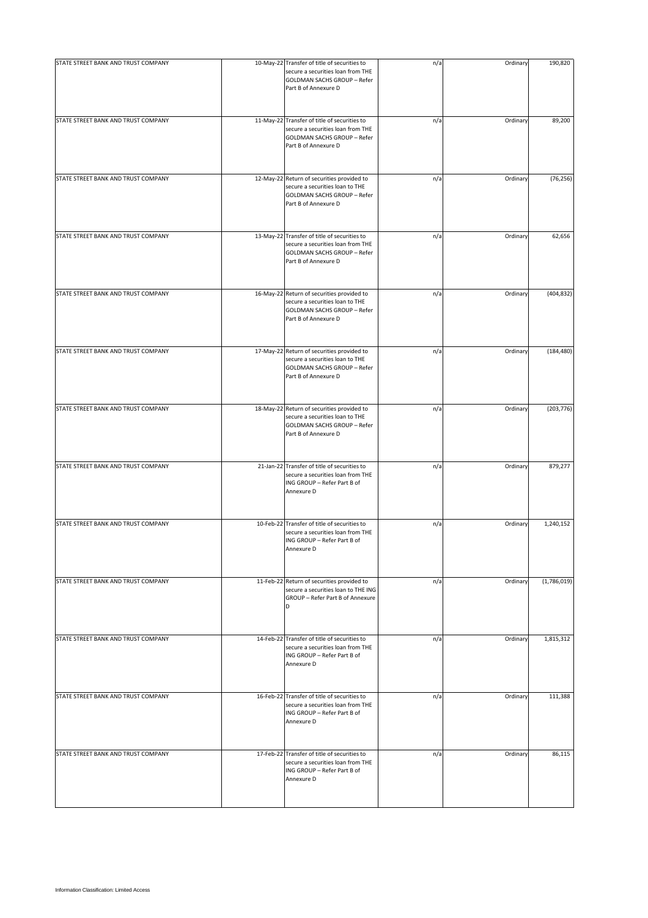| | | | | | |
|---|---|---|---|---|---|
| STATE STREET BANK AND TRUST COMPANY | 10-May-22 | Transfer of title of securities to secure a securities loan from THE GOLDMAN SACHS GROUP – Refer Part B of Annexure D | n/a | Ordinary | 190,820 |
| STATE STREET BANK AND TRUST COMPANY | 11-May-22 | Transfer of title of securities to secure a securities loan from THE GOLDMAN SACHS GROUP – Refer Part B of Annexure D | n/a | Ordinary | 89,200 |
| STATE STREET BANK AND TRUST COMPANY | 12-May-22 | Return of securities provided to secure a securities loan to THE GOLDMAN SACHS GROUP – Refer Part B of Annexure D | n/a | Ordinary | (76,256) |
| STATE STREET BANK AND TRUST COMPANY | 13-May-22 | Transfer of title of securities to secure a securities loan from THE GOLDMAN SACHS GROUP – Refer Part B of Annexure D | n/a | Ordinary | 62,656 |
| STATE STREET BANK AND TRUST COMPANY | 16-May-22 | Return of securities provided to secure a securities loan to THE GOLDMAN SACHS GROUP – Refer Part B of Annexure D | n/a | Ordinary | (404,832) |
| STATE STREET BANK AND TRUST COMPANY | 17-May-22 | Return of securities provided to secure a securities loan to THE GOLDMAN SACHS GROUP – Refer Part B of Annexure D | n/a | Ordinary | (184,480) |
| STATE STREET BANK AND TRUST COMPANY | 18-May-22 | Return of securities provided to secure a securities loan to THE GOLDMAN SACHS GROUP – Refer Part B of Annexure D | n/a | Ordinary | (203,776) |
| STATE STREET BANK AND TRUST COMPANY | 21-Jan-22 | Transfer of title of securities to secure a securities loan from THE ING GROUP – Refer Part B of Annexure D | n/a | Ordinary | 879,277 |
| STATE STREET BANK AND TRUST COMPANY | 10-Feb-22 | Transfer of title of securities to secure a securities loan from THE ING GROUP – Refer Part B of Annexure D | n/a | Ordinary | 1,240,152 |
| STATE STREET BANK AND TRUST COMPANY | 11-Feb-22 | Return of securities provided to secure a securities loan to THE ING GROUP – Refer Part B of Annexure D | n/a | Ordinary | (1,786,019) |
| STATE STREET BANK AND TRUST COMPANY | 14-Feb-22 | Transfer of title of securities to secure a securities loan from THE ING GROUP – Refer Part B of Annexure D | n/a | Ordinary | 1,815,312 |
| STATE STREET BANK AND TRUST COMPANY | 16-Feb-22 | Transfer of title of securities to secure a securities loan from THE ING GROUP – Refer Part B of Annexure D | n/a | Ordinary | 111,388 |
| STATE STREET BANK AND TRUST COMPANY | 17-Feb-22 | Transfer of title of securities to secure a securities loan from THE ING GROUP – Refer Part B of Annexure D | n/a | Ordinary | 86,115 |

Information Classification: Limited Access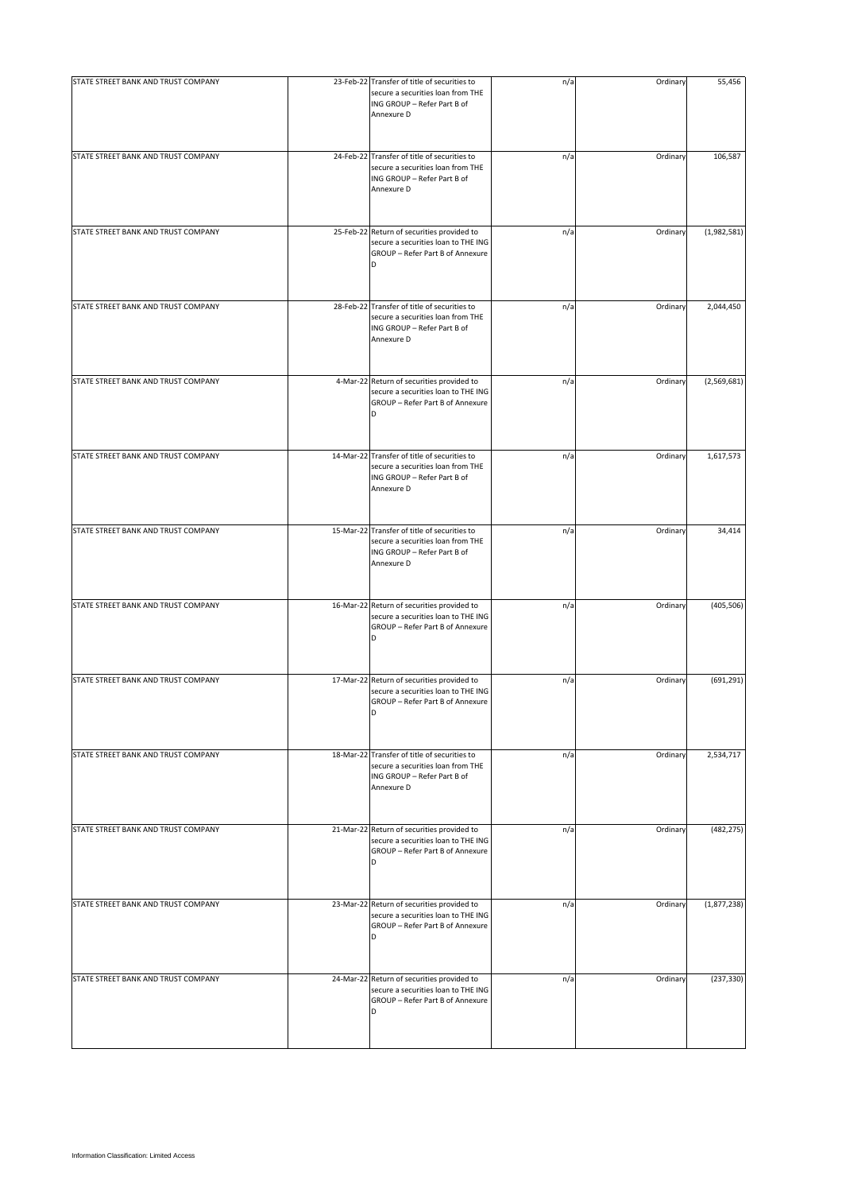| | | | | | |
|---|---|---|---|---|---|
| STATE STREET BANK AND TRUST COMPANY | 23-Feb-22 | Transfer of title of securities to secure a securities loan from THE ING GROUP – Refer Part B of Annexure D | n/a | Ordinary | 55,456 |
| STATE STREET BANK AND TRUST COMPANY | 24-Feb-22 | Transfer of title of securities to secure a securities loan from THE ING GROUP – Refer Part B of Annexure D | n/a | Ordinary | 106,587 |
| STATE STREET BANK AND TRUST COMPANY | 25-Feb-22 | Return of securities provided to secure a securities loan to THE ING GROUP – Refer Part B of Annexure D | n/a | Ordinary | (1,982,581) |
| STATE STREET BANK AND TRUST COMPANY | 28-Feb-22 | Transfer of title of securities to secure a securities loan from THE ING GROUP – Refer Part B of Annexure D | n/a | Ordinary | 2,044,450 |
| STATE STREET BANK AND TRUST COMPANY | 4-Mar-22 | Return of securities provided to secure a securities loan to THE ING GROUP – Refer Part B of Annexure D | n/a | Ordinary | (2,569,681) |
| STATE STREET BANK AND TRUST COMPANY | 14-Mar-22 | Transfer of title of securities to secure a securities loan from THE ING GROUP – Refer Part B of Annexure D | n/a | Ordinary | 1,617,573 |
| STATE STREET BANK AND TRUST COMPANY | 15-Mar-22 | Transfer of title of securities to secure a securities loan from THE ING GROUP – Refer Part B of Annexure D | n/a | Ordinary | 34,414 |
| STATE STREET BANK AND TRUST COMPANY | 16-Mar-22 | Return of securities provided to secure a securities loan to THE ING GROUP – Refer Part B of Annexure D | n/a | Ordinary | (405,506) |
| STATE STREET BANK AND TRUST COMPANY | 17-Mar-22 | Return of securities provided to secure a securities loan to THE ING GROUP – Refer Part B of Annexure D | n/a | Ordinary | (691,291) |
| STATE STREET BANK AND TRUST COMPANY | 18-Mar-22 | Transfer of title of securities to secure a securities loan from THE ING GROUP – Refer Part B of Annexure D | n/a | Ordinary | 2,534,717 |
| STATE STREET BANK AND TRUST COMPANY | 21-Mar-22 | Return of securities provided to secure a securities loan to THE ING GROUP – Refer Part B of Annexure D | n/a | Ordinary | (482,275) |
| STATE STREET BANK AND TRUST COMPANY | 23-Mar-22 | Return of securities provided to secure a securities loan to THE ING GROUP – Refer Part B of Annexure D | n/a | Ordinary | (1,877,238) |
| STATE STREET BANK AND TRUST COMPANY | 24-Mar-22 | Return of securities provided to secure a securities loan to THE ING GROUP – Refer Part B of Annexure D | n/a | Ordinary | (237,330) |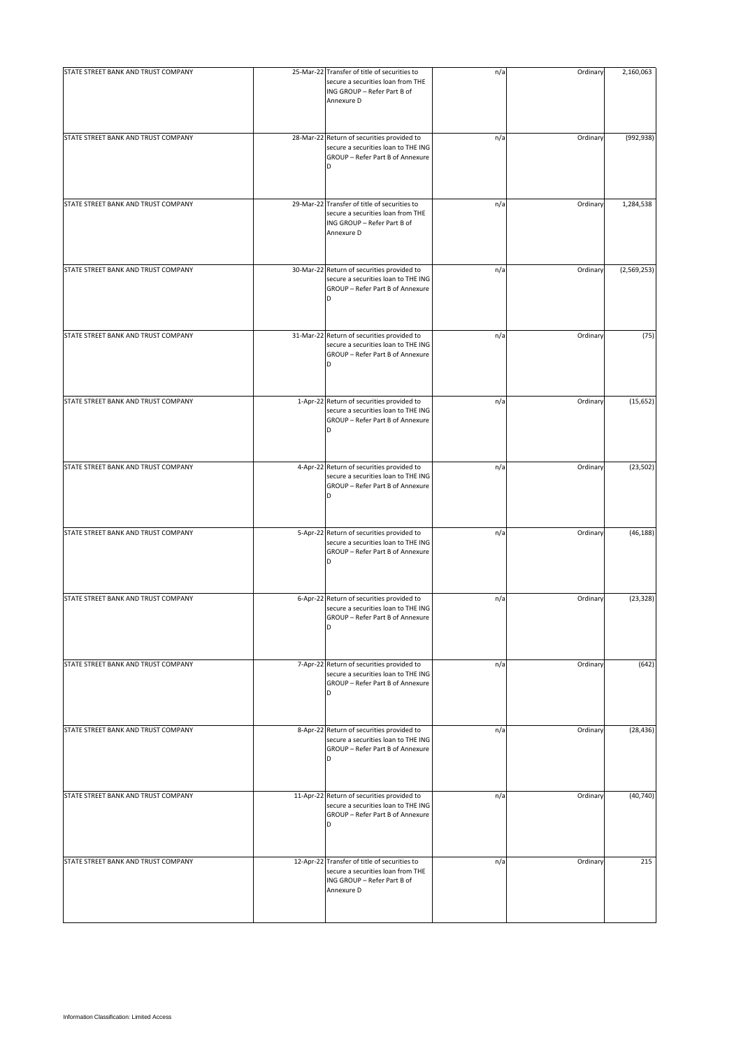| | | | | | |
|---|---|---|---|---|---|
| STATE STREET BANK AND TRUST COMPANY | 25-Mar-22 | Transfer of title of securities to secure a securities loan from THE ING GROUP – Refer Part B of Annexure D | n/a | Ordinary | 2,160,063 |
| STATE STREET BANK AND TRUST COMPANY | 28-Mar-22 | Return of securities provided to secure a securities loan to THE ING GROUP – Refer Part B of Annexure D | n/a | Ordinary | (992,938) |
| STATE STREET BANK AND TRUST COMPANY | 29-Mar-22 | Transfer of title of securities to secure a securities loan from THE ING GROUP – Refer Part B of Annexure D | n/a | Ordinary | 1,284,538 |
| STATE STREET BANK AND TRUST COMPANY | 30-Mar-22 | Return of securities provided to secure a securities loan to THE ING GROUP – Refer Part B of Annexure D | n/a | Ordinary | (2,569,253) |
| STATE STREET BANK AND TRUST COMPANY | 31-Mar-22 | Return of securities provided to secure a securities loan to THE ING GROUP – Refer Part B of Annexure D | n/a | Ordinary | (75) |
| STATE STREET BANK AND TRUST COMPANY | 1-Apr-22 | Return of securities provided to secure a securities loan to THE ING GROUP – Refer Part B of Annexure D | n/a | Ordinary | (15,652) |
| STATE STREET BANK AND TRUST COMPANY | 4-Apr-22 | Return of securities provided to secure a securities loan to THE ING GROUP – Refer Part B of Annexure D | n/a | Ordinary | (23,502) |
| STATE STREET BANK AND TRUST COMPANY | 5-Apr-22 | Return of securities provided to secure a securities loan to THE ING GROUP – Refer Part B of Annexure D | n/a | Ordinary | (46,188) |
| STATE STREET BANK AND TRUST COMPANY | 6-Apr-22 | Return of securities provided to secure a securities loan to THE ING GROUP – Refer Part B of Annexure D | n/a | Ordinary | (23,328) |
| STATE STREET BANK AND TRUST COMPANY | 7-Apr-22 | Return of securities provided to secure a securities loan to THE ING GROUP – Refer Part B of Annexure D | n/a | Ordinary | (642) |
| STATE STREET BANK AND TRUST COMPANY | 8-Apr-22 | Return of securities provided to secure a securities loan to THE ING GROUP – Refer Part B of Annexure D | n/a | Ordinary | (28,436) |
| STATE STREET BANK AND TRUST COMPANY | 11-Apr-22 | Return of securities provided to secure a securities loan to THE ING GROUP – Refer Part B of Annexure D | n/a | Ordinary | (40,740) |
| STATE STREET BANK AND TRUST COMPANY | 12-Apr-22 | Transfer of title of securities to secure a securities loan from THE ING GROUP – Refer Part B of Annexure D | n/a | Ordinary | 215 |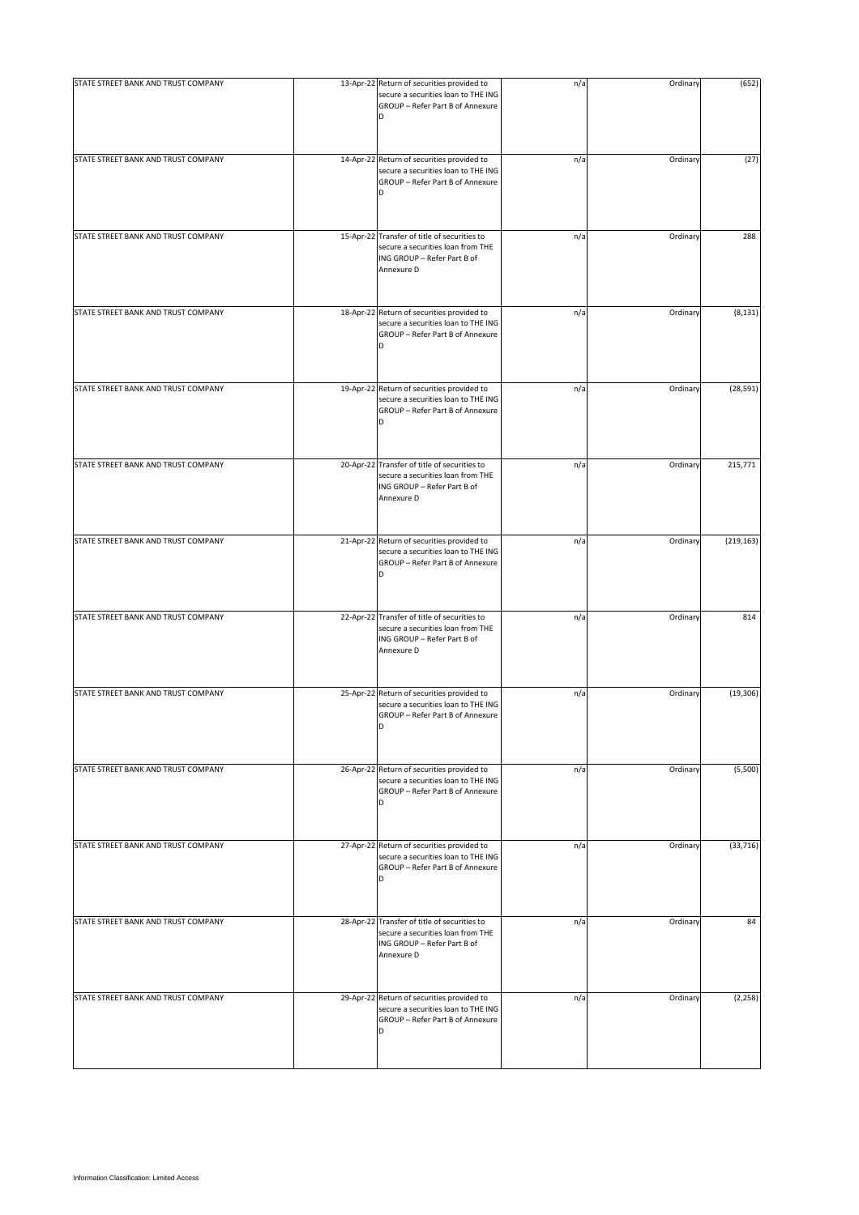| | | | | | |
|---|---|---|---|---|---|
| STATE STREET BANK AND TRUST COMPANY | 13-Apr-22 | Return of securities provided to secure a securities loan to THE ING GROUP – Refer Part B of Annexure D | n/a | Ordinary | (652) |
| STATE STREET BANK AND TRUST COMPANY | 14-Apr-22 | Return of securities provided to secure a securities loan to THE ING GROUP – Refer Part B of Annexure D | n/a | Ordinary | (27) |
| STATE STREET BANK AND TRUST COMPANY | 15-Apr-22 | Transfer of title of securities to secure a securities loan from THE ING GROUP – Refer Part B of Annexure D | n/a | Ordinary | 288 |
| STATE STREET BANK AND TRUST COMPANY | 18-Apr-22 | Return of securities provided to secure a securities loan to THE ING GROUP – Refer Part B of Annexure D | n/a | Ordinary | (8,131) |
| STATE STREET BANK AND TRUST COMPANY | 19-Apr-22 | Return of securities provided to secure a securities loan to THE ING GROUP – Refer Part B of Annexure D | n/a | Ordinary | (28,591) |
| STATE STREET BANK AND TRUST COMPANY | 20-Apr-22 | Transfer of title of securities to secure a securities loan from THE ING GROUP – Refer Part B of Annexure D | n/a | Ordinary | 215,771 |
| STATE STREET BANK AND TRUST COMPANY | 21-Apr-22 | Return of securities provided to secure a securities loan to THE ING GROUP – Refer Part B of Annexure D | n/a | Ordinary | (219,163) |
| STATE STREET BANK AND TRUST COMPANY | 22-Apr-22 | Transfer of title of securities to secure a securities loan from THE ING GROUP – Refer Part B of Annexure D | n/a | Ordinary | 814 |
| STATE STREET BANK AND TRUST COMPANY | 25-Apr-22 | Return of securities provided to secure a securities loan to THE ING GROUP – Refer Part B of Annexure D | n/a | Ordinary | (19,306) |
| STATE STREET BANK AND TRUST COMPANY | 26-Apr-22 | Return of securities provided to secure a securities loan to THE ING GROUP – Refer Part B of Annexure D | n/a | Ordinary | (5,500) |
| STATE STREET BANK AND TRUST COMPANY | 27-Apr-22 | Return of securities provided to secure a securities loan to THE ING GROUP – Refer Part B of Annexure D | n/a | Ordinary | (33,716) |
| STATE STREET BANK AND TRUST COMPANY | 28-Apr-22 | Transfer of title of securities to secure a securities loan from THE ING GROUP – Refer Part B of Annexure D | n/a | Ordinary | 84 |
| STATE STREET BANK AND TRUST COMPANY | 29-Apr-22 | Return of securities provided to secure a securities loan to THE ING GROUP – Refer Part B of Annexure D | n/a | Ordinary | (2,258) |

Information Classification: Limited Access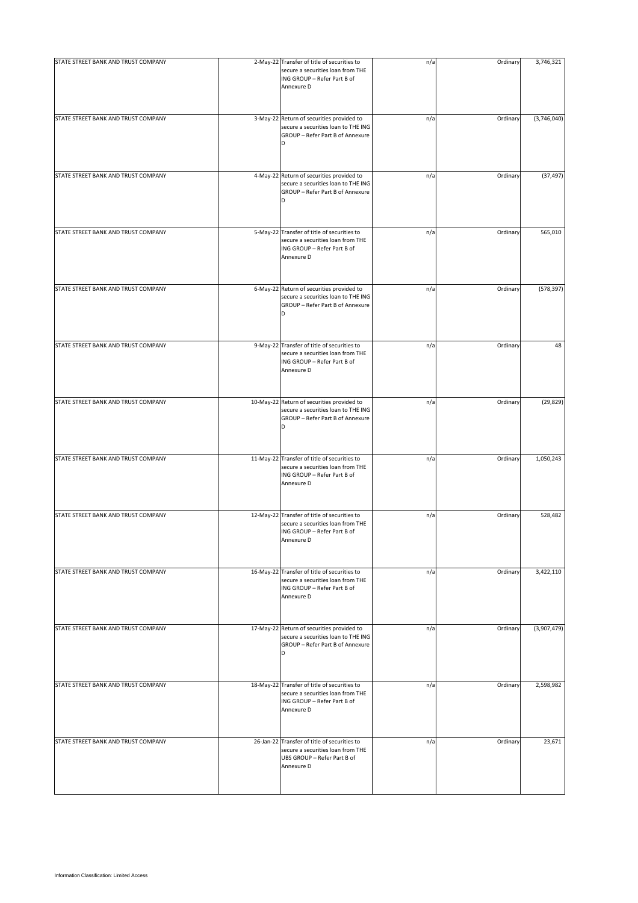| | | | | | |
|---|---|---|---|---|---|
| STATE STREET BANK AND TRUST COMPANY | 2-May-22 | Transfer of title of securities to secure a securities loan from THE ING GROUP – Refer Part B of Annexure D | n/a | Ordinary | 3,746,321 |
| STATE STREET BANK AND TRUST COMPANY | 3-May-22 | Return of securities provided to secure a securities loan to THE ING GROUP – Refer Part B of Annexure D | n/a | Ordinary | (3,746,040) |
| STATE STREET BANK AND TRUST COMPANY | 4-May-22 | Return of securities provided to secure a securities loan to THE ING GROUP – Refer Part B of Annexure D | n/a | Ordinary | (37,497) |
| STATE STREET BANK AND TRUST COMPANY | 5-May-22 | Transfer of title of securities to secure a securities loan from THE ING GROUP – Refer Part B of Annexure D | n/a | Ordinary | 565,010 |
| STATE STREET BANK AND TRUST COMPANY | 6-May-22 | Return of securities provided to secure a securities loan to THE ING GROUP – Refer Part B of Annexure D | n/a | Ordinary | (578,397) |
| STATE STREET BANK AND TRUST COMPANY | 9-May-22 | Transfer of title of securities to secure a securities loan from THE ING GROUP – Refer Part B of Annexure D | n/a | Ordinary | 48 |
| STATE STREET BANK AND TRUST COMPANY | 10-May-22 | Return of securities provided to secure a securities loan to THE ING GROUP – Refer Part B of Annexure D | n/a | Ordinary | (29,829) |
| STATE STREET BANK AND TRUST COMPANY | 11-May-22 | Transfer of title of securities to secure a securities loan from THE ING GROUP – Refer Part B of Annexure D | n/a | Ordinary | 1,050,243 |
| STATE STREET BANK AND TRUST COMPANY | 12-May-22 | Transfer of title of securities to secure a securities loan from THE ING GROUP – Refer Part B of Annexure D | n/a | Ordinary | 528,482 |
| STATE STREET BANK AND TRUST COMPANY | 16-May-22 | Transfer of title of securities to secure a securities loan from THE ING GROUP – Refer Part B of Annexure D | n/a | Ordinary | 3,422,110 |
| STATE STREET BANK AND TRUST COMPANY | 17-May-22 | Return of securities provided to secure a securities loan to THE ING GROUP – Refer Part B of Annexure D | n/a | Ordinary | (3,907,479) |
| STATE STREET BANK AND TRUST COMPANY | 18-May-22 | Transfer of title of securities to secure a securities loan from THE ING GROUP – Refer Part B of Annexure D | n/a | Ordinary | 2,598,982 |
| STATE STREET BANK AND TRUST COMPANY | 26-Jan-22 | Transfer of title of securities to secure a securities loan from THE UBS GROUP – Refer Part B of Annexure D | n/a | Ordinary | 23,671 |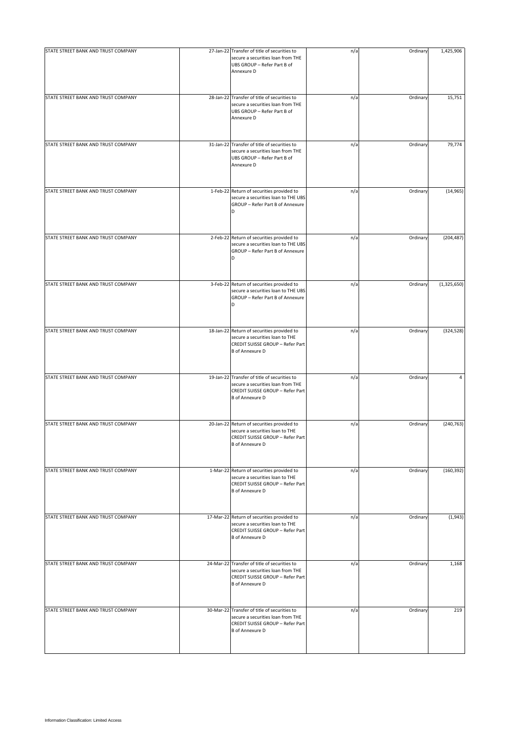| | | | | | |
|---|---|---|---|---|---|
| STATE STREET BANK AND TRUST COMPANY | 27-Jan-22 | Transfer of title of securities to secure a securities loan from THE UBS GROUP – Refer Part B of Annexure D | n/a | Ordinary | 1,425,906 |
| STATE STREET BANK AND TRUST COMPANY | 28-Jan-22 | Transfer of title of securities to secure a securities loan from THE UBS GROUP – Refer Part B of Annexure D | n/a | Ordinary | 15,751 |
| STATE STREET BANK AND TRUST COMPANY | 31-Jan-22 | Transfer of title of securities to secure a securities loan from THE UBS GROUP – Refer Part B of Annexure D | n/a | Ordinary | 79,774 |
| STATE STREET BANK AND TRUST COMPANY | 1-Feb-22 | Return of securities provided to secure a securities loan to THE UBS GROUP – Refer Part B of Annexure D | n/a | Ordinary | (14,965) |
| STATE STREET BANK AND TRUST COMPANY | 2-Feb-22 | Return of securities provided to secure a securities loan to THE UBS GROUP – Refer Part B of Annexure D | n/a | Ordinary | (204,487) |
| STATE STREET BANK AND TRUST COMPANY | 3-Feb-22 | Return of securities provided to secure a securities loan to THE UBS GROUP – Refer Part B of Annexure D | n/a | Ordinary | (1,325,650) |
| STATE STREET BANK AND TRUST COMPANY | 18-Jan-22 | Return of securities provided to secure a securities loan to THE CREDIT SUISSE GROUP – Refer Part B of Annexure D | n/a | Ordinary | (324,528) |
| STATE STREET BANK AND TRUST COMPANY | 19-Jan-22 | Transfer of title of securities to secure a securities loan from THE CREDIT SUISSE GROUP – Refer Part B of Annexure D | n/a | Ordinary | 4 |
| STATE STREET BANK AND TRUST COMPANY | 20-Jan-22 | Return of securities provided to secure a securities loan to THE CREDIT SUISSE GROUP – Refer Part B of Annexure D | n/a | Ordinary | (240,763) |
| STATE STREET BANK AND TRUST COMPANY | 1-Mar-22 | Return of securities provided to secure a securities loan to THE CREDIT SUISSE GROUP – Refer Part B of Annexure D | n/a | Ordinary | (160,392) |
| STATE STREET BANK AND TRUST COMPANY | 17-Mar-22 | Return of securities provided to secure a securities loan to THE CREDIT SUISSE GROUP – Refer Part B of Annexure D | n/a | Ordinary | (1,943) |
| STATE STREET BANK AND TRUST COMPANY | 24-Mar-22 | Transfer of title of securities to secure a securities loan from THE CREDIT SUISSE GROUP – Refer Part B of Annexure D | n/a | Ordinary | 1,168 |
| STATE STREET BANK AND TRUST COMPANY | 30-Mar-22 | Transfer of title of securities to secure a securities loan from THE CREDIT SUISSE GROUP – Refer Part B of Annexure D | n/a | Ordinary | 219 |

Information Classification: Limited Access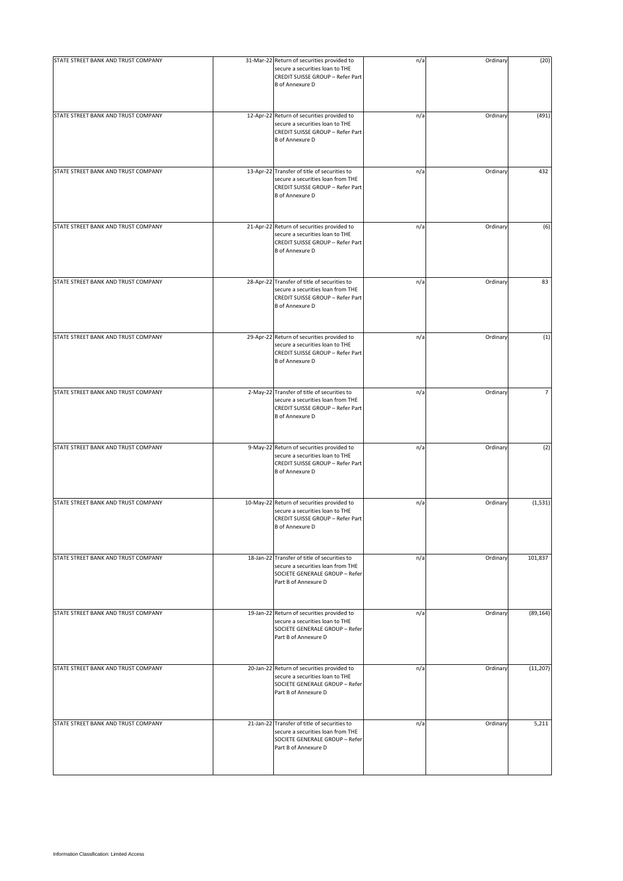| | | | | | |
|---|---|---|---|---|---|
| STATE STREET BANK AND TRUST COMPANY | 31-Mar-22 | Return of securities provided to secure a securities loan to THE CREDIT SUISSE GROUP – Refer Part B of Annexure D | n/a | Ordinary | (20) |
| STATE STREET BANK AND TRUST COMPANY | 12-Apr-22 | Return of securities provided to secure a securities loan to THE CREDIT SUISSE GROUP – Refer Part B of Annexure D | n/a | Ordinary | (491) |
| STATE STREET BANK AND TRUST COMPANY | 13-Apr-22 | Transfer of title of securities to secure a securities loan from THE CREDIT SUISSE GROUP – Refer Part B of Annexure D | n/a | Ordinary | 432 |
| STATE STREET BANK AND TRUST COMPANY | 21-Apr-22 | Return of securities provided to secure a securities loan to THE CREDIT SUISSE GROUP – Refer Part B of Annexure D | n/a | Ordinary | (6) |
| STATE STREET BANK AND TRUST COMPANY | 28-Apr-22 | Transfer of title of securities to secure a securities loan from THE CREDIT SUISSE GROUP – Refer Part B of Annexure D | n/a | Ordinary | 83 |
| STATE STREET BANK AND TRUST COMPANY | 29-Apr-22 | Return of securities provided to secure a securities loan to THE CREDIT SUISSE GROUP – Refer Part B of Annexure D | n/a | Ordinary | (1) |
| STATE STREET BANK AND TRUST COMPANY | 2-May-22 | Transfer of title of securities to secure a securities loan from THE CREDIT SUISSE GROUP – Refer Part B of Annexure D | n/a | Ordinary | 7 |
| STATE STREET BANK AND TRUST COMPANY | 9-May-22 | Return of securities provided to secure a securities loan to THE CREDIT SUISSE GROUP – Refer Part B of Annexure D | n/a | Ordinary | (2) |
| STATE STREET BANK AND TRUST COMPANY | 10-May-22 | Return of securities provided to secure a securities loan to THE CREDIT SUISSE GROUP – Refer Part B of Annexure D | n/a | Ordinary | (1,531) |
| STATE STREET BANK AND TRUST COMPANY | 18-Jan-22 | Transfer of title of securities to secure a securities loan from THE SOCIETE GENERALE GROUP – Refer Part B of Annexure D | n/a | Ordinary | 101,837 |
| STATE STREET BANK AND TRUST COMPANY | 19-Jan-22 | Return of securities provided to secure a securities loan to THE SOCIETE GENERALE GROUP – Refer Part B of Annexure D | n/a | Ordinary | (89,164) |
| STATE STREET BANK AND TRUST COMPANY | 20-Jan-22 | Return of securities provided to secure a securities loan to THE SOCIETE GENERALE GROUP – Refer Part B of Annexure D | n/a | Ordinary | (11,207) |
| STATE STREET BANK AND TRUST COMPANY | 21-Jan-22 | Transfer of title of securities to secure a securities loan from THE SOCIETE GENERALE GROUP – Refer Part B of Annexure D | n/a | Ordinary | 5,211 |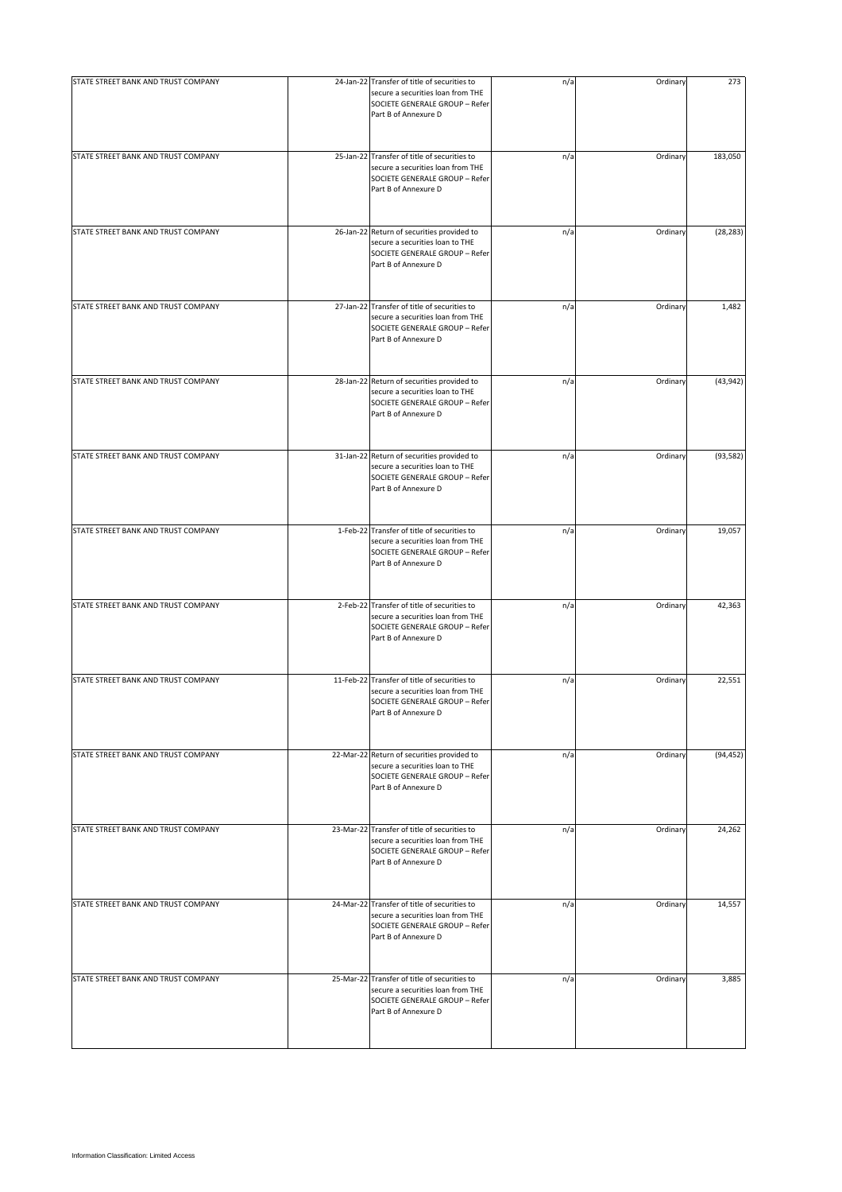| | | | | | |
|---|---|---|---|---|---|
| STATE STREET BANK AND TRUST COMPANY | 24-Jan-22 | Transfer of title of securities to secure a securities loan from THE SOCIETE GENERALE GROUP – Refer Part B of Annexure D | n/a | Ordinary | 273 |
| STATE STREET BANK AND TRUST COMPANY | 25-Jan-22 | Transfer of title of securities to secure a securities loan from THE SOCIETE GENERALE GROUP – Refer Part B of Annexure D | n/a | Ordinary | 183,050 |
| STATE STREET BANK AND TRUST COMPANY | 26-Jan-22 | Return of securities provided to secure a securities loan to THE SOCIETE GENERALE GROUP – Refer Part B of Annexure D | n/a | Ordinary | (28,283) |
| STATE STREET BANK AND TRUST COMPANY | 27-Jan-22 | Transfer of title of securities to secure a securities loan from THE SOCIETE GENERALE GROUP – Refer Part B of Annexure D | n/a | Ordinary | 1,482 |
| STATE STREET BANK AND TRUST COMPANY | 28-Jan-22 | Return of securities provided to secure a securities loan to THE SOCIETE GENERALE GROUP – Refer Part B of Annexure D | n/a | Ordinary | (43,942) |
| STATE STREET BANK AND TRUST COMPANY | 31-Jan-22 | Return of securities provided to secure a securities loan to THE SOCIETE GENERALE GROUP – Refer Part B of Annexure D | n/a | Ordinary | (93,582) |
| STATE STREET BANK AND TRUST COMPANY | 1-Feb-22 | Transfer of title of securities to secure a securities loan from THE SOCIETE GENERALE GROUP – Refer Part B of Annexure D | n/a | Ordinary | 19,057 |
| STATE STREET BANK AND TRUST COMPANY | 2-Feb-22 | Transfer of title of securities to secure a securities loan from THE SOCIETE GENERALE GROUP – Refer Part B of Annexure D | n/a | Ordinary | 42,363 |
| STATE STREET BANK AND TRUST COMPANY | 11-Feb-22 | Transfer of title of securities to secure a securities loan from THE SOCIETE GENERALE GROUP – Refer Part B of Annexure D | n/a | Ordinary | 22,551 |
| STATE STREET BANK AND TRUST COMPANY | 22-Mar-22 | Return of securities provided to secure a securities loan to THE SOCIETE GENERALE GROUP – Refer Part B of Annexure D | n/a | Ordinary | (94,452) |
| STATE STREET BANK AND TRUST COMPANY | 23-Mar-22 | Transfer of title of securities to secure a securities loan from THE SOCIETE GENERALE GROUP – Refer Part B of Annexure D | n/a | Ordinary | 24,262 |
| STATE STREET BANK AND TRUST COMPANY | 24-Mar-22 | Transfer of title of securities to secure a securities loan from THE SOCIETE GENERALE GROUP – Refer Part B of Annexure D | n/a | Ordinary | 14,557 |
| STATE STREET BANK AND TRUST COMPANY | 25-Mar-22 | Transfer of title of securities to secure a securities loan from THE SOCIETE GENERALE GROUP – Refer Part B of Annexure D | n/a | Ordinary | 3,885 |

Information Classification: Limited Access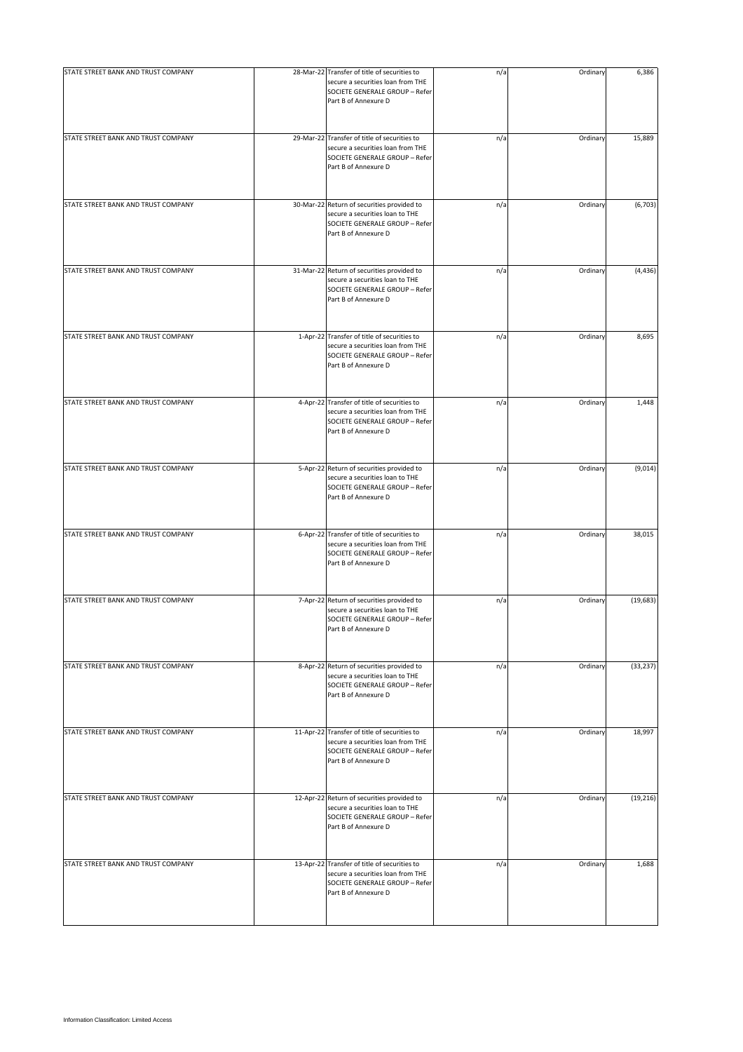| | | | | | |
|---|---|---|---|---|---|
| STATE STREET BANK AND TRUST COMPANY | 28-Mar-22 | Transfer of title of securities to secure a securities loan from THE SOCIETE GENERALE GROUP – Refer Part B of Annexure D | n/a | Ordinary | 6,386 |
| STATE STREET BANK AND TRUST COMPANY | 29-Mar-22 | Transfer of title of securities to secure a securities loan from THE SOCIETE GENERALE GROUP – Refer Part B of Annexure D | n/a | Ordinary | 15,889 |
| STATE STREET BANK AND TRUST COMPANY | 30-Mar-22 | Return of securities provided to secure a securities loan to THE SOCIETE GENERALE GROUP – Refer Part B of Annexure D | n/a | Ordinary | (6,703) |
| STATE STREET BANK AND TRUST COMPANY | 31-Mar-22 | Return of securities provided to secure a securities loan to THE SOCIETE GENERALE GROUP – Refer Part B of Annexure D | n/a | Ordinary | (4,436) |
| STATE STREET BANK AND TRUST COMPANY | 1-Apr-22 | Transfer of title of securities to secure a securities loan from THE SOCIETE GENERALE GROUP – Refer Part B of Annexure D | n/a | Ordinary | 8,695 |
| STATE STREET BANK AND TRUST COMPANY | 4-Apr-22 | Transfer of title of securities to secure a securities loan from THE SOCIETE GENERALE GROUP – Refer Part B of Annexure D | n/a | Ordinary | 1,448 |
| STATE STREET BANK AND TRUST COMPANY | 5-Apr-22 | Return of securities provided to secure a securities loan to THE SOCIETE GENERALE GROUP – Refer Part B of Annexure D | n/a | Ordinary | (9,014) |
| STATE STREET BANK AND TRUST COMPANY | 6-Apr-22 | Transfer of title of securities to secure a securities loan from THE SOCIETE GENERALE GROUP – Refer Part B of Annexure D | n/a | Ordinary | 38,015 |
| STATE STREET BANK AND TRUST COMPANY | 7-Apr-22 | Return of securities provided to secure a securities loan to THE SOCIETE GENERALE GROUP – Refer Part B of Annexure D | n/a | Ordinary | (19,683) |
| STATE STREET BANK AND TRUST COMPANY | 8-Apr-22 | Return of securities provided to secure a securities loan to THE SOCIETE GENERALE GROUP – Refer Part B of Annexure D | n/a | Ordinary | (33,237) |
| STATE STREET BANK AND TRUST COMPANY | 11-Apr-22 | Transfer of title of securities to secure a securities loan from THE SOCIETE GENERALE GROUP – Refer Part B of Annexure D | n/a | Ordinary | 18,997 |
| STATE STREET BANK AND TRUST COMPANY | 12-Apr-22 | Return of securities provided to secure a securities loan to THE SOCIETE GENERALE GROUP – Refer Part B of Annexure D | n/a | Ordinary | (19,216) |
| STATE STREET BANK AND TRUST COMPANY | 13-Apr-22 | Transfer of title of securities to secure a securities loan from THE SOCIETE GENERALE GROUP – Refer Part B of Annexure D | n/a | Ordinary | 1,688 |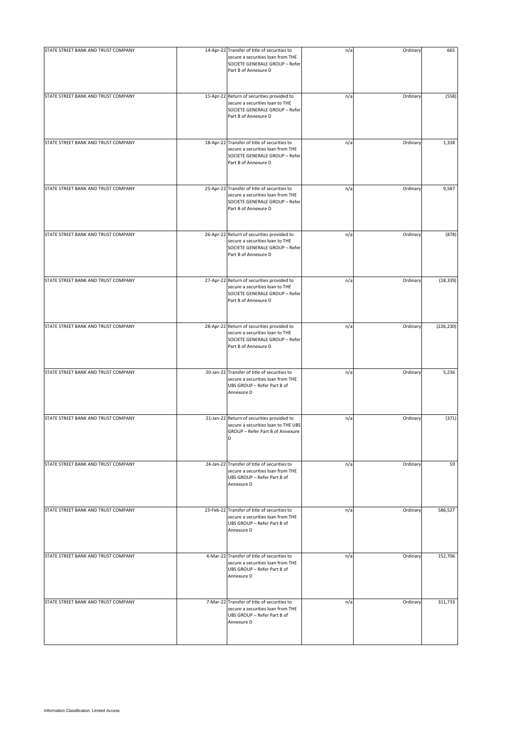| | | | | | |
|---|---|---|---|---|---|
| STATE STREET BANK AND TRUST COMPANY | 14-Apr-22 | Transfer of title of securities to secure a securities loan from THE SOCIETE GENERALE GROUP – Refer Part B of Annexure D | n/a | Ordinary | 665 |
| STATE STREET BANK AND TRUST COMPANY | 15-Apr-22 | Return of securities provided to secure a securities loan to THE SOCIETE GENERALE GROUP – Refer Part B of Annexure D | n/a | Ordinary | (558) |
| STATE STREET BANK AND TRUST COMPANY | 18-Apr-22 | Transfer of title of securities to secure a securities loan from THE SOCIETE GENERALE GROUP – Refer Part B of Annexure D | n/a | Ordinary | 1,338 |
| STATE STREET BANK AND TRUST COMPANY | 25-Apr-22 | Transfer of title of securities to secure a securities loan from THE SOCIETE GENERALE GROUP – Refer Part B of Annexure D | n/a | Ordinary | 9,587 |
| STATE STREET BANK AND TRUST COMPANY | 26-Apr-22 | Return of securities provided to secure a securities loan to THE SOCIETE GENERALE GROUP – Refer Part B of Annexure D | n/a | Ordinary | (878) |
| STATE STREET BANK AND TRUST COMPANY | 27-Apr-22 | Return of securities provided to secure a securities loan to THE SOCIETE GENERALE GROUP – Refer Part B of Annexure D | n/a | Ordinary | (18,339) |
| STATE STREET BANK AND TRUST COMPANY | 28-Apr-22 | Return of securities provided to secure a securities loan to THE SOCIETE GENERALE GROUP – Refer Part B of Annexure D | n/a | Ordinary | (226,230) |
| STATE STREET BANK AND TRUST COMPANY | 20-Jan-22 | Transfer of title of securities to secure a securities loan from THE UBS GROUP – Refer Part B of Annexure D | n/a | Ordinary | 5,236 |
| STATE STREET BANK AND TRUST COMPANY | 21-Jan-22 | Return of securities provided to secure a securities loan to THE UBS GROUP – Refer Part B of Annexure D | n/a | Ordinary | (371) |
| STATE STREET BANK AND TRUST COMPANY | 24-Jan-22 | Transfer of title of securities to secure a securities loan from THE UBS GROUP – Refer Part B of Annexure D | n/a | Ordinary | 59 |
| STATE STREET BANK AND TRUST COMPANY | 23-Feb-22 | Transfer of title of securities to secure a securities loan from THE UBS GROUP – Refer Part B of Annexure D | n/a | Ordinary | 586,527 |
| STATE STREET BANK AND TRUST COMPANY | 4-Mar-22 | Transfer of title of securities to secure a securities loan from THE UBS GROUP – Refer Part B of Annexure D | n/a | Ordinary | 152,706 |
| STATE STREET BANK AND TRUST COMPANY | 7-Mar-22 | Transfer of title of securities to secure a securities loan from THE UBS GROUP – Refer Part B of Annexure D | n/a | Ordinary | 311,733 |

Information Classification: Limited Access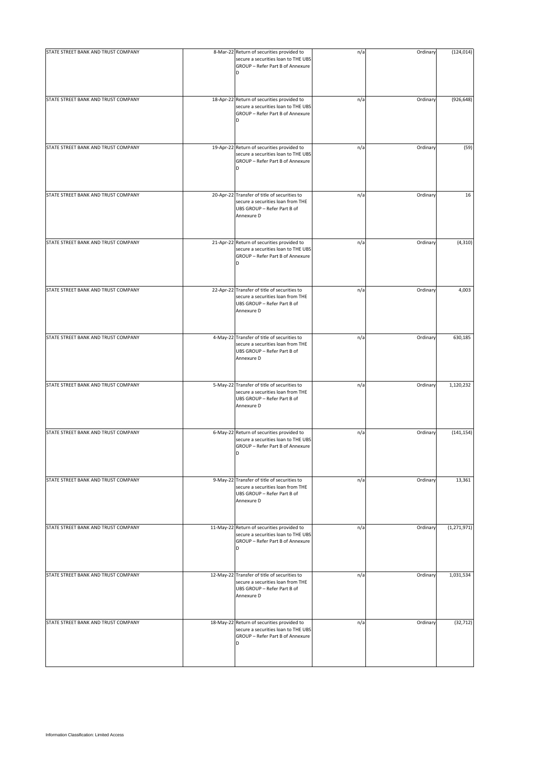| STATE STREET BANK AND TRUST COMPANY | 8-Mar-22 | Return of securities provided to secure a securities loan to THE UBS GROUP – Refer Part B of Annexure D | n/a | Ordinary | (124,014) |
|---|---|---|---|---|---|
| STATE STREET BANK AND TRUST COMPANY | 18-Apr-22 | Return of securities provided to secure a securities loan to THE UBS GROUP – Refer Part B of Annexure D | n/a | Ordinary | (926,648) |
| STATE STREET BANK AND TRUST COMPANY | 19-Apr-22 | Return of securities provided to secure a securities loan to THE UBS GROUP – Refer Part B of Annexure D | n/a | Ordinary | (59) |
| STATE STREET BANK AND TRUST COMPANY | 20-Apr-22 | Transfer of title of securities to secure a securities loan from THE UBS GROUP – Refer Part B of Annexure D | n/a | Ordinary | 16 |
| STATE STREET BANK AND TRUST COMPANY | 21-Apr-22 | Return of securities provided to secure a securities loan to THE UBS GROUP – Refer Part B of Annexure D | n/a | Ordinary | (4,310) |
| STATE STREET BANK AND TRUST COMPANY | 22-Apr-22 | Transfer of title of securities to secure a securities loan from THE UBS GROUP – Refer Part B of Annexure D | n/a | Ordinary | 4,003 |
| STATE STREET BANK AND TRUST COMPANY | 4-May-22 | Transfer of title of securities to secure a securities loan from THE UBS GROUP – Refer Part B of Annexure D | n/a | Ordinary | 630,185 |
| STATE STREET BANK AND TRUST COMPANY | 5-May-22 | Transfer of title of securities to secure a securities loan from THE UBS GROUP – Refer Part B of Annexure D | n/a | Ordinary | 1,120,232 |
| STATE STREET BANK AND TRUST COMPANY | 6-May-22 | Return of securities provided to secure a securities loan to THE UBS GROUP – Refer Part B of Annexure D | n/a | Ordinary | (141,154) |
| STATE STREET BANK AND TRUST COMPANY | 9-May-22 | Transfer of title of securities to secure a securities loan from THE UBS GROUP – Refer Part B of Annexure D | n/a | Ordinary | 13,361 |
| STATE STREET BANK AND TRUST COMPANY | 11-May-22 | Return of securities provided to secure a securities loan to THE UBS GROUP – Refer Part B of Annexure D | n/a | Ordinary | (1,271,971) |
| STATE STREET BANK AND TRUST COMPANY | 12-May-22 | Transfer of title of securities to secure a securities loan from THE UBS GROUP – Refer Part B of Annexure D | n/a | Ordinary | 1,031,534 |
| STATE STREET BANK AND TRUST COMPANY | 18-May-22 | Return of securities provided to secure a securities loan to THE UBS GROUP – Refer Part B of Annexure D | n/a | Ordinary | (32,712) |

Information Classification: Limited Access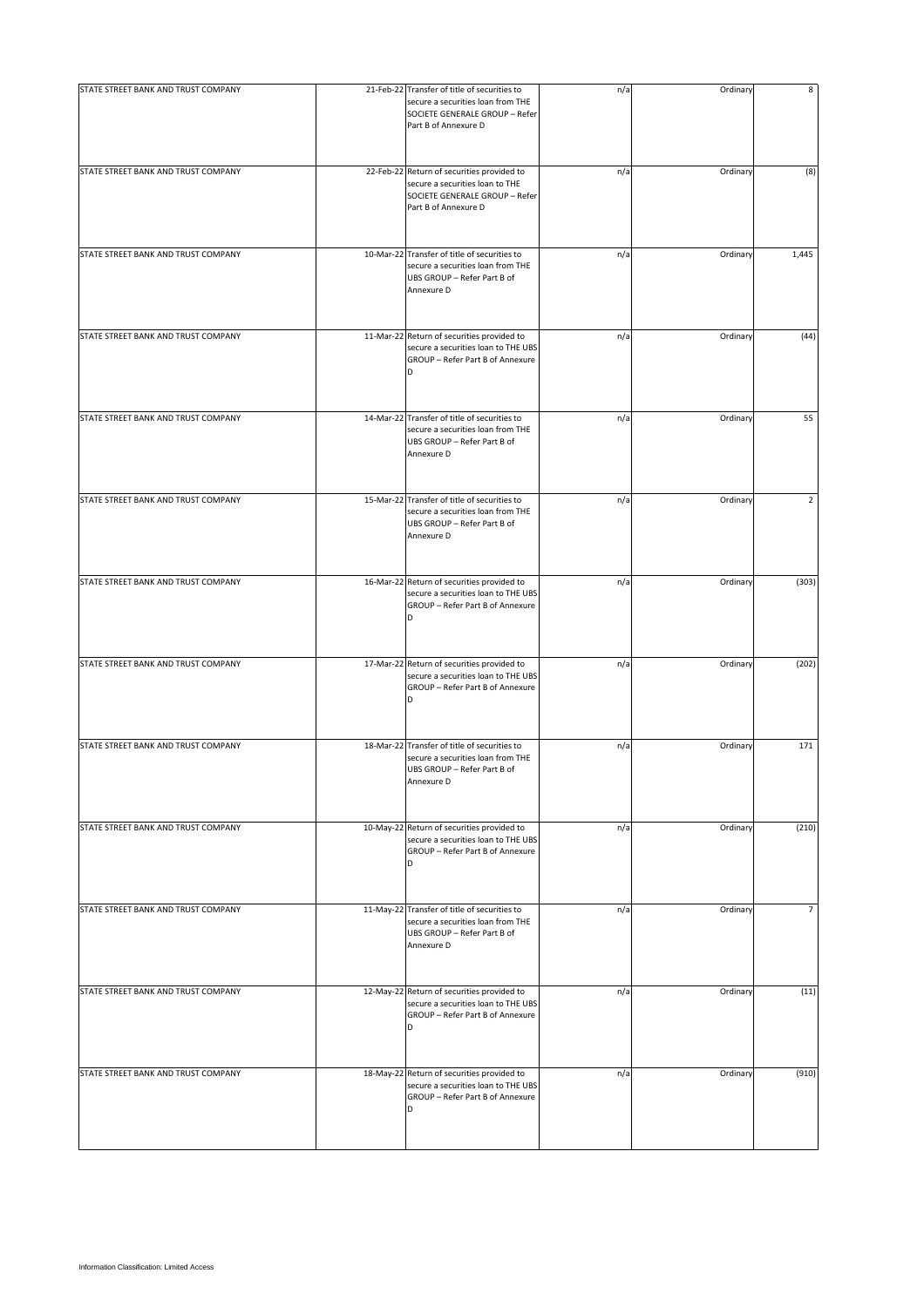| | | | | | |
|---|---|---|---|---|---|
| STATE STREET BANK AND TRUST COMPANY | 21-Feb-22 | Transfer of title of securities to secure a securities loan from THE SOCIETE GENERALE GROUP – Refer Part B of Annexure D | n/a | Ordinary | 8 |
| STATE STREET BANK AND TRUST COMPANY | 22-Feb-22 | Return of securities provided to secure a securities loan to THE SOCIETE GENERALE GROUP – Refer Part B of Annexure D | n/a | Ordinary | (8) |
| STATE STREET BANK AND TRUST COMPANY | 10-Mar-22 | Transfer of title of securities to secure a securities loan from THE UBS GROUP – Refer Part B of Annexure D | n/a | Ordinary | 1,445 |
| STATE STREET BANK AND TRUST COMPANY | 11-Mar-22 | Return of securities provided to secure a securities loan to THE UBS GROUP – Refer Part B of Annexure D | n/a | Ordinary | (44) |
| STATE STREET BANK AND TRUST COMPANY | 14-Mar-22 | Transfer of title of securities to secure a securities loan from THE UBS GROUP – Refer Part B of Annexure D | n/a | Ordinary | 55 |
| STATE STREET BANK AND TRUST COMPANY | 15-Mar-22 | Transfer of title of securities to secure a securities loan from THE UBS GROUP – Refer Part B of Annexure D | n/a | Ordinary | 2 |
| STATE STREET BANK AND TRUST COMPANY | 16-Mar-22 | Return of securities provided to secure a securities loan to THE UBS GROUP – Refer Part B of Annexure D | n/a | Ordinary | (303) |
| STATE STREET BANK AND TRUST COMPANY | 17-Mar-22 | Return of securities provided to secure a securities loan to THE UBS GROUP – Refer Part B of Annexure D | n/a | Ordinary | (202) |
| STATE STREET BANK AND TRUST COMPANY | 18-Mar-22 | Transfer of title of securities to secure a securities loan from THE UBS GROUP – Refer Part B of Annexure D | n/a | Ordinary | 171 |
| STATE STREET BANK AND TRUST COMPANY | 10-May-22 | Return of securities provided to secure a securities loan to THE UBS GROUP – Refer Part B of Annexure D | n/a | Ordinary | (210) |
| STATE STREET BANK AND TRUST COMPANY | 11-May-22 | Transfer of title of securities to secure a securities loan from THE UBS GROUP – Refer Part B of Annexure D | n/a | Ordinary | 7 |
| STATE STREET BANK AND TRUST COMPANY | 12-May-22 | Return of securities provided to secure a securities loan to THE UBS GROUP – Refer Part B of Annexure D | n/a | Ordinary | (11) |
| STATE STREET BANK AND TRUST COMPANY | 18-May-22 | Return of securities provided to secure a securities loan to THE UBS GROUP – Refer Part B of Annexure D | n/a | Ordinary | (910) |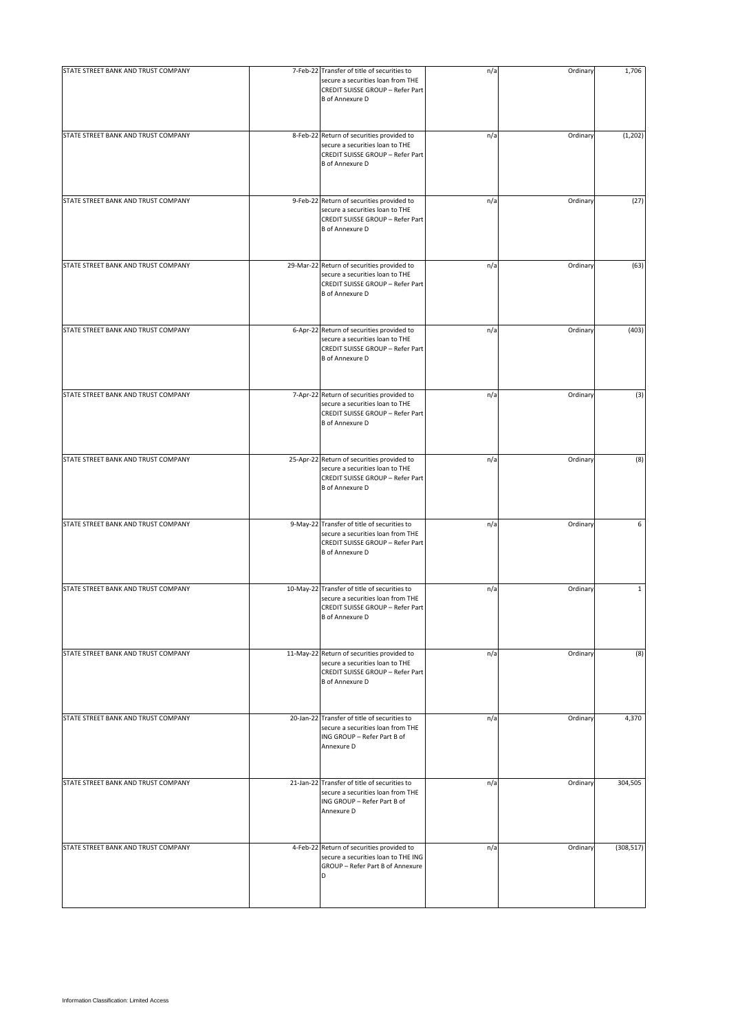| | | | | | |
|---|---|---|---|---|---|
| STATE STREET BANK AND TRUST COMPANY | 7-Feb-22 | Transfer of title of securities to secure a securities loan from THE CREDIT SUISSE GROUP – Refer Part B of Annexure D | n/a | Ordinary | 1,706 |
| STATE STREET BANK AND TRUST COMPANY | 8-Feb-22 | Return of securities provided to secure a securities loan to THE CREDIT SUISSE GROUP – Refer Part B of Annexure D | n/a | Ordinary | (1,202) |
| STATE STREET BANK AND TRUST COMPANY | 9-Feb-22 | Return of securities provided to secure a securities loan to THE CREDIT SUISSE GROUP – Refer Part B of Annexure D | n/a | Ordinary | (27) |
| STATE STREET BANK AND TRUST COMPANY | 29-Mar-22 | Return of securities provided to secure a securities loan to THE CREDIT SUISSE GROUP – Refer Part B of Annexure D | n/a | Ordinary | (63) |
| STATE STREET BANK AND TRUST COMPANY | 6-Apr-22 | Return of securities provided to secure a securities loan to THE CREDIT SUISSE GROUP – Refer Part B of Annexure D | n/a | Ordinary | (403) |
| STATE STREET BANK AND TRUST COMPANY | 7-Apr-22 | Return of securities provided to secure a securities loan to THE CREDIT SUISSE GROUP – Refer Part B of Annexure D | n/a | Ordinary | (3) |
| STATE STREET BANK AND TRUST COMPANY | 25-Apr-22 | Return of securities provided to secure a securities loan to THE CREDIT SUISSE GROUP – Refer Part B of Annexure D | n/a | Ordinary | (8) |
| STATE STREET BANK AND TRUST COMPANY | 9-May-22 | Transfer of title of securities to secure a securities loan from THE CREDIT SUISSE GROUP – Refer Part B of Annexure D | n/a | Ordinary | 6 |
| STATE STREET BANK AND TRUST COMPANY | 10-May-22 | Transfer of title of securities to secure a securities loan from THE CREDIT SUISSE GROUP – Refer Part B of Annexure D | n/a | Ordinary | 1 |
| STATE STREET BANK AND TRUST COMPANY | 11-May-22 | Return of securities provided to secure a securities loan to THE CREDIT SUISSE GROUP – Refer Part B of Annexure D | n/a | Ordinary | (8) |
| STATE STREET BANK AND TRUST COMPANY | 20-Jan-22 | Transfer of title of securities to secure a securities loan from THE ING GROUP – Refer Part B of Annexure D | n/a | Ordinary | 4,370 |
| STATE STREET BANK AND TRUST COMPANY | 21-Jan-22 | Transfer of title of securities to secure a securities loan from THE ING GROUP – Refer Part B of Annexure D | n/a | Ordinary | 304,505 |
| STATE STREET BANK AND TRUST COMPANY | 4-Feb-22 | Return of securities provided to secure a securities loan to THE ING GROUP – Refer Part B of Annexure D | n/a | Ordinary | (308,517) |

Information Classification: Limited Access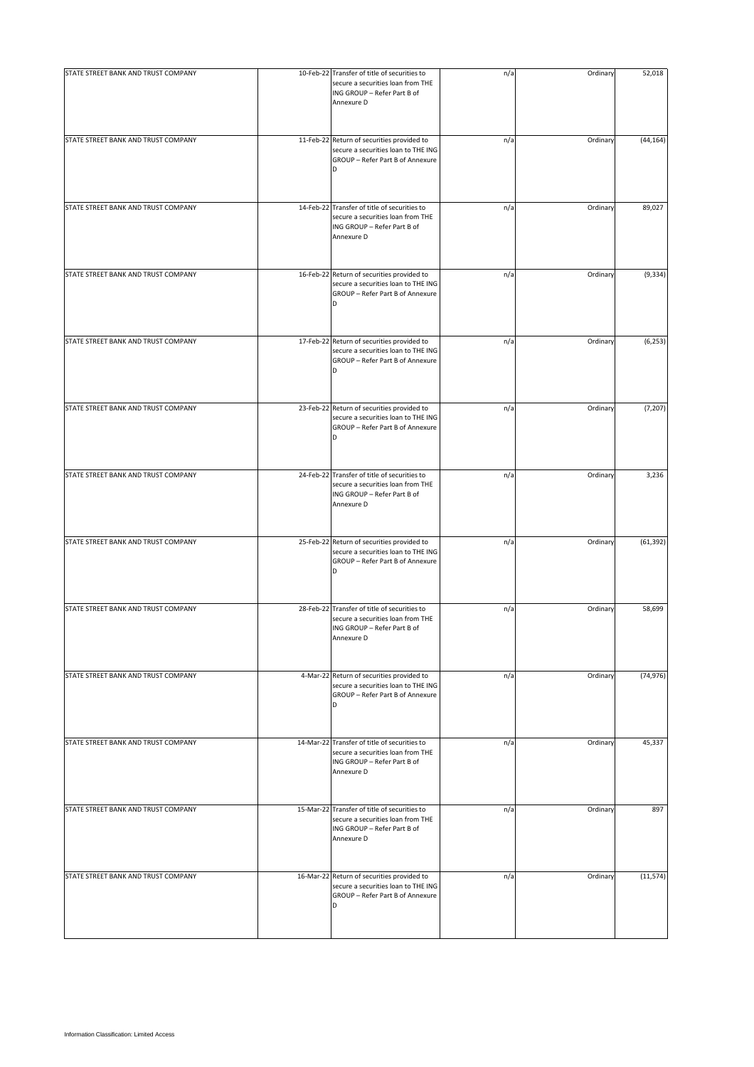| | | | | | |
|---|---|---|---|---|---|
| STATE STREET BANK AND TRUST COMPANY | 10-Feb-22 | Transfer of title of securities to secure a securities loan from THE ING GROUP – Refer Part B of Annexure D | n/a | Ordinary | 52,018 |
| STATE STREET BANK AND TRUST COMPANY | 11-Feb-22 | Return of securities provided to secure a securities loan to THE ING GROUP – Refer Part B of Annexure D | n/a | Ordinary | (44,164) |
| STATE STREET BANK AND TRUST COMPANY | 14-Feb-22 | Transfer of title of securities to secure a securities loan from THE ING GROUP – Refer Part B of Annexure D | n/a | Ordinary | 89,027 |
| STATE STREET BANK AND TRUST COMPANY | 16-Feb-22 | Return of securities provided to secure a securities loan to THE ING GROUP – Refer Part B of Annexure D | n/a | Ordinary | (9,334) |
| STATE STREET BANK AND TRUST COMPANY | 17-Feb-22 | Return of securities provided to secure a securities loan to THE ING GROUP – Refer Part B of Annexure D | n/a | Ordinary | (6,253) |
| STATE STREET BANK AND TRUST COMPANY | 23-Feb-22 | Return of securities provided to secure a securities loan to THE ING GROUP – Refer Part B of Annexure D | n/a | Ordinary | (7,207) |
| STATE STREET BANK AND TRUST COMPANY | 24-Feb-22 | Transfer of title of securities to secure a securities loan from THE ING GROUP – Refer Part B of Annexure D | n/a | Ordinary | 3,236 |
| STATE STREET BANK AND TRUST COMPANY | 25-Feb-22 | Return of securities provided to secure a securities loan to THE ING GROUP – Refer Part B of Annexure D | n/a | Ordinary | (61,392) |
| STATE STREET BANK AND TRUST COMPANY | 28-Feb-22 | Transfer of title of securities to secure a securities loan from THE ING GROUP – Refer Part B of Annexure D | n/a | Ordinary | 58,699 |
| STATE STREET BANK AND TRUST COMPANY | 4-Mar-22 | Return of securities provided to secure a securities loan to THE ING GROUP – Refer Part B of Annexure D | n/a | Ordinary | (74,976) |
| STATE STREET BANK AND TRUST COMPANY | 14-Mar-22 | Transfer of title of securities to secure a securities loan from THE ING GROUP – Refer Part B of Annexure D | n/a | Ordinary | 45,337 |
| STATE STREET BANK AND TRUST COMPANY | 15-Mar-22 | Transfer of title of securities to secure a securities loan from THE ING GROUP – Refer Part B of Annexure D | n/a | Ordinary | 897 |
| STATE STREET BANK AND TRUST COMPANY | 16-Mar-22 | Return of securities provided to secure a securities loan to THE ING GROUP – Refer Part B of Annexure D | n/a | Ordinary | (11,574) |

Information Classification: Limited Access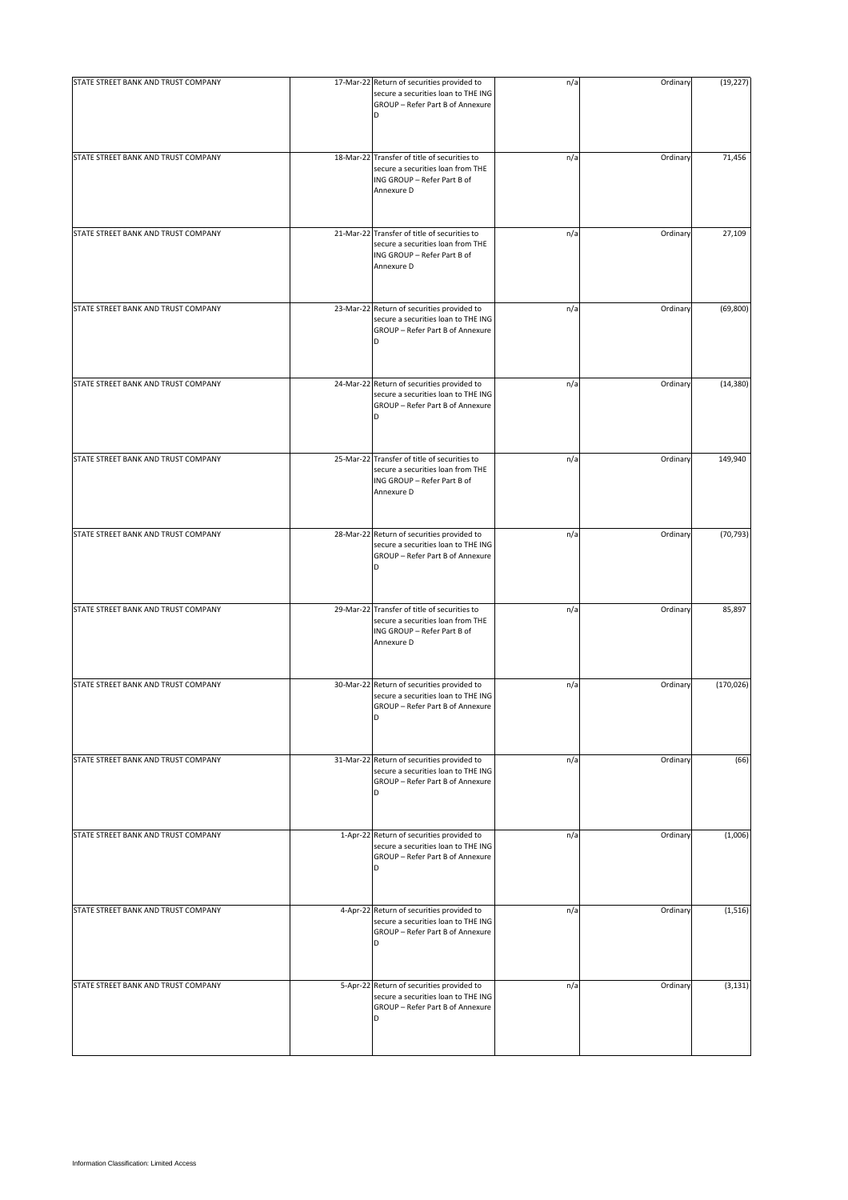| STATE STREET BANK AND TRUST COMPANY | 17-Mar-22 | Return of securities provided to secure a securities loan to THE ING GROUP – Refer Part B of Annexure D | n/a | Ordinary | (19,227) |
|---|---|---|---|---|---|
| STATE STREET BANK AND TRUST COMPANY | 18-Mar-22 | Transfer of title of securities to secure a securities loan from THE ING GROUP – Refer Part B of Annexure D | n/a | Ordinary | 71,456 |
| STATE STREET BANK AND TRUST COMPANY | 21-Mar-22 | Transfer of title of securities to secure a securities loan from THE ING GROUP – Refer Part B of Annexure D | n/a | Ordinary | 27,109 |
| STATE STREET BANK AND TRUST COMPANY | 23-Mar-22 | Return of securities provided to secure a securities loan to THE ING GROUP – Refer Part B of Annexure D | n/a | Ordinary | (69,800) |
| STATE STREET BANK AND TRUST COMPANY | 24-Mar-22 | Return of securities provided to secure a securities loan to THE ING GROUP – Refer Part B of Annexure D | n/a | Ordinary | (14,380) |
| STATE STREET BANK AND TRUST COMPANY | 25-Mar-22 | Transfer of title of securities to secure a securities loan from THE ING GROUP – Refer Part B of Annexure D | n/a | Ordinary | 149,940 |
| STATE STREET BANK AND TRUST COMPANY | 28-Mar-22 | Return of securities provided to secure a securities loan to THE ING GROUP – Refer Part B of Annexure D | n/a | Ordinary | (70,793) |
| STATE STREET BANK AND TRUST COMPANY | 29-Mar-22 | Transfer of title of securities to secure a securities loan from THE ING GROUP – Refer Part B of Annexure D | n/a | Ordinary | 85,897 |
| STATE STREET BANK AND TRUST COMPANY | 30-Mar-22 | Return of securities provided to secure a securities loan to THE ING GROUP – Refer Part B of Annexure D | n/a | Ordinary | (170,026) |
| STATE STREET BANK AND TRUST COMPANY | 31-Mar-22 | Return of securities provided to secure a securities loan to THE ING GROUP – Refer Part B of Annexure D | n/a | Ordinary | (66) |
| STATE STREET BANK AND TRUST COMPANY | 1-Apr-22 | Return of securities provided to secure a securities loan to THE ING GROUP – Refer Part B of Annexure D | n/a | Ordinary | (1,006) |
| STATE STREET BANK AND TRUST COMPANY | 4-Apr-22 | Return of securities provided to secure a securities loan to THE ING GROUP – Refer Part B of Annexure D | n/a | Ordinary | (1,516) |
| STATE STREET BANK AND TRUST COMPANY | 5-Apr-22 | Return of securities provided to secure a securities loan to THE ING GROUP – Refer Part B of Annexure D | n/a | Ordinary | (3,131) |

Information Classification: Limited Access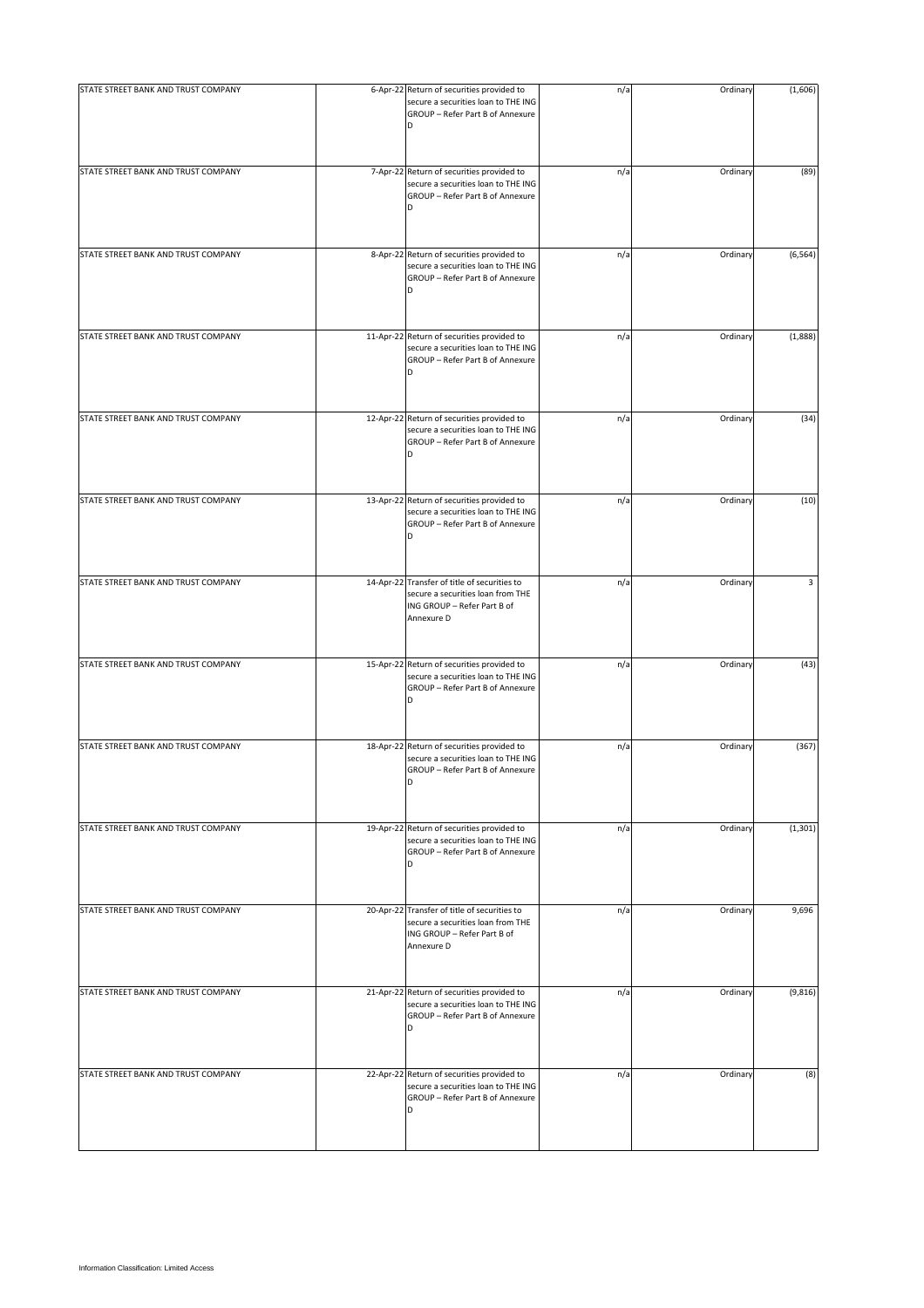| | | | | | |
|---|---|---|---|---|---|
| STATE STREET BANK AND TRUST COMPANY | 6-Apr-22 | Return of securities provided to secure a securities loan to THE ING GROUP – Refer Part B of Annexure D | n/a | Ordinary | (1,606) |
| STATE STREET BANK AND TRUST COMPANY | 7-Apr-22 | Return of securities provided to secure a securities loan to THE ING GROUP – Refer Part B of Annexure D | n/a | Ordinary | (89) |
| STATE STREET BANK AND TRUST COMPANY | 8-Apr-22 | Return of securities provided to secure a securities loan to THE ING GROUP – Refer Part B of Annexure D | n/a | Ordinary | (6,564) |
| STATE STREET BANK AND TRUST COMPANY | 11-Apr-22 | Return of securities provided to secure a securities loan to THE ING GROUP – Refer Part B of Annexure D | n/a | Ordinary | (1,888) |
| STATE STREET BANK AND TRUST COMPANY | 12-Apr-22 | Return of securities provided to secure a securities loan to THE ING GROUP – Refer Part B of Annexure D | n/a | Ordinary | (34) |
| STATE STREET BANK AND TRUST COMPANY | 13-Apr-22 | Return of securities provided to secure a securities loan to THE ING GROUP – Refer Part B of Annexure D | n/a | Ordinary | (10) |
| STATE STREET BANK AND TRUST COMPANY | 14-Apr-22 | Transfer of title of securities to secure a securities loan from THE ING GROUP – Refer Part B of Annexure D | n/a | Ordinary | 3 |
| STATE STREET BANK AND TRUST COMPANY | 15-Apr-22 | Return of securities provided to secure a securities loan to THE ING GROUP – Refer Part B of Annexure D | n/a | Ordinary | (43) |
| STATE STREET BANK AND TRUST COMPANY | 18-Apr-22 | Return of securities provided to secure a securities loan to THE ING GROUP – Refer Part B of Annexure D | n/a | Ordinary | (367) |
| STATE STREET BANK AND TRUST COMPANY | 19-Apr-22 | Return of securities provided to secure a securities loan to THE ING GROUP – Refer Part B of Annexure D | n/a | Ordinary | (1,301) |
| STATE STREET BANK AND TRUST COMPANY | 20-Apr-22 | Transfer of title of securities to secure a securities loan from THE ING GROUP – Refer Part B of Annexure D | n/a | Ordinary | 9,696 |
| STATE STREET BANK AND TRUST COMPANY | 21-Apr-22 | Return of securities provided to secure a securities loan to THE ING GROUP – Refer Part B of Annexure D | n/a | Ordinary | (9,816) |
| STATE STREET BANK AND TRUST COMPANY | 22-Apr-22 | Return of securities provided to secure a securities loan to THE ING GROUP – Refer Part B of Annexure D | n/a | Ordinary | (8) |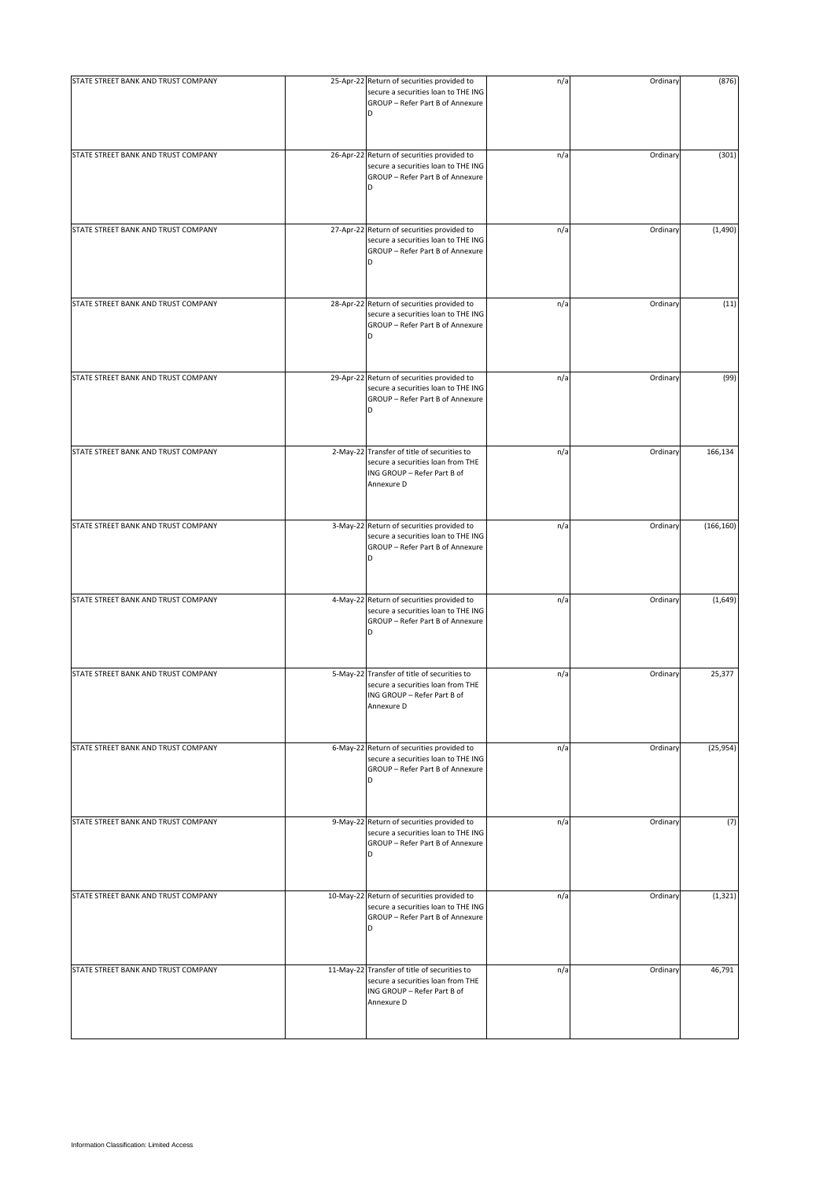| | | | | | |
|---|---|---|---|---|---|
| STATE STREET BANK AND TRUST COMPANY | 25-Apr-22 | Return of securities provided to secure a securities loan to THE ING GROUP – Refer Part B of Annexure D | n/a | Ordinary | (876) |
| STATE STREET BANK AND TRUST COMPANY | 26-Apr-22 | Return of securities provided to secure a securities loan to THE ING GROUP – Refer Part B of Annexure D | n/a | Ordinary | (301) |
| STATE STREET BANK AND TRUST COMPANY | 27-Apr-22 | Return of securities provided to secure a securities loan to THE ING GROUP – Refer Part B of Annexure D | n/a | Ordinary | (1,490) |
| STATE STREET BANK AND TRUST COMPANY | 28-Apr-22 | Return of securities provided to secure a securities loan to THE ING GROUP – Refer Part B of Annexure D | n/a | Ordinary | (11) |
| STATE STREET BANK AND TRUST COMPANY | 29-Apr-22 | Return of securities provided to secure a securities loan to THE ING GROUP – Refer Part B of Annexure D | n/a | Ordinary | (99) |
| STATE STREET BANK AND TRUST COMPANY | 2-May-22 | Transfer of title of securities to secure a securities loan from THE ING GROUP – Refer Part B of Annexure D | n/a | Ordinary | 166,134 |
| STATE STREET BANK AND TRUST COMPANY | 3-May-22 | Return of securities provided to secure a securities loan to THE ING GROUP – Refer Part B of Annexure D | n/a | Ordinary | (166,160) |
| STATE STREET BANK AND TRUST COMPANY | 4-May-22 | Return of securities provided to secure a securities loan to THE ING GROUP – Refer Part B of Annexure D | n/a | Ordinary | (1,649) |
| STATE STREET BANK AND TRUST COMPANY | 5-May-22 | Transfer of title of securities to secure a securities loan from THE ING GROUP – Refer Part B of Annexure D | n/a | Ordinary | 25,377 |
| STATE STREET BANK AND TRUST COMPANY | 6-May-22 | Return of securities provided to secure a securities loan to THE ING GROUP – Refer Part B of Annexure D | n/a | Ordinary | (25,954) |
| STATE STREET BANK AND TRUST COMPANY | 9-May-22 | Return of securities provided to secure a securities loan to THE ING GROUP – Refer Part B of Annexure D | n/a | Ordinary | (7) |
| STATE STREET BANK AND TRUST COMPANY | 10-May-22 | Return of securities provided to secure a securities loan to THE ING GROUP – Refer Part B of Annexure D | n/a | Ordinary | (1,321) |
| STATE STREET BANK AND TRUST COMPANY | 11-May-22 | Transfer of title of securities to secure a securities loan from THE ING GROUP – Refer Part B of Annexure D | n/a | Ordinary | 46,791 |

Information Classification: Limited Access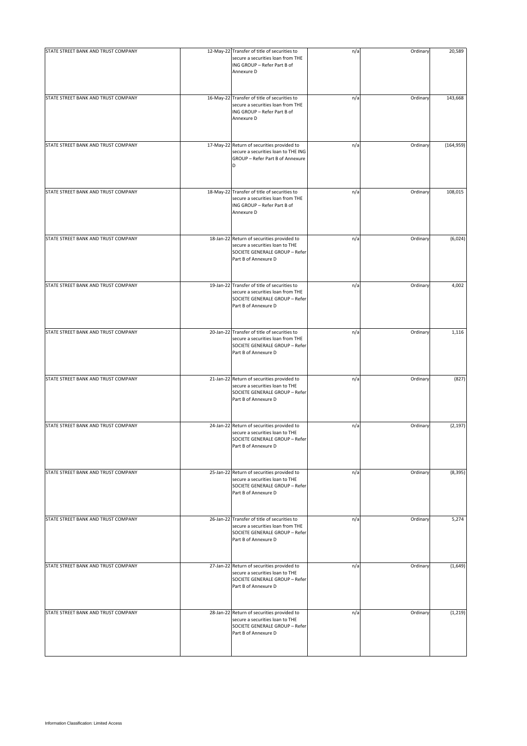| | | | | | |
|---|---|---|---|---|---|
| STATE STREET BANK AND TRUST COMPANY | 12-May-22 | Transfer of title of securities to secure a securities loan from THE ING GROUP – Refer Part B of Annexure D | n/a | Ordinary | 20,589 |
| STATE STREET BANK AND TRUST COMPANY | 16-May-22 | Transfer of title of securities to secure a securities loan from THE ING GROUP – Refer Part B of Annexure D | n/a | Ordinary | 143,668 |
| STATE STREET BANK AND TRUST COMPANY | 17-May-22 | Return of securities provided to secure a securities loan to THE ING GROUP – Refer Part B of Annexure D | n/a | Ordinary | (164,959) |
| STATE STREET BANK AND TRUST COMPANY | 18-May-22 | Transfer of title of securities to secure a securities loan from THE ING GROUP – Refer Part B of Annexure D | n/a | Ordinary | 108,015 |
| STATE STREET BANK AND TRUST COMPANY | 18-Jan-22 | Return of securities provided to secure a securities loan to THE SOCIETE GENERALE GROUP – Refer Part B of Annexure D | n/a | Ordinary | (6,024) |
| STATE STREET BANK AND TRUST COMPANY | 19-Jan-22 | Transfer of title of securities to secure a securities loan from THE SOCIETE GENERALE GROUP – Refer Part B of Annexure D | n/a | Ordinary | 4,002 |
| STATE STREET BANK AND TRUST COMPANY | 20-Jan-22 | Transfer of title of securities to secure a securities loan from THE SOCIETE GENERALE GROUP – Refer Part B of Annexure D | n/a | Ordinary | 1,116 |
| STATE STREET BANK AND TRUST COMPANY | 21-Jan-22 | Return of securities provided to secure a securities loan to THE SOCIETE GENERALE GROUP – Refer Part B of Annexure D | n/a | Ordinary | (827) |
| STATE STREET BANK AND TRUST COMPANY | 24-Jan-22 | Return of securities provided to secure a securities loan to THE SOCIETE GENERALE GROUP – Refer Part B of Annexure D | n/a | Ordinary | (2,197) |
| STATE STREET BANK AND TRUST COMPANY | 25-Jan-22 | Return of securities provided to secure a securities loan to THE SOCIETE GENERALE GROUP – Refer Part B of Annexure D | n/a | Ordinary | (8,395) |
| STATE STREET BANK AND TRUST COMPANY | 26-Jan-22 | Transfer of title of securities to secure a securities loan from THE SOCIETE GENERALE GROUP – Refer Part B of Annexure D | n/a | Ordinary | 5,274 |
| STATE STREET BANK AND TRUST COMPANY | 27-Jan-22 | Return of securities provided to secure a securities loan to THE SOCIETE GENERALE GROUP – Refer Part B of Annexure D | n/a | Ordinary | (1,649) |
| STATE STREET BANK AND TRUST COMPANY | 28-Jan-22 | Return of securities provided to secure a securities loan to THE SOCIETE GENERALE GROUP – Refer Part B of Annexure D | n/a | Ordinary | (1,219) |

Information Classification: Limited Access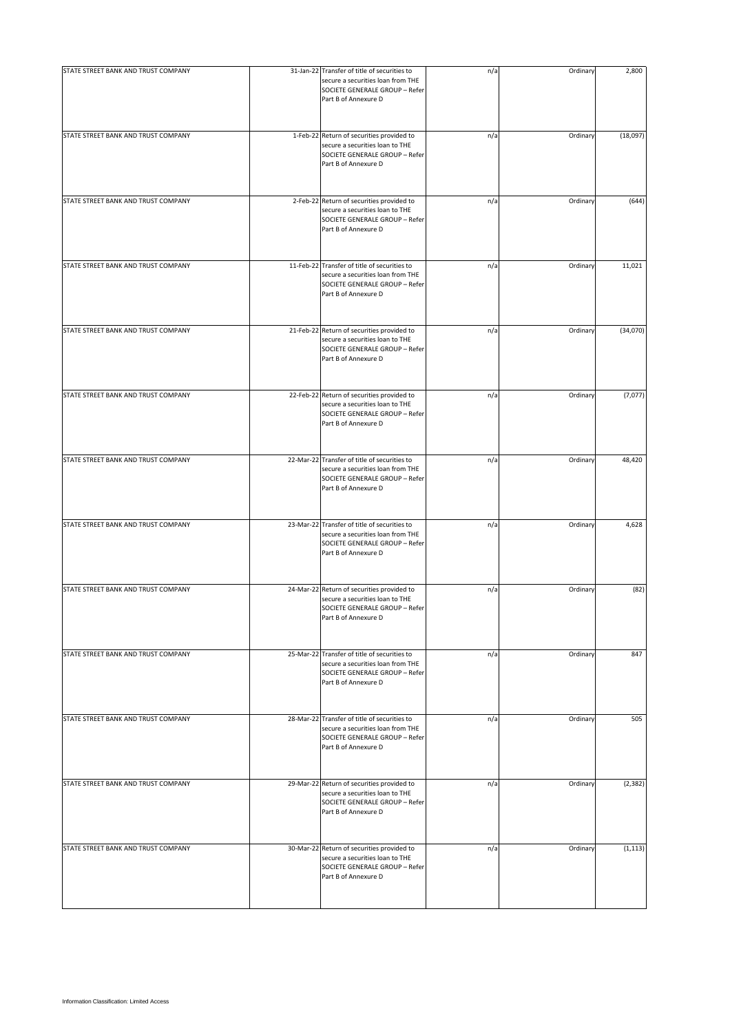| | | | | | |
|---|---|---|---|---|---|
| STATE STREET BANK AND TRUST COMPANY | 31-Jan-22 | Transfer of title of securities to secure a securities loan from THE SOCIETE GENERALE GROUP – Refer Part B of Annexure D | n/a | Ordinary | 2,800 |
| STATE STREET BANK AND TRUST COMPANY | 1-Feb-22 | Return of securities provided to secure a securities loan to THE SOCIETE GENERALE GROUP – Refer Part B of Annexure D | n/a | Ordinary | (18,097) |
| STATE STREET BANK AND TRUST COMPANY | 2-Feb-22 | Return of securities provided to secure a securities loan to THE SOCIETE GENERALE GROUP – Refer Part B of Annexure D | n/a | Ordinary | (644) |
| STATE STREET BANK AND TRUST COMPANY | 11-Feb-22 | Transfer of title of securities to secure a securities loan from THE SOCIETE GENERALE GROUP – Refer Part B of Annexure D | n/a | Ordinary | 11,021 |
| STATE STREET BANK AND TRUST COMPANY | 21-Feb-22 | Return of securities provided to secure a securities loan to THE SOCIETE GENERALE GROUP – Refer Part B of Annexure D | n/a | Ordinary | (34,070) |
| STATE STREET BANK AND TRUST COMPANY | 22-Feb-22 | Return of securities provided to secure a securities loan to THE SOCIETE GENERALE GROUP – Refer Part B of Annexure D | n/a | Ordinary | (7,077) |
| STATE STREET BANK AND TRUST COMPANY | 22-Mar-22 | Transfer of title of securities to secure a securities loan from THE SOCIETE GENERALE GROUP – Refer Part B of Annexure D | n/a | Ordinary | 48,420 |
| STATE STREET BANK AND TRUST COMPANY | 23-Mar-22 | Transfer of title of securities to secure a securities loan from THE SOCIETE GENERALE GROUP – Refer Part B of Annexure D | n/a | Ordinary | 4,628 |
| STATE STREET BANK AND TRUST COMPANY | 24-Mar-22 | Return of securities provided to secure a securities loan to THE SOCIETE GENERALE GROUP – Refer Part B of Annexure D | n/a | Ordinary | (82) |
| STATE STREET BANK AND TRUST COMPANY | 25-Mar-22 | Transfer of title of securities to secure a securities loan from THE SOCIETE GENERALE GROUP – Refer Part B of Annexure D | n/a | Ordinary | 847 |
| STATE STREET BANK AND TRUST COMPANY | 28-Mar-22 | Transfer of title of securities to secure a securities loan from THE SOCIETE GENERALE GROUP – Refer Part B of Annexure D | n/a | Ordinary | 505 |
| STATE STREET BANK AND TRUST COMPANY | 29-Mar-22 | Return of securities provided to secure a securities loan to THE SOCIETE GENERALE GROUP – Refer Part B of Annexure D | n/a | Ordinary | (2,382) |
| STATE STREET BANK AND TRUST COMPANY | 30-Mar-22 | Return of securities provided to secure a securities loan to THE SOCIETE GENERALE GROUP – Refer Part B of Annexure D | n/a | Ordinary | (1,113) |

Information Classification: Limited Access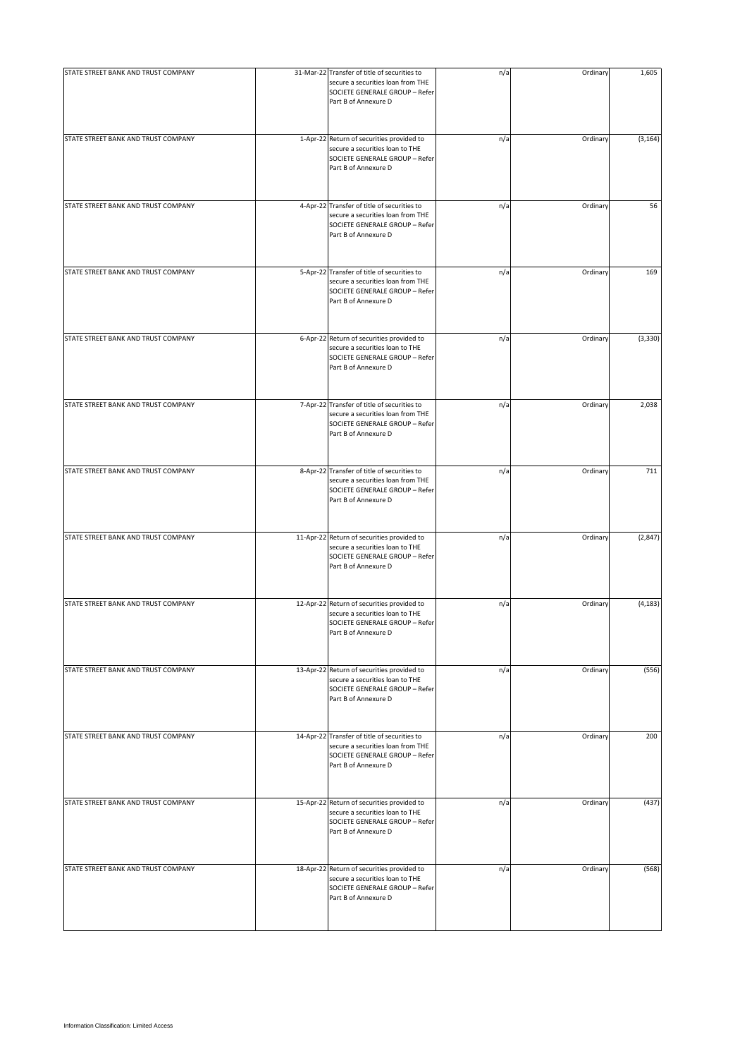| | | | | | |
|---|---|---|---|---|---|
| STATE STREET BANK AND TRUST COMPANY | 31-Mar-22 | Transfer of title of securities to secure a securities loan from THE SOCIETE GENERALE GROUP – Refer Part B of Annexure D | n/a | Ordinary | 1,605 |
| STATE STREET BANK AND TRUST COMPANY | 1-Apr-22 | Return of securities provided to secure a securities loan to THE SOCIETE GENERALE GROUP – Refer Part B of Annexure D | n/a | Ordinary | (3,164) |
| STATE STREET BANK AND TRUST COMPANY | 4-Apr-22 | Transfer of title of securities to secure a securities loan from THE SOCIETE GENERALE GROUP – Refer Part B of Annexure D | n/a | Ordinary | 56 |
| STATE STREET BANK AND TRUST COMPANY | 5-Apr-22 | Transfer of title of securities to secure a securities loan from THE SOCIETE GENERALE GROUP – Refer Part B of Annexure D | n/a | Ordinary | 169 |
| STATE STREET BANK AND TRUST COMPANY | 6-Apr-22 | Return of securities provided to secure a securities loan to THE SOCIETE GENERALE GROUP – Refer Part B of Annexure D | n/a | Ordinary | (3,330) |
| STATE STREET BANK AND TRUST COMPANY | 7-Apr-22 | Transfer of title of securities to secure a securities loan from THE SOCIETE GENERALE GROUP – Refer Part B of Annexure D | n/a | Ordinary | 2,038 |
| STATE STREET BANK AND TRUST COMPANY | 8-Apr-22 | Transfer of title of securities to secure a securities loan from THE SOCIETE GENERALE GROUP – Refer Part B of Annexure D | n/a | Ordinary | 711 |
| STATE STREET BANK AND TRUST COMPANY | 11-Apr-22 | Return of securities provided to secure a securities loan to THE SOCIETE GENERALE GROUP – Refer Part B of Annexure D | n/a | Ordinary | (2,847) |
| STATE STREET BANK AND TRUST COMPANY | 12-Apr-22 | Return of securities provided to secure a securities loan to THE SOCIETE GENERALE GROUP – Refer Part B of Annexure D | n/a | Ordinary | (4,183) |
| STATE STREET BANK AND TRUST COMPANY | 13-Apr-22 | Return of securities provided to secure a securities loan to THE SOCIETE GENERALE GROUP – Refer Part B of Annexure D | n/a | Ordinary | (556) |
| STATE STREET BANK AND TRUST COMPANY | 14-Apr-22 | Transfer of title of securities to secure a securities loan from THE SOCIETE GENERALE GROUP – Refer Part B of Annexure D | n/a | Ordinary | 200 |
| STATE STREET BANK AND TRUST COMPANY | 15-Apr-22 | Return of securities provided to secure a securities loan to THE SOCIETE GENERALE GROUP – Refer Part B of Annexure D | n/a | Ordinary | (437) |
| STATE STREET BANK AND TRUST COMPANY | 18-Apr-22 | Return of securities provided to secure a securities loan to THE SOCIETE GENERALE GROUP – Refer Part B of Annexure D | n/a | Ordinary | (568) |

Information Classification: Limited Access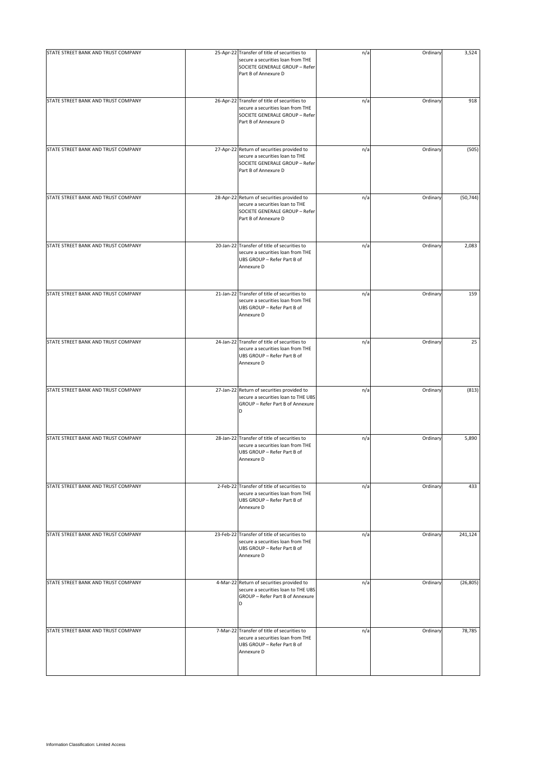| | | | | | |
|---|---|---|---|---|---|
| STATE STREET BANK AND TRUST COMPANY | 25-Apr-22 | Transfer of title of securities to secure a securities loan from THE SOCIETE GENERALE GROUP – Refer Part B of Annexure D | n/a | Ordinary | 3,524 |
| STATE STREET BANK AND TRUST COMPANY | 26-Apr-22 | Transfer of title of securities to secure a securities loan from THE SOCIETE GENERALE GROUP – Refer Part B of Annexure D | n/a | Ordinary | 918 |
| STATE STREET BANK AND TRUST COMPANY | 27-Apr-22 | Return of securities provided to secure a securities loan to THE SOCIETE GENERALE GROUP – Refer Part B of Annexure D | n/a | Ordinary | (505) |
| STATE STREET BANK AND TRUST COMPANY | 28-Apr-22 | Return of securities provided to secure a securities loan to THE SOCIETE GENERALE GROUP – Refer Part B of Annexure D | n/a | Ordinary | (50,744) |
| STATE STREET BANK AND TRUST COMPANY | 20-Jan-22 | Transfer of title of securities to secure a securities loan from THE UBS GROUP – Refer Part B of Annexure D | n/a | Ordinary | 2,083 |
| STATE STREET BANK AND TRUST COMPANY | 21-Jan-22 | Transfer of title of securities to secure a securities loan from THE UBS GROUP – Refer Part B of Annexure D | n/a | Ordinary | 159 |
| STATE STREET BANK AND TRUST COMPANY | 24-Jan-22 | Transfer of title of securities to secure a securities loan from THE UBS GROUP – Refer Part B of Annexure D | n/a | Ordinary | 25 |
| STATE STREET BANK AND TRUST COMPANY | 27-Jan-22 | Return of securities provided to secure a securities loan to THE UBS GROUP – Refer Part B of Annexure D | n/a | Ordinary | (813) |
| STATE STREET BANK AND TRUST COMPANY | 28-Jan-22 | Transfer of title of securities to secure a securities loan from THE UBS GROUP – Refer Part B of Annexure D | n/a | Ordinary | 5,890 |
| STATE STREET BANK AND TRUST COMPANY | 2-Feb-22 | Transfer of title of securities to secure a securities loan from THE UBS GROUP – Refer Part B of Annexure D | n/a | Ordinary | 433 |
| STATE STREET BANK AND TRUST COMPANY | 23-Feb-22 | Transfer of title of securities to secure a securities loan from THE UBS GROUP – Refer Part B of Annexure D | n/a | Ordinary | 241,124 |
| STATE STREET BANK AND TRUST COMPANY | 4-Mar-22 | Return of securities provided to secure a securities loan to THE UBS GROUP – Refer Part B of Annexure D | n/a | Ordinary | (26,805) |
| STATE STREET BANK AND TRUST COMPANY | 7-Mar-22 | Transfer of title of securities to secure a securities loan from THE UBS GROUP – Refer Part B of Annexure D | n/a | Ordinary | 78,785 |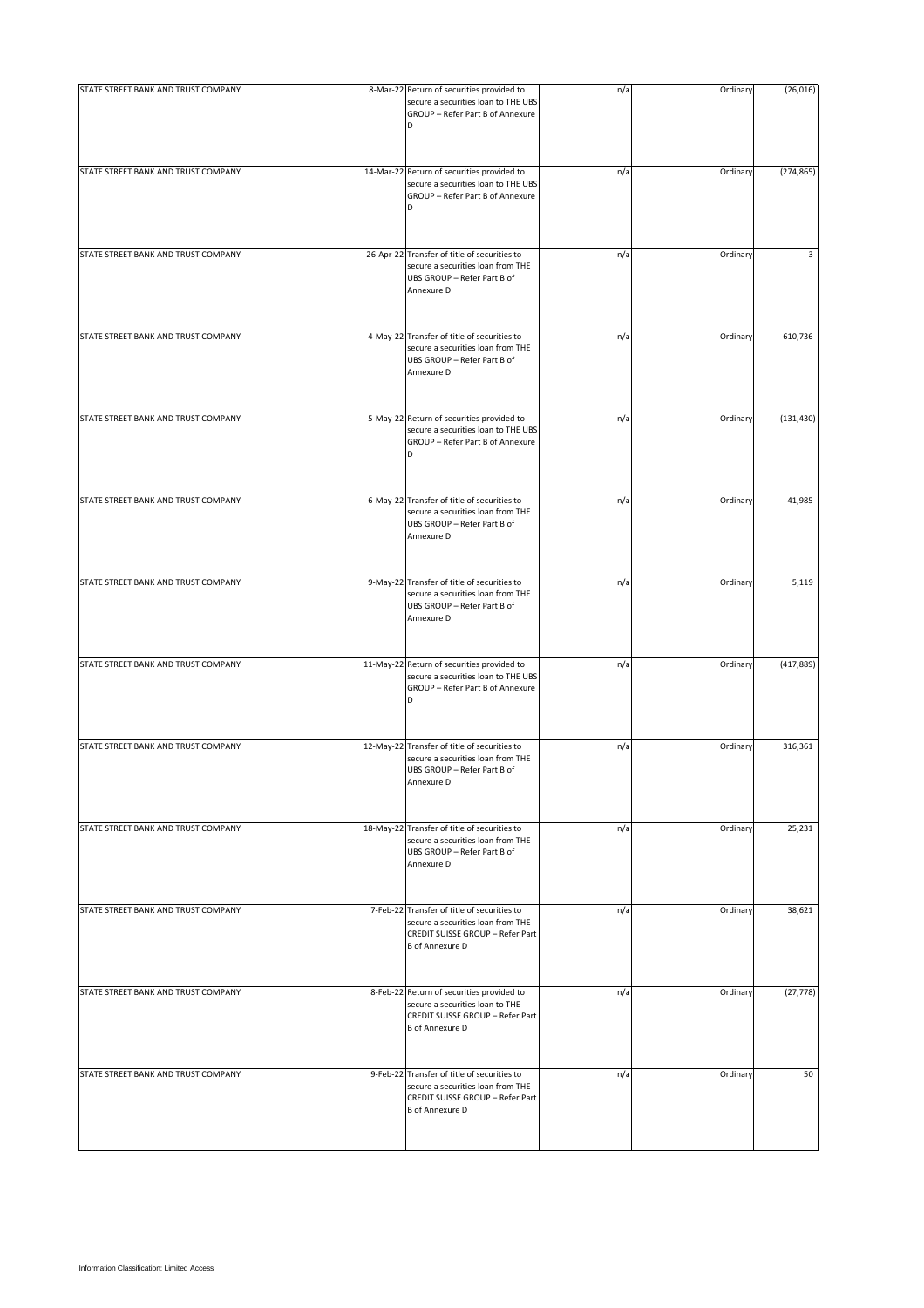| | | | | | |
|---|---|---|---|---|---|
| STATE STREET BANK AND TRUST COMPANY | 8-Mar-22 | Return of securities provided to secure a securities loan to THE UBS GROUP – Refer Part B of Annexure D | n/a | Ordinary | (26,016) |
| STATE STREET BANK AND TRUST COMPANY | 14-Mar-22 | Return of securities provided to secure a securities loan to THE UBS GROUP – Refer Part B of Annexure D | n/a | Ordinary | (274,865) |
| STATE STREET BANK AND TRUST COMPANY | 26-Apr-22 | Transfer of title of securities to secure a securities loan from THE UBS GROUP – Refer Part B of Annexure D | n/a | Ordinary | 3 |
| STATE STREET BANK AND TRUST COMPANY | 4-May-22 | Transfer of title of securities to secure a securities loan from THE UBS GROUP – Refer Part B of Annexure D | n/a | Ordinary | 610,736 |
| STATE STREET BANK AND TRUST COMPANY | 5-May-22 | Return of securities provided to secure a securities loan to THE UBS GROUP – Refer Part B of Annexure D | n/a | Ordinary | (131,430) |
| STATE STREET BANK AND TRUST COMPANY | 6-May-22 | Transfer of title of securities to secure a securities loan from THE UBS GROUP – Refer Part B of Annexure D | n/a | Ordinary | 41,985 |
| STATE STREET BANK AND TRUST COMPANY | 9-May-22 | Transfer of title of securities to secure a securities loan from THE UBS GROUP – Refer Part B of Annexure D | n/a | Ordinary | 5,119 |
| STATE STREET BANK AND TRUST COMPANY | 11-May-22 | Return of securities provided to secure a securities loan to THE UBS GROUP – Refer Part B of Annexure D | n/a | Ordinary | (417,889) |
| STATE STREET BANK AND TRUST COMPANY | 12-May-22 | Transfer of title of securities to secure a securities loan from THE UBS GROUP – Refer Part B of Annexure D | n/a | Ordinary | 316,361 |
| STATE STREET BANK AND TRUST COMPANY | 18-May-22 | Transfer of title of securities to secure a securities loan from THE UBS GROUP – Refer Part B of Annexure D | n/a | Ordinary | 25,231 |
| STATE STREET BANK AND TRUST COMPANY | 7-Feb-22 | Transfer of title of securities to secure a securities loan from THE CREDIT SUISSE GROUP – Refer Part B of Annexure D | n/a | Ordinary | 38,621 |
| STATE STREET BANK AND TRUST COMPANY | 8-Feb-22 | Return of securities provided to secure a securities loan to THE CREDIT SUISSE GROUP – Refer Part B of Annexure D | n/a | Ordinary | (27,778) |
| STATE STREET BANK AND TRUST COMPANY | 9-Feb-22 | Transfer of title of securities to secure a securities loan from THE CREDIT SUISSE GROUP – Refer Part B of Annexure D | n/a | Ordinary | 50 |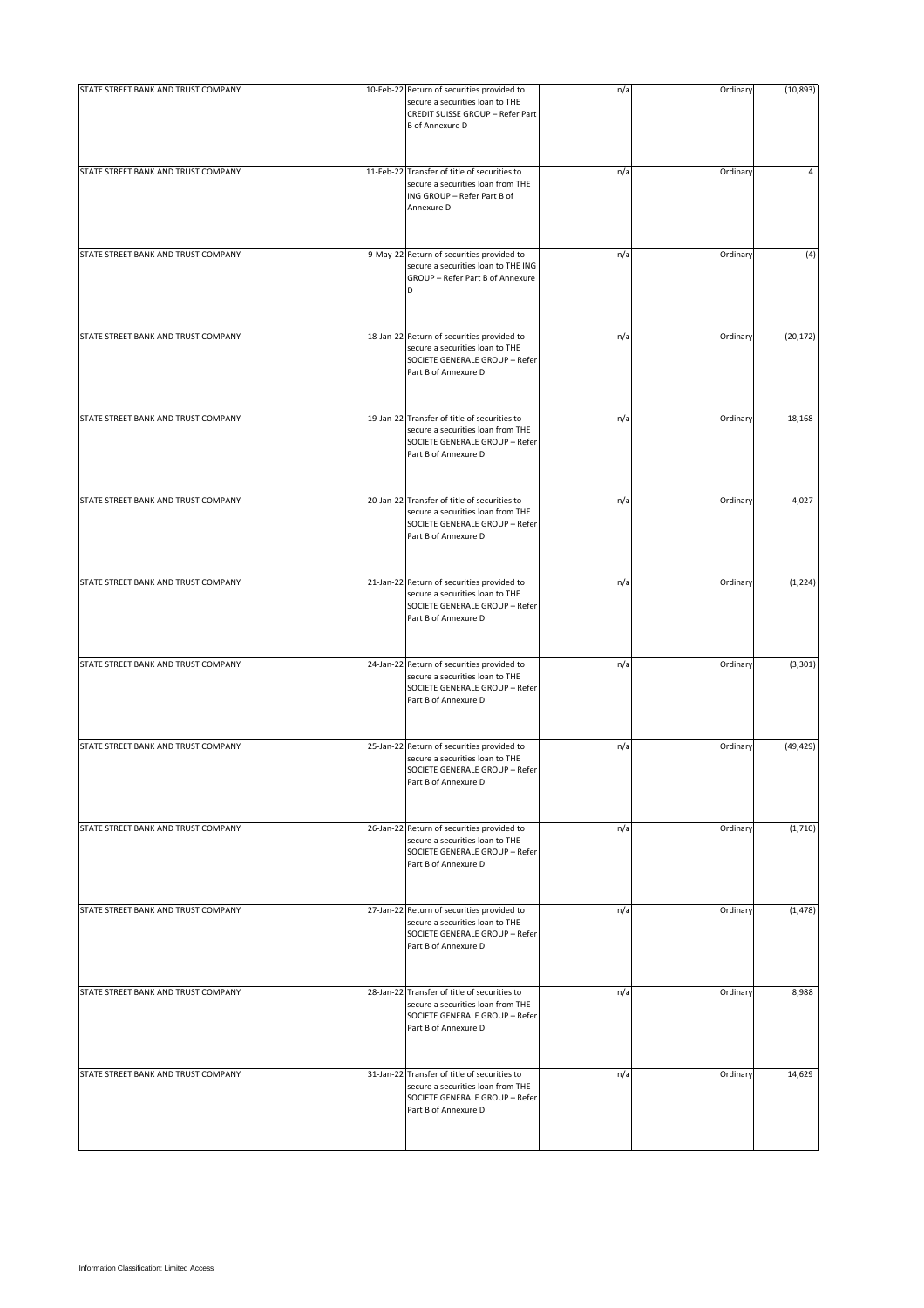| | | | | | |
|---|---|---|---|---|---|
| STATE STREET BANK AND TRUST COMPANY | 10-Feb-22 | Return of securities provided to secure a securities loan to THE CREDIT SUISSE GROUP – Refer Part B of Annexure D | n/a | Ordinary | (10,893) |
| STATE STREET BANK AND TRUST COMPANY | 11-Feb-22 | Transfer of title of securities to secure a securities loan from THE ING GROUP – Refer Part B of Annexure D | n/a | Ordinary | 4 |
| STATE STREET BANK AND TRUST COMPANY | 9-May-22 | Return of securities provided to secure a securities loan to THE ING GROUP – Refer Part B of Annexure D | n/a | Ordinary | (4) |
| STATE STREET BANK AND TRUST COMPANY | 18-Jan-22 | Return of securities provided to secure a securities loan to THE SOCIETE GENERALE GROUP – Refer Part B of Annexure D | n/a | Ordinary | (20,172) |
| STATE STREET BANK AND TRUST COMPANY | 19-Jan-22 | Transfer of title of securities to secure a securities loan from THE SOCIETE GENERALE GROUP – Refer Part B of Annexure D | n/a | Ordinary | 18,168 |
| STATE STREET BANK AND TRUST COMPANY | 20-Jan-22 | Transfer of title of securities to secure a securities loan from THE SOCIETE GENERALE GROUP – Refer Part B of Annexure D | n/a | Ordinary | 4,027 |
| STATE STREET BANK AND TRUST COMPANY | 21-Jan-22 | Return of securities provided to secure a securities loan to THE SOCIETE GENERALE GROUP – Refer Part B of Annexure D | n/a | Ordinary | (1,224) |
| STATE STREET BANK AND TRUST COMPANY | 24-Jan-22 | Return of securities provided to secure a securities loan to THE SOCIETE GENERALE GROUP – Refer Part B of Annexure D | n/a | Ordinary | (3,301) |
| STATE STREET BANK AND TRUST COMPANY | 25-Jan-22 | Return of securities provided to secure a securities loan to THE SOCIETE GENERALE GROUP – Refer Part B of Annexure D | n/a | Ordinary | (49,429) |
| STATE STREET BANK AND TRUST COMPANY | 26-Jan-22 | Return of securities provided to secure a securities loan to THE SOCIETE GENERALE GROUP – Refer Part B of Annexure D | n/a | Ordinary | (1,710) |
| STATE STREET BANK AND TRUST COMPANY | 27-Jan-22 | Return of securities provided to secure a securities loan to THE SOCIETE GENERALE GROUP – Refer Part B of Annexure D | n/a | Ordinary | (1,478) |
| STATE STREET BANK AND TRUST COMPANY | 28-Jan-22 | Transfer of title of securities to secure a securities loan from THE SOCIETE GENERALE GROUP – Refer Part B of Annexure D | n/a | Ordinary | 8,988 |
| STATE STREET BANK AND TRUST COMPANY | 31-Jan-22 | Transfer of title of securities to secure a securities loan from THE SOCIETE GENERALE GROUP – Refer Part B of Annexure D | n/a | Ordinary | 14,629 |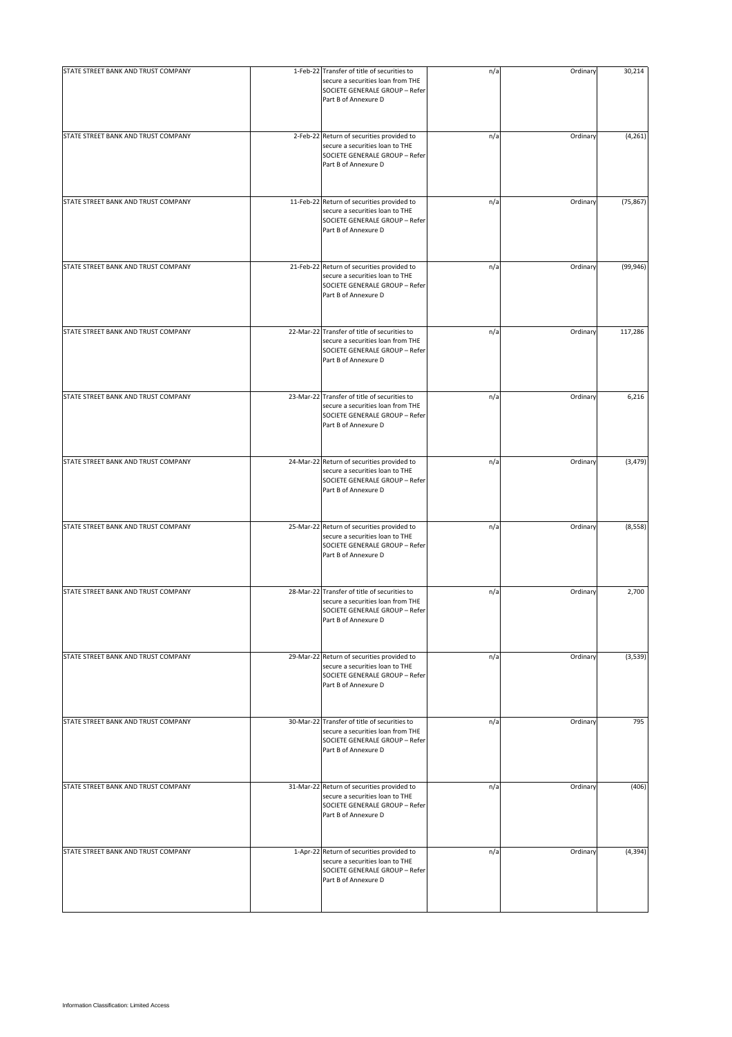| | | | | | |
|---|---|---|---|---|---|
| STATE STREET BANK AND TRUST COMPANY | 1-Feb-22 | Transfer of title of securities to secure a securities loan from THE SOCIETE GENERALE GROUP – Refer Part B of Annexure D | n/a | Ordinary | 30,214 |
| STATE STREET BANK AND TRUST COMPANY | 2-Feb-22 | Return of securities provided to secure a securities loan to THE SOCIETE GENERALE GROUP – Refer Part B of Annexure D | n/a | Ordinary | (4,261) |
| STATE STREET BANK AND TRUST COMPANY | 11-Feb-22 | Return of securities provided to secure a securities loan to THE SOCIETE GENERALE GROUP – Refer Part B of Annexure D | n/a | Ordinary | (75,867) |
| STATE STREET BANK AND TRUST COMPANY | 21-Feb-22 | Return of securities provided to secure a securities loan to THE SOCIETE GENERALE GROUP – Refer Part B of Annexure D | n/a | Ordinary | (99,946) |
| STATE STREET BANK AND TRUST COMPANY | 22-Mar-22 | Transfer of title of securities to secure a securities loan from THE SOCIETE GENERALE GROUP – Refer Part B of Annexure D | n/a | Ordinary | 117,286 |
| STATE STREET BANK AND TRUST COMPANY | 23-Mar-22 | Transfer of title of securities to secure a securities loan from THE SOCIETE GENERALE GROUP – Refer Part B of Annexure D | n/a | Ordinary | 6,216 |
| STATE STREET BANK AND TRUST COMPANY | 24-Mar-22 | Return of securities provided to secure a securities loan to THE SOCIETE GENERALE GROUP – Refer Part B of Annexure D | n/a | Ordinary | (3,479) |
| STATE STREET BANK AND TRUST COMPANY | 25-Mar-22 | Return of securities provided to secure a securities loan to THE SOCIETE GENERALE GROUP – Refer Part B of Annexure D | n/a | Ordinary | (8,558) |
| STATE STREET BANK AND TRUST COMPANY | 28-Mar-22 | Transfer of title of securities to secure a securities loan from THE SOCIETE GENERALE GROUP – Refer Part B of Annexure D | n/a | Ordinary | 2,700 |
| STATE STREET BANK AND TRUST COMPANY | 29-Mar-22 | Return of securities provided to secure a securities loan to THE SOCIETE GENERALE GROUP – Refer Part B of Annexure D | n/a | Ordinary | (3,539) |
| STATE STREET BANK AND TRUST COMPANY | 30-Mar-22 | Transfer of title of securities to secure a securities loan from THE SOCIETE GENERALE GROUP – Refer Part B of Annexure D | n/a | Ordinary | 795 |
| STATE STREET BANK AND TRUST COMPANY | 31-Mar-22 | Return of securities provided to secure a securities loan to THE SOCIETE GENERALE GROUP – Refer Part B of Annexure D | n/a | Ordinary | (406) |
| STATE STREET BANK AND TRUST COMPANY | 1-Apr-22 | Return of securities provided to secure a securities loan to THE SOCIETE GENERALE GROUP – Refer Part B of Annexure D | n/a | Ordinary | (4,394) |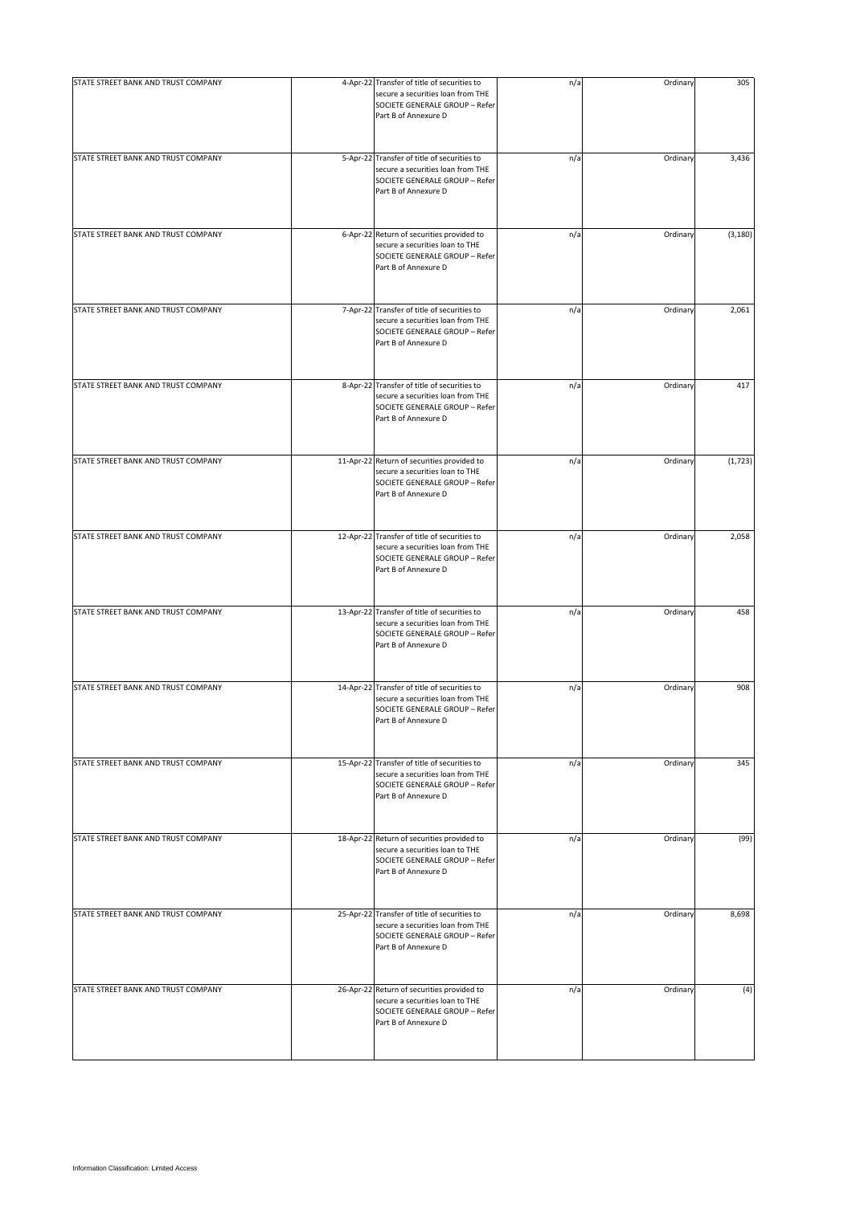| | | | | | |
|---|---|---|---|---|---|
| STATE STREET BANK AND TRUST COMPANY | 4-Apr-22 | Transfer of title of securities to secure a securities loan from THE SOCIETE GENERALE GROUP – Refer Part B of Annexure D | n/a | Ordinary | 305 |
| STATE STREET BANK AND TRUST COMPANY | 5-Apr-22 | Transfer of title of securities to secure a securities loan from THE SOCIETE GENERALE GROUP – Refer Part B of Annexure D | n/a | Ordinary | 3,436 |
| STATE STREET BANK AND TRUST COMPANY | 6-Apr-22 | Return of securities provided to secure a securities loan to THE SOCIETE GENERALE GROUP – Refer Part B of Annexure D | n/a | Ordinary | (3,180) |
| STATE STREET BANK AND TRUST COMPANY | 7-Apr-22 | Transfer of title of securities to secure a securities loan from THE SOCIETE GENERALE GROUP – Refer Part B of Annexure D | n/a | Ordinary | 2,061 |
| STATE STREET BANK AND TRUST COMPANY | 8-Apr-22 | Transfer of title of securities to secure a securities loan from THE SOCIETE GENERALE GROUP – Refer Part B of Annexure D | n/a | Ordinary | 417 |
| STATE STREET BANK AND TRUST COMPANY | 11-Apr-22 | Return of securities provided to secure a securities loan to THE SOCIETE GENERALE GROUP – Refer Part B of Annexure D | n/a | Ordinary | (1,723) |
| STATE STREET BANK AND TRUST COMPANY | 12-Apr-22 | Transfer of title of securities to secure a securities loan from THE SOCIETE GENERALE GROUP – Refer Part B of Annexure D | n/a | Ordinary | 2,058 |
| STATE STREET BANK AND TRUST COMPANY | 13-Apr-22 | Transfer of title of securities to secure a securities loan from THE SOCIETE GENERALE GROUP – Refer Part B of Annexure D | n/a | Ordinary | 458 |
| STATE STREET BANK AND TRUST COMPANY | 14-Apr-22 | Transfer of title of securities to secure a securities loan from THE SOCIETE GENERALE GROUP – Refer Part B of Annexure D | n/a | Ordinary | 908 |
| STATE STREET BANK AND TRUST COMPANY | 15-Apr-22 | Transfer of title of securities to secure a securities loan from THE SOCIETE GENERALE GROUP – Refer Part B of Annexure D | n/a | Ordinary | 345 |
| STATE STREET BANK AND TRUST COMPANY | 18-Apr-22 | Return of securities provided to secure a securities loan to THE SOCIETE GENERALE GROUP – Refer Part B of Annexure D | n/a | Ordinary | (99) |
| STATE STREET BANK AND TRUST COMPANY | 25-Apr-22 | Transfer of title of securities to secure a securities loan from THE SOCIETE GENERALE GROUP – Refer Part B of Annexure D | n/a | Ordinary | 8,698 |
| STATE STREET BANK AND TRUST COMPANY | 26-Apr-22 | Return of securities provided to secure a securities loan to THE SOCIETE GENERALE GROUP – Refer Part B of Annexure D | n/a | Ordinary | (4) |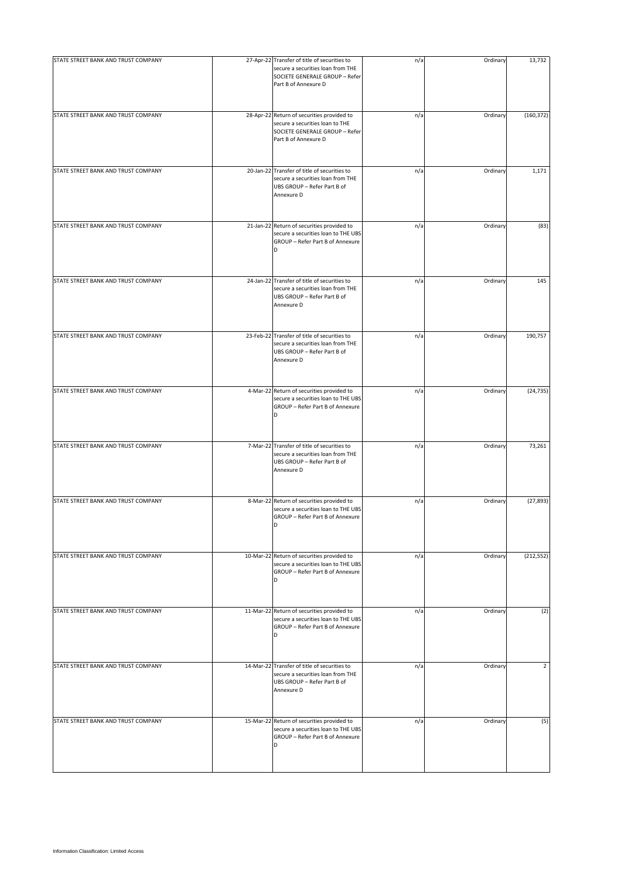| | | | | | |
|---|---|---|---|---|---|
| STATE STREET BANK AND TRUST COMPANY | 27-Apr-22 | Transfer of title of securities to secure a securities loan from THE SOCIETE GENERALE GROUP – Refer Part B of Annexure D | n/a | Ordinary | 13,732 |
| STATE STREET BANK AND TRUST COMPANY | 28-Apr-22 | Return of securities provided to secure a securities loan to THE SOCIETE GENERALE GROUP – Refer Part B of Annexure D | n/a | Ordinary | (160,372) |
| STATE STREET BANK AND TRUST COMPANY | 20-Jan-22 | Transfer of title of securities to secure a securities loan from THE UBS GROUP – Refer Part B of Annexure D | n/a | Ordinary | 1,171 |
| STATE STREET BANK AND TRUST COMPANY | 21-Jan-22 | Return of securities provided to secure a securities loan to THE UBS GROUP – Refer Part B of Annexure D | n/a | Ordinary | (83) |
| STATE STREET BANK AND TRUST COMPANY | 24-Jan-22 | Transfer of title of securities to secure a securities loan from THE UBS GROUP – Refer Part B of Annexure D | n/a | Ordinary | 145 |
| STATE STREET BANK AND TRUST COMPANY | 23-Feb-22 | Transfer of title of securities to secure a securities loan from THE UBS GROUP – Refer Part B of Annexure D | n/a | Ordinary | 190,757 |
| STATE STREET BANK AND TRUST COMPANY | 4-Mar-22 | Return of securities provided to secure a securities loan to THE UBS GROUP – Refer Part B of Annexure D | n/a | Ordinary | (24,735) |
| STATE STREET BANK AND TRUST COMPANY | 7-Mar-22 | Transfer of title of securities to secure a securities loan from THE UBS GROUP – Refer Part B of Annexure D | n/a | Ordinary | 73,261 |
| STATE STREET BANK AND TRUST COMPANY | 8-Mar-22 | Return of securities provided to secure a securities loan to THE UBS GROUP – Refer Part B of Annexure D | n/a | Ordinary | (27,893) |
| STATE STREET BANK AND TRUST COMPANY | 10-Mar-22 | Return of securities provided to secure a securities loan to THE UBS GROUP – Refer Part B of Annexure D | n/a | Ordinary | (212,552) |
| STATE STREET BANK AND TRUST COMPANY | 11-Mar-22 | Return of securities provided to secure a securities loan to THE UBS GROUP – Refer Part B of Annexure D | n/a | Ordinary | (2) |
| STATE STREET BANK AND TRUST COMPANY | 14-Mar-22 | Transfer of title of securities to secure a securities loan from THE UBS GROUP – Refer Part B of Annexure D | n/a | Ordinary | 2 |
| STATE STREET BANK AND TRUST COMPANY | 15-Mar-22 | Return of securities provided to secure a securities loan to THE UBS GROUP – Refer Part B of Annexure D | n/a | Ordinary | (5) |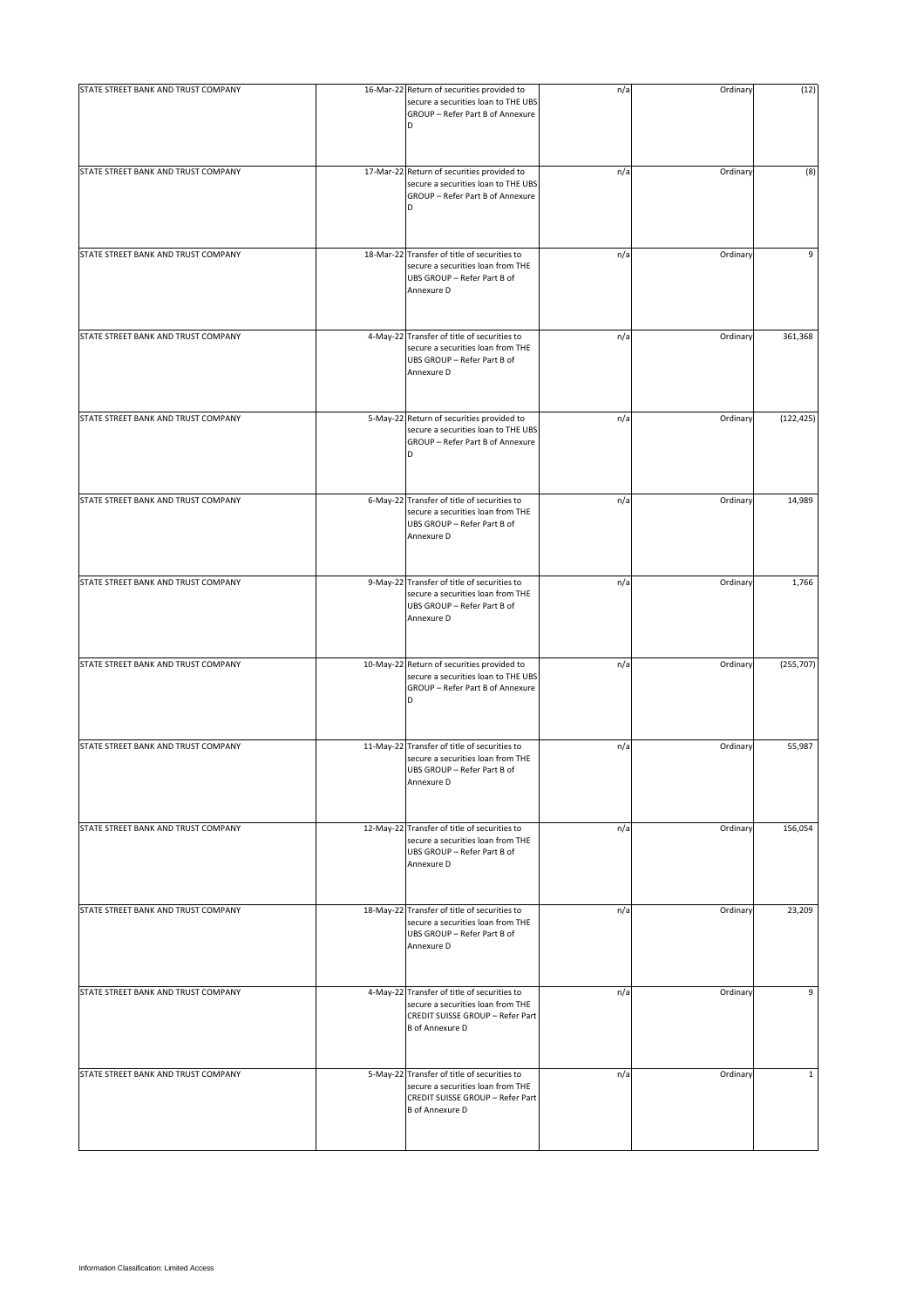| | | | | | |
|---|---|---|---|---|---|
| STATE STREET BANK AND TRUST COMPANY | 16-Mar-22 | Return of securities provided to secure a securities loan to THE UBS GROUP – Refer Part B of Annexure D | n/a | Ordinary | (12) |
| STATE STREET BANK AND TRUST COMPANY | 17-Mar-22 | Return of securities provided to secure a securities loan to THE UBS GROUP – Refer Part B of Annexure D | n/a | Ordinary | (8) |
| STATE STREET BANK AND TRUST COMPANY | 18-Mar-22 | Transfer of title of securities to secure a securities loan from THE UBS GROUP – Refer Part B of Annexure D | n/a | Ordinary | 9 |
| STATE STREET BANK AND TRUST COMPANY | 4-May-22 | Transfer of title of securities to secure a securities loan from THE UBS GROUP – Refer Part B of Annexure D | n/a | Ordinary | 361,368 |
| STATE STREET BANK AND TRUST COMPANY | 5-May-22 | Return of securities provided to secure a securities loan to THE UBS GROUP – Refer Part B of Annexure D | n/a | Ordinary | (122,425) |
| STATE STREET BANK AND TRUST COMPANY | 6-May-22 | Transfer of title of securities to secure a securities loan from THE UBS GROUP – Refer Part B of Annexure D | n/a | Ordinary | 14,989 |
| STATE STREET BANK AND TRUST COMPANY | 9-May-22 | Transfer of title of securities to secure a securities loan from THE UBS GROUP – Refer Part B of Annexure D | n/a | Ordinary | 1,766 |
| STATE STREET BANK AND TRUST COMPANY | 10-May-22 | Return of securities provided to secure a securities loan to THE UBS GROUP – Refer Part B of Annexure D | n/a | Ordinary | (255,707) |
| STATE STREET BANK AND TRUST COMPANY | 11-May-22 | Transfer of title of securities to secure a securities loan from THE UBS GROUP – Refer Part B of Annexure D | n/a | Ordinary | 55,987 |
| STATE STREET BANK AND TRUST COMPANY | 12-May-22 | Transfer of title of securities to secure a securities loan from THE UBS GROUP – Refer Part B of Annexure D | n/a | Ordinary | 156,054 |
| STATE STREET BANK AND TRUST COMPANY | 18-May-22 | Transfer of title of securities to secure a securities loan from THE UBS GROUP – Refer Part B of Annexure D | n/a | Ordinary | 23,209 |
| STATE STREET BANK AND TRUST COMPANY | 4-May-22 | Transfer of title of securities to secure a securities loan from THE CREDIT SUISSE GROUP – Refer Part B of Annexure D | n/a | Ordinary | 9 |
| STATE STREET BANK AND TRUST COMPANY | 5-May-22 | Transfer of title of securities to secure a securities loan from THE CREDIT SUISSE GROUP – Refer Part B of Annexure D | n/a | Ordinary | 1 |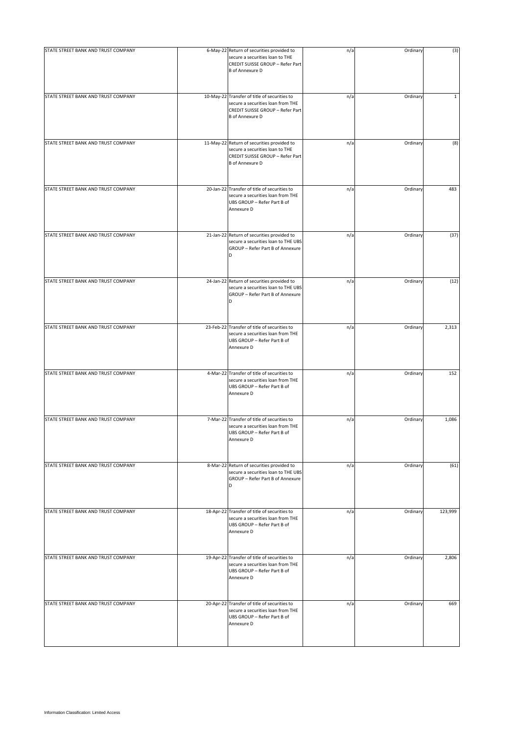| STATE STREET BANK AND TRUST COMPANY | 6-May-22 | Return of securities provided to secure a securities loan to THE CREDIT SUISSE GROUP – Refer Part B of Annexure D | n/a | Ordinary | (3) |
|---|---|---|---|---|---|
| STATE STREET BANK AND TRUST COMPANY | 10-May-22 | Transfer of title of securities to secure a securities loan from THE CREDIT SUISSE GROUP – Refer Part B of Annexure D | n/a | Ordinary | 1 |
| STATE STREET BANK AND TRUST COMPANY | 11-May-22 | Return of securities provided to secure a securities loan to THE CREDIT SUISSE GROUP – Refer Part B of Annexure D | n/a | Ordinary | (8) |
| STATE STREET BANK AND TRUST COMPANY | 20-Jan-22 | Transfer of title of securities to secure a securities loan from THE UBS GROUP – Refer Part B of Annexure D | n/a | Ordinary | 483 |
| STATE STREET BANK AND TRUST COMPANY | 21-Jan-22 | Return of securities provided to secure a securities loan to THE UBS GROUP – Refer Part B of Annexure D | n/a | Ordinary | (37) |
| STATE STREET BANK AND TRUST COMPANY | 24-Jan-22 | Return of securities provided to secure a securities loan to THE UBS GROUP – Refer Part B of Annexure D | n/a | Ordinary | (12) |
| STATE STREET BANK AND TRUST COMPANY | 23-Feb-22 | Transfer of title of securities to secure a securities loan from THE UBS GROUP – Refer Part B of Annexure D | n/a | Ordinary | 2,313 |
| STATE STREET BANK AND TRUST COMPANY | 4-Mar-22 | Transfer of title of securities to secure a securities loan from THE UBS GROUP – Refer Part B of Annexure D | n/a | Ordinary | 152 |
| STATE STREET BANK AND TRUST COMPANY | 7-Mar-22 | Transfer of title of securities to secure a securities loan from THE UBS GROUP – Refer Part B of Annexure D | n/a | Ordinary | 1,086 |
| STATE STREET BANK AND TRUST COMPANY | 8-Mar-22 | Return of securities provided to secure a securities loan to THE UBS GROUP – Refer Part B of Annexure D | n/a | Ordinary | (61) |
| STATE STREET BANK AND TRUST COMPANY | 18-Apr-22 | Transfer of title of securities to secure a securities loan from THE UBS GROUP – Refer Part B of Annexure D | n/a | Ordinary | 123,999 |
| STATE STREET BANK AND TRUST COMPANY | 19-Apr-22 | Transfer of title of securities to secure a securities loan from THE UBS GROUP – Refer Part B of Annexure D | n/a | Ordinary | 2,806 |
| STATE STREET BANK AND TRUST COMPANY | 20-Apr-22 | Transfer of title of securities to secure a securities loan from THE UBS GROUP – Refer Part B of Annexure D | n/a | Ordinary | 669 |

Information Classification: Limited Access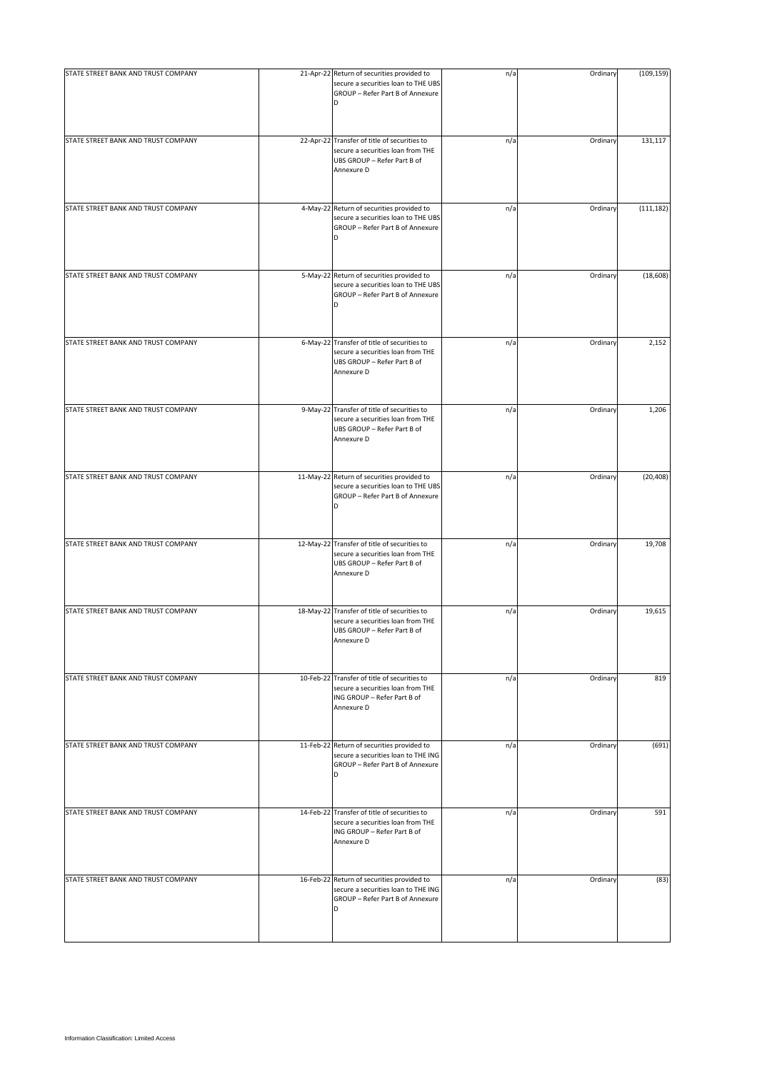| | | | | | |
|---|---|---|---|---|---|
| STATE STREET BANK AND TRUST COMPANY | 21-Apr-22 | Return of securities provided to secure a securities loan to THE UBS GROUP – Refer Part B of Annexure D | n/a | Ordinary | (109,159) |
| STATE STREET BANK AND TRUST COMPANY | 22-Apr-22 | Transfer of title of securities to secure a securities loan from THE UBS GROUP – Refer Part B of Annexure D | n/a | Ordinary | 131,117 |
| STATE STREET BANK AND TRUST COMPANY | 4-May-22 | Return of securities provided to secure a securities loan to THE UBS GROUP – Refer Part B of Annexure D | n/a | Ordinary | (111,182) |
| STATE STREET BANK AND TRUST COMPANY | 5-May-22 | Return of securities provided to secure a securities loan to THE UBS GROUP – Refer Part B of Annexure D | n/a | Ordinary | (18,608) |
| STATE STREET BANK AND TRUST COMPANY | 6-May-22 | Transfer of title of securities to secure a securities loan from THE UBS GROUP – Refer Part B of Annexure D | n/a | Ordinary | 2,152 |
| STATE STREET BANK AND TRUST COMPANY | 9-May-22 | Transfer of title of securities to secure a securities loan from THE UBS GROUP – Refer Part B of Annexure D | n/a | Ordinary | 1,206 |
| STATE STREET BANK AND TRUST COMPANY | 11-May-22 | Return of securities provided to secure a securities loan to THE UBS GROUP – Refer Part B of Annexure D | n/a | Ordinary | (20,408) |
| STATE STREET BANK AND TRUST COMPANY | 12-May-22 | Transfer of title of securities to secure a securities loan from THE UBS GROUP – Refer Part B of Annexure D | n/a | Ordinary | 19,708 |
| STATE STREET BANK AND TRUST COMPANY | 18-May-22 | Transfer of title of securities to secure a securities loan from THE UBS GROUP – Refer Part B of Annexure D | n/a | Ordinary | 19,615 |
| STATE STREET BANK AND TRUST COMPANY | 10-Feb-22 | Transfer of title of securities to secure a securities loan from THE ING GROUP – Refer Part B of Annexure D | n/a | Ordinary | 819 |
| STATE STREET BANK AND TRUST COMPANY | 11-Feb-22 | Return of securities provided to secure a securities loan to THE ING GROUP – Refer Part B of Annexure D | n/a | Ordinary | (691) |
| STATE STREET BANK AND TRUST COMPANY | 14-Feb-22 | Transfer of title of securities to secure a securities loan from THE ING GROUP – Refer Part B of Annexure D | n/a | Ordinary | 591 |
| STATE STREET BANK AND TRUST COMPANY | 16-Feb-22 | Return of securities provided to secure a securities loan to THE ING GROUP – Refer Part B of Annexure D | n/a | Ordinary | (83) |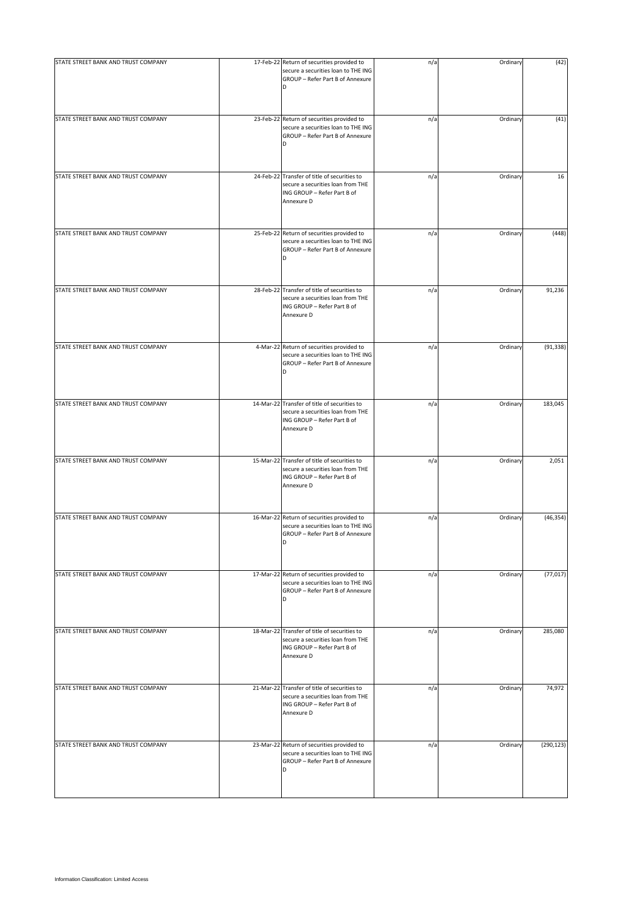| | | | | | |
|---|---|---|---|---|---|
| STATE STREET BANK AND TRUST COMPANY | 17-Feb-22 | Return of securities provided to secure a securities loan to THE ING GROUP – Refer Part B of Annexure D | n/a | Ordinary | (42) |
| STATE STREET BANK AND TRUST COMPANY | 23-Feb-22 | Return of securities provided to secure a securities loan to THE ING GROUP – Refer Part B of Annexure D | n/a | Ordinary | (41) |
| STATE STREET BANK AND TRUST COMPANY | 24-Feb-22 | Transfer of title of securities to secure a securities loan from THE ING GROUP – Refer Part B of Annexure D | n/a | Ordinary | 16 |
| STATE STREET BANK AND TRUST COMPANY | 25-Feb-22 | Return of securities provided to secure a securities loan to THE ING GROUP – Refer Part B of Annexure D | n/a | Ordinary | (448) |
| STATE STREET BANK AND TRUST COMPANY | 28-Feb-22 | Transfer of title of securities to secure a securities loan from THE ING GROUP – Refer Part B of Annexure D | n/a | Ordinary | 91,236 |
| STATE STREET BANK AND TRUST COMPANY | 4-Mar-22 | Return of securities provided to secure a securities loan to THE ING GROUP – Refer Part B of Annexure D | n/a | Ordinary | (91,338) |
| STATE STREET BANK AND TRUST COMPANY | 14-Mar-22 | Transfer of title of securities to secure a securities loan from THE ING GROUP – Refer Part B of Annexure D | n/a | Ordinary | 183,045 |
| STATE STREET BANK AND TRUST COMPANY | 15-Mar-22 | Transfer of title of securities to secure a securities loan from THE ING GROUP – Refer Part B of Annexure D | n/a | Ordinary | 2,051 |
| STATE STREET BANK AND TRUST COMPANY | 16-Mar-22 | Return of securities provided to secure a securities loan to THE ING GROUP – Refer Part B of Annexure D | n/a | Ordinary | (46,354) |
| STATE STREET BANK AND TRUST COMPANY | 17-Mar-22 | Return of securities provided to secure a securities loan to THE ING GROUP – Refer Part B of Annexure D | n/a | Ordinary | (77,017) |
| STATE STREET BANK AND TRUST COMPANY | 18-Mar-22 | Transfer of title of securities to secure a securities loan from THE ING GROUP – Refer Part B of Annexure D | n/a | Ordinary | 285,080 |
| STATE STREET BANK AND TRUST COMPANY | 21-Mar-22 | Transfer of title of securities to secure a securities loan from THE ING GROUP – Refer Part B of Annexure D | n/a | Ordinary | 74,972 |
| STATE STREET BANK AND TRUST COMPANY | 23-Mar-22 | Return of securities provided to secure a securities loan to THE ING GROUP – Refer Part B of Annexure D | n/a | Ordinary | (290,123) |

Information Classification: Limited Access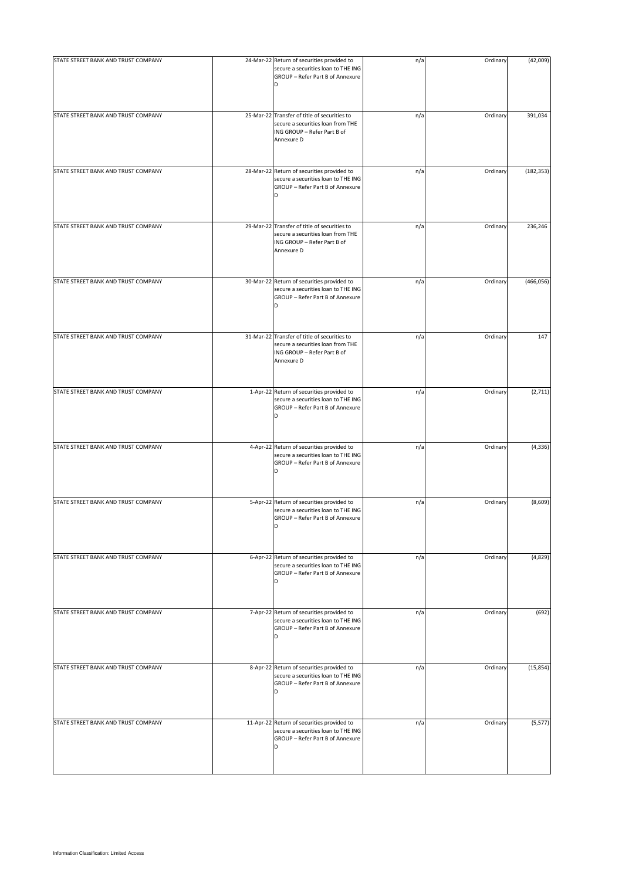| STATE STREET BANK AND TRUST COMPANY | 24-Mar-22 | Return of securities provided to secure a securities loan to THE ING GROUP – Refer Part B of Annexure D | n/a | Ordinary | (42,009) |
|---|---|---|---|---|---|
| STATE STREET BANK AND TRUST COMPANY | 25-Mar-22 | Transfer of title of securities to secure a securities loan from THE ING GROUP – Refer Part B of Annexure D | n/a | Ordinary | 391,034 |
| STATE STREET BANK AND TRUST COMPANY | 28-Mar-22 | Return of securities provided to secure a securities loan to THE ING GROUP – Refer Part B of Annexure D | n/a | Ordinary | (182,353) |
| STATE STREET BANK AND TRUST COMPANY | 29-Mar-22 | Transfer of title of securities to secure a securities loan from THE ING GROUP – Refer Part B of Annexure D | n/a | Ordinary | 236,246 |
| STATE STREET BANK AND TRUST COMPANY | 30-Mar-22 | Return of securities provided to secure a securities loan to THE ING GROUP – Refer Part B of Annexure D | n/a | Ordinary | (466,056) |
| STATE STREET BANK AND TRUST COMPANY | 31-Mar-22 | Transfer of title of securities to secure a securities loan from THE ING GROUP – Refer Part B of Annexure D | n/a | Ordinary | 147 |
| STATE STREET BANK AND TRUST COMPANY | 1-Apr-22 | Return of securities provided to secure a securities loan to THE ING GROUP – Refer Part B of Annexure D | n/a | Ordinary | (2,711) |
| STATE STREET BANK AND TRUST COMPANY | 4-Apr-22 | Return of securities provided to secure a securities loan to THE ING GROUP – Refer Part B of Annexure D | n/a | Ordinary | (4,336) |
| STATE STREET BANK AND TRUST COMPANY | 5-Apr-22 | Return of securities provided to secure a securities loan to THE ING GROUP – Refer Part B of Annexure D | n/a | Ordinary | (8,609) |
| STATE STREET BANK AND TRUST COMPANY | 6-Apr-22 | Return of securities provided to secure a securities loan to THE ING GROUP – Refer Part B of Annexure D | n/a | Ordinary | (4,829) |
| STATE STREET BANK AND TRUST COMPANY | 7-Apr-22 | Return of securities provided to secure a securities loan to THE ING GROUP – Refer Part B of Annexure D | n/a | Ordinary | (692) |
| STATE STREET BANK AND TRUST COMPANY | 8-Apr-22 | Return of securities provided to secure a securities loan to THE ING GROUP – Refer Part B of Annexure D | n/a | Ordinary | (15,854) |
| STATE STREET BANK AND TRUST COMPANY | 11-Apr-22 | Return of securities provided to secure a securities loan to THE ING GROUP – Refer Part B of Annexure D | n/a | Ordinary | (5,577) |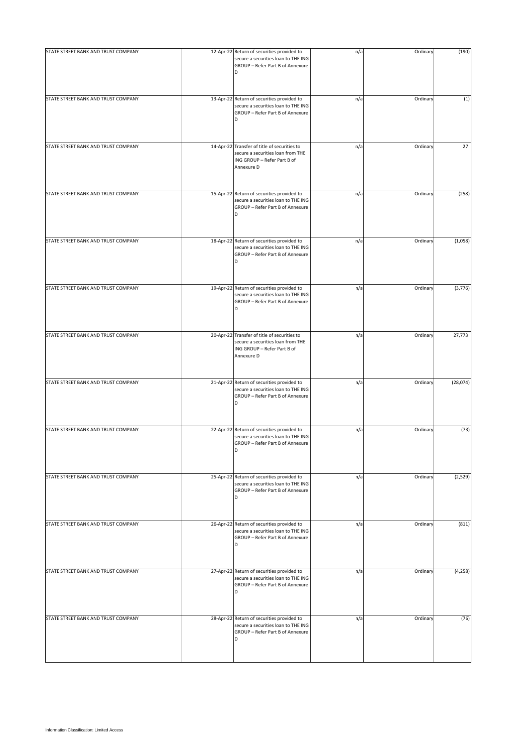| | | | | | |
|---|---|---|---|---|---|
| STATE STREET BANK AND TRUST COMPANY | 12-Apr-22 | Return of securities provided to secure a securities loan to THE ING GROUP – Refer Part B of Annexure D | n/a | Ordinary | (190) |
| STATE STREET BANK AND TRUST COMPANY | 13-Apr-22 | Return of securities provided to secure a securities loan to THE ING GROUP – Refer Part B of Annexure D | n/a | Ordinary | (1) |
| STATE STREET BANK AND TRUST COMPANY | 14-Apr-22 | Transfer of title of securities to secure a securities loan from THE ING GROUP – Refer Part B of Annexure D | n/a | Ordinary | 27 |
| STATE STREET BANK AND TRUST COMPANY | 15-Apr-22 | Return of securities provided to secure a securities loan to THE ING GROUP – Refer Part B of Annexure D | n/a | Ordinary | (258) |
| STATE STREET BANK AND TRUST COMPANY | 18-Apr-22 | Return of securities provided to secure a securities loan to THE ING GROUP – Refer Part B of Annexure D | n/a | Ordinary | (1,058) |
| STATE STREET BANK AND TRUST COMPANY | 19-Apr-22 | Return of securities provided to secure a securities loan to THE ING GROUP – Refer Part B of Annexure D | n/a | Ordinary | (3,776) |
| STATE STREET BANK AND TRUST COMPANY | 20-Apr-22 | Transfer of title of securities to secure a securities loan from THE ING GROUP – Refer Part B of Annexure D | n/a | Ordinary | 27,773 |
| STATE STREET BANK AND TRUST COMPANY | 21-Apr-22 | Return of securities provided to secure a securities loan to THE ING GROUP – Refer Part B of Annexure D | n/a | Ordinary | (28,074) |
| STATE STREET BANK AND TRUST COMPANY | 22-Apr-22 | Return of securities provided to secure a securities loan to THE ING GROUP – Refer Part B of Annexure D | n/a | Ordinary | (73) |
| STATE STREET BANK AND TRUST COMPANY | 25-Apr-22 | Return of securities provided to secure a securities loan to THE ING GROUP – Refer Part B of Annexure D | n/a | Ordinary | (2,529) |
| STATE STREET BANK AND TRUST COMPANY | 26-Apr-22 | Return of securities provided to secure a securities loan to THE ING GROUP – Refer Part B of Annexure D | n/a | Ordinary | (811) |
| STATE STREET BANK AND TRUST COMPANY | 27-Apr-22 | Return of securities provided to secure a securities loan to THE ING GROUP – Refer Part B of Annexure D | n/a | Ordinary | (4,258) |
| STATE STREET BANK AND TRUST COMPANY | 28-Apr-22 | Return of securities provided to secure a securities loan to THE ING GROUP – Refer Part B of Annexure D | n/a | Ordinary | (76) |

Information Classification: Limited Access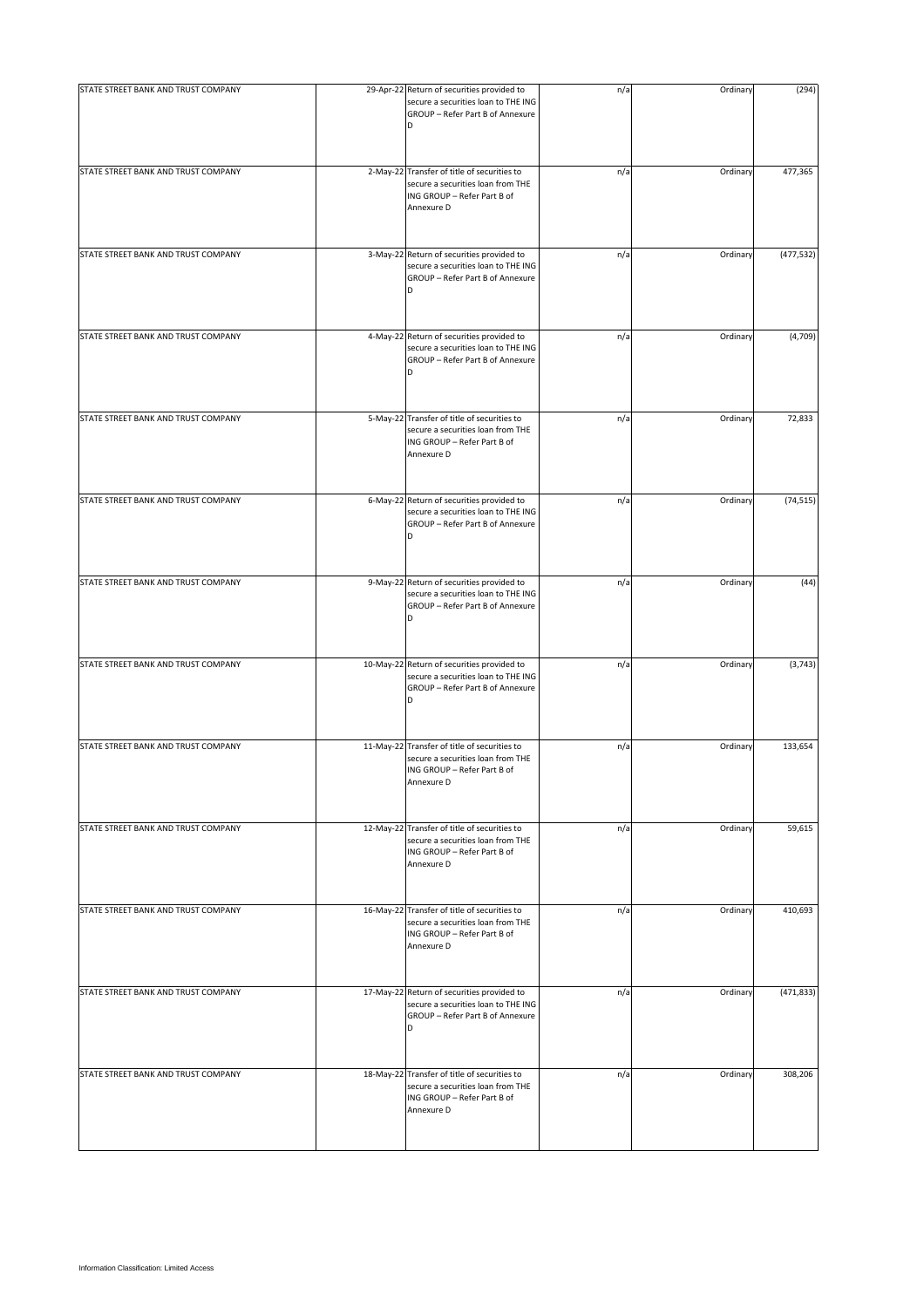| | | | | | |
|---|---|---|---|---|---|
| STATE STREET BANK AND TRUST COMPANY | 29-Apr-22 | Return of securities provided to secure a securities loan to THE ING GROUP – Refer Part B of Annexure D | n/a | Ordinary | (294) |
| STATE STREET BANK AND TRUST COMPANY | 2-May-22 | Transfer of title of securities to secure a securities loan from THE ING GROUP – Refer Part B of Annexure D | n/a | Ordinary | 477,365 |
| STATE STREET BANK AND TRUST COMPANY | 3-May-22 | Return of securities provided to secure a securities loan to THE ING GROUP – Refer Part B of Annexure D | n/a | Ordinary | (477,532) |
| STATE STREET BANK AND TRUST COMPANY | 4-May-22 | Return of securities provided to secure a securities loan to THE ING GROUP – Refer Part B of Annexure D | n/a | Ordinary | (4,709) |
| STATE STREET BANK AND TRUST COMPANY | 5-May-22 | Transfer of title of securities to secure a securities loan from THE ING GROUP – Refer Part B of Annexure D | n/a | Ordinary | 72,833 |
| STATE STREET BANK AND TRUST COMPANY | 6-May-22 | Return of securities provided to secure a securities loan to THE ING GROUP – Refer Part B of Annexure D | n/a | Ordinary | (74,515) |
| STATE STREET BANK AND TRUST COMPANY | 9-May-22 | Return of securities provided to secure a securities loan to THE ING GROUP – Refer Part B of Annexure D | n/a | Ordinary | (44) |
| STATE STREET BANK AND TRUST COMPANY | 10-May-22 | Return of securities provided to secure a securities loan to THE ING GROUP – Refer Part B of Annexure D | n/a | Ordinary | (3,743) |
| STATE STREET BANK AND TRUST COMPANY | 11-May-22 | Transfer of title of securities to secure a securities loan from THE ING GROUP – Refer Part B of Annexure D | n/a | Ordinary | 133,654 |
| STATE STREET BANK AND TRUST COMPANY | 12-May-22 | Transfer of title of securities to secure a securities loan from THE ING GROUP – Refer Part B of Annexure D | n/a | Ordinary | 59,615 |
| STATE STREET BANK AND TRUST COMPANY | 16-May-22 | Transfer of title of securities to secure a securities loan from THE ING GROUP – Refer Part B of Annexure D | n/a | Ordinary | 410,693 |
| STATE STREET BANK AND TRUST COMPANY | 17-May-22 | Return of securities provided to secure a securities loan to THE ING GROUP – Refer Part B of Annexure D | n/a | Ordinary | (471,833) |
| STATE STREET BANK AND TRUST COMPANY | 18-May-22 | Transfer of title of securities to secure a securities loan from THE ING GROUP – Refer Part B of Annexure D | n/a | Ordinary | 308,206 |

Information Classification: Limited Access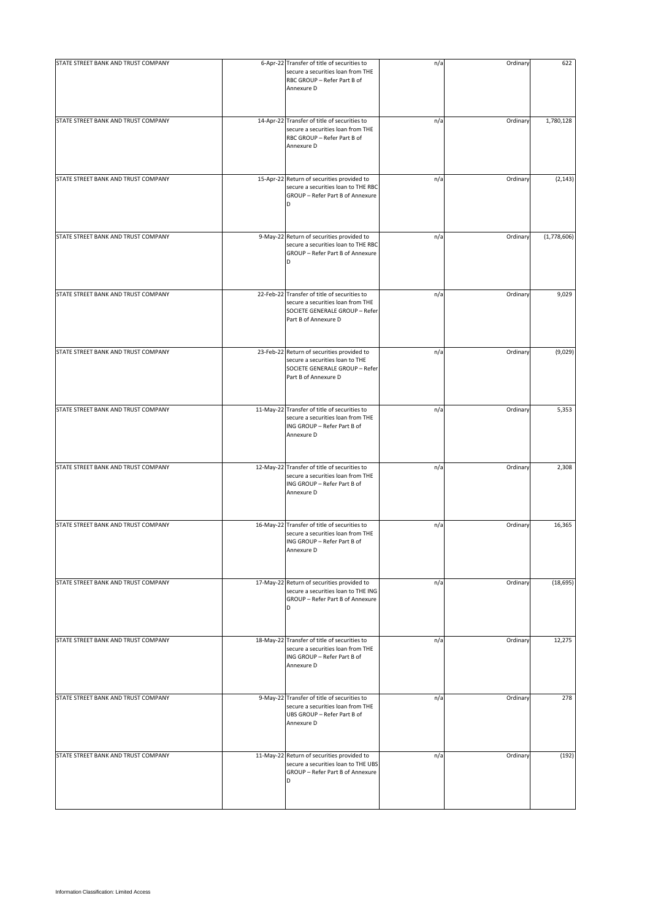| | | | | | |
|---|---|---|---|---|---|
| STATE STREET BANK AND TRUST COMPANY | 6-Apr-22 | Transfer of title of securities to secure a securities loan from THE RBC GROUP – Refer Part B of Annexure D | n/a | Ordinary | 622 |
| STATE STREET BANK AND TRUST COMPANY | 14-Apr-22 | Transfer of title of securities to secure a securities loan from THE RBC GROUP – Refer Part B of Annexure D | n/a | Ordinary | 1,780,128 |
| STATE STREET BANK AND TRUST COMPANY | 15-Apr-22 | Return of securities provided to secure a securities loan to THE RBC GROUP – Refer Part B of Annexure D | n/a | Ordinary | (2,143) |
| STATE STREET BANK AND TRUST COMPANY | 9-May-22 | Return of securities provided to secure a securities loan to THE RBC GROUP – Refer Part B of Annexure D | n/a | Ordinary | (1,778,606) |
| STATE STREET BANK AND TRUST COMPANY | 22-Feb-22 | Transfer of title of securities to secure a securities loan from THE SOCIETE GENERALE GROUP – Refer Part B of Annexure D | n/a | Ordinary | 9,029 |
| STATE STREET BANK AND TRUST COMPANY | 23-Feb-22 | Return of securities provided to secure a securities loan to THE SOCIETE GENERALE GROUP – Refer Part B of Annexure D | n/a | Ordinary | (9,029) |
| STATE STREET BANK AND TRUST COMPANY | 11-May-22 | Transfer of title of securities to secure a securities loan from THE ING GROUP – Refer Part B of Annexure D | n/a | Ordinary | 5,353 |
| STATE STREET BANK AND TRUST COMPANY | 12-May-22 | Transfer of title of securities to secure a securities loan from THE ING GROUP – Refer Part B of Annexure D | n/a | Ordinary | 2,308 |
| STATE STREET BANK AND TRUST COMPANY | 16-May-22 | Transfer of title of securities to secure a securities loan from THE ING GROUP – Refer Part B of Annexure D | n/a | Ordinary | 16,365 |
| STATE STREET BANK AND TRUST COMPANY | 17-May-22 | Return of securities provided to secure a securities loan to THE ING GROUP – Refer Part B of Annexure D | n/a | Ordinary | (18,695) |
| STATE STREET BANK AND TRUST COMPANY | 18-May-22 | Transfer of title of securities to secure a securities loan from THE ING GROUP – Refer Part B of Annexure D | n/a | Ordinary | 12,275 |
| STATE STREET BANK AND TRUST COMPANY | 9-May-22 | Transfer of title of securities to secure a securities loan from THE UBS GROUP – Refer Part B of Annexure D | n/a | Ordinary | 278 |
| STATE STREET BANK AND TRUST COMPANY | 11-May-22 | Return of securities provided to secure a securities loan to THE UBS GROUP – Refer Part B of Annexure D | n/a | Ordinary | (192) |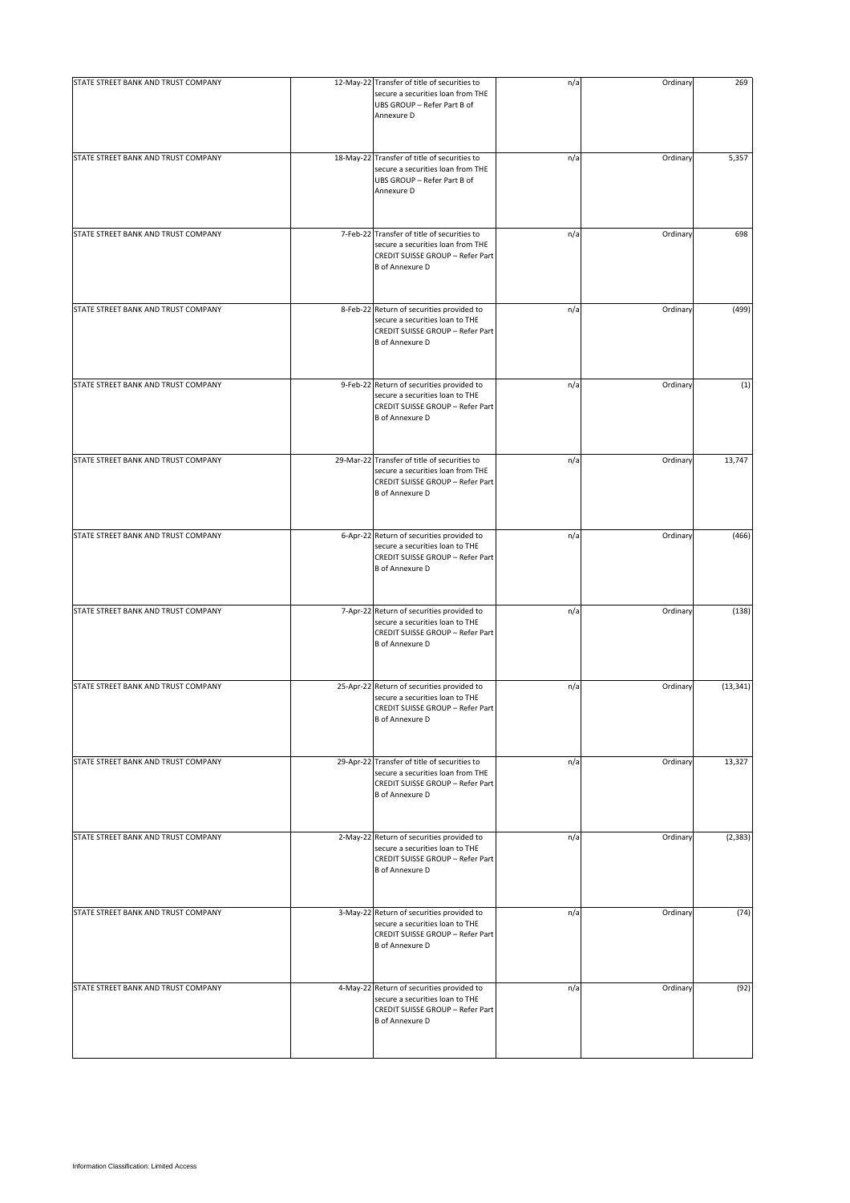| | | | | | |
|---|---|---|---|---|---|
| STATE STREET BANK AND TRUST COMPANY | 12-May-22 | Transfer of title of securities to secure a securities loan from THE UBS GROUP – Refer Part B of Annexure D | n/a | Ordinary | 269 |
| STATE STREET BANK AND TRUST COMPANY | 18-May-22 | Transfer of title of securities to secure a securities loan from THE UBS GROUP – Refer Part B of Annexure D | n/a | Ordinary | 5,357 |
| STATE STREET BANK AND TRUST COMPANY | 7-Feb-22 | Transfer of title of securities to secure a securities loan from THE CREDIT SUISSE GROUP – Refer Part B of Annexure D | n/a | Ordinary | 698 |
| STATE STREET BANK AND TRUST COMPANY | 8-Feb-22 | Return of securities provided to secure a securities loan to THE CREDIT SUISSE GROUP – Refer Part B of Annexure D | n/a | Ordinary | (499) |
| STATE STREET BANK AND TRUST COMPANY | 9-Feb-22 | Return of securities provided to secure a securities loan to THE CREDIT SUISSE GROUP – Refer Part B of Annexure D | n/a | Ordinary | (1) |
| STATE STREET BANK AND TRUST COMPANY | 29-Mar-22 | Transfer of title of securities to secure a securities loan from THE CREDIT SUISSE GROUP – Refer Part B of Annexure D | n/a | Ordinary | 13,747 |
| STATE STREET BANK AND TRUST COMPANY | 6-Apr-22 | Return of securities provided to secure a securities loan to THE CREDIT SUISSE GROUP – Refer Part B of Annexure D | n/a | Ordinary | (466) |
| STATE STREET BANK AND TRUST COMPANY | 7-Apr-22 | Return of securities provided to secure a securities loan to THE CREDIT SUISSE GROUP – Refer Part B of Annexure D | n/a | Ordinary | (138) |
| STATE STREET BANK AND TRUST COMPANY | 25-Apr-22 | Return of securities provided to secure a securities loan to THE CREDIT SUISSE GROUP – Refer Part B of Annexure D | n/a | Ordinary | (13,341) |
| STATE STREET BANK AND TRUST COMPANY | 29-Apr-22 | Transfer of title of securities to secure a securities loan from THE CREDIT SUISSE GROUP – Refer Part B of Annexure D | n/a | Ordinary | 13,327 |
| STATE STREET BANK AND TRUST COMPANY | 2-May-22 | Return of securities provided to secure a securities loan to THE CREDIT SUISSE GROUP – Refer Part B of Annexure D | n/a | Ordinary | (2,383) |
| STATE STREET BANK AND TRUST COMPANY | 3-May-22 | Return of securities provided to secure a securities loan to THE CREDIT SUISSE GROUP – Refer Part B of Annexure D | n/a | Ordinary | (74) |
| STATE STREET BANK AND TRUST COMPANY | 4-May-22 | Return of securities provided to secure a securities loan to THE CREDIT SUISSE GROUP – Refer Part B of Annexure D | n/a | Ordinary | (92) |

Information Classification: Limited Access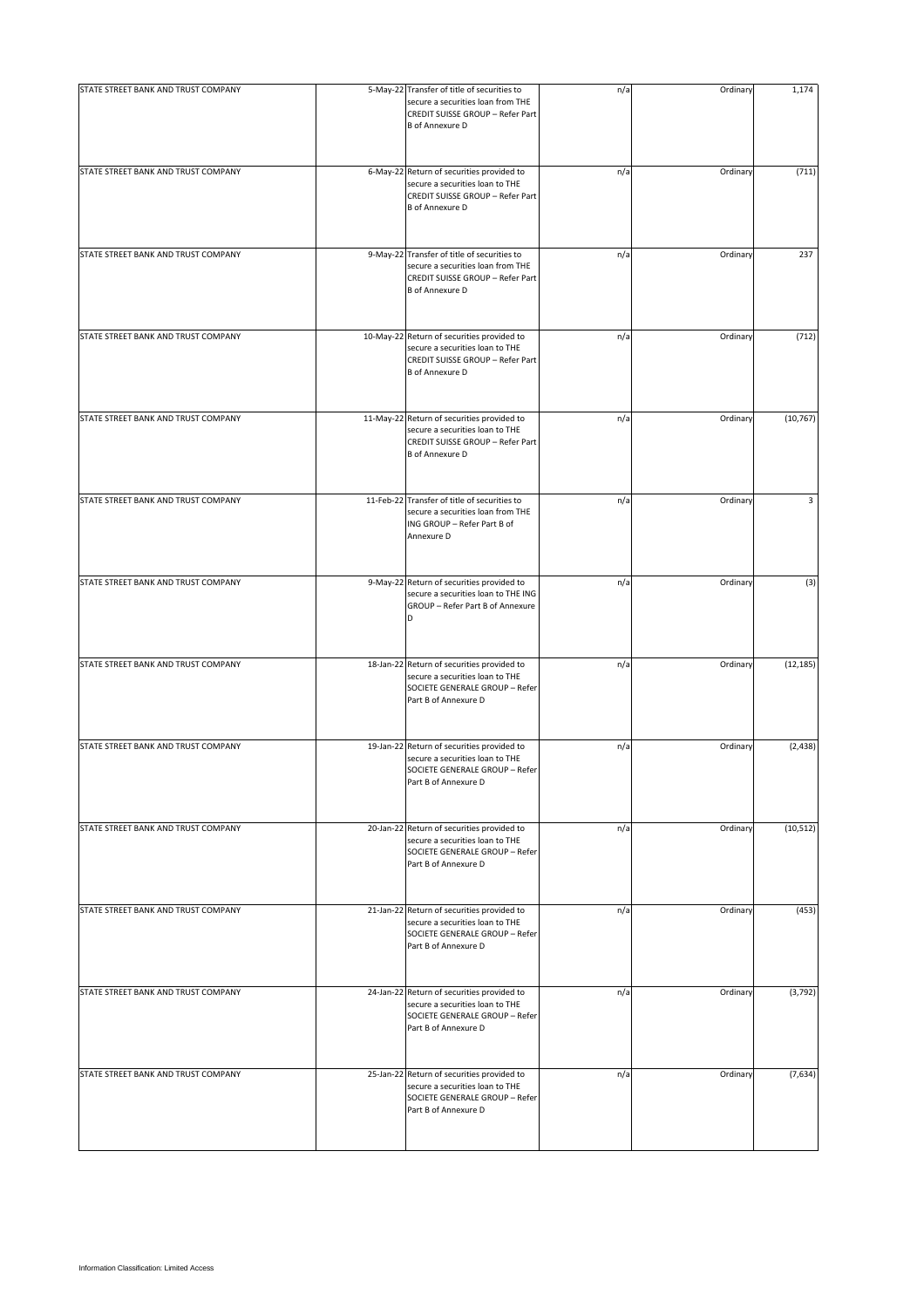| | | | | | |
|---|---|---|---|---|---|
| STATE STREET BANK AND TRUST COMPANY | 5-May-22 | Transfer of title of securities to secure a securities loan from THE CREDIT SUISSE GROUP – Refer Part B of Annexure D | n/a | Ordinary | 1,174 |
| STATE STREET BANK AND TRUST COMPANY | 6-May-22 | Return of securities provided to secure a securities loan to THE CREDIT SUISSE GROUP – Refer Part B of Annexure D | n/a | Ordinary | (711) |
| STATE STREET BANK AND TRUST COMPANY | 9-May-22 | Transfer of title of securities to secure a securities loan from THE CREDIT SUISSE GROUP – Refer Part B of Annexure D | n/a | Ordinary | 237 |
| STATE STREET BANK AND TRUST COMPANY | 10-May-22 | Return of securities provided to secure a securities loan to THE CREDIT SUISSE GROUP – Refer Part B of Annexure D | n/a | Ordinary | (712) |
| STATE STREET BANK AND TRUST COMPANY | 11-May-22 | Return of securities provided to secure a securities loan to THE CREDIT SUISSE GROUP – Refer Part B of Annexure D | n/a | Ordinary | (10,767) |
| STATE STREET BANK AND TRUST COMPANY | 11-Feb-22 | Transfer of title of securities to secure a securities loan from THE ING GROUP – Refer Part B of Annexure D | n/a | Ordinary | 3 |
| STATE STREET BANK AND TRUST COMPANY | 9-May-22 | Return of securities provided to secure a securities loan to THE ING GROUP – Refer Part B of Annexure D | n/a | Ordinary | (3) |
| STATE STREET BANK AND TRUST COMPANY | 18-Jan-22 | Return of securities provided to secure a securities loan to THE SOCIETE GENERALE GROUP – Refer Part B of Annexure D | n/a | Ordinary | (12,185) |
| STATE STREET BANK AND TRUST COMPANY | 19-Jan-22 | Return of securities provided to secure a securities loan to THE SOCIETE GENERALE GROUP – Refer Part B of Annexure D | n/a | Ordinary | (2,438) |
| STATE STREET BANK AND TRUST COMPANY | 20-Jan-22 | Return of securities provided to secure a securities loan to THE SOCIETE GENERALE GROUP – Refer Part B of Annexure D | n/a | Ordinary | (10,512) |
| STATE STREET BANK AND TRUST COMPANY | 21-Jan-22 | Return of securities provided to secure a securities loan to THE SOCIETE GENERALE GROUP – Refer Part B of Annexure D | n/a | Ordinary | (453) |
| STATE STREET BANK AND TRUST COMPANY | 24-Jan-22 | Return of securities provided to secure a securities loan to THE SOCIETE GENERALE GROUP – Refer Part B of Annexure D | n/a | Ordinary | (3,792) |
| STATE STREET BANK AND TRUST COMPANY | 25-Jan-22 | Return of securities provided to secure a securities loan to THE SOCIETE GENERALE GROUP – Refer Part B of Annexure D | n/a | Ordinary | (7,634) |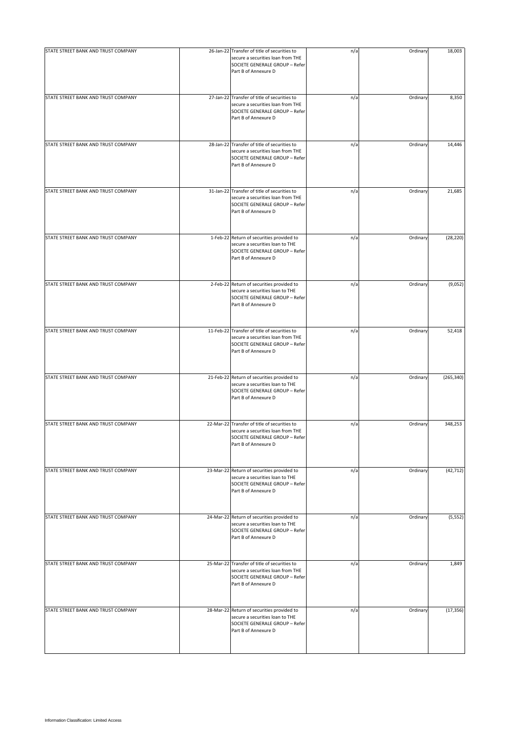| | | | | | |
|---|---|---|---|---|---|
| STATE STREET BANK AND TRUST COMPANY | 26-Jan-22 | Transfer of title of securities to secure a securities loan from THE SOCIETE GENERALE GROUP – Refer Part B of Annexure D | n/a | Ordinary | 18,003 |
| STATE STREET BANK AND TRUST COMPANY | 27-Jan-22 | Transfer of title of securities to secure a securities loan from THE SOCIETE GENERALE GROUP – Refer Part B of Annexure D | n/a | Ordinary | 8,350 |
| STATE STREET BANK AND TRUST COMPANY | 28-Jan-22 | Transfer of title of securities to secure a securities loan from THE SOCIETE GENERALE GROUP – Refer Part B of Annexure D | n/a | Ordinary | 14,446 |
| STATE STREET BANK AND TRUST COMPANY | 31-Jan-22 | Transfer of title of securities to secure a securities loan from THE SOCIETE GENERALE GROUP – Refer Part B of Annexure D | n/a | Ordinary | 21,685 |
| STATE STREET BANK AND TRUST COMPANY | 1-Feb-22 | Return of securities provided to secure a securities loan to THE SOCIETE GENERALE GROUP – Refer Part B of Annexure D | n/a | Ordinary | (28,220) |
| STATE STREET BANK AND TRUST COMPANY | 2-Feb-22 | Return of securities provided to secure a securities loan to THE SOCIETE GENERALE GROUP – Refer Part B of Annexure D | n/a | Ordinary | (9,052) |
| STATE STREET BANK AND TRUST COMPANY | 11-Feb-22 | Transfer of title of securities to secure a securities loan from THE SOCIETE GENERALE GROUP – Refer Part B of Annexure D | n/a | Ordinary | 52,418 |
| STATE STREET BANK AND TRUST COMPANY | 21-Feb-22 | Return of securities provided to secure a securities loan to THE SOCIETE GENERALE GROUP – Refer Part B of Annexure D | n/a | Ordinary | (265,340) |
| STATE STREET BANK AND TRUST COMPANY | 22-Mar-22 | Transfer of title of securities to secure a securities loan from THE SOCIETE GENERALE GROUP – Refer Part B of Annexure D | n/a | Ordinary | 348,253 |
| STATE STREET BANK AND TRUST COMPANY | 23-Mar-22 | Return of securities provided to secure a securities loan to THE SOCIETE GENERALE GROUP – Refer Part B of Annexure D | n/a | Ordinary | (42,712) |
| STATE STREET BANK AND TRUST COMPANY | 24-Mar-22 | Return of securities provided to secure a securities loan to THE SOCIETE GENERALE GROUP – Refer Part B of Annexure D | n/a | Ordinary | (5,552) |
| STATE STREET BANK AND TRUST COMPANY | 25-Mar-22 | Transfer of title of securities to secure a securities loan from THE SOCIETE GENERALE GROUP – Refer Part B of Annexure D | n/a | Ordinary | 1,849 |
| STATE STREET BANK AND TRUST COMPANY | 28-Mar-22 | Return of securities provided to secure a securities loan to THE SOCIETE GENERALE GROUP – Refer Part B of Annexure D | n/a | Ordinary | (17,356) |

Information Classification: Limited Access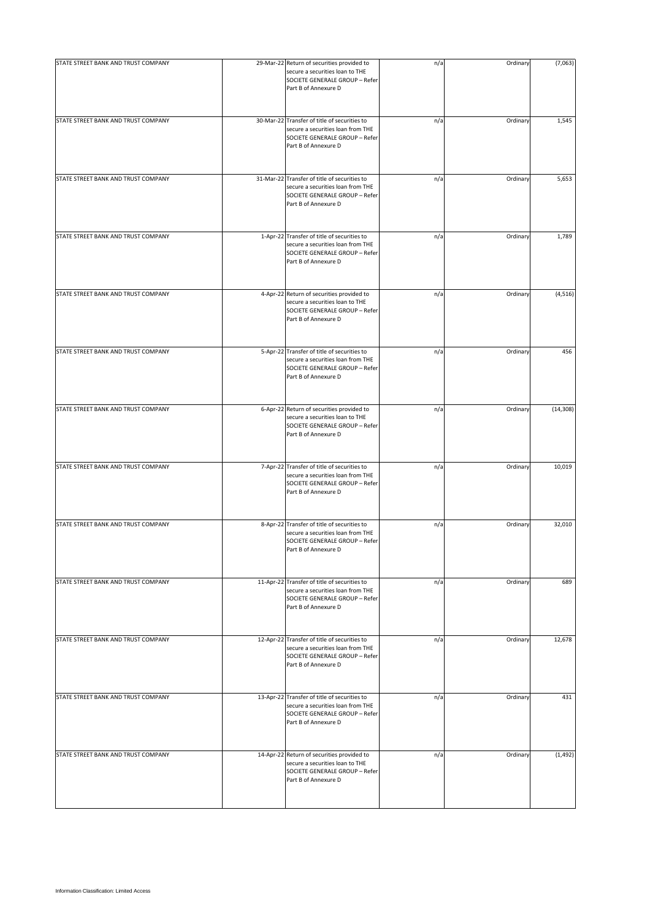| | | | | | |
|---|---|---|---|---|---|
| STATE STREET BANK AND TRUST COMPANY | 29-Mar-22 | Return of securities provided to secure a securities loan to THE SOCIETE GENERALE GROUP – Refer Part B of Annexure D | n/a | Ordinary | (7,063) |
| STATE STREET BANK AND TRUST COMPANY | 30-Mar-22 | Transfer of title of securities to secure a securities loan from THE SOCIETE GENERALE GROUP – Refer Part B of Annexure D | n/a | Ordinary | 1,545 |
| STATE STREET BANK AND TRUST COMPANY | 31-Mar-22 | Transfer of title of securities to secure a securities loan from THE SOCIETE GENERALE GROUP – Refer Part B of Annexure D | n/a | Ordinary | 5,653 |
| STATE STREET BANK AND TRUST COMPANY | 1-Apr-22 | Transfer of title of securities to secure a securities loan from THE SOCIETE GENERALE GROUP – Refer Part B of Annexure D | n/a | Ordinary | 1,789 |
| STATE STREET BANK AND TRUST COMPANY | 4-Apr-22 | Return of securities provided to secure a securities loan to THE SOCIETE GENERALE GROUP – Refer Part B of Annexure D | n/a | Ordinary | (4,516) |
| STATE STREET BANK AND TRUST COMPANY | 5-Apr-22 | Transfer of title of securities to secure a securities loan from THE SOCIETE GENERALE GROUP – Refer Part B of Annexure D | n/a | Ordinary | 456 |
| STATE STREET BANK AND TRUST COMPANY | 6-Apr-22 | Return of securities provided to secure a securities loan to THE SOCIETE GENERALE GROUP – Refer Part B of Annexure D | n/a | Ordinary | (14,308) |
| STATE STREET BANK AND TRUST COMPANY | 7-Apr-22 | Transfer of title of securities to secure a securities loan from THE SOCIETE GENERALE GROUP – Refer Part B of Annexure D | n/a | Ordinary | 10,019 |
| STATE STREET BANK AND TRUST COMPANY | 8-Apr-22 | Transfer of title of securities to secure a securities loan from THE SOCIETE GENERALE GROUP – Refer Part B of Annexure D | n/a | Ordinary | 32,010 |
| STATE STREET BANK AND TRUST COMPANY | 11-Apr-22 | Transfer of title of securities to secure a securities loan from THE SOCIETE GENERALE GROUP – Refer Part B of Annexure D | n/a | Ordinary | 689 |
| STATE STREET BANK AND TRUST COMPANY | 12-Apr-22 | Transfer of title of securities to secure a securities loan from THE SOCIETE GENERALE GROUP – Refer Part B of Annexure D | n/a | Ordinary | 12,678 |
| STATE STREET BANK AND TRUST COMPANY | 13-Apr-22 | Transfer of title of securities to secure a securities loan from THE SOCIETE GENERALE GROUP – Refer Part B of Annexure D | n/a | Ordinary | 431 |
| STATE STREET BANK AND TRUST COMPANY | 14-Apr-22 | Return of securities provided to secure a securities loan to THE SOCIETE GENERALE GROUP – Refer Part B of Annexure D | n/a | Ordinary | (1,492) |

Information Classification: Limited Access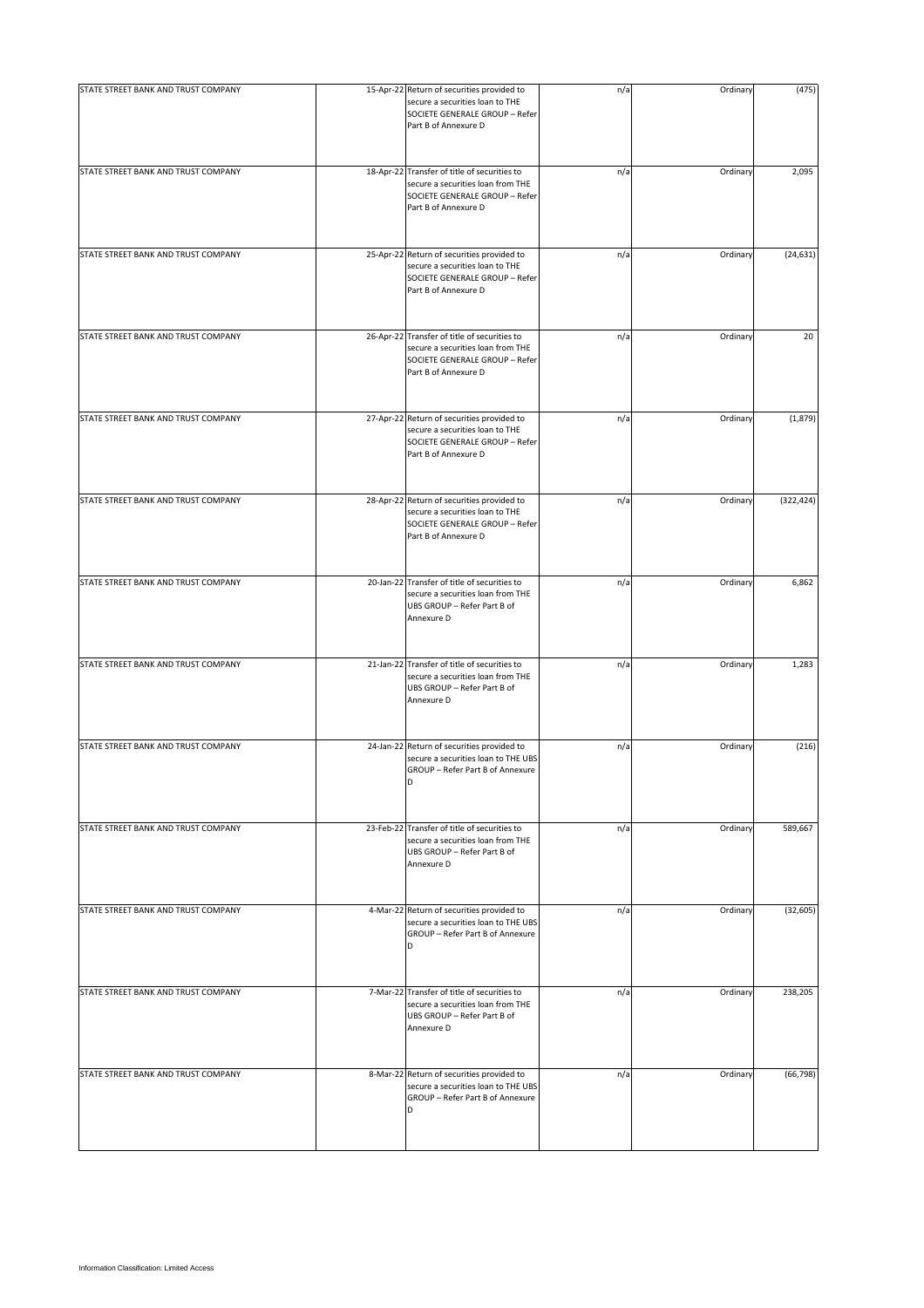| | | | | | |
|---|---|---|---|---|---|
| STATE STREET BANK AND TRUST COMPANY | 15-Apr-22 | Return of securities provided to secure a securities loan to THE SOCIETE GENERALE GROUP – Refer Part B of Annexure D | n/a | Ordinary | (475) |
| STATE STREET BANK AND TRUST COMPANY | 18-Apr-22 | Transfer of title of securities to secure a securities loan from THE SOCIETE GENERALE GROUP – Refer Part B of Annexure D | n/a | Ordinary | 2,095 |
| STATE STREET BANK AND TRUST COMPANY | 25-Apr-22 | Return of securities provided to secure a securities loan to THE SOCIETE GENERALE GROUP – Refer Part B of Annexure D | n/a | Ordinary | (24,631) |
| STATE STREET BANK AND TRUST COMPANY | 26-Apr-22 | Transfer of title of securities to secure a securities loan from THE SOCIETE GENERALE GROUP – Refer Part B of Annexure D | n/a | Ordinary | 20 |
| STATE STREET BANK AND TRUST COMPANY | 27-Apr-22 | Return of securities provided to secure a securities loan to THE SOCIETE GENERALE GROUP – Refer Part B of Annexure D | n/a | Ordinary | (1,879) |
| STATE STREET BANK AND TRUST COMPANY | 28-Apr-22 | Return of securities provided to secure a securities loan to THE SOCIETE GENERALE GROUP – Refer Part B of Annexure D | n/a | Ordinary | (322,424) |
| STATE STREET BANK AND TRUST COMPANY | 20-Jan-22 | Transfer of title of securities to secure a securities loan from THE UBS GROUP – Refer Part B of Annexure D | n/a | Ordinary | 6,862 |
| STATE STREET BANK AND TRUST COMPANY | 21-Jan-22 | Transfer of title of securities to secure a securities loan from THE UBS GROUP – Refer Part B of Annexure D | n/a | Ordinary | 1,283 |
| STATE STREET BANK AND TRUST COMPANY | 24-Jan-22 | Return of securities provided to secure a securities loan to THE UBS GROUP – Refer Part B of Annexure D | n/a | Ordinary | (216) |
| STATE STREET BANK AND TRUST COMPANY | 23-Feb-22 | Transfer of title of securities to secure a securities loan from THE UBS GROUP – Refer Part B of Annexure D | n/a | Ordinary | 589,667 |
| STATE STREET BANK AND TRUST COMPANY | 4-Mar-22 | Return of securities provided to secure a securities loan to THE UBS GROUP – Refer Part B of Annexure D | n/a | Ordinary | (32,605) |
| STATE STREET BANK AND TRUST COMPANY | 7-Mar-22 | Transfer of title of securities to secure a securities loan from THE UBS GROUP – Refer Part B of Annexure D | n/a | Ordinary | 238,205 |
| STATE STREET BANK AND TRUST COMPANY | 8-Mar-22 | Return of securities provided to secure a securities loan to THE UBS GROUP – Refer Part B of Annexure D | n/a | Ordinary | (66,798) |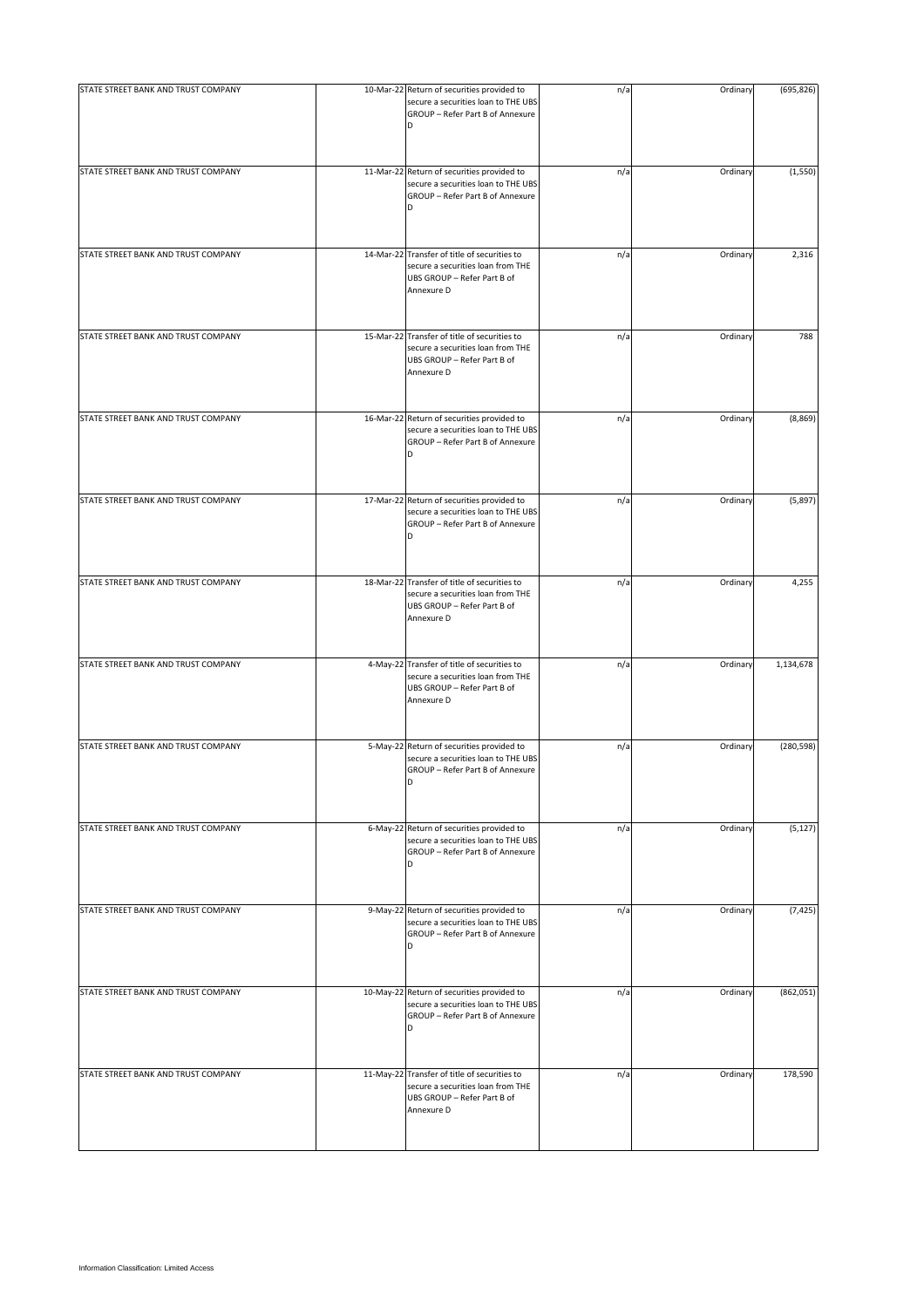| | | | | | |
|---|---|---|---|---|---|
| STATE STREET BANK AND TRUST COMPANY | 10-Mar-22 | Return of securities provided to secure a securities loan to THE UBS GROUP – Refer Part B of Annexure D | n/a | Ordinary | (695,826) |
| STATE STREET BANK AND TRUST COMPANY | 11-Mar-22 | Return of securities provided to secure a securities loan to THE UBS GROUP – Refer Part B of Annexure D | n/a | Ordinary | (1,550) |
| STATE STREET BANK AND TRUST COMPANY | 14-Mar-22 | Transfer of title of securities to secure a securities loan from THE UBS GROUP – Refer Part B of Annexure D | n/a | Ordinary | 2,316 |
| STATE STREET BANK AND TRUST COMPANY | 15-Mar-22 | Transfer of title of securities to secure a securities loan from THE UBS GROUP – Refer Part B of Annexure D | n/a | Ordinary | 788 |
| STATE STREET BANK AND TRUST COMPANY | 16-Mar-22 | Return of securities provided to secure a securities loan to THE UBS GROUP – Refer Part B of Annexure D | n/a | Ordinary | (8,869) |
| STATE STREET BANK AND TRUST COMPANY | 17-Mar-22 | Return of securities provided to secure a securities loan to THE UBS GROUP – Refer Part B of Annexure D | n/a | Ordinary | (5,897) |
| STATE STREET BANK AND TRUST COMPANY | 18-Mar-22 | Transfer of title of securities to secure a securities loan from THE UBS GROUP – Refer Part B of Annexure D | n/a | Ordinary | 4,255 |
| STATE STREET BANK AND TRUST COMPANY | 4-May-22 | Transfer of title of securities to secure a securities loan from THE UBS GROUP – Refer Part B of Annexure D | n/a | Ordinary | 1,134,678 |
| STATE STREET BANK AND TRUST COMPANY | 5-May-22 | Return of securities provided to secure a securities loan to THE UBS GROUP – Refer Part B of Annexure D | n/a | Ordinary | (280,598) |
| STATE STREET BANK AND TRUST COMPANY | 6-May-22 | Return of securities provided to secure a securities loan to THE UBS GROUP – Refer Part B of Annexure D | n/a | Ordinary | (5,127) |
| STATE STREET BANK AND TRUST COMPANY | 9-May-22 | Return of securities provided to secure a securities loan to THE UBS GROUP – Refer Part B of Annexure D | n/a | Ordinary | (7,425) |
| STATE STREET BANK AND TRUST COMPANY | 10-May-22 | Return of securities provided to secure a securities loan to THE UBS GROUP – Refer Part B of Annexure D | n/a | Ordinary | (862,051) |
| STATE STREET BANK AND TRUST COMPANY | 11-May-22 | Transfer of title of securities to secure a securities loan from THE UBS GROUP – Refer Part B of Annexure D | n/a | Ordinary | 178,590 |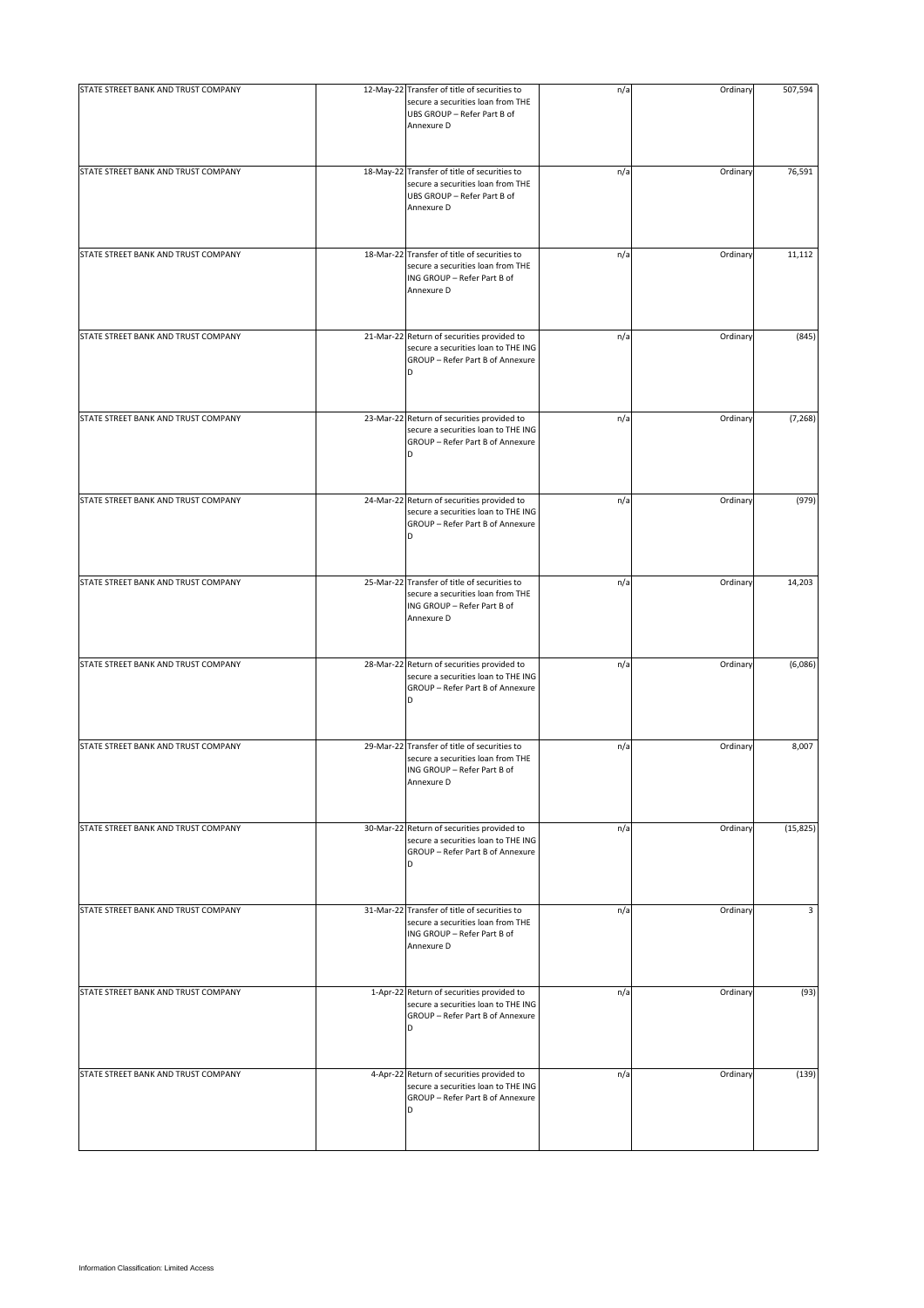| | | | | | |
|---|---|---|---|---|---|
| STATE STREET BANK AND TRUST COMPANY | 12-May-22 | Transfer of title of securities to secure a securities loan from THE UBS GROUP – Refer Part B of Annexure D | n/a | Ordinary | 507,594 |
| STATE STREET BANK AND TRUST COMPANY | 18-May-22 | Transfer of title of securities to secure a securities loan from THE UBS GROUP – Refer Part B of Annexure D | n/a | Ordinary | 76,591 |
| STATE STREET BANK AND TRUST COMPANY | 18-Mar-22 | Transfer of title of securities to secure a securities loan from THE ING GROUP – Refer Part B of Annexure D | n/a | Ordinary | 11,112 |
| STATE STREET BANK AND TRUST COMPANY | 21-Mar-22 | Return of securities provided to secure a securities loan to THE ING GROUP – Refer Part B of Annexure D | n/a | Ordinary | (845) |
| STATE STREET BANK AND TRUST COMPANY | 23-Mar-22 | Return of securities provided to secure a securities loan to THE ING GROUP – Refer Part B of Annexure D | n/a | Ordinary | (7,268) |
| STATE STREET BANK AND TRUST COMPANY | 24-Mar-22 | Return of securities provided to secure a securities loan to THE ING GROUP – Refer Part B of Annexure D | n/a | Ordinary | (979) |
| STATE STREET BANK AND TRUST COMPANY | 25-Mar-22 | Transfer of title of securities to secure a securities loan from THE ING GROUP – Refer Part B of Annexure D | n/a | Ordinary | 14,203 |
| STATE STREET BANK AND TRUST COMPANY | 28-Mar-22 | Return of securities provided to secure a securities loan to THE ING GROUP – Refer Part B of Annexure D | n/a | Ordinary | (6,086) |
| STATE STREET BANK AND TRUST COMPANY | 29-Mar-22 | Transfer of title of securities to secure a securities loan from THE ING GROUP – Refer Part B of Annexure D | n/a | Ordinary | 8,007 |
| STATE STREET BANK AND TRUST COMPANY | 30-Mar-22 | Return of securities provided to secure a securities loan to THE ING GROUP – Refer Part B of Annexure D | n/a | Ordinary | (15,825) |
| STATE STREET BANK AND TRUST COMPANY | 31-Mar-22 | Transfer of title of securities to secure a securities loan from THE ING GROUP – Refer Part B of Annexure D | n/a | Ordinary | 3 |
| STATE STREET BANK AND TRUST COMPANY | 1-Apr-22 | Return of securities provided to secure a securities loan to THE ING GROUP – Refer Part B of Annexure D | n/a | Ordinary | (93) |
| STATE STREET BANK AND TRUST COMPANY | 4-Apr-22 | Return of securities provided to secure a securities loan to THE ING GROUP – Refer Part B of Annexure D | n/a | Ordinary | (139) |

Information Classification: Limited Access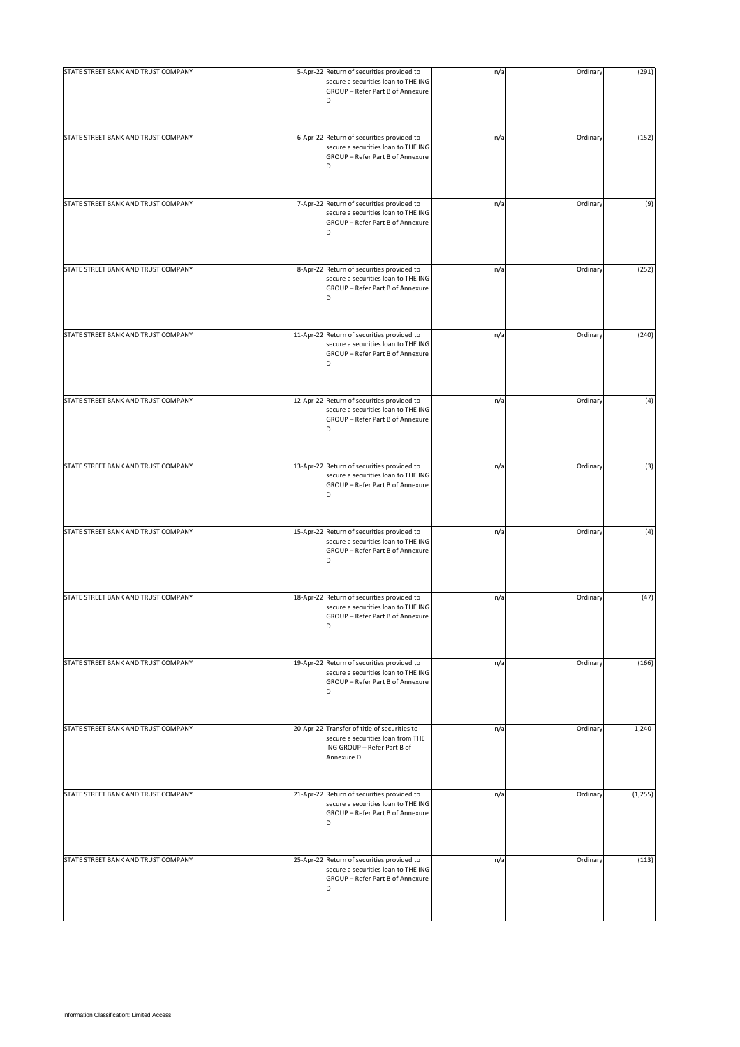| | | | | | |
|---|---|---|---|---|---|
| STATE STREET BANK AND TRUST COMPANY | 5-Apr-22 | Return of securities provided to secure a securities loan to THE ING GROUP – Refer Part B of Annexure D | n/a | Ordinary | (291) |
| STATE STREET BANK AND TRUST COMPANY | 6-Apr-22 | Return of securities provided to secure a securities loan to THE ING GROUP – Refer Part B of Annexure D | n/a | Ordinary | (152) |
| STATE STREET BANK AND TRUST COMPANY | 7-Apr-22 | Return of securities provided to secure a securities loan to THE ING GROUP – Refer Part B of Annexure D | n/a | Ordinary | (9) |
| STATE STREET BANK AND TRUST COMPANY | 8-Apr-22 | Return of securities provided to secure a securities loan to THE ING GROUP – Refer Part B of Annexure D | n/a | Ordinary | (252) |
| STATE STREET BANK AND TRUST COMPANY | 11-Apr-22 | Return of securities provided to secure a securities loan to THE ING GROUP – Refer Part B of Annexure D | n/a | Ordinary | (240) |
| STATE STREET BANK AND TRUST COMPANY | 12-Apr-22 | Return of securities provided to secure a securities loan to THE ING GROUP – Refer Part B of Annexure D | n/a | Ordinary | (4) |
| STATE STREET BANK AND TRUST COMPANY | 13-Apr-22 | Return of securities provided to secure a securities loan to THE ING GROUP – Refer Part B of Annexure D | n/a | Ordinary | (3) |
| STATE STREET BANK AND TRUST COMPANY | 15-Apr-22 | Return of securities provided to secure a securities loan to THE ING GROUP – Refer Part B of Annexure D | n/a | Ordinary | (4) |
| STATE STREET BANK AND TRUST COMPANY | 18-Apr-22 | Return of securities provided to secure a securities loan to THE ING GROUP – Refer Part B of Annexure D | n/a | Ordinary | (47) |
| STATE STREET BANK AND TRUST COMPANY | 19-Apr-22 | Return of securities provided to secure a securities loan to THE ING GROUP – Refer Part B of Annexure D | n/a | Ordinary | (166) |
| STATE STREET BANK AND TRUST COMPANY | 20-Apr-22 | Transfer of title of securities to secure a securities loan from THE ING GROUP – Refer Part B of Annexure D | n/a | Ordinary | 1,240 |
| STATE STREET BANK AND TRUST COMPANY | 21-Apr-22 | Return of securities provided to secure a securities loan to THE ING GROUP – Refer Part B of Annexure D | n/a | Ordinary | (1,255) |
| STATE STREET BANK AND TRUST COMPANY | 25-Apr-22 | Return of securities provided to secure a securities loan to THE ING GROUP – Refer Part B of Annexure D | n/a | Ordinary | (113) |

Information Classification: Limited Access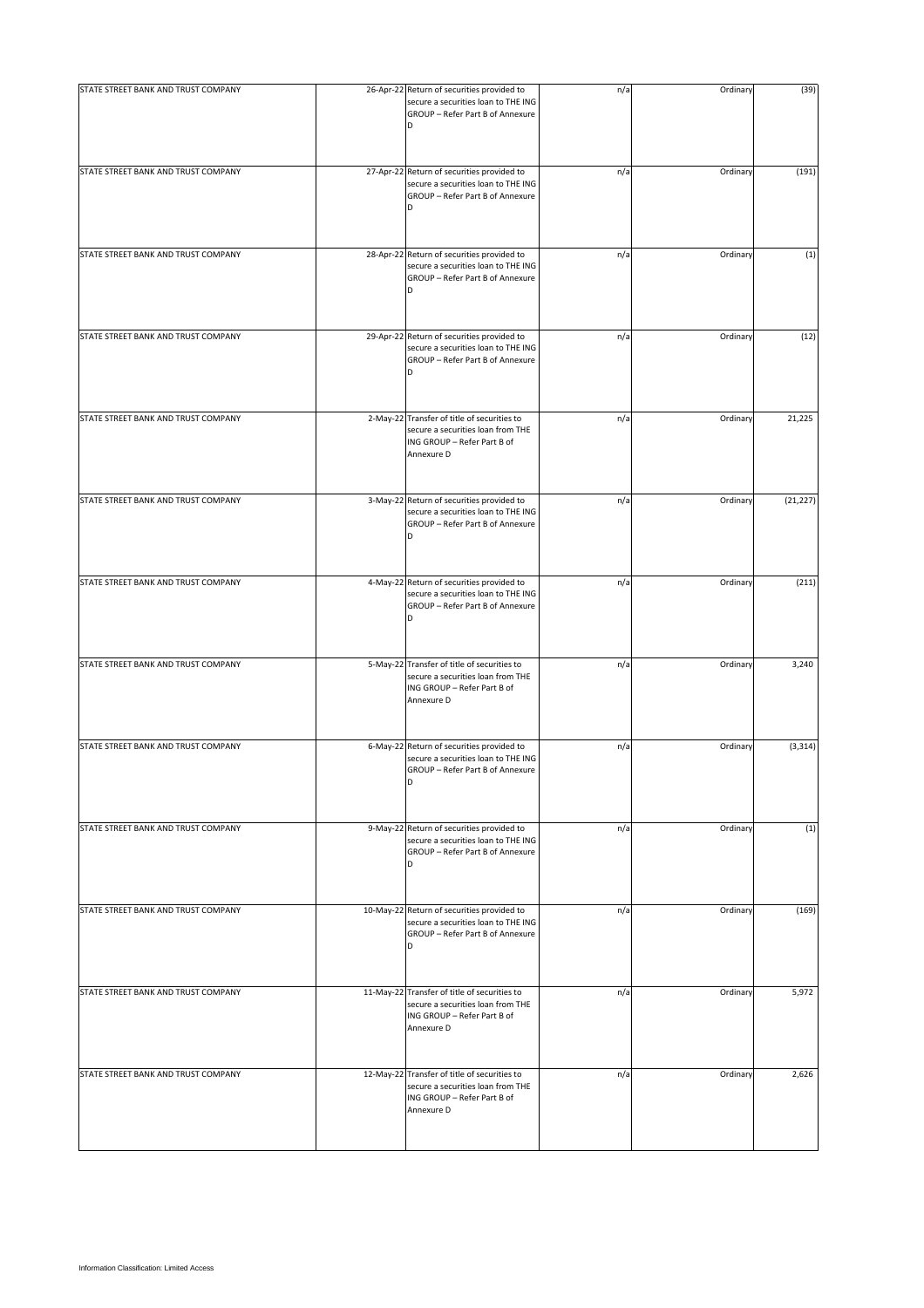| | | | | | |
|---|---|---|---|---|---|
| STATE STREET BANK AND TRUST COMPANY | 26-Apr-22 | Return of securities provided to secure a securities loan to THE ING GROUP – Refer Part B of Annexure D | n/a | Ordinary | (39) |
| STATE STREET BANK AND TRUST COMPANY | 27-Apr-22 | Return of securities provided to secure a securities loan to THE ING GROUP – Refer Part B of Annexure D | n/a | Ordinary | (191) |
| STATE STREET BANK AND TRUST COMPANY | 28-Apr-22 | Return of securities provided to secure a securities loan to THE ING GROUP – Refer Part B of Annexure D | n/a | Ordinary | (1) |
| STATE STREET BANK AND TRUST COMPANY | 29-Apr-22 | Return of securities provided to secure a securities loan to THE ING GROUP – Refer Part B of Annexure D | n/a | Ordinary | (12) |
| STATE STREET BANK AND TRUST COMPANY | 2-May-22 | Transfer of title of securities to secure a securities loan from THE ING GROUP – Refer Part B of Annexure D | n/a | Ordinary | 21,225 |
| STATE STREET BANK AND TRUST COMPANY | 3-May-22 | Return of securities provided to secure a securities loan to THE ING GROUP – Refer Part B of Annexure D | n/a | Ordinary | (21,227) |
| STATE STREET BANK AND TRUST COMPANY | 4-May-22 | Return of securities provided to secure a securities loan to THE ING GROUP – Refer Part B of Annexure D | n/a | Ordinary | (211) |
| STATE STREET BANK AND TRUST COMPANY | 5-May-22 | Transfer of title of securities to secure a securities loan from THE ING GROUP – Refer Part B of Annexure D | n/a | Ordinary | 3,240 |
| STATE STREET BANK AND TRUST COMPANY | 6-May-22 | Return of securities provided to secure a securities loan to THE ING GROUP – Refer Part B of Annexure D | n/a | Ordinary | (3,314) |
| STATE STREET BANK AND TRUST COMPANY | 9-May-22 | Return of securities provided to secure a securities loan to THE ING GROUP – Refer Part B of Annexure D | n/a | Ordinary | (1) |
| STATE STREET BANK AND TRUST COMPANY | 10-May-22 | Return of securities provided to secure a securities loan to THE ING GROUP – Refer Part B of Annexure D | n/a | Ordinary | (169) |
| STATE STREET BANK AND TRUST COMPANY | 11-May-22 | Transfer of title of securities to secure a securities loan from THE ING GROUP – Refer Part B of Annexure D | n/a | Ordinary | 5,972 |
| STATE STREET BANK AND TRUST COMPANY | 12-May-22 | Transfer of title of securities to secure a securities loan from THE ING GROUP – Refer Part B of Annexure D | n/a | Ordinary | 2,626 |

Information Classification: Limited Access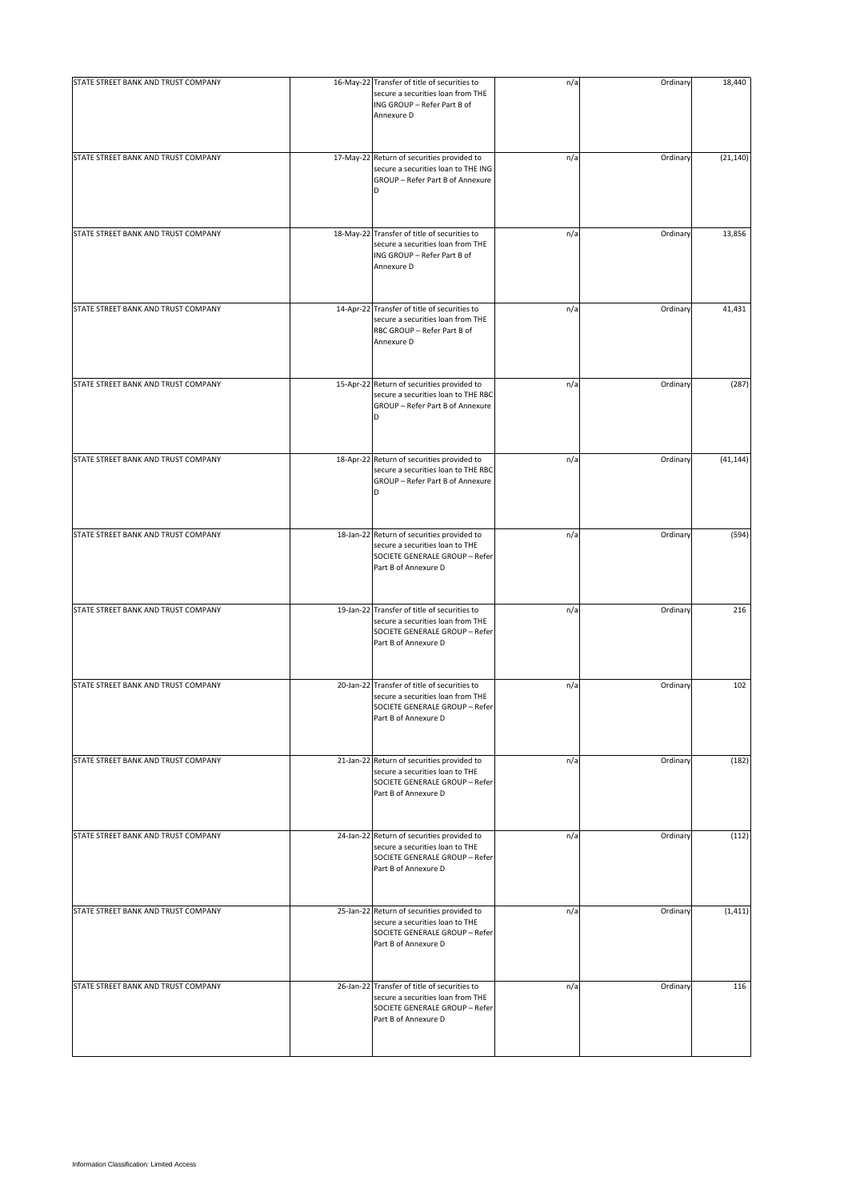| | | | | | |
|---|---|---|---|---|---|
| STATE STREET BANK AND TRUST COMPANY | 16-May-22 | Transfer of title of securities to secure a securities loan from THE ING GROUP – Refer Part B of Annexure D | n/a | Ordinary | 18,440 |
| STATE STREET BANK AND TRUST COMPANY | 17-May-22 | Return of securities provided to secure a securities loan to THE ING GROUP – Refer Part B of Annexure D | n/a | Ordinary | (21,140) |
| STATE STREET BANK AND TRUST COMPANY | 18-May-22 | Transfer of title of securities to secure a securities loan from THE ING GROUP – Refer Part B of Annexure D | n/a | Ordinary | 13,856 |
| STATE STREET BANK AND TRUST COMPANY | 14-Apr-22 | Transfer of title of securities to secure a securities loan from THE RBC GROUP – Refer Part B of Annexure D | n/a | Ordinary | 41,431 |
| STATE STREET BANK AND TRUST COMPANY | 15-Apr-22 | Return of securities provided to secure a securities loan to THE RBC GROUP – Refer Part B of Annexure D | n/a | Ordinary | (287) |
| STATE STREET BANK AND TRUST COMPANY | 18-Apr-22 | Return of securities provided to secure a securities loan to THE RBC GROUP – Refer Part B of Annexure D | n/a | Ordinary | (41,144) |
| STATE STREET BANK AND TRUST COMPANY | 18-Jan-22 | Return of securities provided to secure a securities loan to THE SOCIETE GENERALE GROUP – Refer Part B of Annexure D | n/a | Ordinary | (594) |
| STATE STREET BANK AND TRUST COMPANY | 19-Jan-22 | Transfer of title of securities to secure a securities loan from THE SOCIETE GENERALE GROUP – Refer Part B of Annexure D | n/a | Ordinary | 216 |
| STATE STREET BANK AND TRUST COMPANY | 20-Jan-22 | Transfer of title of securities to secure a securities loan from THE SOCIETE GENERALE GROUP – Refer Part B of Annexure D | n/a | Ordinary | 102 |
| STATE STREET BANK AND TRUST COMPANY | 21-Jan-22 | Return of securities provided to secure a securities loan to THE SOCIETE GENERALE GROUP – Refer Part B of Annexure D | n/a | Ordinary | (182) |
| STATE STREET BANK AND TRUST COMPANY | 24-Jan-22 | Return of securities provided to secure a securities loan to THE SOCIETE GENERALE GROUP – Refer Part B of Annexure D | n/a | Ordinary | (112) |
| STATE STREET BANK AND TRUST COMPANY | 25-Jan-22 | Return of securities provided to secure a securities loan to THE SOCIETE GENERALE GROUP – Refer Part B of Annexure D | n/a | Ordinary | (1,411) |
| STATE STREET BANK AND TRUST COMPANY | 26-Jan-22 | Transfer of title of securities to secure a securities loan from THE SOCIETE GENERALE GROUP – Refer Part B of Annexure D | n/a | Ordinary | 116 |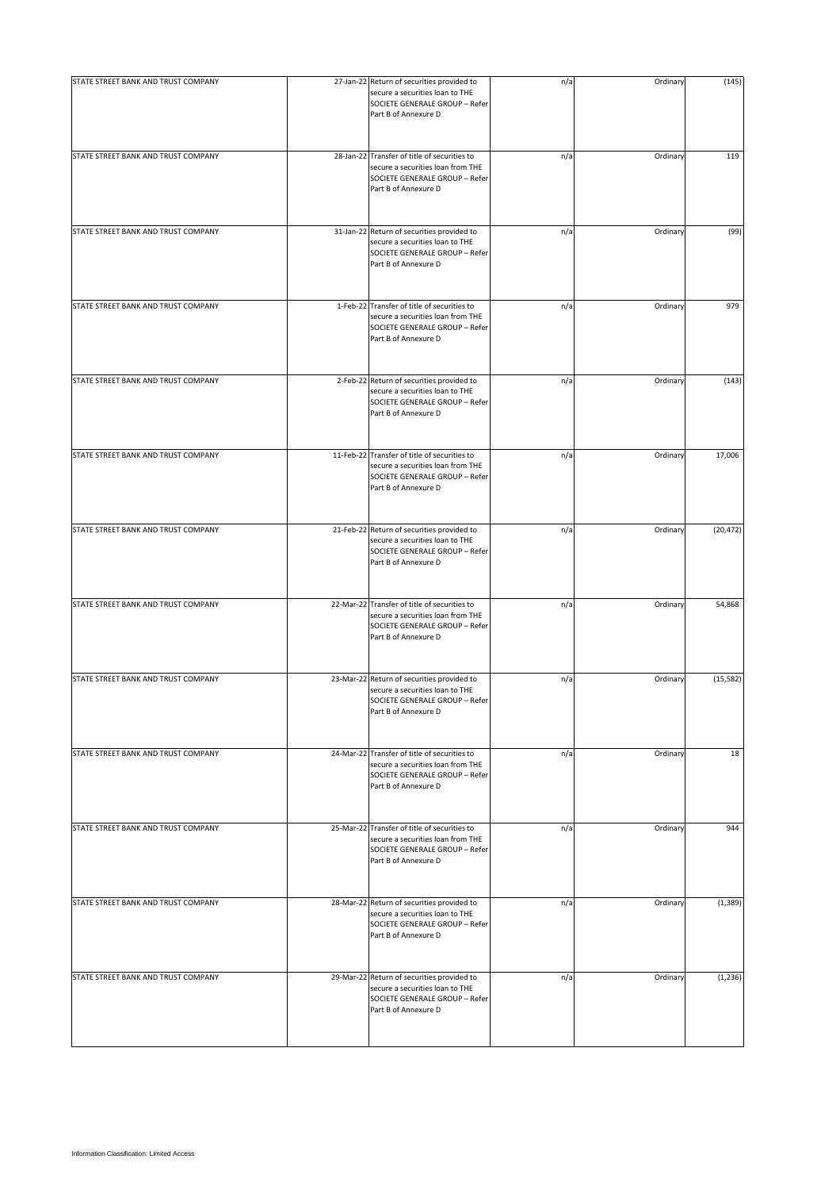| STATE STREET BANK AND TRUST COMPANY | 27-Jan-22 | Return of securities provided to secure a securities loan to THE SOCIETE GENERALE GROUP – Refer Part B of Annexure D | n/a | Ordinary | (145) |
|---|---|---|---|---|---|
| STATE STREET BANK AND TRUST COMPANY | 28-Jan-22 | Transfer of title of securities to secure a securities loan from THE SOCIETE GENERALE GROUP – Refer Part B of Annexure D | n/a | Ordinary | 119 |
| STATE STREET BANK AND TRUST COMPANY | 31-Jan-22 | Return of securities provided to secure a securities loan to THE SOCIETE GENERALE GROUP – Refer Part B of Annexure D | n/a | Ordinary | (99) |
| STATE STREET BANK AND TRUST COMPANY | 1-Feb-22 | Transfer of title of securities to secure a securities loan from THE SOCIETE GENERALE GROUP – Refer Part B of Annexure D | n/a | Ordinary | 979 |
| STATE STREET BANK AND TRUST COMPANY | 2-Feb-22 | Return of securities provided to secure a securities loan to THE SOCIETE GENERALE GROUP – Refer Part B of Annexure D | n/a | Ordinary | (143) |
| STATE STREET BANK AND TRUST COMPANY | 11-Feb-22 | Transfer of title of securities to secure a securities loan from THE SOCIETE GENERALE GROUP – Refer Part B of Annexure D | n/a | Ordinary | 17,006 |
| STATE STREET BANK AND TRUST COMPANY | 21-Feb-22 | Return of securities provided to secure a securities loan to THE SOCIETE GENERALE GROUP – Refer Part B of Annexure D | n/a | Ordinary | (20,472) |
| STATE STREET BANK AND TRUST COMPANY | 22-Mar-22 | Transfer of title of securities to secure a securities loan from THE SOCIETE GENERALE GROUP – Refer Part B of Annexure D | n/a | Ordinary | 54,868 |
| STATE STREET BANK AND TRUST COMPANY | 23-Mar-22 | Return of securities provided to secure a securities loan to THE SOCIETE GENERALE GROUP – Refer Part B of Annexure D | n/a | Ordinary | (15,582) |
| STATE STREET BANK AND TRUST COMPANY | 24-Mar-22 | Transfer of title of securities to secure a securities loan from THE SOCIETE GENERALE GROUP – Refer Part B of Annexure D | n/a | Ordinary | 18 |
| STATE STREET BANK AND TRUST COMPANY | 25-Mar-22 | Transfer of title of securities to secure a securities loan from THE SOCIETE GENERALE GROUP – Refer Part B of Annexure D | n/a | Ordinary | 944 |
| STATE STREET BANK AND TRUST COMPANY | 28-Mar-22 | Return of securities provided to secure a securities loan to THE SOCIETE GENERALE GROUP – Refer Part B of Annexure D | n/a | Ordinary | (1,389) |
| STATE STREET BANK AND TRUST COMPANY | 29-Mar-22 | Return of securities provided to secure a securities loan to THE SOCIETE GENERALE GROUP – Refer Part B of Annexure D | n/a | Ordinary | (1,236) |

Information Classification: Limited Access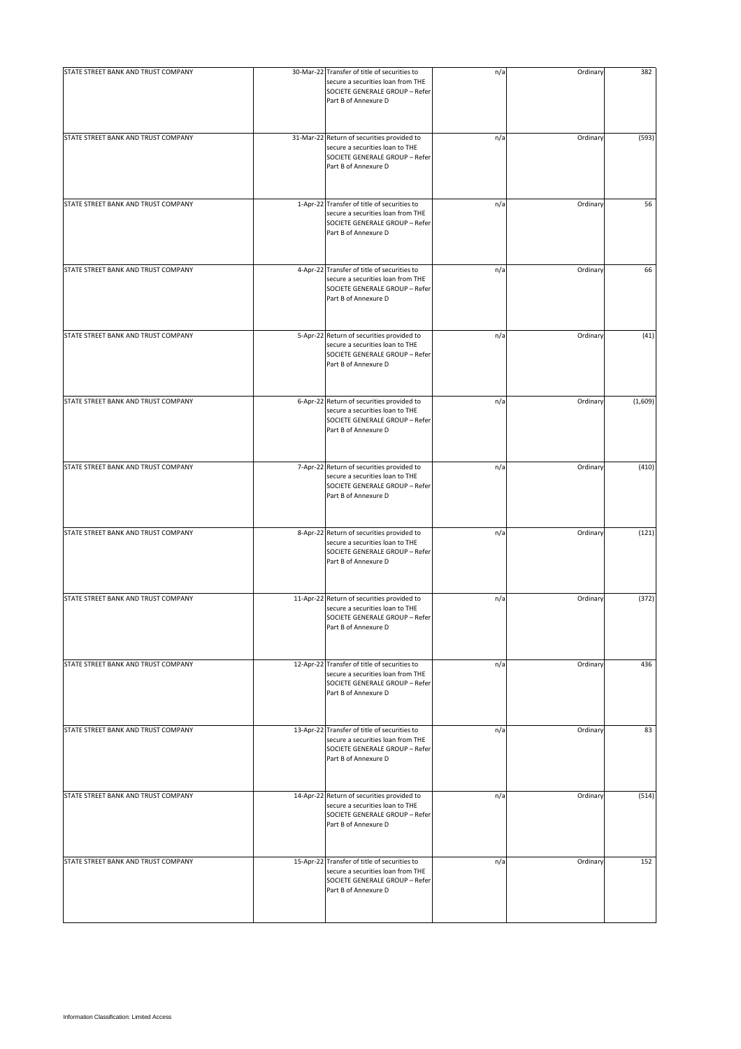| | | | | | |
|---|---|---|---|---|---|
| STATE STREET BANK AND TRUST COMPANY | 30-Mar-22 | Transfer of title of securities to secure a securities loan from THE SOCIETE GENERALE GROUP – Refer Part B of Annexure D | n/a | Ordinary | 382 |
| STATE STREET BANK AND TRUST COMPANY | 31-Mar-22 | Return of securities provided to secure a securities loan to THE SOCIETE GENERALE GROUP – Refer Part B of Annexure D | n/a | Ordinary | (593) |
| STATE STREET BANK AND TRUST COMPANY | 1-Apr-22 | Transfer of title of securities to secure a securities loan from THE SOCIETE GENERALE GROUP – Refer Part B of Annexure D | n/a | Ordinary | 56 |
| STATE STREET BANK AND TRUST COMPANY | 4-Apr-22 | Transfer of title of securities to secure a securities loan from THE SOCIETE GENERALE GROUP – Refer Part B of Annexure D | n/a | Ordinary | 66 |
| STATE STREET BANK AND TRUST COMPANY | 5-Apr-22 | Return of securities provided to secure a securities loan to THE SOCIETE GENERALE GROUP – Refer Part B of Annexure D | n/a | Ordinary | (41) |
| STATE STREET BANK AND TRUST COMPANY | 6-Apr-22 | Return of securities provided to secure a securities loan to THE SOCIETE GENERALE GROUP – Refer Part B of Annexure D | n/a | Ordinary | (1,609) |
| STATE STREET BANK AND TRUST COMPANY | 7-Apr-22 | Return of securities provided to secure a securities loan to THE SOCIETE GENERALE GROUP – Refer Part B of Annexure D | n/a | Ordinary | (410) |
| STATE STREET BANK AND TRUST COMPANY | 8-Apr-22 | Return of securities provided to secure a securities loan to THE SOCIETE GENERALE GROUP – Refer Part B of Annexure D | n/a | Ordinary | (121) |
| STATE STREET BANK AND TRUST COMPANY | 11-Apr-22 | Return of securities provided to secure a securities loan to THE SOCIETE GENERALE GROUP – Refer Part B of Annexure D | n/a | Ordinary | (372) |
| STATE STREET BANK AND TRUST COMPANY | 12-Apr-22 | Transfer of title of securities to secure a securities loan from THE SOCIETE GENERALE GROUP – Refer Part B of Annexure D | n/a | Ordinary | 436 |
| STATE STREET BANK AND TRUST COMPANY | 13-Apr-22 | Transfer of title of securities to secure a securities loan from THE SOCIETE GENERALE GROUP – Refer Part B of Annexure D | n/a | Ordinary | 83 |
| STATE STREET BANK AND TRUST COMPANY | 14-Apr-22 | Return of securities provided to secure a securities loan to THE SOCIETE GENERALE GROUP – Refer Part B of Annexure D | n/a | Ordinary | (514) |
| STATE STREET BANK AND TRUST COMPANY | 15-Apr-22 | Transfer of title of securities to secure a securities loan from THE SOCIETE GENERALE GROUP – Refer Part B of Annexure D | n/a | Ordinary | 152 |

Information Classification: Limited Access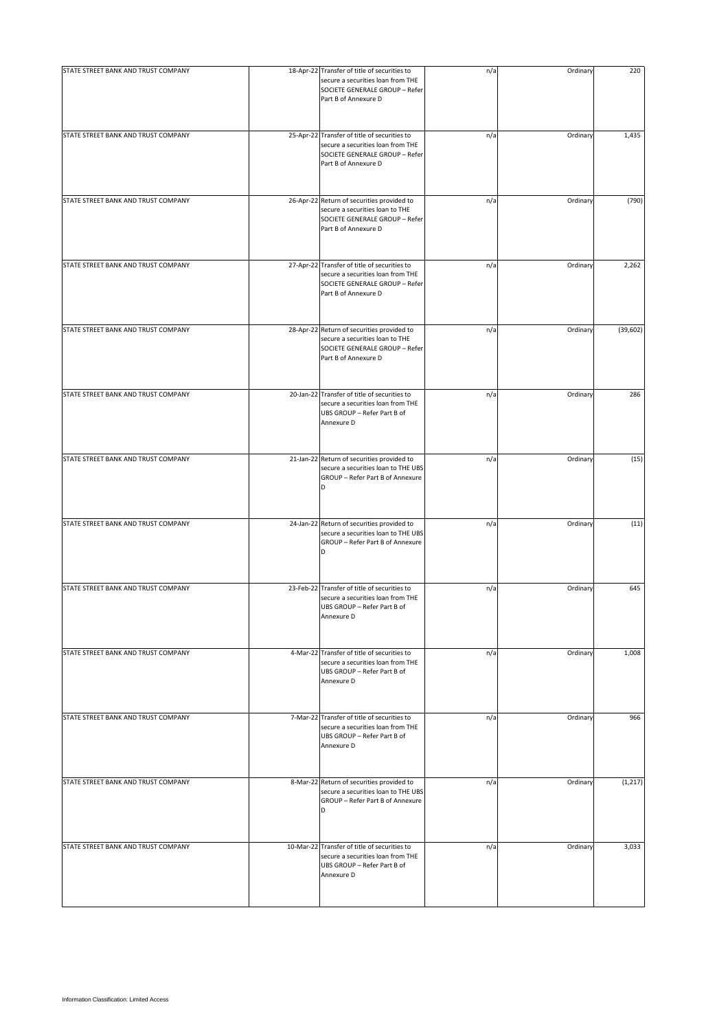| | | | | | |
|---|---|---|---|---|---|
| STATE STREET BANK AND TRUST COMPANY | 18-Apr-22 | Transfer of title of securities to secure a securities loan from THE SOCIETE GENERALE GROUP – Refer Part B of Annexure D | n/a | Ordinary | 220 |
| STATE STREET BANK AND TRUST COMPANY | 25-Apr-22 | Transfer of title of securities to secure a securities loan from THE SOCIETE GENERALE GROUP – Refer Part B of Annexure D | n/a | Ordinary | 1,435 |
| STATE STREET BANK AND TRUST COMPANY | 26-Apr-22 | Return of securities provided to secure a securities loan to THE SOCIETE GENERALE GROUP – Refer Part B of Annexure D | n/a | Ordinary | (790) |
| STATE STREET BANK AND TRUST COMPANY | 27-Apr-22 | Transfer of title of securities to secure a securities loan from THE SOCIETE GENERALE GROUP – Refer Part B of Annexure D | n/a | Ordinary | 2,262 |
| STATE STREET BANK AND TRUST COMPANY | 28-Apr-22 | Return of securities provided to secure a securities loan to THE SOCIETE GENERALE GROUP – Refer Part B of Annexure D | n/a | Ordinary | (39,602) |
| STATE STREET BANK AND TRUST COMPANY | 20-Jan-22 | Transfer of title of securities to secure a securities loan from THE UBS GROUP – Refer Part B of Annexure D | n/a | Ordinary | 286 |
| STATE STREET BANK AND TRUST COMPANY | 21-Jan-22 | Return of securities provided to secure a securities loan to THE UBS GROUP – Refer Part B of Annexure D | n/a | Ordinary | (15) |
| STATE STREET BANK AND TRUST COMPANY | 24-Jan-22 | Return of securities provided to secure a securities loan to THE UBS GROUP – Refer Part B of Annexure D | n/a | Ordinary | (11) |
| STATE STREET BANK AND TRUST COMPANY | 23-Feb-22 | Transfer of title of securities to secure a securities loan from THE UBS GROUP – Refer Part B of Annexure D | n/a | Ordinary | 645 |
| STATE STREET BANK AND TRUST COMPANY | 4-Mar-22 | Transfer of title of securities to secure a securities loan from THE UBS GROUP – Refer Part B of Annexure D | n/a | Ordinary | 1,008 |
| STATE STREET BANK AND TRUST COMPANY | 7-Mar-22 | Transfer of title of securities to secure a securities loan from THE UBS GROUP – Refer Part B of Annexure D | n/a | Ordinary | 966 |
| STATE STREET BANK AND TRUST COMPANY | 8-Mar-22 | Return of securities provided to secure a securities loan to THE UBS GROUP – Refer Part B of Annexure D | n/a | Ordinary | (1,217) |
| STATE STREET BANK AND TRUST COMPANY | 10-Mar-22 | Transfer of title of securities to secure a securities loan from THE UBS GROUP – Refer Part B of Annexure D | n/a | Ordinary | 3,033 |

Information Classification: Limited Access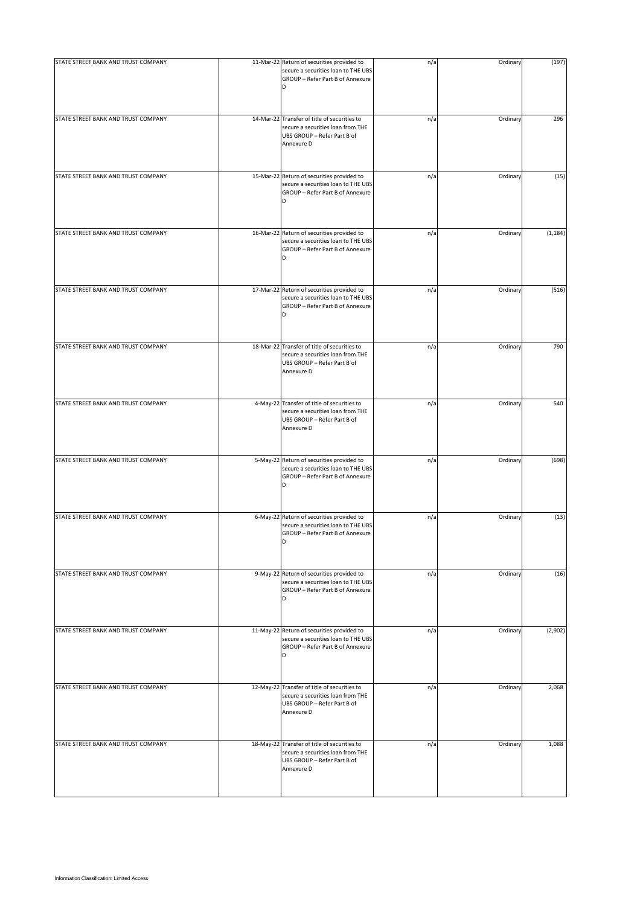| | | | | | |
|---|---|---|---|---|---|
| STATE STREET BANK AND TRUST COMPANY | 11-Mar-22 | Return of securities provided to secure a securities loan to THE UBS GROUP – Refer Part B of Annexure D | n/a | Ordinary | (197) |
| STATE STREET BANK AND TRUST COMPANY | 14-Mar-22 | Transfer of title of securities to secure a securities loan from THE UBS GROUP – Refer Part B of Annexure D | n/a | Ordinary | 296 |
| STATE STREET BANK AND TRUST COMPANY | 15-Mar-22 | Return of securities provided to secure a securities loan to THE UBS GROUP – Refer Part B of Annexure D | n/a | Ordinary | (15) |
| STATE STREET BANK AND TRUST COMPANY | 16-Mar-22 | Return of securities provided to secure a securities loan to THE UBS GROUP – Refer Part B of Annexure D | n/a | Ordinary | (1,184) |
| STATE STREET BANK AND TRUST COMPANY | 17-Mar-22 | Return of securities provided to secure a securities loan to THE UBS GROUP – Refer Part B of Annexure D | n/a | Ordinary | (516) |
| STATE STREET BANK AND TRUST COMPANY | 18-Mar-22 | Transfer of title of securities to secure a securities loan from THE UBS GROUP – Refer Part B of Annexure D | n/a | Ordinary | 790 |
| STATE STREET BANK AND TRUST COMPANY | 4-May-22 | Transfer of title of securities to secure a securities loan from THE UBS GROUP – Refer Part B of Annexure D | n/a | Ordinary | 540 |
| STATE STREET BANK AND TRUST COMPANY | 5-May-22 | Return of securities provided to secure a securities loan to THE UBS GROUP – Refer Part B of Annexure D | n/a | Ordinary | (698) |
| STATE STREET BANK AND TRUST COMPANY | 6-May-22 | Return of securities provided to secure a securities loan to THE UBS GROUP – Refer Part B of Annexure D | n/a | Ordinary | (13) |
| STATE STREET BANK AND TRUST COMPANY | 9-May-22 | Return of securities provided to secure a securities loan to THE UBS GROUP – Refer Part B of Annexure D | n/a | Ordinary | (16) |
| STATE STREET BANK AND TRUST COMPANY | 11-May-22 | Return of securities provided to secure a securities loan to THE UBS GROUP – Refer Part B of Annexure D | n/a | Ordinary | (2,902) |
| STATE STREET BANK AND TRUST COMPANY | 12-May-22 | Transfer of title of securities to secure a securities loan from THE UBS GROUP – Refer Part B of Annexure D | n/a | Ordinary | 2,068 |
| STATE STREET BANK AND TRUST COMPANY | 18-May-22 | Transfer of title of securities to secure a securities loan from THE UBS GROUP – Refer Part B of Annexure D | n/a | Ordinary | 1,088 |

Information Classification: Limited Access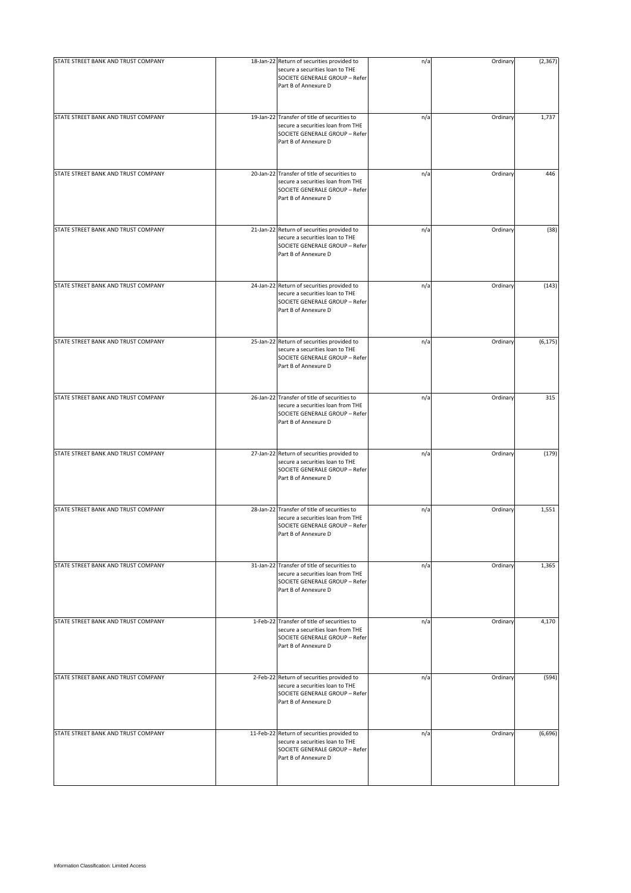| | | | | | |
|---|---|---|---|---|---|
| STATE STREET BANK AND TRUST COMPANY | 18-Jan-22 | Return of securities provided to secure a securities loan to THE SOCIETE GENERALE GROUP – Refer Part B of Annexure D | n/a | Ordinary | (2,367) |
| STATE STREET BANK AND TRUST COMPANY | 19-Jan-22 | Transfer of title of securities to secure a securities loan from THE SOCIETE GENERALE GROUP – Refer Part B of Annexure D | n/a | Ordinary | 1,737 |
| STATE STREET BANK AND TRUST COMPANY | 20-Jan-22 | Transfer of title of securities to secure a securities loan from THE SOCIETE GENERALE GROUP – Refer Part B of Annexure D | n/a | Ordinary | 446 |
| STATE STREET BANK AND TRUST COMPANY | 21-Jan-22 | Return of securities provided to secure a securities loan to THE SOCIETE GENERALE GROUP – Refer Part B of Annexure D | n/a | Ordinary | (38) |
| STATE STREET BANK AND TRUST COMPANY | 24-Jan-22 | Return of securities provided to secure a securities loan to THE SOCIETE GENERALE GROUP – Refer Part B of Annexure D | n/a | Ordinary | (143) |
| STATE STREET BANK AND TRUST COMPANY | 25-Jan-22 | Return of securities provided to secure a securities loan to THE SOCIETE GENERALE GROUP – Refer Part B of Annexure D | n/a | Ordinary | (6,175) |
| STATE STREET BANK AND TRUST COMPANY | 26-Jan-22 | Transfer of title of securities to secure a securities loan from THE SOCIETE GENERALE GROUP – Refer Part B of Annexure D | n/a | Ordinary | 315 |
| STATE STREET BANK AND TRUST COMPANY | 27-Jan-22 | Return of securities provided to secure a securities loan to THE SOCIETE GENERALE GROUP – Refer Part B of Annexure D | n/a | Ordinary | (179) |
| STATE STREET BANK AND TRUST COMPANY | 28-Jan-22 | Transfer of title of securities to secure a securities loan from THE SOCIETE GENERALE GROUP – Refer Part B of Annexure D | n/a | Ordinary | 1,551 |
| STATE STREET BANK AND TRUST COMPANY | 31-Jan-22 | Transfer of title of securities to secure a securities loan from THE SOCIETE GENERALE GROUP – Refer Part B of Annexure D | n/a | Ordinary | 1,365 |
| STATE STREET BANK AND TRUST COMPANY | 1-Feb-22 | Transfer of title of securities to secure a securities loan from THE SOCIETE GENERALE GROUP – Refer Part B of Annexure D | n/a | Ordinary | 4,170 |
| STATE STREET BANK AND TRUST COMPANY | 2-Feb-22 | Return of securities provided to secure a securities loan to THE SOCIETE GENERALE GROUP – Refer Part B of Annexure D | n/a | Ordinary | (594) |
| STATE STREET BANK AND TRUST COMPANY | 11-Feb-22 | Return of securities provided to secure a securities loan to THE SOCIETE GENERALE GROUP – Refer Part B of Annexure D | n/a | Ordinary | (6,696) |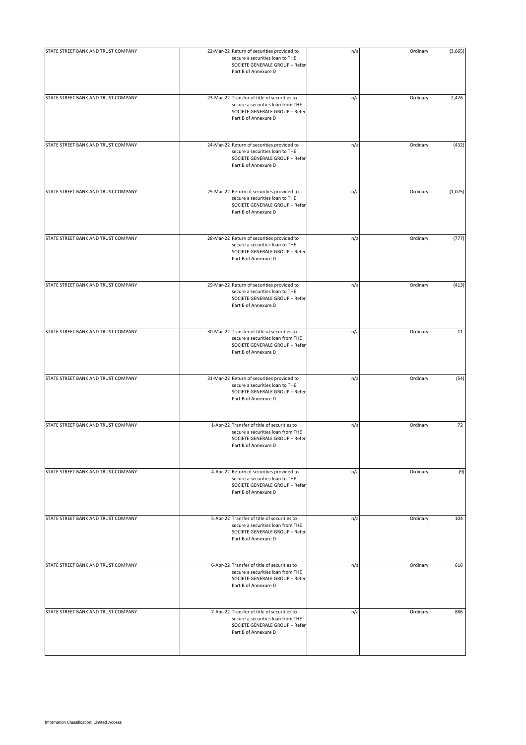| | | | | | |
|---|---|---|---|---|---|
| STATE STREET BANK AND TRUST COMPANY | 22-Mar-22 | Return of securities provided to secure a securities loan to THE SOCIETE GENERALE GROUP – Refer Part B of Annexure D | n/a | Ordinary | (3,665) |
| STATE STREET BANK AND TRUST COMPANY | 23-Mar-22 | Transfer of title of securities to secure a securities loan from THE SOCIETE GENERALE GROUP – Refer Part B of Annexure D | n/a | Ordinary | 2,476 |
| STATE STREET BANK AND TRUST COMPANY | 24-Mar-22 | Return of securities provided to secure a securities loan to THE SOCIETE GENERALE GROUP – Refer Part B of Annexure D | n/a | Ordinary | (432) |
| STATE STREET BANK AND TRUST COMPANY | 25-Mar-22 | Return of securities provided to secure a securities loan to THE SOCIETE GENERALE GROUP – Refer Part B of Annexure D | n/a | Ordinary | (1,075) |
| STATE STREET BANK AND TRUST COMPANY | 28-Mar-22 | Return of securities provided to secure a securities loan to THE SOCIETE GENERALE GROUP – Refer Part B of Annexure D | n/a | Ordinary | (777) |
| STATE STREET BANK AND TRUST COMPANY | 29-Mar-22 | Return of securities provided to secure a securities loan to THE SOCIETE GENERALE GROUP – Refer Part B of Annexure D | n/a | Ordinary | (413) |
| STATE STREET BANK AND TRUST COMPANY | 30-Mar-22 | Transfer of title of securities to secure a securities loan from THE SOCIETE GENERALE GROUP – Refer Part B of Annexure D | n/a | Ordinary | 11 |
| STATE STREET BANK AND TRUST COMPANY | 31-Mar-22 | Return of securities provided to secure a securities loan to THE SOCIETE GENERALE GROUP – Refer Part B of Annexure D | n/a | Ordinary | (54) |
| STATE STREET BANK AND TRUST COMPANY | 1-Apr-22 | Transfer of title of securities to secure a securities loan from THE SOCIETE GENERALE GROUP – Refer Part B of Annexure D | n/a | Ordinary | 72 |
| STATE STREET BANK AND TRUST COMPANY | 4-Apr-22 | Return of securities provided to secure a securities loan to THE SOCIETE GENERALE GROUP – Refer Part B of Annexure D | n/a | Ordinary | (9) |
| STATE STREET BANK AND TRUST COMPANY | 5-Apr-22 | Transfer of title of securities to secure a securities loan from THE SOCIETE GENERALE GROUP – Refer Part B of Annexure D | n/a | Ordinary | 104 |
| STATE STREET BANK AND TRUST COMPANY | 6-Apr-22 | Transfer of title of securities to secure a securities loan from THE SOCIETE GENERALE GROUP – Refer Part B of Annexure D | n/a | Ordinary | 616 |
| STATE STREET BANK AND TRUST COMPANY | 7-Apr-22 | Transfer of title of securities to secure a securities loan from THE SOCIETE GENERALE GROUP – Refer Part B of Annexure D | n/a | Ordinary | 886 |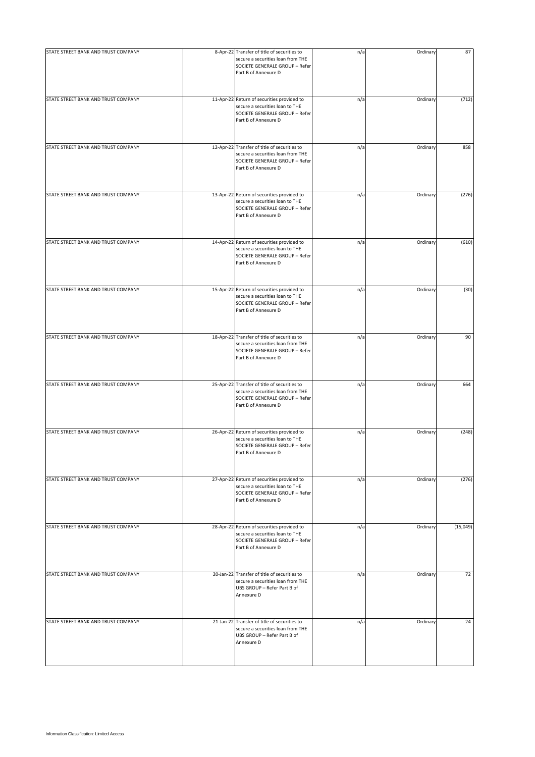| | | | | | |
|---|---|---|---|---|---|
| STATE STREET BANK AND TRUST COMPANY | 8-Apr-22 | Transfer of title of securities to secure a securities loan from THE SOCIETE GENERALE GROUP – Refer Part B of Annexure D | n/a | Ordinary | 87 |
| STATE STREET BANK AND TRUST COMPANY | 11-Apr-22 | Return of securities provided to secure a securities loan to THE SOCIETE GENERALE GROUP – Refer Part B of Annexure D | n/a | Ordinary | (712) |
| STATE STREET BANK AND TRUST COMPANY | 12-Apr-22 | Transfer of title of securities to secure a securities loan from THE SOCIETE GENERALE GROUP – Refer Part B of Annexure D | n/a | Ordinary | 858 |
| STATE STREET BANK AND TRUST COMPANY | 13-Apr-22 | Return of securities provided to secure a securities loan to THE SOCIETE GENERALE GROUP – Refer Part B of Annexure D | n/a | Ordinary | (276) |
| STATE STREET BANK AND TRUST COMPANY | 14-Apr-22 | Return of securities provided to secure a securities loan to THE SOCIETE GENERALE GROUP – Refer Part B of Annexure D | n/a | Ordinary | (610) |
| STATE STREET BANK AND TRUST COMPANY | 15-Apr-22 | Return of securities provided to secure a securities loan to THE SOCIETE GENERALE GROUP – Refer Part B of Annexure D | n/a | Ordinary | (30) |
| STATE STREET BANK AND TRUST COMPANY | 18-Apr-22 | Transfer of title of securities to secure a securities loan from THE SOCIETE GENERALE GROUP – Refer Part B of Annexure D | n/a | Ordinary | 90 |
| STATE STREET BANK AND TRUST COMPANY | 25-Apr-22 | Transfer of title of securities to secure a securities loan from THE SOCIETE GENERALE GROUP – Refer Part B of Annexure D | n/a | Ordinary | 664 |
| STATE STREET BANK AND TRUST COMPANY | 26-Apr-22 | Return of securities provided to secure a securities loan to THE SOCIETE GENERALE GROUP – Refer Part B of Annexure D | n/a | Ordinary | (248) |
| STATE STREET BANK AND TRUST COMPANY | 27-Apr-22 | Return of securities provided to secure a securities loan to THE SOCIETE GENERALE GROUP – Refer Part B of Annexure D | n/a | Ordinary | (276) |
| STATE STREET BANK AND TRUST COMPANY | 28-Apr-22 | Return of securities provided to secure a securities loan to THE SOCIETE GENERALE GROUP – Refer Part B of Annexure D | n/a | Ordinary | (15,049) |
| STATE STREET BANK AND TRUST COMPANY | 20-Jan-22 | Transfer of title of securities to secure a securities loan from THE UBS GROUP – Refer Part B of Annexure D | n/a | Ordinary | 72 |
| STATE STREET BANK AND TRUST COMPANY | 21-Jan-22 | Transfer of title of securities to secure a securities loan from THE UBS GROUP – Refer Part B of Annexure D | n/a | Ordinary | 24 |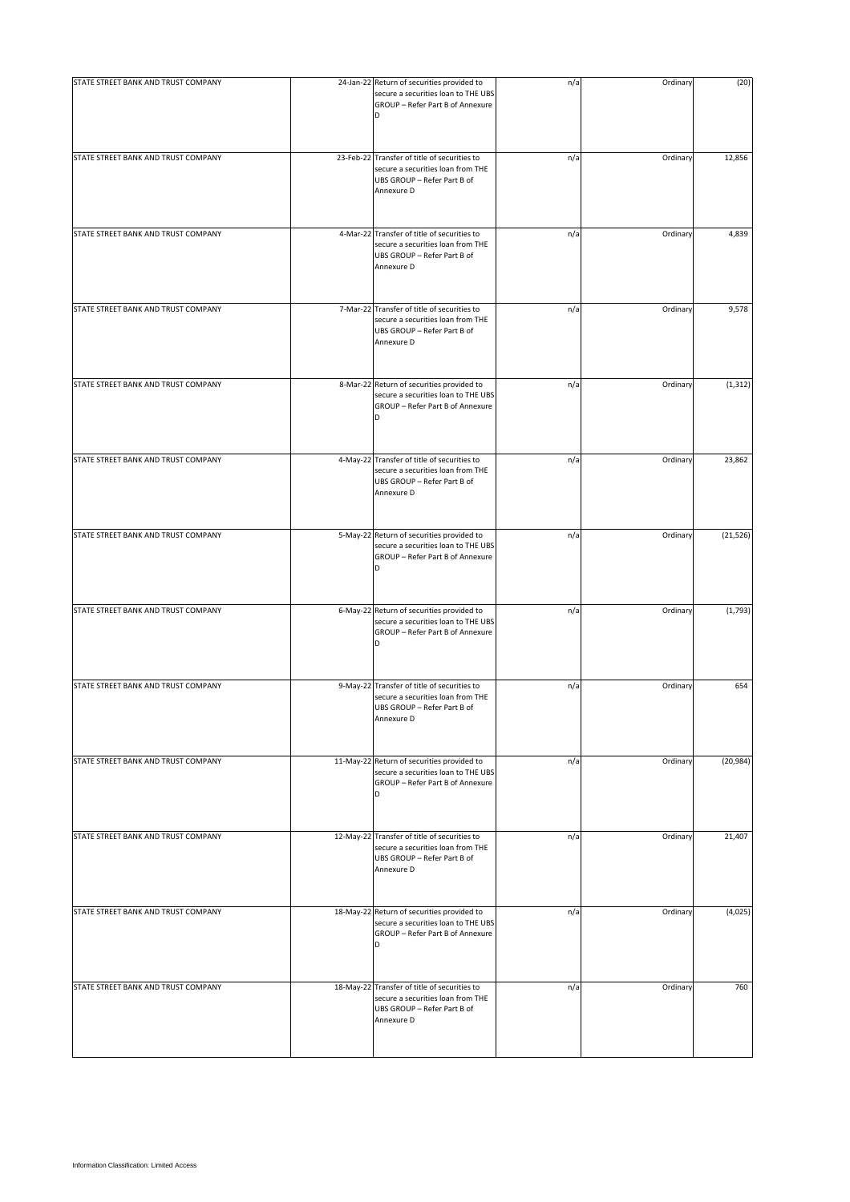| STATE STREET BANK AND TRUST COMPANY | 24-Jan-22 | Return of securities provided to secure a securities loan to THE UBS GROUP – Refer Part B of Annexure D | n/a | Ordinary | (20) |
|---|---|---|---|---|---|
| STATE STREET BANK AND TRUST COMPANY | 23-Feb-22 | Transfer of title of securities to secure a securities loan from THE UBS GROUP – Refer Part B of Annexure D | n/a | Ordinary | 12,856 |
| STATE STREET BANK AND TRUST COMPANY | 4-Mar-22 | Transfer of title of securities to secure a securities loan from THE UBS GROUP – Refer Part B of Annexure D | n/a | Ordinary | 4,839 |
| STATE STREET BANK AND TRUST COMPANY | 7-Mar-22 | Transfer of title of securities to secure a securities loan from THE UBS GROUP – Refer Part B of Annexure D | n/a | Ordinary | 9,578 |
| STATE STREET BANK AND TRUST COMPANY | 8-Mar-22 | Return of securities provided to secure a securities loan to THE UBS GROUP – Refer Part B of Annexure D | n/a | Ordinary | (1,312) |
| STATE STREET BANK AND TRUST COMPANY | 4-May-22 | Transfer of title of securities to secure a securities loan from THE UBS GROUP – Refer Part B of Annexure D | n/a | Ordinary | 23,862 |
| STATE STREET BANK AND TRUST COMPANY | 5-May-22 | Return of securities provided to secure a securities loan to THE UBS GROUP – Refer Part B of Annexure D | n/a | Ordinary | (21,526) |
| STATE STREET BANK AND TRUST COMPANY | 6-May-22 | Return of securities provided to secure a securities loan to THE UBS GROUP – Refer Part B of Annexure D | n/a | Ordinary | (1,793) |
| STATE STREET BANK AND TRUST COMPANY | 9-May-22 | Transfer of title of securities to secure a securities loan from THE UBS GROUP – Refer Part B of Annexure D | n/a | Ordinary | 654 |
| STATE STREET BANK AND TRUST COMPANY | 11-May-22 | Return of securities provided to secure a securities loan to THE UBS GROUP – Refer Part B of Annexure D | n/a | Ordinary | (20,984) |
| STATE STREET BANK AND TRUST COMPANY | 12-May-22 | Transfer of title of securities to secure a securities loan from THE UBS GROUP – Refer Part B of Annexure D | n/a | Ordinary | 21,407 |
| STATE STREET BANK AND TRUST COMPANY | 18-May-22 | Return of securities provided to secure a securities loan to THE UBS GROUP – Refer Part B of Annexure D | n/a | Ordinary | (4,025) |
| STATE STREET BANK AND TRUST COMPANY | 18-May-22 | Transfer of title of securities to secure a securities loan from THE UBS GROUP – Refer Part B of Annexure D | n/a | Ordinary | 760 |

Information Classification: Limited Access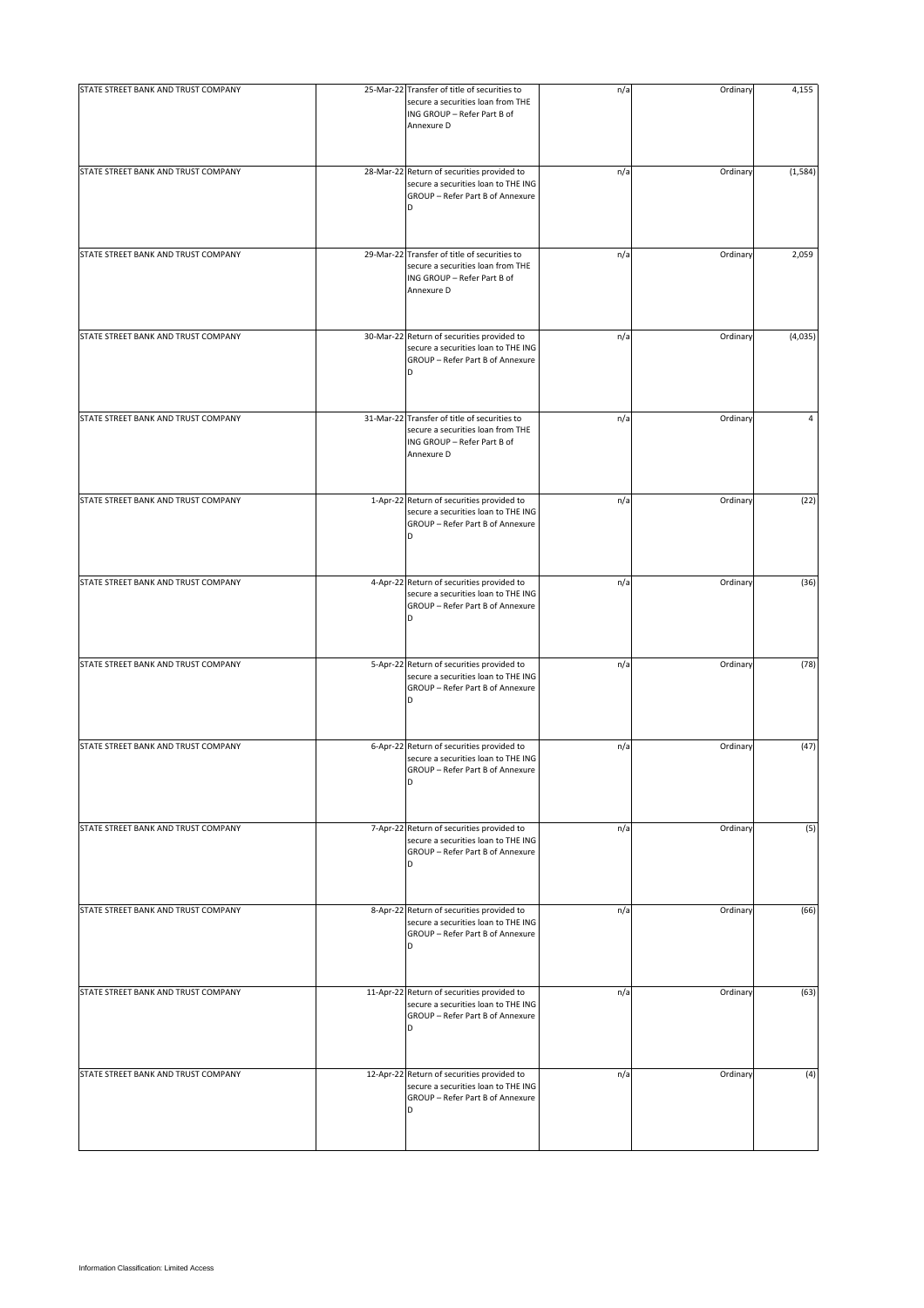| | | | | | |
|---|---|---|---|---|---|
| STATE STREET BANK AND TRUST COMPANY | 25-Mar-22 | Transfer of title of securities to secure a securities loan from THE ING GROUP – Refer Part B of Annexure D | n/a | Ordinary | 4,155 |
| STATE STREET BANK AND TRUST COMPANY | 28-Mar-22 | Return of securities provided to secure a securities loan to THE ING GROUP – Refer Part B of Annexure D | n/a | Ordinary | (1,584) |
| STATE STREET BANK AND TRUST COMPANY | 29-Mar-22 | Transfer of title of securities to secure a securities loan from THE ING GROUP – Refer Part B of Annexure D | n/a | Ordinary | 2,059 |
| STATE STREET BANK AND TRUST COMPANY | 30-Mar-22 | Return of securities provided to secure a securities loan to THE ING GROUP – Refer Part B of Annexure D | n/a | Ordinary | (4,035) |
| STATE STREET BANK AND TRUST COMPANY | 31-Mar-22 | Transfer of title of securities to secure a securities loan from THE ING GROUP – Refer Part B of Annexure D | n/a | Ordinary | 4 |
| STATE STREET BANK AND TRUST COMPANY | 1-Apr-22 | Return of securities provided to secure a securities loan to THE ING GROUP – Refer Part B of Annexure D | n/a | Ordinary | (22) |
| STATE STREET BANK AND TRUST COMPANY | 4-Apr-22 | Return of securities provided to secure a securities loan to THE ING GROUP – Refer Part B of Annexure D | n/a | Ordinary | (36) |
| STATE STREET BANK AND TRUST COMPANY | 5-Apr-22 | Return of securities provided to secure a securities loan to THE ING GROUP – Refer Part B of Annexure D | n/a | Ordinary | (78) |
| STATE STREET BANK AND TRUST COMPANY | 6-Apr-22 | Return of securities provided to secure a securities loan to THE ING GROUP – Refer Part B of Annexure D | n/a | Ordinary | (47) |
| STATE STREET BANK AND TRUST COMPANY | 7-Apr-22 | Return of securities provided to secure a securities loan to THE ING GROUP – Refer Part B of Annexure D | n/a | Ordinary | (5) |
| STATE STREET BANK AND TRUST COMPANY | 8-Apr-22 | Return of securities provided to secure a securities loan to THE ING GROUP – Refer Part B of Annexure D | n/a | Ordinary | (66) |
| STATE STREET BANK AND TRUST COMPANY | 11-Apr-22 | Return of securities provided to secure a securities loan to THE ING GROUP – Refer Part B of Annexure D | n/a | Ordinary | (63) |
| STATE STREET BANK AND TRUST COMPANY | 12-Apr-22 | Return of securities provided to secure a securities loan to THE ING GROUP – Refer Part B of Annexure D | n/a | Ordinary | (4) |

Information Classification: Limited Access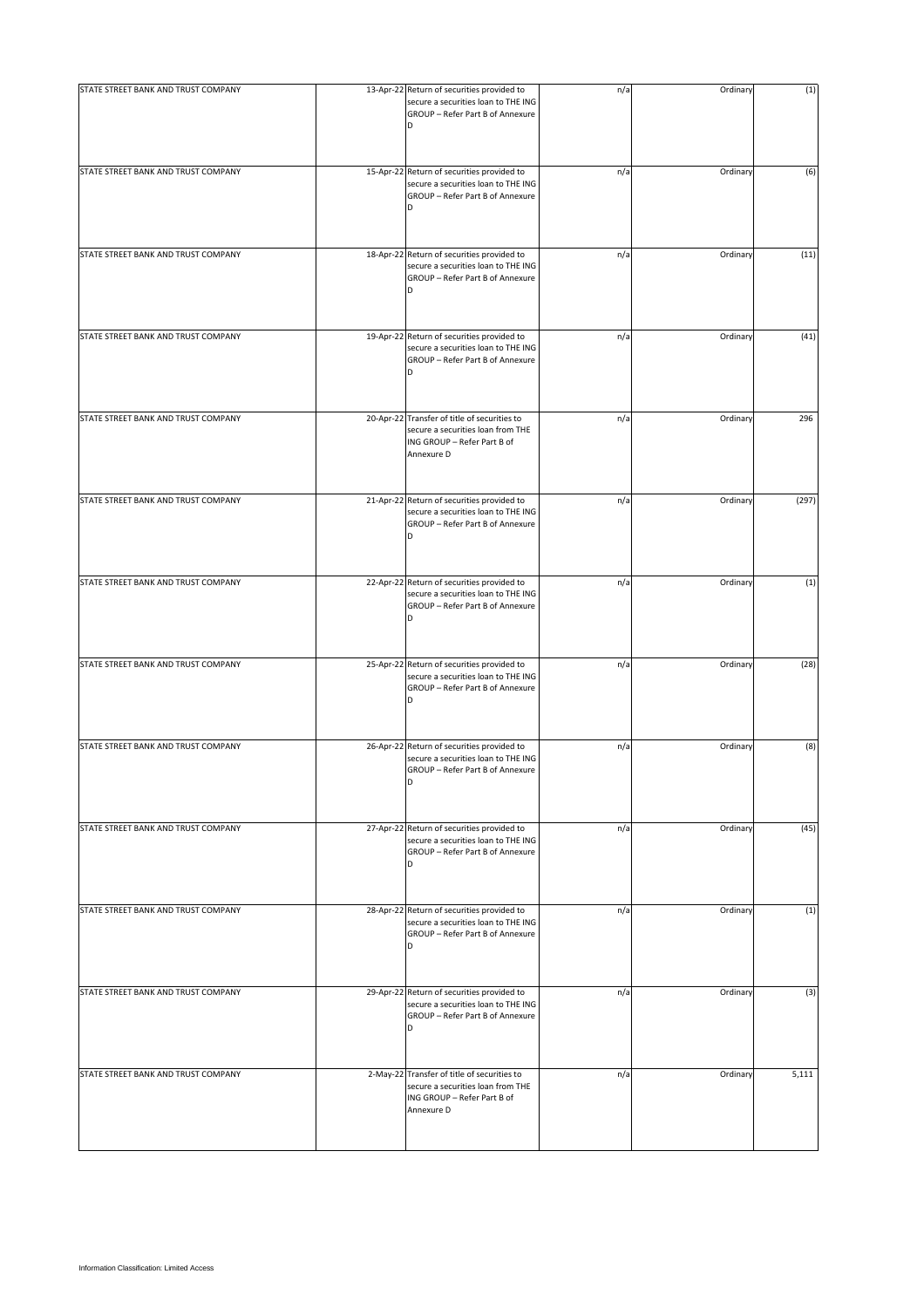| | | | | | |
|---|---|---|---|---|---|
| STATE STREET BANK AND TRUST COMPANY | 13-Apr-22 | Return of securities provided to secure a securities loan to THE ING GROUP – Refer Part B of Annexure D | n/a | Ordinary | (1) |
| STATE STREET BANK AND TRUST COMPANY | 15-Apr-22 | Return of securities provided to secure a securities loan to THE ING GROUP – Refer Part B of Annexure D | n/a | Ordinary | (6) |
| STATE STREET BANK AND TRUST COMPANY | 18-Apr-22 | Return of securities provided to secure a securities loan to THE ING GROUP – Refer Part B of Annexure D | n/a | Ordinary | (11) |
| STATE STREET BANK AND TRUST COMPANY | 19-Apr-22 | Return of securities provided to secure a securities loan to THE ING GROUP – Refer Part B of Annexure D | n/a | Ordinary | (41) |
| STATE STREET BANK AND TRUST COMPANY | 20-Apr-22 | Transfer of title of securities to secure a securities loan from THE ING GROUP – Refer Part B of Annexure D | n/a | Ordinary | 296 |
| STATE STREET BANK AND TRUST COMPANY | 21-Apr-22 | Return of securities provided to secure a securities loan to THE ING GROUP – Refer Part B of Annexure D | n/a | Ordinary | (297) |
| STATE STREET BANK AND TRUST COMPANY | 22-Apr-22 | Return of securities provided to secure a securities loan to THE ING GROUP – Refer Part B of Annexure D | n/a | Ordinary | (1) |
| STATE STREET BANK AND TRUST COMPANY | 25-Apr-22 | Return of securities provided to secure a securities loan to THE ING GROUP – Refer Part B of Annexure D | n/a | Ordinary | (28) |
| STATE STREET BANK AND TRUST COMPANY | 26-Apr-22 | Return of securities provided to secure a securities loan to THE ING GROUP – Refer Part B of Annexure D | n/a | Ordinary | (8) |
| STATE STREET BANK AND TRUST COMPANY | 27-Apr-22 | Return of securities provided to secure a securities loan to THE ING GROUP – Refer Part B of Annexure D | n/a | Ordinary | (45) |
| STATE STREET BANK AND TRUST COMPANY | 28-Apr-22 | Return of securities provided to secure a securities loan to THE ING GROUP – Refer Part B of Annexure D | n/a | Ordinary | (1) |
| STATE STREET BANK AND TRUST COMPANY | 29-Apr-22 | Return of securities provided to secure a securities loan to THE ING GROUP – Refer Part B of Annexure D | n/a | Ordinary | (3) |
| STATE STREET BANK AND TRUST COMPANY | 2-May-22 | Transfer of title of securities to secure a securities loan from THE ING GROUP – Refer Part B of Annexure D | n/a | Ordinary | 5,111 |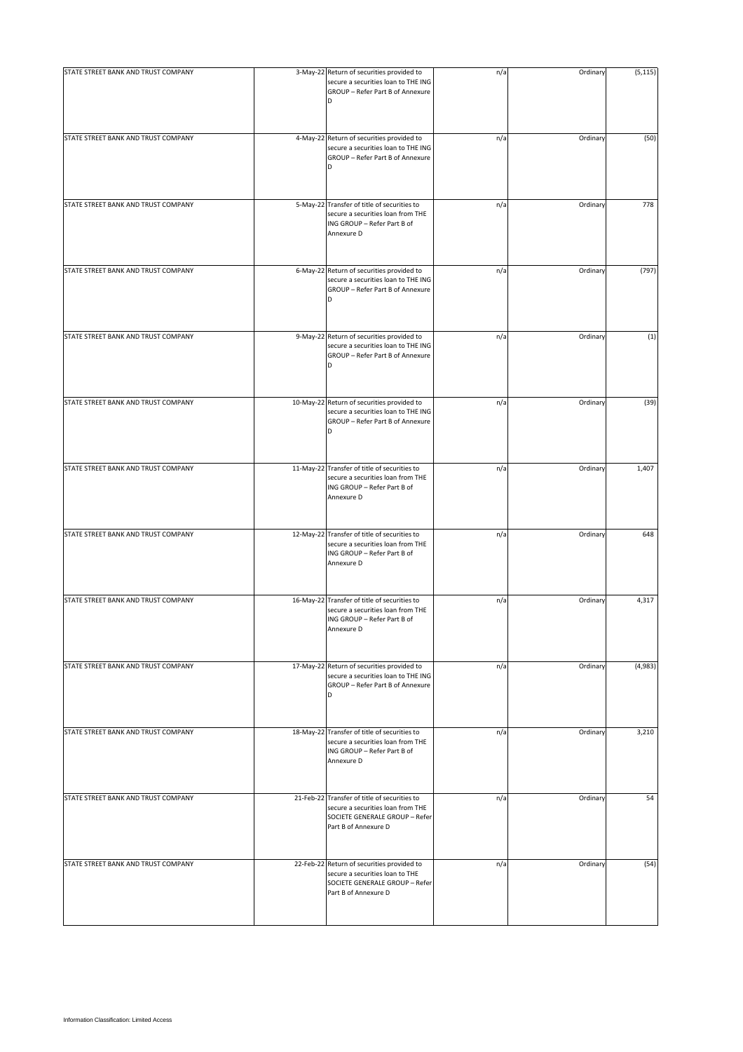| | | | | | |
|---|---|---|---|---|---|
| STATE STREET BANK AND TRUST COMPANY | 3-May-22 | Return of securities provided to secure a securities loan to THE ING GROUP – Refer Part B of Annexure D | n/a | Ordinary | (5,115) |
| STATE STREET BANK AND TRUST COMPANY | 4-May-22 | Return of securities provided to secure a securities loan to THE ING GROUP – Refer Part B of Annexure D | n/a | Ordinary | (50) |
| STATE STREET BANK AND TRUST COMPANY | 5-May-22 | Transfer of title of securities to secure a securities loan from THE ING GROUP – Refer Part B of Annexure D | n/a | Ordinary | 778 |
| STATE STREET BANK AND TRUST COMPANY | 6-May-22 | Return of securities provided to secure a securities loan to THE ING GROUP – Refer Part B of Annexure D | n/a | Ordinary | (797) |
| STATE STREET BANK AND TRUST COMPANY | 9-May-22 | Return of securities provided to secure a securities loan to THE ING GROUP – Refer Part B of Annexure D | n/a | Ordinary | (1) |
| STATE STREET BANK AND TRUST COMPANY | 10-May-22 | Return of securities provided to secure a securities loan to THE ING GROUP – Refer Part B of Annexure D | n/a | Ordinary | (39) |
| STATE STREET BANK AND TRUST COMPANY | 11-May-22 | Transfer of title of securities to secure a securities loan from THE ING GROUP – Refer Part B of Annexure D | n/a | Ordinary | 1,407 |
| STATE STREET BANK AND TRUST COMPANY | 12-May-22 | Transfer of title of securities to secure a securities loan from THE ING GROUP – Refer Part B of Annexure D | n/a | Ordinary | 648 |
| STATE STREET BANK AND TRUST COMPANY | 16-May-22 | Transfer of title of securities to secure a securities loan from THE ING GROUP – Refer Part B of Annexure D | n/a | Ordinary | 4,317 |
| STATE STREET BANK AND TRUST COMPANY | 17-May-22 | Return of securities provided to secure a securities loan to THE ING GROUP – Refer Part B of Annexure D | n/a | Ordinary | (4,983) |
| STATE STREET BANK AND TRUST COMPANY | 18-May-22 | Transfer of title of securities to secure a securities loan from THE ING GROUP – Refer Part B of Annexure D | n/a | Ordinary | 3,210 |
| STATE STREET BANK AND TRUST COMPANY | 21-Feb-22 | Transfer of title of securities to secure a securities loan from THE SOCIETE GENERALE GROUP – Refer Part B of Annexure D | n/a | Ordinary | 54 |
| STATE STREET BANK AND TRUST COMPANY | 22-Feb-22 | Return of securities provided to secure a securities loan to THE SOCIETE GENERALE GROUP – Refer Part B of Annexure D | n/a | Ordinary | (54) |

Information Classification: Limited Access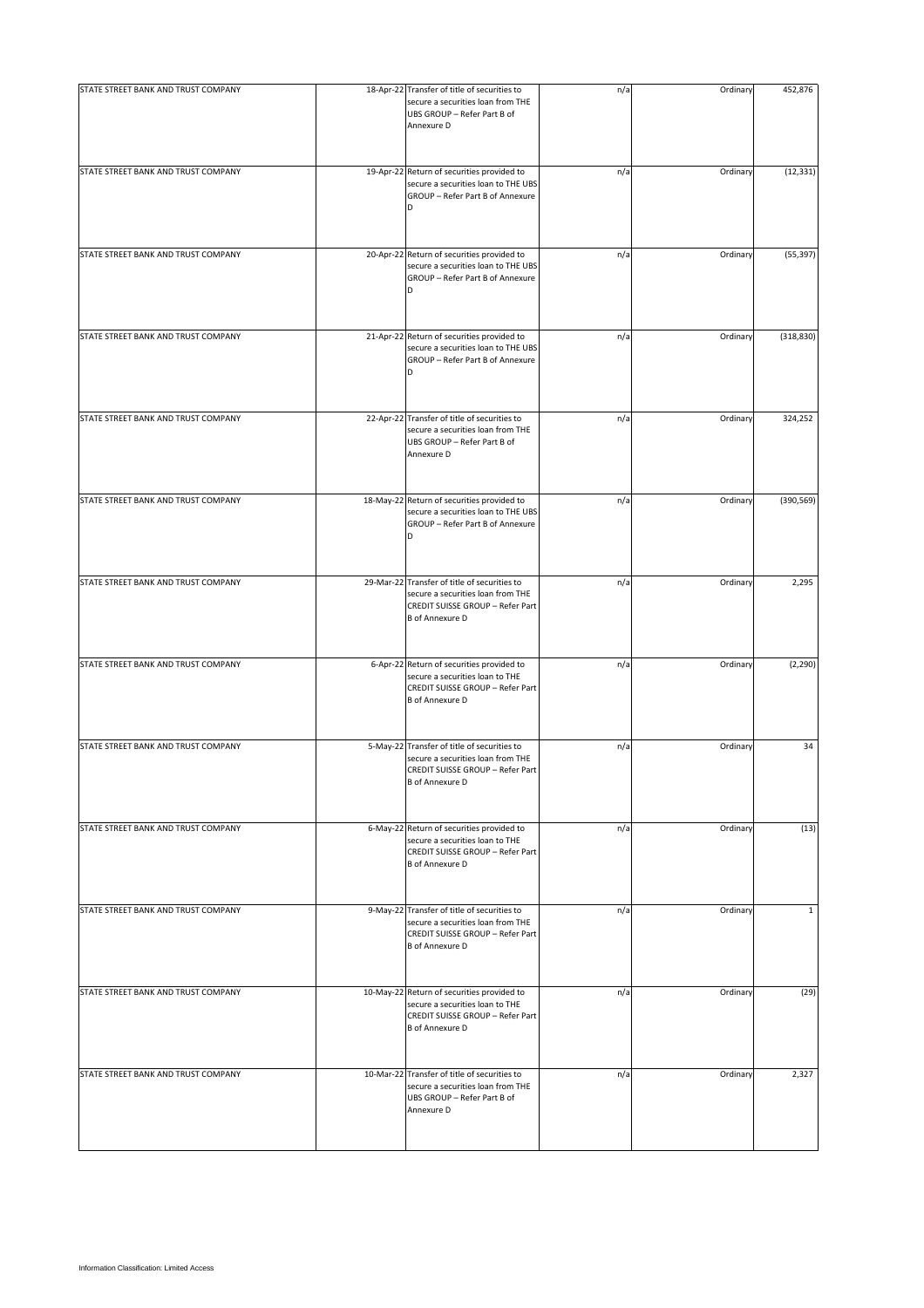| | | | | | |
|---|---|---|---|---|---|
| STATE STREET BANK AND TRUST COMPANY | 18-Apr-22 | Transfer of title of securities to secure a securities loan from THE UBS GROUP – Refer Part B of Annexure D | n/a | Ordinary | 452,876 |
| STATE STREET BANK AND TRUST COMPANY | 19-Apr-22 | Return of securities provided to secure a securities loan to THE UBS GROUP – Refer Part B of Annexure D | n/a | Ordinary | (12,331) |
| STATE STREET BANK AND TRUST COMPANY | 20-Apr-22 | Return of securities provided to secure a securities loan to THE UBS GROUP – Refer Part B of Annexure D | n/a | Ordinary | (55,397) |
| STATE STREET BANK AND TRUST COMPANY | 21-Apr-22 | Return of securities provided to secure a securities loan to THE UBS GROUP – Refer Part B of Annexure D | n/a | Ordinary | (318,830) |
| STATE STREET BANK AND TRUST COMPANY | 22-Apr-22 | Transfer of title of securities to secure a securities loan from THE UBS GROUP – Refer Part B of Annexure D | n/a | Ordinary | 324,252 |
| STATE STREET BANK AND TRUST COMPANY | 18-May-22 | Return of securities provided to secure a securities loan to THE UBS GROUP – Refer Part B of Annexure D | n/a | Ordinary | (390,569) |
| STATE STREET BANK AND TRUST COMPANY | 29-Mar-22 | Transfer of title of securities to secure a securities loan from THE CREDIT SUISSE GROUP – Refer Part B of Annexure D | n/a | Ordinary | 2,295 |
| STATE STREET BANK AND TRUST COMPANY | 6-Apr-22 | Return of securities provided to secure a securities loan to THE CREDIT SUISSE GROUP – Refer Part B of Annexure D | n/a | Ordinary | (2,290) |
| STATE STREET BANK AND TRUST COMPANY | 5-May-22 | Transfer of title of securities to secure a securities loan from THE CREDIT SUISSE GROUP – Refer Part B of Annexure D | n/a | Ordinary | 34 |
| STATE STREET BANK AND TRUST COMPANY | 6-May-22 | Return of securities provided to secure a securities loan to THE CREDIT SUISSE GROUP – Refer Part B of Annexure D | n/a | Ordinary | (13) |
| STATE STREET BANK AND TRUST COMPANY | 9-May-22 | Transfer of title of securities to secure a securities loan from THE CREDIT SUISSE GROUP – Refer Part B of Annexure D | n/a | Ordinary | 1 |
| STATE STREET BANK AND TRUST COMPANY | 10-May-22 | Return of securities provided to secure a securities loan to THE CREDIT SUISSE GROUP – Refer Part B of Annexure D | n/a | Ordinary | (29) |
| STATE STREET BANK AND TRUST COMPANY | 10-Mar-22 | Transfer of title of securities to secure a securities loan from THE UBS GROUP – Refer Part B of Annexure D | n/a | Ordinary | 2,327 |

Information Classification: Limited Access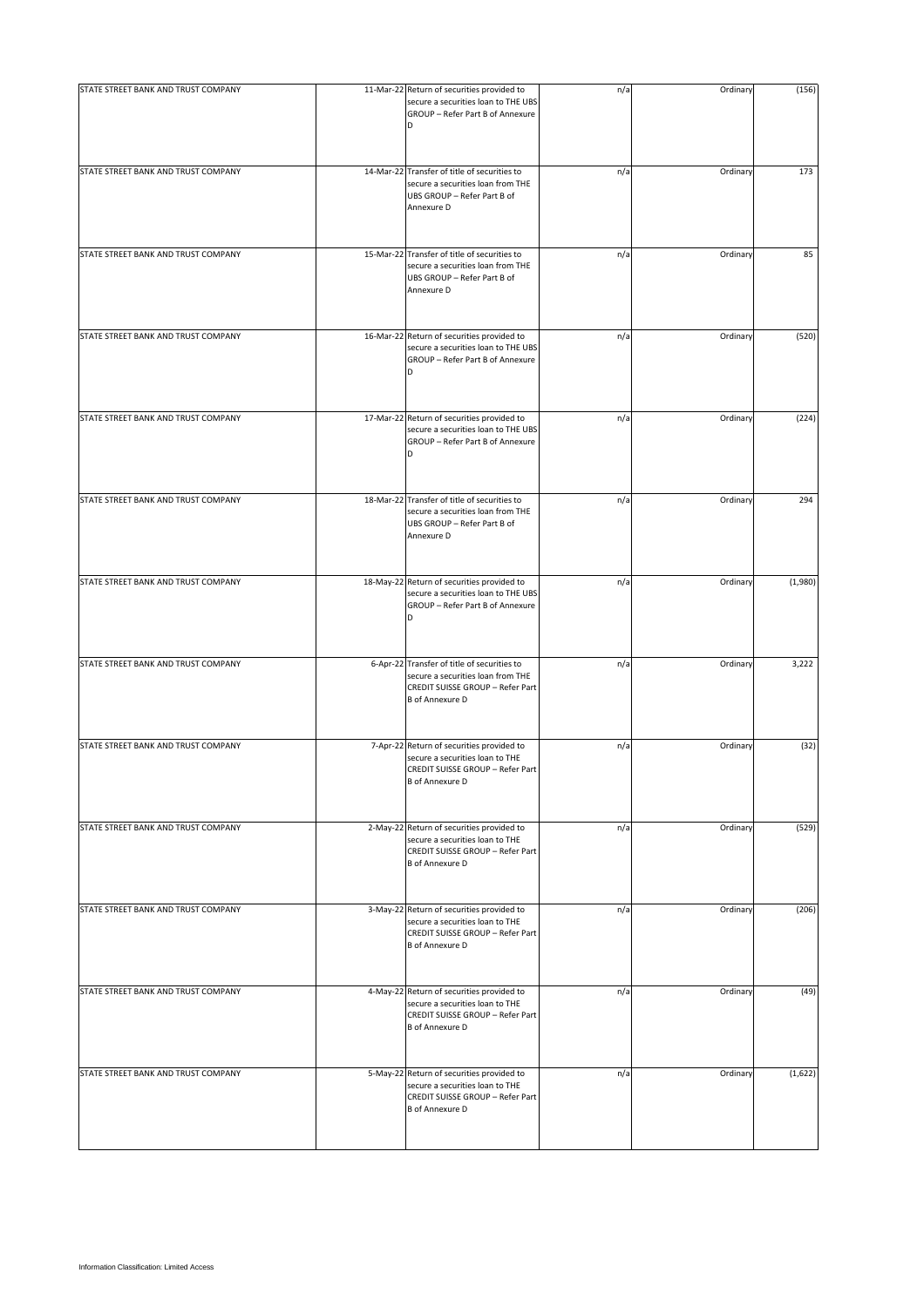| STATE STREET BANK AND TRUST COMPANY | 11-Mar-22 | Return of securities provided to secure a securities loan to THE UBS GROUP – Refer Part B of Annexure D | n/a | Ordinary | (156) |
|---|---|---|---|---|---|
| STATE STREET BANK AND TRUST COMPANY | 14-Mar-22 | Transfer of title of securities to secure a securities loan from THE UBS GROUP – Refer Part B of Annexure D | n/a | Ordinary | 173 |
| STATE STREET BANK AND TRUST COMPANY | 15-Mar-22 | Transfer of title of securities to secure a securities loan from THE UBS GROUP – Refer Part B of Annexure D | n/a | Ordinary | 85 |
| STATE STREET BANK AND TRUST COMPANY | 16-Mar-22 | Return of securities provided to secure a securities loan to THE UBS GROUP – Refer Part B of Annexure D | n/a | Ordinary | (520) |
| STATE STREET BANK AND TRUST COMPANY | 17-Mar-22 | Return of securities provided to secure a securities loan to THE UBS GROUP – Refer Part B of Annexure D | n/a | Ordinary | (224) |
| STATE STREET BANK AND TRUST COMPANY | 18-Mar-22 | Transfer of title of securities to secure a securities loan from THE UBS GROUP – Refer Part B of Annexure D | n/a | Ordinary | 294 |
| STATE STREET BANK AND TRUST COMPANY | 18-May-22 | Return of securities provided to secure a securities loan to THE UBS GROUP – Refer Part B of Annexure D | n/a | Ordinary | (1,980) |
| STATE STREET BANK AND TRUST COMPANY | 6-Apr-22 | Transfer of title of securities to secure a securities loan from THE CREDIT SUISSE GROUP – Refer Part B of Annexure D | n/a | Ordinary | 3,222 |
| STATE STREET BANK AND TRUST COMPANY | 7-Apr-22 | Return of securities provided to secure a securities loan to THE CREDIT SUISSE GROUP – Refer Part B of Annexure D | n/a | Ordinary | (32) |
| STATE STREET BANK AND TRUST COMPANY | 2-May-22 | Return of securities provided to secure a securities loan to THE CREDIT SUISSE GROUP – Refer Part B of Annexure D | n/a | Ordinary | (529) |
| STATE STREET BANK AND TRUST COMPANY | 3-May-22 | Return of securities provided to secure a securities loan to THE CREDIT SUISSE GROUP – Refer Part B of Annexure D | n/a | Ordinary | (206) |
| STATE STREET BANK AND TRUST COMPANY | 4-May-22 | Return of securities provided to secure a securities loan to THE CREDIT SUISSE GROUP – Refer Part B of Annexure D | n/a | Ordinary | (49) |
| STATE STREET BANK AND TRUST COMPANY | 5-May-22 | Return of securities provided to secure a securities loan to THE CREDIT SUISSE GROUP – Refer Part B of Annexure D | n/a | Ordinary | (1,622) |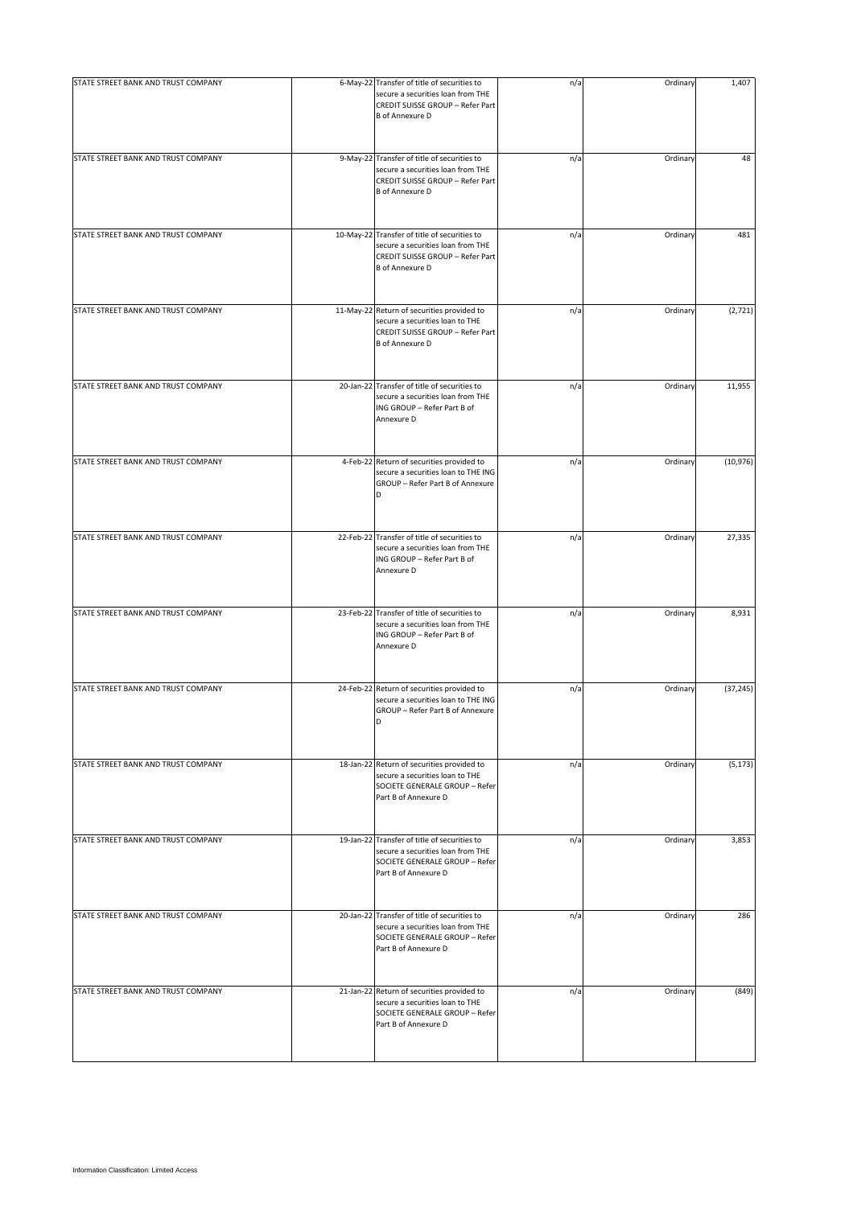| | | | | | |
|---|---|---|---|---|---|
| STATE STREET BANK AND TRUST COMPANY | 6-May-22 | Transfer of title of securities to secure a securities loan from THE CREDIT SUISSE GROUP – Refer Part B of Annexure D | n/a | Ordinary | 1,407 |
| STATE STREET BANK AND TRUST COMPANY | 9-May-22 | Transfer of title of securities to secure a securities loan from THE CREDIT SUISSE GROUP – Refer Part B of Annexure D | n/a | Ordinary | 48 |
| STATE STREET BANK AND TRUST COMPANY | 10-May-22 | Transfer of title of securities to secure a securities loan from THE CREDIT SUISSE GROUP – Refer Part B of Annexure D | n/a | Ordinary | 481 |
| STATE STREET BANK AND TRUST COMPANY | 11-May-22 | Return of securities provided to secure a securities loan to THE CREDIT SUISSE GROUP – Refer Part B of Annexure D | n/a | Ordinary | (2,721) |
| STATE STREET BANK AND TRUST COMPANY | 20-Jan-22 | Transfer of title of securities to secure a securities loan from THE ING GROUP – Refer Part B of Annexure D | n/a | Ordinary | 11,955 |
| STATE STREET BANK AND TRUST COMPANY | 4-Feb-22 | Return of securities provided to secure a securities loan to THE ING GROUP – Refer Part B of Annexure D | n/a | Ordinary | (10,976) |
| STATE STREET BANK AND TRUST COMPANY | 22-Feb-22 | Transfer of title of securities to secure a securities loan from THE ING GROUP – Refer Part B of Annexure D | n/a | Ordinary | 27,335 |
| STATE STREET BANK AND TRUST COMPANY | 23-Feb-22 | Transfer of title of securities to secure a securities loan from THE ING GROUP – Refer Part B of Annexure D | n/a | Ordinary | 8,931 |
| STATE STREET BANK AND TRUST COMPANY | 24-Feb-22 | Return of securities provided to secure a securities loan to THE ING GROUP – Refer Part B of Annexure D | n/a | Ordinary | (37,245) |
| STATE STREET BANK AND TRUST COMPANY | 18-Jan-22 | Return of securities provided to secure a securities loan to THE SOCIETE GENERALE GROUP – Refer Part B of Annexure D | n/a | Ordinary | (5,173) |
| STATE STREET BANK AND TRUST COMPANY | 19-Jan-22 | Transfer of title of securities to secure a securities loan from THE SOCIETE GENERALE GROUP – Refer Part B of Annexure D | n/a | Ordinary | 3,853 |
| STATE STREET BANK AND TRUST COMPANY | 20-Jan-22 | Transfer of title of securities to secure a securities loan from THE SOCIETE GENERALE GROUP – Refer Part B of Annexure D | n/a | Ordinary | 286 |
| STATE STREET BANK AND TRUST COMPANY | 21-Jan-22 | Return of securities provided to secure a securities loan to THE SOCIETE GENERALE GROUP – Refer Part B of Annexure D | n/a | Ordinary | (849) |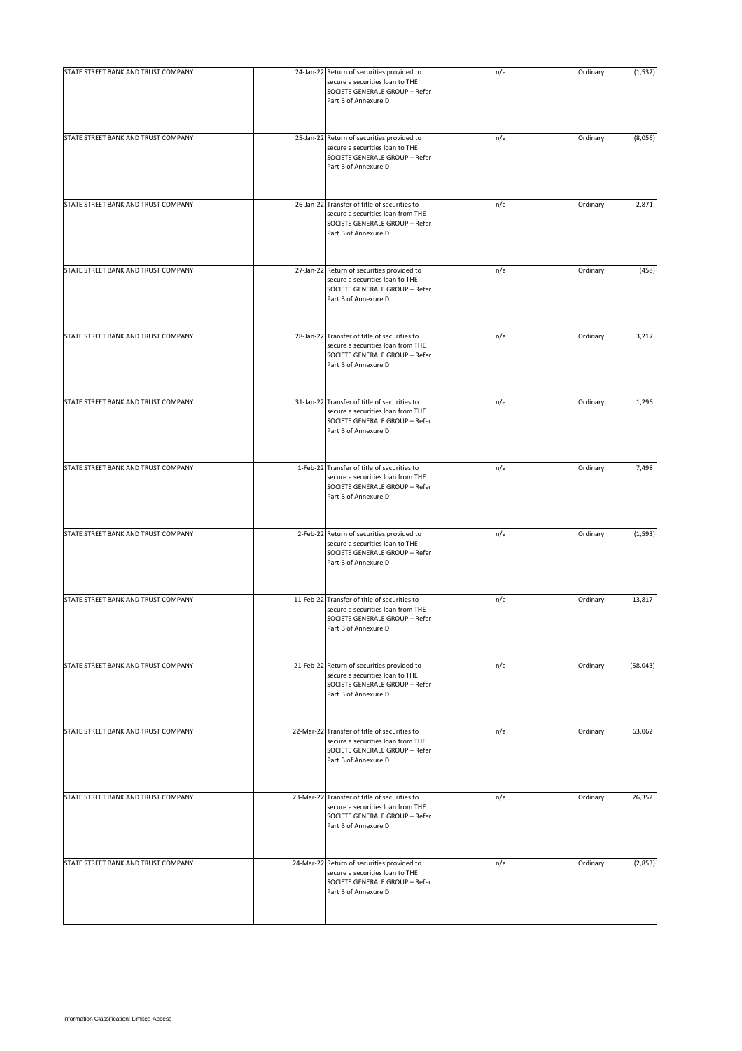| STATE STREET BANK AND TRUST COMPANY | 24-Jan-22 | Return of securities provided to secure a securities loan to THE SOCIETE GENERALE GROUP – Refer Part B of Annexure D | n/a | Ordinary | (1,532) |
|---|---|---|---|---|---|
| STATE STREET BANK AND TRUST COMPANY | 25-Jan-22 | Return of securities provided to secure a securities loan to THE SOCIETE GENERALE GROUP – Refer Part B of Annexure D | n/a | Ordinary | (8,056) |
| STATE STREET BANK AND TRUST COMPANY | 26-Jan-22 | Transfer of title of securities to secure a securities loan from THE SOCIETE GENERALE GROUP – Refer Part B of Annexure D | n/a | Ordinary | 2,871 |
| STATE STREET BANK AND TRUST COMPANY | 27-Jan-22 | Return of securities provided to secure a securities loan to THE SOCIETE GENERALE GROUP – Refer Part B of Annexure D | n/a | Ordinary | (458) |
| STATE STREET BANK AND TRUST COMPANY | 28-Jan-22 | Transfer of title of securities to secure a securities loan from THE SOCIETE GENERALE GROUP – Refer Part B of Annexure D | n/a | Ordinary | 3,217 |
| STATE STREET BANK AND TRUST COMPANY | 31-Jan-22 | Transfer of title of securities to secure a securities loan from THE SOCIETE GENERALE GROUP – Refer Part B of Annexure D | n/a | Ordinary | 1,296 |
| STATE STREET BANK AND TRUST COMPANY | 1-Feb-22 | Transfer of title of securities to secure a securities loan from THE SOCIETE GENERALE GROUP – Refer Part B of Annexure D | n/a | Ordinary | 7,498 |
| STATE STREET BANK AND TRUST COMPANY | 2-Feb-22 | Return of securities provided to secure a securities loan to THE SOCIETE GENERALE GROUP – Refer Part B of Annexure D | n/a | Ordinary | (1,593) |
| STATE STREET BANK AND TRUST COMPANY | 11-Feb-22 | Transfer of title of securities to secure a securities loan from THE SOCIETE GENERALE GROUP – Refer Part B of Annexure D | n/a | Ordinary | 13,817 |
| STATE STREET BANK AND TRUST COMPANY | 21-Feb-22 | Return of securities provided to secure a securities loan to THE SOCIETE GENERALE GROUP – Refer Part B of Annexure D | n/a | Ordinary | (58,043) |
| STATE STREET BANK AND TRUST COMPANY | 22-Mar-22 | Transfer of title of securities to secure a securities loan from THE SOCIETE GENERALE GROUP – Refer Part B of Annexure D | n/a | Ordinary | 63,062 |
| STATE STREET BANK AND TRUST COMPANY | 23-Mar-22 | Transfer of title of securities to secure a securities loan from THE SOCIETE GENERALE GROUP – Refer Part B of Annexure D | n/a | Ordinary | 26,352 |
| STATE STREET BANK AND TRUST COMPANY | 24-Mar-22 | Return of securities provided to secure a securities loan to THE SOCIETE GENERALE GROUP – Refer Part B of Annexure D | n/a | Ordinary | (2,853) |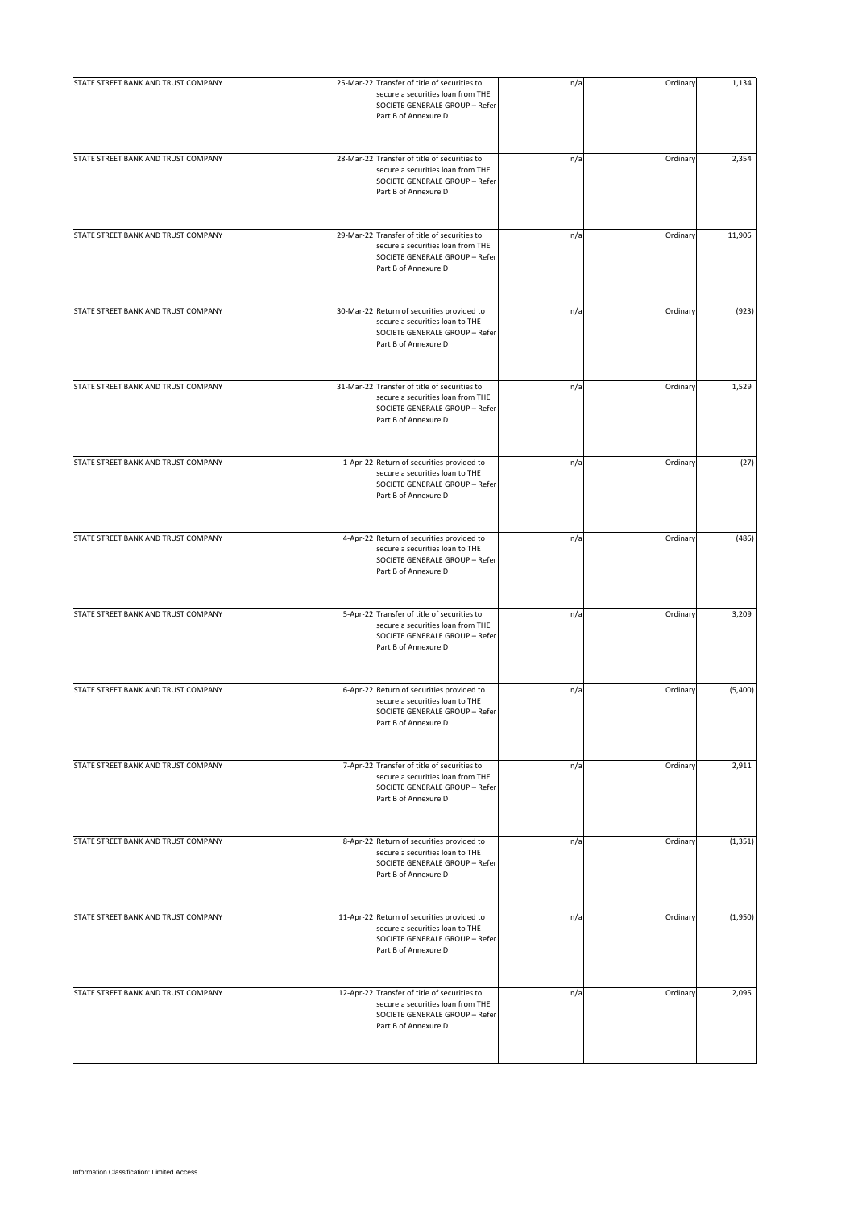| | | | | | |
|---|---|---|---|---|---|
| STATE STREET BANK AND TRUST COMPANY | 25-Mar-22 | Transfer of title of securities to secure a securities loan from THE SOCIETE GENERALE GROUP – Refer Part B of Annexure D | n/a | Ordinary | 1,134 |
| STATE STREET BANK AND TRUST COMPANY | 28-Mar-22 | Transfer of title of securities to secure a securities loan from THE SOCIETE GENERALE GROUP – Refer Part B of Annexure D | n/a | Ordinary | 2,354 |
| STATE STREET BANK AND TRUST COMPANY | 29-Mar-22 | Transfer of title of securities to secure a securities loan from THE SOCIETE GENERALE GROUP – Refer Part B of Annexure D | n/a | Ordinary | 11,906 |
| STATE STREET BANK AND TRUST COMPANY | 30-Mar-22 | Return of securities provided to secure a securities loan to THE SOCIETE GENERALE GROUP – Refer Part B of Annexure D | n/a | Ordinary | (923) |
| STATE STREET BANK AND TRUST COMPANY | 31-Mar-22 | Transfer of title of securities to secure a securities loan from THE SOCIETE GENERALE GROUP – Refer Part B of Annexure D | n/a | Ordinary | 1,529 |
| STATE STREET BANK AND TRUST COMPANY | 1-Apr-22 | Return of securities provided to secure a securities loan to THE SOCIETE GENERALE GROUP – Refer Part B of Annexure D | n/a | Ordinary | (27) |
| STATE STREET BANK AND TRUST COMPANY | 4-Apr-22 | Return of securities provided to secure a securities loan to THE SOCIETE GENERALE GROUP – Refer Part B of Annexure D | n/a | Ordinary | (486) |
| STATE STREET BANK AND TRUST COMPANY | 5-Apr-22 | Transfer of title of securities to secure a securities loan from THE SOCIETE GENERALE GROUP – Refer Part B of Annexure D | n/a | Ordinary | 3,209 |
| STATE STREET BANK AND TRUST COMPANY | 6-Apr-22 | Return of securities provided to secure a securities loan to THE SOCIETE GENERALE GROUP – Refer Part B of Annexure D | n/a | Ordinary | (5,400) |
| STATE STREET BANK AND TRUST COMPANY | 7-Apr-22 | Transfer of title of securities to secure a securities loan from THE SOCIETE GENERALE GROUP – Refer Part B of Annexure D | n/a | Ordinary | 2,911 |
| STATE STREET BANK AND TRUST COMPANY | 8-Apr-22 | Return of securities provided to secure a securities loan to THE SOCIETE GENERALE GROUP – Refer Part B of Annexure D | n/a | Ordinary | (1,351) |
| STATE STREET BANK AND TRUST COMPANY | 11-Apr-22 | Return of securities provided to secure a securities loan to THE SOCIETE GENERALE GROUP – Refer Part B of Annexure D | n/a | Ordinary | (1,950) |
| STATE STREET BANK AND TRUST COMPANY | 12-Apr-22 | Transfer of title of securities to secure a securities loan from THE SOCIETE GENERALE GROUP – Refer Part B of Annexure D | n/a | Ordinary | 2,095 |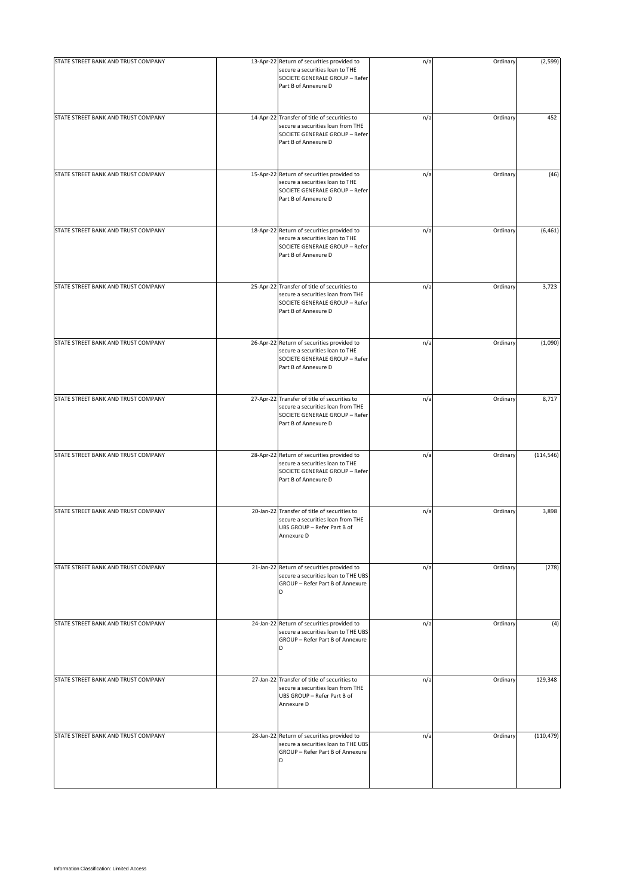| STATE STREET BANK AND TRUST COMPANY | 13-Apr-22 | Return of securities provided to secure a securities loan to THE SOCIETE GENERALE GROUP – Refer Part B of Annexure D | n/a | Ordinary | (2,599) |
|---|---|---|---|---|---|
| STATE STREET BANK AND TRUST COMPANY | 14-Apr-22 | Transfer of title of securities to secure a securities loan from THE SOCIETE GENERALE GROUP – Refer Part B of Annexure D | n/a | Ordinary | 452 |
| STATE STREET BANK AND TRUST COMPANY | 15-Apr-22 | Return of securities provided to secure a securities loan to THE SOCIETE GENERALE GROUP – Refer Part B of Annexure D | n/a | Ordinary | (46) |
| STATE STREET BANK AND TRUST COMPANY | 18-Apr-22 | Return of securities provided to secure a securities loan to THE SOCIETE GENERALE GROUP – Refer Part B of Annexure D | n/a | Ordinary | (6,461) |
| STATE STREET BANK AND TRUST COMPANY | 25-Apr-22 | Transfer of title of securities to secure a securities loan from THE SOCIETE GENERALE GROUP – Refer Part B of Annexure D | n/a | Ordinary | 3,723 |
| STATE STREET BANK AND TRUST COMPANY | 26-Apr-22 | Return of securities provided to secure a securities loan to THE SOCIETE GENERALE GROUP – Refer Part B of Annexure D | n/a | Ordinary | (1,090) |
| STATE STREET BANK AND TRUST COMPANY | 27-Apr-22 | Transfer of title of securities to secure a securities loan from THE SOCIETE GENERALE GROUP – Refer Part B of Annexure D | n/a | Ordinary | 8,717 |
| STATE STREET BANK AND TRUST COMPANY | 28-Apr-22 | Return of securities provided to secure a securities loan to THE SOCIETE GENERALE GROUP – Refer Part B of Annexure D | n/a | Ordinary | (114,546) |
| STATE STREET BANK AND TRUST COMPANY | 20-Jan-22 | Transfer of title of securities to secure a securities loan from THE UBS GROUP – Refer Part B of Annexure D | n/a | Ordinary | 3,898 |
| STATE STREET BANK AND TRUST COMPANY | 21-Jan-22 | Return of securities provided to secure a securities loan to THE UBS GROUP – Refer Part B of Annexure D | n/a | Ordinary | (278) |
| STATE STREET BANK AND TRUST COMPANY | 24-Jan-22 | Return of securities provided to secure a securities loan to THE UBS GROUP – Refer Part B of Annexure D | n/a | Ordinary | (4) |
| STATE STREET BANK AND TRUST COMPANY | 27-Jan-22 | Transfer of title of securities to secure a securities loan from THE UBS GROUP – Refer Part B of Annexure D | n/a | Ordinary | 129,348 |
| STATE STREET BANK AND TRUST COMPANY | 28-Jan-22 | Return of securities provided to secure a securities loan to THE UBS GROUP – Refer Part B of Annexure D | n/a | Ordinary | (110,479) |

Information Classification: Limited Access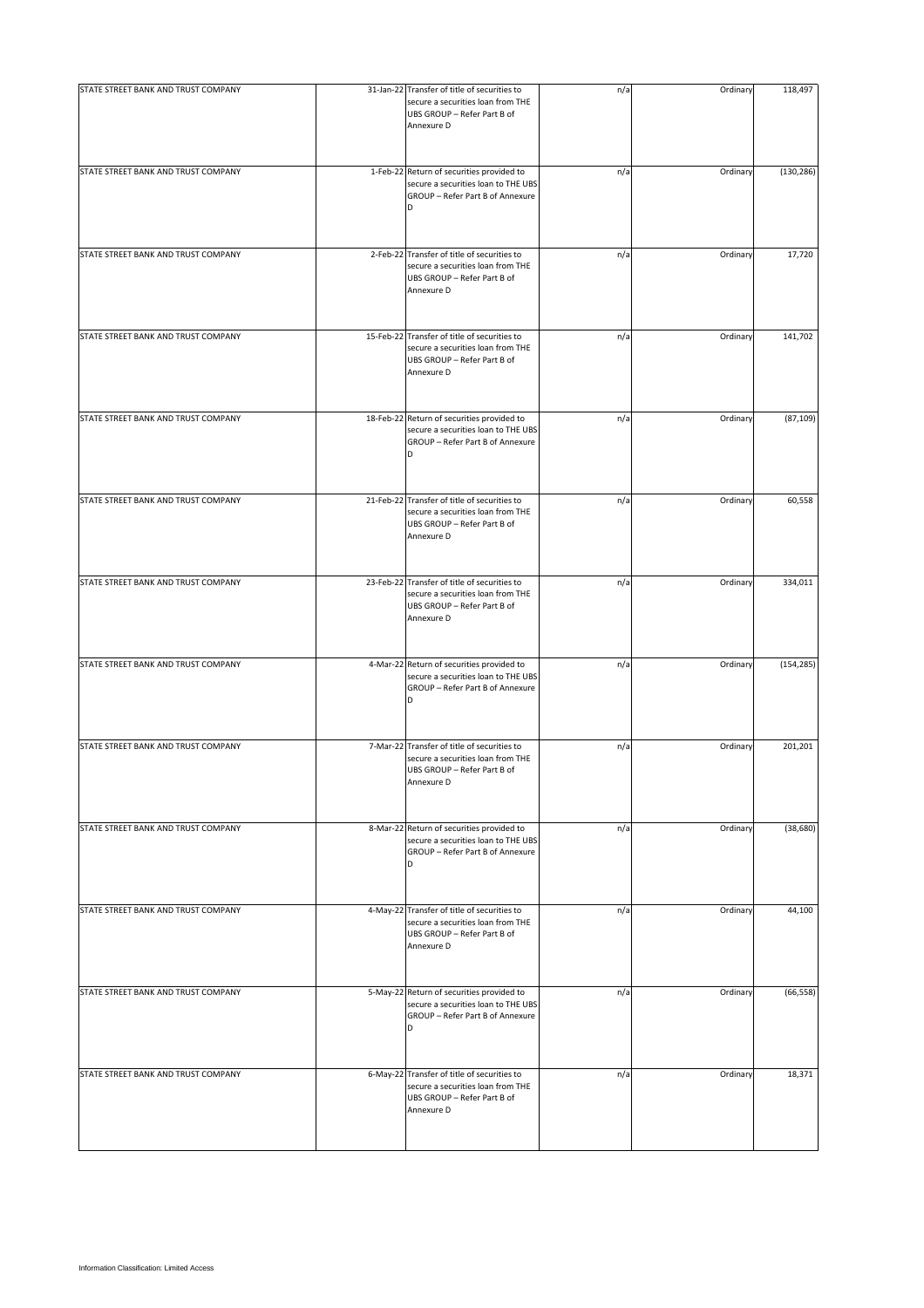| | | | | | |
|---|---|---|---|---|---|
| STATE STREET BANK AND TRUST COMPANY | 31-Jan-22 | Transfer of title of securities to secure a securities loan from THE UBS GROUP – Refer Part B of Annexure D | n/a | Ordinary | 118,497 |
| STATE STREET BANK AND TRUST COMPANY | 1-Feb-22 | Return of securities provided to secure a securities loan to THE UBS GROUP – Refer Part B of Annexure D | n/a | Ordinary | (130,286) |
| STATE STREET BANK AND TRUST COMPANY | 2-Feb-22 | Transfer of title of securities to secure a securities loan from THE UBS GROUP – Refer Part B of Annexure D | n/a | Ordinary | 17,720 |
| STATE STREET BANK AND TRUST COMPANY | 15-Feb-22 | Transfer of title of securities to secure a securities loan from THE UBS GROUP – Refer Part B of Annexure D | n/a | Ordinary | 141,702 |
| STATE STREET BANK AND TRUST COMPANY | 18-Feb-22 | Return of securities provided to secure a securities loan to THE UBS GROUP – Refer Part B of Annexure D | n/a | Ordinary | (87,109) |
| STATE STREET BANK AND TRUST COMPANY | 21-Feb-22 | Transfer of title of securities to secure a securities loan from THE UBS GROUP – Refer Part B of Annexure D | n/a | Ordinary | 60,558 |
| STATE STREET BANK AND TRUST COMPANY | 23-Feb-22 | Transfer of title of securities to secure a securities loan from THE UBS GROUP – Refer Part B of Annexure D | n/a | Ordinary | 334,011 |
| STATE STREET BANK AND TRUST COMPANY | 4-Mar-22 | Return of securities provided to secure a securities loan to THE UBS GROUP – Refer Part B of Annexure D | n/a | Ordinary | (154,285) |
| STATE STREET BANK AND TRUST COMPANY | 7-Mar-22 | Transfer of title of securities to secure a securities loan from THE UBS GROUP – Refer Part B of Annexure D | n/a | Ordinary | 201,201 |
| STATE STREET BANK AND TRUST COMPANY | 8-Mar-22 | Return of securities provided to secure a securities loan to THE UBS GROUP – Refer Part B of Annexure D | n/a | Ordinary | (38,680) |
| STATE STREET BANK AND TRUST COMPANY | 4-May-22 | Transfer of title of securities to secure a securities loan from THE UBS GROUP – Refer Part B of Annexure D | n/a | Ordinary | 44,100 |
| STATE STREET BANK AND TRUST COMPANY | 5-May-22 | Return of securities provided to secure a securities loan to THE UBS GROUP – Refer Part B of Annexure D | n/a | Ordinary | (66,558) |
| STATE STREET BANK AND TRUST COMPANY | 6-May-22 | Transfer of title of securities to secure a securities loan from THE UBS GROUP – Refer Part B of Annexure D | n/a | Ordinary | 18,371 |

Information Classification: Limited Access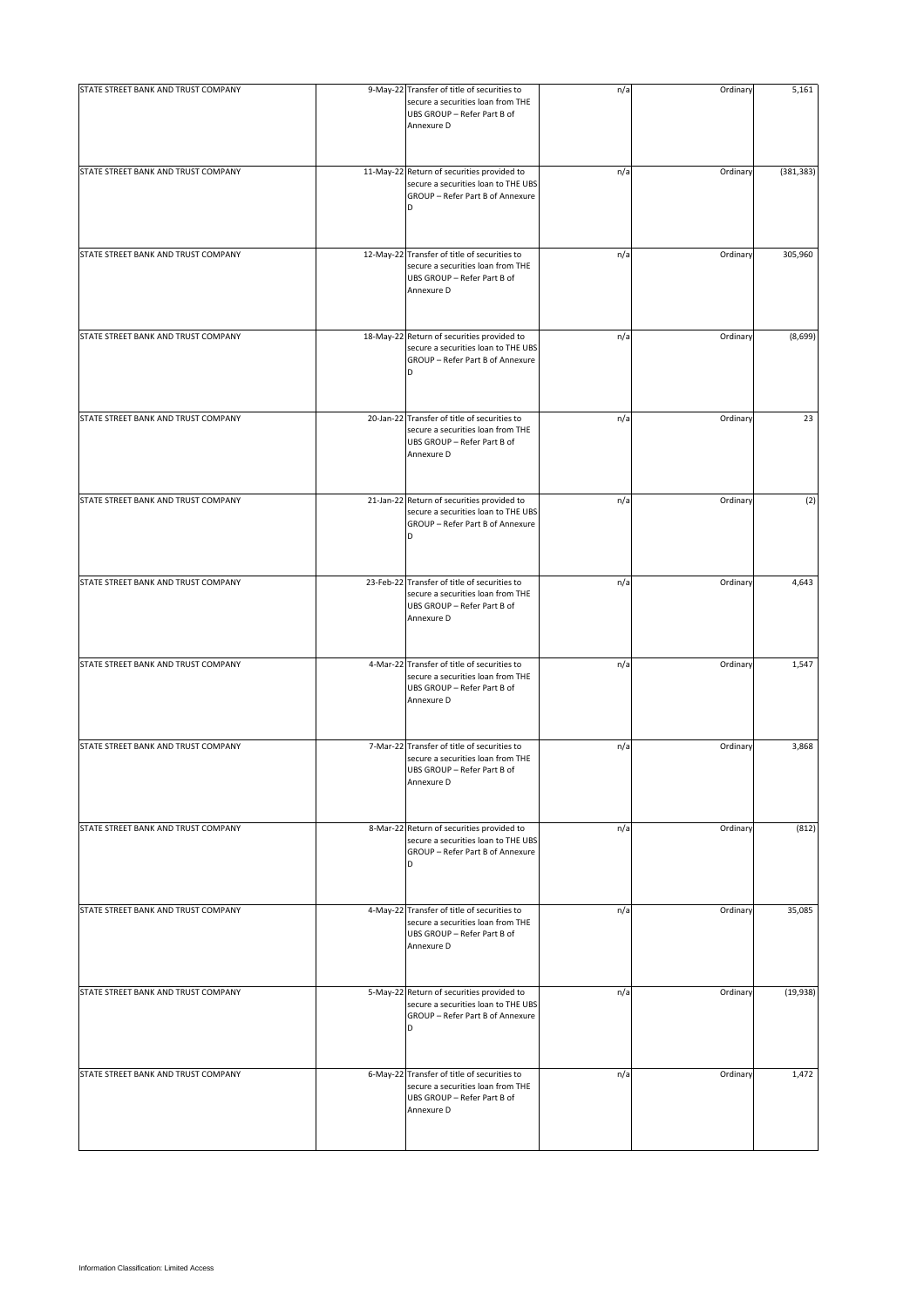| | | | | | |
|---|---|---|---|---|---|
| STATE STREET BANK AND TRUST COMPANY | 9-May-22 | Transfer of title of securities to secure a securities loan from THE UBS GROUP – Refer Part B of Annexure D | n/a | Ordinary | 5,161 |
| STATE STREET BANK AND TRUST COMPANY | 11-May-22 | Return of securities provided to secure a securities loan to THE UBS GROUP – Refer Part B of Annexure D | n/a | Ordinary | (381,383) |
| STATE STREET BANK AND TRUST COMPANY | 12-May-22 | Transfer of title of securities to secure a securities loan from THE UBS GROUP – Refer Part B of Annexure D | n/a | Ordinary | 305,960 |
| STATE STREET BANK AND TRUST COMPANY | 18-May-22 | Return of securities provided to secure a securities loan to THE UBS GROUP – Refer Part B of Annexure D | n/a | Ordinary | (8,699) |
| STATE STREET BANK AND TRUST COMPANY | 20-Jan-22 | Transfer of title of securities to secure a securities loan from THE UBS GROUP – Refer Part B of Annexure D | n/a | Ordinary | 23 |
| STATE STREET BANK AND TRUST COMPANY | 21-Jan-22 | Return of securities provided to secure a securities loan to THE UBS GROUP – Refer Part B of Annexure D | n/a | Ordinary | (2) |
| STATE STREET BANK AND TRUST COMPANY | 23-Feb-22 | Transfer of title of securities to secure a securities loan from THE UBS GROUP – Refer Part B of Annexure D | n/a | Ordinary | 4,643 |
| STATE STREET BANK AND TRUST COMPANY | 4-Mar-22 | Transfer of title of securities to secure a securities loan from THE UBS GROUP – Refer Part B of Annexure D | n/a | Ordinary | 1,547 |
| STATE STREET BANK AND TRUST COMPANY | 7-Mar-22 | Transfer of title of securities to secure a securities loan from THE UBS GROUP – Refer Part B of Annexure D | n/a | Ordinary | 3,868 |
| STATE STREET BANK AND TRUST COMPANY | 8-Mar-22 | Return of securities provided to secure a securities loan to THE UBS GROUP – Refer Part B of Annexure D | n/a | Ordinary | (812) |
| STATE STREET BANK AND TRUST COMPANY | 4-May-22 | Transfer of title of securities to secure a securities loan from THE UBS GROUP – Refer Part B of Annexure D | n/a | Ordinary | 35,085 |
| STATE STREET BANK AND TRUST COMPANY | 5-May-22 | Return of securities provided to secure a securities loan to THE UBS GROUP – Refer Part B of Annexure D | n/a | Ordinary | (19,938) |
| STATE STREET BANK AND TRUST COMPANY | 6-May-22 | Transfer of title of securities to secure a securities loan from THE UBS GROUP – Refer Part B of Annexure D | n/a | Ordinary | 1,472 |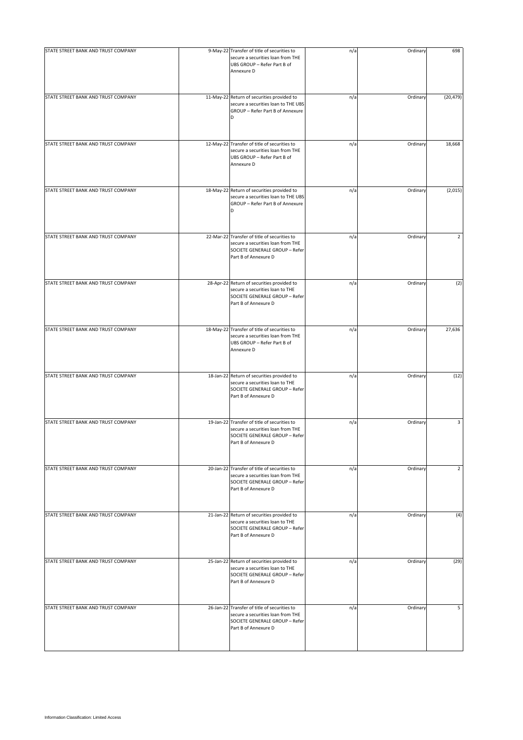| | | | | | |
|---|---|---|---|---|---|
| STATE STREET BANK AND TRUST COMPANY | 9-May-22 | Transfer of title of securities to secure a securities loan from THE UBS GROUP – Refer Part B of Annexure D | n/a | Ordinary | 698 |
| STATE STREET BANK AND TRUST COMPANY | 11-May-22 | Return of securities provided to secure a securities loan to THE UBS GROUP – Refer Part B of Annexure D | n/a | Ordinary | (20,479) |
| STATE STREET BANK AND TRUST COMPANY | 12-May-22 | Transfer of title of securities to secure a securities loan from THE UBS GROUP – Refer Part B of Annexure D | n/a | Ordinary | 18,668 |
| STATE STREET BANK AND TRUST COMPANY | 18-May-22 | Return of securities provided to secure a securities loan to THE UBS GROUP – Refer Part B of Annexure D | n/a | Ordinary | (2,015) |
| STATE STREET BANK AND TRUST COMPANY | 22-Mar-22 | Transfer of title of securities to secure a securities loan from THE SOCIETE GENERALE GROUP – Refer Part B of Annexure D | n/a | Ordinary | 2 |
| STATE STREET BANK AND TRUST COMPANY | 28-Apr-22 | Return of securities provided to secure a securities loan to THE SOCIETE GENERALE GROUP – Refer Part B of Annexure D | n/a | Ordinary | (2) |
| STATE STREET BANK AND TRUST COMPANY | 18-May-22 | Transfer of title of securities to secure a securities loan from THE UBS GROUP – Refer Part B of Annexure D | n/a | Ordinary | 27,636 |
| STATE STREET BANK AND TRUST COMPANY | 18-Jan-22 | Return of securities provided to secure a securities loan to THE SOCIETE GENERALE GROUP – Refer Part B of Annexure D | n/a | Ordinary | (12) |
| STATE STREET BANK AND TRUST COMPANY | 19-Jan-22 | Transfer of title of securities to secure a securities loan from THE SOCIETE GENERALE GROUP – Refer Part B of Annexure D | n/a | Ordinary | 3 |
| STATE STREET BANK AND TRUST COMPANY | 20-Jan-22 | Transfer of title of securities to secure a securities loan from THE SOCIETE GENERALE GROUP – Refer Part B of Annexure D | n/a | Ordinary | 2 |
| STATE STREET BANK AND TRUST COMPANY | 21-Jan-22 | Return of securities provided to secure a securities loan to THE SOCIETE GENERALE GROUP – Refer Part B of Annexure D | n/a | Ordinary | (4) |
| STATE STREET BANK AND TRUST COMPANY | 25-Jan-22 | Return of securities provided to secure a securities loan to THE SOCIETE GENERALE GROUP – Refer Part B of Annexure D | n/a | Ordinary | (29) |
| STATE STREET BANK AND TRUST COMPANY | 26-Jan-22 | Transfer of title of securities to secure a securities loan from THE SOCIETE GENERALE GROUP – Refer Part B of Annexure D | n/a | Ordinary | 5 |

Information Classification: Limited Access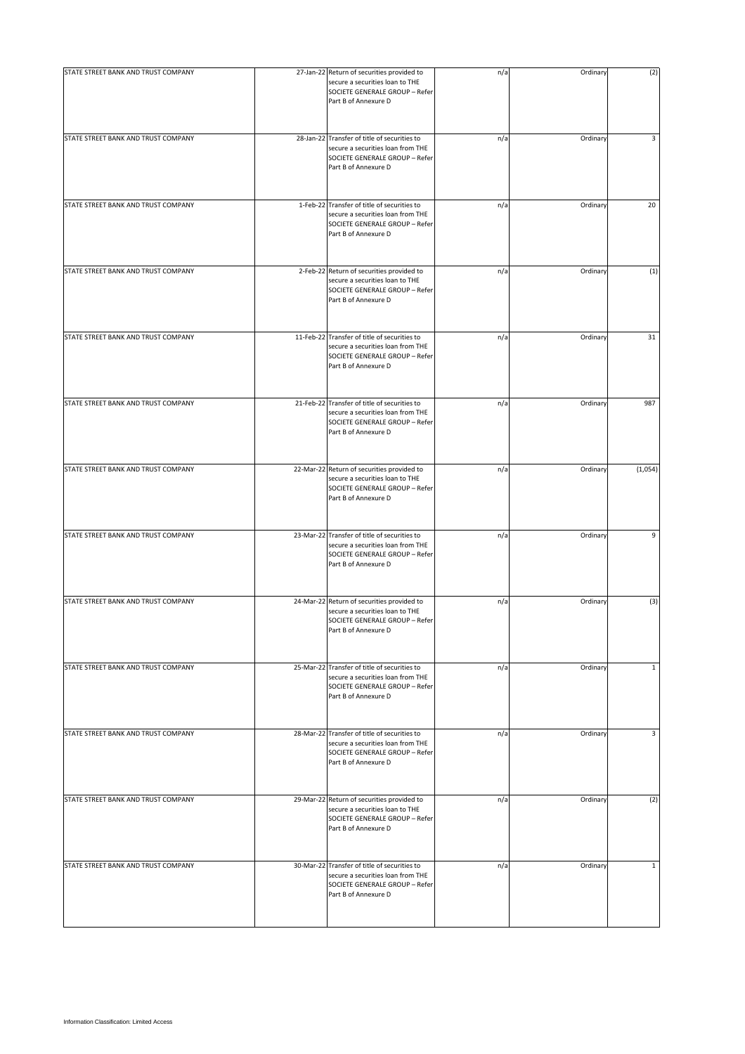| | | | | | |
|---|---|---|---|---|---|
| STATE STREET BANK AND TRUST COMPANY | 27-Jan-22 | Return of securities provided to secure a securities loan to THE SOCIETE GENERALE GROUP – Refer Part B of Annexure D | n/a | Ordinary | (2) |
| STATE STREET BANK AND TRUST COMPANY | 28-Jan-22 | Transfer of title of securities to secure a securities loan from THE SOCIETE GENERALE GROUP – Refer Part B of Annexure D | n/a | Ordinary | 3 |
| STATE STREET BANK AND TRUST COMPANY | 1-Feb-22 | Transfer of title of securities to secure a securities loan from THE SOCIETE GENERALE GROUP – Refer Part B of Annexure D | n/a | Ordinary | 20 |
| STATE STREET BANK AND TRUST COMPANY | 2-Feb-22 | Return of securities provided to secure a securities loan to THE SOCIETE GENERALE GROUP – Refer Part B of Annexure D | n/a | Ordinary | (1) |
| STATE STREET BANK AND TRUST COMPANY | 11-Feb-22 | Transfer of title of securities to secure a securities loan from THE SOCIETE GENERALE GROUP – Refer Part B of Annexure D | n/a | Ordinary | 31 |
| STATE STREET BANK AND TRUST COMPANY | 21-Feb-22 | Transfer of title of securities to secure a securities loan from THE SOCIETE GENERALE GROUP – Refer Part B of Annexure D | n/a | Ordinary | 987 |
| STATE STREET BANK AND TRUST COMPANY | 22-Mar-22 | Return of securities provided to secure a securities loan to THE SOCIETE GENERALE GROUP – Refer Part B of Annexure D | n/a | Ordinary | (1,054) |
| STATE STREET BANK AND TRUST COMPANY | 23-Mar-22 | Transfer of title of securities to secure a securities loan from THE SOCIETE GENERALE GROUP – Refer Part B of Annexure D | n/a | Ordinary | 9 |
| STATE STREET BANK AND TRUST COMPANY | 24-Mar-22 | Return of securities provided to secure a securities loan to THE SOCIETE GENERALE GROUP – Refer Part B of Annexure D | n/a | Ordinary | (3) |
| STATE STREET BANK AND TRUST COMPANY | 25-Mar-22 | Transfer of title of securities to secure a securities loan from THE SOCIETE GENERALE GROUP – Refer Part B of Annexure D | n/a | Ordinary | 1 |
| STATE STREET BANK AND TRUST COMPANY | 28-Mar-22 | Transfer of title of securities to secure a securities loan from THE SOCIETE GENERALE GROUP – Refer Part B of Annexure D | n/a | Ordinary | 3 |
| STATE STREET BANK AND TRUST COMPANY | 29-Mar-22 | Return of securities provided to secure a securities loan to THE SOCIETE GENERALE GROUP – Refer Part B of Annexure D | n/a | Ordinary | (2) |
| STATE STREET BANK AND TRUST COMPANY | 30-Mar-22 | Transfer of title of securities to secure a securities loan from THE SOCIETE GENERALE GROUP – Refer Part B of Annexure D | n/a | Ordinary | 1 |

Information Classification: Limited Access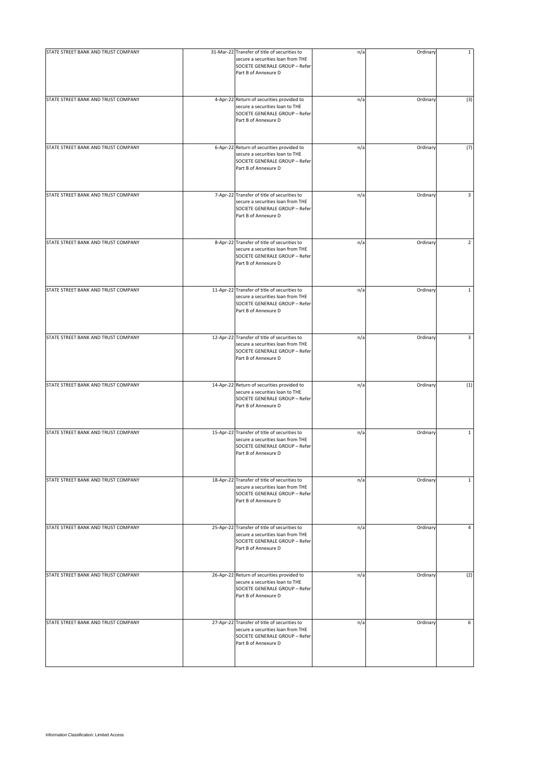| | | | | | |
|---|---|---|---|---|---|
| STATE STREET BANK AND TRUST COMPANY | 31-Mar-22 | Transfer of title of securities to secure a securities loan from THE SOCIETE GENERALE GROUP – Refer Part B of Annexure D | n/a | Ordinary | 1 |
| STATE STREET BANK AND TRUST COMPANY | 4-Apr-22 | Return of securities provided to secure a securities loan to THE SOCIETE GENERALE GROUP – Refer Part B of Annexure D | n/a | Ordinary | (3) |
| STATE STREET BANK AND TRUST COMPANY | 6-Apr-22 | Return of securities provided to secure a securities loan to THE SOCIETE GENERALE GROUP – Refer Part B of Annexure D | n/a | Ordinary | (7) |
| STATE STREET BANK AND TRUST COMPANY | 7-Apr-22 | Transfer of title of securities to secure a securities loan from THE SOCIETE GENERALE GROUP – Refer Part B of Annexure D | n/a | Ordinary | 3 |
| STATE STREET BANK AND TRUST COMPANY | 8-Apr-22 | Transfer of title of securities to secure a securities loan from THE SOCIETE GENERALE GROUP – Refer Part B of Annexure D | n/a | Ordinary | 2 |
| STATE STREET BANK AND TRUST COMPANY | 11-Apr-22 | Transfer of title of securities to secure a securities loan from THE SOCIETE GENERALE GROUP – Refer Part B of Annexure D | n/a | Ordinary | 1 |
| STATE STREET BANK AND TRUST COMPANY | 12-Apr-22 | Transfer of title of securities to secure a securities loan from THE SOCIETE GENERALE GROUP – Refer Part B of Annexure D | n/a | Ordinary | 3 |
| STATE STREET BANK AND TRUST COMPANY | 14-Apr-22 | Return of securities provided to secure a securities loan to THE SOCIETE GENERALE GROUP – Refer Part B of Annexure D | n/a | Ordinary | (1) |
| STATE STREET BANK AND TRUST COMPANY | 15-Apr-22 | Transfer of title of securities to secure a securities loan from THE SOCIETE GENERALE GROUP – Refer Part B of Annexure D | n/a | Ordinary | 1 |
| STATE STREET BANK AND TRUST COMPANY | 18-Apr-22 | Transfer of title of securities to secure a securities loan from THE SOCIETE GENERALE GROUP – Refer Part B of Annexure D | n/a | Ordinary | 1 |
| STATE STREET BANK AND TRUST COMPANY | 25-Apr-22 | Transfer of title of securities to secure a securities loan from THE SOCIETE GENERALE GROUP – Refer Part B of Annexure D | n/a | Ordinary | 4 |
| STATE STREET BANK AND TRUST COMPANY | 26-Apr-22 | Return of securities provided to secure a securities loan to THE SOCIETE GENERALE GROUP – Refer Part B of Annexure D | n/a | Ordinary | (2) |
| STATE STREET BANK AND TRUST COMPANY | 27-Apr-22 | Transfer of title of securities to secure a securities loan from THE SOCIETE GENERALE GROUP – Refer Part B of Annexure D | n/a | Ordinary | 6 |

Information Classification: Limited Access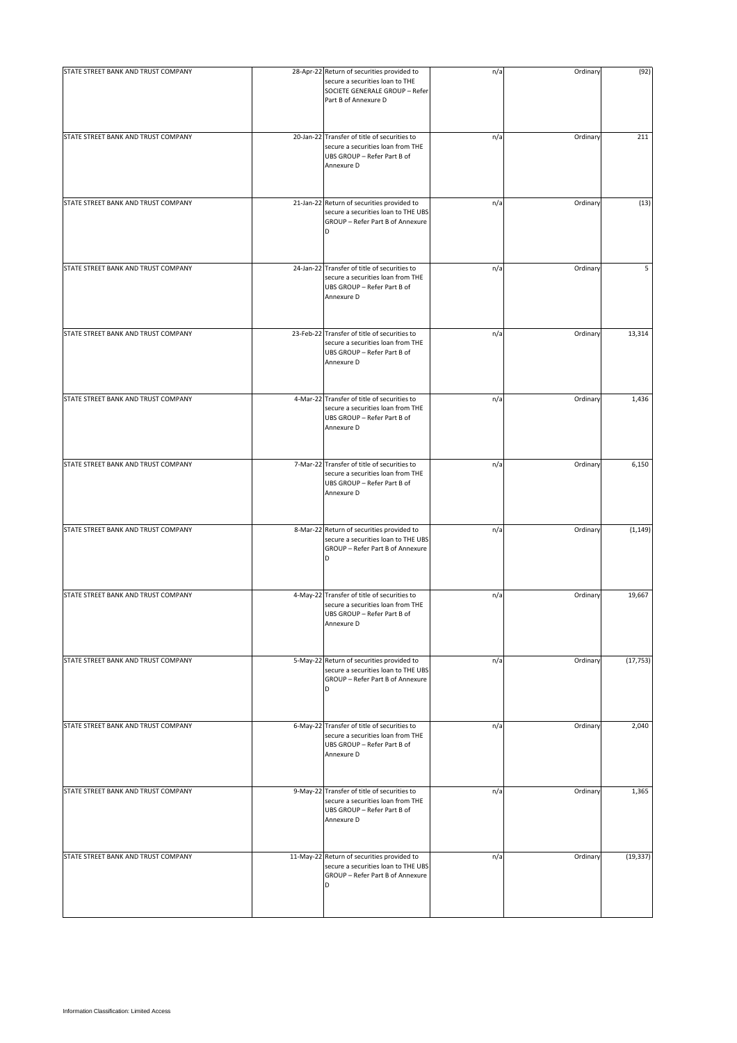| | | | | | |
|---|---|---|---|---|---|
| STATE STREET BANK AND TRUST COMPANY | 28-Apr-22 | Return of securities provided to secure a securities loan to THE SOCIETE GENERALE GROUP – Refer Part B of Annexure D | n/a | Ordinary | (92) |
| STATE STREET BANK AND TRUST COMPANY | 20-Jan-22 | Transfer of title of securities to secure a securities loan from THE UBS GROUP – Refer Part B of Annexure D | n/a | Ordinary | 211 |
| STATE STREET BANK AND TRUST COMPANY | 21-Jan-22 | Return of securities provided to secure a securities loan to THE UBS GROUP – Refer Part B of Annexure D | n/a | Ordinary | (13) |
| STATE STREET BANK AND TRUST COMPANY | 24-Jan-22 | Transfer of title of securities to secure a securities loan from THE UBS GROUP – Refer Part B of Annexure D | n/a | Ordinary | 5 |
| STATE STREET BANK AND TRUST COMPANY | 23-Feb-22 | Transfer of title of securities to secure a securities loan from THE UBS GROUP – Refer Part B of Annexure D | n/a | Ordinary | 13,314 |
| STATE STREET BANK AND TRUST COMPANY | 4-Mar-22 | Transfer of title of securities to secure a securities loan from THE UBS GROUP – Refer Part B of Annexure D | n/a | Ordinary | 1,436 |
| STATE STREET BANK AND TRUST COMPANY | 7-Mar-22 | Transfer of title of securities to secure a securities loan from THE UBS GROUP – Refer Part B of Annexure D | n/a | Ordinary | 6,150 |
| STATE STREET BANK AND TRUST COMPANY | 8-Mar-22 | Return of securities provided to secure a securities loan to THE UBS GROUP – Refer Part B of Annexure D | n/a | Ordinary | (1,149) |
| STATE STREET BANK AND TRUST COMPANY | 4-May-22 | Transfer of title of securities to secure a securities loan from THE UBS GROUP – Refer Part B of Annexure D | n/a | Ordinary | 19,667 |
| STATE STREET BANK AND TRUST COMPANY | 5-May-22 | Return of securities provided to secure a securities loan to THE UBS GROUP – Refer Part B of Annexure D | n/a | Ordinary | (17,753) |
| STATE STREET BANK AND TRUST COMPANY | 6-May-22 | Transfer of title of securities to secure a securities loan from THE UBS GROUP – Refer Part B of Annexure D | n/a | Ordinary | 2,040 |
| STATE STREET BANK AND TRUST COMPANY | 9-May-22 | Transfer of title of securities to secure a securities loan from THE UBS GROUP – Refer Part B of Annexure D | n/a | Ordinary | 1,365 |
| STATE STREET BANK AND TRUST COMPANY | 11-May-22 | Return of securities provided to secure a securities loan to THE UBS GROUP – Refer Part B of Annexure D | n/a | Ordinary | (19,337) |

Information Classification: Limited Access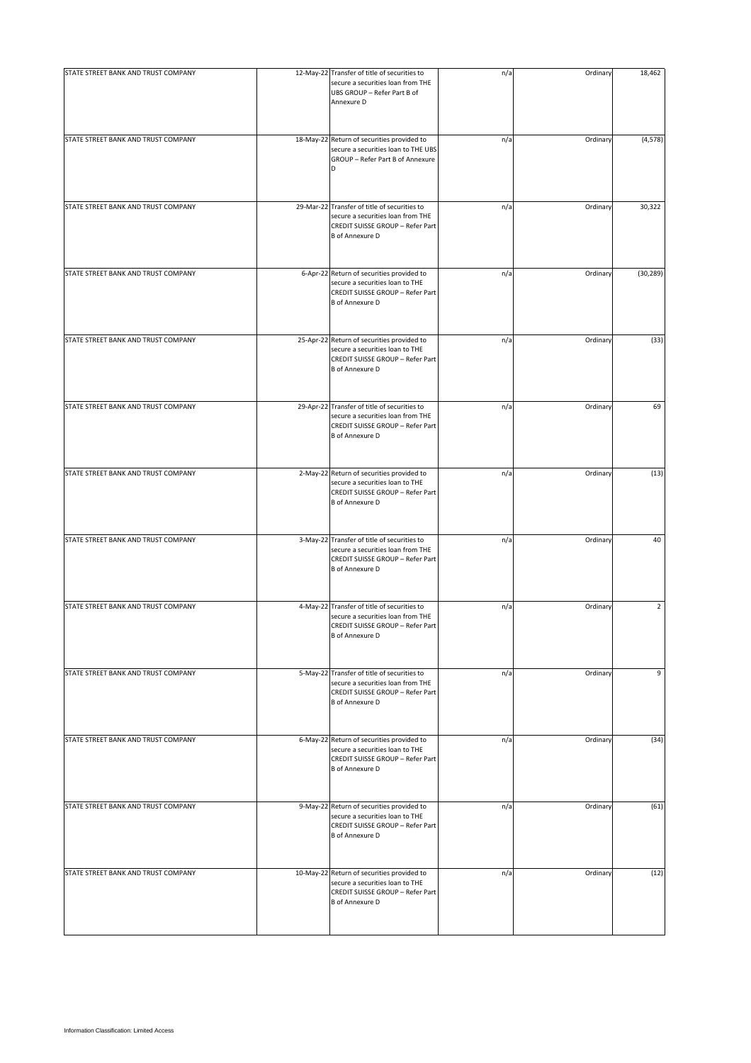| | | | | | |
|---|---|---|---|---|---|
| STATE STREET BANK AND TRUST COMPANY | 12-May-22 | Transfer of title of securities to secure a securities loan from THE UBS GROUP – Refer Part B of Annexure D | n/a | Ordinary | 18,462 |
| STATE STREET BANK AND TRUST COMPANY | 18-May-22 | Return of securities provided to secure a securities loan to THE UBS GROUP – Refer Part B of Annexure D | n/a | Ordinary | (4,578) |
| STATE STREET BANK AND TRUST COMPANY | 29-Mar-22 | Transfer of title of securities to secure a securities loan from THE CREDIT SUISSE GROUP – Refer Part B of Annexure D | n/a | Ordinary | 30,322 |
| STATE STREET BANK AND TRUST COMPANY | 6-Apr-22 | Return of securities provided to secure a securities loan to THE CREDIT SUISSE GROUP – Refer Part B of Annexure D | n/a | Ordinary | (30,289) |
| STATE STREET BANK AND TRUST COMPANY | 25-Apr-22 | Return of securities provided to secure a securities loan to THE CREDIT SUISSE GROUP – Refer Part B of Annexure D | n/a | Ordinary | (33) |
| STATE STREET BANK AND TRUST COMPANY | 29-Apr-22 | Transfer of title of securities to secure a securities loan from THE CREDIT SUISSE GROUP – Refer Part B of Annexure D | n/a | Ordinary | 69 |
| STATE STREET BANK AND TRUST COMPANY | 2-May-22 | Return of securities provided to secure a securities loan to THE CREDIT SUISSE GROUP – Refer Part B of Annexure D | n/a | Ordinary | (13) |
| STATE STREET BANK AND TRUST COMPANY | 3-May-22 | Transfer of title of securities to secure a securities loan from THE CREDIT SUISSE GROUP – Refer Part B of Annexure D | n/a | Ordinary | 40 |
| STATE STREET BANK AND TRUST COMPANY | 4-May-22 | Transfer of title of securities to secure a securities loan from THE CREDIT SUISSE GROUP – Refer Part B of Annexure D | n/a | Ordinary | 2 |
| STATE STREET BANK AND TRUST COMPANY | 5-May-22 | Transfer of title of securities to secure a securities loan from THE CREDIT SUISSE GROUP – Refer Part B of Annexure D | n/a | Ordinary | 9 |
| STATE STREET BANK AND TRUST COMPANY | 6-May-22 | Return of securities provided to secure a securities loan to THE CREDIT SUISSE GROUP – Refer Part B of Annexure D | n/a | Ordinary | (34) |
| STATE STREET BANK AND TRUST COMPANY | 9-May-22 | Return of securities provided to secure a securities loan to THE CREDIT SUISSE GROUP – Refer Part B of Annexure D | n/a | Ordinary | (61) |
| STATE STREET BANK AND TRUST COMPANY | 10-May-22 | Return of securities provided to secure a securities loan to THE CREDIT SUISSE GROUP – Refer Part B of Annexure D | n/a | Ordinary | (12) |

Information Classification: Limited Access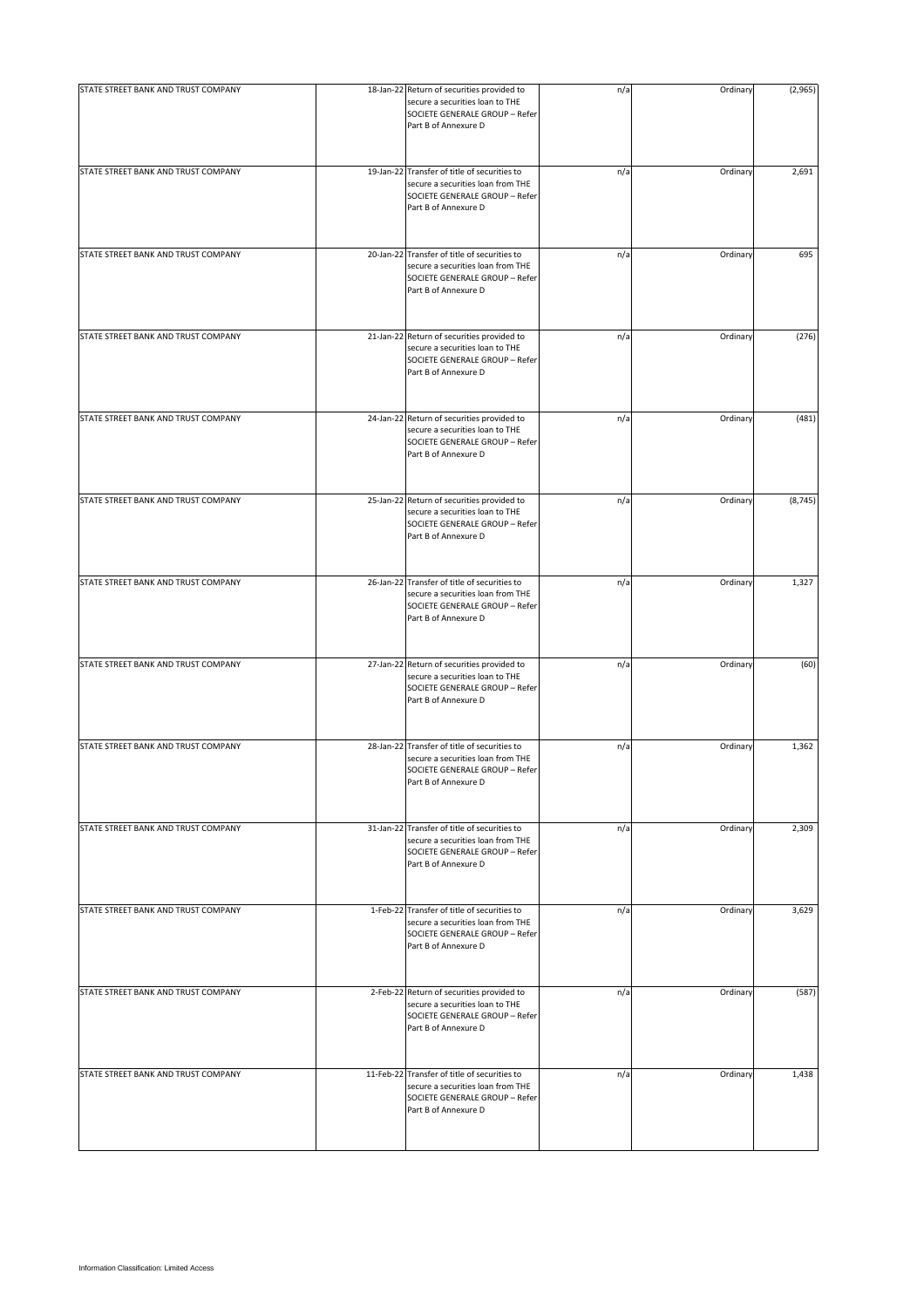| | | | | | |
|---|---|---|---|---|---|
| STATE STREET BANK AND TRUST COMPANY | 18-Jan-22 | Return of securities provided to secure a securities loan to THE SOCIETE GENERALE GROUP – Refer Part B of Annexure D | n/a | Ordinary | (2,965) |
| STATE STREET BANK AND TRUST COMPANY | 19-Jan-22 | Transfer of title of securities to secure a securities loan from THE SOCIETE GENERALE GROUP – Refer Part B of Annexure D | n/a | Ordinary | 2,691 |
| STATE STREET BANK AND TRUST COMPANY | 20-Jan-22 | Transfer of title of securities to secure a securities loan from THE SOCIETE GENERALE GROUP – Refer Part B of Annexure D | n/a | Ordinary | 695 |
| STATE STREET BANK AND TRUST COMPANY | 21-Jan-22 | Return of securities provided to secure a securities loan to THE SOCIETE GENERALE GROUP – Refer Part B of Annexure D | n/a | Ordinary | (276) |
| STATE STREET BANK AND TRUST COMPANY | 24-Jan-22 | Return of securities provided to secure a securities loan to THE SOCIETE GENERALE GROUP – Refer Part B of Annexure D | n/a | Ordinary | (481) |
| STATE STREET BANK AND TRUST COMPANY | 25-Jan-22 | Return of securities provided to secure a securities loan to THE SOCIETE GENERALE GROUP – Refer Part B of Annexure D | n/a | Ordinary | (8,745) |
| STATE STREET BANK AND TRUST COMPANY | 26-Jan-22 | Transfer of title of securities to secure a securities loan from THE SOCIETE GENERALE GROUP – Refer Part B of Annexure D | n/a | Ordinary | 1,327 |
| STATE STREET BANK AND TRUST COMPANY | 27-Jan-22 | Return of securities provided to secure a securities loan to THE SOCIETE GENERALE GROUP – Refer Part B of Annexure D | n/a | Ordinary | (60) |
| STATE STREET BANK AND TRUST COMPANY | 28-Jan-22 | Transfer of title of securities to secure a securities loan from THE SOCIETE GENERALE GROUP – Refer Part B of Annexure D | n/a | Ordinary | 1,362 |
| STATE STREET BANK AND TRUST COMPANY | 31-Jan-22 | Transfer of title of securities to secure a securities loan from THE SOCIETE GENERALE GROUP – Refer Part B of Annexure D | n/a | Ordinary | 2,309 |
| STATE STREET BANK AND TRUST COMPANY | 1-Feb-22 | Transfer of title of securities to secure a securities loan from THE SOCIETE GENERALE GROUP – Refer Part B of Annexure D | n/a | Ordinary | 3,629 |
| STATE STREET BANK AND TRUST COMPANY | 2-Feb-22 | Return of securities provided to secure a securities loan to THE SOCIETE GENERALE GROUP – Refer Part B of Annexure D | n/a | Ordinary | (587) |
| STATE STREET BANK AND TRUST COMPANY | 11-Feb-22 | Transfer of title of securities to secure a securities loan from THE SOCIETE GENERALE GROUP – Refer Part B of Annexure D | n/a | Ordinary | 1,438 |

Information Classification: Limited Access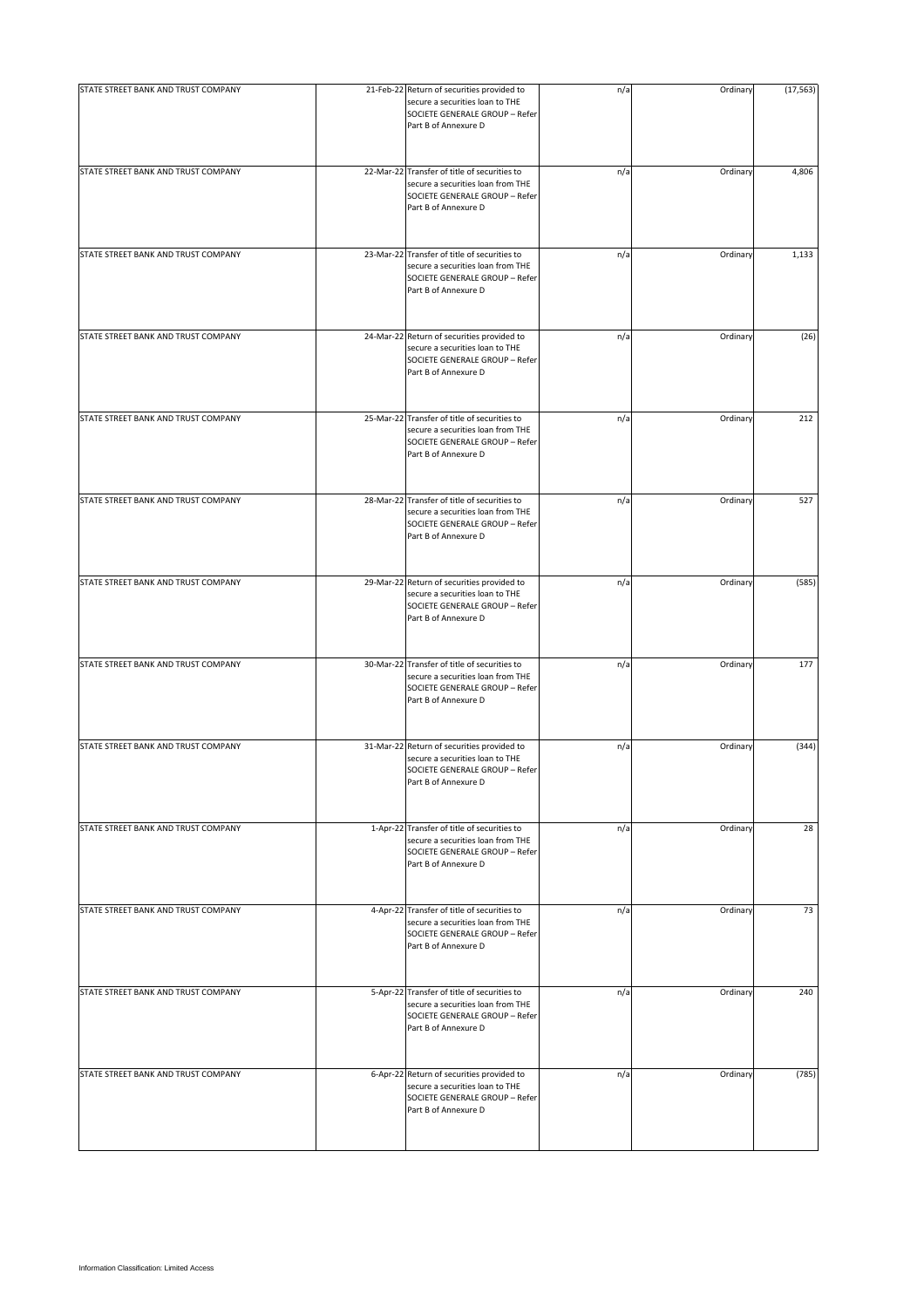| STATE STREET BANK AND TRUST COMPANY | 21-Feb-22 | Return of securities provided to secure a securities loan to THE SOCIETE GENERALE GROUP – Refer Part B of Annexure D | n/a | Ordinary | (17,563) |
|---|---|---|---|---|---|
| STATE STREET BANK AND TRUST COMPANY | 22-Mar-22 | Transfer of title of securities to secure a securities loan from THE SOCIETE GENERALE GROUP – Refer Part B of Annexure D | n/a | Ordinary | 4,806 |
| STATE STREET BANK AND TRUST COMPANY | 23-Mar-22 | Transfer of title of securities to secure a securities loan from THE SOCIETE GENERALE GROUP – Refer Part B of Annexure D | n/a | Ordinary | 1,133 |
| STATE STREET BANK AND TRUST COMPANY | 24-Mar-22 | Return of securities provided to secure a securities loan to THE SOCIETE GENERALE GROUP – Refer Part B of Annexure D | n/a | Ordinary | (26) |
| STATE STREET BANK AND TRUST COMPANY | 25-Mar-22 | Transfer of title of securities to secure a securities loan from THE SOCIETE GENERALE GROUP – Refer Part B of Annexure D | n/a | Ordinary | 212 |
| STATE STREET BANK AND TRUST COMPANY | 28-Mar-22 | Transfer of title of securities to secure a securities loan from THE SOCIETE GENERALE GROUP – Refer Part B of Annexure D | n/a | Ordinary | 527 |
| STATE STREET BANK AND TRUST COMPANY | 29-Mar-22 | Return of securities provided to secure a securities loan to THE SOCIETE GENERALE GROUP – Refer Part B of Annexure D | n/a | Ordinary | (585) |
| STATE STREET BANK AND TRUST COMPANY | 30-Mar-22 | Transfer of title of securities to secure a securities loan from THE SOCIETE GENERALE GROUP – Refer Part B of Annexure D | n/a | Ordinary | 177 |
| STATE STREET BANK AND TRUST COMPANY | 31-Mar-22 | Return of securities provided to secure a securities loan to THE SOCIETE GENERALE GROUP – Refer Part B of Annexure D | n/a | Ordinary | (344) |
| STATE STREET BANK AND TRUST COMPANY | 1-Apr-22 | Transfer of title of securities to secure a securities loan from THE SOCIETE GENERALE GROUP – Refer Part B of Annexure D | n/a | Ordinary | 28 |
| STATE STREET BANK AND TRUST COMPANY | 4-Apr-22 | Transfer of title of securities to secure a securities loan from THE SOCIETE GENERALE GROUP – Refer Part B of Annexure D | n/a | Ordinary | 73 |
| STATE STREET BANK AND TRUST COMPANY | 5-Apr-22 | Transfer of title of securities to secure a securities loan from THE SOCIETE GENERALE GROUP – Refer Part B of Annexure D | n/a | Ordinary | 240 |
| STATE STREET BANK AND TRUST COMPANY | 6-Apr-22 | Return of securities provided to secure a securities loan to THE SOCIETE GENERALE GROUP – Refer Part B of Annexure D | n/a | Ordinary | (785) |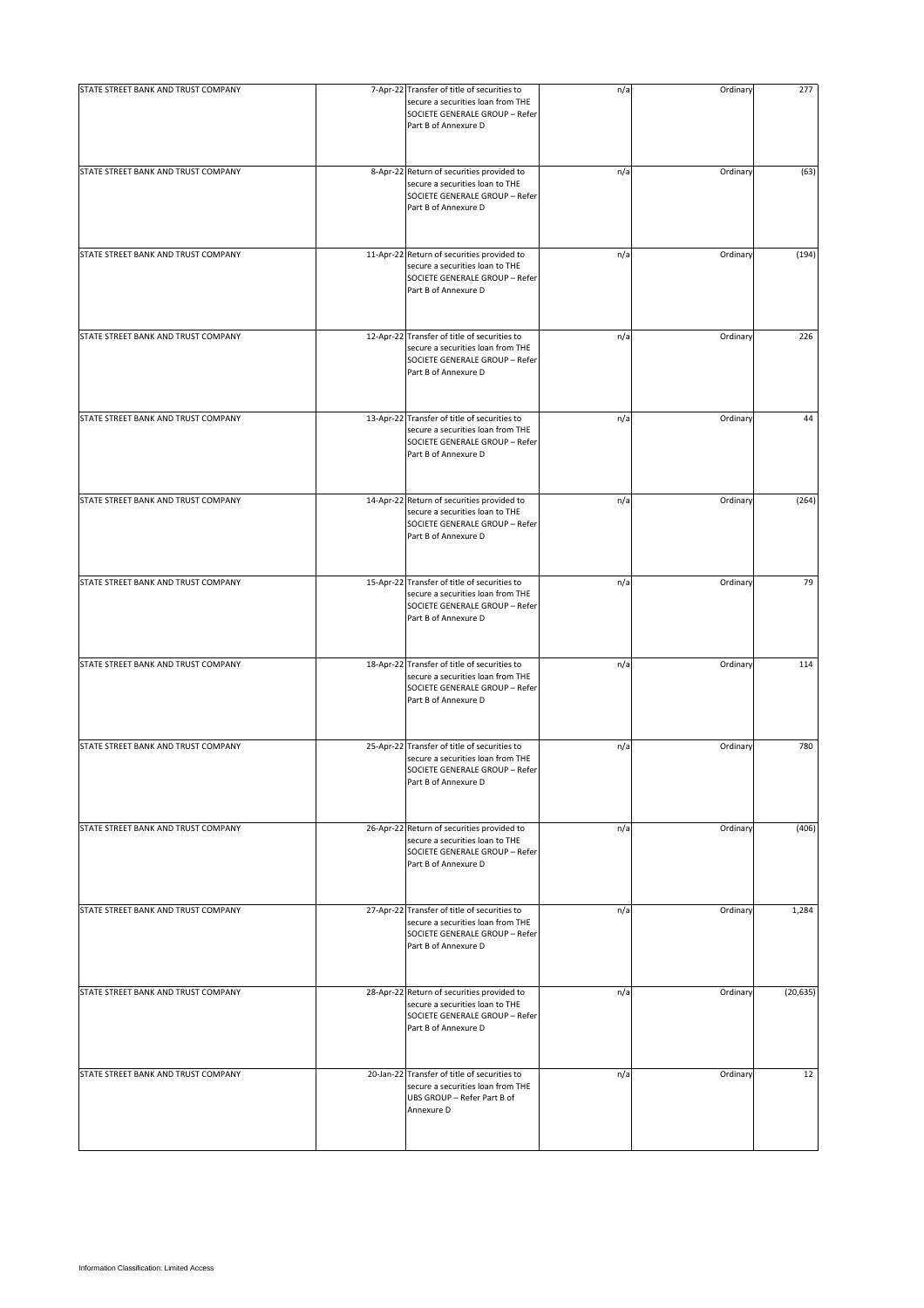| | | | | | |
|---|---|---|---|---|---|
| STATE STREET BANK AND TRUST COMPANY | 7-Apr-22 | Transfer of title of securities to secure a securities loan from THE SOCIETE GENERALE GROUP – Refer Part B of Annexure D | n/a | Ordinary | 277 |
| STATE STREET BANK AND TRUST COMPANY | 8-Apr-22 | Return of securities provided to secure a securities loan to THE SOCIETE GENERALE GROUP – Refer Part B of Annexure D | n/a | Ordinary | (63) |
| STATE STREET BANK AND TRUST COMPANY | 11-Apr-22 | Return of securities provided to secure a securities loan to THE SOCIETE GENERALE GROUP – Refer Part B of Annexure D | n/a | Ordinary | (194) |
| STATE STREET BANK AND TRUST COMPANY | 12-Apr-22 | Transfer of title of securities to secure a securities loan from THE SOCIETE GENERALE GROUP – Refer Part B of Annexure D | n/a | Ordinary | 226 |
| STATE STREET BANK AND TRUST COMPANY | 13-Apr-22 | Transfer of title of securities to secure a securities loan from THE SOCIETE GENERALE GROUP – Refer Part B of Annexure D | n/a | Ordinary | 44 |
| STATE STREET BANK AND TRUST COMPANY | 14-Apr-22 | Return of securities provided to secure a securities loan to THE SOCIETE GENERALE GROUP – Refer Part B of Annexure D | n/a | Ordinary | (264) |
| STATE STREET BANK AND TRUST COMPANY | 15-Apr-22 | Transfer of title of securities to secure a securities loan from THE SOCIETE GENERALE GROUP – Refer Part B of Annexure D | n/a | Ordinary | 79 |
| STATE STREET BANK AND TRUST COMPANY | 18-Apr-22 | Transfer of title of securities to secure a securities loan from THE SOCIETE GENERALE GROUP – Refer Part B of Annexure D | n/a | Ordinary | 114 |
| STATE STREET BANK AND TRUST COMPANY | 25-Apr-22 | Transfer of title of securities to secure a securities loan from THE SOCIETE GENERALE GROUP – Refer Part B of Annexure D | n/a | Ordinary | 780 |
| STATE STREET BANK AND TRUST COMPANY | 26-Apr-22 | Return of securities provided to secure a securities loan to THE SOCIETE GENERALE GROUP – Refer Part B of Annexure D | n/a | Ordinary | (406) |
| STATE STREET BANK AND TRUST COMPANY | 27-Apr-22 | Transfer of title of securities to secure a securities loan from THE SOCIETE GENERALE GROUP – Refer Part B of Annexure D | n/a | Ordinary | 1,284 |
| STATE STREET BANK AND TRUST COMPANY | 28-Apr-22 | Return of securities provided to secure a securities loan to THE SOCIETE GENERALE GROUP – Refer Part B of Annexure D | n/a | Ordinary | (20,635) |
| STATE STREET BANK AND TRUST COMPANY | 20-Jan-22 | Transfer of title of securities to secure a securities loan from THE UBS GROUP – Refer Part B of Annexure D | n/a | Ordinary | 12 |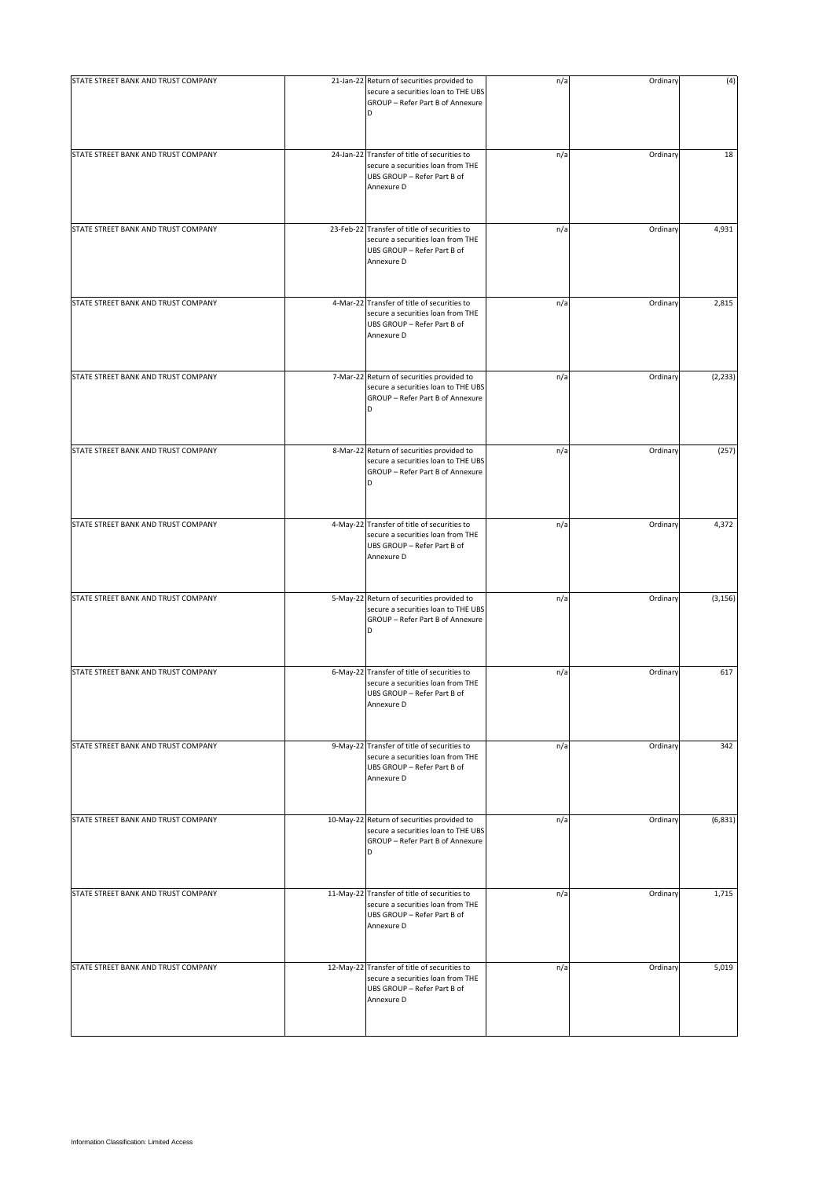| | | | | | |
|---|---|---|---|---|---|
| STATE STREET BANK AND TRUST COMPANY | 21-Jan-22 | Return of securities provided to secure a securities loan to THE UBS GROUP – Refer Part B of Annexure D | n/a | Ordinary | (4) |
| STATE STREET BANK AND TRUST COMPANY | 24-Jan-22 | Transfer of title of securities to secure a securities loan from THE UBS GROUP – Refer Part B of Annexure D | n/a | Ordinary | 18 |
| STATE STREET BANK AND TRUST COMPANY | 23-Feb-22 | Transfer of title of securities to secure a securities loan from THE UBS GROUP – Refer Part B of Annexure D | n/a | Ordinary | 4,931 |
| STATE STREET BANK AND TRUST COMPANY | 4-Mar-22 | Transfer of title of securities to secure a securities loan from THE UBS GROUP – Refer Part B of Annexure D | n/a | Ordinary | 2,815 |
| STATE STREET BANK AND TRUST COMPANY | 7-Mar-22 | Return of securities provided to secure a securities loan to THE UBS GROUP – Refer Part B of Annexure D | n/a | Ordinary | (2,233) |
| STATE STREET BANK AND TRUST COMPANY | 8-Mar-22 | Return of securities provided to secure a securities loan to THE UBS GROUP – Refer Part B of Annexure D | n/a | Ordinary | (257) |
| STATE STREET BANK AND TRUST COMPANY | 4-May-22 | Transfer of title of securities to secure a securities loan from THE UBS GROUP – Refer Part B of Annexure D | n/a | Ordinary | 4,372 |
| STATE STREET BANK AND TRUST COMPANY | 5-May-22 | Return of securities provided to secure a securities loan to THE UBS GROUP – Refer Part B of Annexure D | n/a | Ordinary | (3,156) |
| STATE STREET BANK AND TRUST COMPANY | 6-May-22 | Transfer of title of securities to secure a securities loan from THE UBS GROUP – Refer Part B of Annexure D | n/a | Ordinary | 617 |
| STATE STREET BANK AND TRUST COMPANY | 9-May-22 | Transfer of title of securities to secure a securities loan from THE UBS GROUP – Refer Part B of Annexure D | n/a | Ordinary | 342 |
| STATE STREET BANK AND TRUST COMPANY | 10-May-22 | Return of securities provided to secure a securities loan to THE UBS GROUP – Refer Part B of Annexure D | n/a | Ordinary | (6,831) |
| STATE STREET BANK AND TRUST COMPANY | 11-May-22 | Transfer of title of securities to secure a securities loan from THE UBS GROUP – Refer Part B of Annexure D | n/a | Ordinary | 1,715 |
| STATE STREET BANK AND TRUST COMPANY | 12-May-22 | Transfer of title of securities to secure a securities loan from THE UBS GROUP – Refer Part B of Annexure D | n/a | Ordinary | 5,019 |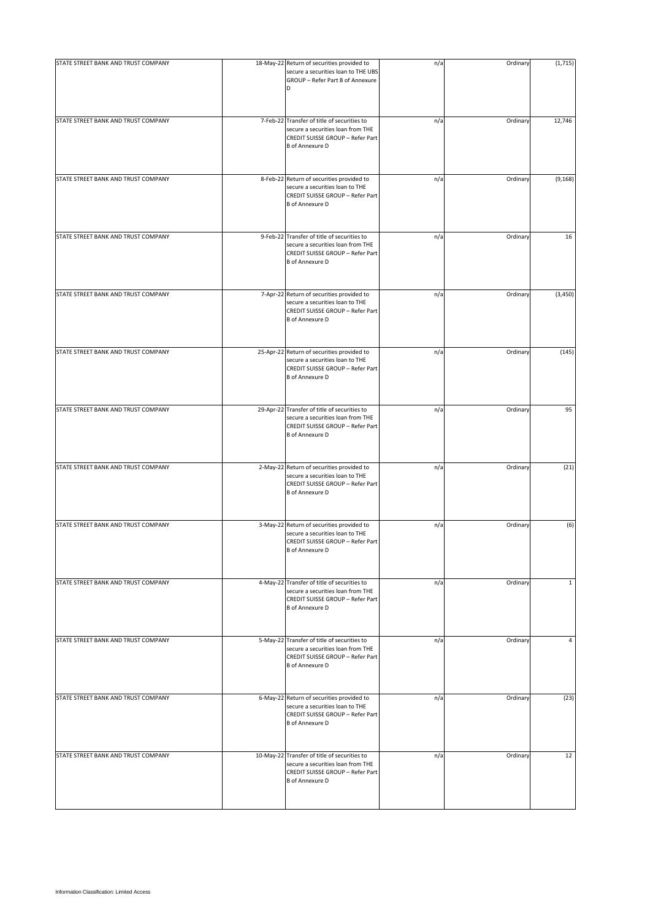| | | | | | |
|---|---|---|---|---|---|
| STATE STREET BANK AND TRUST COMPANY | 18-May-22 | Return of securities provided to secure a securities loan to THE UBS GROUP – Refer Part B of Annexure D | n/a | Ordinary | (1,715) |
| STATE STREET BANK AND TRUST COMPANY | 7-Feb-22 | Transfer of title of securities to secure a securities loan from THE CREDIT SUISSE GROUP – Refer Part B of Annexure D | n/a | Ordinary | 12,746 |
| STATE STREET BANK AND TRUST COMPANY | 8-Feb-22 | Return of securities provided to secure a securities loan to THE CREDIT SUISSE GROUP – Refer Part B of Annexure D | n/a | Ordinary | (9,168) |
| STATE STREET BANK AND TRUST COMPANY | 9-Feb-22 | Transfer of title of securities to secure a securities loan from THE CREDIT SUISSE GROUP – Refer Part B of Annexure D | n/a | Ordinary | 16 |
| STATE STREET BANK AND TRUST COMPANY | 7-Apr-22 | Return of securities provided to secure a securities loan to THE CREDIT SUISSE GROUP – Refer Part B of Annexure D | n/a | Ordinary | (3,450) |
| STATE STREET BANK AND TRUST COMPANY | 25-Apr-22 | Return of securities provided to secure a securities loan to THE CREDIT SUISSE GROUP – Refer Part B of Annexure D | n/a | Ordinary | (145) |
| STATE STREET BANK AND TRUST COMPANY | 29-Apr-22 | Transfer of title of securities to secure a securities loan from THE CREDIT SUISSE GROUP – Refer Part B of Annexure D | n/a | Ordinary | 95 |
| STATE STREET BANK AND TRUST COMPANY | 2-May-22 | Return of securities provided to secure a securities loan to THE CREDIT SUISSE GROUP – Refer Part B of Annexure D | n/a | Ordinary | (21) |
| STATE STREET BANK AND TRUST COMPANY | 3-May-22 | Return of securities provided to secure a securities loan to THE CREDIT SUISSE GROUP – Refer Part B of Annexure D | n/a | Ordinary | (6) |
| STATE STREET BANK AND TRUST COMPANY | 4-May-22 | Transfer of title of securities to secure a securities loan from THE CREDIT SUISSE GROUP – Refer Part B of Annexure D | n/a | Ordinary | 1 |
| STATE STREET BANK AND TRUST COMPANY | 5-May-22 | Transfer of title of securities to secure a securities loan from THE CREDIT SUISSE GROUP – Refer Part B of Annexure D | n/a | Ordinary | 4 |
| STATE STREET BANK AND TRUST COMPANY | 6-May-22 | Return of securities provided to secure a securities loan to THE CREDIT SUISSE GROUP – Refer Part B of Annexure D | n/a | Ordinary | (23) |
| STATE STREET BANK AND TRUST COMPANY | 10-May-22 | Transfer of title of securities to secure a securities loan from THE CREDIT SUISSE GROUP – Refer Part B of Annexure D | n/a | Ordinary | 12 |

Information Classification: Limited Access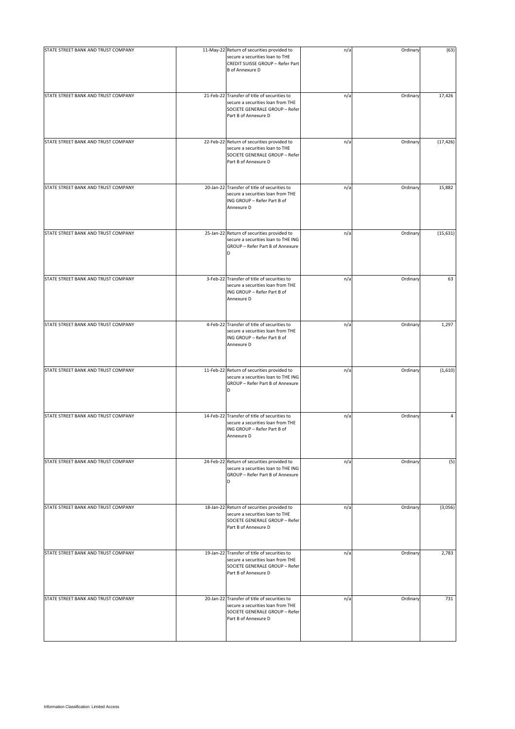| | | | | | |
|---|---|---|---|---|---|
| STATE STREET BANK AND TRUST COMPANY | 11-May-22 | Return of securities provided to secure a securities loan to THE CREDIT SUISSE GROUP – Refer Part B of Annexure D | n/a | Ordinary | (63) |
| STATE STREET BANK AND TRUST COMPANY | 21-Feb-22 | Transfer of title of securities to secure a securities loan from THE SOCIETE GENERALE GROUP – Refer Part B of Annexure D | n/a | Ordinary | 17,426 |
| STATE STREET BANK AND TRUST COMPANY | 22-Feb-22 | Return of securities provided to secure a securities loan to THE SOCIETE GENERALE GROUP – Refer Part B of Annexure D | n/a | Ordinary | (17,426) |
| STATE STREET BANK AND TRUST COMPANY | 20-Jan-22 | Transfer of title of securities to secure a securities loan from THE ING GROUP – Refer Part B of Annexure D | n/a | Ordinary | 15,882 |
| STATE STREET BANK AND TRUST COMPANY | 25-Jan-22 | Return of securities provided to secure a securities loan to THE ING GROUP – Refer Part B of Annexure D | n/a | Ordinary | (15,631) |
| STATE STREET BANK AND TRUST COMPANY | 3-Feb-22 | Transfer of title of securities to secure a securities loan from THE ING GROUP – Refer Part B of Annexure D | n/a | Ordinary | 63 |
| STATE STREET BANK AND TRUST COMPANY | 4-Feb-22 | Transfer of title of securities to secure a securities loan from THE ING GROUP – Refer Part B of Annexure D | n/a | Ordinary | 1,297 |
| STATE STREET BANK AND TRUST COMPANY | 11-Feb-22 | Return of securities provided to secure a securities loan to THE ING GROUP – Refer Part B of Annexure D | n/a | Ordinary | (1,610) |
| STATE STREET BANK AND TRUST COMPANY | 14-Feb-22 | Transfer of title of securities to secure a securities loan from THE ING GROUP – Refer Part B of Annexure D | n/a | Ordinary | 4 |
| STATE STREET BANK AND TRUST COMPANY | 24-Feb-22 | Return of securities provided to secure a securities loan to THE ING GROUP – Refer Part B of Annexure D | n/a | Ordinary | (5) |
| STATE STREET BANK AND TRUST COMPANY | 18-Jan-22 | Return of securities provided to secure a securities loan to THE SOCIETE GENERALE GROUP – Refer Part B of Annexure D | n/a | Ordinary | (3,056) |
| STATE STREET BANK AND TRUST COMPANY | 19-Jan-22 | Transfer of title of securities to secure a securities loan from THE SOCIETE GENERALE GROUP – Refer Part B of Annexure D | n/a | Ordinary | 2,783 |
| STATE STREET BANK AND TRUST COMPANY | 20-Jan-22 | Transfer of title of securities to secure a securities loan from THE SOCIETE GENERALE GROUP – Refer Part B of Annexure D | n/a | Ordinary | 731 |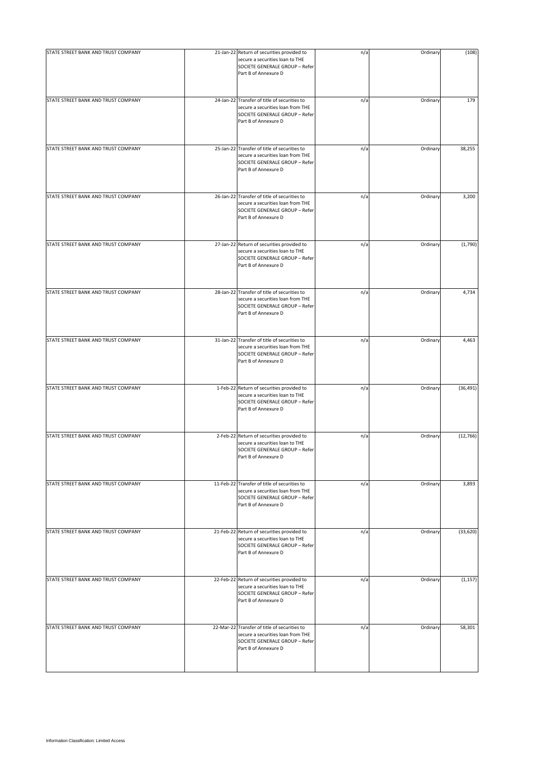| | | | | | |
|---|---|---|---|---|---|
| STATE STREET BANK AND TRUST COMPANY | 21-Jan-22 | Return of securities provided to secure a securities loan to THE SOCIETE GENERALE GROUP – Refer Part B of Annexure D | n/a | Ordinary | (108) |
| STATE STREET BANK AND TRUST COMPANY | 24-Jan-22 | Transfer of title of securities to secure a securities loan from THE SOCIETE GENERALE GROUP – Refer Part B of Annexure D | n/a | Ordinary | 179 |
| STATE STREET BANK AND TRUST COMPANY | 25-Jan-22 | Transfer of title of securities to secure a securities loan from THE SOCIETE GENERALE GROUP – Refer Part B of Annexure D | n/a | Ordinary | 38,255 |
| STATE STREET BANK AND TRUST COMPANY | 26-Jan-22 | Transfer of title of securities to secure a securities loan from THE SOCIETE GENERALE GROUP – Refer Part B of Annexure D | n/a | Ordinary | 3,200 |
| STATE STREET BANK AND TRUST COMPANY | 27-Jan-22 | Return of securities provided to secure a securities loan to THE SOCIETE GENERALE GROUP – Refer Part B of Annexure D | n/a | Ordinary | (1,790) |
| STATE STREET BANK AND TRUST COMPANY | 28-Jan-22 | Transfer of title of securities to secure a securities loan from THE SOCIETE GENERALE GROUP – Refer Part B of Annexure D | n/a | Ordinary | 4,734 |
| STATE STREET BANK AND TRUST COMPANY | 31-Jan-22 | Transfer of title of securities to secure a securities loan from THE SOCIETE GENERALE GROUP – Refer Part B of Annexure D | n/a | Ordinary | 4,463 |
| STATE STREET BANK AND TRUST COMPANY | 1-Feb-22 | Return of securities provided to secure a securities loan to THE SOCIETE GENERALE GROUP – Refer Part B of Annexure D | n/a | Ordinary | (36,491) |
| STATE STREET BANK AND TRUST COMPANY | 2-Feb-22 | Return of securities provided to secure a securities loan to THE SOCIETE GENERALE GROUP – Refer Part B of Annexure D | n/a | Ordinary | (12,766) |
| STATE STREET BANK AND TRUST COMPANY | 11-Feb-22 | Transfer of title of securities to secure a securities loan from THE SOCIETE GENERALE GROUP – Refer Part B of Annexure D | n/a | Ordinary | 3,893 |
| STATE STREET BANK AND TRUST COMPANY | 21-Feb-22 | Return of securities provided to secure a securities loan to THE SOCIETE GENERALE GROUP – Refer Part B of Annexure D | n/a | Ordinary | (33,620) |
| STATE STREET BANK AND TRUST COMPANY | 22-Feb-22 | Return of securities provided to secure a securities loan to THE SOCIETE GENERALE GROUP – Refer Part B of Annexure D | n/a | Ordinary | (1,157) |
| STATE STREET BANK AND TRUST COMPANY | 22-Mar-22 | Transfer of title of securities to secure a securities loan from THE SOCIETE GENERALE GROUP – Refer Part B of Annexure D | n/a | Ordinary | 58,301 |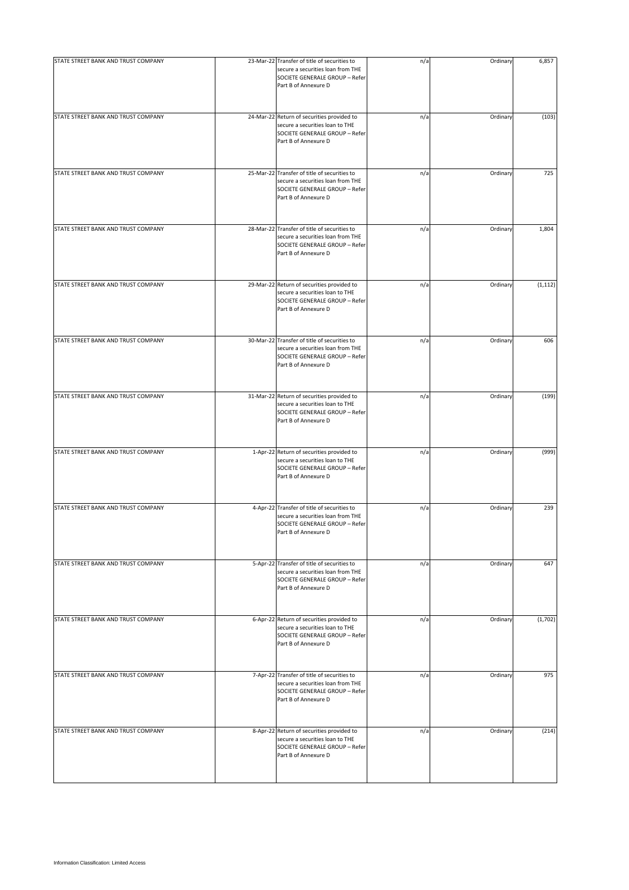| | | | | | |
|---|---|---|---|---|---|
| STATE STREET BANK AND TRUST COMPANY | 23-Mar-22 | Transfer of title of securities to secure a securities loan from THE SOCIETE GENERALE GROUP – Refer Part B of Annexure D | n/a | Ordinary | 6,857 |
| STATE STREET BANK AND TRUST COMPANY | 24-Mar-22 | Return of securities provided to secure a securities loan to THE SOCIETE GENERALE GROUP – Refer Part B of Annexure D | n/a | Ordinary | (103) |
| STATE STREET BANK AND TRUST COMPANY | 25-Mar-22 | Transfer of title of securities to secure a securities loan from THE SOCIETE GENERALE GROUP – Refer Part B of Annexure D | n/a | Ordinary | 725 |
| STATE STREET BANK AND TRUST COMPANY | 28-Mar-22 | Transfer of title of securities to secure a securities loan from THE SOCIETE GENERALE GROUP – Refer Part B of Annexure D | n/a | Ordinary | 1,804 |
| STATE STREET BANK AND TRUST COMPANY | 29-Mar-22 | Return of securities provided to secure a securities loan to THE SOCIETE GENERALE GROUP – Refer Part B of Annexure D | n/a | Ordinary | (1,112) |
| STATE STREET BANK AND TRUST COMPANY | 30-Mar-22 | Transfer of title of securities to secure a securities loan from THE SOCIETE GENERALE GROUP – Refer Part B of Annexure D | n/a | Ordinary | 606 |
| STATE STREET BANK AND TRUST COMPANY | 31-Mar-22 | Return of securities provided to secure a securities loan to THE SOCIETE GENERALE GROUP – Refer Part B of Annexure D | n/a | Ordinary | (199) |
| STATE STREET BANK AND TRUST COMPANY | 1-Apr-22 | Return of securities provided to secure a securities loan to THE SOCIETE GENERALE GROUP – Refer Part B of Annexure D | n/a | Ordinary | (999) |
| STATE STREET BANK AND TRUST COMPANY | 4-Apr-22 | Transfer of title of securities to secure a securities loan from THE SOCIETE GENERALE GROUP – Refer Part B of Annexure D | n/a | Ordinary | 239 |
| STATE STREET BANK AND TRUST COMPANY | 5-Apr-22 | Transfer of title of securities to secure a securities loan from THE SOCIETE GENERALE GROUP – Refer Part B of Annexure D | n/a | Ordinary | 647 |
| STATE STREET BANK AND TRUST COMPANY | 6-Apr-22 | Return of securities provided to secure a securities loan to THE SOCIETE GENERALE GROUP – Refer Part B of Annexure D | n/a | Ordinary | (1,702) |
| STATE STREET BANK AND TRUST COMPANY | 7-Apr-22 | Transfer of title of securities to secure a securities loan from THE SOCIETE GENERALE GROUP – Refer Part B of Annexure D | n/a | Ordinary | 975 |
| STATE STREET BANK AND TRUST COMPANY | 8-Apr-22 | Return of securities provided to secure a securities loan to THE SOCIETE GENERALE GROUP – Refer Part B of Annexure D | n/a | Ordinary | (214) |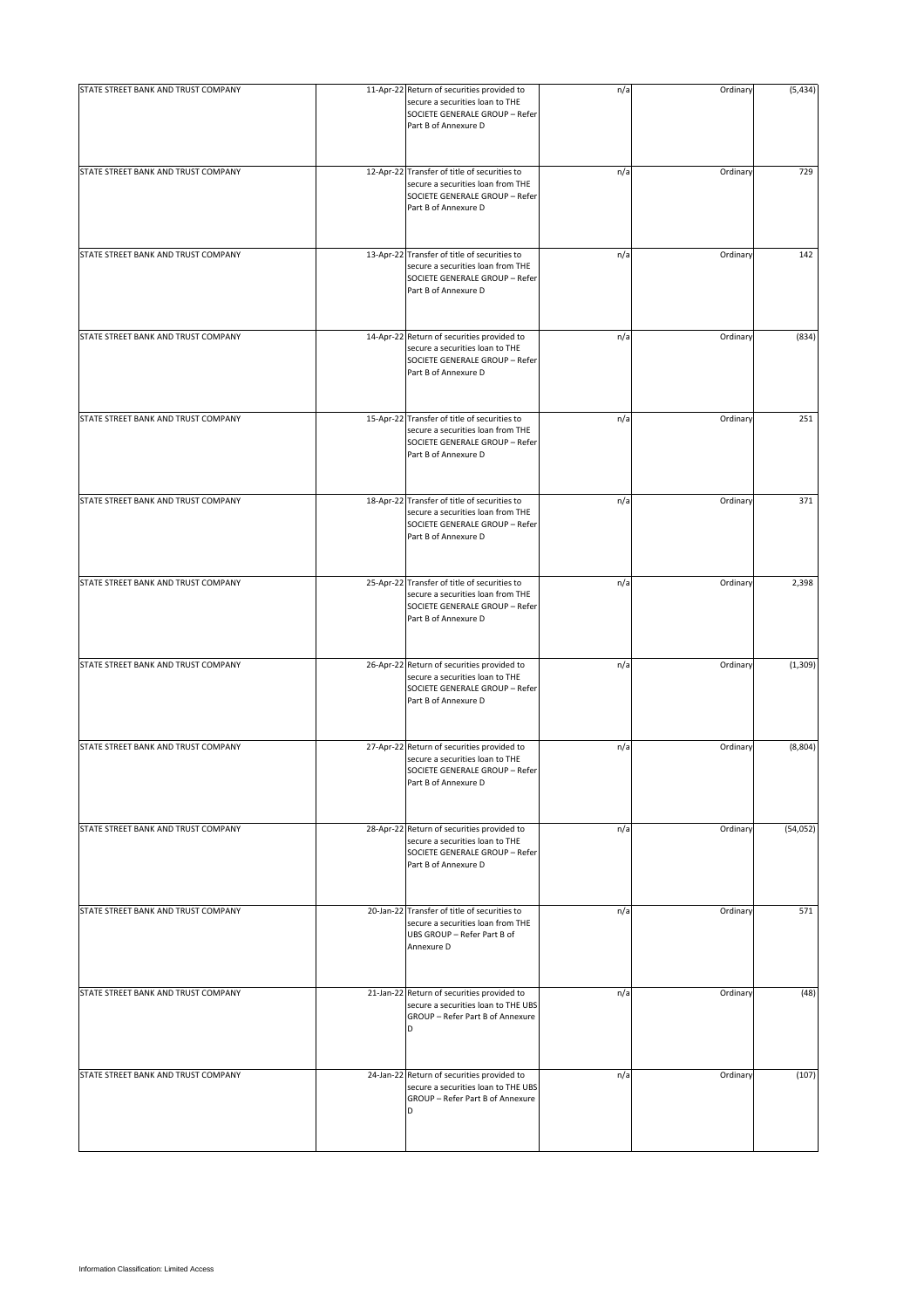| | | | | | |
|---|---|---|---|---|---|
| STATE STREET BANK AND TRUST COMPANY | 11-Apr-22 | Return of securities provided to secure a securities loan to THE SOCIETE GENERALE GROUP – Refer Part B of Annexure D | n/a | Ordinary | (5,434) |
| STATE STREET BANK AND TRUST COMPANY | 12-Apr-22 | Transfer of title of securities to secure a securities loan from THE SOCIETE GENERALE GROUP – Refer Part B of Annexure D | n/a | Ordinary | 729 |
| STATE STREET BANK AND TRUST COMPANY | 13-Apr-22 | Transfer of title of securities to secure a securities loan from THE SOCIETE GENERALE GROUP – Refer Part B of Annexure D | n/a | Ordinary | 142 |
| STATE STREET BANK AND TRUST COMPANY | 14-Apr-22 | Return of securities provided to secure a securities loan to THE SOCIETE GENERALE GROUP – Refer Part B of Annexure D | n/a | Ordinary | (834) |
| STATE STREET BANK AND TRUST COMPANY | 15-Apr-22 | Transfer of title of securities to secure a securities loan from THE SOCIETE GENERALE GROUP – Refer Part B of Annexure D | n/a | Ordinary | 251 |
| STATE STREET BANK AND TRUST COMPANY | 18-Apr-22 | Transfer of title of securities to secure a securities loan from THE SOCIETE GENERALE GROUP – Refer Part B of Annexure D | n/a | Ordinary | 371 |
| STATE STREET BANK AND TRUST COMPANY | 25-Apr-22 | Transfer of title of securities to secure a securities loan from THE SOCIETE GENERALE GROUP – Refer Part B of Annexure D | n/a | Ordinary | 2,398 |
| STATE STREET BANK AND TRUST COMPANY | 26-Apr-22 | Return of securities provided to secure a securities loan to THE SOCIETE GENERALE GROUP – Refer Part B of Annexure D | n/a | Ordinary | (1,309) |
| STATE STREET BANK AND TRUST COMPANY | 27-Apr-22 | Return of securities provided to secure a securities loan to THE SOCIETE GENERALE GROUP – Refer Part B of Annexure D | n/a | Ordinary | (8,804) |
| STATE STREET BANK AND TRUST COMPANY | 28-Apr-22 | Return of securities provided to secure a securities loan to THE SOCIETE GENERALE GROUP – Refer Part B of Annexure D | n/a | Ordinary | (54,052) |
| STATE STREET BANK AND TRUST COMPANY | 20-Jan-22 | Transfer of title of securities to secure a securities loan from THE UBS GROUP – Refer Part B of Annexure D | n/a | Ordinary | 571 |
| STATE STREET BANK AND TRUST COMPANY | 21-Jan-22 | Return of securities provided to secure a securities loan to THE UBS GROUP – Refer Part B of Annexure D | n/a | Ordinary | (48) |
| STATE STREET BANK AND TRUST COMPANY | 24-Jan-22 | Return of securities provided to secure a securities loan to THE UBS GROUP – Refer Part B of Annexure D | n/a | Ordinary | (107) |

Information Classification: Limited Access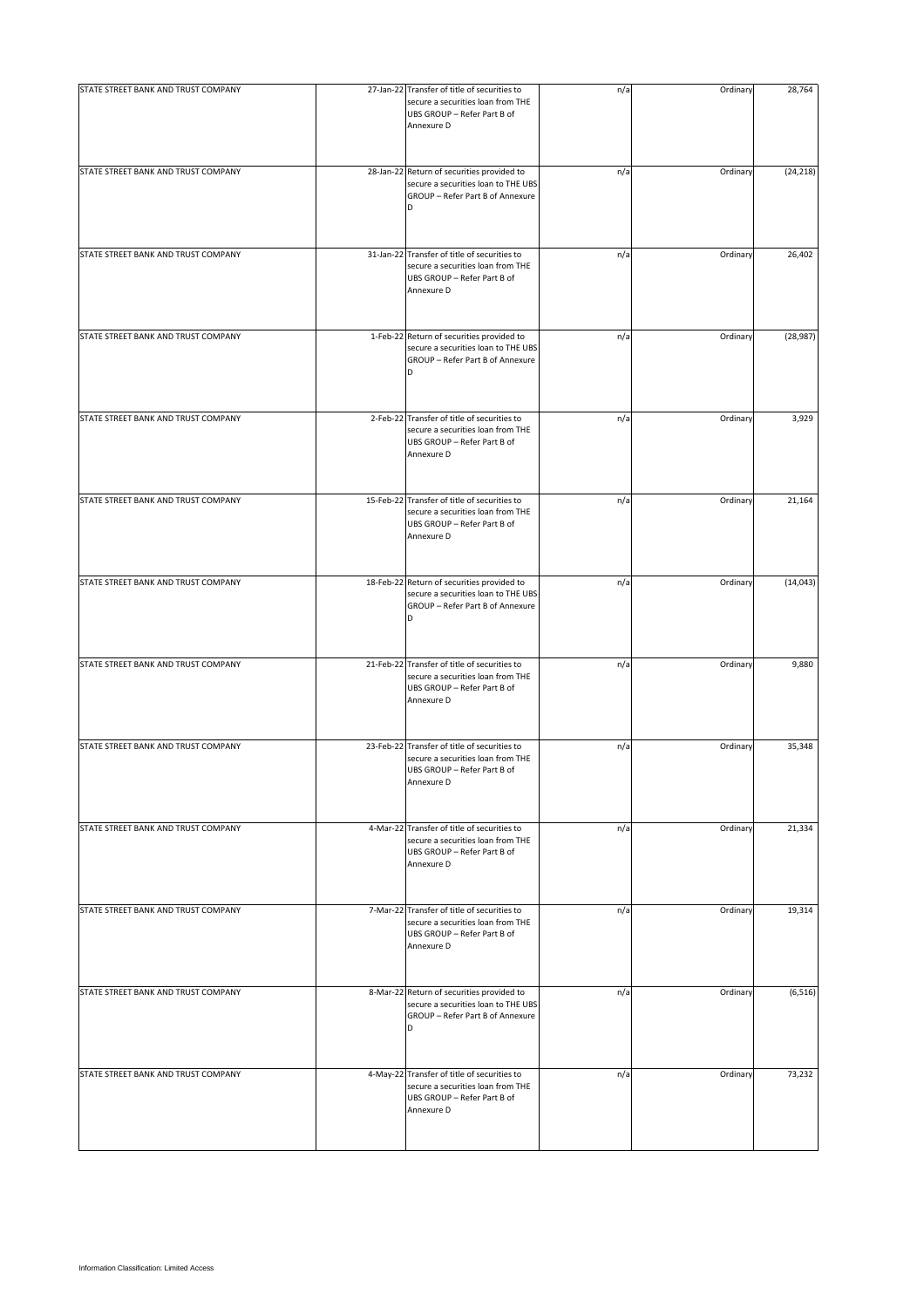| | | | | | |
|---|---|---|---|---|---|
| STATE STREET BANK AND TRUST COMPANY | 27-Jan-22 | Transfer of title of securities to secure a securities loan from THE UBS GROUP – Refer Part B of Annexure D | n/a | Ordinary | 28,764 |
| STATE STREET BANK AND TRUST COMPANY | 28-Jan-22 | Return of securities provided to secure a securities loan to THE UBS GROUP – Refer Part B of Annexure D | n/a | Ordinary | (24,218) |
| STATE STREET BANK AND TRUST COMPANY | 31-Jan-22 | Transfer of title of securities to secure a securities loan from THE UBS GROUP – Refer Part B of Annexure D | n/a | Ordinary | 26,402 |
| STATE STREET BANK AND TRUST COMPANY | 1-Feb-22 | Return of securities provided to secure a securities loan to THE UBS GROUP – Refer Part B of Annexure D | n/a | Ordinary | (28,987) |
| STATE STREET BANK AND TRUST COMPANY | 2-Feb-22 | Transfer of title of securities to secure a securities loan from THE UBS GROUP – Refer Part B of Annexure D | n/a | Ordinary | 3,929 |
| STATE STREET BANK AND TRUST COMPANY | 15-Feb-22 | Transfer of title of securities to secure a securities loan from THE UBS GROUP – Refer Part B of Annexure D | n/a | Ordinary | 21,164 |
| STATE STREET BANK AND TRUST COMPANY | 18-Feb-22 | Return of securities provided to secure a securities loan to THE UBS GROUP – Refer Part B of Annexure D | n/a | Ordinary | (14,043) |
| STATE STREET BANK AND TRUST COMPANY | 21-Feb-22 | Transfer of title of securities to secure a securities loan from THE UBS GROUP – Refer Part B of Annexure D | n/a | Ordinary | 9,880 |
| STATE STREET BANK AND TRUST COMPANY | 23-Feb-22 | Transfer of title of securities to secure a securities loan from THE UBS GROUP – Refer Part B of Annexure D | n/a | Ordinary | 35,348 |
| STATE STREET BANK AND TRUST COMPANY | 4-Mar-22 | Transfer of title of securities to secure a securities loan from THE UBS GROUP – Refer Part B of Annexure D | n/a | Ordinary | 21,334 |
| STATE STREET BANK AND TRUST COMPANY | 7-Mar-22 | Transfer of title of securities to secure a securities loan from THE UBS GROUP – Refer Part B of Annexure D | n/a | Ordinary | 19,314 |
| STATE STREET BANK AND TRUST COMPANY | 8-Mar-22 | Return of securities provided to secure a securities loan to THE UBS GROUP – Refer Part B of Annexure D | n/a | Ordinary | (6,516) |
| STATE STREET BANK AND TRUST COMPANY | 4-May-22 | Transfer of title of securities to secure a securities loan from THE UBS GROUP – Refer Part B of Annexure D | n/a | Ordinary | 73,232 |

Information Classification: Limited Access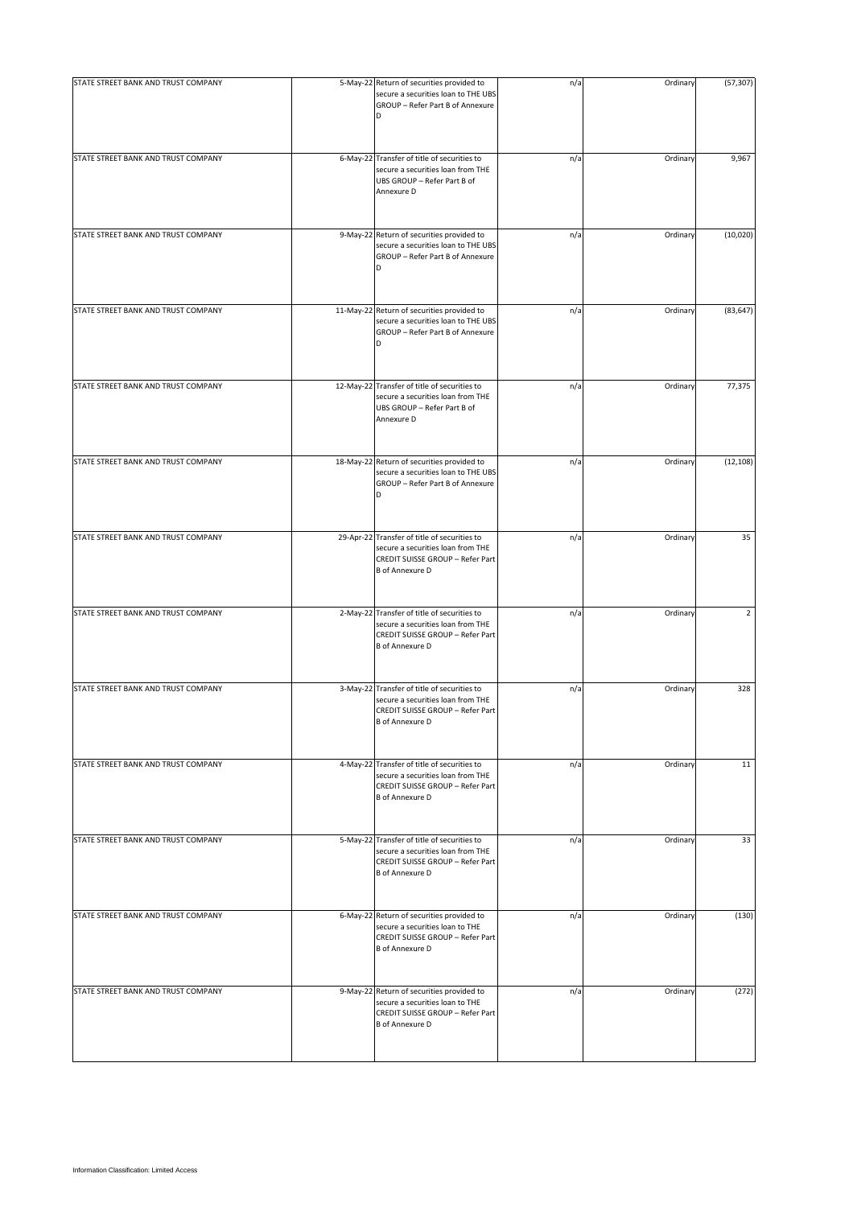| | | | | | |
|---|---|---|---|---|---|
| STATE STREET BANK AND TRUST COMPANY | 5-May-22 | Return of securities provided to secure a securities loan to THE UBS GROUP – Refer Part B of Annexure D | n/a | Ordinary | (57,307) |
| STATE STREET BANK AND TRUST COMPANY | 6-May-22 | Transfer of title of securities to secure a securities loan from THE UBS GROUP – Refer Part B of Annexure D | n/a | Ordinary | 9,967 |
| STATE STREET BANK AND TRUST COMPANY | 9-May-22 | Return of securities provided to secure a securities loan to THE UBS GROUP – Refer Part B of Annexure D | n/a | Ordinary | (10,020) |
| STATE STREET BANK AND TRUST COMPANY | 11-May-22 | Return of securities provided to secure a securities loan to THE UBS GROUP – Refer Part B of Annexure D | n/a | Ordinary | (83,647) |
| STATE STREET BANK AND TRUST COMPANY | 12-May-22 | Transfer of title of securities to secure a securities loan from THE UBS GROUP – Refer Part B of Annexure D | n/a | Ordinary | 77,375 |
| STATE STREET BANK AND TRUST COMPANY | 18-May-22 | Return of securities provided to secure a securities loan to THE UBS GROUP – Refer Part B of Annexure D | n/a | Ordinary | (12,108) |
| STATE STREET BANK AND TRUST COMPANY | 29-Apr-22 | Transfer of title of securities to secure a securities loan from THE CREDIT SUISSE GROUP – Refer Part B of Annexure D | n/a | Ordinary | 35 |
| STATE STREET BANK AND TRUST COMPANY | 2-May-22 | Transfer of title of securities to secure a securities loan from THE CREDIT SUISSE GROUP – Refer Part B of Annexure D | n/a | Ordinary | 2 |
| STATE STREET BANK AND TRUST COMPANY | 3-May-22 | Transfer of title of securities to secure a securities loan from THE CREDIT SUISSE GROUP – Refer Part B of Annexure D | n/a | Ordinary | 328 |
| STATE STREET BANK AND TRUST COMPANY | 4-May-22 | Transfer of title of securities to secure a securities loan from THE CREDIT SUISSE GROUP – Refer Part B of Annexure D | n/a | Ordinary | 11 |
| STATE STREET BANK AND TRUST COMPANY | 5-May-22 | Transfer of title of securities to secure a securities loan from THE CREDIT SUISSE GROUP – Refer Part B of Annexure D | n/a | Ordinary | 33 |
| STATE STREET BANK AND TRUST COMPANY | 6-May-22 | Return of securities provided to secure a securities loan to THE CREDIT SUISSE GROUP – Refer Part B of Annexure D | n/a | Ordinary | (130) |
| STATE STREET BANK AND TRUST COMPANY | 9-May-22 | Return of securities provided to secure a securities loan to THE CREDIT SUISSE GROUP – Refer Part B of Annexure D | n/a | Ordinary | (272) |

Information Classification: Limited Access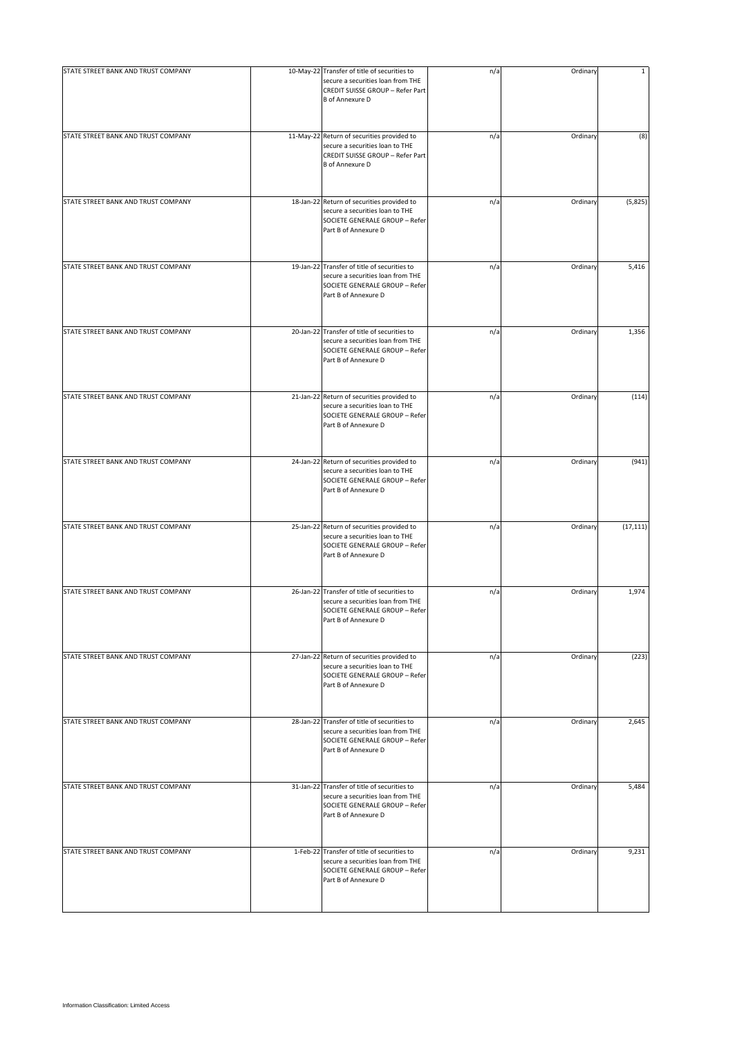| | | | | | |
|---|---|---|---|---|---|
| STATE STREET BANK AND TRUST COMPANY | 10-May-22 | Transfer of title of securities to secure a securities loan from THE CREDIT SUISSE GROUP – Refer Part B of Annexure D | n/a | Ordinary | 1 |
| STATE STREET BANK AND TRUST COMPANY | 11-May-22 | Return of securities provided to secure a securities loan to THE CREDIT SUISSE GROUP – Refer Part B of Annexure D | n/a | Ordinary | (8) |
| STATE STREET BANK AND TRUST COMPANY | 18-Jan-22 | Return of securities provided to secure a securities loan to THE SOCIETE GENERALE GROUP – Refer Part B of Annexure D | n/a | Ordinary | (5,825) |
| STATE STREET BANK AND TRUST COMPANY | 19-Jan-22 | Transfer of title of securities to secure a securities loan from THE SOCIETE GENERALE GROUP – Refer Part B of Annexure D | n/a | Ordinary | 5,416 |
| STATE STREET BANK AND TRUST COMPANY | 20-Jan-22 | Transfer of title of securities to secure a securities loan from THE SOCIETE GENERALE GROUP – Refer Part B of Annexure D | n/a | Ordinary | 1,356 |
| STATE STREET BANK AND TRUST COMPANY | 21-Jan-22 | Return of securities provided to secure a securities loan to THE SOCIETE GENERALE GROUP – Refer Part B of Annexure D | n/a | Ordinary | (114) |
| STATE STREET BANK AND TRUST COMPANY | 24-Jan-22 | Return of securities provided to secure a securities loan to THE SOCIETE GENERALE GROUP – Refer Part B of Annexure D | n/a | Ordinary | (941) |
| STATE STREET BANK AND TRUST COMPANY | 25-Jan-22 | Return of securities provided to secure a securities loan to THE SOCIETE GENERALE GROUP – Refer Part B of Annexure D | n/a | Ordinary | (17,111) |
| STATE STREET BANK AND TRUST COMPANY | 26-Jan-22 | Transfer of title of securities to secure a securities loan from THE SOCIETE GENERALE GROUP – Refer Part B of Annexure D | n/a | Ordinary | 1,974 |
| STATE STREET BANK AND TRUST COMPANY | 27-Jan-22 | Return of securities provided to secure a securities loan to THE SOCIETE GENERALE GROUP – Refer Part B of Annexure D | n/a | Ordinary | (223) |
| STATE STREET BANK AND TRUST COMPANY | 28-Jan-22 | Transfer of title of securities to secure a securities loan from THE SOCIETE GENERALE GROUP – Refer Part B of Annexure D | n/a | Ordinary | 2,645 |
| STATE STREET BANK AND TRUST COMPANY | 31-Jan-22 | Transfer of title of securities to secure a securities loan from THE SOCIETE GENERALE GROUP – Refer Part B of Annexure D | n/a | Ordinary | 5,484 |
| STATE STREET BANK AND TRUST COMPANY | 1-Feb-22 | Transfer of title of securities to secure a securities loan from THE SOCIETE GENERALE GROUP – Refer Part B of Annexure D | n/a | Ordinary | 9,231 |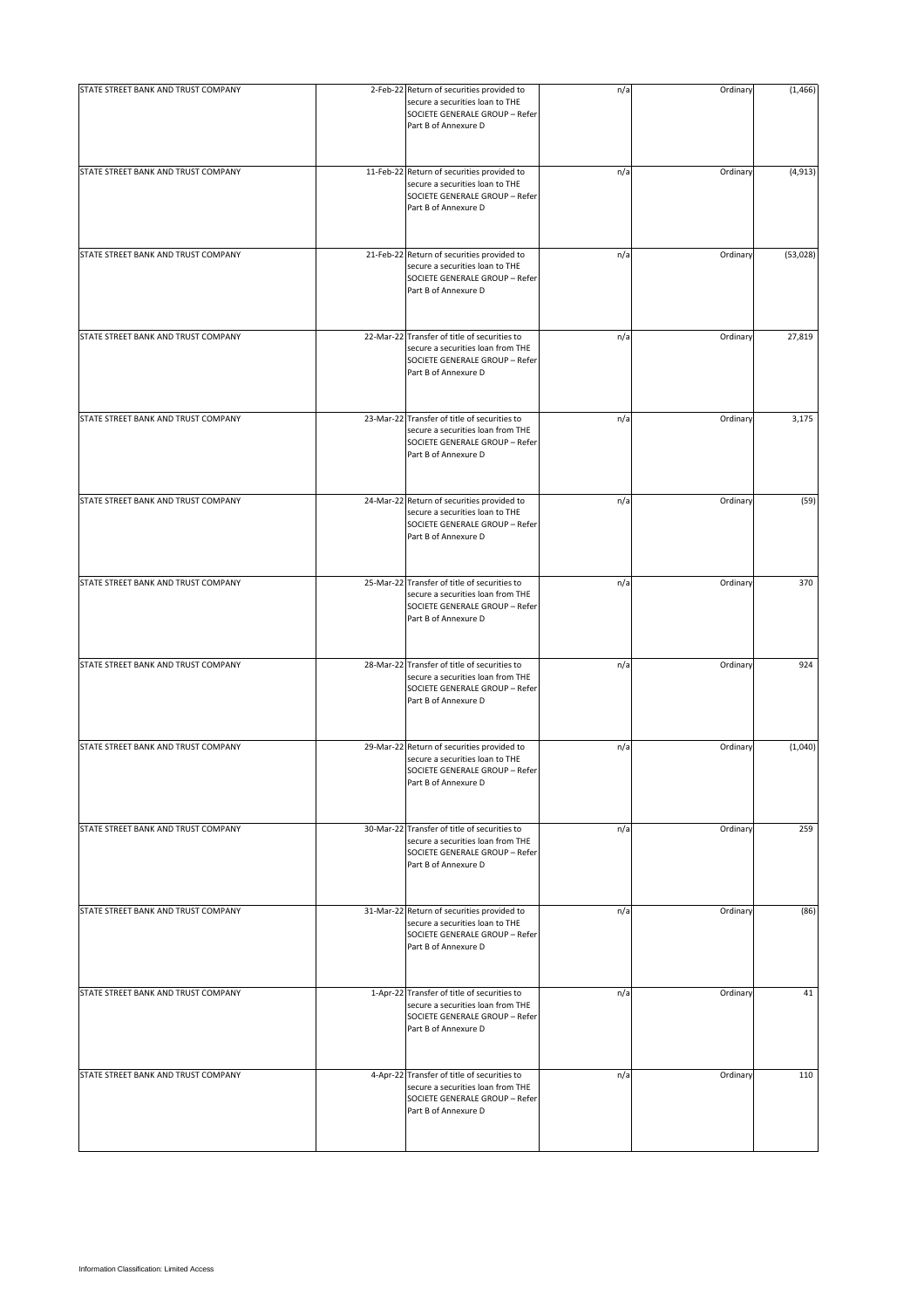| | | | | | |
|---|---|---|---|---|---|
| STATE STREET BANK AND TRUST COMPANY | 2-Feb-22 | Return of securities provided to secure a securities loan to THE SOCIETE GENERALE GROUP – Refer Part B of Annexure D | n/a | Ordinary | (1,466) |
| STATE STREET BANK AND TRUST COMPANY | 11-Feb-22 | Return of securities provided to secure a securities loan to THE SOCIETE GENERALE GROUP – Refer Part B of Annexure D | n/a | Ordinary | (4,913) |
| STATE STREET BANK AND TRUST COMPANY | 21-Feb-22 | Return of securities provided to secure a securities loan to THE SOCIETE GENERALE GROUP – Refer Part B of Annexure D | n/a | Ordinary | (53,028) |
| STATE STREET BANK AND TRUST COMPANY | 22-Mar-22 | Transfer of title of securities to secure a securities loan from THE SOCIETE GENERALE GROUP – Refer Part B of Annexure D | n/a | Ordinary | 27,819 |
| STATE STREET BANK AND TRUST COMPANY | 23-Mar-22 | Transfer of title of securities to secure a securities loan from THE SOCIETE GENERALE GROUP – Refer Part B of Annexure D | n/a | Ordinary | 3,175 |
| STATE STREET BANK AND TRUST COMPANY | 24-Mar-22 | Return of securities provided to secure a securities loan to THE SOCIETE GENERALE GROUP – Refer Part B of Annexure D | n/a | Ordinary | (59) |
| STATE STREET BANK AND TRUST COMPANY | 25-Mar-22 | Transfer of title of securities to secure a securities loan from THE SOCIETE GENERALE GROUP – Refer Part B of Annexure D | n/a | Ordinary | 370 |
| STATE STREET BANK AND TRUST COMPANY | 28-Mar-22 | Transfer of title of securities to secure a securities loan from THE SOCIETE GENERALE GROUP – Refer Part B of Annexure D | n/a | Ordinary | 924 |
| STATE STREET BANK AND TRUST COMPANY | 29-Mar-22 | Return of securities provided to secure a securities loan to THE SOCIETE GENERALE GROUP – Refer Part B of Annexure D | n/a | Ordinary | (1,040) |
| STATE STREET BANK AND TRUST COMPANY | 30-Mar-22 | Transfer of title of securities to secure a securities loan from THE SOCIETE GENERALE GROUP – Refer Part B of Annexure D | n/a | Ordinary | 259 |
| STATE STREET BANK AND TRUST COMPANY | 31-Mar-22 | Return of securities provided to secure a securities loan to THE SOCIETE GENERALE GROUP – Refer Part B of Annexure D | n/a | Ordinary | (86) |
| STATE STREET BANK AND TRUST COMPANY | 1-Apr-22 | Transfer of title of securities to secure a securities loan from THE SOCIETE GENERALE GROUP – Refer Part B of Annexure D | n/a | Ordinary | 41 |
| STATE STREET BANK AND TRUST COMPANY | 4-Apr-22 | Transfer of title of securities to secure a securities loan from THE SOCIETE GENERALE GROUP – Refer Part B of Annexure D | n/a | Ordinary | 110 |

Information Classification: Limited Access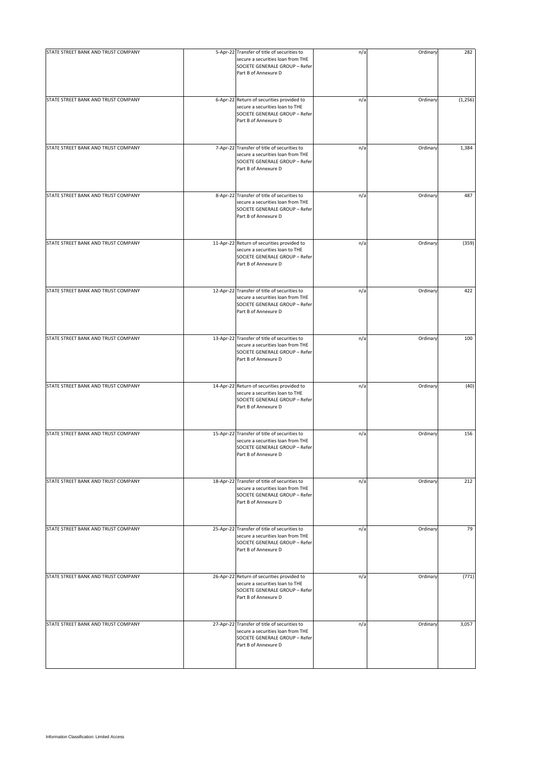| | | | | | |
|---|---|---|---|---|---|
| STATE STREET BANK AND TRUST COMPANY | 5-Apr-22 | Transfer of title of securities to secure a securities loan from THE SOCIETE GENERALE GROUP – Refer Part B of Annexure D | n/a | Ordinary | 282 |
| STATE STREET BANK AND TRUST COMPANY | 6-Apr-22 | Return of securities provided to secure a securities loan to THE SOCIETE GENERALE GROUP – Refer Part B of Annexure D | n/a | Ordinary | (1,256) |
| STATE STREET BANK AND TRUST COMPANY | 7-Apr-22 | Transfer of title of securities to secure a securities loan from THE SOCIETE GENERALE GROUP – Refer Part B of Annexure D | n/a | Ordinary | 1,384 |
| STATE STREET BANK AND TRUST COMPANY | 8-Apr-22 | Transfer of title of securities to secure a securities loan from THE SOCIETE GENERALE GROUP – Refer Part B of Annexure D | n/a | Ordinary | 487 |
| STATE STREET BANK AND TRUST COMPANY | 11-Apr-22 | Return of securities provided to secure a securities loan to THE SOCIETE GENERALE GROUP – Refer Part B of Annexure D | n/a | Ordinary | (359) |
| STATE STREET BANK AND TRUST COMPANY | 12-Apr-22 | Transfer of title of securities to secure a securities loan from THE SOCIETE GENERALE GROUP – Refer Part B of Annexure D | n/a | Ordinary | 422 |
| STATE STREET BANK AND TRUST COMPANY | 13-Apr-22 | Transfer of title of securities to secure a securities loan from THE SOCIETE GENERALE GROUP – Refer Part B of Annexure D | n/a | Ordinary | 100 |
| STATE STREET BANK AND TRUST COMPANY | 14-Apr-22 | Return of securities provided to secure a securities loan to THE SOCIETE GENERALE GROUP – Refer Part B of Annexure D | n/a | Ordinary | (40) |
| STATE STREET BANK AND TRUST COMPANY | 15-Apr-22 | Transfer of title of securities to secure a securities loan from THE SOCIETE GENERALE GROUP – Refer Part B of Annexure D | n/a | Ordinary | 156 |
| STATE STREET BANK AND TRUST COMPANY | 18-Apr-22 | Transfer of title of securities to secure a securities loan from THE SOCIETE GENERALE GROUP – Refer Part B of Annexure D | n/a | Ordinary | 212 |
| STATE STREET BANK AND TRUST COMPANY | 25-Apr-22 | Transfer of title of securities to secure a securities loan from THE SOCIETE GENERALE GROUP – Refer Part B of Annexure D | n/a | Ordinary | 79 |
| STATE STREET BANK AND TRUST COMPANY | 26-Apr-22 | Return of securities provided to secure a securities loan to THE SOCIETE GENERALE GROUP – Refer Part B of Annexure D | n/a | Ordinary | (771) |
| STATE STREET BANK AND TRUST COMPANY | 27-Apr-22 | Transfer of title of securities to secure a securities loan from THE SOCIETE GENERALE GROUP – Refer Part B of Annexure D | n/a | Ordinary | 3,057 |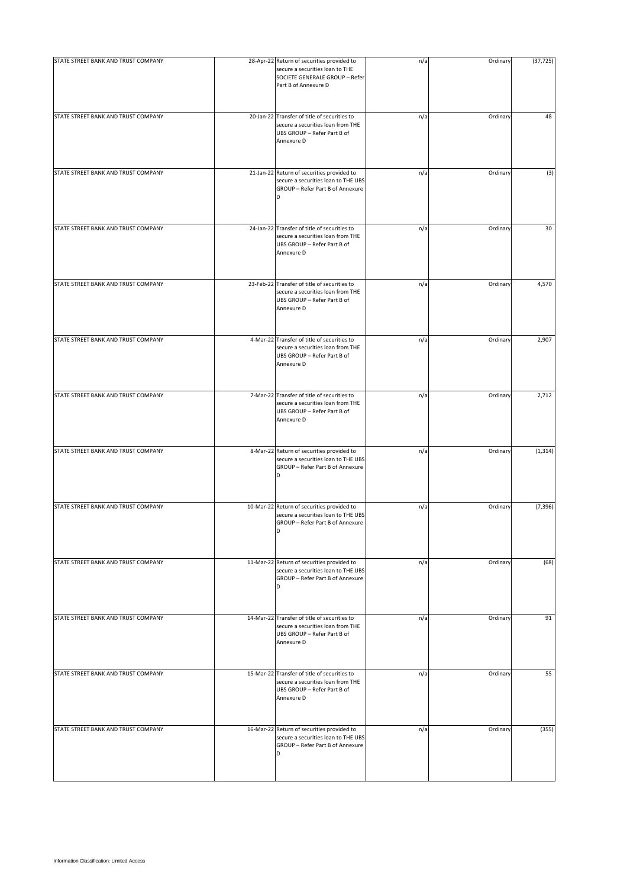| | | | | | |
|---|---|---|---|---|---|
| STATE STREET BANK AND TRUST COMPANY | 28-Apr-22 | Return of securities provided to secure a securities loan to THE SOCIETE GENERALE GROUP – Refer Part B of Annexure D | n/a | Ordinary | (37,725) |
| STATE STREET BANK AND TRUST COMPANY | 20-Jan-22 | Transfer of title of securities to secure a securities loan from THE UBS GROUP – Refer Part B of Annexure D | n/a | Ordinary | 48 |
| STATE STREET BANK AND TRUST COMPANY | 21-Jan-22 | Return of securities provided to secure a securities loan to THE UBS GROUP – Refer Part B of Annexure D | n/a | Ordinary | (3) |
| STATE STREET BANK AND TRUST COMPANY | 24-Jan-22 | Transfer of title of securities to secure a securities loan from THE UBS GROUP – Refer Part B of Annexure D | n/a | Ordinary | 30 |
| STATE STREET BANK AND TRUST COMPANY | 23-Feb-22 | Transfer of title of securities to secure a securities loan from THE UBS GROUP – Refer Part B of Annexure D | n/a | Ordinary | 4,570 |
| STATE STREET BANK AND TRUST COMPANY | 4-Mar-22 | Transfer of title of securities to secure a securities loan from THE UBS GROUP – Refer Part B of Annexure D | n/a | Ordinary | 2,907 |
| STATE STREET BANK AND TRUST COMPANY | 7-Mar-22 | Transfer of title of securities to secure a securities loan from THE UBS GROUP – Refer Part B of Annexure D | n/a | Ordinary | 2,712 |
| STATE STREET BANK AND TRUST COMPANY | 8-Mar-22 | Return of securities provided to secure a securities loan to THE UBS GROUP – Refer Part B of Annexure D | n/a | Ordinary | (1,314) |
| STATE STREET BANK AND TRUST COMPANY | 10-Mar-22 | Return of securities provided to secure a securities loan to THE UBS GROUP – Refer Part B of Annexure D | n/a | Ordinary | (7,396) |
| STATE STREET BANK AND TRUST COMPANY | 11-Mar-22 | Return of securities provided to secure a securities loan to THE UBS GROUP – Refer Part B of Annexure D | n/a | Ordinary | (68) |
| STATE STREET BANK AND TRUST COMPANY | 14-Mar-22 | Transfer of title of securities to secure a securities loan from THE UBS GROUP – Refer Part B of Annexure D | n/a | Ordinary | 91 |
| STATE STREET BANK AND TRUST COMPANY | 15-Mar-22 | Transfer of title of securities to secure a securities loan from THE UBS GROUP – Refer Part B of Annexure D | n/a | Ordinary | 55 |
| STATE STREET BANK AND TRUST COMPANY | 16-Mar-22 | Return of securities provided to secure a securities loan to THE UBS GROUP – Refer Part B of Annexure D | n/a | Ordinary | (355) |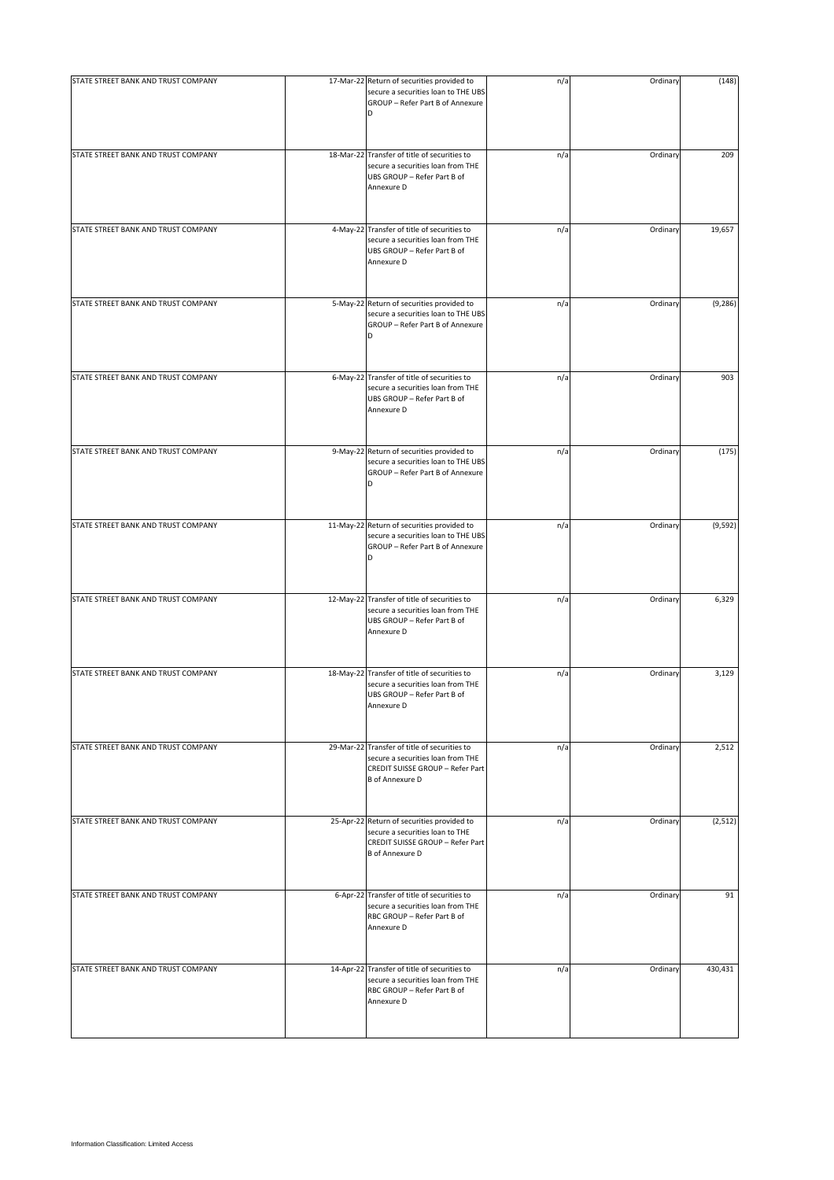| | | | | | |
|---|---|---|---|---|---|
| STATE STREET BANK AND TRUST COMPANY | 17-Mar-22 | Return of securities provided to secure a securities loan to THE UBS GROUP – Refer Part B of Annexure D | n/a | Ordinary | (148) |
| STATE STREET BANK AND TRUST COMPANY | 18-Mar-22 | Transfer of title of securities to secure a securities loan from THE UBS GROUP – Refer Part B of Annexure D | n/a | Ordinary | 209 |
| STATE STREET BANK AND TRUST COMPANY | 4-May-22 | Transfer of title of securities to secure a securities loan from THE UBS GROUP – Refer Part B of Annexure D | n/a | Ordinary | 19,657 |
| STATE STREET BANK AND TRUST COMPANY | 5-May-22 | Return of securities provided to secure a securities loan to THE UBS GROUP – Refer Part B of Annexure D | n/a | Ordinary | (9,286) |
| STATE STREET BANK AND TRUST COMPANY | 6-May-22 | Transfer of title of securities to secure a securities loan from THE UBS GROUP – Refer Part B of Annexure D | n/a | Ordinary | 903 |
| STATE STREET BANK AND TRUST COMPANY | 9-May-22 | Return of securities provided to secure a securities loan to THE UBS GROUP – Refer Part B of Annexure D | n/a | Ordinary | (175) |
| STATE STREET BANK AND TRUST COMPANY | 11-May-22 | Return of securities provided to secure a securities loan to THE UBS GROUP – Refer Part B of Annexure D | n/a | Ordinary | (9,592) |
| STATE STREET BANK AND TRUST COMPANY | 12-May-22 | Transfer of title of securities to secure a securities loan from THE UBS GROUP – Refer Part B of Annexure D | n/a | Ordinary | 6,329 |
| STATE STREET BANK AND TRUST COMPANY | 18-May-22 | Transfer of title of securities to secure a securities loan from THE UBS GROUP – Refer Part B of Annexure D | n/a | Ordinary | 3,129 |
| STATE STREET BANK AND TRUST COMPANY | 29-Mar-22 | Transfer of title of securities to secure a securities loan from THE CREDIT SUISSE GROUP – Refer Part B of Annexure D | n/a | Ordinary | 2,512 |
| STATE STREET BANK AND TRUST COMPANY | 25-Apr-22 | Return of securities provided to secure a securities loan to THE CREDIT SUISSE GROUP – Refer Part B of Annexure D | n/a | Ordinary | (2,512) |
| STATE STREET BANK AND TRUST COMPANY | 6-Apr-22 | Transfer of title of securities to secure a securities loan from THE RBC GROUP – Refer Part B of Annexure D | n/a | Ordinary | 91 |
| STATE STREET BANK AND TRUST COMPANY | 14-Apr-22 | Transfer of title of securities to secure a securities loan from THE RBC GROUP – Refer Part B of Annexure D | n/a | Ordinary | 430,431 |

Information Classification: Limited Access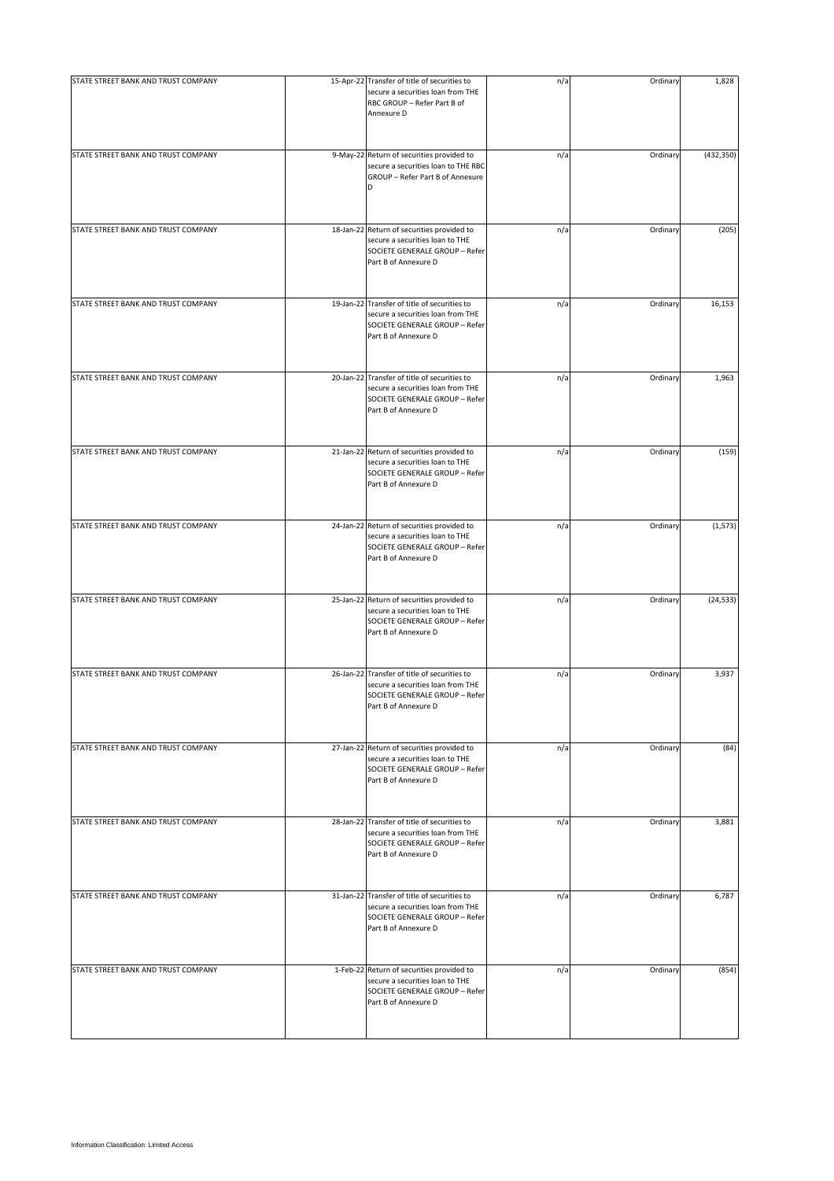| | | | | | |
|---|---|---|---|---|---|
| STATE STREET BANK AND TRUST COMPANY | 15-Apr-22 | Transfer of title of securities to secure a securities loan from THE RBC GROUP – Refer Part B of Annexure D | n/a | Ordinary | 1,828 |
| STATE STREET BANK AND TRUST COMPANY | 9-May-22 | Return of securities provided to secure a securities loan to THE RBC GROUP – Refer Part B of Annexure D | n/a | Ordinary | (432,350) |
| STATE STREET BANK AND TRUST COMPANY | 18-Jan-22 | Return of securities provided to secure a securities loan to THE SOCIETE GENERALE GROUP – Refer Part B of Annexure D | n/a | Ordinary | (205) |
| STATE STREET BANK AND TRUST COMPANY | 19-Jan-22 | Transfer of title of securities to secure a securities loan from THE SOCIETE GENERALE GROUP – Refer Part B of Annexure D | n/a | Ordinary | 16,153 |
| STATE STREET BANK AND TRUST COMPANY | 20-Jan-22 | Transfer of title of securities to secure a securities loan from THE SOCIETE GENERALE GROUP – Refer Part B of Annexure D | n/a | Ordinary | 1,963 |
| STATE STREET BANK AND TRUST COMPANY | 21-Jan-22 | Return of securities provided to secure a securities loan to THE SOCIETE GENERALE GROUP – Refer Part B of Annexure D | n/a | Ordinary | (159) |
| STATE STREET BANK AND TRUST COMPANY | 24-Jan-22 | Return of securities provided to secure a securities loan to THE SOCIETE GENERALE GROUP – Refer Part B of Annexure D | n/a | Ordinary | (1,573) |
| STATE STREET BANK AND TRUST COMPANY | 25-Jan-22 | Return of securities provided to secure a securities loan to THE SOCIETE GENERALE GROUP – Refer Part B of Annexure D | n/a | Ordinary | (24,533) |
| STATE STREET BANK AND TRUST COMPANY | 26-Jan-22 | Transfer of title of securities to secure a securities loan from THE SOCIETE GENERALE GROUP – Refer Part B of Annexure D | n/a | Ordinary | 3,937 |
| STATE STREET BANK AND TRUST COMPANY | 27-Jan-22 | Return of securities provided to secure a securities loan to THE SOCIETE GENERALE GROUP – Refer Part B of Annexure D | n/a | Ordinary | (84) |
| STATE STREET BANK AND TRUST COMPANY | 28-Jan-22 | Transfer of title of securities to secure a securities loan from THE SOCIETE GENERALE GROUP – Refer Part B of Annexure D | n/a | Ordinary | 3,881 |
| STATE STREET BANK AND TRUST COMPANY | 31-Jan-22 | Transfer of title of securities to secure a securities loan from THE SOCIETE GENERALE GROUP – Refer Part B of Annexure D | n/a | Ordinary | 6,787 |
| STATE STREET BANK AND TRUST COMPANY | 1-Feb-22 | Return of securities provided to secure a securities loan to THE SOCIETE GENERALE GROUP – Refer Part B of Annexure D | n/a | Ordinary | (854) |

Information Classification: Limited Access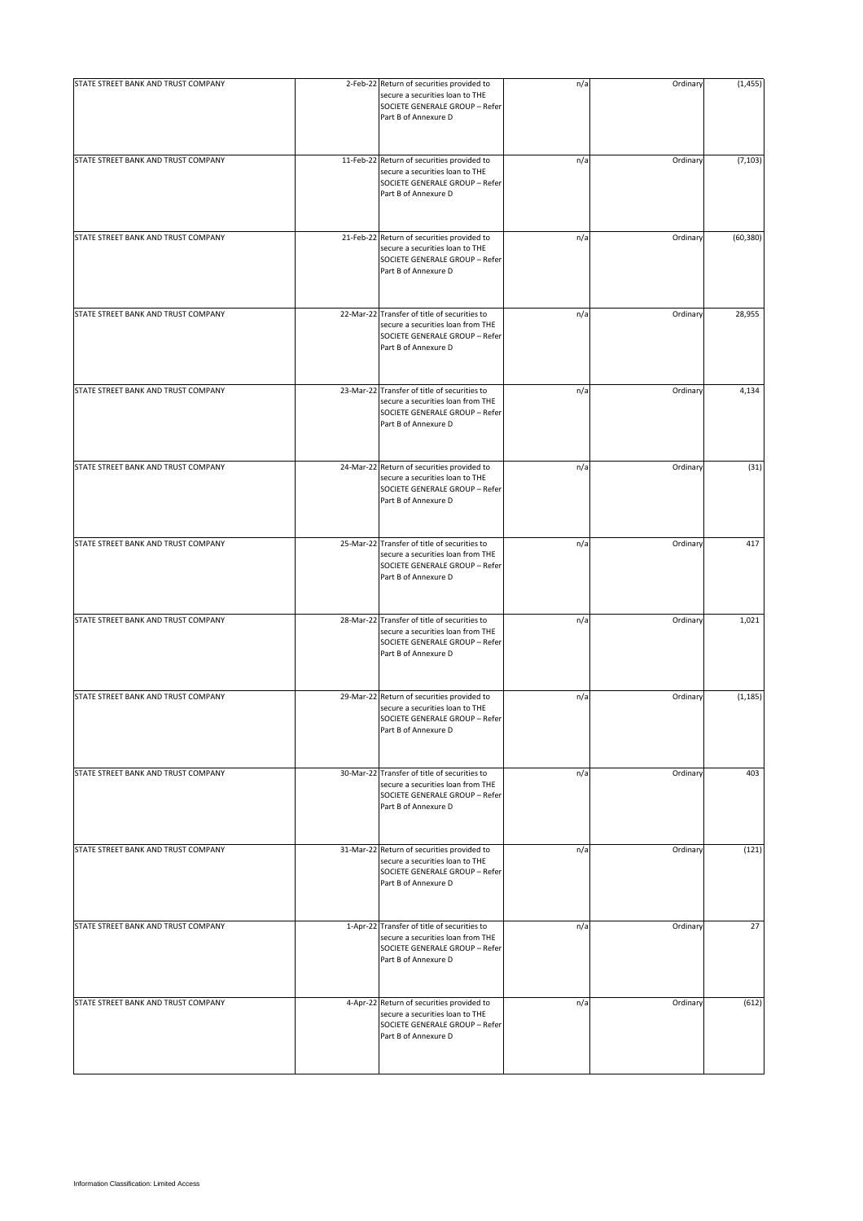| | | | | | |
|---|---|---|---|---|---|
| STATE STREET BANK AND TRUST COMPANY | 2-Feb-22 | Return of securities provided to secure a securities loan to THE SOCIETE GENERALE GROUP – Refer Part B of Annexure D | n/a | Ordinary | (1,455) |
| STATE STREET BANK AND TRUST COMPANY | 11-Feb-22 | Return of securities provided to secure a securities loan to THE SOCIETE GENERALE GROUP – Refer Part B of Annexure D | n/a | Ordinary | (7,103) |
| STATE STREET BANK AND TRUST COMPANY | 21-Feb-22 | Return of securities provided to secure a securities loan to THE SOCIETE GENERALE GROUP – Refer Part B of Annexure D | n/a | Ordinary | (60,380) |
| STATE STREET BANK AND TRUST COMPANY | 22-Mar-22 | Transfer of title of securities to secure a securities loan from THE SOCIETE GENERALE GROUP – Refer Part B of Annexure D | n/a | Ordinary | 28,955 |
| STATE STREET BANK AND TRUST COMPANY | 23-Mar-22 | Transfer of title of securities to secure a securities loan from THE SOCIETE GENERALE GROUP – Refer Part B of Annexure D | n/a | Ordinary | 4,134 |
| STATE STREET BANK AND TRUST COMPANY | 24-Mar-22 | Return of securities provided to secure a securities loan to THE SOCIETE GENERALE GROUP – Refer Part B of Annexure D | n/a | Ordinary | (31) |
| STATE STREET BANK AND TRUST COMPANY | 25-Mar-22 | Transfer of title of securities to secure a securities loan from THE SOCIETE GENERALE GROUP – Refer Part B of Annexure D | n/a | Ordinary | 417 |
| STATE STREET BANK AND TRUST COMPANY | 28-Mar-22 | Transfer of title of securities to secure a securities loan from THE SOCIETE GENERALE GROUP – Refer Part B of Annexure D | n/a | Ordinary | 1,021 |
| STATE STREET BANK AND TRUST COMPANY | 29-Mar-22 | Return of securities provided to secure a securities loan to THE SOCIETE GENERALE GROUP – Refer Part B of Annexure D | n/a | Ordinary | (1,185) |
| STATE STREET BANK AND TRUST COMPANY | 30-Mar-22 | Transfer of title of securities to secure a securities loan from THE SOCIETE GENERALE GROUP – Refer Part B of Annexure D | n/a | Ordinary | 403 |
| STATE STREET BANK AND TRUST COMPANY | 31-Mar-22 | Return of securities provided to secure a securities loan to THE SOCIETE GENERALE GROUP – Refer Part B of Annexure D | n/a | Ordinary | (121) |
| STATE STREET BANK AND TRUST COMPANY | 1-Apr-22 | Transfer of title of securities to secure a securities loan from THE SOCIETE GENERALE GROUP – Refer Part B of Annexure D | n/a | Ordinary | 27 |
| STATE STREET BANK AND TRUST COMPANY | 4-Apr-22 | Return of securities provided to secure a securities loan to THE SOCIETE GENERALE GROUP – Refer Part B of Annexure D | n/a | Ordinary | (612) |

Information Classification: Limited Access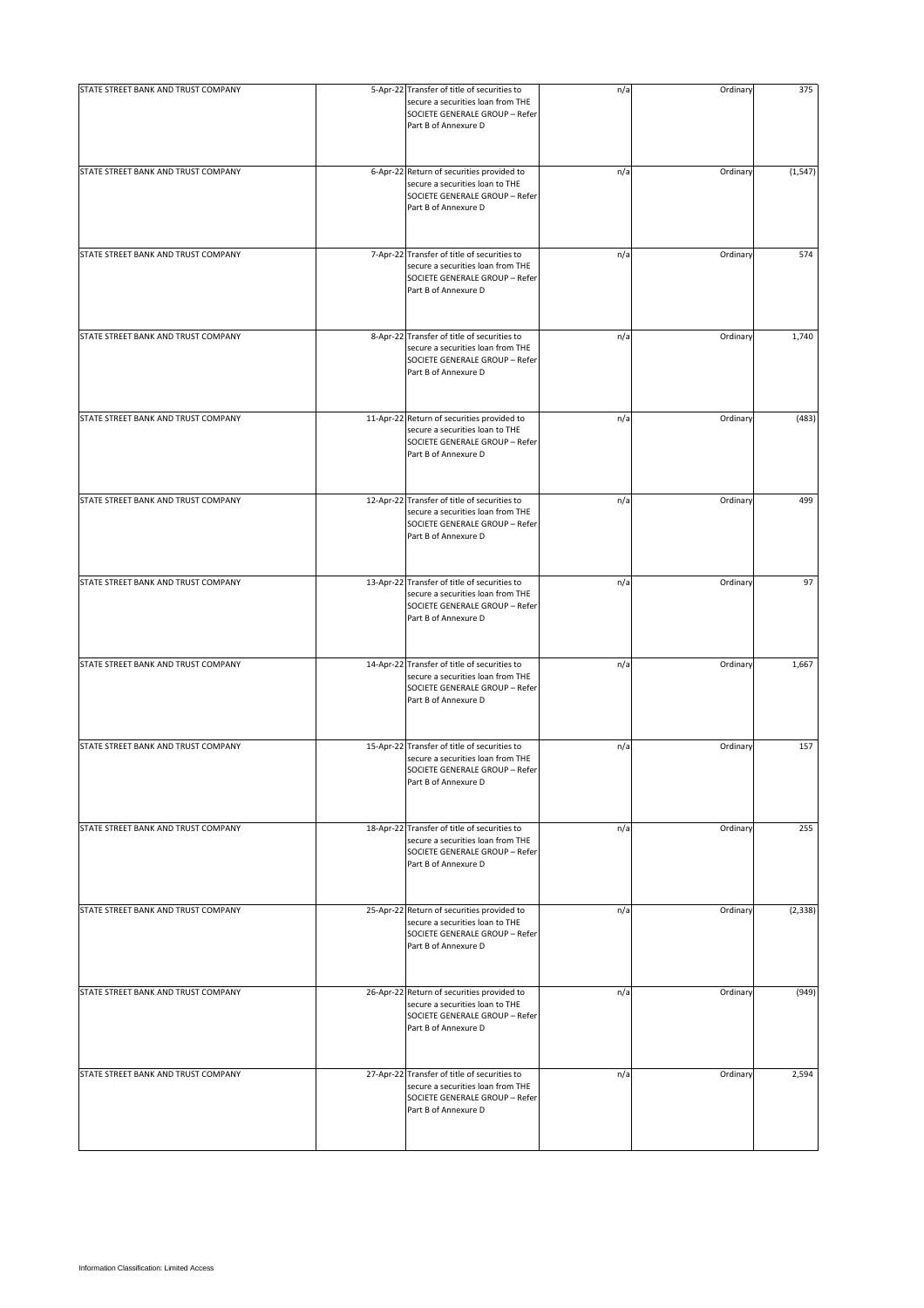| | | | | | |
|---|---|---|---|---|---|
| STATE STREET BANK AND TRUST COMPANY | 5-Apr-22 | Transfer of title of securities to secure a securities loan from THE SOCIETE GENERALE GROUP – Refer Part B of Annexure D | n/a | Ordinary | 375 |
| STATE STREET BANK AND TRUST COMPANY | 6-Apr-22 | Return of securities provided to secure a securities loan to THE SOCIETE GENERALE GROUP – Refer Part B of Annexure D | n/a | Ordinary | (1,547) |
| STATE STREET BANK AND TRUST COMPANY | 7-Apr-22 | Transfer of title of securities to secure a securities loan from THE SOCIETE GENERALE GROUP – Refer Part B of Annexure D | n/a | Ordinary | 574 |
| STATE STREET BANK AND TRUST COMPANY | 8-Apr-22 | Transfer of title of securities to secure a securities loan from THE SOCIETE GENERALE GROUP – Refer Part B of Annexure D | n/a | Ordinary | 1,740 |
| STATE STREET BANK AND TRUST COMPANY | 11-Apr-22 | Return of securities provided to secure a securities loan to THE SOCIETE GENERALE GROUP – Refer Part B of Annexure D | n/a | Ordinary | (483) |
| STATE STREET BANK AND TRUST COMPANY | 12-Apr-22 | Transfer of title of securities to secure a securities loan from THE SOCIETE GENERALE GROUP – Refer Part B of Annexure D | n/a | Ordinary | 499 |
| STATE STREET BANK AND TRUST COMPANY | 13-Apr-22 | Transfer of title of securities to secure a securities loan from THE SOCIETE GENERALE GROUP – Refer Part B of Annexure D | n/a | Ordinary | 97 |
| STATE STREET BANK AND TRUST COMPANY | 14-Apr-22 | Transfer of title of securities to secure a securities loan from THE SOCIETE GENERALE GROUP – Refer Part B of Annexure D | n/a | Ordinary | 1,667 |
| STATE STREET BANK AND TRUST COMPANY | 15-Apr-22 | Transfer of title of securities to secure a securities loan from THE SOCIETE GENERALE GROUP – Refer Part B of Annexure D | n/a | Ordinary | 157 |
| STATE STREET BANK AND TRUST COMPANY | 18-Apr-22 | Transfer of title of securities to secure a securities loan from THE SOCIETE GENERALE GROUP – Refer Part B of Annexure D | n/a | Ordinary | 255 |
| STATE STREET BANK AND TRUST COMPANY | 25-Apr-22 | Return of securities provided to secure a securities loan to THE SOCIETE GENERALE GROUP – Refer Part B of Annexure D | n/a | Ordinary | (2,338) |
| STATE STREET BANK AND TRUST COMPANY | 26-Apr-22 | Return of securities provided to secure a securities loan to THE SOCIETE GENERALE GROUP – Refer Part B of Annexure D | n/a | Ordinary | (949) |
| STATE STREET BANK AND TRUST COMPANY | 27-Apr-22 | Transfer of title of securities to secure a securities loan from THE SOCIETE GENERALE GROUP – Refer Part B of Annexure D | n/a | Ordinary | 2,594 |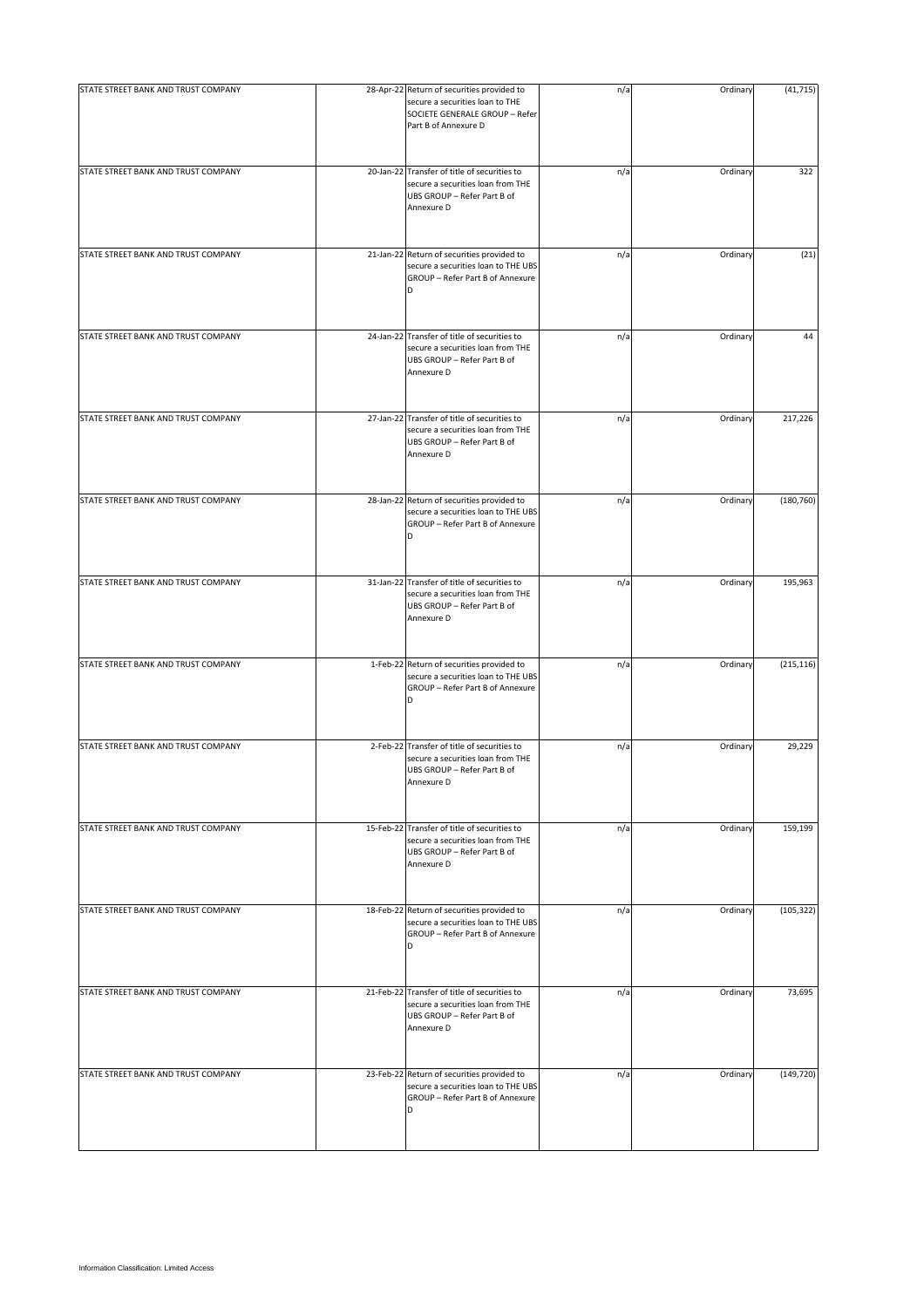| | | | | | |
|---|---|---|---|---|---|
| STATE STREET BANK AND TRUST COMPANY | 28-Apr-22 | Return of securities provided to secure a securities loan to THE SOCIETE GENERALE GROUP – Refer Part B of Annexure D | n/a | Ordinary | (41,715) |
| STATE STREET BANK AND TRUST COMPANY | 20-Jan-22 | Transfer of title of securities to secure a securities loan from THE UBS GROUP – Refer Part B of Annexure D | n/a | Ordinary | 322 |
| STATE STREET BANK AND TRUST COMPANY | 21-Jan-22 | Return of securities provided to secure a securities loan to THE UBS GROUP – Refer Part B of Annexure D | n/a | Ordinary | (21) |
| STATE STREET BANK AND TRUST COMPANY | 24-Jan-22 | Transfer of title of securities to secure a securities loan from THE UBS GROUP – Refer Part B of Annexure D | n/a | Ordinary | 44 |
| STATE STREET BANK AND TRUST COMPANY | 27-Jan-22 | Transfer of title of securities to secure a securities loan from THE UBS GROUP – Refer Part B of Annexure D | n/a | Ordinary | 217,226 |
| STATE STREET BANK AND TRUST COMPANY | 28-Jan-22 | Return of securities provided to secure a securities loan to THE UBS GROUP – Refer Part B of Annexure D | n/a | Ordinary | (180,760) |
| STATE STREET BANK AND TRUST COMPANY | 31-Jan-22 | Transfer of title of securities to secure a securities loan from THE UBS GROUP – Refer Part B of Annexure D | n/a | Ordinary | 195,963 |
| STATE STREET BANK AND TRUST COMPANY | 1-Feb-22 | Return of securities provided to secure a securities loan to THE UBS GROUP – Refer Part B of Annexure D | n/a | Ordinary | (215,116) |
| STATE STREET BANK AND TRUST COMPANY | 2-Feb-22 | Transfer of title of securities to secure a securities loan from THE UBS GROUP – Refer Part B of Annexure D | n/a | Ordinary | 29,229 |
| STATE STREET BANK AND TRUST COMPANY | 15-Feb-22 | Transfer of title of securities to secure a securities loan from THE UBS GROUP – Refer Part B of Annexure D | n/a | Ordinary | 159,199 |
| STATE STREET BANK AND TRUST COMPANY | 18-Feb-22 | Return of securities provided to secure a securities loan to THE UBS GROUP – Refer Part B of Annexure D | n/a | Ordinary | (105,322) |
| STATE STREET BANK AND TRUST COMPANY | 21-Feb-22 | Transfer of title of securities to secure a securities loan from THE UBS GROUP – Refer Part B of Annexure D | n/a | Ordinary | 73,695 |
| STATE STREET BANK AND TRUST COMPANY | 23-Feb-22 | Return of securities provided to secure a securities loan to THE UBS GROUP – Refer Part B of Annexure D | n/a | Ordinary | (149,720) |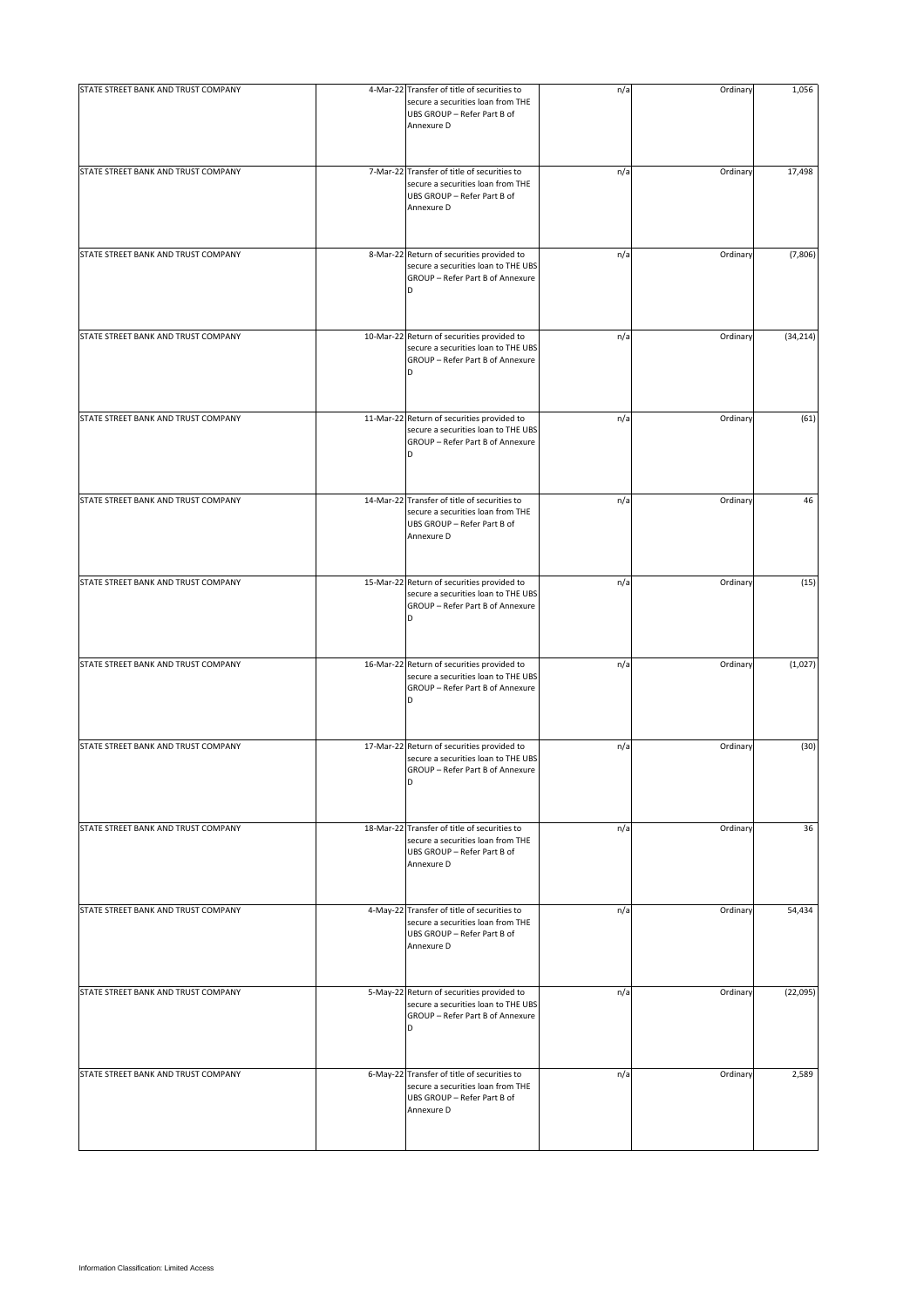| | | | | | |
|---|---|---|---|---|---|
| STATE STREET BANK AND TRUST COMPANY | 4-Mar-22 | Transfer of title of securities to secure a securities loan from THE UBS GROUP – Refer Part B of Annexure D | n/a | Ordinary | 1,056 |
| STATE STREET BANK AND TRUST COMPANY | 7-Mar-22 | Transfer of title of securities to secure a securities loan from THE UBS GROUP – Refer Part B of Annexure D | n/a | Ordinary | 17,498 |
| STATE STREET BANK AND TRUST COMPANY | 8-Mar-22 | Return of securities provided to secure a securities loan to THE UBS GROUP – Refer Part B of Annexure D | n/a | Ordinary | (7,806) |
| STATE STREET BANK AND TRUST COMPANY | 10-Mar-22 | Return of securities provided to secure a securities loan to THE UBS GROUP – Refer Part B of Annexure D | n/a | Ordinary | (34,214) |
| STATE STREET BANK AND TRUST COMPANY | 11-Mar-22 | Return of securities provided to secure a securities loan to THE UBS GROUP – Refer Part B of Annexure D | n/a | Ordinary | (61) |
| STATE STREET BANK AND TRUST COMPANY | 14-Mar-22 | Transfer of title of securities to secure a securities loan from THE UBS GROUP – Refer Part B of Annexure D | n/a | Ordinary | 46 |
| STATE STREET BANK AND TRUST COMPANY | 15-Mar-22 | Return of securities provided to secure a securities loan to THE UBS GROUP – Refer Part B of Annexure D | n/a | Ordinary | (15) |
| STATE STREET BANK AND TRUST COMPANY | 16-Mar-22 | Return of securities provided to secure a securities loan to THE UBS GROUP – Refer Part B of Annexure D | n/a | Ordinary | (1,027) |
| STATE STREET BANK AND TRUST COMPANY | 17-Mar-22 | Return of securities provided to secure a securities loan to THE UBS GROUP – Refer Part B of Annexure D | n/a | Ordinary | (30) |
| STATE STREET BANK AND TRUST COMPANY | 18-Mar-22 | Transfer of title of securities to secure a securities loan from THE UBS GROUP – Refer Part B of Annexure D | n/a | Ordinary | 36 |
| STATE STREET BANK AND TRUST COMPANY | 4-May-22 | Transfer of title of securities to secure a securities loan from THE UBS GROUP – Refer Part B of Annexure D | n/a | Ordinary | 54,434 |
| STATE STREET BANK AND TRUST COMPANY | 5-May-22 | Return of securities provided to secure a securities loan to THE UBS GROUP – Refer Part B of Annexure D | n/a | Ordinary | (22,095) |
| STATE STREET BANK AND TRUST COMPANY | 6-May-22 | Transfer of title of securities to secure a securities loan from THE UBS GROUP – Refer Part B of Annexure D | n/a | Ordinary | 2,589 |

Information Classification: Limited Access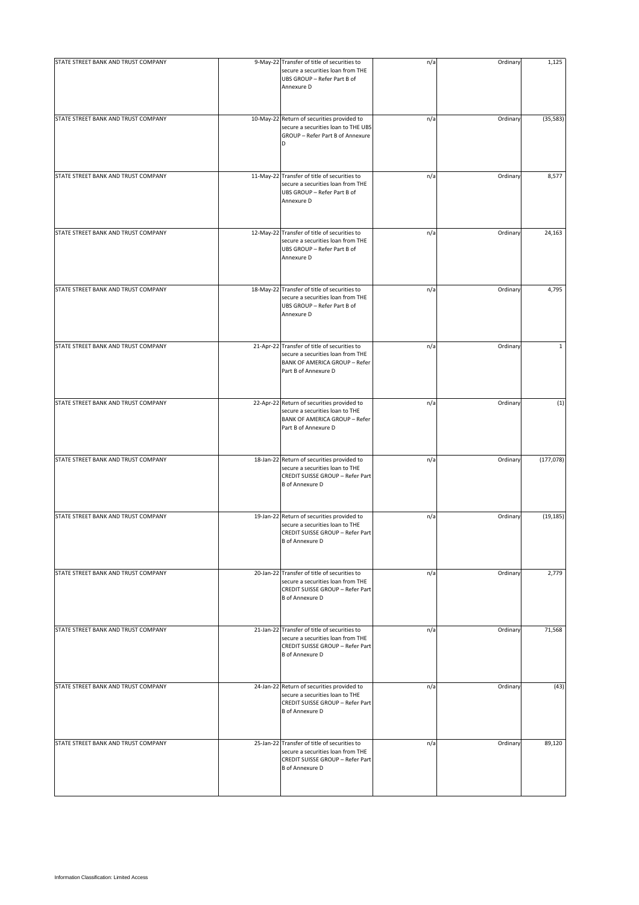| | | | | | |
|---|---|---|---|---|---|
| STATE STREET BANK AND TRUST COMPANY | 9-May-22 | Transfer of title of securities to secure a securities loan from THE UBS GROUP – Refer Part B of Annexure D | n/a | Ordinary | 1,125 |
| STATE STREET BANK AND TRUST COMPANY | 10-May-22 | Return of securities provided to secure a securities loan to THE UBS GROUP – Refer Part B of Annexure D | n/a | Ordinary | (35,583) |
| STATE STREET BANK AND TRUST COMPANY | 11-May-22 | Transfer of title of securities to secure a securities loan from THE UBS GROUP – Refer Part B of Annexure D | n/a | Ordinary | 8,577 |
| STATE STREET BANK AND TRUST COMPANY | 12-May-22 | Transfer of title of securities to secure a securities loan from THE UBS GROUP – Refer Part B of Annexure D | n/a | Ordinary | 24,163 |
| STATE STREET BANK AND TRUST COMPANY | 18-May-22 | Transfer of title of securities to secure a securities loan from THE UBS GROUP – Refer Part B of Annexure D | n/a | Ordinary | 4,795 |
| STATE STREET BANK AND TRUST COMPANY | 21-Apr-22 | Transfer of title of securities to secure a securities loan from THE BANK OF AMERICA GROUP – Refer Part B of Annexure D | n/a | Ordinary | 1 |
| STATE STREET BANK AND TRUST COMPANY | 22-Apr-22 | Return of securities provided to secure a securities loan to THE BANK OF AMERICA GROUP – Refer Part B of Annexure D | n/a | Ordinary | (1) |
| STATE STREET BANK AND TRUST COMPANY | 18-Jan-22 | Return of securities provided to secure a securities loan to THE CREDIT SUISSE GROUP – Refer Part B of Annexure D | n/a | Ordinary | (177,078) |
| STATE STREET BANK AND TRUST COMPANY | 19-Jan-22 | Return of securities provided to secure a securities loan to THE CREDIT SUISSE GROUP – Refer Part B of Annexure D | n/a | Ordinary | (19,185) |
| STATE STREET BANK AND TRUST COMPANY | 20-Jan-22 | Transfer of title of securities to secure a securities loan from THE CREDIT SUISSE GROUP – Refer Part B of Annexure D | n/a | Ordinary | 2,779 |
| STATE STREET BANK AND TRUST COMPANY | 21-Jan-22 | Transfer of title of securities to secure a securities loan from THE CREDIT SUISSE GROUP – Refer Part B of Annexure D | n/a | Ordinary | 71,568 |
| STATE STREET BANK AND TRUST COMPANY | 24-Jan-22 | Return of securities provided to secure a securities loan to THE CREDIT SUISSE GROUP – Refer Part B of Annexure D | n/a | Ordinary | (43) |
| STATE STREET BANK AND TRUST COMPANY | 25-Jan-22 | Transfer of title of securities to secure a securities loan from THE CREDIT SUISSE GROUP – Refer Part B of Annexure D | n/a | Ordinary | 89,120 |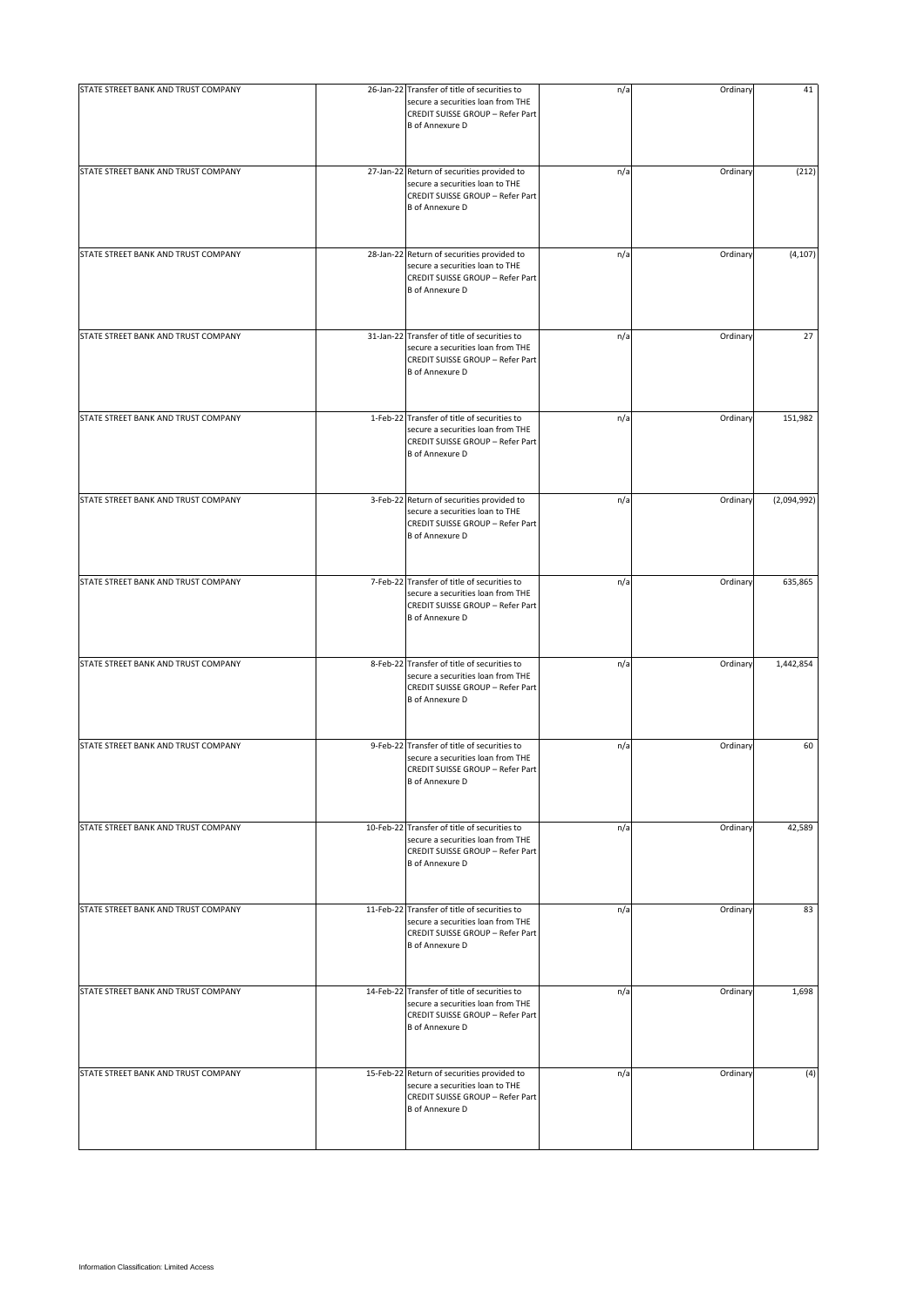| | | | | | |
|---|---|---|---|---|---|
| STATE STREET BANK AND TRUST COMPANY | 26-Jan-22 | Transfer of title of securities to secure a securities loan from THE CREDIT SUISSE GROUP – Refer Part B of Annexure D | n/a | Ordinary | 41 |
| STATE STREET BANK AND TRUST COMPANY | 27-Jan-22 | Return of securities provided to secure a securities loan to THE CREDIT SUISSE GROUP – Refer Part B of Annexure D | n/a | Ordinary | (212) |
| STATE STREET BANK AND TRUST COMPANY | 28-Jan-22 | Return of securities provided to secure a securities loan to THE CREDIT SUISSE GROUP – Refer Part B of Annexure D | n/a | Ordinary | (4,107) |
| STATE STREET BANK AND TRUST COMPANY | 31-Jan-22 | Transfer of title of securities to secure a securities loan from THE CREDIT SUISSE GROUP – Refer Part B of Annexure D | n/a | Ordinary | 27 |
| STATE STREET BANK AND TRUST COMPANY | 1-Feb-22 | Transfer of title of securities to secure a securities loan from THE CREDIT SUISSE GROUP – Refer Part B of Annexure D | n/a | Ordinary | 151,982 |
| STATE STREET BANK AND TRUST COMPANY | 3-Feb-22 | Return of securities provided to secure a securities loan to THE CREDIT SUISSE GROUP – Refer Part B of Annexure D | n/a | Ordinary | (2,094,992) |
| STATE STREET BANK AND TRUST COMPANY | 7-Feb-22 | Transfer of title of securities to secure a securities loan from THE CREDIT SUISSE GROUP – Refer Part B of Annexure D | n/a | Ordinary | 635,865 |
| STATE STREET BANK AND TRUST COMPANY | 8-Feb-22 | Transfer of title of securities to secure a securities loan from THE CREDIT SUISSE GROUP – Refer Part B of Annexure D | n/a | Ordinary | 1,442,854 |
| STATE STREET BANK AND TRUST COMPANY | 9-Feb-22 | Transfer of title of securities to secure a securities loan from THE CREDIT SUISSE GROUP – Refer Part B of Annexure D | n/a | Ordinary | 60 |
| STATE STREET BANK AND TRUST COMPANY | 10-Feb-22 | Transfer of title of securities to secure a securities loan from THE CREDIT SUISSE GROUP – Refer Part B of Annexure D | n/a | Ordinary | 42,589 |
| STATE STREET BANK AND TRUST COMPANY | 11-Feb-22 | Transfer of title of securities to secure a securities loan from THE CREDIT SUISSE GROUP – Refer Part B of Annexure D | n/a | Ordinary | 83 |
| STATE STREET BANK AND TRUST COMPANY | 14-Feb-22 | Transfer of title of securities to secure a securities loan from THE CREDIT SUISSE GROUP – Refer Part B of Annexure D | n/a | Ordinary | 1,698 |
| STATE STREET BANK AND TRUST COMPANY | 15-Feb-22 | Return of securities provided to secure a securities loan to THE CREDIT SUISSE GROUP – Refer Part B of Annexure D | n/a | Ordinary | (4) |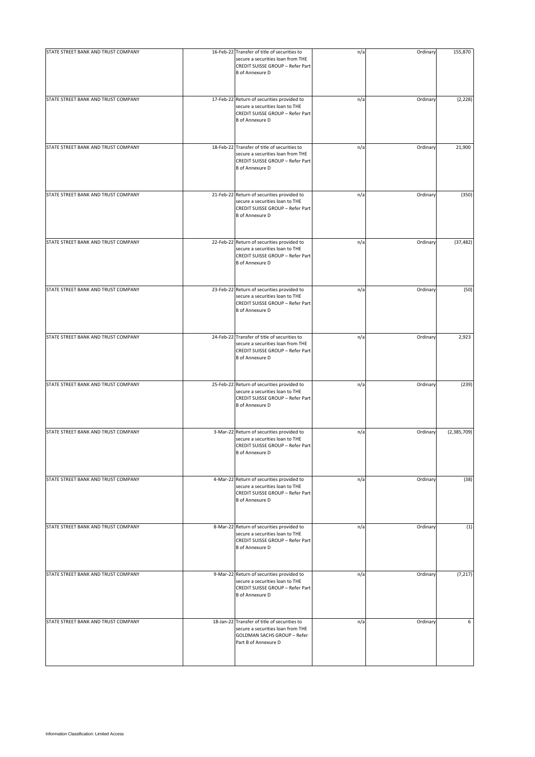| | | | | | |
|---|---|---|---|---|---|
| STATE STREET BANK AND TRUST COMPANY | 16-Feb-22 | Transfer of title of securities to secure a securities loan from THE CREDIT SUISSE GROUP – Refer Part B of Annexure D | n/a | Ordinary | 155,870 |
| STATE STREET BANK AND TRUST COMPANY | 17-Feb-22 | Return of securities provided to secure a securities loan to THE CREDIT SUISSE GROUP – Refer Part B of Annexure D | n/a | Ordinary | (2,228) |
| STATE STREET BANK AND TRUST COMPANY | 18-Feb-22 | Transfer of title of securities to secure a securities loan from THE CREDIT SUISSE GROUP – Refer Part B of Annexure D | n/a | Ordinary | 21,900 |
| STATE STREET BANK AND TRUST COMPANY | 21-Feb-22 | Return of securities provided to secure a securities loan to THE CREDIT SUISSE GROUP – Refer Part B of Annexure D | n/a | Ordinary | (350) |
| STATE STREET BANK AND TRUST COMPANY | 22-Feb-22 | Return of securities provided to secure a securities loan to THE CREDIT SUISSE GROUP – Refer Part B of Annexure D | n/a | Ordinary | (37,482) |
| STATE STREET BANK AND TRUST COMPANY | 23-Feb-22 | Return of securities provided to secure a securities loan to THE CREDIT SUISSE GROUP – Refer Part B of Annexure D | n/a | Ordinary | (50) |
| STATE STREET BANK AND TRUST COMPANY | 24-Feb-22 | Transfer of title of securities to secure a securities loan from THE CREDIT SUISSE GROUP – Refer Part B of Annexure D | n/a | Ordinary | 2,923 |
| STATE STREET BANK AND TRUST COMPANY | 25-Feb-22 | Return of securities provided to secure a securities loan to THE CREDIT SUISSE GROUP – Refer Part B of Annexure D | n/a | Ordinary | (239) |
| STATE STREET BANK AND TRUST COMPANY | 3-Mar-22 | Return of securities provided to secure a securities loan to THE CREDIT SUISSE GROUP – Refer Part B of Annexure D | n/a | Ordinary | (2,385,709) |
| STATE STREET BANK AND TRUST COMPANY | 4-Mar-22 | Return of securities provided to secure a securities loan to THE CREDIT SUISSE GROUP – Refer Part B of Annexure D | n/a | Ordinary | (38) |
| STATE STREET BANK AND TRUST COMPANY | 8-Mar-22 | Return of securities provided to secure a securities loan to THE CREDIT SUISSE GROUP – Refer Part B of Annexure D | n/a | Ordinary | (1) |
| STATE STREET BANK AND TRUST COMPANY | 9-Mar-22 | Return of securities provided to secure a securities loan to THE CREDIT SUISSE GROUP – Refer Part B of Annexure D | n/a | Ordinary | (7,217) |
| STATE STREET BANK AND TRUST COMPANY | 18-Jan-22 | Transfer of title of securities to secure a securities loan from THE GOLDMAN SACHS GROUP – Refer Part B of Annexure D | n/a | Ordinary | 6 |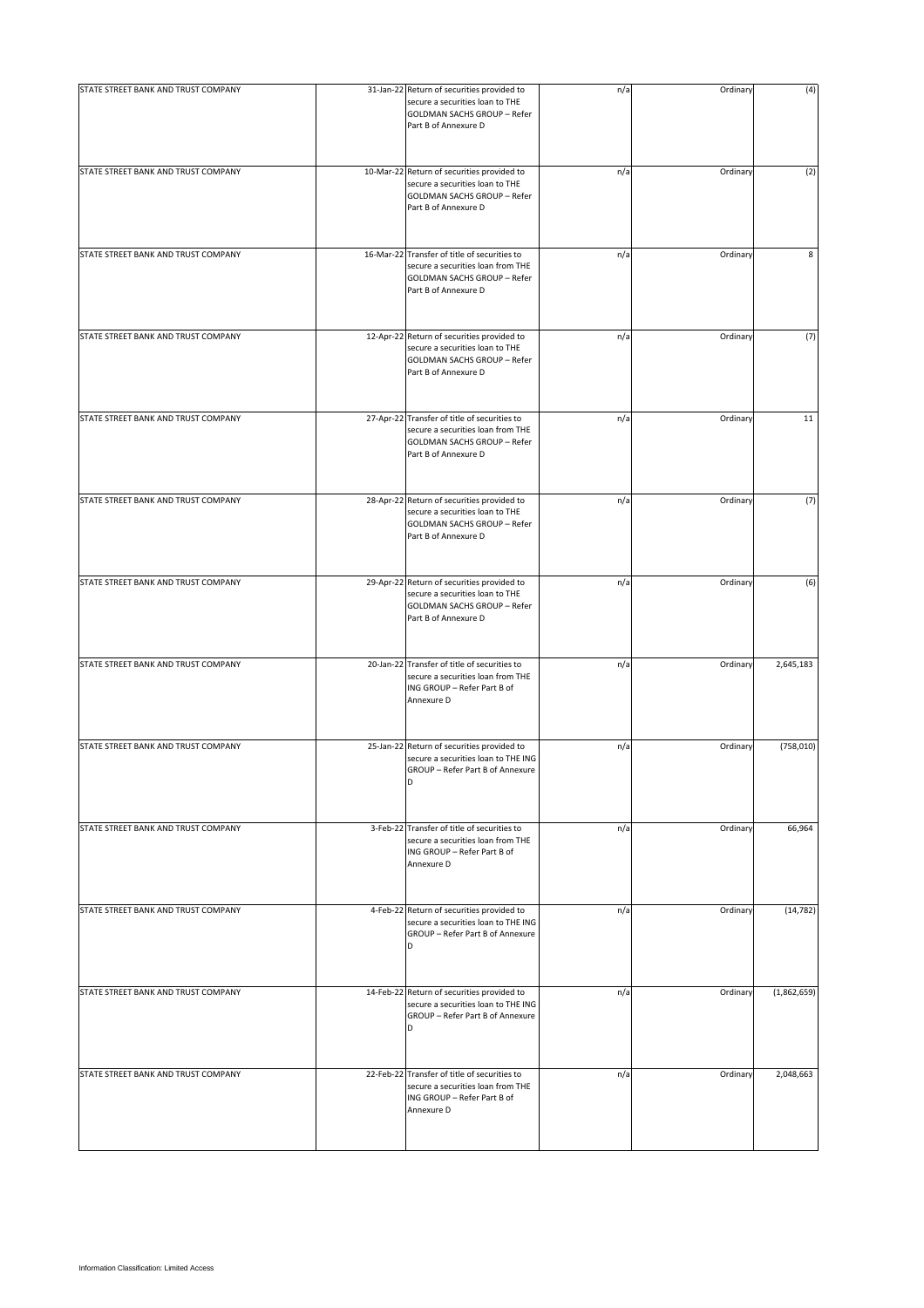| | | | | | |
|---|---|---|---|---|---|
| STATE STREET BANK AND TRUST COMPANY | 31-Jan-22 | Return of securities provided to secure a securities loan to THE GOLDMAN SACHS GROUP – Refer Part B of Annexure D | n/a | Ordinary | (4) |
| STATE STREET BANK AND TRUST COMPANY | 10-Mar-22 | Return of securities provided to secure a securities loan to THE GOLDMAN SACHS GROUP – Refer Part B of Annexure D | n/a | Ordinary | (2) |
| STATE STREET BANK AND TRUST COMPANY | 16-Mar-22 | Transfer of title of securities to secure a securities loan from THE GOLDMAN SACHS GROUP – Refer Part B of Annexure D | n/a | Ordinary | 8 |
| STATE STREET BANK AND TRUST COMPANY | 12-Apr-22 | Return of securities provided to secure a securities loan to THE GOLDMAN SACHS GROUP – Refer Part B of Annexure D | n/a | Ordinary | (7) |
| STATE STREET BANK AND TRUST COMPANY | 27-Apr-22 | Transfer of title of securities to secure a securities loan from THE GOLDMAN SACHS GROUP – Refer Part B of Annexure D | n/a | Ordinary | 11 |
| STATE STREET BANK AND TRUST COMPANY | 28-Apr-22 | Return of securities provided to secure a securities loan to THE GOLDMAN SACHS GROUP – Refer Part B of Annexure D | n/a | Ordinary | (7) |
| STATE STREET BANK AND TRUST COMPANY | 29-Apr-22 | Return of securities provided to secure a securities loan to THE GOLDMAN SACHS GROUP – Refer Part B of Annexure D | n/a | Ordinary | (6) |
| STATE STREET BANK AND TRUST COMPANY | 20-Jan-22 | Transfer of title of securities to secure a securities loan from THE ING GROUP – Refer Part B of Annexure D | n/a | Ordinary | 2,645,183 |
| STATE STREET BANK AND TRUST COMPANY | 25-Jan-22 | Return of securities provided to secure a securities loan to THE ING GROUP – Refer Part B of Annexure D | n/a | Ordinary | (758,010) |
| STATE STREET BANK AND TRUST COMPANY | 3-Feb-22 | Transfer of title of securities to secure a securities loan from THE ING GROUP – Refer Part B of Annexure D | n/a | Ordinary | 66,964 |
| STATE STREET BANK AND TRUST COMPANY | 4-Feb-22 | Return of securities provided to secure a securities loan to THE ING GROUP – Refer Part B of Annexure D | n/a | Ordinary | (14,782) |
| STATE STREET BANK AND TRUST COMPANY | 14-Feb-22 | Return of securities provided to secure a securities loan to THE ING GROUP – Refer Part B of Annexure D | n/a | Ordinary | (1,862,659) |
| STATE STREET BANK AND TRUST COMPANY | 22-Feb-22 | Transfer of title of securities to secure a securities loan from THE ING GROUP – Refer Part B of Annexure D | n/a | Ordinary | 2,048,663 |

Information Classification: Limited Access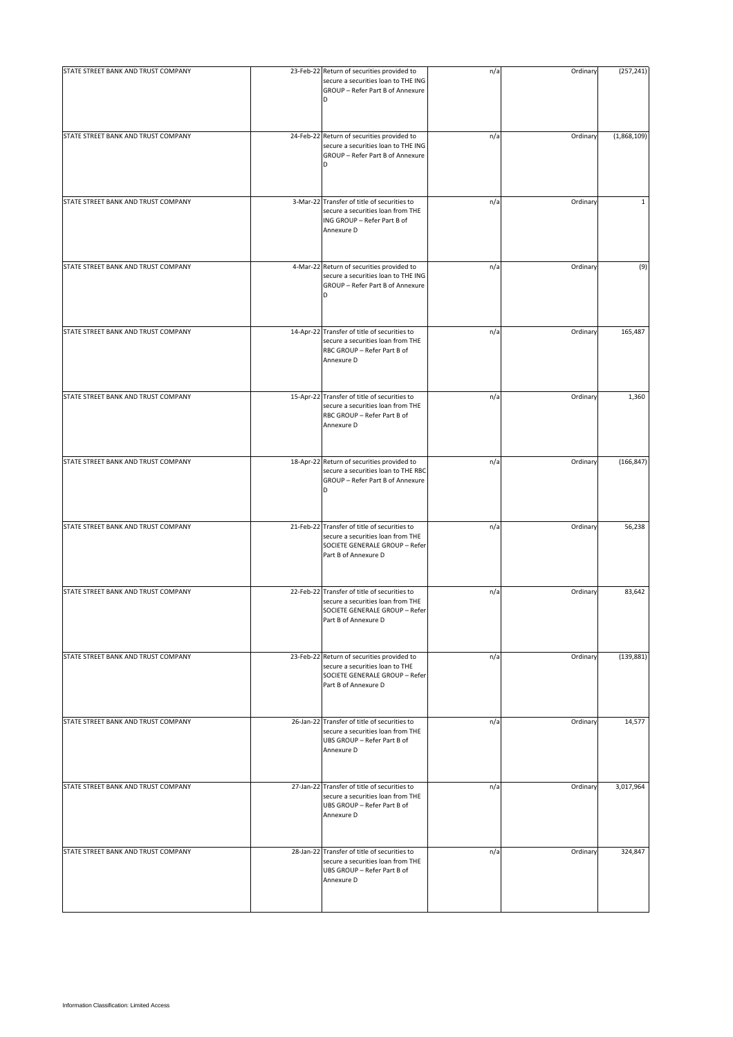| | | | | | |
|---|---|---|---|---|---|
| STATE STREET BANK AND TRUST COMPANY | 23-Feb-22 | Return of securities provided to secure a securities loan to THE ING GROUP – Refer Part B of Annexure D | n/a | Ordinary | (257,241) |
| STATE STREET BANK AND TRUST COMPANY | 24-Feb-22 | Return of securities provided to secure a securities loan to THE ING GROUP – Refer Part B of Annexure D | n/a | Ordinary | (1,868,109) |
| STATE STREET BANK AND TRUST COMPANY | 3-Mar-22 | Transfer of title of securities to secure a securities loan from THE ING GROUP – Refer Part B of Annexure D | n/a | Ordinary | 1 |
| STATE STREET BANK AND TRUST COMPANY | 4-Mar-22 | Return of securities provided to secure a securities loan to THE ING GROUP – Refer Part B of Annexure D | n/a | Ordinary | (9) |
| STATE STREET BANK AND TRUST COMPANY | 14-Apr-22 | Transfer of title of securities to secure a securities loan from THE RBC GROUP – Refer Part B of Annexure D | n/a | Ordinary | 165,487 |
| STATE STREET BANK AND TRUST COMPANY | 15-Apr-22 | Transfer of title of securities to secure a securities loan from THE RBC GROUP – Refer Part B of Annexure D | n/a | Ordinary | 1,360 |
| STATE STREET BANK AND TRUST COMPANY | 18-Apr-22 | Return of securities provided to secure a securities loan to THE RBC GROUP – Refer Part B of Annexure D | n/a | Ordinary | (166,847) |
| STATE STREET BANK AND TRUST COMPANY | 21-Feb-22 | Transfer of title of securities to secure a securities loan from THE SOCIETE GENERALE GROUP – Refer Part B of Annexure D | n/a | Ordinary | 56,238 |
| STATE STREET BANK AND TRUST COMPANY | 22-Feb-22 | Transfer of title of securities to secure a securities loan from THE SOCIETE GENERALE GROUP – Refer Part B of Annexure D | n/a | Ordinary | 83,642 |
| STATE STREET BANK AND TRUST COMPANY | 23-Feb-22 | Return of securities provided to secure a securities loan to THE SOCIETE GENERALE GROUP – Refer Part B of Annexure D | n/a | Ordinary | (139,881) |
| STATE STREET BANK AND TRUST COMPANY | 26-Jan-22 | Transfer of title of securities to secure a securities loan from THE UBS GROUP – Refer Part B of Annexure D | n/a | Ordinary | 14,577 |
| STATE STREET BANK AND TRUST COMPANY | 27-Jan-22 | Transfer of title of securities to secure a securities loan from THE UBS GROUP – Refer Part B of Annexure D | n/a | Ordinary | 3,017,964 |
| STATE STREET BANK AND TRUST COMPANY | 28-Jan-22 | Transfer of title of securities to secure a securities loan from THE UBS GROUP – Refer Part B of Annexure D | n/a | Ordinary | 324,847 |

Information Classification: Limited Access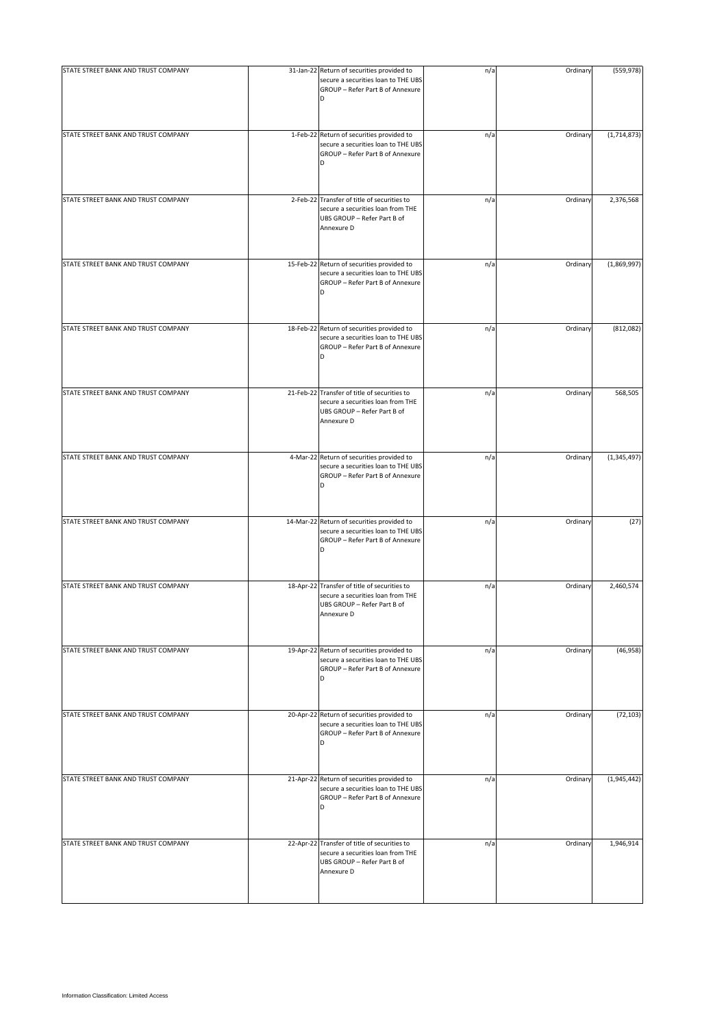| | | | | | |
|---|---|---|---|---|---|
| STATE STREET BANK AND TRUST COMPANY | 31-Jan-22 | Return of securities provided to secure a securities loan to THE UBS GROUP – Refer Part B of Annexure D | n/a | Ordinary | (559,978) |
| STATE STREET BANK AND TRUST COMPANY | 1-Feb-22 | Return of securities provided to secure a securities loan to THE UBS GROUP – Refer Part B of Annexure D | n/a | Ordinary | (1,714,873) |
| STATE STREET BANK AND TRUST COMPANY | 2-Feb-22 | Transfer of title of securities to secure a securities loan from THE UBS GROUP – Refer Part B of Annexure D | n/a | Ordinary | 2,376,568 |
| STATE STREET BANK AND TRUST COMPANY | 15-Feb-22 | Return of securities provided to secure a securities loan to THE UBS GROUP – Refer Part B of Annexure D | n/a | Ordinary | (1,869,997) |
| STATE STREET BANK AND TRUST COMPANY | 18-Feb-22 | Return of securities provided to secure a securities loan to THE UBS GROUP – Refer Part B of Annexure D | n/a | Ordinary | (812,082) |
| STATE STREET BANK AND TRUST COMPANY | 21-Feb-22 | Transfer of title of securities to secure a securities loan from THE UBS GROUP – Refer Part B of Annexure D | n/a | Ordinary | 568,505 |
| STATE STREET BANK AND TRUST COMPANY | 4-Mar-22 | Return of securities provided to secure a securities loan to THE UBS GROUP – Refer Part B of Annexure D | n/a | Ordinary | (1,345,497) |
| STATE STREET BANK AND TRUST COMPANY | 14-Mar-22 | Return of securities provided to secure a securities loan to THE UBS GROUP – Refer Part B of Annexure D | n/a | Ordinary | (27) |
| STATE STREET BANK AND TRUST COMPANY | 18-Apr-22 | Transfer of title of securities to secure a securities loan from THE UBS GROUP – Refer Part B of Annexure D | n/a | Ordinary | 2,460,574 |
| STATE STREET BANK AND TRUST COMPANY | 19-Apr-22 | Return of securities provided to secure a securities loan to THE UBS GROUP – Refer Part B of Annexure D | n/a | Ordinary | (46,958) |
| STATE STREET BANK AND TRUST COMPANY | 20-Apr-22 | Return of securities provided to secure a securities loan to THE UBS GROUP – Refer Part B of Annexure D | n/a | Ordinary | (72,103) |
| STATE STREET BANK AND TRUST COMPANY | 21-Apr-22 | Return of securities provided to secure a securities loan to THE UBS GROUP – Refer Part B of Annexure D | n/a | Ordinary | (1,945,442) |
| STATE STREET BANK AND TRUST COMPANY | 22-Apr-22 | Transfer of title of securities to secure a securities loan from THE UBS GROUP – Refer Part B of Annexure D | n/a | Ordinary | 1,946,914 |

Information Classification: Limited Access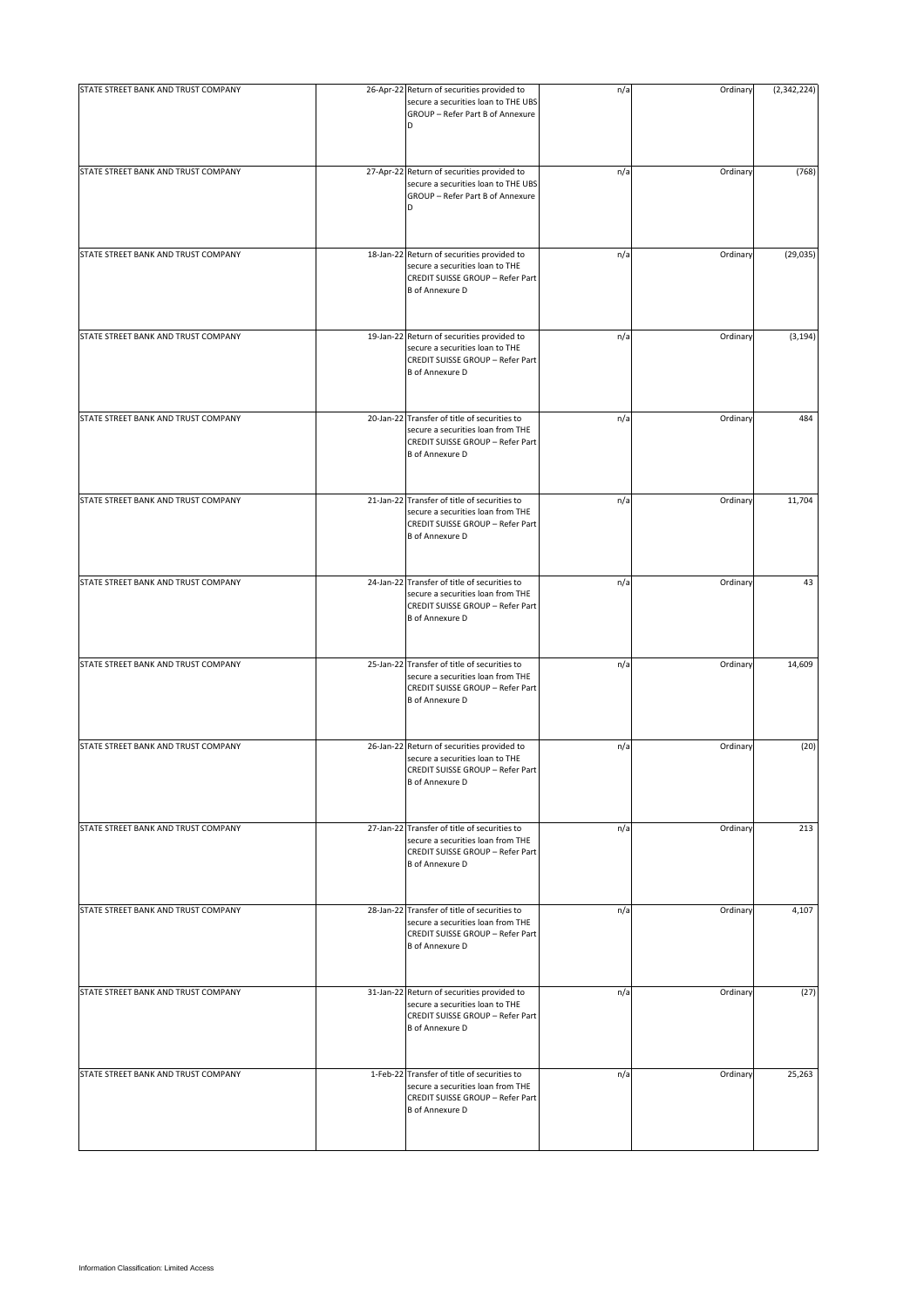| | | | | | |
|---|---|---|---|---|---|
| STATE STREET BANK AND TRUST COMPANY | 26-Apr-22 | Return of securities provided to secure a securities loan to THE UBS GROUP – Refer Part B of Annexure D | n/a | Ordinary | (2,342,224) |
| STATE STREET BANK AND TRUST COMPANY | 27-Apr-22 | Return of securities provided to secure a securities loan to THE UBS GROUP – Refer Part B of Annexure D | n/a | Ordinary | (768) |
| STATE STREET BANK AND TRUST COMPANY | 18-Jan-22 | Return of securities provided to secure a securities loan to THE CREDIT SUISSE GROUP – Refer Part B of Annexure D | n/a | Ordinary | (29,035) |
| STATE STREET BANK AND TRUST COMPANY | 19-Jan-22 | Return of securities provided to secure a securities loan to THE CREDIT SUISSE GROUP – Refer Part B of Annexure D | n/a | Ordinary | (3,194) |
| STATE STREET BANK AND TRUST COMPANY | 20-Jan-22 | Transfer of title of securities to secure a securities loan from THE CREDIT SUISSE GROUP – Refer Part B of Annexure D | n/a | Ordinary | 484 |
| STATE STREET BANK AND TRUST COMPANY | 21-Jan-22 | Transfer of title of securities to secure a securities loan from THE CREDIT SUISSE GROUP – Refer Part B of Annexure D | n/a | Ordinary | 11,704 |
| STATE STREET BANK AND TRUST COMPANY | 24-Jan-22 | Transfer of title of securities to secure a securities loan from THE CREDIT SUISSE GROUP – Refer Part B of Annexure D | n/a | Ordinary | 43 |
| STATE STREET BANK AND TRUST COMPANY | 25-Jan-22 | Transfer of title of securities to secure a securities loan from THE CREDIT SUISSE GROUP – Refer Part B of Annexure D | n/a | Ordinary | 14,609 |
| STATE STREET BANK AND TRUST COMPANY | 26-Jan-22 | Return of securities provided to secure a securities loan to THE CREDIT SUISSE GROUP – Refer Part B of Annexure D | n/a | Ordinary | (20) |
| STATE STREET BANK AND TRUST COMPANY | 27-Jan-22 | Transfer of title of securities to secure a securities loan from THE CREDIT SUISSE GROUP – Refer Part B of Annexure D | n/a | Ordinary | 213 |
| STATE STREET BANK AND TRUST COMPANY | 28-Jan-22 | Transfer of title of securities to secure a securities loan from THE CREDIT SUISSE GROUP – Refer Part B of Annexure D | n/a | Ordinary | 4,107 |
| STATE STREET BANK AND TRUST COMPANY | 31-Jan-22 | Return of securities provided to secure a securities loan to THE CREDIT SUISSE GROUP – Refer Part B of Annexure D | n/a | Ordinary | (27) |
| STATE STREET BANK AND TRUST COMPANY | 1-Feb-22 | Transfer of title of securities to secure a securities loan from THE CREDIT SUISSE GROUP – Refer Part B of Annexure D | n/a | Ordinary | 25,263 |

Information Classification: Limited Access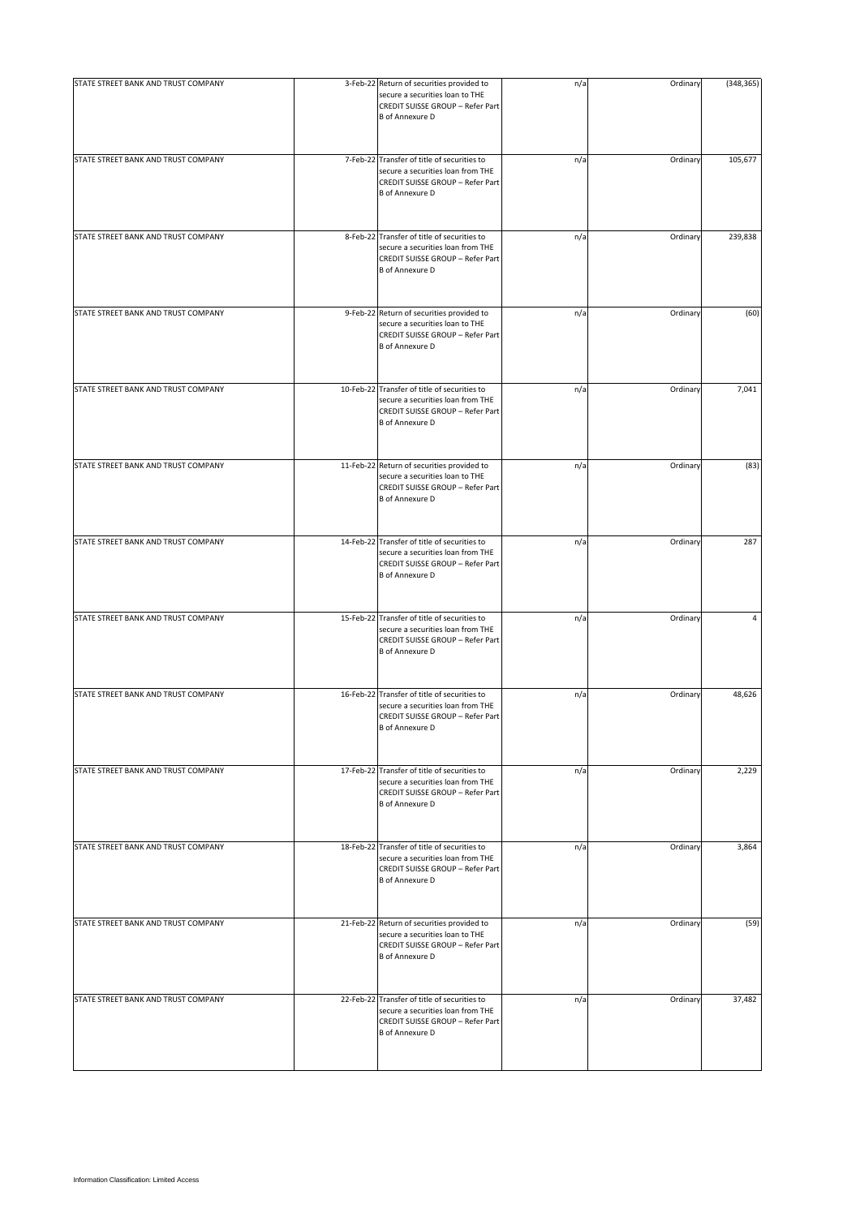| | | | | | |
|---|---|---|---|---|---|
| STATE STREET BANK AND TRUST COMPANY | 3-Feb-22 | Return of securities provided to secure a securities loan to THE CREDIT SUISSE GROUP – Refer Part B of Annexure D | n/a | Ordinary | (348,365) |
| STATE STREET BANK AND TRUST COMPANY | 7-Feb-22 | Transfer of title of securities to secure a securities loan from THE CREDIT SUISSE GROUP – Refer Part B of Annexure D | n/a | Ordinary | 105,677 |
| STATE STREET BANK AND TRUST COMPANY | 8-Feb-22 | Transfer of title of securities to secure a securities loan from THE CREDIT SUISSE GROUP – Refer Part B of Annexure D | n/a | Ordinary | 239,838 |
| STATE STREET BANK AND TRUST COMPANY | 9-Feb-22 | Return of securities provided to secure a securities loan to THE CREDIT SUISSE GROUP – Refer Part B of Annexure D | n/a | Ordinary | (60) |
| STATE STREET BANK AND TRUST COMPANY | 10-Feb-22 | Transfer of title of securities to secure a securities loan from THE CREDIT SUISSE GROUP – Refer Part B of Annexure D | n/a | Ordinary | 7,041 |
| STATE STREET BANK AND TRUST COMPANY | 11-Feb-22 | Return of securities provided to secure a securities loan to THE CREDIT SUISSE GROUP – Refer Part B of Annexure D | n/a | Ordinary | (83) |
| STATE STREET BANK AND TRUST COMPANY | 14-Feb-22 | Transfer of title of securities to secure a securities loan from THE CREDIT SUISSE GROUP – Refer Part B of Annexure D | n/a | Ordinary | 287 |
| STATE STREET BANK AND TRUST COMPANY | 15-Feb-22 | Transfer of title of securities to secure a securities loan from THE CREDIT SUISSE GROUP – Refer Part B of Annexure D | n/a | Ordinary | 4 |
| STATE STREET BANK AND TRUST COMPANY | 16-Feb-22 | Transfer of title of securities to secure a securities loan from THE CREDIT SUISSE GROUP – Refer Part B of Annexure D | n/a | Ordinary | 48,626 |
| STATE STREET BANK AND TRUST COMPANY | 17-Feb-22 | Transfer of title of securities to secure a securities loan from THE CREDIT SUISSE GROUP – Refer Part B of Annexure D | n/a | Ordinary | 2,229 |
| STATE STREET BANK AND TRUST COMPANY | 18-Feb-22 | Transfer of title of securities to secure a securities loan from THE CREDIT SUISSE GROUP – Refer Part B of Annexure D | n/a | Ordinary | 3,864 |
| STATE STREET BANK AND TRUST COMPANY | 21-Feb-22 | Return of securities provided to secure a securities loan to THE CREDIT SUISSE GROUP – Refer Part B of Annexure D | n/a | Ordinary | (59) |
| STATE STREET BANK AND TRUST COMPANY | 22-Feb-22 | Transfer of title of securities to secure a securities loan from THE CREDIT SUISSE GROUP – Refer Part B of Annexure D | n/a | Ordinary | 37,482 |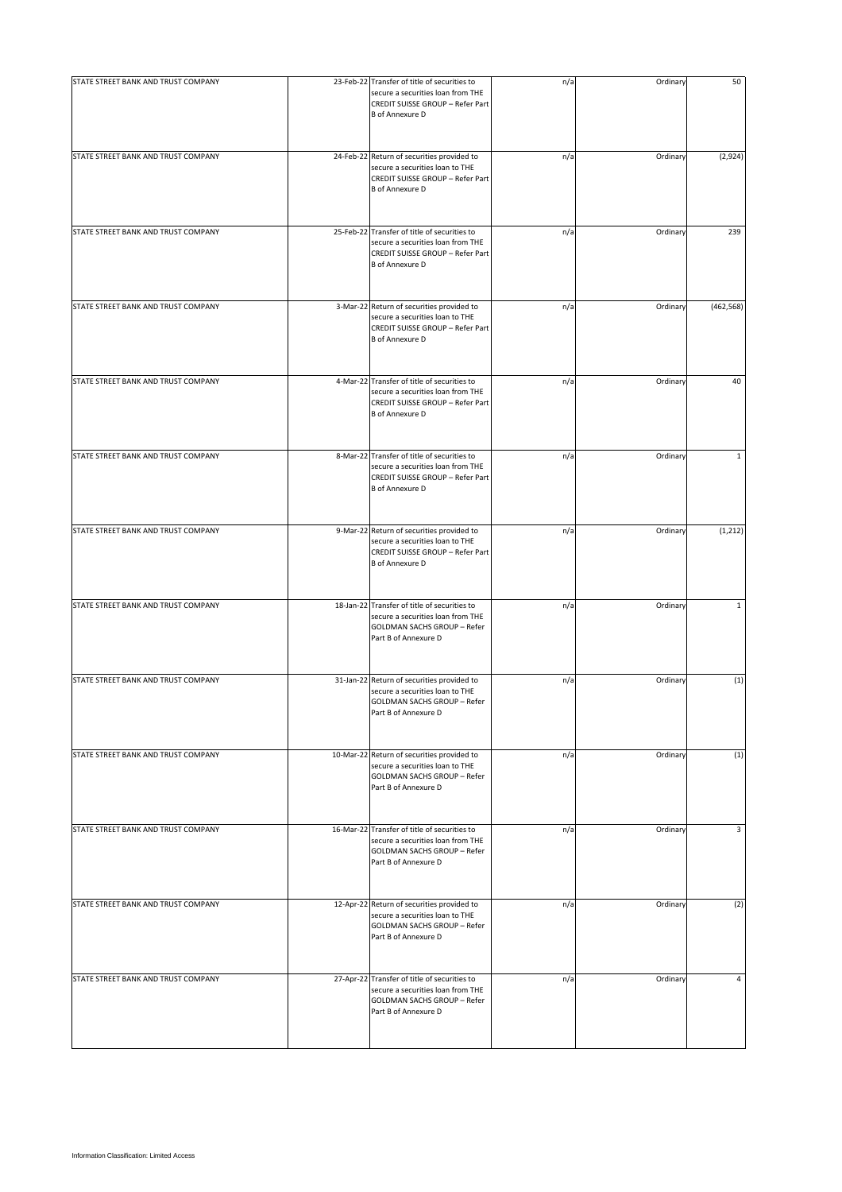| | | | | | |
|---|---|---|---|---|---|
| STATE STREET BANK AND TRUST COMPANY | 23-Feb-22 | Transfer of title of securities to secure a securities loan from THE CREDIT SUISSE GROUP – Refer Part B of Annexure D | n/a | Ordinary | 50 |
| STATE STREET BANK AND TRUST COMPANY | 24-Feb-22 | Return of securities provided to secure a securities loan to THE CREDIT SUISSE GROUP – Refer Part B of Annexure D | n/a | Ordinary | (2,924) |
| STATE STREET BANK AND TRUST COMPANY | 25-Feb-22 | Transfer of title of securities to secure a securities loan from THE CREDIT SUISSE GROUP – Refer Part B of Annexure D | n/a | Ordinary | 239 |
| STATE STREET BANK AND TRUST COMPANY | 3-Mar-22 | Return of securities provided to secure a securities loan to THE CREDIT SUISSE GROUP – Refer Part B of Annexure D | n/a | Ordinary | (462,568) |
| STATE STREET BANK AND TRUST COMPANY | 4-Mar-22 | Transfer of title of securities to secure a securities loan from THE CREDIT SUISSE GROUP – Refer Part B of Annexure D | n/a | Ordinary | 40 |
| STATE STREET BANK AND TRUST COMPANY | 8-Mar-22 | Transfer of title of securities to secure a securities loan from THE CREDIT SUISSE GROUP – Refer Part B of Annexure D | n/a | Ordinary | 1 |
| STATE STREET BANK AND TRUST COMPANY | 9-Mar-22 | Return of securities provided to secure a securities loan to THE CREDIT SUISSE GROUP – Refer Part B of Annexure D | n/a | Ordinary | (1,212) |
| STATE STREET BANK AND TRUST COMPANY | 18-Jan-22 | Transfer of title of securities to secure a securities loan from THE GOLDMAN SACHS GROUP – Refer Part B of Annexure D | n/a | Ordinary | 1 |
| STATE STREET BANK AND TRUST COMPANY | 31-Jan-22 | Return of securities provided to secure a securities loan to THE GOLDMAN SACHS GROUP – Refer Part B of Annexure D | n/a | Ordinary | (1) |
| STATE STREET BANK AND TRUST COMPANY | 10-Mar-22 | Return of securities provided to secure a securities loan to THE GOLDMAN SACHS GROUP – Refer Part B of Annexure D | n/a | Ordinary | (1) |
| STATE STREET BANK AND TRUST COMPANY | 16-Mar-22 | Transfer of title of securities to secure a securities loan from THE GOLDMAN SACHS GROUP – Refer Part B of Annexure D | n/a | Ordinary | 3 |
| STATE STREET BANK AND TRUST COMPANY | 12-Apr-22 | Return of securities provided to secure a securities loan to THE GOLDMAN SACHS GROUP – Refer Part B of Annexure D | n/a | Ordinary | (2) |
| STATE STREET BANK AND TRUST COMPANY | 27-Apr-22 | Transfer of title of securities to secure a securities loan from THE GOLDMAN SACHS GROUP – Refer Part B of Annexure D | n/a | Ordinary | 4 |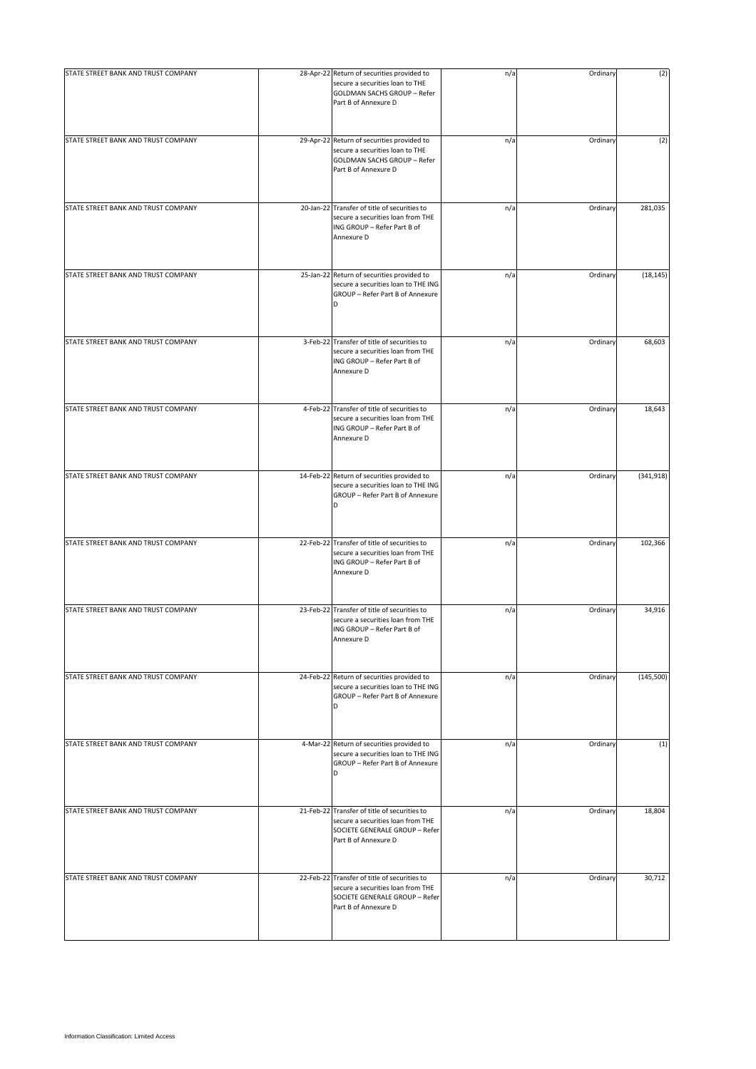| | | | | | |
|---|---|---|---|---|---|
| STATE STREET BANK AND TRUST COMPANY | 28-Apr-22 | Return of securities provided to secure a securities loan to THE GOLDMAN SACHS GROUP – Refer Part B of Annexure D | n/a | Ordinary | (2) |
| STATE STREET BANK AND TRUST COMPANY | 29-Apr-22 | Return of securities provided to secure a securities loan to THE GOLDMAN SACHS GROUP – Refer Part B of Annexure D | n/a | Ordinary | (2) |
| STATE STREET BANK AND TRUST COMPANY | 20-Jan-22 | Transfer of title of securities to secure a securities loan from THE ING GROUP – Refer Part B of Annexure D | n/a | Ordinary | 281,035 |
| STATE STREET BANK AND TRUST COMPANY | 25-Jan-22 | Return of securities provided to secure a securities loan to THE ING GROUP – Refer Part B of Annexure D | n/a | Ordinary | (18,145) |
| STATE STREET BANK AND TRUST COMPANY | 3-Feb-22 | Transfer of title of securities to secure a securities loan from THE ING GROUP – Refer Part B of Annexure D | n/a | Ordinary | 68,603 |
| STATE STREET BANK AND TRUST COMPANY | 4-Feb-22 | Transfer of title of securities to secure a securities loan from THE ING GROUP – Refer Part B of Annexure D | n/a | Ordinary | 18,643 |
| STATE STREET BANK AND TRUST COMPANY | 14-Feb-22 | Return of securities provided to secure a securities loan to THE ING GROUP – Refer Part B of Annexure D | n/a | Ordinary | (341,918) |
| STATE STREET BANK AND TRUST COMPANY | 22-Feb-22 | Transfer of title of securities to secure a securities loan from THE ING GROUP – Refer Part B of Annexure D | n/a | Ordinary | 102,366 |
| STATE STREET BANK AND TRUST COMPANY | 23-Feb-22 | Transfer of title of securities to secure a securities loan from THE ING GROUP – Refer Part B of Annexure D | n/a | Ordinary | 34,916 |
| STATE STREET BANK AND TRUST COMPANY | 24-Feb-22 | Return of securities provided to secure a securities loan to THE ING GROUP – Refer Part B of Annexure D | n/a | Ordinary | (145,500) |
| STATE STREET BANK AND TRUST COMPANY | 4-Mar-22 | Return of securities provided to secure a securities loan to THE ING GROUP – Refer Part B of Annexure D | n/a | Ordinary | (1) |
| STATE STREET BANK AND TRUST COMPANY | 21-Feb-22 | Transfer of title of securities to secure a securities loan from THE SOCIETE GENERALE GROUP – Refer Part B of Annexure D | n/a | Ordinary | 18,804 |
| STATE STREET BANK AND TRUST COMPANY | 22-Feb-22 | Transfer of title of securities to secure a securities loan from THE SOCIETE GENERALE GROUP – Refer Part B of Annexure D | n/a | Ordinary | 30,712 |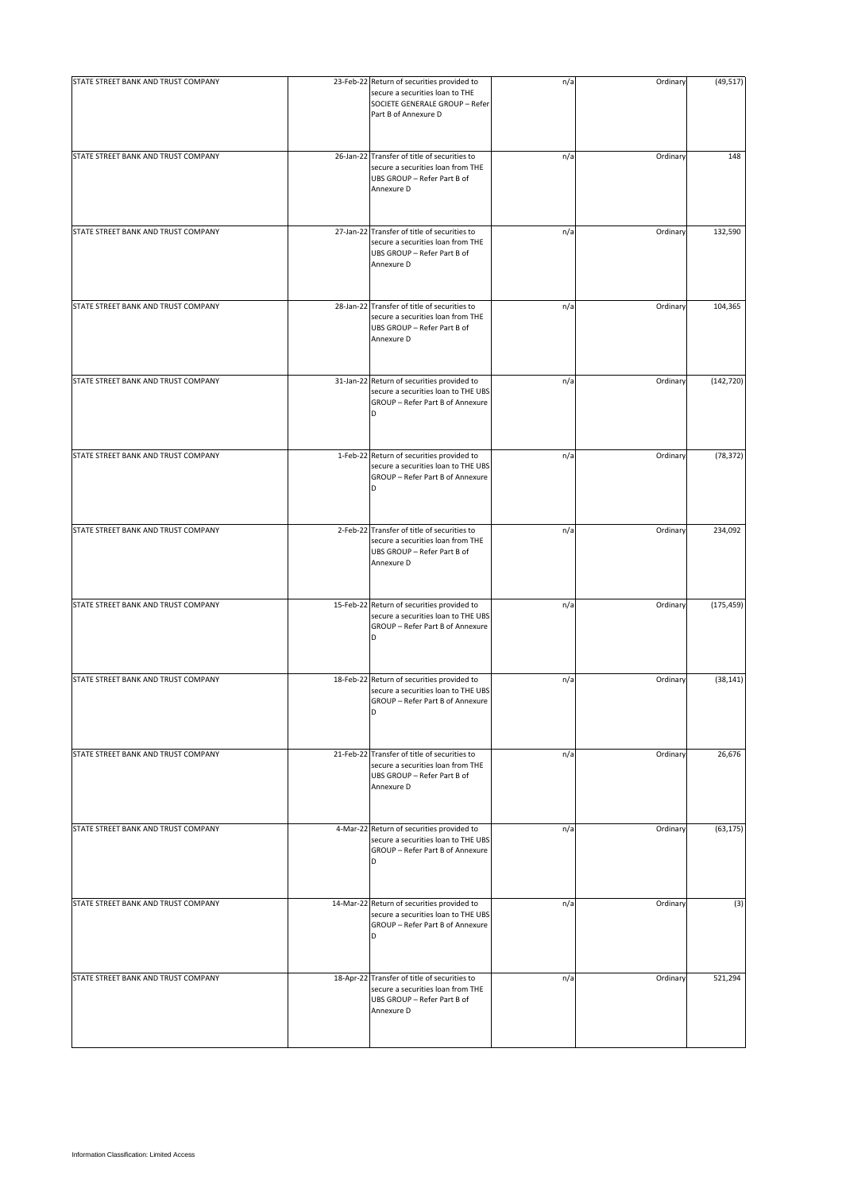| | | | | | |
|---|---|---|---|---|---|
| STATE STREET BANK AND TRUST COMPANY | 23-Feb-22 | Return of securities provided to secure a securities loan to THE SOCIETE GENERALE GROUP – Refer Part B of Annexure D | n/a | Ordinary | (49,517) |
| STATE STREET BANK AND TRUST COMPANY | 26-Jan-22 | Transfer of title of securities to secure a securities loan from THE UBS GROUP – Refer Part B of Annexure D | n/a | Ordinary | 148 |
| STATE STREET BANK AND TRUST COMPANY | 27-Jan-22 | Transfer of title of securities to secure a securities loan from THE UBS GROUP – Refer Part B of Annexure D | n/a | Ordinary | 132,590 |
| STATE STREET BANK AND TRUST COMPANY | 28-Jan-22 | Transfer of title of securities to secure a securities loan from THE UBS GROUP – Refer Part B of Annexure D | n/a | Ordinary | 104,365 |
| STATE STREET BANK AND TRUST COMPANY | 31-Jan-22 | Return of securities provided to secure a securities loan to THE UBS GROUP – Refer Part B of Annexure D | n/a | Ordinary | (142,720) |
| STATE STREET BANK AND TRUST COMPANY | 1-Feb-22 | Return of securities provided to secure a securities loan to THE UBS GROUP – Refer Part B of Annexure D | n/a | Ordinary | (78,372) |
| STATE STREET BANK AND TRUST COMPANY | 2-Feb-22 | Transfer of title of securities to secure a securities loan from THE UBS GROUP – Refer Part B of Annexure D | n/a | Ordinary | 234,092 |
| STATE STREET BANK AND TRUST COMPANY | 15-Feb-22 | Return of securities provided to secure a securities loan to THE UBS GROUP – Refer Part B of Annexure D | n/a | Ordinary | (175,459) |
| STATE STREET BANK AND TRUST COMPANY | 18-Feb-22 | Return of securities provided to secure a securities loan to THE UBS GROUP – Refer Part B of Annexure D | n/a | Ordinary | (38,141) |
| STATE STREET BANK AND TRUST COMPANY | 21-Feb-22 | Transfer of title of securities to secure a securities loan from THE UBS GROUP – Refer Part B of Annexure D | n/a | Ordinary | 26,676 |
| STATE STREET BANK AND TRUST COMPANY | 4-Mar-22 | Return of securities provided to secure a securities loan to THE UBS GROUP – Refer Part B of Annexure D | n/a | Ordinary | (63,175) |
| STATE STREET BANK AND TRUST COMPANY | 14-Mar-22 | Return of securities provided to secure a securities loan to THE UBS GROUP – Refer Part B of Annexure D | n/a | Ordinary | (3) |
| STATE STREET BANK AND TRUST COMPANY | 18-Apr-22 | Transfer of title of securities to secure a securities loan from THE UBS GROUP – Refer Part B of Annexure D | n/a | Ordinary | 521,294 |

Information Classification: Limited Access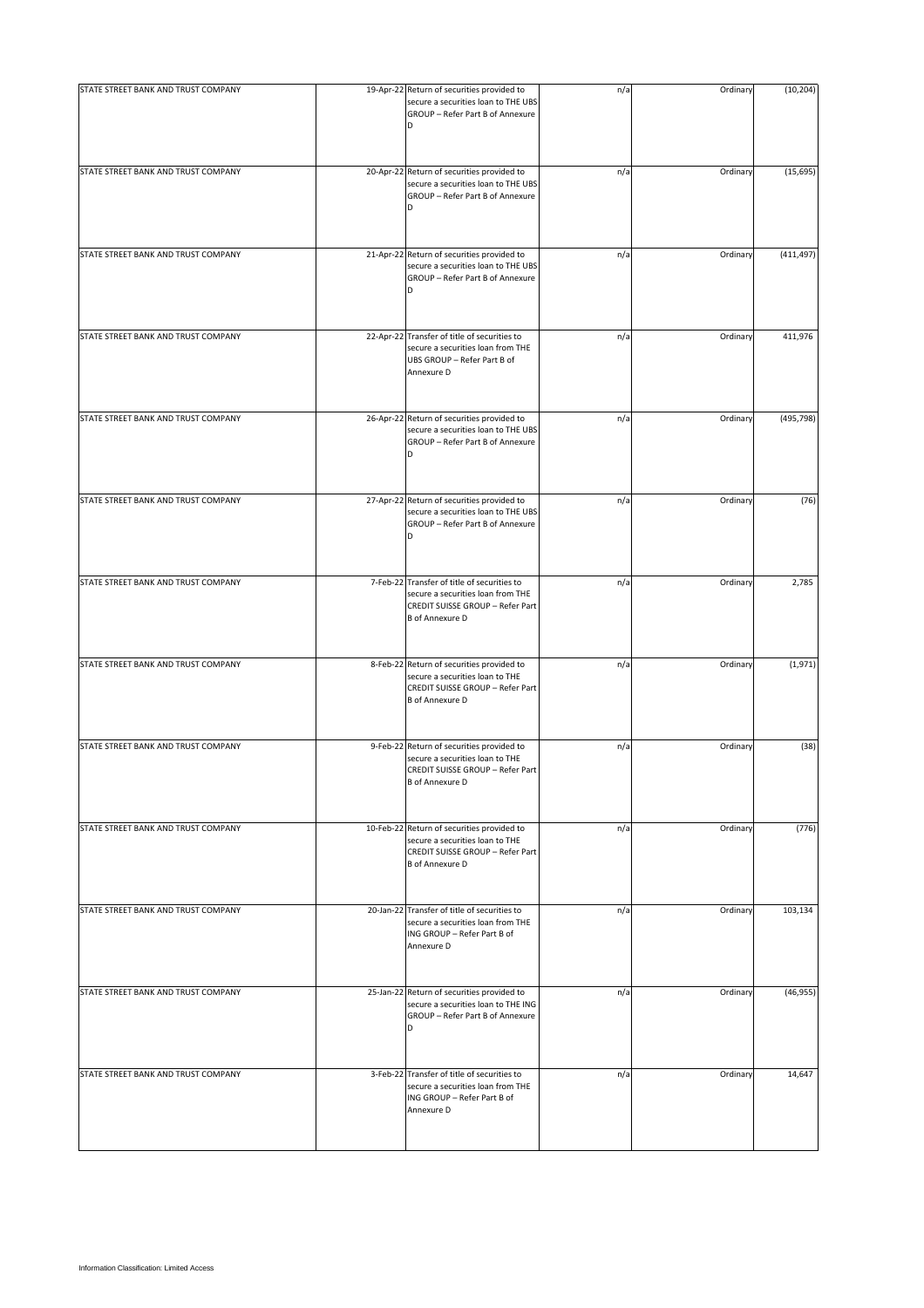| STATE STREET BANK AND TRUST COMPANY | 19-Apr-22 | Return of securities provided to secure a securities loan to THE UBS GROUP – Refer Part B of Annexure D | n/a | Ordinary | (10,204) |
|---|---|---|---|---|---|
| STATE STREET BANK AND TRUST COMPANY | 20-Apr-22 | Return of securities provided to secure a securities loan to THE UBS GROUP – Refer Part B of Annexure D | n/a | Ordinary | (15,695) |
| STATE STREET BANK AND TRUST COMPANY | 21-Apr-22 | Return of securities provided to secure a securities loan to THE UBS GROUP – Refer Part B of Annexure D | n/a | Ordinary | (411,497) |
| STATE STREET BANK AND TRUST COMPANY | 22-Apr-22 | Transfer of title of securities to secure a securities loan from THE UBS GROUP – Refer Part B of Annexure D | n/a | Ordinary | 411,976 |
| STATE STREET BANK AND TRUST COMPANY | 26-Apr-22 | Return of securities provided to secure a securities loan to THE UBS GROUP – Refer Part B of Annexure D | n/a | Ordinary | (495,798) |
| STATE STREET BANK AND TRUST COMPANY | 27-Apr-22 | Return of securities provided to secure a securities loan to THE UBS GROUP – Refer Part B of Annexure D | n/a | Ordinary | (76) |
| STATE STREET BANK AND TRUST COMPANY | 7-Feb-22 | Transfer of title of securities to secure a securities loan from THE CREDIT SUISSE GROUP – Refer Part B of Annexure D | n/a | Ordinary | 2,785 |
| STATE STREET BANK AND TRUST COMPANY | 8-Feb-22 | Return of securities provided to secure a securities loan to THE CREDIT SUISSE GROUP – Refer Part B of Annexure D | n/a | Ordinary | (1,971) |
| STATE STREET BANK AND TRUST COMPANY | 9-Feb-22 | Return of securities provided to secure a securities loan to THE CREDIT SUISSE GROUP – Refer Part B of Annexure D | n/a | Ordinary | (38) |
| STATE STREET BANK AND TRUST COMPANY | 10-Feb-22 | Return of securities provided to secure a securities loan to THE CREDIT SUISSE GROUP – Refer Part B of Annexure D | n/a | Ordinary | (776) |
| STATE STREET BANK AND TRUST COMPANY | 20-Jan-22 | Transfer of title of securities to secure a securities loan from THE ING GROUP – Refer Part B of Annexure D | n/a | Ordinary | 103,134 |
| STATE STREET BANK AND TRUST COMPANY | 25-Jan-22 | Return of securities provided to secure a securities loan to THE ING GROUP – Refer Part B of Annexure D | n/a | Ordinary | (46,955) |
| STATE STREET BANK AND TRUST COMPANY | 3-Feb-22 | Transfer of title of securities to secure a securities loan from THE ING GROUP – Refer Part B of Annexure D | n/a | Ordinary | 14,647 |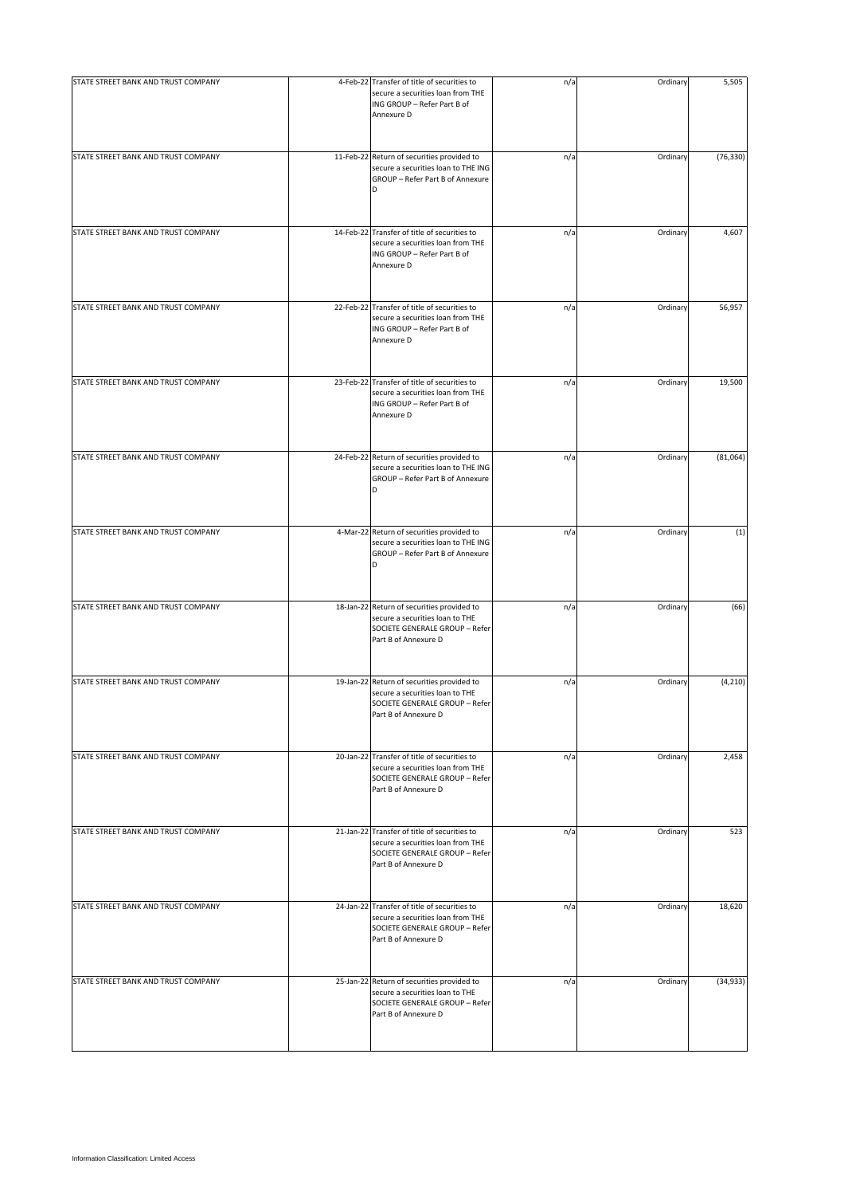| | | | | | |
|---|---|---|---|---|---|
| STATE STREET BANK AND TRUST COMPANY | 4-Feb-22 | Transfer of title of securities to secure a securities loan from THE ING GROUP – Refer Part B of Annexure D | n/a | Ordinary | 5,505 |
| STATE STREET BANK AND TRUST COMPANY | 11-Feb-22 | Return of securities provided to secure a securities loan to THE ING GROUP – Refer Part B of Annexure D | n/a | Ordinary | (76,330) |
| STATE STREET BANK AND TRUST COMPANY | 14-Feb-22 | Transfer of title of securities to secure a securities loan from THE ING GROUP – Refer Part B of Annexure D | n/a | Ordinary | 4,607 |
| STATE STREET BANK AND TRUST COMPANY | 22-Feb-22 | Transfer of title of securities to secure a securities loan from THE ING GROUP – Refer Part B of Annexure D | n/a | Ordinary | 56,957 |
| STATE STREET BANK AND TRUST COMPANY | 23-Feb-22 | Transfer of title of securities to secure a securities loan from THE ING GROUP – Refer Part B of Annexure D | n/a | Ordinary | 19,500 |
| STATE STREET BANK AND TRUST COMPANY | 24-Feb-22 | Return of securities provided to secure a securities loan to THE ING GROUP – Refer Part B of Annexure D | n/a | Ordinary | (81,064) |
| STATE STREET BANK AND TRUST COMPANY | 4-Mar-22 | Return of securities provided to secure a securities loan to THE ING GROUP – Refer Part B of Annexure D | n/a | Ordinary | (1) |
| STATE STREET BANK AND TRUST COMPANY | 18-Jan-22 | Return of securities provided to secure a securities loan to THE SOCIETE GENERALE GROUP – Refer Part B of Annexure D | n/a | Ordinary | (66) |
| STATE STREET BANK AND TRUST COMPANY | 19-Jan-22 | Return of securities provided to secure a securities loan to THE SOCIETE GENERALE GROUP – Refer Part B of Annexure D | n/a | Ordinary | (4,210) |
| STATE STREET BANK AND TRUST COMPANY | 20-Jan-22 | Transfer of title of securities to secure a securities loan from THE SOCIETE GENERALE GROUP – Refer Part B of Annexure D | n/a | Ordinary | 2,458 |
| STATE STREET BANK AND TRUST COMPANY | 21-Jan-22 | Transfer of title of securities to secure a securities loan from THE SOCIETE GENERALE GROUP – Refer Part B of Annexure D | n/a | Ordinary | 523 |
| STATE STREET BANK AND TRUST COMPANY | 24-Jan-22 | Transfer of title of securities to secure a securities loan from THE SOCIETE GENERALE GROUP – Refer Part B of Annexure D | n/a | Ordinary | 18,620 |
| STATE STREET BANK AND TRUST COMPANY | 25-Jan-22 | Return of securities provided to secure a securities loan to THE SOCIETE GENERALE GROUP – Refer Part B of Annexure D | n/a | Ordinary | (34,933) |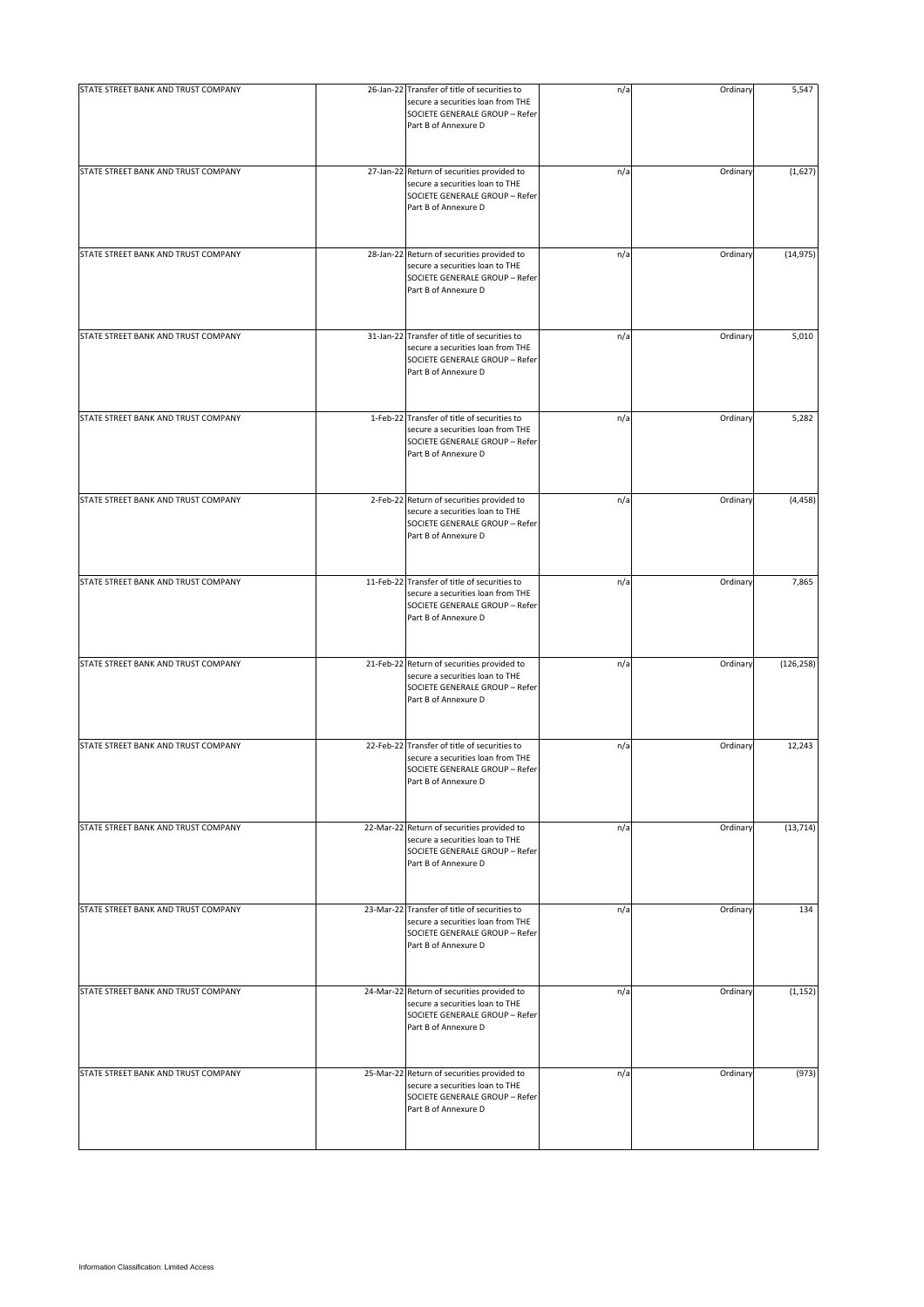| | | | | | |
|---|---|---|---|---|---|
| STATE STREET BANK AND TRUST COMPANY | 26-Jan-22 | Transfer of title of securities to secure a securities loan from THE SOCIETE GENERALE GROUP – Refer Part B of Annexure D | n/a | Ordinary | 5,547 |
| STATE STREET BANK AND TRUST COMPANY | 27-Jan-22 | Return of securities provided to secure a securities loan to THE SOCIETE GENERALE GROUP – Refer Part B of Annexure D | n/a | Ordinary | (1,627) |
| STATE STREET BANK AND TRUST COMPANY | 28-Jan-22 | Return of securities provided to secure a securities loan to THE SOCIETE GENERALE GROUP – Refer Part B of Annexure D | n/a | Ordinary | (14,975) |
| STATE STREET BANK AND TRUST COMPANY | 31-Jan-22 | Transfer of title of securities to secure a securities loan from THE SOCIETE GENERALE GROUP – Refer Part B of Annexure D | n/a | Ordinary | 5,010 |
| STATE STREET BANK AND TRUST COMPANY | 1-Feb-22 | Transfer of title of securities to secure a securities loan from THE SOCIETE GENERALE GROUP – Refer Part B of Annexure D | n/a | Ordinary | 5,282 |
| STATE STREET BANK AND TRUST COMPANY | 2-Feb-22 | Return of securities provided to secure a securities loan to THE SOCIETE GENERALE GROUP – Refer Part B of Annexure D | n/a | Ordinary | (4,458) |
| STATE STREET BANK AND TRUST COMPANY | 11-Feb-22 | Transfer of title of securities to secure a securities loan from THE SOCIETE GENERALE GROUP – Refer Part B of Annexure D | n/a | Ordinary | 7,865 |
| STATE STREET BANK AND TRUST COMPANY | 21-Feb-22 | Return of securities provided to secure a securities loan to THE SOCIETE GENERALE GROUP – Refer Part B of Annexure D | n/a | Ordinary | (126,258) |
| STATE STREET BANK AND TRUST COMPANY | 22-Feb-22 | Transfer of title of securities to secure a securities loan from THE SOCIETE GENERALE GROUP – Refer Part B of Annexure D | n/a | Ordinary | 12,243 |
| STATE STREET BANK AND TRUST COMPANY | 22-Mar-22 | Return of securities provided to secure a securities loan to THE SOCIETE GENERALE GROUP – Refer Part B of Annexure D | n/a | Ordinary | (13,714) |
| STATE STREET BANK AND TRUST COMPANY | 23-Mar-22 | Transfer of title of securities to secure a securities loan from THE SOCIETE GENERALE GROUP – Refer Part B of Annexure D | n/a | Ordinary | 134 |
| STATE STREET BANK AND TRUST COMPANY | 24-Mar-22 | Return of securities provided to secure a securities loan to THE SOCIETE GENERALE GROUP – Refer Part B of Annexure D | n/a | Ordinary | (1,152) |
| STATE STREET BANK AND TRUST COMPANY | 25-Mar-22 | Return of securities provided to secure a securities loan to THE SOCIETE GENERALE GROUP – Refer Part B of Annexure D | n/a | Ordinary | (973) |

Information Classification: Limited Access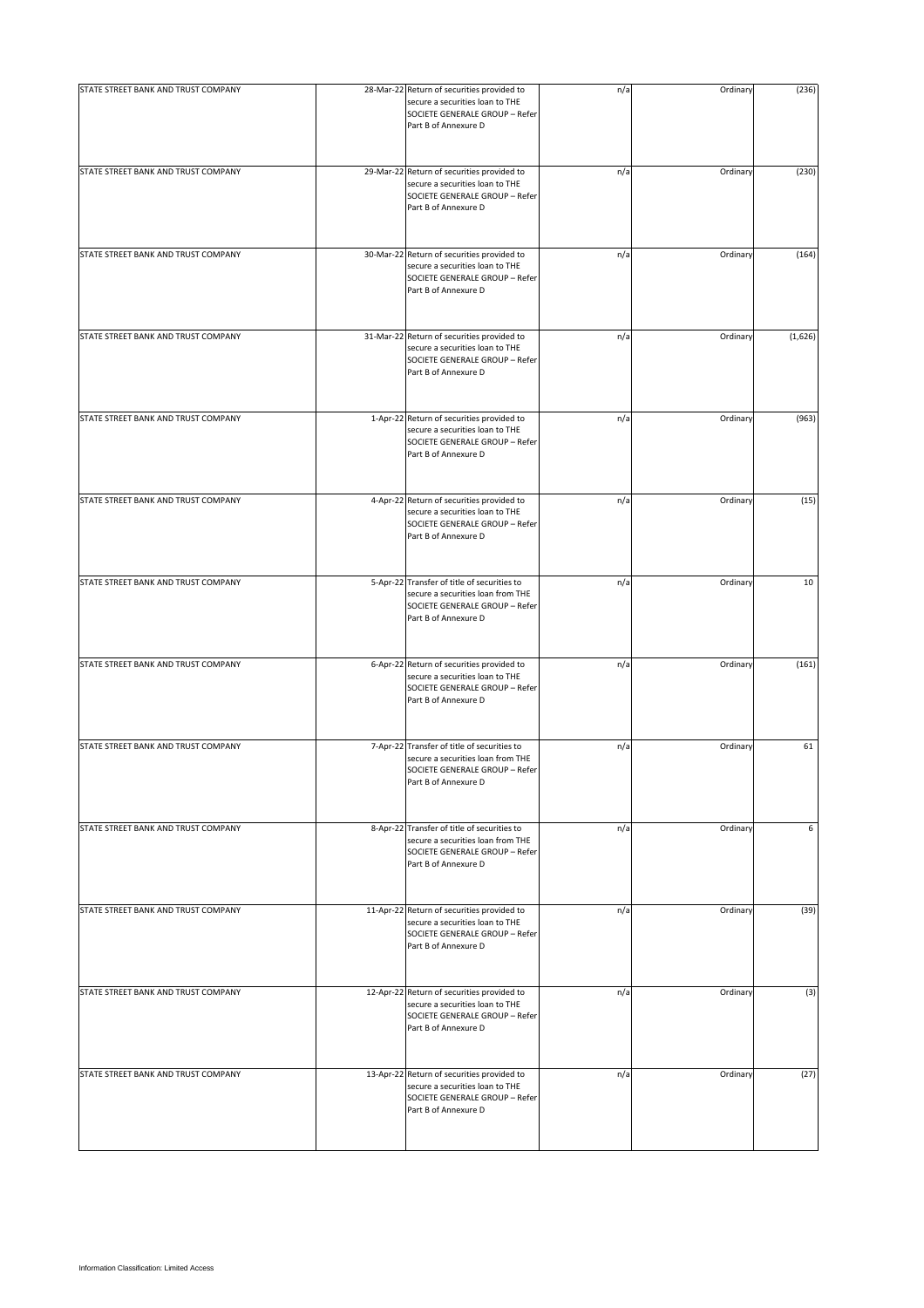| | | | | | |
|---|---|---|---|---|---|
| STATE STREET BANK AND TRUST COMPANY | 28-Mar-22 | Return of securities provided to secure a securities loan to THE SOCIETE GENERALE GROUP – Refer Part B of Annexure D | n/a | Ordinary | (236) |
| STATE STREET BANK AND TRUST COMPANY | 29-Mar-22 | Return of securities provided to secure a securities loan to THE SOCIETE GENERALE GROUP – Refer Part B of Annexure D | n/a | Ordinary | (230) |
| STATE STREET BANK AND TRUST COMPANY | 30-Mar-22 | Return of securities provided to secure a securities loan to THE SOCIETE GENERALE GROUP – Refer Part B of Annexure D | n/a | Ordinary | (164) |
| STATE STREET BANK AND TRUST COMPANY | 31-Mar-22 | Return of securities provided to secure a securities loan to THE SOCIETE GENERALE GROUP – Refer Part B of Annexure D | n/a | Ordinary | (1,626) |
| STATE STREET BANK AND TRUST COMPANY | 1-Apr-22 | Return of securities provided to secure a securities loan to THE SOCIETE GENERALE GROUP – Refer Part B of Annexure D | n/a | Ordinary | (963) |
| STATE STREET BANK AND TRUST COMPANY | 4-Apr-22 | Return of securities provided to secure a securities loan to THE SOCIETE GENERALE GROUP – Refer Part B of Annexure D | n/a | Ordinary | (15) |
| STATE STREET BANK AND TRUST COMPANY | 5-Apr-22 | Transfer of title of securities to secure a securities loan from THE SOCIETE GENERALE GROUP – Refer Part B of Annexure D | n/a | Ordinary | 10 |
| STATE STREET BANK AND TRUST COMPANY | 6-Apr-22 | Return of securities provided to secure a securities loan to THE SOCIETE GENERALE GROUP – Refer Part B of Annexure D | n/a | Ordinary | (161) |
| STATE STREET BANK AND TRUST COMPANY | 7-Apr-22 | Transfer of title of securities to secure a securities loan from THE SOCIETE GENERALE GROUP – Refer Part B of Annexure D | n/a | Ordinary | 61 |
| STATE STREET BANK AND TRUST COMPANY | 8-Apr-22 | Transfer of title of securities to secure a securities loan from THE SOCIETE GENERALE GROUP – Refer Part B of Annexure D | n/a | Ordinary | 6 |
| STATE STREET BANK AND TRUST COMPANY | 11-Apr-22 | Return of securities provided to secure a securities loan to THE SOCIETE GENERALE GROUP – Refer Part B of Annexure D | n/a | Ordinary | (39) |
| STATE STREET BANK AND TRUST COMPANY | 12-Apr-22 | Return of securities provided to secure a securities loan to THE SOCIETE GENERALE GROUP – Refer Part B of Annexure D | n/a | Ordinary | (3) |
| STATE STREET BANK AND TRUST COMPANY | 13-Apr-22 | Return of securities provided to secure a securities loan to THE SOCIETE GENERALE GROUP – Refer Part B of Annexure D | n/a | Ordinary | (27) |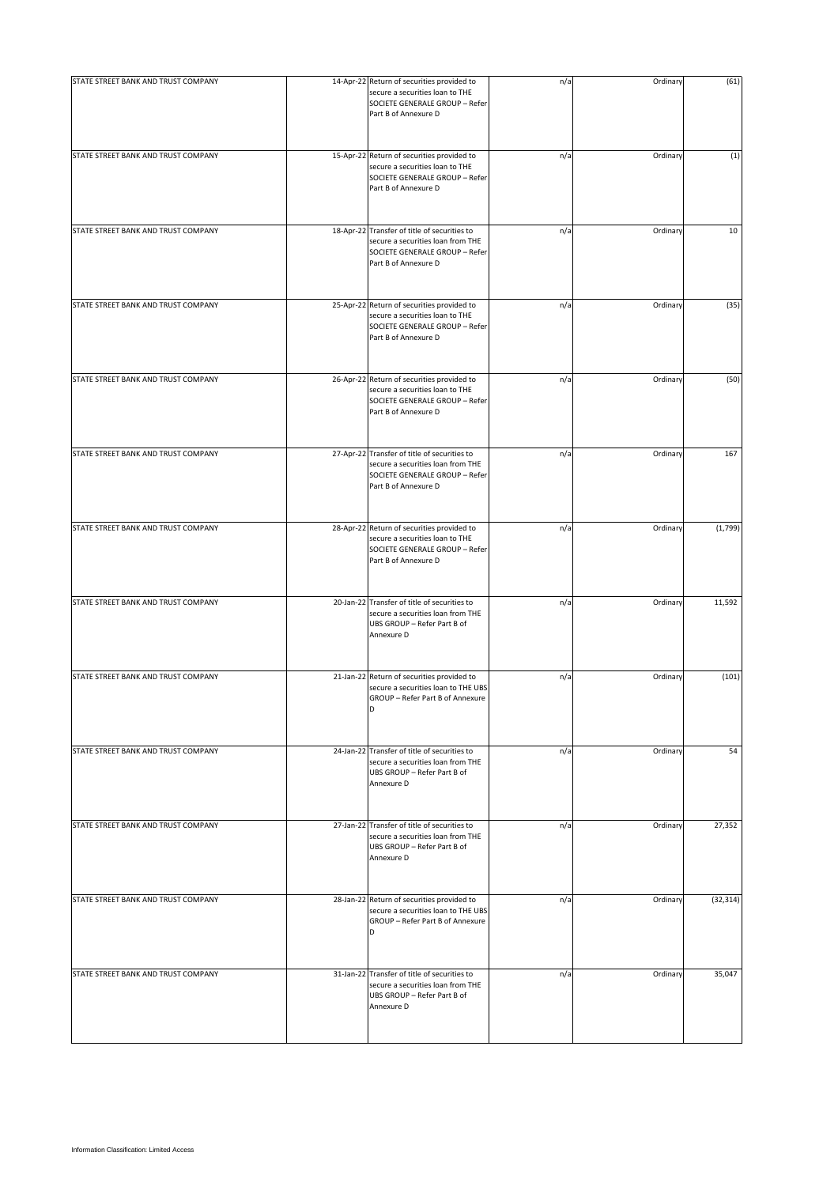| | | | | | |
|---|---|---|---|---|---|
| STATE STREET BANK AND TRUST COMPANY | 14-Apr-22 | Return of securities provided to secure a securities loan to THE SOCIETE GENERALE GROUP – Refer Part B of Annexure D | n/a | Ordinary | (61) |
| STATE STREET BANK AND TRUST COMPANY | 15-Apr-22 | Return of securities provided to secure a securities loan to THE SOCIETE GENERALE GROUP – Refer Part B of Annexure D | n/a | Ordinary | (1) |
| STATE STREET BANK AND TRUST COMPANY | 18-Apr-22 | Transfer of title of securities to secure a securities loan from THE SOCIETE GENERALE GROUP – Refer Part B of Annexure D | n/a | Ordinary | 10 |
| STATE STREET BANK AND TRUST COMPANY | 25-Apr-22 | Return of securities provided to secure a securities loan to THE SOCIETE GENERALE GROUP – Refer Part B of Annexure D | n/a | Ordinary | (35) |
| STATE STREET BANK AND TRUST COMPANY | 26-Apr-22 | Return of securities provided to secure a securities loan to THE SOCIETE GENERALE GROUP – Refer Part B of Annexure D | n/a | Ordinary | (50) |
| STATE STREET BANK AND TRUST COMPANY | 27-Apr-22 | Transfer of title of securities to secure a securities loan from THE SOCIETE GENERALE GROUP – Refer Part B of Annexure D | n/a | Ordinary | 167 |
| STATE STREET BANK AND TRUST COMPANY | 28-Apr-22 | Return of securities provided to secure a securities loan to THE SOCIETE GENERALE GROUP – Refer Part B of Annexure D | n/a | Ordinary | (1,799) |
| STATE STREET BANK AND TRUST COMPANY | 20-Jan-22 | Transfer of title of securities to secure a securities loan from THE UBS GROUP – Refer Part B of Annexure D | n/a | Ordinary | 11,592 |
| STATE STREET BANK AND TRUST COMPANY | 21-Jan-22 | Return of securities provided to secure a securities loan to THE UBS GROUP – Refer Part B of Annexure D | n/a | Ordinary | (101) |
| STATE STREET BANK AND TRUST COMPANY | 24-Jan-22 | Transfer of title of securities to secure a securities loan from THE UBS GROUP – Refer Part B of Annexure D | n/a | Ordinary | 54 |
| STATE STREET BANK AND TRUST COMPANY | 27-Jan-22 | Transfer of title of securities to secure a securities loan from THE UBS GROUP – Refer Part B of Annexure D | n/a | Ordinary | 27,352 |
| STATE STREET BANK AND TRUST COMPANY | 28-Jan-22 | Return of securities provided to secure a securities loan to THE UBS GROUP – Refer Part B of Annexure D | n/a | Ordinary | (32,314) |
| STATE STREET BANK AND TRUST COMPANY | 31-Jan-22 | Transfer of title of securities to secure a securities loan from THE UBS GROUP – Refer Part B of Annexure D | n/a | Ordinary | 35,047 |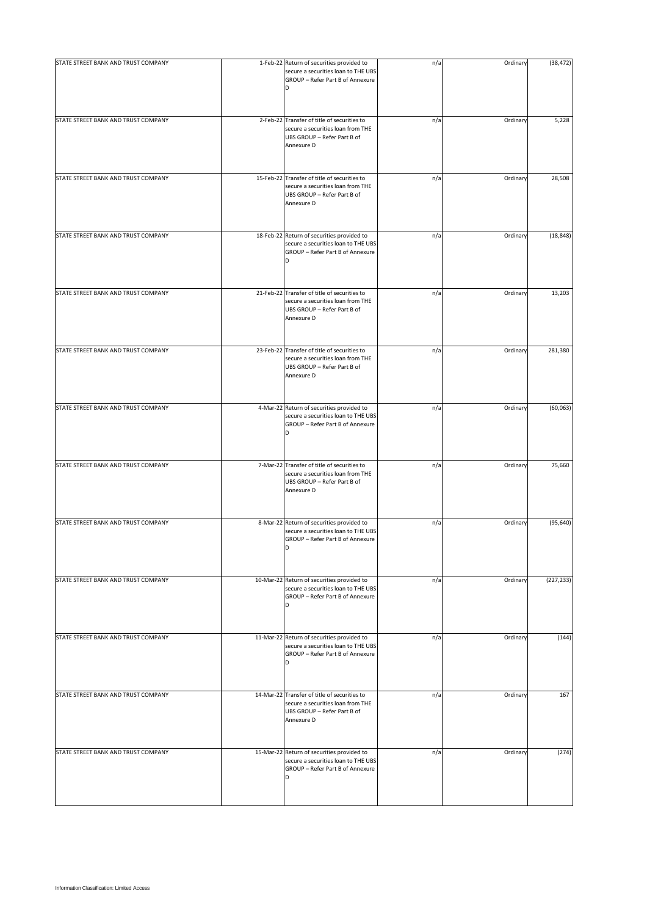| | | | | | |
|---|---|---|---|---|---|
| STATE STREET BANK AND TRUST COMPANY | 1-Feb-22 | Return of securities provided to secure a securities loan to THE UBS GROUP – Refer Part B of Annexure D | n/a | Ordinary | (38,472) |
| STATE STREET BANK AND TRUST COMPANY | 2-Feb-22 | Transfer of title of securities to secure a securities loan from THE UBS GROUP – Refer Part B of Annexure D | n/a | Ordinary | 5,228 |
| STATE STREET BANK AND TRUST COMPANY | 15-Feb-22 | Transfer of title of securities to secure a securities loan from THE UBS GROUP – Refer Part B of Annexure D | n/a | Ordinary | 28,508 |
| STATE STREET BANK AND TRUST COMPANY | 18-Feb-22 | Return of securities provided to secure a securities loan to THE UBS GROUP – Refer Part B of Annexure D | n/a | Ordinary | (18,848) |
| STATE STREET BANK AND TRUST COMPANY | 21-Feb-22 | Transfer of title of securities to secure a securities loan from THE UBS GROUP – Refer Part B of Annexure D | n/a | Ordinary | 13,203 |
| STATE STREET BANK AND TRUST COMPANY | 23-Feb-22 | Transfer of title of securities to secure a securities loan from THE UBS GROUP – Refer Part B of Annexure D | n/a | Ordinary | 281,380 |
| STATE STREET BANK AND TRUST COMPANY | 4-Mar-22 | Return of securities provided to secure a securities loan to THE UBS GROUP – Refer Part B of Annexure D | n/a | Ordinary | (60,063) |
| STATE STREET BANK AND TRUST COMPANY | 7-Mar-22 | Transfer of title of securities to secure a securities loan from THE UBS GROUP – Refer Part B of Annexure D | n/a | Ordinary | 75,660 |
| STATE STREET BANK AND TRUST COMPANY | 8-Mar-22 | Return of securities provided to secure a securities loan to THE UBS GROUP – Refer Part B of Annexure D | n/a | Ordinary | (95,640) |
| STATE STREET BANK AND TRUST COMPANY | 10-Mar-22 | Return of securities provided to secure a securities loan to THE UBS GROUP – Refer Part B of Annexure D | n/a | Ordinary | (227,233) |
| STATE STREET BANK AND TRUST COMPANY | 11-Mar-22 | Return of securities provided to secure a securities loan to THE UBS GROUP – Refer Part B of Annexure D | n/a | Ordinary | (144) |
| STATE STREET BANK AND TRUST COMPANY | 14-Mar-22 | Transfer of title of securities to secure a securities loan from THE UBS GROUP – Refer Part B of Annexure D | n/a | Ordinary | 167 |
| STATE STREET BANK AND TRUST COMPANY | 15-Mar-22 | Return of securities provided to secure a securities loan to THE UBS GROUP – Refer Part B of Annexure D | n/a | Ordinary | (274) |

Information Classification: Limited Access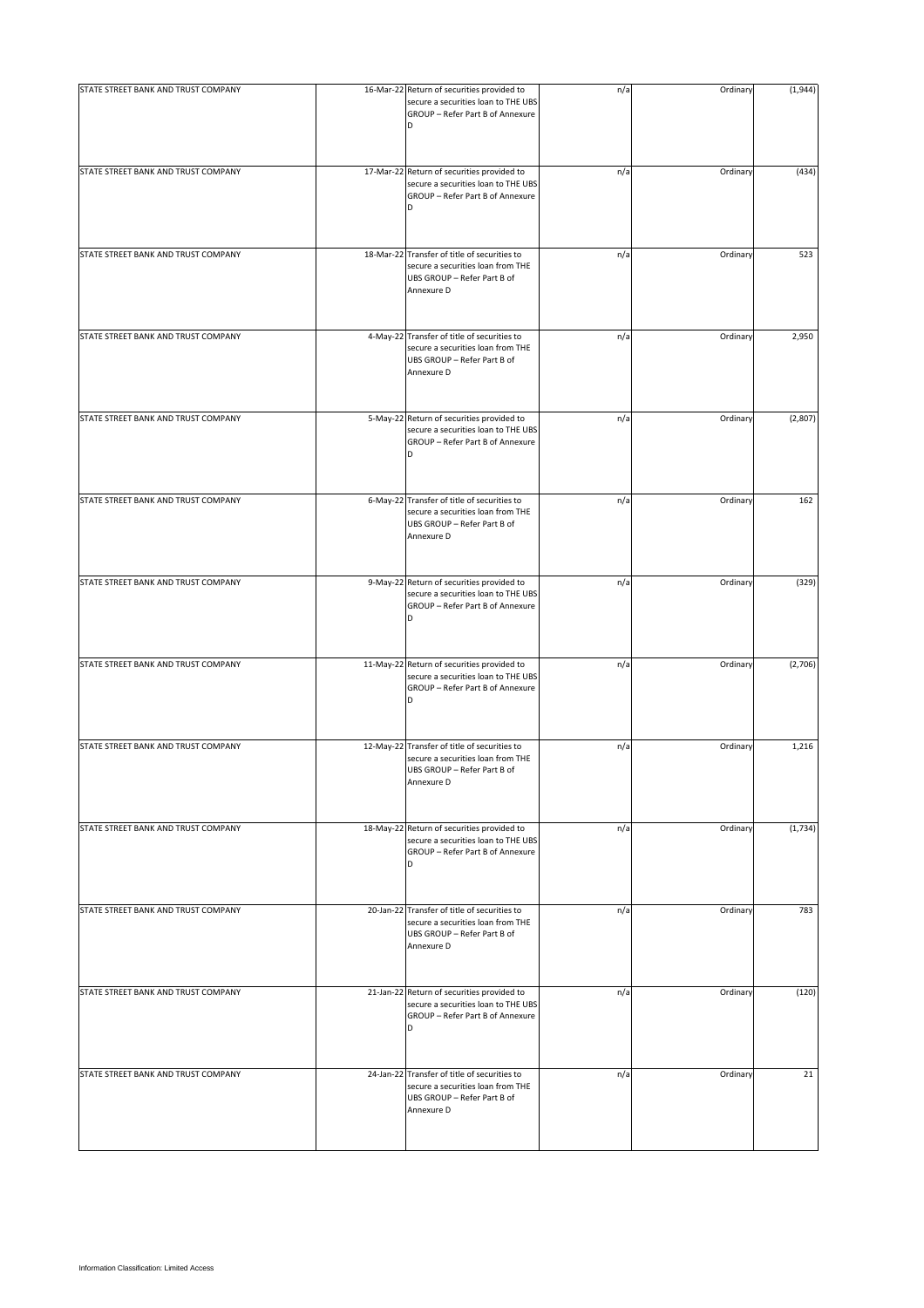| | | | | | |
|---|---|---|---|---|---|
| STATE STREET BANK AND TRUST COMPANY | 16-Mar-22 | Return of securities provided to secure a securities loan to THE UBS GROUP – Refer Part B of Annexure D | n/a | Ordinary | (1,944) |
| STATE STREET BANK AND TRUST COMPANY | 17-Mar-22 | Return of securities provided to secure a securities loan to THE UBS GROUP – Refer Part B of Annexure D | n/a | Ordinary | (434) |
| STATE STREET BANK AND TRUST COMPANY | 18-Mar-22 | Transfer of title of securities to secure a securities loan from THE UBS GROUP – Refer Part B of Annexure D | n/a | Ordinary | 523 |
| STATE STREET BANK AND TRUST COMPANY | 4-May-22 | Transfer of title of securities to secure a securities loan from THE UBS GROUP – Refer Part B of Annexure D | n/a | Ordinary | 2,950 |
| STATE STREET BANK AND TRUST COMPANY | 5-May-22 | Return of securities provided to secure a securities loan to THE UBS GROUP – Refer Part B of Annexure D | n/a | Ordinary | (2,807) |
| STATE STREET BANK AND TRUST COMPANY | 6-May-22 | Transfer of title of securities to secure a securities loan from THE UBS GROUP – Refer Part B of Annexure D | n/a | Ordinary | 162 |
| STATE STREET BANK AND TRUST COMPANY | 9-May-22 | Return of securities provided to secure a securities loan to THE UBS GROUP – Refer Part B of Annexure D | n/a | Ordinary | (329) |
| STATE STREET BANK AND TRUST COMPANY | 11-May-22 | Return of securities provided to secure a securities loan to THE UBS GROUP – Refer Part B of Annexure D | n/a | Ordinary | (2,706) |
| STATE STREET BANK AND TRUST COMPANY | 12-May-22 | Transfer of title of securities to secure a securities loan from THE UBS GROUP – Refer Part B of Annexure D | n/a | Ordinary | 1,216 |
| STATE STREET BANK AND TRUST COMPANY | 18-May-22 | Return of securities provided to secure a securities loan to THE UBS GROUP – Refer Part B of Annexure D | n/a | Ordinary | (1,734) |
| STATE STREET BANK AND TRUST COMPANY | 20-Jan-22 | Transfer of title of securities to secure a securities loan from THE UBS GROUP – Refer Part B of Annexure D | n/a | Ordinary | 783 |
| STATE STREET BANK AND TRUST COMPANY | 21-Jan-22 | Return of securities provided to secure a securities loan to THE UBS GROUP – Refer Part B of Annexure D | n/a | Ordinary | (120) |
| STATE STREET BANK AND TRUST COMPANY | 24-Jan-22 | Transfer of title of securities to secure a securities loan from THE UBS GROUP – Refer Part B of Annexure D | n/a | Ordinary | 21 |

Information Classification: Limited Access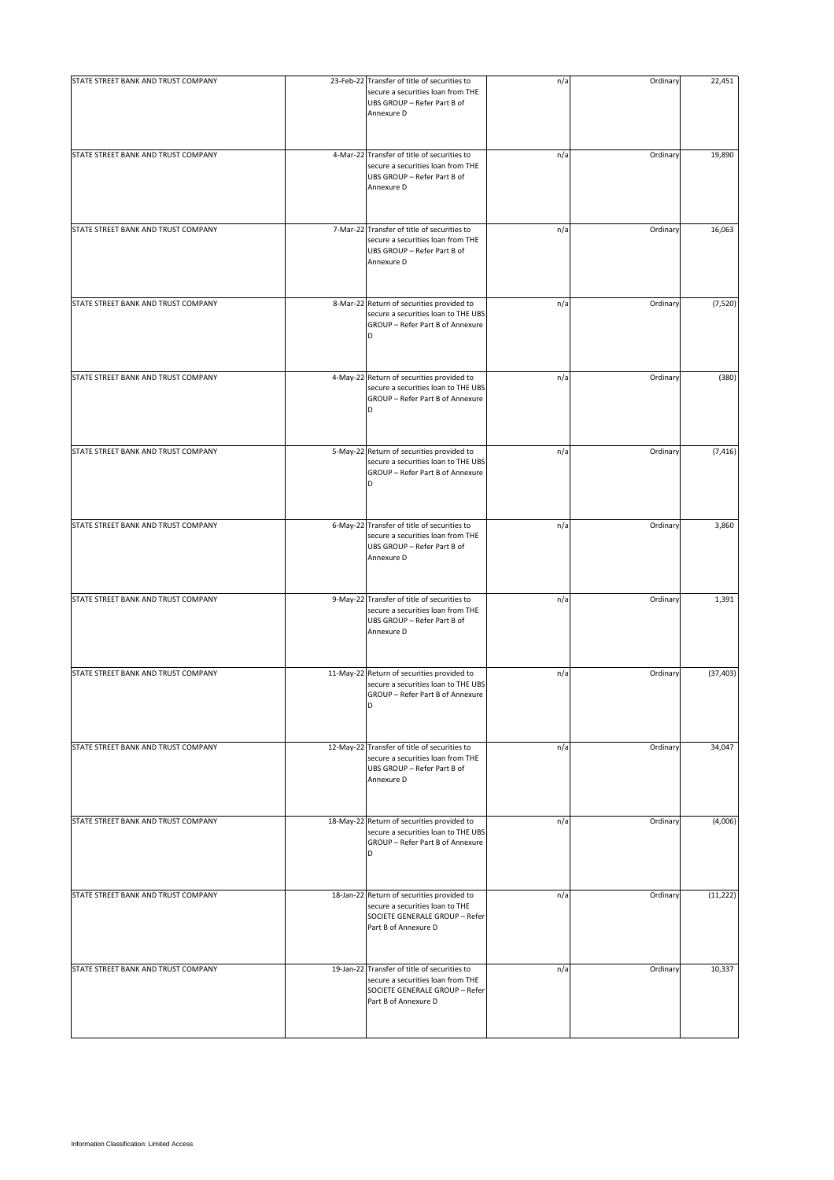| | | | | | |
|---|---|---|---|---|---|
| STATE STREET BANK AND TRUST COMPANY | 23-Feb-22 | Transfer of title of securities to secure a securities loan from THE UBS GROUP – Refer Part B of Annexure D | n/a | Ordinary | 22,451 |
| STATE STREET BANK AND TRUST COMPANY | 4-Mar-22 | Transfer of title of securities to secure a securities loan from THE UBS GROUP – Refer Part B of Annexure D | n/a | Ordinary | 19,890 |
| STATE STREET BANK AND TRUST COMPANY | 7-Mar-22 | Transfer of title of securities to secure a securities loan from THE UBS GROUP – Refer Part B of Annexure D | n/a | Ordinary | 16,063 |
| STATE STREET BANK AND TRUST COMPANY | 8-Mar-22 | Return of securities provided to secure a securities loan to THE UBS GROUP – Refer Part B of Annexure D | n/a | Ordinary | (7,520) |
| STATE STREET BANK AND TRUST COMPANY | 4-May-22 | Return of securities provided to secure a securities loan to THE UBS GROUP – Refer Part B of Annexure D | n/a | Ordinary | (380) |
| STATE STREET BANK AND TRUST COMPANY | 5-May-22 | Return of securities provided to secure a securities loan to THE UBS GROUP – Refer Part B of Annexure D | n/a | Ordinary | (7,416) |
| STATE STREET BANK AND TRUST COMPANY | 6-May-22 | Transfer of title of securities to secure a securities loan from THE UBS GROUP – Refer Part B of Annexure D | n/a | Ordinary | 3,860 |
| STATE STREET BANK AND TRUST COMPANY | 9-May-22 | Transfer of title of securities to secure a securities loan from THE UBS GROUP – Refer Part B of Annexure D | n/a | Ordinary | 1,391 |
| STATE STREET BANK AND TRUST COMPANY | 11-May-22 | Return of securities provided to secure a securities loan to THE UBS GROUP – Refer Part B of Annexure D | n/a | Ordinary | (37,403) |
| STATE STREET BANK AND TRUST COMPANY | 12-May-22 | Transfer of title of securities to secure a securities loan from THE UBS GROUP – Refer Part B of Annexure D | n/a | Ordinary | 34,047 |
| STATE STREET BANK AND TRUST COMPANY | 18-May-22 | Return of securities provided to secure a securities loan to THE UBS GROUP – Refer Part B of Annexure D | n/a | Ordinary | (4,006) |
| STATE STREET BANK AND TRUST COMPANY | 18-Jan-22 | Return of securities provided to secure a securities loan to THE SOCIETE GENERALE GROUP – Refer Part B of Annexure D | n/a | Ordinary | (11,222) |
| STATE STREET BANK AND TRUST COMPANY | 19-Jan-22 | Transfer of title of securities to secure a securities loan from THE SOCIETE GENERALE GROUP – Refer Part B of Annexure D | n/a | Ordinary | 10,337 |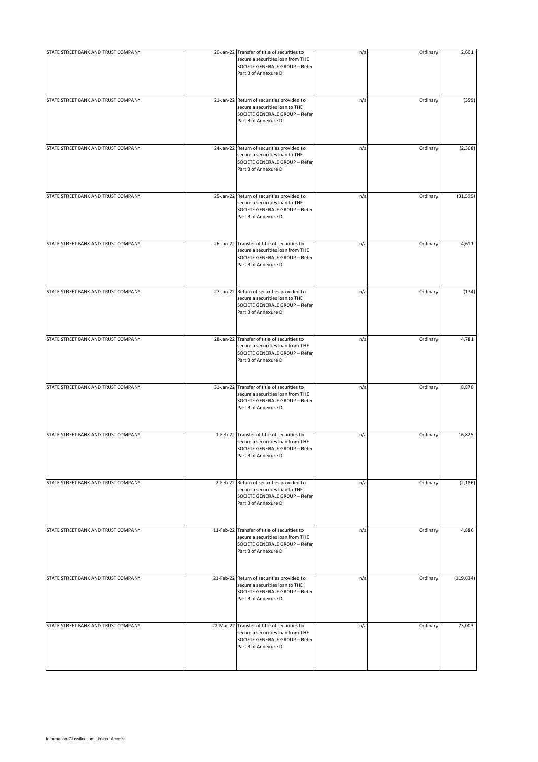| | | | | | |
|---|---|---|---|---|---|
| STATE STREET BANK AND TRUST COMPANY | 20-Jan-22 | Transfer of title of securities to secure a securities loan from THE SOCIETE GENERALE GROUP – Refer Part B of Annexure D | n/a | Ordinary | 2,601 |
| STATE STREET BANK AND TRUST COMPANY | 21-Jan-22 | Return of securities provided to secure a securities loan to THE SOCIETE GENERALE GROUP – Refer Part B of Annexure D | n/a | Ordinary | (359) |
| STATE STREET BANK AND TRUST COMPANY | 24-Jan-22 | Return of securities provided to secure a securities loan to THE SOCIETE GENERALE GROUP – Refer Part B of Annexure D | n/a | Ordinary | (2,368) |
| STATE STREET BANK AND TRUST COMPANY | 25-Jan-22 | Return of securities provided to secure a securities loan to THE SOCIETE GENERALE GROUP – Refer Part B of Annexure D | n/a | Ordinary | (31,599) |
| STATE STREET BANK AND TRUST COMPANY | 26-Jan-22 | Transfer of title of securities to secure a securities loan from THE SOCIETE GENERALE GROUP – Refer Part B of Annexure D | n/a | Ordinary | 4,611 |
| STATE STREET BANK AND TRUST COMPANY | 27-Jan-22 | Return of securities provided to secure a securities loan to THE SOCIETE GENERALE GROUP – Refer Part B of Annexure D | n/a | Ordinary | (174) |
| STATE STREET BANK AND TRUST COMPANY | 28-Jan-22 | Transfer of title of securities to secure a securities loan from THE SOCIETE GENERALE GROUP – Refer Part B of Annexure D | n/a | Ordinary | 4,781 |
| STATE STREET BANK AND TRUST COMPANY | 31-Jan-22 | Transfer of title of securities to secure a securities loan from THE SOCIETE GENERALE GROUP – Refer Part B of Annexure D | n/a | Ordinary | 8,878 |
| STATE STREET BANK AND TRUST COMPANY | 1-Feb-22 | Transfer of title of securities to secure a securities loan from THE SOCIETE GENERALE GROUP – Refer Part B of Annexure D | n/a | Ordinary | 16,825 |
| STATE STREET BANK AND TRUST COMPANY | 2-Feb-22 | Return of securities provided to secure a securities loan to THE SOCIETE GENERALE GROUP – Refer Part B of Annexure D | n/a | Ordinary | (2,186) |
| STATE STREET BANK AND TRUST COMPANY | 11-Feb-22 | Transfer of title of securities to secure a securities loan from THE SOCIETE GENERALE GROUP – Refer Part B of Annexure D | n/a | Ordinary | 4,886 |
| STATE STREET BANK AND TRUST COMPANY | 21-Feb-22 | Return of securities provided to secure a securities loan to THE SOCIETE GENERALE GROUP – Refer Part B of Annexure D | n/a | Ordinary | (119,634) |
| STATE STREET BANK AND TRUST COMPANY | 22-Mar-22 | Transfer of title of securities to secure a securities loan from THE SOCIETE GENERALE GROUP – Refer Part B of Annexure D | n/a | Ordinary | 73,003 |

Information Classification: Limited Access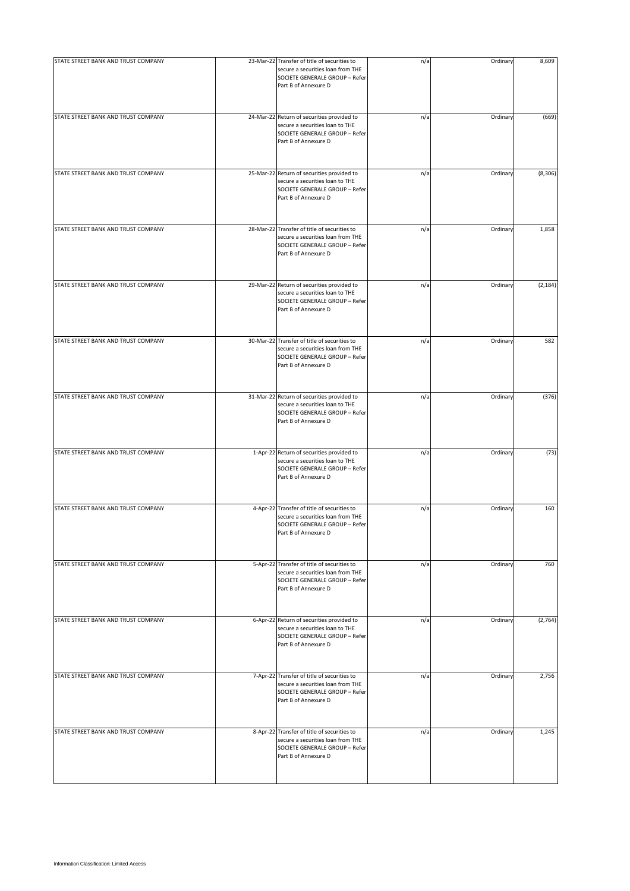| STATE STREET BANK AND TRUST COMPANY | 23-Mar-22 | Transfer of title of securities to secure a securities loan from THE SOCIETE GENERALE GROUP – Refer Part B of Annexure D | n/a | Ordinary | 8,609 |
|---|---|---|---|---|---|
| STATE STREET BANK AND TRUST COMPANY | 24-Mar-22 | Return of securities provided to secure a securities loan to THE SOCIETE GENERALE GROUP – Refer Part B of Annexure D | n/a | Ordinary | (669) |
| STATE STREET BANK AND TRUST COMPANY | 25-Mar-22 | Return of securities provided to secure a securities loan to THE SOCIETE GENERALE GROUP – Refer Part B of Annexure D | n/a | Ordinary | (8,306) |
| STATE STREET BANK AND TRUST COMPANY | 28-Mar-22 | Transfer of title of securities to secure a securities loan from THE SOCIETE GENERALE GROUP – Refer Part B of Annexure D | n/a | Ordinary | 1,858 |
| STATE STREET BANK AND TRUST COMPANY | 29-Mar-22 | Return of securities provided to secure a securities loan to THE SOCIETE GENERALE GROUP – Refer Part B of Annexure D | n/a | Ordinary | (2,184) |
| STATE STREET BANK AND TRUST COMPANY | 30-Mar-22 | Transfer of title of securities to secure a securities loan from THE SOCIETE GENERALE GROUP – Refer Part B of Annexure D | n/a | Ordinary | 582 |
| STATE STREET BANK AND TRUST COMPANY | 31-Mar-22 | Return of securities provided to secure a securities loan to THE SOCIETE GENERALE GROUP – Refer Part B of Annexure D | n/a | Ordinary | (376) |
| STATE STREET BANK AND TRUST COMPANY | 1-Apr-22 | Return of securities provided to secure a securities loan to THE SOCIETE GENERALE GROUP – Refer Part B of Annexure D | n/a | Ordinary | (73) |
| STATE STREET BANK AND TRUST COMPANY | 4-Apr-22 | Transfer of title of securities to secure a securities loan from THE SOCIETE GENERALE GROUP – Refer Part B of Annexure D | n/a | Ordinary | 160 |
| STATE STREET BANK AND TRUST COMPANY | 5-Apr-22 | Transfer of title of securities to secure a securities loan from THE SOCIETE GENERALE GROUP – Refer Part B of Annexure D | n/a | Ordinary | 760 |
| STATE STREET BANK AND TRUST COMPANY | 6-Apr-22 | Return of securities provided to secure a securities loan to THE SOCIETE GENERALE GROUP – Refer Part B of Annexure D | n/a | Ordinary | (2,764) |
| STATE STREET BANK AND TRUST COMPANY | 7-Apr-22 | Transfer of title of securities to secure a securities loan from THE SOCIETE GENERALE GROUP – Refer Part B of Annexure D | n/a | Ordinary | 2,756 |
| STATE STREET BANK AND TRUST COMPANY | 8-Apr-22 | Transfer of title of securities to secure a securities loan from THE SOCIETE GENERALE GROUP – Refer Part B of Annexure D | n/a | Ordinary | 1,245 |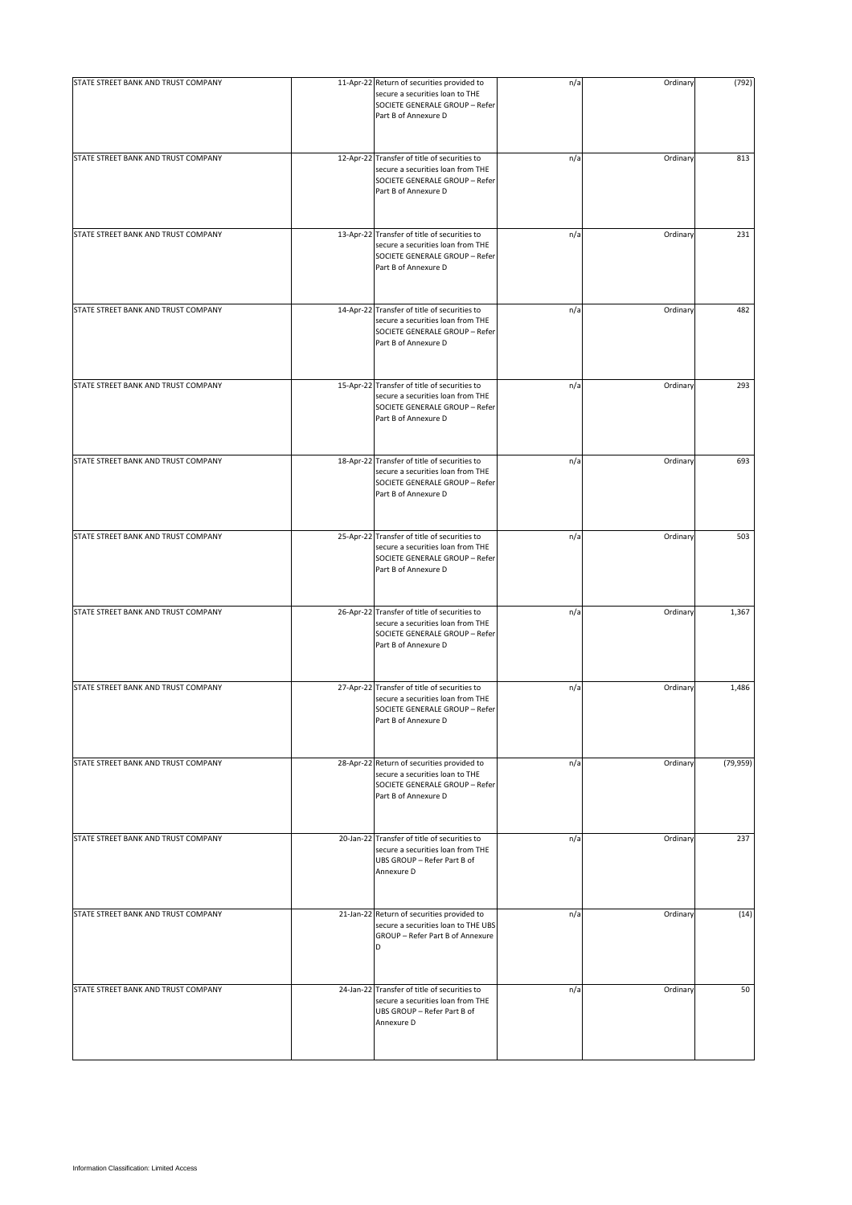| | | | | | |
|---|---|---|---|---|---|
| STATE STREET BANK AND TRUST COMPANY | 11-Apr-22 | Return of securities provided to secure a securities loan to THE SOCIETE GENERALE GROUP – Refer Part B of Annexure D | n/a | Ordinary | (792) |
| STATE STREET BANK AND TRUST COMPANY | 12-Apr-22 | Transfer of title of securities to secure a securities loan from THE SOCIETE GENERALE GROUP – Refer Part B of Annexure D | n/a | Ordinary | 813 |
| STATE STREET BANK AND TRUST COMPANY | 13-Apr-22 | Transfer of title of securities to secure a securities loan from THE SOCIETE GENERALE GROUP – Refer Part B of Annexure D | n/a | Ordinary | 231 |
| STATE STREET BANK AND TRUST COMPANY | 14-Apr-22 | Transfer of title of securities to secure a securities loan from THE SOCIETE GENERALE GROUP – Refer Part B of Annexure D | n/a | Ordinary | 482 |
| STATE STREET BANK AND TRUST COMPANY | 15-Apr-22 | Transfer of title of securities to secure a securities loan from THE SOCIETE GENERALE GROUP – Refer Part B of Annexure D | n/a | Ordinary | 293 |
| STATE STREET BANK AND TRUST COMPANY | 18-Apr-22 | Transfer of title of securities to secure a securities loan from THE SOCIETE GENERALE GROUP – Refer Part B of Annexure D | n/a | Ordinary | 693 |
| STATE STREET BANK AND TRUST COMPANY | 25-Apr-22 | Transfer of title of securities to secure a securities loan from THE SOCIETE GENERALE GROUP – Refer Part B of Annexure D | n/a | Ordinary | 503 |
| STATE STREET BANK AND TRUST COMPANY | 26-Apr-22 | Transfer of title of securities to secure a securities loan from THE SOCIETE GENERALE GROUP – Refer Part B of Annexure D | n/a | Ordinary | 1,367 |
| STATE STREET BANK AND TRUST COMPANY | 27-Apr-22 | Transfer of title of securities to secure a securities loan from THE SOCIETE GENERALE GROUP – Refer Part B of Annexure D | n/a | Ordinary | 1,486 |
| STATE STREET BANK AND TRUST COMPANY | 28-Apr-22 | Return of securities provided to secure a securities loan to THE SOCIETE GENERALE GROUP – Refer Part B of Annexure D | n/a | Ordinary | (79,959) |
| STATE STREET BANK AND TRUST COMPANY | 20-Jan-22 | Transfer of title of securities to secure a securities loan from THE UBS GROUP – Refer Part B of Annexure D | n/a | Ordinary | 237 |
| STATE STREET BANK AND TRUST COMPANY | 21-Jan-22 | Return of securities provided to secure a securities loan to THE UBS GROUP – Refer Part B of Annexure D | n/a | Ordinary | (14) |
| STATE STREET BANK AND TRUST COMPANY | 24-Jan-22 | Transfer of title of securities to secure a securities loan from THE UBS GROUP – Refer Part B of Annexure D | n/a | Ordinary | 50 |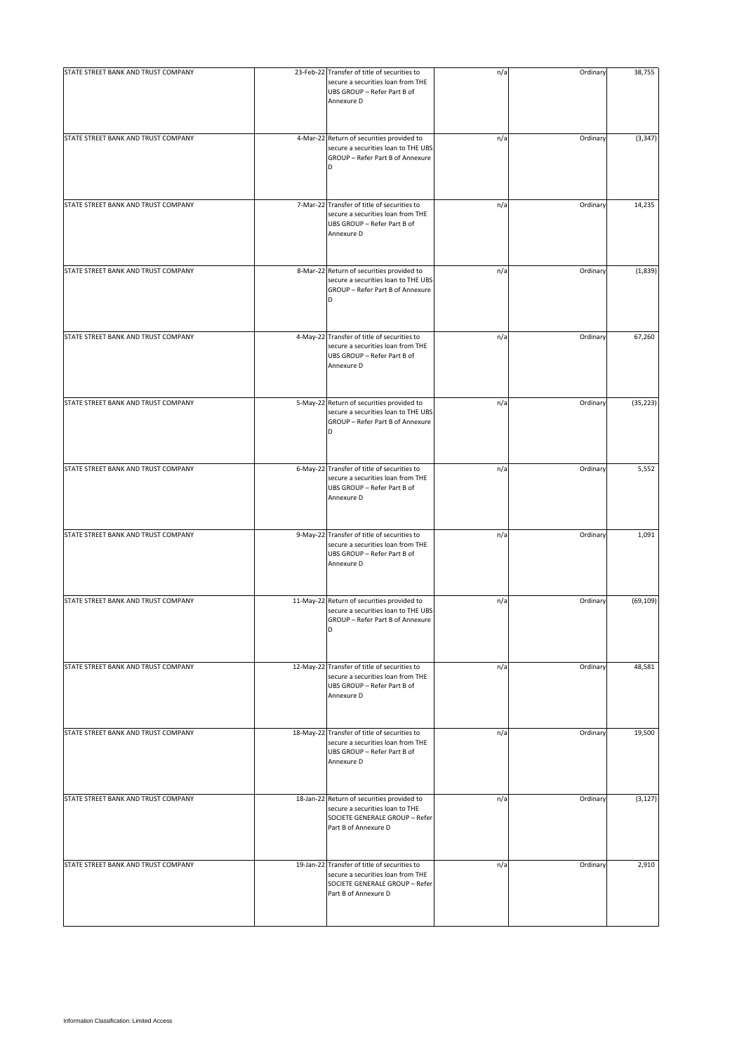| | | | | | |
|---|---|---|---|---|---|
| STATE STREET BANK AND TRUST COMPANY | 23-Feb-22 | Transfer of title of securities to secure a securities loan from THE UBS GROUP – Refer Part B of Annexure D | n/a | Ordinary | 38,755 |
| STATE STREET BANK AND TRUST COMPANY | 4-Mar-22 | Return of securities provided to secure a securities loan to THE UBS GROUP – Refer Part B of Annexure D | n/a | Ordinary | (3,347) |
| STATE STREET BANK AND TRUST COMPANY | 7-Mar-22 | Transfer of title of securities to secure a securities loan from THE UBS GROUP – Refer Part B of Annexure D | n/a | Ordinary | 14,235 |
| STATE STREET BANK AND TRUST COMPANY | 8-Mar-22 | Return of securities provided to secure a securities loan to THE UBS GROUP – Refer Part B of Annexure D | n/a | Ordinary | (1,839) |
| STATE STREET BANK AND TRUST COMPANY | 4-May-22 | Transfer of title of securities to secure a securities loan from THE UBS GROUP – Refer Part B of Annexure D | n/a | Ordinary | 67,260 |
| STATE STREET BANK AND TRUST COMPANY | 5-May-22 | Return of securities provided to secure a securities loan to THE UBS GROUP – Refer Part B of Annexure D | n/a | Ordinary | (35,223) |
| STATE STREET BANK AND TRUST COMPANY | 6-May-22 | Transfer of title of securities to secure a securities loan from THE UBS GROUP – Refer Part B of Annexure D | n/a | Ordinary | 5,552 |
| STATE STREET BANK AND TRUST COMPANY | 9-May-22 | Transfer of title of securities to secure a securities loan from THE UBS GROUP – Refer Part B of Annexure D | n/a | Ordinary | 1,091 |
| STATE STREET BANK AND TRUST COMPANY | 11-May-22 | Return of securities provided to secure a securities loan to THE UBS GROUP – Refer Part B of Annexure D | n/a | Ordinary | (69,109) |
| STATE STREET BANK AND TRUST COMPANY | 12-May-22 | Transfer of title of securities to secure a securities loan from THE UBS GROUP – Refer Part B of Annexure D | n/a | Ordinary | 48,581 |
| STATE STREET BANK AND TRUST COMPANY | 18-May-22 | Transfer of title of securities to secure a securities loan from THE UBS GROUP – Refer Part B of Annexure D | n/a | Ordinary | 19,500 |
| STATE STREET BANK AND TRUST COMPANY | 18-Jan-22 | Return of securities provided to secure a securities loan to THE SOCIETE GENERALE GROUP – Refer Part B of Annexure D | n/a | Ordinary | (3,127) |
| STATE STREET BANK AND TRUST COMPANY | 19-Jan-22 | Transfer of title of securities to secure a securities loan from THE SOCIETE GENERALE GROUP – Refer Part B of Annexure D | n/a | Ordinary | 2,910 |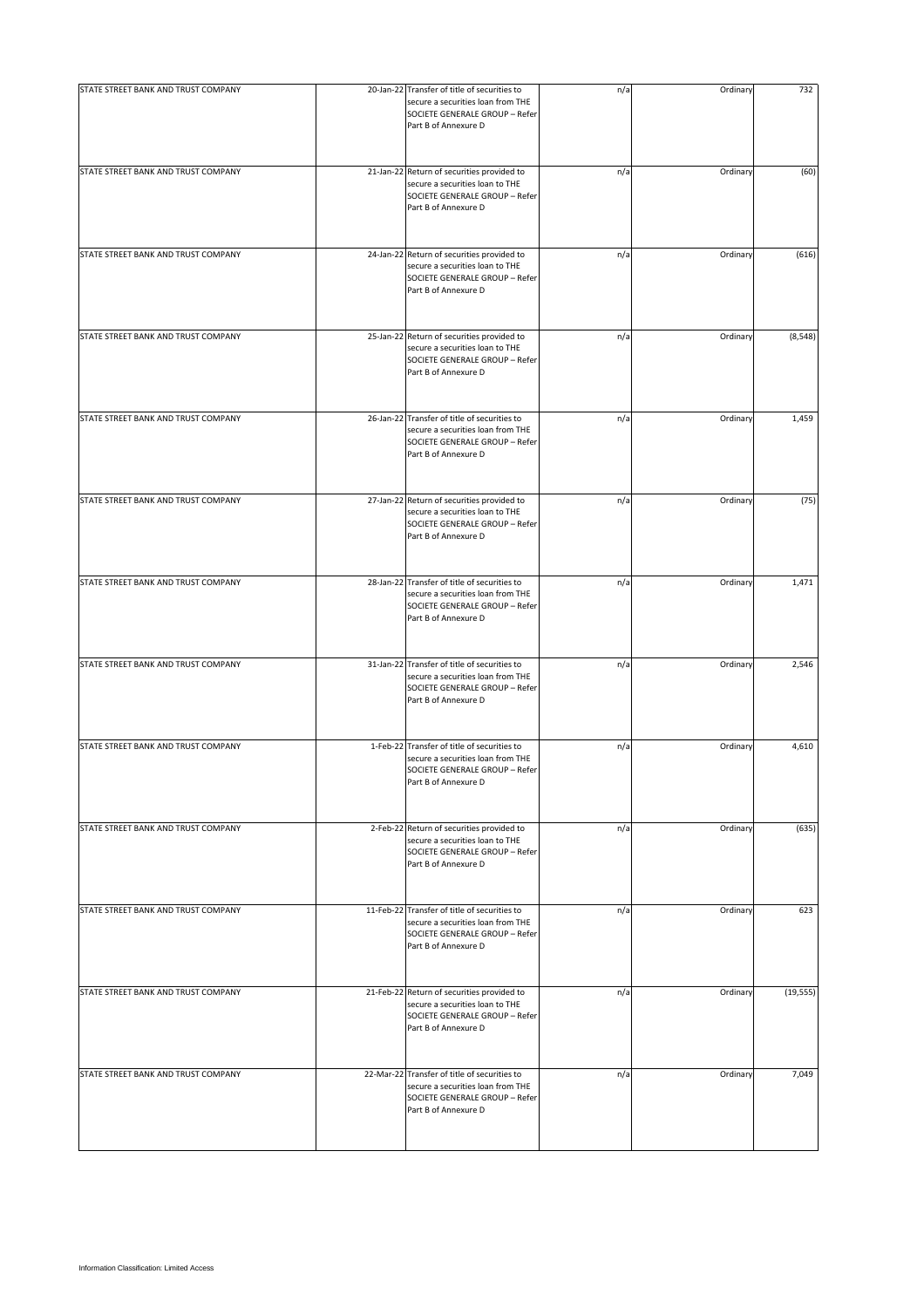| | | | | | |
|---|---|---|---|---|---|
| STATE STREET BANK AND TRUST COMPANY | 20-Jan-22 | Transfer of title of securities to secure a securities loan from THE SOCIETE GENERALE GROUP – Refer Part B of Annexure D | n/a | Ordinary | 732 |
| STATE STREET BANK AND TRUST COMPANY | 21-Jan-22 | Return of securities provided to secure a securities loan to THE SOCIETE GENERALE GROUP – Refer Part B of Annexure D | n/a | Ordinary | (60) |
| STATE STREET BANK AND TRUST COMPANY | 24-Jan-22 | Return of securities provided to secure a securities loan to THE SOCIETE GENERALE GROUP – Refer Part B of Annexure D | n/a | Ordinary | (616) |
| STATE STREET BANK AND TRUST COMPANY | 25-Jan-22 | Return of securities provided to secure a securities loan to THE SOCIETE GENERALE GROUP – Refer Part B of Annexure D | n/a | Ordinary | (8,548) |
| STATE STREET BANK AND TRUST COMPANY | 26-Jan-22 | Transfer of title of securities to secure a securities loan from THE SOCIETE GENERALE GROUP – Refer Part B of Annexure D | n/a | Ordinary | 1,459 |
| STATE STREET BANK AND TRUST COMPANY | 27-Jan-22 | Return of securities provided to secure a securities loan to THE SOCIETE GENERALE GROUP – Refer Part B of Annexure D | n/a | Ordinary | (75) |
| STATE STREET BANK AND TRUST COMPANY | 28-Jan-22 | Transfer of title of securities to secure a securities loan from THE SOCIETE GENERALE GROUP – Refer Part B of Annexure D | n/a | Ordinary | 1,471 |
| STATE STREET BANK AND TRUST COMPANY | 31-Jan-22 | Transfer of title of securities to secure a securities loan from THE SOCIETE GENERALE GROUP – Refer Part B of Annexure D | n/a | Ordinary | 2,546 |
| STATE STREET BANK AND TRUST COMPANY | 1-Feb-22 | Transfer of title of securities to secure a securities loan from THE SOCIETE GENERALE GROUP – Refer Part B of Annexure D | n/a | Ordinary | 4,610 |
| STATE STREET BANK AND TRUST COMPANY | 2-Feb-22 | Return of securities provided to secure a securities loan to THE SOCIETE GENERALE GROUP – Refer Part B of Annexure D | n/a | Ordinary | (635) |
| STATE STREET BANK AND TRUST COMPANY | 11-Feb-22 | Transfer of title of securities to secure a securities loan from THE SOCIETE GENERALE GROUP – Refer Part B of Annexure D | n/a | Ordinary | 623 |
| STATE STREET BANK AND TRUST COMPANY | 21-Feb-22 | Return of securities provided to secure a securities loan to THE SOCIETE GENERALE GROUP – Refer Part B of Annexure D | n/a | Ordinary | (19,555) |
| STATE STREET BANK AND TRUST COMPANY | 22-Mar-22 | Transfer of title of securities to secure a securities loan from THE SOCIETE GENERALE GROUP – Refer Part B of Annexure D | n/a | Ordinary | 7,049 |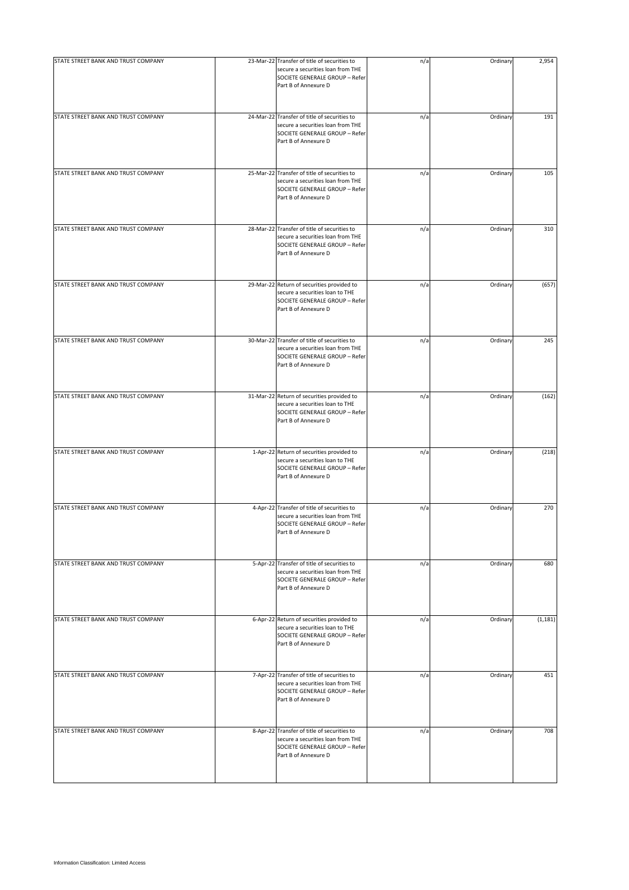| | | | | | |
|---|---|---|---|---|---|
| STATE STREET BANK AND TRUST COMPANY | 23-Mar-22 | Transfer of title of securities to secure a securities loan from THE SOCIETE GENERALE GROUP – Refer Part B of Annexure D | n/a | Ordinary | 2,954 |
| STATE STREET BANK AND TRUST COMPANY | 24-Mar-22 | Transfer of title of securities to secure a securities loan from THE SOCIETE GENERALE GROUP – Refer Part B of Annexure D | n/a | Ordinary | 191 |
| STATE STREET BANK AND TRUST COMPANY | 25-Mar-22 | Transfer of title of securities to secure a securities loan from THE SOCIETE GENERALE GROUP – Refer Part B of Annexure D | n/a | Ordinary | 105 |
| STATE STREET BANK AND TRUST COMPANY | 28-Mar-22 | Transfer of title of securities to secure a securities loan from THE SOCIETE GENERALE GROUP – Refer Part B of Annexure D | n/a | Ordinary | 310 |
| STATE STREET BANK AND TRUST COMPANY | 29-Mar-22 | Return of securities provided to secure a securities loan to THE SOCIETE GENERALE GROUP – Refer Part B of Annexure D | n/a | Ordinary | (657) |
| STATE STREET BANK AND TRUST COMPANY | 30-Mar-22 | Transfer of title of securities to secure a securities loan from THE SOCIETE GENERALE GROUP – Refer Part B of Annexure D | n/a | Ordinary | 245 |
| STATE STREET BANK AND TRUST COMPANY | 31-Mar-22 | Return of securities provided to secure a securities loan to THE SOCIETE GENERALE GROUP – Refer Part B of Annexure D | n/a | Ordinary | (162) |
| STATE STREET BANK AND TRUST COMPANY | 1-Apr-22 | Return of securities provided to secure a securities loan to THE SOCIETE GENERALE GROUP – Refer Part B of Annexure D | n/a | Ordinary | (218) |
| STATE STREET BANK AND TRUST COMPANY | 4-Apr-22 | Transfer of title of securities to secure a securities loan from THE SOCIETE GENERALE GROUP – Refer Part B of Annexure D | n/a | Ordinary | 270 |
| STATE STREET BANK AND TRUST COMPANY | 5-Apr-22 | Transfer of title of securities to secure a securities loan from THE SOCIETE GENERALE GROUP – Refer Part B of Annexure D | n/a | Ordinary | 680 |
| STATE STREET BANK AND TRUST COMPANY | 6-Apr-22 | Return of securities provided to secure a securities loan to THE SOCIETE GENERALE GROUP – Refer Part B of Annexure D | n/a | Ordinary | (1,181) |
| STATE STREET BANK AND TRUST COMPANY | 7-Apr-22 | Transfer of title of securities to secure a securities loan from THE SOCIETE GENERALE GROUP – Refer Part B of Annexure D | n/a | Ordinary | 451 |
| STATE STREET BANK AND TRUST COMPANY | 8-Apr-22 | Transfer of title of securities to secure a securities loan from THE SOCIETE GENERALE GROUP – Refer Part B of Annexure D | n/a | Ordinary | 708 |

Information Classification: Limited Access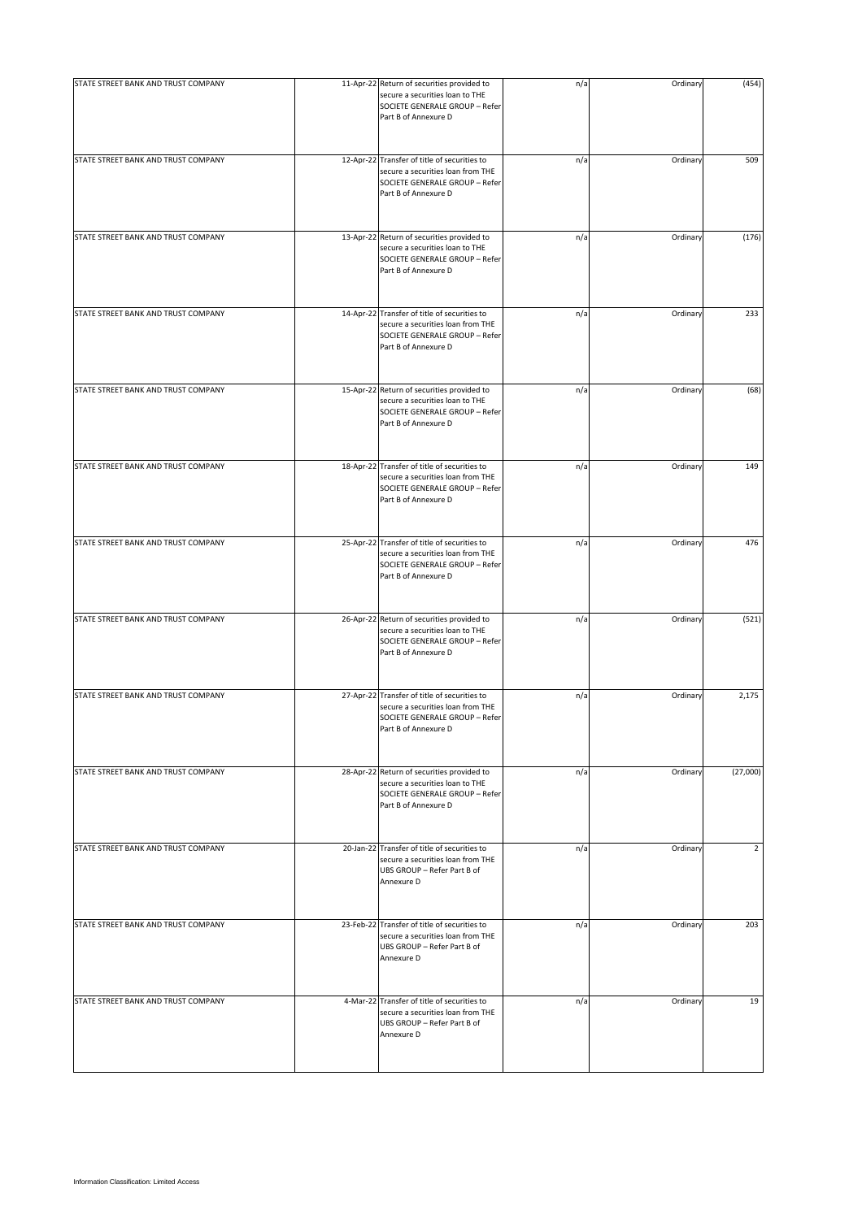| | | | | | |
|---|---|---|---|---|---|
| STATE STREET BANK AND TRUST COMPANY | 11-Apr-22 | Return of securities provided to secure a securities loan to THE SOCIETE GENERALE GROUP – Refer Part B of Annexure D | n/a | Ordinary | (454) |
| STATE STREET BANK AND TRUST COMPANY | 12-Apr-22 | Transfer of title of securities to secure a securities loan from THE SOCIETE GENERALE GROUP – Refer Part B of Annexure D | n/a | Ordinary | 509 |
| STATE STREET BANK AND TRUST COMPANY | 13-Apr-22 | Return of securities provided to secure a securities loan to THE SOCIETE GENERALE GROUP – Refer Part B of Annexure D | n/a | Ordinary | (176) |
| STATE STREET BANK AND TRUST COMPANY | 14-Apr-22 | Transfer of title of securities to secure a securities loan from THE SOCIETE GENERALE GROUP – Refer Part B of Annexure D | n/a | Ordinary | 233 |
| STATE STREET BANK AND TRUST COMPANY | 15-Apr-22 | Return of securities provided to secure a securities loan to THE SOCIETE GENERALE GROUP – Refer Part B of Annexure D | n/a | Ordinary | (68) |
| STATE STREET BANK AND TRUST COMPANY | 18-Apr-22 | Transfer of title of securities to secure a securities loan from THE SOCIETE GENERALE GROUP – Refer Part B of Annexure D | n/a | Ordinary | 149 |
| STATE STREET BANK AND TRUST COMPANY | 25-Apr-22 | Transfer of title of securities to secure a securities loan from THE SOCIETE GENERALE GROUP – Refer Part B of Annexure D | n/a | Ordinary | 476 |
| STATE STREET BANK AND TRUST COMPANY | 26-Apr-22 | Return of securities provided to secure a securities loan to THE SOCIETE GENERALE GROUP – Refer Part B of Annexure D | n/a | Ordinary | (521) |
| STATE STREET BANK AND TRUST COMPANY | 27-Apr-22 | Transfer of title of securities to secure a securities loan from THE SOCIETE GENERALE GROUP – Refer Part B of Annexure D | n/a | Ordinary | 2,175 |
| STATE STREET BANK AND TRUST COMPANY | 28-Apr-22 | Return of securities provided to secure a securities loan to THE SOCIETE GENERALE GROUP – Refer Part B of Annexure D | n/a | Ordinary | (27,000) |
| STATE STREET BANK AND TRUST COMPANY | 20-Jan-22 | Transfer of title of securities to secure a securities loan from THE UBS GROUP – Refer Part B of Annexure D | n/a | Ordinary | 2 |
| STATE STREET BANK AND TRUST COMPANY | 23-Feb-22 | Transfer of title of securities to secure a securities loan from THE UBS GROUP – Refer Part B of Annexure D | n/a | Ordinary | 203 |
| STATE STREET BANK AND TRUST COMPANY | 4-Mar-22 | Transfer of title of securities to secure a securities loan from THE UBS GROUP – Refer Part B of Annexure D | n/a | Ordinary | 19 |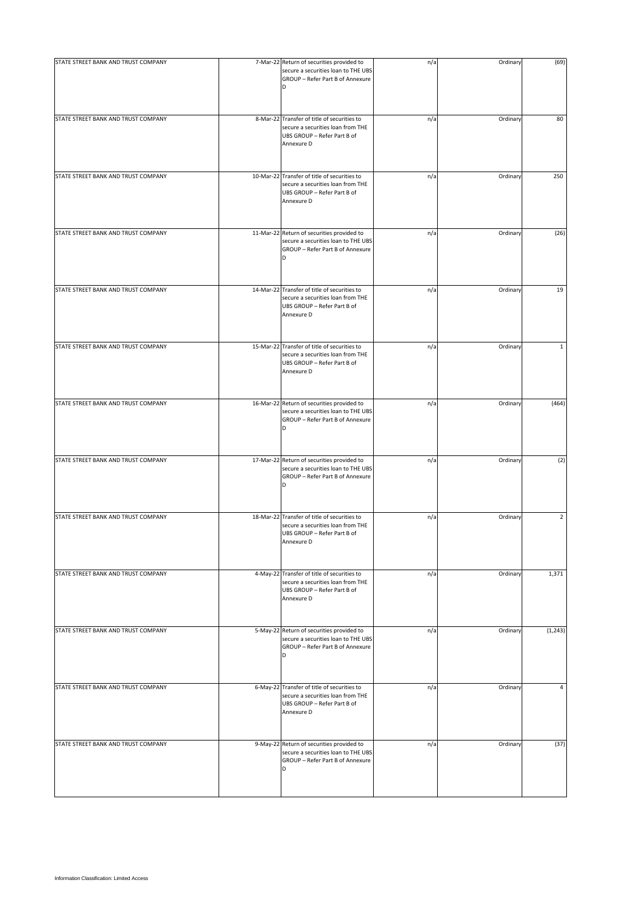| | | | | | |
|---|---|---|---|---|---|
| STATE STREET BANK AND TRUST COMPANY | 7-Mar-22 | Return of securities provided to secure a securities loan to THE UBS GROUP – Refer Part B of Annexure D | n/a | Ordinary | (69) |
| STATE STREET BANK AND TRUST COMPANY | 8-Mar-22 | Transfer of title of securities to secure a securities loan from THE UBS GROUP – Refer Part B of Annexure D | n/a | Ordinary | 80 |
| STATE STREET BANK AND TRUST COMPANY | 10-Mar-22 | Transfer of title of securities to secure a securities loan from THE UBS GROUP – Refer Part B of Annexure D | n/a | Ordinary | 250 |
| STATE STREET BANK AND TRUST COMPANY | 11-Mar-22 | Return of securities provided to secure a securities loan to THE UBS GROUP – Refer Part B of Annexure D | n/a | Ordinary | (26) |
| STATE STREET BANK AND TRUST COMPANY | 14-Mar-22 | Transfer of title of securities to secure a securities loan from THE UBS GROUP – Refer Part B of Annexure D | n/a | Ordinary | 19 |
| STATE STREET BANK AND TRUST COMPANY | 15-Mar-22 | Transfer of title of securities to secure a securities loan from THE UBS GROUP – Refer Part B of Annexure D | n/a | Ordinary | 1 |
| STATE STREET BANK AND TRUST COMPANY | 16-Mar-22 | Return of securities provided to secure a securities loan to THE UBS GROUP – Refer Part B of Annexure D | n/a | Ordinary | (464) |
| STATE STREET BANK AND TRUST COMPANY | 17-Mar-22 | Return of securities provided to secure a securities loan to THE UBS GROUP – Refer Part B of Annexure D | n/a | Ordinary | (2) |
| STATE STREET BANK AND TRUST COMPANY | 18-Mar-22 | Transfer of title of securities to secure a securities loan from THE UBS GROUP – Refer Part B of Annexure D | n/a | Ordinary | 2 |
| STATE STREET BANK AND TRUST COMPANY | 4-May-22 | Transfer of title of securities to secure a securities loan from THE UBS GROUP – Refer Part B of Annexure D | n/a | Ordinary | 1,371 |
| STATE STREET BANK AND TRUST COMPANY | 5-May-22 | Return of securities provided to secure a securities loan to THE UBS GROUP – Refer Part B of Annexure D | n/a | Ordinary | (1,243) |
| STATE STREET BANK AND TRUST COMPANY | 6-May-22 | Transfer of title of securities to secure a securities loan from THE UBS GROUP – Refer Part B of Annexure D | n/a | Ordinary | 4 |
| STATE STREET BANK AND TRUST COMPANY | 9-May-22 | Return of securities provided to secure a securities loan to THE UBS GROUP – Refer Part B of Annexure D | n/a | Ordinary | (37) |

Information Classification: Limited Access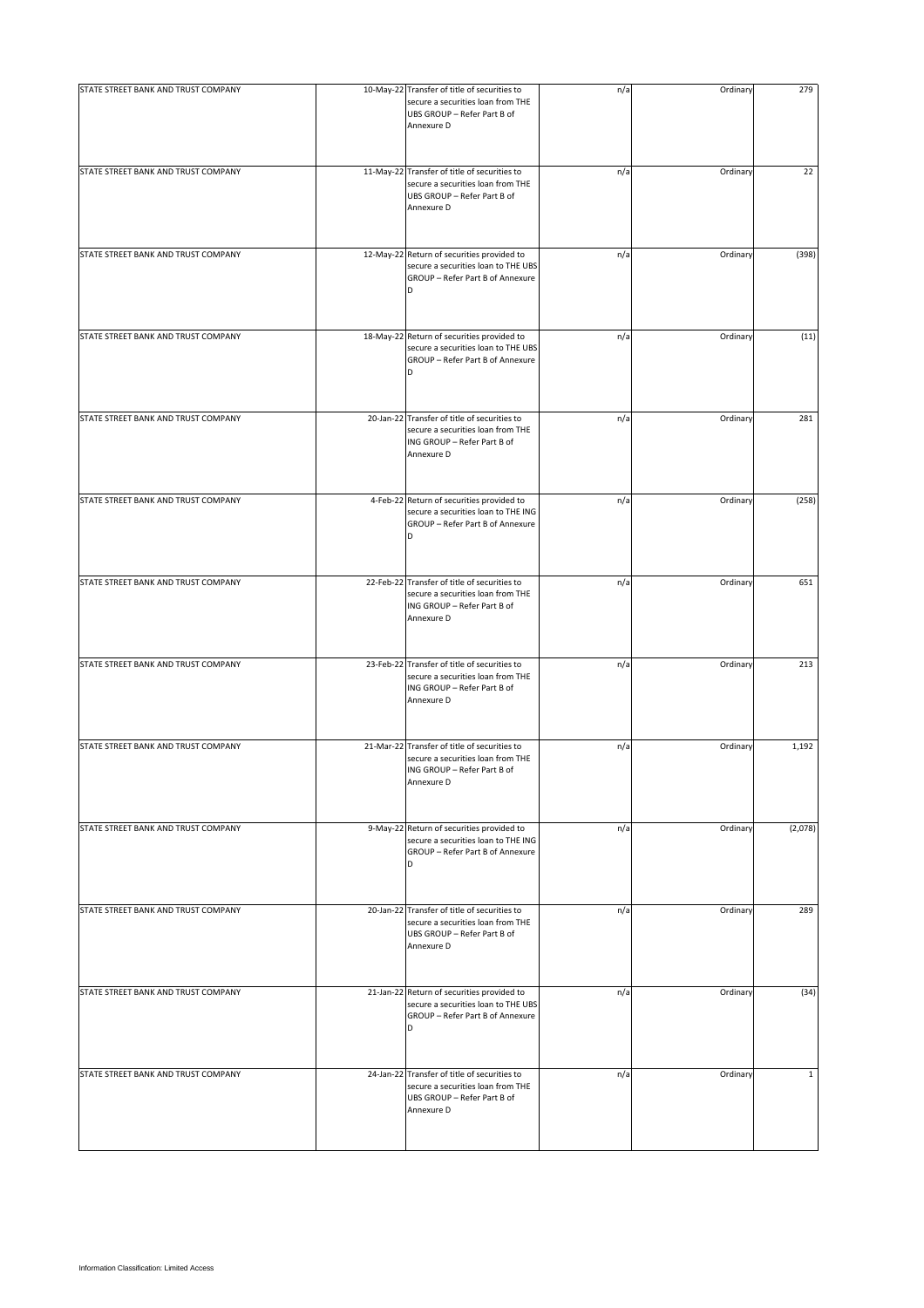| | | | | | |
|---|---|---|---|---|---|
| STATE STREET BANK AND TRUST COMPANY | 10-May-22 | Transfer of title of securities to secure a securities loan from THE UBS GROUP – Refer Part B of Annexure D | n/a | Ordinary | 279 |
| STATE STREET BANK AND TRUST COMPANY | 11-May-22 | Transfer of title of securities to secure a securities loan from THE UBS GROUP – Refer Part B of Annexure D | n/a | Ordinary | 22 |
| STATE STREET BANK AND TRUST COMPANY | 12-May-22 | Return of securities provided to secure a securities loan to THE UBS GROUP – Refer Part B of Annexure D | n/a | Ordinary | (398) |
| STATE STREET BANK AND TRUST COMPANY | 18-May-22 | Return of securities provided to secure a securities loan to THE UBS GROUP – Refer Part B of Annexure D | n/a | Ordinary | (11) |
| STATE STREET BANK AND TRUST COMPANY | 20-Jan-22 | Transfer of title of securities to secure a securities loan from THE ING GROUP – Refer Part B of Annexure D | n/a | Ordinary | 281 |
| STATE STREET BANK AND TRUST COMPANY | 4-Feb-22 | Return of securities provided to secure a securities loan to THE ING GROUP – Refer Part B of Annexure D | n/a | Ordinary | (258) |
| STATE STREET BANK AND TRUST COMPANY | 22-Feb-22 | Transfer of title of securities to secure a securities loan from THE ING GROUP – Refer Part B of Annexure D | n/a | Ordinary | 651 |
| STATE STREET BANK AND TRUST COMPANY | 23-Feb-22 | Transfer of title of securities to secure a securities loan from THE ING GROUP – Refer Part B of Annexure D | n/a | Ordinary | 213 |
| STATE STREET BANK AND TRUST COMPANY | 21-Mar-22 | Transfer of title of securities to secure a securities loan from THE ING GROUP – Refer Part B of Annexure D | n/a | Ordinary | 1,192 |
| STATE STREET BANK AND TRUST COMPANY | 9-May-22 | Return of securities provided to secure a securities loan to THE ING GROUP – Refer Part B of Annexure D | n/a | Ordinary | (2,078) |
| STATE STREET BANK AND TRUST COMPANY | 20-Jan-22 | Transfer of title of securities to secure a securities loan from THE UBS GROUP – Refer Part B of Annexure D | n/a | Ordinary | 289 |
| STATE STREET BANK AND TRUST COMPANY | 21-Jan-22 | Return of securities provided to secure a securities loan to THE UBS GROUP – Refer Part B of Annexure D | n/a | Ordinary | (34) |
| STATE STREET BANK AND TRUST COMPANY | 24-Jan-22 | Transfer of title of securities to secure a securities loan from THE UBS GROUP – Refer Part B of Annexure D | n/a | Ordinary | 1 |

Information Classification: Limited Access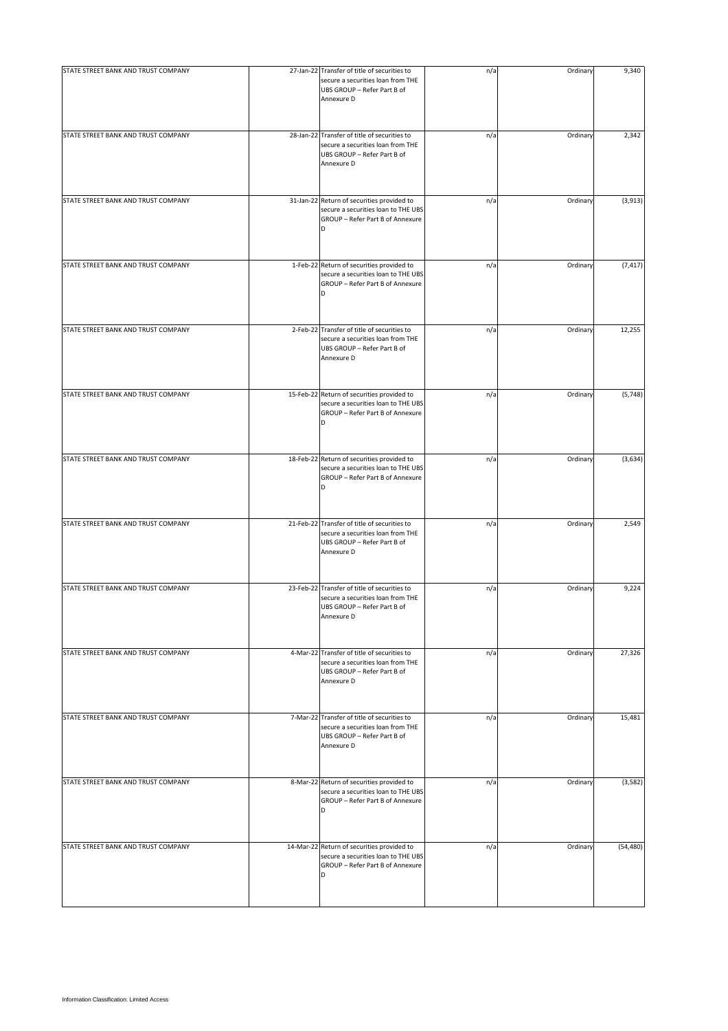| | | | | | |
|---|---|---|---|---|---|
| STATE STREET BANK AND TRUST COMPANY | 27-Jan-22 | Transfer of title of securities to secure a securities loan from THE UBS GROUP – Refer Part B of Annexure D | n/a | Ordinary | 9,340 |
| STATE STREET BANK AND TRUST COMPANY | 28-Jan-22 | Transfer of title of securities to secure a securities loan from THE UBS GROUP – Refer Part B of Annexure D | n/a | Ordinary | 2,342 |
| STATE STREET BANK AND TRUST COMPANY | 31-Jan-22 | Return of securities provided to secure a securities loan to THE UBS GROUP – Refer Part B of Annexure D | n/a | Ordinary | (3,913) |
| STATE STREET BANK AND TRUST COMPANY | 1-Feb-22 | Return of securities provided to secure a securities loan to THE UBS GROUP – Refer Part B of Annexure D | n/a | Ordinary | (7,417) |
| STATE STREET BANK AND TRUST COMPANY | 2-Feb-22 | Transfer of title of securities to secure a securities loan from THE UBS GROUP – Refer Part B of Annexure D | n/a | Ordinary | 12,255 |
| STATE STREET BANK AND TRUST COMPANY | 15-Feb-22 | Return of securities provided to secure a securities loan to THE UBS GROUP – Refer Part B of Annexure D | n/a | Ordinary | (5,748) |
| STATE STREET BANK AND TRUST COMPANY | 18-Feb-22 | Return of securities provided to secure a securities loan to THE UBS GROUP – Refer Part B of Annexure D | n/a | Ordinary | (3,634) |
| STATE STREET BANK AND TRUST COMPANY | 21-Feb-22 | Transfer of title of securities to secure a securities loan from THE UBS GROUP – Refer Part B of Annexure D | n/a | Ordinary | 2,549 |
| STATE STREET BANK AND TRUST COMPANY | 23-Feb-22 | Transfer of title of securities to secure a securities loan from THE UBS GROUP – Refer Part B of Annexure D | n/a | Ordinary | 9,224 |
| STATE STREET BANK AND TRUST COMPANY | 4-Mar-22 | Transfer of title of securities to secure a securities loan from THE UBS GROUP – Refer Part B of Annexure D | n/a | Ordinary | 27,326 |
| STATE STREET BANK AND TRUST COMPANY | 7-Mar-22 | Transfer of title of securities to secure a securities loan from THE UBS GROUP – Refer Part B of Annexure D | n/a | Ordinary | 15,481 |
| STATE STREET BANK AND TRUST COMPANY | 8-Mar-22 | Return of securities provided to secure a securities loan to THE UBS GROUP – Refer Part B of Annexure D | n/a | Ordinary | (3,582) |
| STATE STREET BANK AND TRUST COMPANY | 14-Mar-22 | Return of securities provided to secure a securities loan to THE UBS GROUP – Refer Part B of Annexure D | n/a | Ordinary | (54,480) |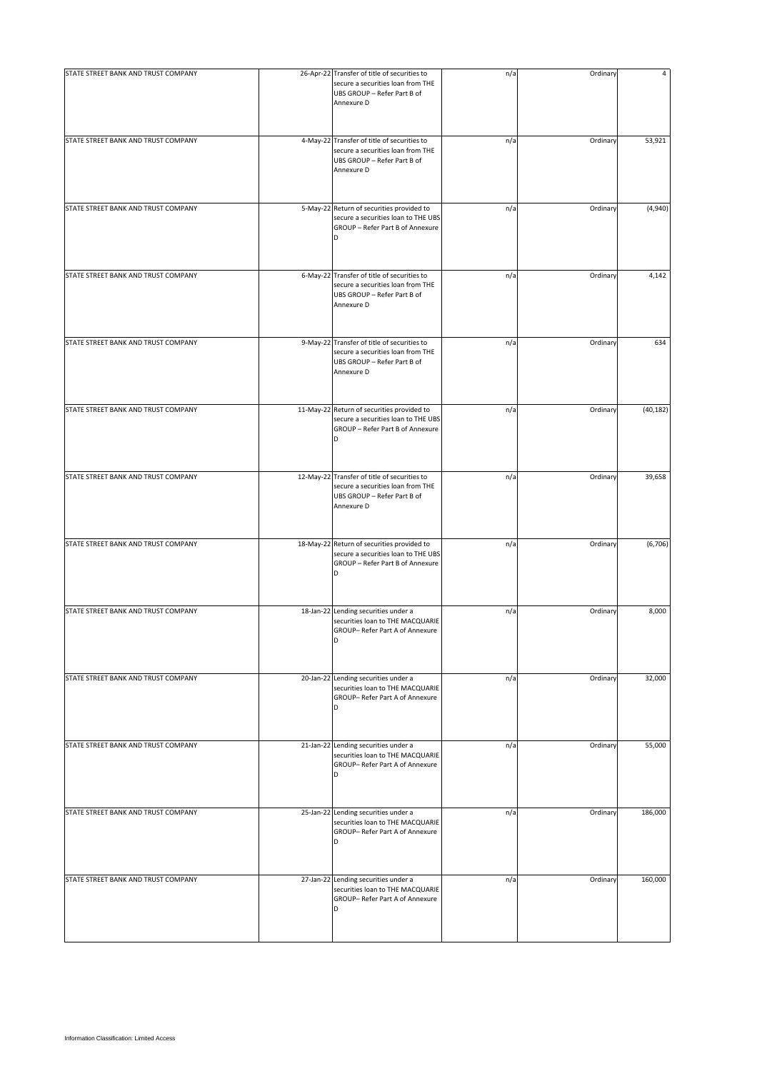| | | | | | |
|---|---|---|---|---|---|
| STATE STREET BANK AND TRUST COMPANY | 26-Apr-22 | Transfer of title of securities to secure a securities loan from THE UBS GROUP – Refer Part B of Annexure D | n/a | Ordinary | 4 |
| STATE STREET BANK AND TRUST COMPANY | 4-May-22 | Transfer of title of securities to secure a securities loan from THE UBS GROUP – Refer Part B of Annexure D | n/a | Ordinary | 53,921 |
| STATE STREET BANK AND TRUST COMPANY | 5-May-22 | Return of securities provided to secure a securities loan to THE UBS GROUP – Refer Part B of Annexure D | n/a | Ordinary | (4,940) |
| STATE STREET BANK AND TRUST COMPANY | 6-May-22 | Transfer of title of securities to secure a securities loan from THE UBS GROUP – Refer Part B of Annexure D | n/a | Ordinary | 4,142 |
| STATE STREET BANK AND TRUST COMPANY | 9-May-22 | Transfer of title of securities to secure a securities loan from THE UBS GROUP – Refer Part B of Annexure D | n/a | Ordinary | 634 |
| STATE STREET BANK AND TRUST COMPANY | 11-May-22 | Return of securities provided to secure a securities loan to THE UBS GROUP – Refer Part B of Annexure D | n/a | Ordinary | (40,182) |
| STATE STREET BANK AND TRUST COMPANY | 12-May-22 | Transfer of title of securities to secure a securities loan from THE UBS GROUP – Refer Part B of Annexure D | n/a | Ordinary | 39,658 |
| STATE STREET BANK AND TRUST COMPANY | 18-May-22 | Return of securities provided to secure a securities loan to THE UBS GROUP – Refer Part B of Annexure D | n/a | Ordinary | (6,706) |
| STATE STREET BANK AND TRUST COMPANY | 18-Jan-22 | Lending securities under a securities loan to THE MACQUARIE GROUP– Refer Part A of Annexure D | n/a | Ordinary | 8,000 |
| STATE STREET BANK AND TRUST COMPANY | 20-Jan-22 | Lending securities under a securities loan to THE MACQUARIE GROUP– Refer Part A of Annexure D | n/a | Ordinary | 32,000 |
| STATE STREET BANK AND TRUST COMPANY | 21-Jan-22 | Lending securities under a securities loan to THE MACQUARIE GROUP– Refer Part A of Annexure D | n/a | Ordinary | 55,000 |
| STATE STREET BANK AND TRUST COMPANY | 25-Jan-22 | Lending securities under a securities loan to THE MACQUARIE GROUP– Refer Part A of Annexure D | n/a | Ordinary | 186,000 |
| STATE STREET BANK AND TRUST COMPANY | 27-Jan-22 | Lending securities under a securities loan to THE MACQUARIE GROUP– Refer Part A of Annexure D | n/a | Ordinary | 160,000 |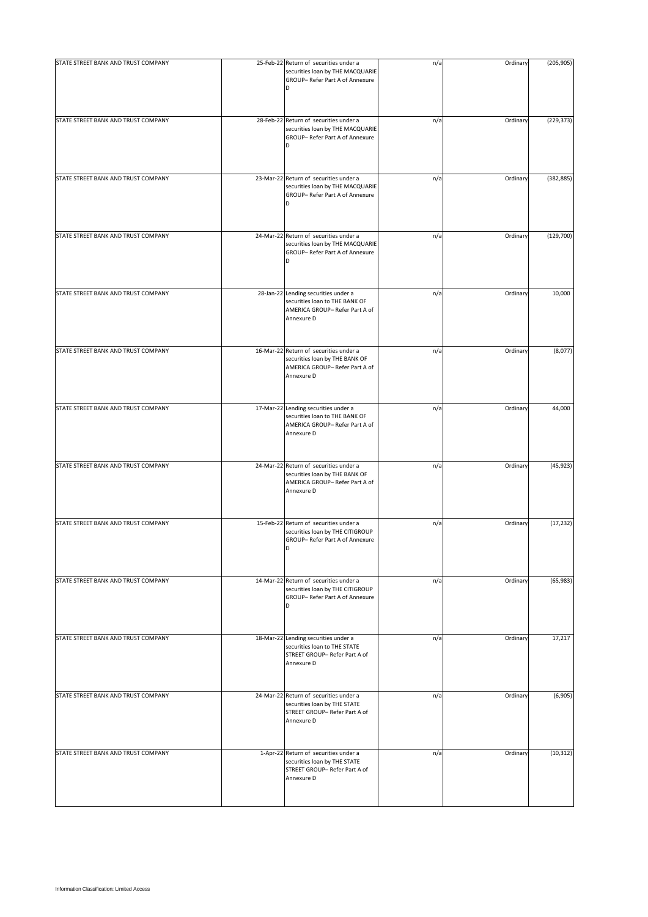| | | | | | |
|---|---|---|---|---|---|
| STATE STREET BANK AND TRUST COMPANY | 25-Feb-22 | Return of securities under a securities loan by THE MACQUARIE GROUP– Refer Part A of Annexure D | n/a | Ordinary | (205,905) |
| STATE STREET BANK AND TRUST COMPANY | 28-Feb-22 | Return of securities under a securities loan by THE MACQUARIE GROUP– Refer Part A of Annexure D | n/a | Ordinary | (229,373) |
| STATE STREET BANK AND TRUST COMPANY | 23-Mar-22 | Return of securities under a securities loan by THE MACQUARIE GROUP– Refer Part A of Annexure D | n/a | Ordinary | (382,885) |
| STATE STREET BANK AND TRUST COMPANY | 24-Mar-22 | Return of securities under a securities loan by THE MACQUARIE GROUP– Refer Part A of Annexure D | n/a | Ordinary | (129,700) |
| STATE STREET BANK AND TRUST COMPANY | 28-Jan-22 | Lending securities under a securities loan to THE BANK OF AMERICA GROUP– Refer Part A of Annexure D | n/a | Ordinary | 10,000 |
| STATE STREET BANK AND TRUST COMPANY | 16-Mar-22 | Return of securities under a securities loan by THE BANK OF AMERICA GROUP– Refer Part A of Annexure D | n/a | Ordinary | (8,077) |
| STATE STREET BANK AND TRUST COMPANY | 17-Mar-22 | Lending securities under a securities loan to THE BANK OF AMERICA GROUP– Refer Part A of Annexure D | n/a | Ordinary | 44,000 |
| STATE STREET BANK AND TRUST COMPANY | 24-Mar-22 | Return of securities under a securities loan by THE BANK OF AMERICA GROUP– Refer Part A of Annexure D | n/a | Ordinary | (45,923) |
| STATE STREET BANK AND TRUST COMPANY | 15-Feb-22 | Return of securities under a securities loan by THE CITIGROUP GROUP– Refer Part A of Annexure D | n/a | Ordinary | (17,232) |
| STATE STREET BANK AND TRUST COMPANY | 14-Mar-22 | Return of securities under a securities loan by THE CITIGROUP GROUP– Refer Part A of Annexure D | n/a | Ordinary | (65,983) |
| STATE STREET BANK AND TRUST COMPANY | 18-Mar-22 | Lending securities under a securities loan to THE STATE STREET GROUP– Refer Part A of Annexure D | n/a | Ordinary | 17,217 |
| STATE STREET BANK AND TRUST COMPANY | 24-Mar-22 | Return of securities under a securities loan by THE STATE STREET GROUP– Refer Part A of Annexure D | n/a | Ordinary | (6,905) |
| STATE STREET BANK AND TRUST COMPANY | 1-Apr-22 | Return of securities under a securities loan by THE STATE STREET GROUP– Refer Part A of Annexure D | n/a | Ordinary | (10,312) |

Information Classification: Limited Access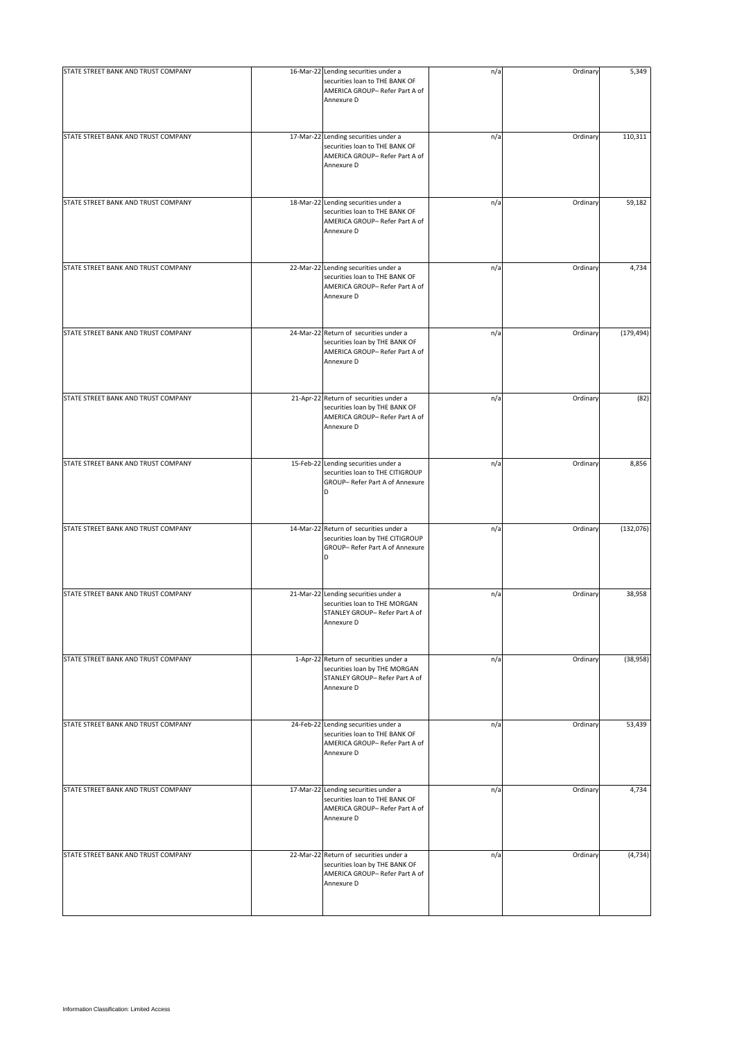| STATE STREET BANK AND TRUST COMPANY | 16-Mar-22 | Lending securities under a securities loan to THE BANK OF AMERICA GROUP– Refer Part A of Annexure D | n/a | Ordinary | 5,349 |
|---|---|---|---|---|---|
| STATE STREET BANK AND TRUST COMPANY | 17-Mar-22 | Lending securities under a securities loan to THE BANK OF AMERICA GROUP– Refer Part A of Annexure D | n/a | Ordinary | 110,311 |
| STATE STREET BANK AND TRUST COMPANY | 18-Mar-22 | Lending securities under a securities loan to THE BANK OF AMERICA GROUP– Refer Part A of Annexure D | n/a | Ordinary | 59,182 |
| STATE STREET BANK AND TRUST COMPANY | 22-Mar-22 | Lending securities under a securities loan to THE BANK OF AMERICA GROUP– Refer Part A of Annexure D | n/a | Ordinary | 4,734 |
| STATE STREET BANK AND TRUST COMPANY | 24-Mar-22 | Return of securities under a securities loan by THE BANK OF AMERICA GROUP– Refer Part A of Annexure D | n/a | Ordinary | (179,494) |
| STATE STREET BANK AND TRUST COMPANY | 21-Apr-22 | Return of securities under a securities loan by THE BANK OF AMERICA GROUP– Refer Part A of Annexure D | n/a | Ordinary | (82) |
| STATE STREET BANK AND TRUST COMPANY | 15-Feb-22 | Lending securities under a securities loan to THE CITIGROUP GROUP– Refer Part A of Annexure D | n/a | Ordinary | 8,856 |
| STATE STREET BANK AND TRUST COMPANY | 14-Mar-22 | Return of securities under a securities loan by THE CITIGROUP GROUP– Refer Part A of Annexure D | n/a | Ordinary | (132,076) |
| STATE STREET BANK AND TRUST COMPANY | 21-Mar-22 | Lending securities under a securities loan to THE MORGAN STANLEY GROUP– Refer Part A of Annexure D | n/a | Ordinary | 38,958 |
| STATE STREET BANK AND TRUST COMPANY | 1-Apr-22 | Return of securities under a securities loan by THE MORGAN STANLEY GROUP– Refer Part A of Annexure D | n/a | Ordinary | (38,958) |
| STATE STREET BANK AND TRUST COMPANY | 24-Feb-22 | Lending securities under a securities loan to THE BANK OF AMERICA GROUP– Refer Part A of Annexure D | n/a | Ordinary | 53,439 |
| STATE STREET BANK AND TRUST COMPANY | 17-Mar-22 | Lending securities under a securities loan to THE BANK OF AMERICA GROUP– Refer Part A of Annexure D | n/a | Ordinary | 4,734 |
| STATE STREET BANK AND TRUST COMPANY | 22-Mar-22 | Return of securities under a securities loan by THE BANK OF AMERICA GROUP– Refer Part A of Annexure D | n/a | Ordinary | (4,734) |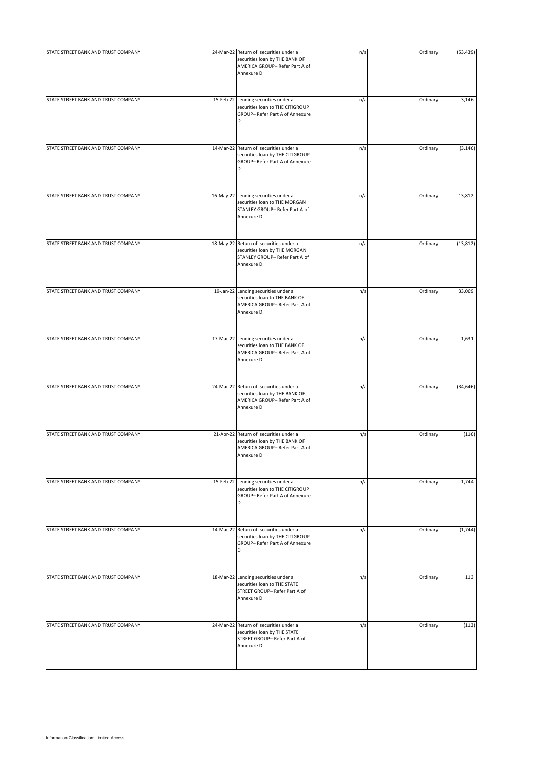| | | | | | |
|---|---|---|---|---|---|
| STATE STREET BANK AND TRUST COMPANY | 24-Mar-22 | Return of securities under a securities loan by THE BANK OF AMERICA GROUP– Refer Part A of Annexure D | n/a | Ordinary | (53,439) |
| STATE STREET BANK AND TRUST COMPANY | 15-Feb-22 | Lending securities under a securities loan to THE CITIGROUP GROUP– Refer Part A of Annexure D | n/a | Ordinary | 3,146 |
| STATE STREET BANK AND TRUST COMPANY | 14-Mar-22 | Return of securities under a securities loan by THE CITIGROUP GROUP– Refer Part A of Annexure D | n/a | Ordinary | (3,146) |
| STATE STREET BANK AND TRUST COMPANY | 16-May-22 | Lending securities under a securities loan to THE MORGAN STANLEY GROUP– Refer Part A of Annexure D | n/a | Ordinary | 13,812 |
| STATE STREET BANK AND TRUST COMPANY | 18-May-22 | Return of securities under a securities loan by THE MORGAN STANLEY GROUP– Refer Part A of Annexure D | n/a | Ordinary | (13,812) |
| STATE STREET BANK AND TRUST COMPANY | 19-Jan-22 | Lending securities under a securities loan to THE BANK OF AMERICA GROUP– Refer Part A of Annexure D | n/a | Ordinary | 33,069 |
| STATE STREET BANK AND TRUST COMPANY | 17-Mar-22 | Lending securities under a securities loan to THE BANK OF AMERICA GROUP– Refer Part A of Annexure D | n/a | Ordinary | 1,631 |
| STATE STREET BANK AND TRUST COMPANY | 24-Mar-22 | Return of securities under a securities loan by THE BANK OF AMERICA GROUP– Refer Part A of Annexure D | n/a | Ordinary | (34,646) |
| STATE STREET BANK AND TRUST COMPANY | 21-Apr-22 | Return of securities under a securities loan by THE BANK OF AMERICA GROUP– Refer Part A of Annexure D | n/a | Ordinary | (116) |
| STATE STREET BANK AND TRUST COMPANY | 15-Feb-22 | Lending securities under a securities loan to THE CITIGROUP GROUP– Refer Part A of Annexure D | n/a | Ordinary | 1,744 |
| STATE STREET BANK AND TRUST COMPANY | 14-Mar-22 | Return of securities under a securities loan by THE CITIGROUP GROUP– Refer Part A of Annexure D | n/a | Ordinary | (1,744) |
| STATE STREET BANK AND TRUST COMPANY | 18-Mar-22 | Lending securities under a securities loan to THE STATE STREET GROUP– Refer Part A of Annexure D | n/a | Ordinary | 113 |
| STATE STREET BANK AND TRUST COMPANY | 24-Mar-22 | Return of securities under a securities loan by THE STATE STREET GROUP– Refer Part A of Annexure D | n/a | Ordinary | (113) |

Information Classification: Limited Access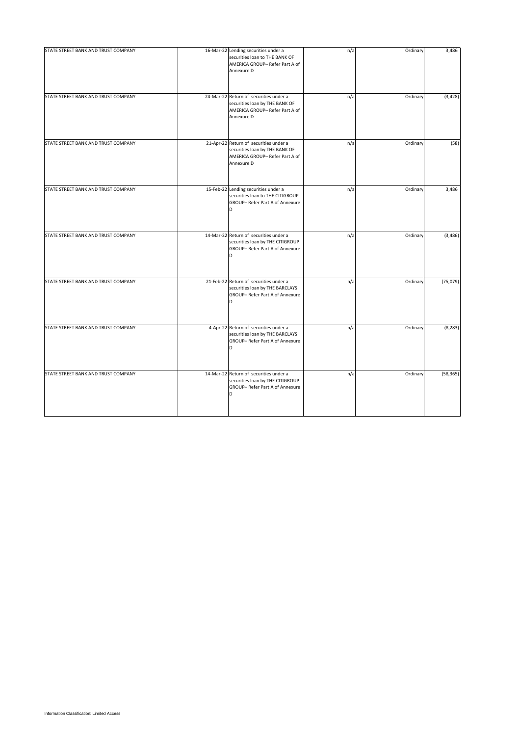| | | | | | |
|---|---|---|---|---|---|
| STATE STREET BANK AND TRUST COMPANY | 16-Mar-22 | Lending securities under a securities loan to THE BANK OF AMERICA GROUP– Refer Part A of Annexure D | n/a | Ordinary | 3,486 |
| STATE STREET BANK AND TRUST COMPANY | 24-Mar-22 | Return of securities under a securities loan by THE BANK OF AMERICA GROUP– Refer Part A of Annexure D | n/a | Ordinary | (3,428) |
| STATE STREET BANK AND TRUST COMPANY | 21-Apr-22 | Return of securities under a securities loan by THE BANK OF AMERICA GROUP– Refer Part A of Annexure D | n/a | Ordinary | (58) |
| STATE STREET BANK AND TRUST COMPANY | 15-Feb-22 | Lending securities under a securities loan to THE CITIGROUP GROUP– Refer Part A of Annexure D | n/a | Ordinary | 3,486 |
| STATE STREET BANK AND TRUST COMPANY | 14-Mar-22 | Return of securities under a securities loan by THE CITIGROUP GROUP– Refer Part A of Annexure D | n/a | Ordinary | (3,486) |
| STATE STREET BANK AND TRUST COMPANY | 21-Feb-22 | Return of securities under a securities loan by THE BARCLAYS GROUP– Refer Part A of Annexure D | n/a | Ordinary | (75,079) |
| STATE STREET BANK AND TRUST COMPANY | 4-Apr-22 | Return of securities under a securities loan by THE BARCLAYS GROUP– Refer Part A of Annexure D | n/a | Ordinary | (8,283) |
| STATE STREET BANK AND TRUST COMPANY | 14-Mar-22 | Return of securities under a securities loan by THE CITIGROUP GROUP– Refer Part A of Annexure D | n/a | Ordinary | (58,365) |

Information Classification: Limited Access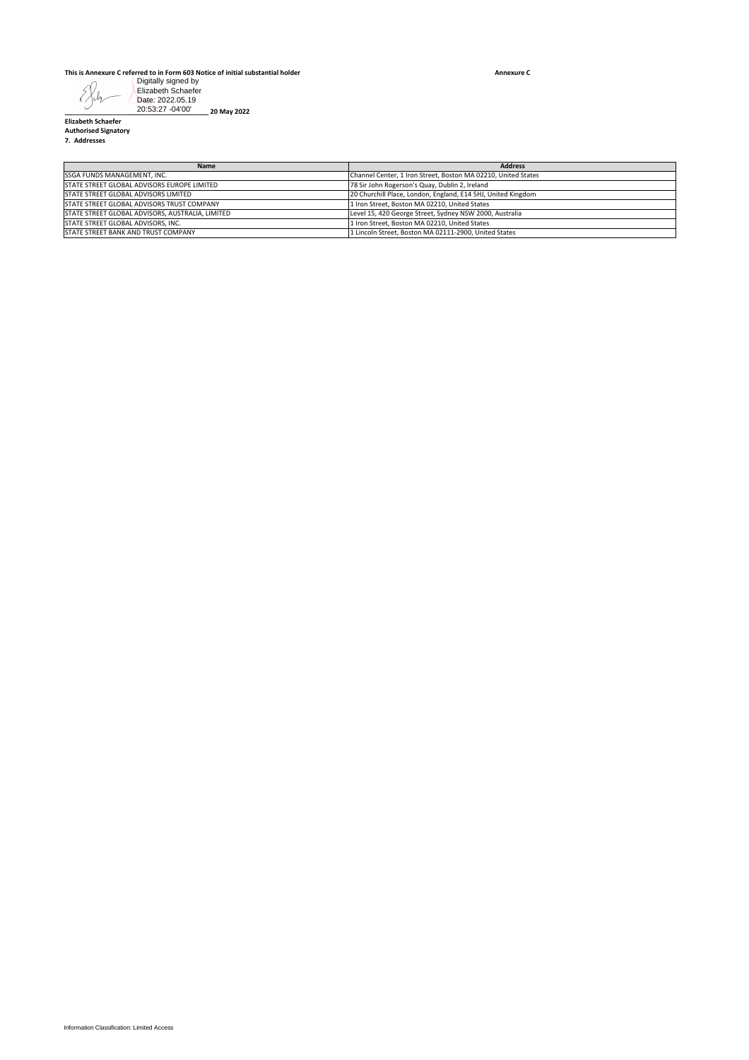**This is Annexure C referred to in Form 603 Notice of initial substantial holder** **Annexure C**

Digitally signed by Elizabeth Schaefer
Date: 2022.05.19 20:53:27 -04'00' **20 May 2022**

**Elizabeth Schaefer**
**Authorised Signatory**
**7. Addresses**

| Name | Address |
|---|---|
| SSGA FUNDS MANAGEMENT, INC. | Channel Center, 1 Iron Street, Boston MA 02210, United States |
| STATE STREET GLOBAL ADVISORS EUROPE LIMITED | 78 Sir John Rogerson's Quay, Dublin 2, Ireland |
| STATE STREET GLOBAL ADVISORS LIMITED | 20 Churchill Place, London, England, E14 5HJ, United Kingdom |
| STATE STREET GLOBAL ADVISORS TRUST COMPANY | 1 Iron Street, Boston MA 02210, United States |
| STATE STREET GLOBAL ADVISORS, AUSTRALIA, LIMITED | Level 15, 420 George Street, Sydney NSW 2000, Australia |
| STATE STREET GLOBAL ADVISORS, INC. | 1 Iron Street, Boston MA 02210, United States |
| STATE STREET BANK AND TRUST COMPANY | 1 Lincoln Street, Boston MA 02111-2900, United States |

Information Classification: Limited Access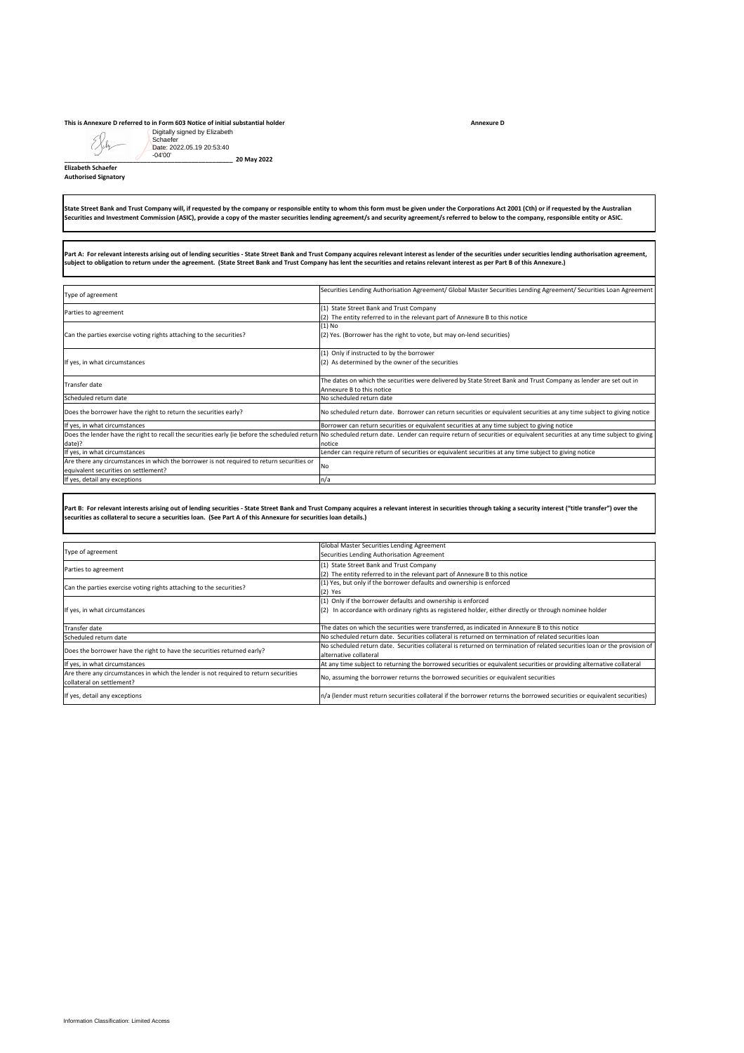**This is Annexure D referred to in Form 603 Notice of initial substantial holder** **Annexure D**

Digitally signed by Elizabeth Schaefer
Date: 2022.05.19 20:53:40 -04'00'

**20 May 2022**

**Elizabeth Schaefer**
**Authorised Signatory**

**State Street Bank and Trust Company will, if requested by the company or responsible entity to whom this form must be given under the Corporations Act 2001 (Cth) or if requested by the Australian Securities and Investment Commission (ASIC), provide a copy of the master securities lending agreement/s and security agreement/s referred to below to the company, responsible entity or ASIC.**

**Part A: For relevant interests arising out of lending securities - State Street Bank and Trust Company acquires relevant interest as lender of the securities under securities lending authorisation agreement, subject to obligation to return under the agreement. (State Street Bank and Trust Company has lent the securities and retains relevant interest as per Part B of this Annexure.)**

| | |
|---|---|
| Type of agreement | Securities Lending Authorisation Agreement/ Global Master Securities Lending Agreement/ Securities Loan Agreement |
| Parties to agreement | (1) State Street Bank and Trust Company<br>(2) The entity referred to in the relevant part of Annexure B to this notice |
| Can the parties exercise voting rights attaching to the securities? | (1) No<br>(2) Yes. (Borrower has the right to vote, but may on-lend securities) |
| If yes, in what circumstances | (1) Only if instructed to by the borrower<br>(2) As determined by the owner of the securities |
| Transfer date | The dates on which the securities were delivered by State Street Bank and Trust Company as lender are set out in Annexure B to this notice |
| Scheduled return date | No scheduled return date |
| Does the borrower have the right to return the securities early? | No scheduled return date. Borrower can return securities or equivalent securities at any time subject to giving notice |
| If yes, in what circumstances | Borrower can return securities or equivalent securities at any time subject to giving notice |
| Does the lender have the right to recall the securities early (ie before the scheduled return date)? | No scheduled return date. Lender can require return of securities or equivalent securities at any time subject to giving notice |
| If yes, in what circumstances | Lender can require return of securities or equivalent securities at any time subject to giving notice |
| Are there any circumstances in which the borrower is not required to return securities or equivalent securities on settlement? | No |
| If yes, detail any exceptions | n/a |

**Part B: For relevant interests arising out of lending securities - State Street Bank and Trust Company acquires a relevant interest in securities through taking a security interest ("title transfer") over the securities as collateral to secure a securities loan. (See Part A of this Annexure for securities loan details.)**

| | |
|---|---|
| Type of agreement | Global Master Securities Lending Agreement<br>Securities Lending Authorisation Agreement |
| Parties to agreement | (1) State Street Bank and Trust Company<br>(2) The entity referred to in the relevant part of Annexure B to this notice |
| Can the parties exercise voting rights attaching to the securities? | (1) Yes, but only if the borrower defaults and ownership is enforced<br>(2) Yes |
| If yes, in what circumstances | (1) Only if the borrower defaults and ownership is enforced<br>(2) In accordance with ordinary rights as registered holder, either directly or through nominee holder |
| Transfer date | The dates on which the securities were transferred, as indicated in Annexure B to this notice |
| Scheduled return date | No scheduled return date. Securities collateral is returned on termination of related securities loan |
| Does the borrower have the right to have the securities returned early? | No scheduled return date. Securities collateral is returned on termination of related securities loan or the provision of alternative collateral |
| If yes, in what circumstances | At any time subject to returning the borrowed securities or equivalent securities or providing alternative collateral |
| Are there any circumstances in which the lender is not required to return securities collateral on settlement? | No, assuming the borrower returns the borrowed securities or equivalent securities |
| If yes, detail any exceptions | n/a (lender must return securities collateral if the borrower returns the borrowed securities or equivalent securities) |

Information Classification: Limited Access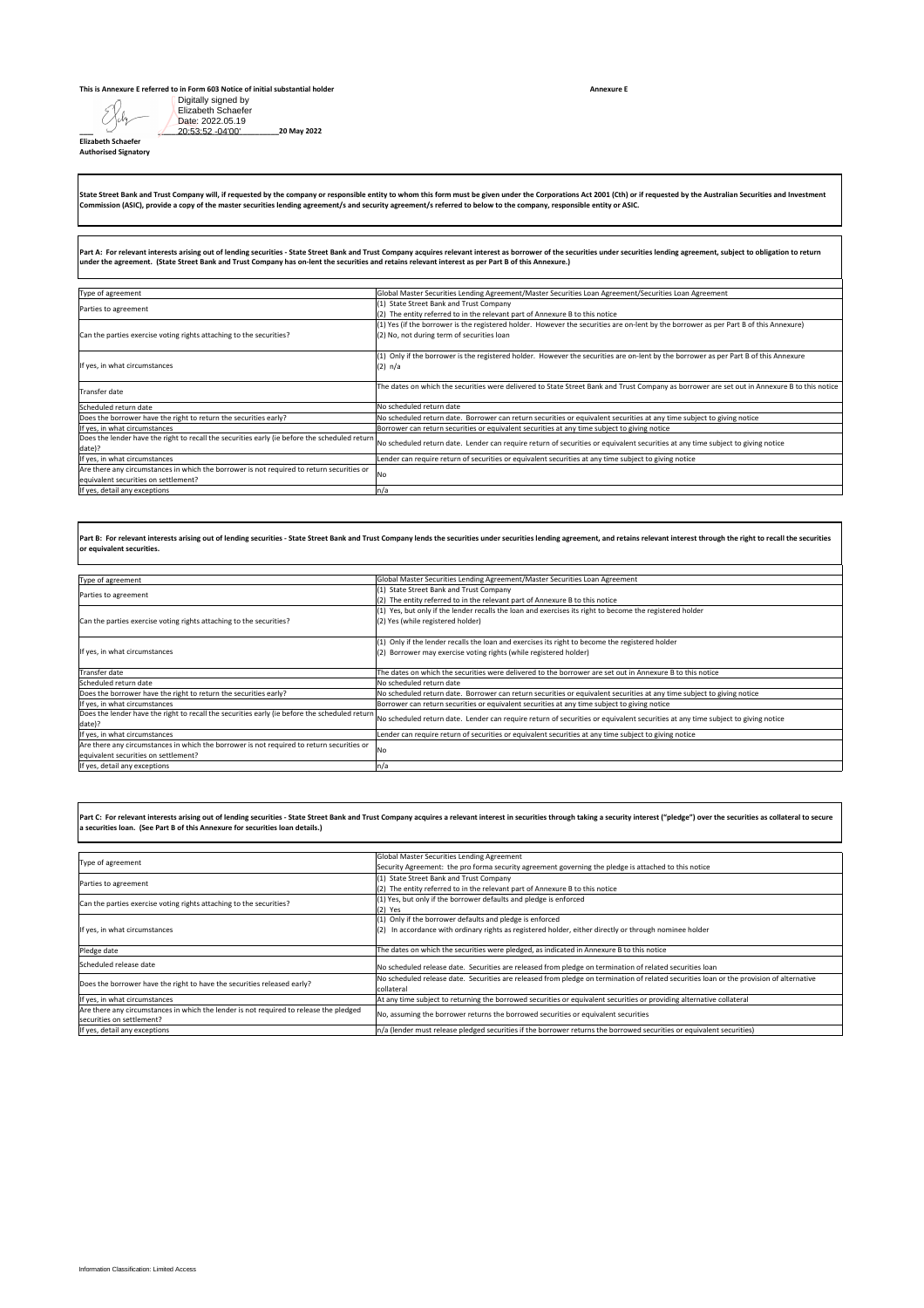**This is Annexure E referred to in Form 603 Notice of initial substantial holder** **Annexure E**

Digitally signed by Elizabeth Schaefer
Date: 2022.05.19 20:53:52 -04'00'

**20 May 2022**

**Elizabeth Schaefer**
**Authorised Signatory**

**State Street Bank and Trust Company will, if requested by the company or responsible entity to whom this form must be given under the Corporations Act 2001 (Cth) or if requested by the Australian Securities and Investment Commission (ASIC), provide a copy of the master securities lending agreement/s and security agreement/s referred to below to the company, responsible entity or ASIC.**

**Part A: For relevant interests arising out of lending securities - State Street Bank and Trust Company acquires relevant interest as borrower of the securities under securities lending agreement, subject to obligation to return under the agreement. (State Street Bank and Trust Company has on-lent the securities and retains relevant interest as per Part B of this Annexure.)**

| | |
|---|---|
| Type of agreement | Global Master Securities Lending Agreement/Master Securities Loan Agreement/Securities Loan Agreement |
| Parties to agreement | (1) State Street Bank and Trust Company<br>(2) The entity referred to in the relevant part of Annexure B to this notice |
| Can the parties exercise voting rights attaching to the securities? | (1) Yes (if the borrower is the registered holder. However the securities are on-lent by the borrower as per Part B of this Annexure)<br>(2) No, not during term of securities loan |
| If yes, in what circumstances | (1) Only if the borrower is the registered holder. However the securities are on-lent by the borrower as per Part B of this Annexure<br>(2) n/a |
| Transfer date | The dates on which the securities were delivered to State Street Bank and Trust Company as borrower are set out in Annexure B to this notice |
| Scheduled return date | No scheduled return date |
| Does the borrower have the right to return the securities early? | No scheduled return date. Borrower can return securities or equivalent securities at any time subject to giving notice |
| If yes, in what circumstances | Borrower can return securities or equivalent securities at any time subject to giving notice |
| Does the lender have the right to recall the securities early (ie before the scheduled return date)? | No scheduled return date. Lender can require return of securities or equivalent securities at any time subject to giving notice |
| If yes, in what circumstances | Lender can require return of securities or equivalent securities at any time subject to giving notice |
| Are there any circumstances in which the borrower is not required to return securities or equivalent securities on settlement? | No |
| If yes, detail any exceptions | n/a |

**Part B: For relevant interests arising out of lending securities - State Street Bank and Trust Company lends the securities under securities lending agreement, and retains relevant interest through the right to recall the securities or equivalent securities.**

| | |
|---|---|
| Type of agreement | Global Master Securities Lending Agreement/Master Securities Loan Agreement |
| Parties to agreement | (1) State Street Bank and Trust Company<br>(2) The entity referred to in the relevant part of Annexure B to this notice |
| Can the parties exercise voting rights attaching to the securities? | (1) Yes, but only if the lender recalls the loan and exercises its right to become the registered holder<br>(2) Yes (while registered holder) |
| If yes, in what circumstances | (1) Only if the lender recalls the loan and exercises its right to become the registered holder<br>(2) Borrower may exercise voting rights (while registered holder) |
| Transfer date | The dates on which the securities were delivered to the borrower are set out in Annexure B to this notice |
| Scheduled return date | No scheduled return date |
| Does the borrower have the right to return the securities early? | No scheduled return date. Borrower can return securities or equivalent securities at any time subject to giving notice |
| If yes, in what circumstances | Borrower can return securities or equivalent securities at any time subject to giving notice |
| Does the lender have the right to recall the securities early (ie before the scheduled return date)? | No scheduled return date. Lender can require return of securities or equivalent securities at any time subject to giving notice |
| If yes, in what circumstances | Lender can require return of securities or equivalent securities at any time subject to giving notice |
| Are there any circumstances in which the borrower is not required to return securities or equivalent securities on settlement? | No |
| If yes, detail any exceptions | n/a |

**Part C: For relevant interests arising out of lending securities - State Street Bank and Trust Company acquires a relevant interest in securities through taking a security interest ("pledge") over the securities as collateral to secure a securities loan. (See Part B of this Annexure for securities loan details.)**

| | |
|---|---|
| Type of agreement | Global Master Securities Lending Agreement<br>Security Agreement: the pro forma security agreement governing the pledge is attached to this notice |
| Parties to agreement | (1) State Street Bank and Trust Company<br>(2) The entity referred to in the relevant part of Annexure B to this notice |
| Can the parties exercise voting rights attaching to the securities? | (1) Yes, but only if the borrower defaults and pledge is enforced<br>(2) Yes |
| If yes, in what circumstances | (1) Only if the borrower defaults and pledge is enforced<br>(2) In accordance with ordinary rights as registered holder, either directly or through nominee holder |
| Pledge date | The dates on which the securities were pledged, as indicated in Annexure B to this notice |
| Scheduled release date | No scheduled release date. Securities are released from pledge on termination of related securities loan |
| Does the borrower have the right to have the securities released early? | No scheduled release date. Securities are released from pledge on termination of related securities loan or the provision of alternative collateral |
| If yes, in what circumstances | At any time subject to returning the borrowed securities or equivalent securities or providing alternative collateral |
| Are there any circumstances in which the lender is not required to release the pledged securities on settlement? | No, assuming the borrower returns the borrowed securities or equivalent securities |
| If yes, detail any exceptions | n/a (lender must release pledged securities if the borrower returns the borrowed securities or equivalent securities) |

Information Classification: Limited Access